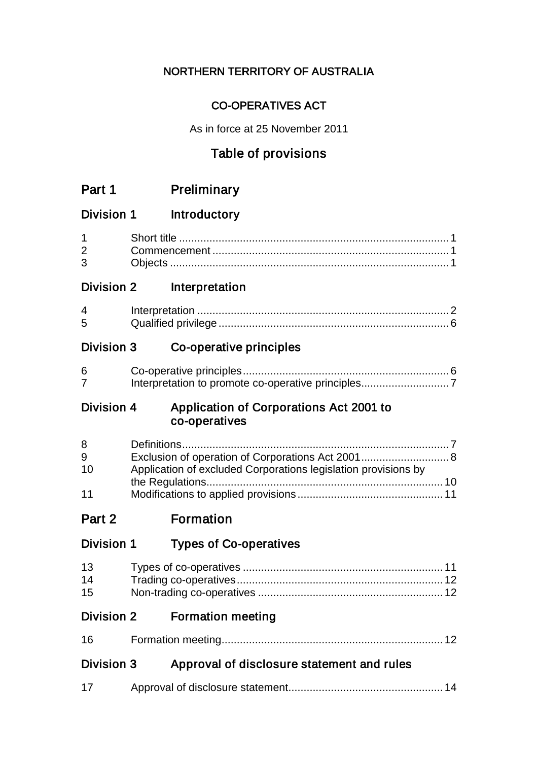NORTHERN TERRITORY OF AUSTRALIA

CO-OPERATIVES ACT

As in force at 25 November 2011

# Table of provisions

## Part 1 Preliminary

### Division 1 Introductory

| | | |
|---|---|---|
| 1 | Short title | 1 |
| 2 | Commencement | 1 |
| 3 | Objects | 1 |

### Division 2 Interpretation

| | | |
|---|---|---|
| 4 | Interpretation | 2 |
| 5 | Qualified privilege | 6 |

### Division 3 Co-operative principles

| | | |
|---|---|---|
| 6 | Co-operative principles | 6 |
| 7 | Interpretation to promote co-operative principles | 7 |

### Division 4 Application of Corporations Act 2001 to co-operatives

| | | |
|---|---|---|
| 8 | Definitions | 7 |
| 9 | Exclusion of operation of Corporations Act 2001 | 8 |
| 10 | Application of excluded Corporations legislation provisions by the Regulations | 10 |
| 11 | Modifications to applied provisions | 11 |

## Part 2 Formation

### Division 1 Types of Co-operatives

| | | |
|---|---|---|
| 13 | Types of co-operatives | 11 |
| 14 | Trading co-operatives | 12 |
| 15 | Non-trading co-operatives | 12 |

### Division 2 Formation meeting

| | | |
|---|---|---|
| 16 | Formation meeting | 12 |

### Division 3 Approval of disclosure statement and rules

| | | |
|---|---|---|
| 17 | Approval of disclosure statement | 14 |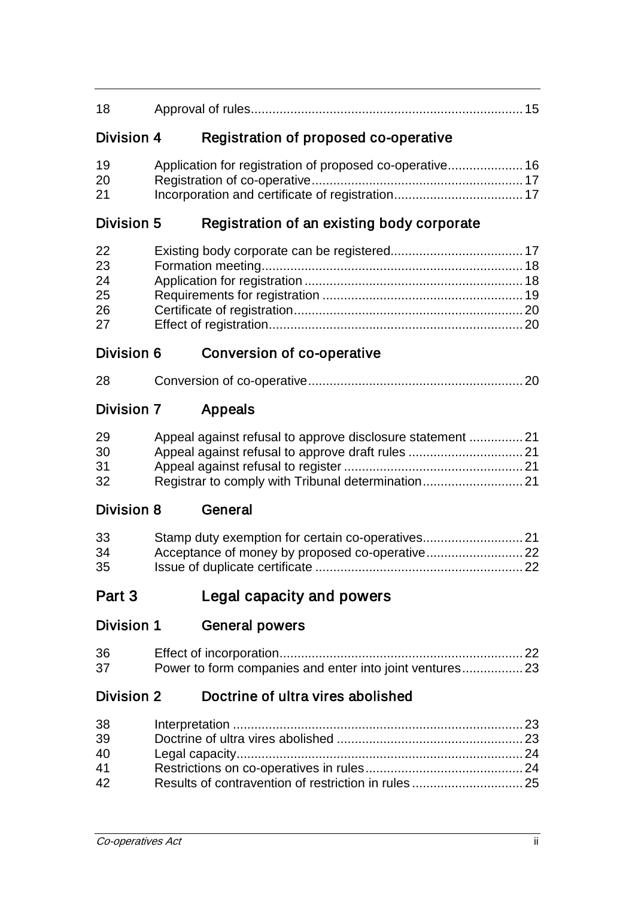| | | |
|---|---|---|
| 18 | Approval of rules | 15 |

## Division 4 Registration of proposed co-operative

| | | |
|---|---|---|
| 19 | Application for registration of proposed co-operative | 16 |
| 20 | Registration of co-operative | 17 |
| 21 | Incorporation and certificate of registration | 17 |

## Division 5 Registration of an existing body corporate

| | | |
|---|---|---|
| 22 | Existing body corporate can be registered | 17 |
| 23 | Formation meeting | 18 |
| 24 | Application for registration | 18 |
| 25 | Requirements for registration | 19 |
| 26 | Certificate of registration | 20 |
| 27 | Effect of registration | 20 |

## Division 6 Conversion of co-operative

| | | |
|---|---|---|
| 28 | Conversion of co-operative | 20 |

## Division 7 Appeals

| | | |
|---|---|---|
| 29 | Appeal against refusal to approve disclosure statement | 21 |
| 30 | Appeal against refusal to approve draft rules | 21 |
| 31 | Appeal against refusal to register | 21 |
| 32 | Registrar to comply with Tribunal determination | 21 |

## Division 8 General

| | | |
|---|---|---|
| 33 | Stamp duty exemption for certain co-operatives | 21 |
| 34 | Acceptance of money by proposed co-operative | 22 |
| 35 | Issue of duplicate certificate | 22 |

# Part 3 Legal capacity and powers

## Division 1 General powers

| | | |
|---|---|---|
| 36 | Effect of incorporation | 22 |
| 37 | Power to form companies and enter into joint ventures | 23 |

## Division 2 Doctrine of ultra vires abolished

| | | |
|---|---|---|
| 38 | Interpretation | 23 |
| 39 | Doctrine of ultra vires abolished | 23 |
| 40 | Legal capacity | 24 |
| 41 | Restrictions on co-operatives in rules | 24 |
| 42 | Results of contravention of restriction in rules | 25 |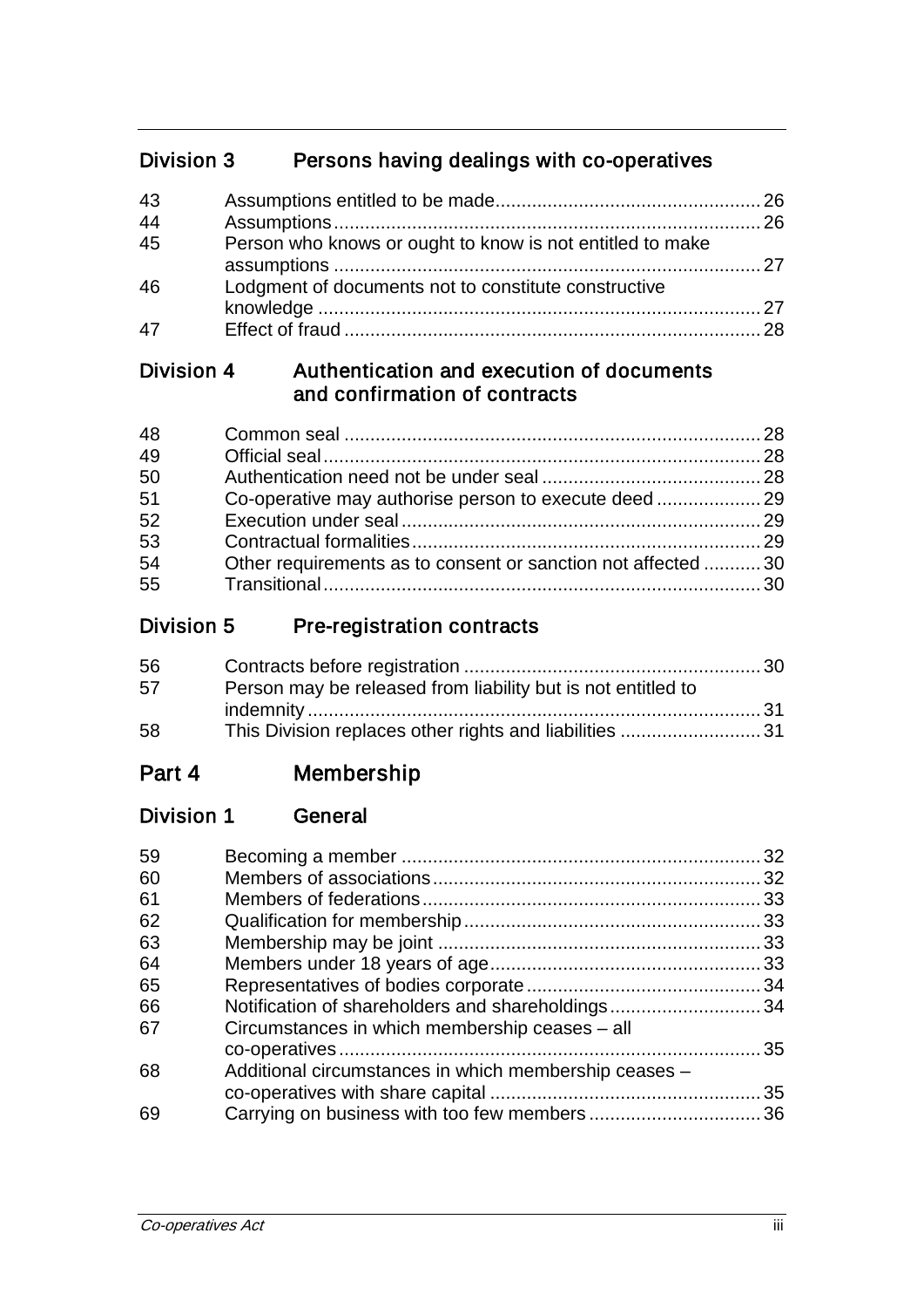## Division 3 Persons having dealings with co-operatives

| | | |
|---|---|---|
| 43 | Assumptions entitled to be made | 26 |
| 44 | Assumptions | 26 |
| 45 | Person who knows or ought to know is not entitled to make assumptions | 27 |
| 46 | Lodgment of documents not to constitute constructive knowledge | 27 |
| 47 | Effect of fraud | 28 |

## Division 4 Authentication and execution of documents and confirmation of contracts

| | | |
|---|---|---|
| 48 | Common seal | 28 |
| 49 | Official seal | 28 |
| 50 | Authentication need not be under seal | 28 |
| 51 | Co-operative may authorise person to execute deed | 29 |
| 52 | Execution under seal | 29 |
| 53 | Contractual formalities | 29 |
| 54 | Other requirements as to consent or sanction not affected | 30 |
| 55 | Transitional | 30 |

## Division 5 Pre-registration contracts

| | | |
|---|---|---|
| 56 | Contracts before registration | 30 |
| 57 | Person may be released from liability but is not entitled to indemnity | 31 |
| 58 | This Division replaces other rights and liabilities | 31 |

# Part 4 Membership

## Division 1 General

| | | |
|---|---|---|
| 59 | Becoming a member | 32 |
| 60 | Members of associations | 32 |
| 61 | Members of federations | 33 |
| 62 | Qualification for membership | 33 |
| 63 | Membership may be joint | 33 |
| 64 | Members under 18 years of age | 33 |
| 65 | Representatives of bodies corporate | 34 |
| 66 | Notification of shareholders and shareholdings | 34 |
| 67 | Circumstances in which membership ceases – all co-operatives | 35 |
| 68 | Additional circumstances in which membership ceases – co-operatives with share capital | 35 |
| 69 | Carrying on business with too few members | 36 |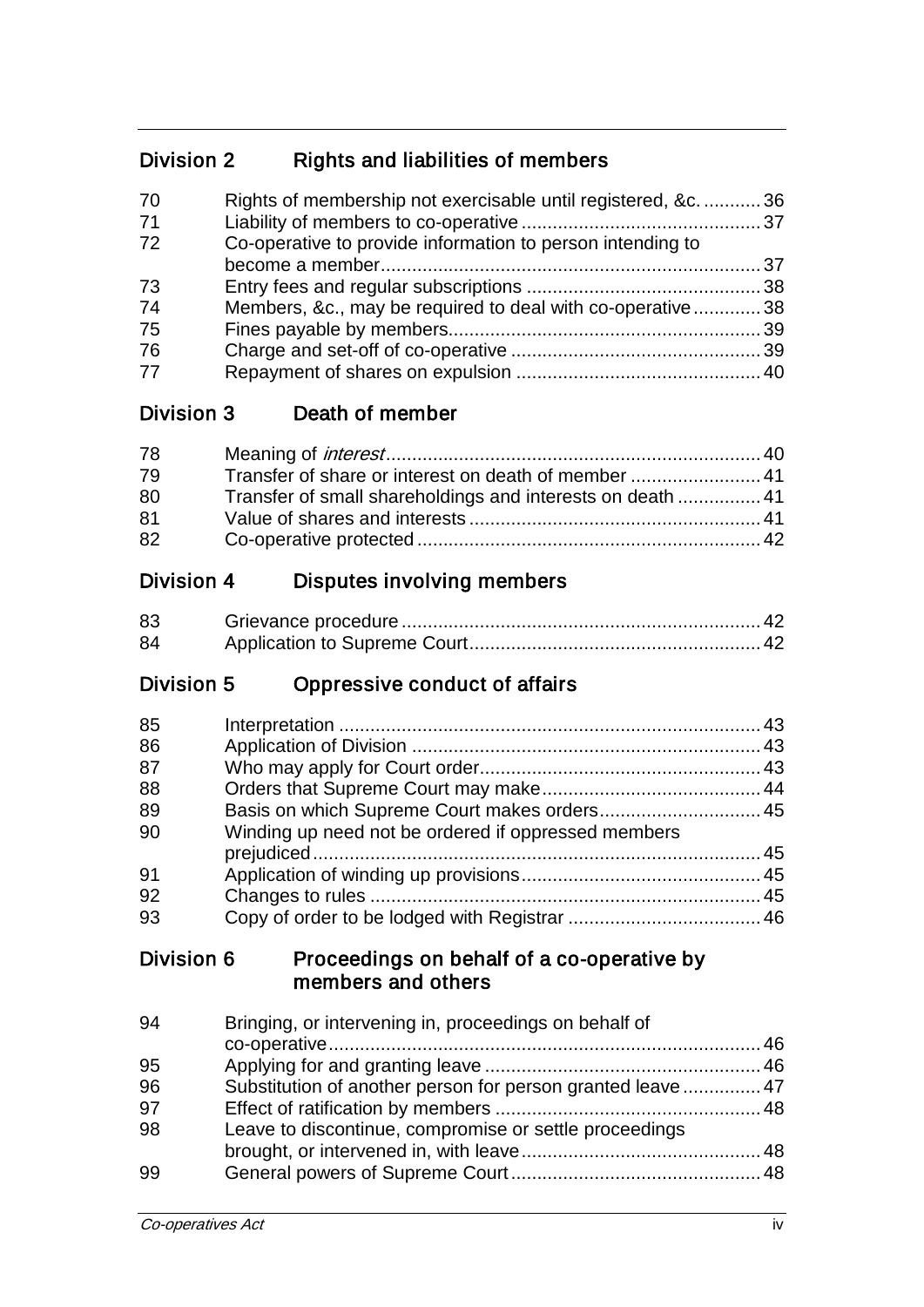## Division 2 Rights and liabilities of members

| | | |
|---|---|---|
| 70 | Rights of membership not exercisable until registered, &c. | 36 |
| 71 | Liability of members to co-operative | 37 |
| 72 | Co-operative to provide information to person intending to become a member | 37 |
| 73 | Entry fees and regular subscriptions | 38 |
| 74 | Members, &c., may be required to deal with co-operative | 38 |
| 75 | Fines payable by members | 39 |
| 76 | Charge and set-off of co-operative | 39 |
| 77 | Repayment of shares on expulsion | 40 |

## Division 3 Death of member

| | | |
|---|---|---|
| 78 | Meaning of *interest* | 40 |
| 79 | Transfer of share or interest on death of member | 41 |
| 80 | Transfer of small shareholdings and interests on death | 41 |
| 81 | Value of shares and interests | 41 |
| 82 | Co-operative protected | 42 |

## Division 4 Disputes involving members

| | | |
|---|---|---|
| 83 | Grievance procedure | 42 |
| 84 | Application to Supreme Court | 42 |

## Division 5 Oppressive conduct of affairs

| | | |
|---|---|---|
| 85 | Interpretation | 43 |
| 86 | Application of Division | 43 |
| 87 | Who may apply for Court order | 43 |
| 88 | Orders that Supreme Court may make | 44 |
| 89 | Basis on which Supreme Court makes orders | 45 |
| 90 | Winding up need not be ordered if oppressed members prejudiced | 45 |
| 91 | Application of winding up provisions | 45 |
| 92 | Changes to rules | 45 |
| 93 | Copy of order to be lodged with Registrar | 46 |

## Division 6 Proceedings on behalf of a co-operative by members and others

| | | |
|---|---|---|
| 94 | Bringing, or intervening in, proceedings on behalf of co-operative | 46 |
| 95 | Applying for and granting leave | 46 |
| 96 | Substitution of another person for person granted leave | 47 |
| 97 | Effect of ratification by members | 48 |
| 98 | Leave to discontinue, compromise or settle proceedings brought, or intervened in, with leave | 48 |
| 99 | General powers of Supreme Court | 48 |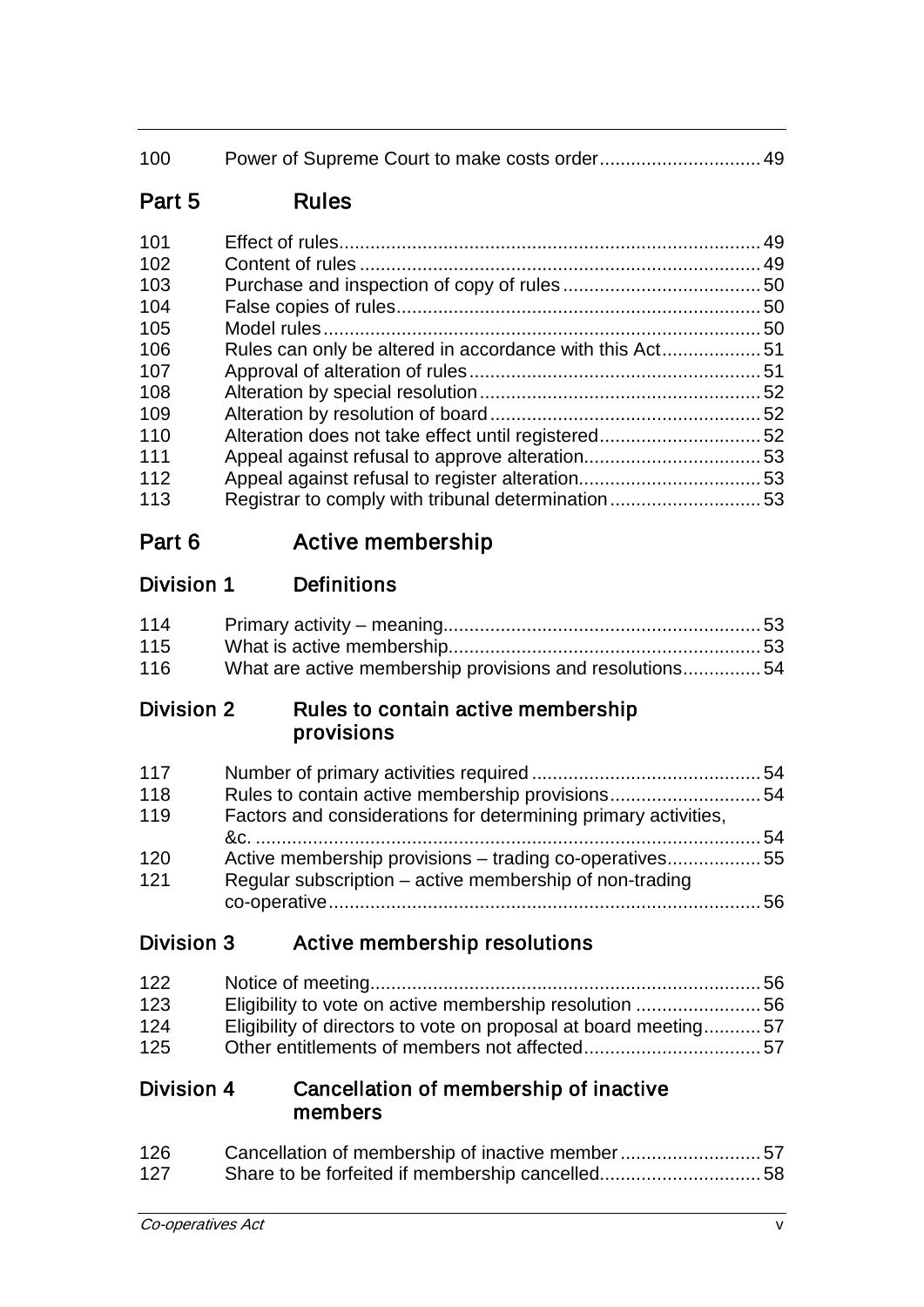| | | |
|---|---|---|
| 100 | Power of Supreme Court to make costs order | 49 |

## Part 5 Rules

| | | |
|---|---|---|
| 101 | Effect of rules | 49 |
| 102 | Content of rules | 49 |
| 103 | Purchase and inspection of copy of rules | 50 |
| 104 | False copies of rules | 50 |
| 105 | Model rules | 50 |
| 106 | Rules can only be altered in accordance with this Act | 51 |
| 107 | Approval of alteration of rules | 51 |
| 108 | Alteration by special resolution | 52 |
| 109 | Alteration by resolution of board | 52 |
| 110 | Alteration does not take effect until registered | 52 |
| 111 | Appeal against refusal to approve alteration | 53 |
| 112 | Appeal against refusal to register alteration | 53 |
| 113 | Registrar to comply with tribunal determination | 53 |

## Part 6 Active membership

### Division 1 Definitions

| | | |
|---|---|---|
| 114 | Primary activity – meaning | 53 |
| 115 | What is active membership | 53 |
| 116 | What are active membership provisions and resolutions | 54 |

### Division 2 Rules to contain active membership provisions

| | | |
|---|---|---|
| 117 | Number of primary activities required | 54 |
| 118 | Rules to contain active membership provisions | 54 |
| 119 | Factors and considerations for determining primary activities, &c. | 54 |
| 120 | Active membership provisions – trading co-operatives | 55 |
| 121 | Regular subscription – active membership of non-trading co-operative | 56 |

### Division 3 Active membership resolutions

| | | |
|---|---|---|
| 122 | Notice of meeting | 56 |
| 123 | Eligibility to vote on active membership resolution | 56 |
| 124 | Eligibility of directors to vote on proposal at board meeting | 57 |
| 125 | Other entitlements of members not affected | 57 |

### Division 4 Cancellation of membership of inactive members

| | | |
|---|---|---|
| 126 | Cancellation of membership of inactive member | 57 |
| 127 | Share to be forfeited if membership cancelled | 58 |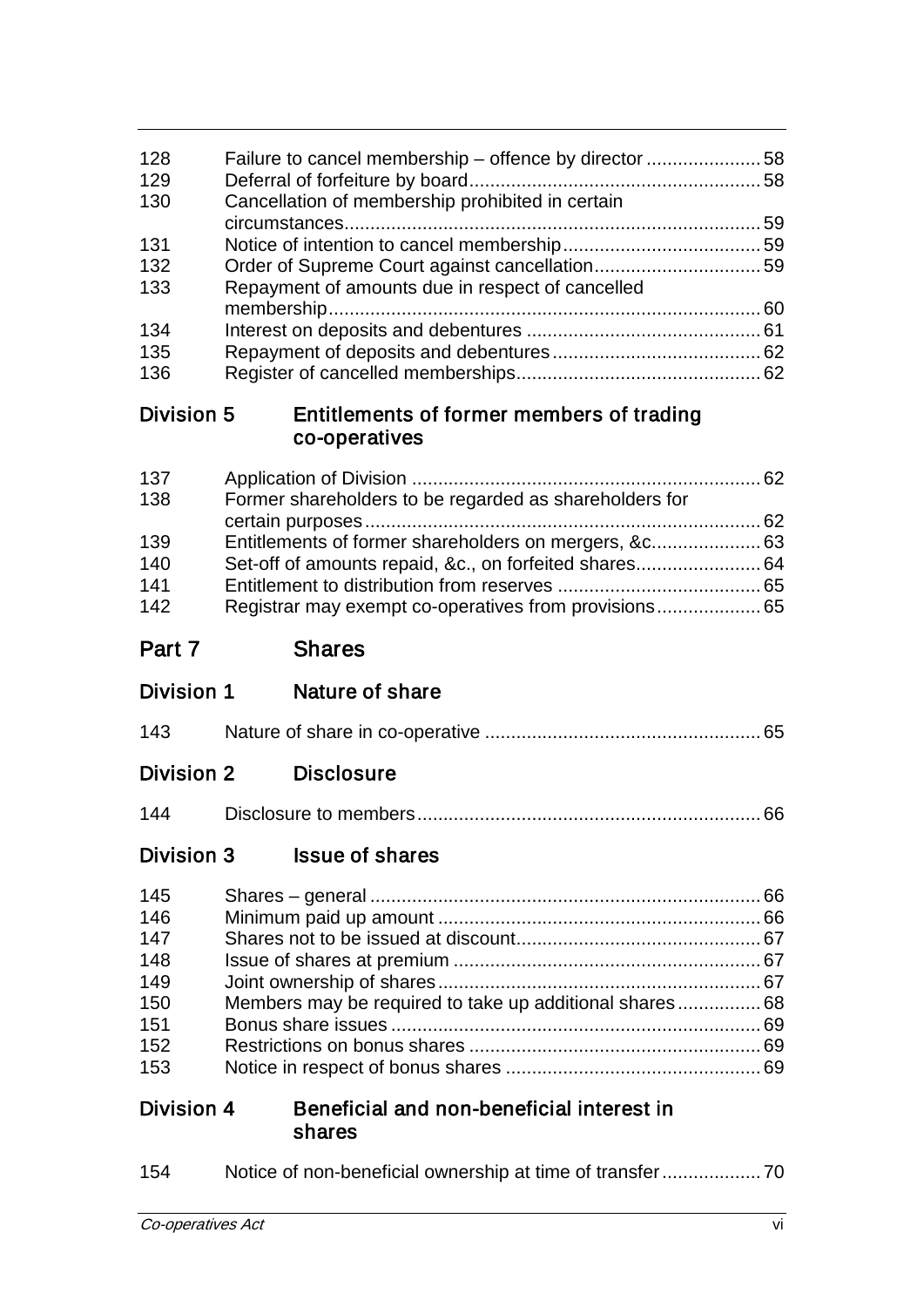| | | |
|---|---|---|
| 128 | Failure to cancel membership – offence by director | 58 |
| 129 | Deferral of forfeiture by board | 58 |
| 130 | Cancellation of membership prohibited in certain circumstances | 59 |
| 131 | Notice of intention to cancel membership | 59 |
| 132 | Order of Supreme Court against cancellation | 59 |
| 133 | Repayment of amounts due in respect of cancelled membership | 60 |
| 134 | Interest on deposits and debentures | 61 |
| 135 | Repayment of deposits and debentures | 62 |
| 136 | Register of cancelled memberships | 62 |

## Division 5 Entitlements of former members of trading co-operatives

| | | |
|---|---|---|
| 137 | Application of Division | 62 |
| 138 | Former shareholders to be regarded as shareholders for certain purposes | 62 |
| 139 | Entitlements of former shareholders on mergers, &c. | 63 |
| 140 | Set-off of amounts repaid, &c., on forfeited shares | 64 |
| 141 | Entitlement to distribution from reserves | 65 |
| 142 | Registrar may exempt co-operatives from provisions | 65 |

# Part 7 Shares

## Division 1 Nature of share

| | | |
|---|---|---|
| 143 | Nature of share in co-operative | 65 |

## Division 2 Disclosure

| | | |
|---|---|---|
| 144 | Disclosure to members | 66 |

## Division 3 Issue of shares

| | | |
|---|---|---|
| 145 | Shares – general | 66 |
| 146 | Minimum paid up amount | 66 |
| 147 | Shares not to be issued at discount | 67 |
| 148 | Issue of shares at premium | 67 |
| 149 | Joint ownership of shares | 67 |
| 150 | Members may be required to take up additional shares | 68 |
| 151 | Bonus share issues | 69 |
| 152 | Restrictions on bonus shares | 69 |
| 153 | Notice in respect of bonus shares | 69 |

## Division 4 Beneficial and non-beneficial interest in shares

| | | |
|---|---|---|
| 154 | Notice of non-beneficial ownership at time of transfer | 70 |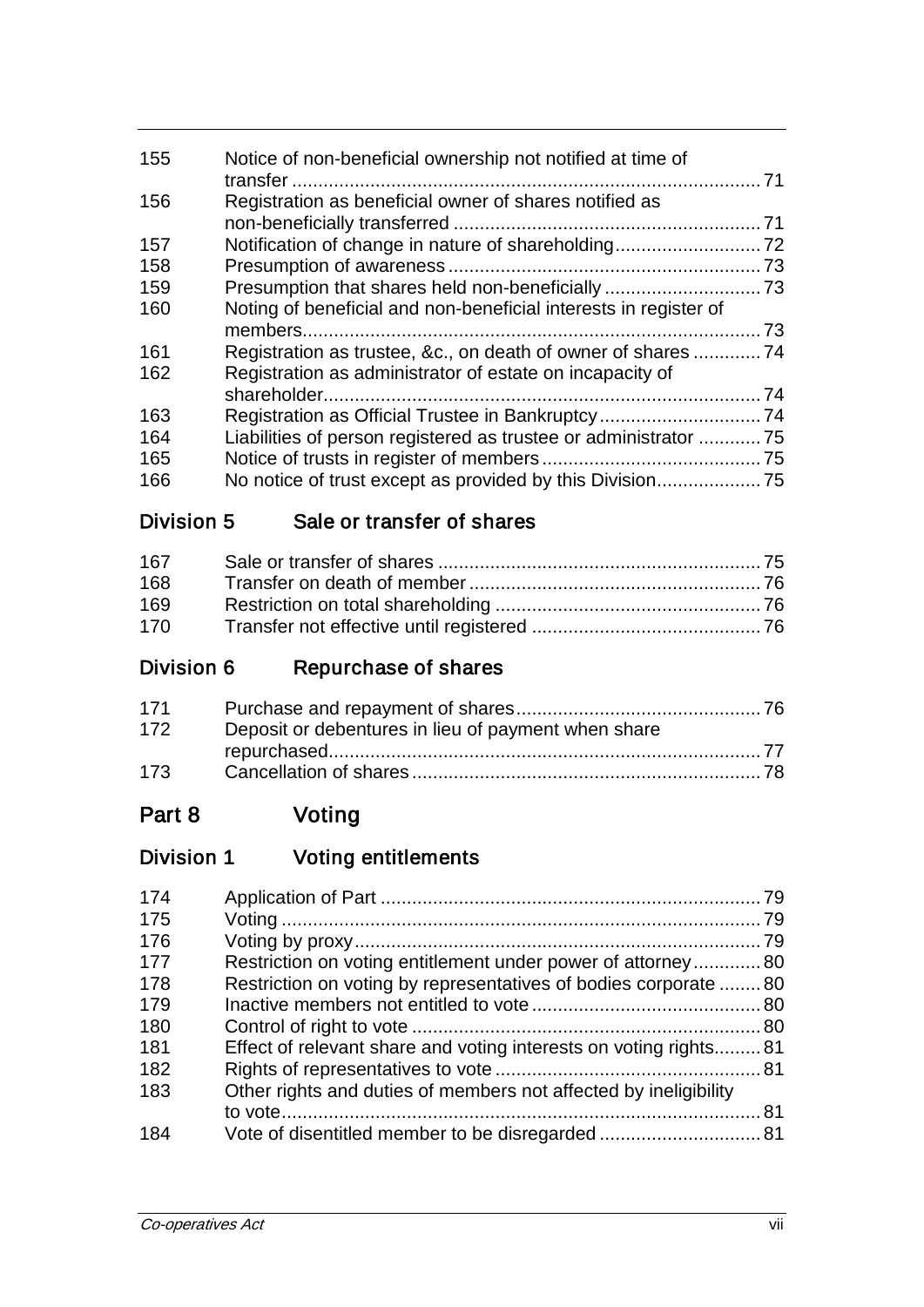| | | |
|---|---|---|
| 155 | Notice of non-beneficial ownership not notified at time of transfer | 71 |
| 156 | Registration as beneficial owner of shares notified as non-beneficially transferred | 71 |
| 157 | Notification of change in nature of shareholding | 72 |
| 158 | Presumption of awareness | 73 |
| 159 | Presumption that shares held non-beneficially | 73 |
| 160 | Noting of beneficial and non-beneficial interests in register of members | 73 |
| 161 | Registration as trustee, &c., on death of owner of shares | 74 |
| 162 | Registration as administrator of estate on incapacity of shareholder | 74 |
| 163 | Registration as Official Trustee in Bankruptcy | 74 |
| 164 | Liabilities of person registered as trustee or administrator | 75 |
| 165 | Notice of trusts in register of members | 75 |
| 166 | No notice of trust except as provided by this Division | 75 |

## Division 5 Sale or transfer of shares

| | | |
|---|---|---|
| 167 | Sale or transfer of shares | 75 |
| 168 | Transfer on death of member | 76 |
| 169 | Restriction on total shareholding | 76 |
| 170 | Transfer not effective until registered | 76 |

## Division 6 Repurchase of shares

| | | |
|---|---|---|
| 171 | Purchase and repayment of shares | 76 |
| 172 | Deposit or debentures in lieu of payment when share repurchased | 77 |
| 173 | Cancellation of shares | 78 |

# Part 8 Voting

## Division 1 Voting entitlements

| | | |
|---|---|---|
| 174 | Application of Part | 79 |
| 175 | Voting | 79 |
| 176 | Voting by proxy | 79 |
| 177 | Restriction on voting entitlement under power of attorney | 80 |
| 178 | Restriction on voting by representatives of bodies corporate | 80 |
| 179 | Inactive members not entitled to vote | 80 |
| 180 | Control of right to vote | 80 |
| 181 | Effect of relevant share and voting interests on voting rights | 81 |
| 182 | Rights of representatives to vote | 81 |
| 183 | Other rights and duties of members not affected by ineligibility to vote | 81 |
| 184 | Vote of disentitled member to be disregarded | 81 |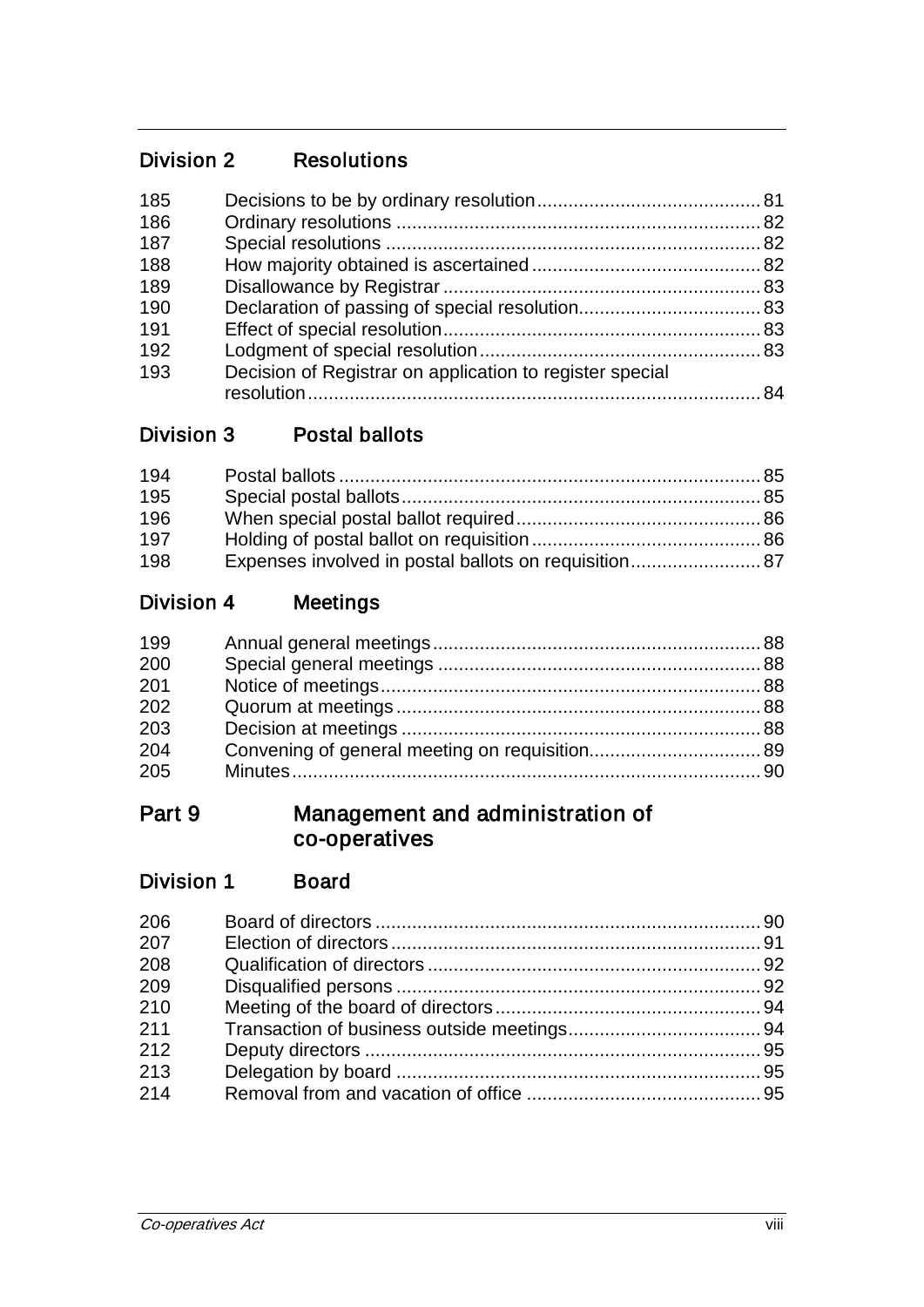## Division 2 Resolutions

| | | |
|---|---|---|
| 185 | Decisions to be by ordinary resolution | 81 |
| 186 | Ordinary resolutions | 82 |
| 187 | Special resolutions | 82 |
| 188 | How majority obtained is ascertained | 82 |
| 189 | Disallowance by Registrar | 83 |
| 190 | Declaration of passing of special resolution | 83 |
| 191 | Effect of special resolution | 83 |
| 192 | Lodgment of special resolution | 83 |
| 193 | Decision of Registrar on application to register special resolution | 84 |

## Division 3 Postal ballots

| | | |
|---|---|---|
| 194 | Postal ballots | 85 |
| 195 | Special postal ballots | 85 |
| 196 | When special postal ballot required | 86 |
| 197 | Holding of postal ballot on requisition | 86 |
| 198 | Expenses involved in postal ballots on requisition | 87 |

## Division 4 Meetings

| | | |
|---|---|---|
| 199 | Annual general meetings | 88 |
| 200 | Special general meetings | 88 |
| 201 | Notice of meetings | 88 |
| 202 | Quorum at meetings | 88 |
| 203 | Decision at meetings | 88 |
| 204 | Convening of general meeting on requisition | 89 |
| 205 | Minutes | 90 |

# Part 9 Management and administration of co-operatives

## Division 1 Board

| | | |
|---|---|---|
| 206 | Board of directors | 90 |
| 207 | Election of directors | 91 |
| 208 | Qualification of directors | 92 |
| 209 | Disqualified persons | 92 |
| 210 | Meeting of the board of directors | 94 |
| 211 | Transaction of business outside meetings | 94 |
| 212 | Deputy directors | 95 |
| 213 | Delegation by board | 95 |
| 214 | Removal from and vacation of office | 95 |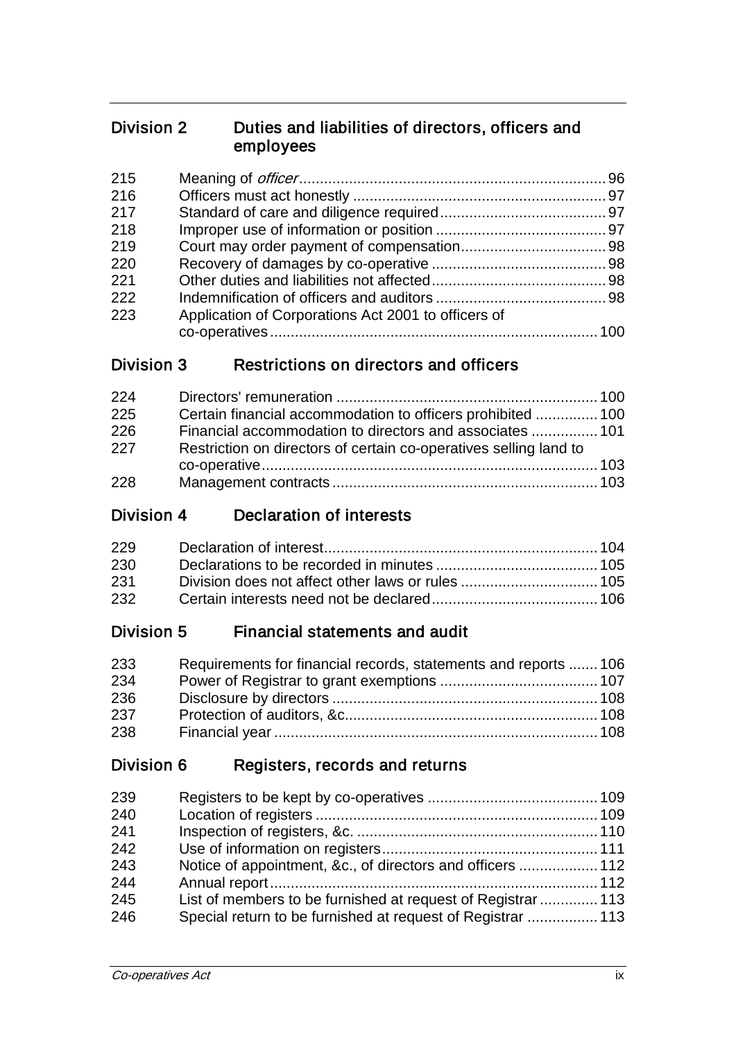## Division 2 Duties and liabilities of directors, officers and employees

| | | |
|---|---|---|
| 215 | Meaning of *officer* | 96 |
| 216 | Officers must act honestly | 97 |
| 217 | Standard of care and diligence required | 97 |
| 218 | Improper use of information or position | 97 |
| 219 | Court may order payment of compensation | 98 |
| 220 | Recovery of damages by co-operative | 98 |
| 221 | Other duties and liabilities not affected | 98 |
| 222 | Indemnification of officers and auditors | 98 |
| 223 | Application of Corporations Act 2001 to officers of co-operatives | 100 |

## Division 3 Restrictions on directors and officers

| | | |
|---|---|---|
| 224 | Directors' remuneration | 100 |
| 225 | Certain financial accommodation to officers prohibited | 100 |
| 226 | Financial accommodation to directors and associates | 101 |
| 227 | Restriction on directors of certain co-operatives selling land to co-operative | 103 |
| 228 | Management contracts | 103 |

## Division 4 Declaration of interests

| | | |
|---|---|---|
| 229 | Declaration of interest | 104 |
| 230 | Declarations to be recorded in minutes | 105 |
| 231 | Division does not affect other laws or rules | 105 |
| 232 | Certain interests need not be declared | 106 |

## Division 5 Financial statements and audit

| | | |
|---|---|---|
| 233 | Requirements for financial records, statements and reports | 106 |
| 234 | Power of Registrar to grant exemptions | 107 |
| 236 | Disclosure by directors | 108 |
| 237 | Protection of auditors, &c. | 108 |
| 238 | Financial year | 108 |

## Division 6 Registers, records and returns

| | | |
|---|---|---|
| 239 | Registers to be kept by co-operatives | 109 |
| 240 | Location of registers | 109 |
| 241 | Inspection of registers, &c. | 110 |
| 242 | Use of information on registers | 111 |
| 243 | Notice of appointment, &c., of directors and officers | 112 |
| 244 | Annual report | 112 |
| 245 | List of members to be furnished at request of Registrar | 113 |
| 246 | Special return to be furnished at request of Registrar | 113 |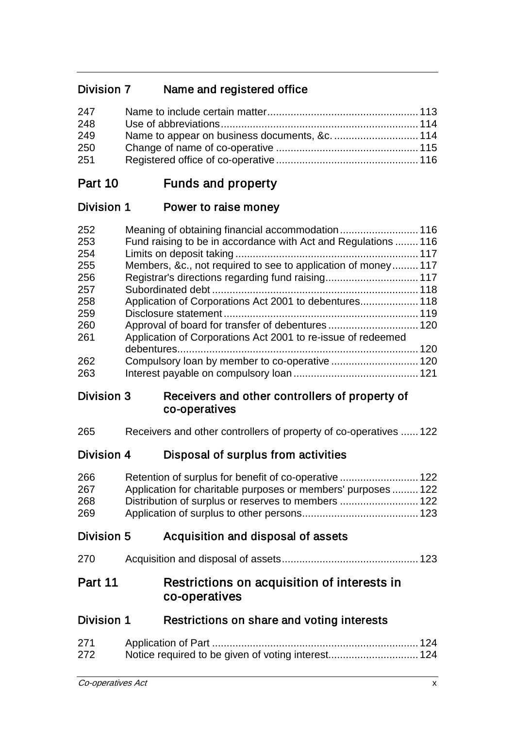## Division 7 Name and registered office

| | | |
|---|---|---|
| 247 | Name to include certain matter | 113 |
| 248 | Use of abbreviations | 114 |
| 249 | Name to appear on business documents, &c. | 114 |
| 250 | Change of name of co-operative | 115 |
| 251 | Registered office of co-operative | 116 |

# Part 10 Funds and property

## Division 1 Power to raise money

| | | |
|---|---|---|
| 252 | Meaning of obtaining financial accommodation | 116 |
| 253 | Fund raising to be in accordance with Act and Regulations | 116 |
| 254 | Limits on deposit taking | 117 |
| 255 | Members, &c., not required to see to application of money | 117 |
| 256 | Registrar's directions regarding fund raising | 117 |
| 257 | Subordinated debt | 118 |
| 258 | Application of Corporations Act 2001 to debentures | 118 |
| 259 | Disclosure statement | 119 |
| 260 | Approval of board for transfer of debentures | 120 |
| 261 | Application of Corporations Act 2001 to re-issue of redeemed debentures | 120 |
| 262 | Compulsory loan by member to co-operative | 120 |
| 263 | Interest payable on compulsory loan | 121 |

## Division 3 Receivers and other controllers of property of co-operatives

| | | |
|---|---|---|
| 265 | Receivers and other controllers of property of co-operatives | 122 |

## Division 4 Disposal of surplus from activities

| | | |
|---|---|---|
| 266 | Retention of surplus for benefit of co-operative | 122 |
| 267 | Application for charitable purposes or members' purposes | 122 |
| 268 | Distribution of surplus or reserves to members | 122 |
| 269 | Application of surplus to other persons | 123 |

## Division 5 Acquisition and disposal of assets

| | | |
|---|---|---|
| 270 | Acquisition and disposal of assets | 123 |

# Part 11 Restrictions on acquisition of interests in co-operatives

## Division 1 Restrictions on share and voting interests

| | | |
|---|---|---|
| 271 | Application of Part | 124 |
| 272 | Notice required to be given of voting interest | 124 |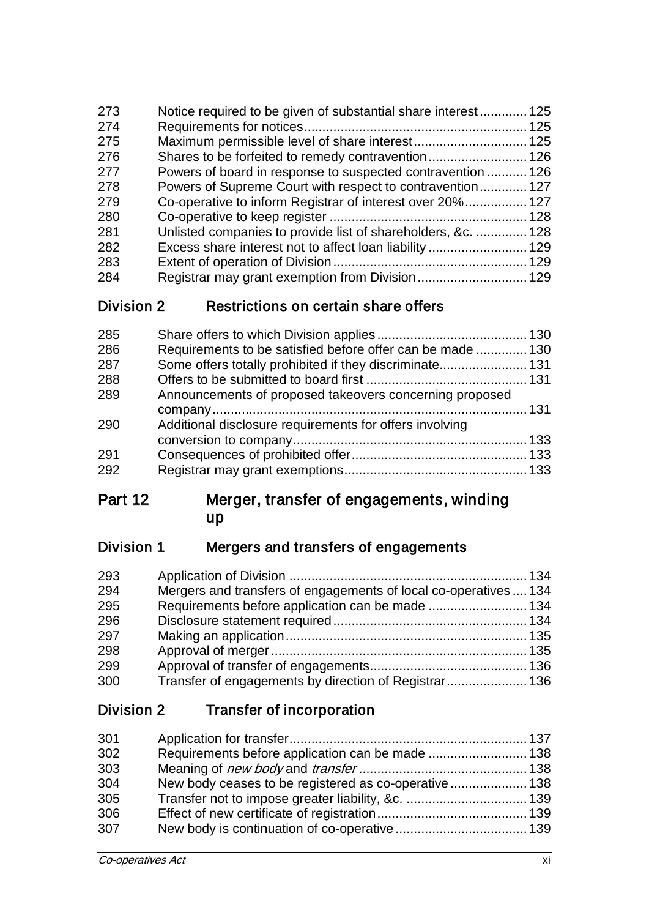| | | |
|---|---|---|
| 273 | Notice required to be given of substantial share interest | 125 |
| 274 | Requirements for notices | 125 |
| 275 | Maximum permissible level of share interest | 125 |
| 276 | Shares to be forfeited to remedy contravention | 126 |
| 277 | Powers of board in response to suspected contravention | 126 |
| 278 | Powers of Supreme Court with respect to contravention | 127 |
| 279 | Co-operative to inform Registrar of interest over 20% | 127 |
| 280 | Co-operative to keep register | 128 |
| 281 | Unlisted companies to provide list of shareholders, &c. | 128 |
| 282 | Excess share interest not to affect loan liability | 129 |
| 283 | Extent of operation of Division | 129 |
| 284 | Registrar may grant exemption from Division | 129 |

### Division 2 Restrictions on certain share offers

| | | |
|---|---|---|
| 285 | Share offers to which Division applies | 130 |
| 286 | Requirements to be satisfied before offer can be made | 130 |
| 287 | Some offers totally prohibited if they discriminate | 131 |
| 288 | Offers to be submitted to board first | 131 |
| 289 | Announcements of proposed takeovers concerning proposed company | 131 |
| 290 | Additional disclosure requirements for offers involving conversion to company | 133 |
| 291 | Consequences of prohibited offer | 133 |
| 292 | Registrar may grant exemptions | 133 |

## Part 12 Merger, transfer of engagements, winding up

### Division 1 Mergers and transfers of engagements

| | | |
|---|---|---|
| 293 | Application of Division | 134 |
| 294 | Mergers and transfers of engagements of local co-operatives | 134 |
| 295 | Requirements before application can be made | 134 |
| 296 | Disclosure statement required | 134 |
| 297 | Making an application | 135 |
| 298 | Approval of merger | 135 |
| 299 | Approval of transfer of engagements | 136 |
| 300 | Transfer of engagements by direction of Registrar | 136 |

### Division 2 Transfer of incorporation

| | | |
|---|---|---|
| 301 | Application for transfer | 137 |
| 302 | Requirements before application can be made | 138 |
| 303 | Meaning of *new body* and *transfer* | 138 |
| 304 | New body ceases to be registered as co-operative | 138 |
| 305 | Transfer not to impose greater liability, &c. | 139 |
| 306 | Effect of new certificate of registration | 139 |
| 307 | New body is continuation of co-operative | 139 |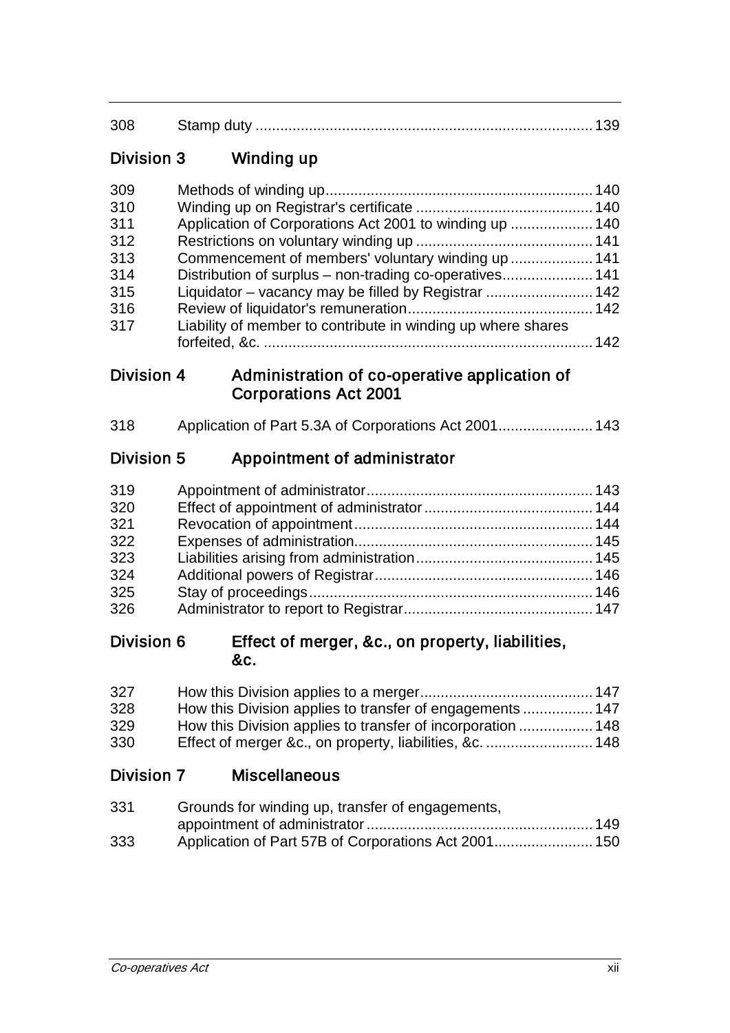| | | |
|---|---|---|
| 308 | Stamp duty | 139 |

## Division 3 Winding up

| | | |
|---|---|---|
| 309 | Methods of winding up | 140 |
| 310 | Winding up on Registrar's certificate | 140 |
| 311 | Application of Corporations Act 2001 to winding up | 140 |
| 312 | Restrictions on voluntary winding up | 141 |
| 313 | Commencement of members' voluntary winding up | 141 |
| 314 | Distribution of surplus – non-trading co-operatives | 141 |
| 315 | Liquidator – vacancy may be filled by Registrar | 142 |
| 316 | Review of liquidator's remuneration | 142 |
| 317 | Liability of member to contribute in winding up where shares forfeited, &c. | 142 |

## Division 4 Administration of co-operative application of Corporations Act 2001

| | | |
|---|---|---|
| 318 | Application of Part 5.3A of Corporations Act 2001 | 143 |

## Division 5 Appointment of administrator

| | | |
|---|---|---|
| 319 | Appointment of administrator | 143 |
| 320 | Effect of appointment of administrator | 144 |
| 321 | Revocation of appointment | 144 |
| 322 | Expenses of administration | 145 |
| 323 | Liabilities arising from administration | 145 |
| 324 | Additional powers of Registrar | 146 |
| 325 | Stay of proceedings | 146 |
| 326 | Administrator to report to Registrar | 147 |

## Division 6 Effect of merger, &c., on property, liabilities, &c.

| | | |
|---|---|---|
| 327 | How this Division applies to a merger | 147 |
| 328 | How this Division applies to transfer of engagements | 147 |
| 329 | How this Division applies to transfer of incorporation | 148 |
| 330 | Effect of merger &c., on property, liabilities, &c. | 148 |

## Division 7 Miscellaneous

| | | |
|---|---|---|
| 331 | Grounds for winding up, transfer of engagements, appointment of administrator | 149 |
| 333 | Application of Part 57B of Corporations Act 2001 | 150 |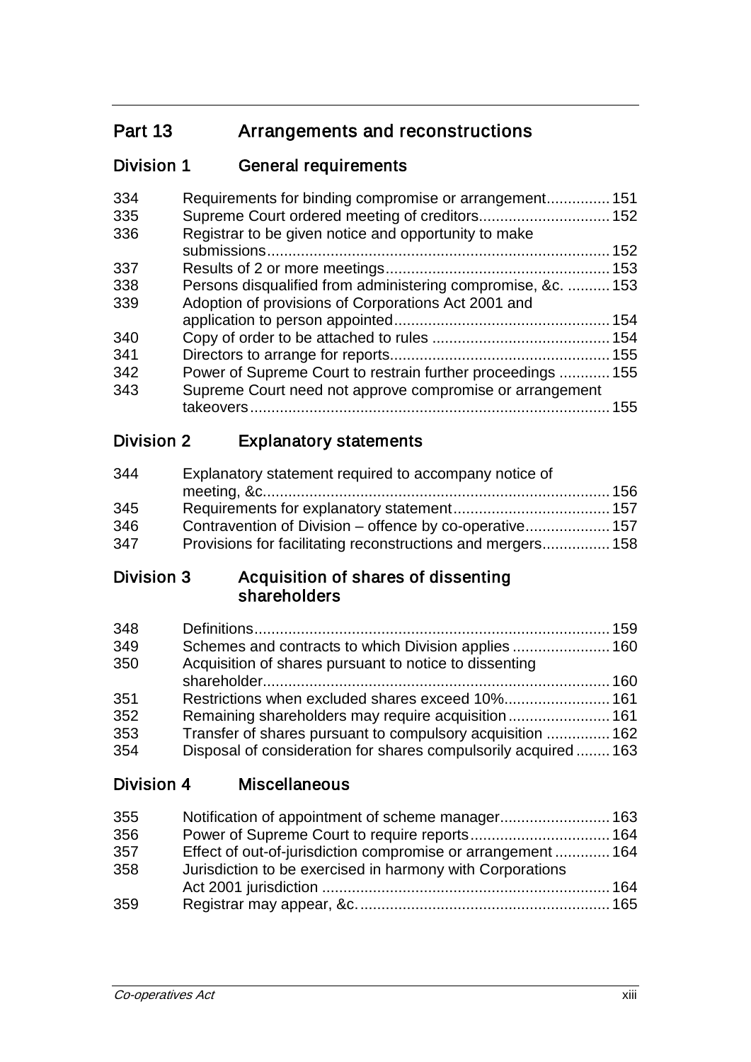## Part 13 Arrangements and reconstructions

### Division 1 General requirements

| | | |
|---|---|---|
| 334 | Requirements for binding compromise or arrangement | 151 |
| 335 | Supreme Court ordered meeting of creditors | 152 |
| 336 | Registrar to be given notice and opportunity to make submissions | 152 |
| 337 | Results of 2 or more meetings | 153 |
| 338 | Persons disqualified from administering compromise, &c. | 153 |
| 339 | Adoption of provisions of Corporations Act 2001 and application to person appointed | 154 |
| 340 | Copy of order to be attached to rules | 154 |
| 341 | Directors to arrange for reports | 155 |
| 342 | Power of Supreme Court to restrain further proceedings | 155 |
| 343 | Supreme Court need not approve compromise or arrangement takeovers | 155 |

### Division 2 Explanatory statements

| | | |
|---|---|---|
| 344 | Explanatory statement required to accompany notice of meeting, &c. | 156 |
| 345 | Requirements for explanatory statement | 157 |
| 346 | Contravention of Division – offence by co-operative | 157 |
| 347 | Provisions for facilitating reconstructions and mergers | 158 |

### Division 3 Acquisition of shares of dissenting shareholders

| | | |
|---|---|---|
| 348 | Definitions | 159 |
| 349 | Schemes and contracts to which Division applies | 160 |
| 350 | Acquisition of shares pursuant to notice to dissenting shareholder | 160 |
| 351 | Restrictions when excluded shares exceed 10% | 161 |
| 352 | Remaining shareholders may require acquisition | 161 |
| 353 | Transfer of shares pursuant to compulsory acquisition | 162 |
| 354 | Disposal of consideration for shares compulsorily acquired | 163 |

### Division 4 Miscellaneous

| | | |
|---|---|---|
| 355 | Notification of appointment of scheme manager | 163 |
| 356 | Power of Supreme Court to require reports | 164 |
| 357 | Effect of out-of-jurisdiction compromise or arrangement | 164 |
| 358 | Jurisdiction to be exercised in harmony with Corporations Act 2001 jurisdiction | 164 |
| 359 | Registrar may appear, &c. | 165 |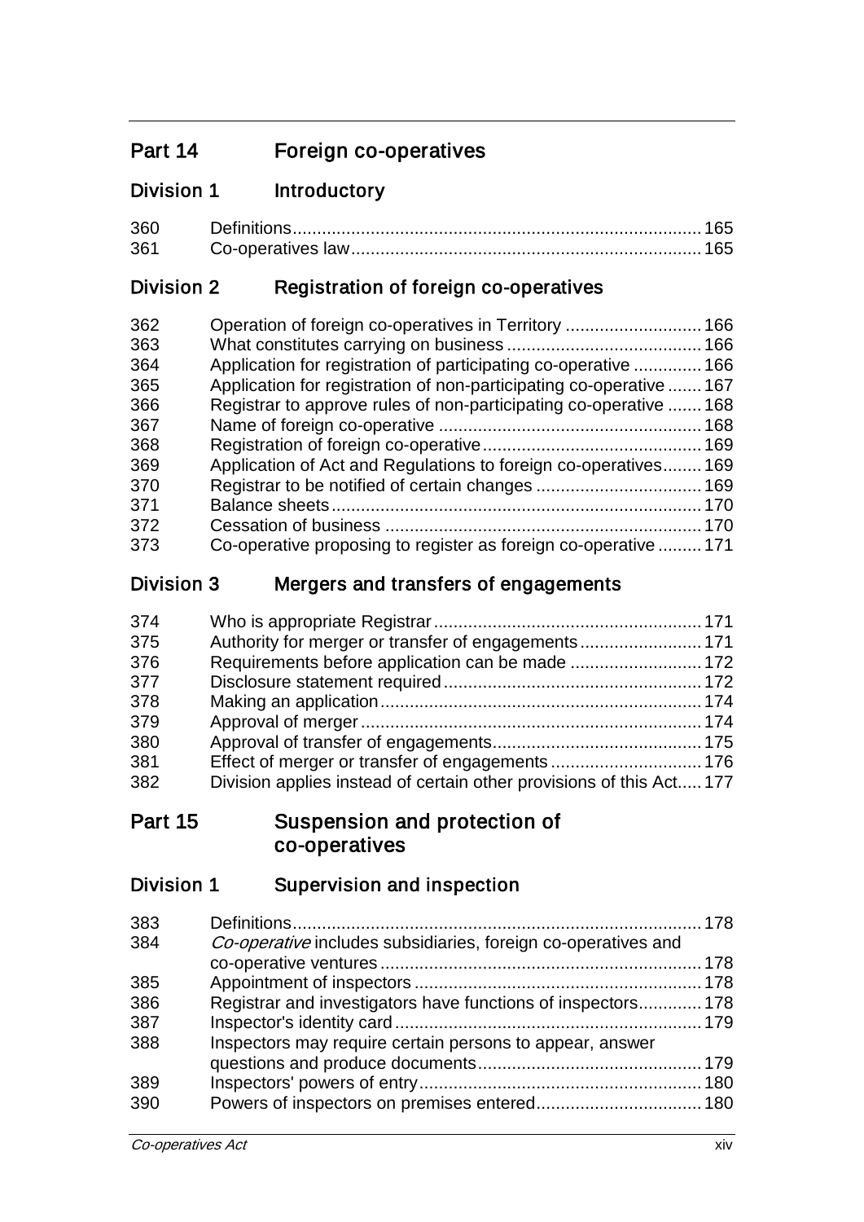## Part 14 Foreign co-operatives

### Division 1 Introductory

| | | |
|---|---|---|
| 360 | Definitions | 165 |
| 361 | Co-operatives law | 165 |

### Division 2 Registration of foreign co-operatives

| | | |
|---|---|---|
| 362 | Operation of foreign co-operatives in Territory | 166 |
| 363 | What constitutes carrying on business | 166 |
| 364 | Application for registration of participating co-operative | 166 |
| 365 | Application for registration of non-participating co-operative | 167 |
| 366 | Registrar to approve rules of non-participating co-operative | 168 |
| 367 | Name of foreign co-operative | 168 |
| 368 | Registration of foreign co-operative | 169 |
| 369 | Application of Act and Regulations to foreign co-operatives | 169 |
| 370 | Registrar to be notified of certain changes | 169 |
| 371 | Balance sheets | 170 |
| 372 | Cessation of business | 170 |
| 373 | Co-operative proposing to register as foreign co-operative | 171 |

### Division 3 Mergers and transfers of engagements

| | | |
|---|---|---|
| 374 | Who is appropriate Registrar | 171 |
| 375 | Authority for merger or transfer of engagements | 171 |
| 376 | Requirements before application can be made | 172 |
| 377 | Disclosure statement required | 172 |
| 378 | Making an application | 174 |
| 379 | Approval of merger | 174 |
| 380 | Approval of transfer of engagements | 175 |
| 381 | Effect of merger or transfer of engagements | 176 |
| 382 | Division applies instead of certain other provisions of this Act | 177 |

## Part 15 Suspension and protection of co-operatives

### Division 1 Supervision and inspection

| | | |
|---|---|---|
| 383 | Definitions | 178 |
| 384 | *Co-operative* includes subsidiaries, foreign co-operatives and co-operative ventures | 178 |
| 385 | Appointment of inspectors | 178 |
| 386 | Registrar and investigators have functions of inspectors | 178 |
| 387 | Inspector's identity card | 179 |
| 388 | Inspectors may require certain persons to appear, answer questions and produce documents | 179 |
| 389 | Inspectors' powers of entry | 180 |
| 390 | Powers of inspectors on premises entered | 180 |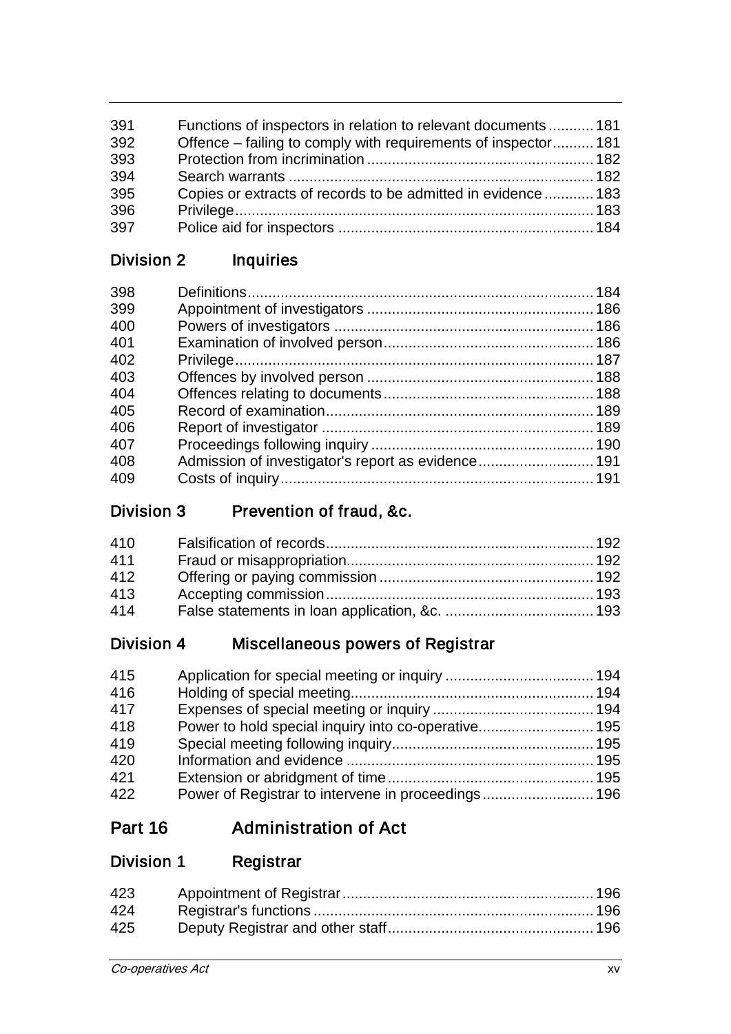| | | |
|---|---|---|
| 391 | Functions of inspectors in relation to relevant documents | 181 |
| 392 | Offence – failing to comply with requirements of inspector | 181 |
| 393 | Protection from incrimination | 182 |
| 394 | Search warrants | 182 |
| 395 | Copies or extracts of records to be admitted in evidence | 183 |
| 396 | Privilege | 183 |
| 397 | Police aid for inspectors | 184 |

### Division 2 Inquiries

| | | |
|---|---|---|
| 398 | Definitions | 184 |
| 399 | Appointment of investigators | 186 |
| 400 | Powers of investigators | 186 |
| 401 | Examination of involved person | 186 |
| 402 | Privilege | 187 |
| 403 | Offences by involved person | 188 |
| 404 | Offences relating to documents | 188 |
| 405 | Record of examination | 189 |
| 406 | Report of investigator | 189 |
| 407 | Proceedings following inquiry | 190 |
| 408 | Admission of investigator's report as evidence | 191 |
| 409 | Costs of inquiry | 191 |

### Division 3 Prevention of fraud, &c.

| | | |
|---|---|---|
| 410 | Falsification of records | 192 |
| 411 | Fraud or misappropriation | 192 |
| 412 | Offering or paying commission | 192 |
| 413 | Accepting commission | 193 |
| 414 | False statements in loan application, &c. | 193 |

### Division 4 Miscellaneous powers of Registrar

| | | |
|---|---|---|
| 415 | Application for special meeting or inquiry | 194 |
| 416 | Holding of special meeting | 194 |
| 417 | Expenses of special meeting or inquiry | 194 |
| 418 | Power to hold special inquiry into co-operative | 195 |
| 419 | Special meeting following inquiry | 195 |
| 420 | Information and evidence | 195 |
| 421 | Extension or abridgment of time | 195 |
| 422 | Power of Registrar to intervene in proceedings | 196 |

## Part 16 Administration of Act

### Division 1 Registrar

| | | |
|---|---|---|
| 423 | Appointment of Registrar | 196 |
| 424 | Registrar's functions | 196 |
| 425 | Deputy Registrar and other staff | 196 |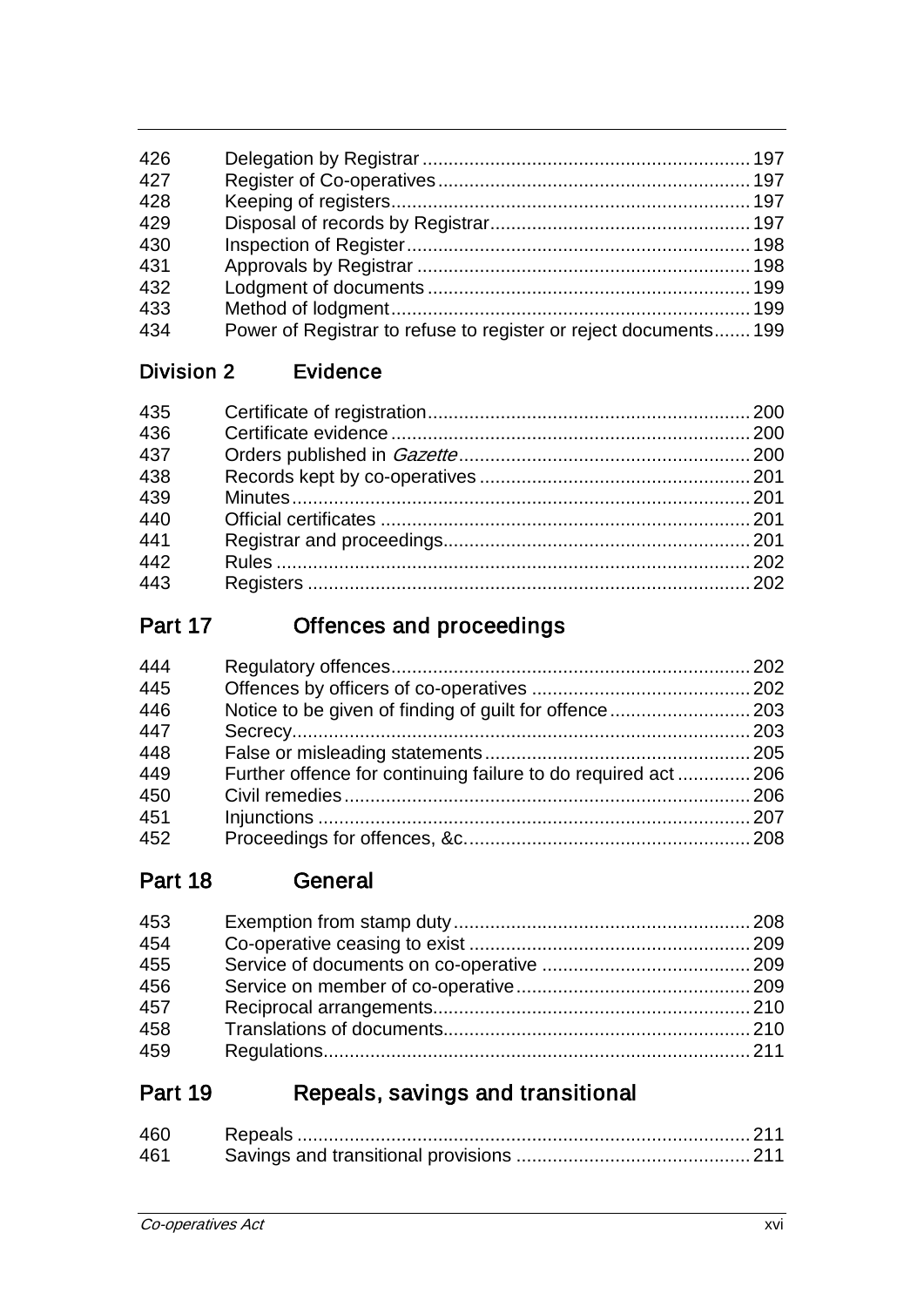| | | |
|---|---|---|
| 426 | Delegation by Registrar | 197 |
| 427 | Register of Co-operatives | 197 |
| 428 | Keeping of registers | 197 |
| 429 | Disposal of records by Registrar | 197 |
| 430 | Inspection of Register | 198 |
| 431 | Approvals by Registrar | 198 |
| 432 | Lodgment of documents | 199 |
| 433 | Method of lodgment | 199 |
| 434 | Power of Registrar to refuse to register or reject documents | 199 |

### Division 2 Evidence

| | | |
|---|---|---|
| 435 | Certificate of registration | 200 |
| 436 | Certificate evidence | 200 |
| 437 | Orders published in *Gazette* | 200 |
| 438 | Records kept by co-operatives | 201 |
| 439 | Minutes | 201 |
| 440 | Official certificates | 201 |
| 441 | Registrar and proceedings | 201 |
| 442 | Rules | 202 |
| 443 | Registers | 202 |

## Part 17 Offences and proceedings

| | | |
|---|---|---|
| 444 | Regulatory offences | 202 |
| 445 | Offences by officers of co-operatives | 202 |
| 446 | Notice to be given of finding of guilt for offence | 203 |
| 447 | Secrecy | 203 |
| 448 | False or misleading statements | 205 |
| 449 | Further offence for continuing failure to do required act | 206 |
| 450 | Civil remedies | 206 |
| 451 | Injunctions | 207 |
| 452 | Proceedings for offences, &c. | 208 |

## Part 18 General

| | | |
|---|---|---|
| 453 | Exemption from stamp duty | 208 |
| 454 | Co-operative ceasing to exist | 209 |
| 455 | Service of documents on co-operative | 209 |
| 456 | Service on member of co-operative | 209 |
| 457 | Reciprocal arrangements | 210 |
| 458 | Translations of documents | 210 |
| 459 | Regulations | 211 |

## Part 19 Repeals, savings and transitional

| | | |
|---|---|---|
| 460 | Repeals | 211 |
| 461 | Savings and transitional provisions | 211 |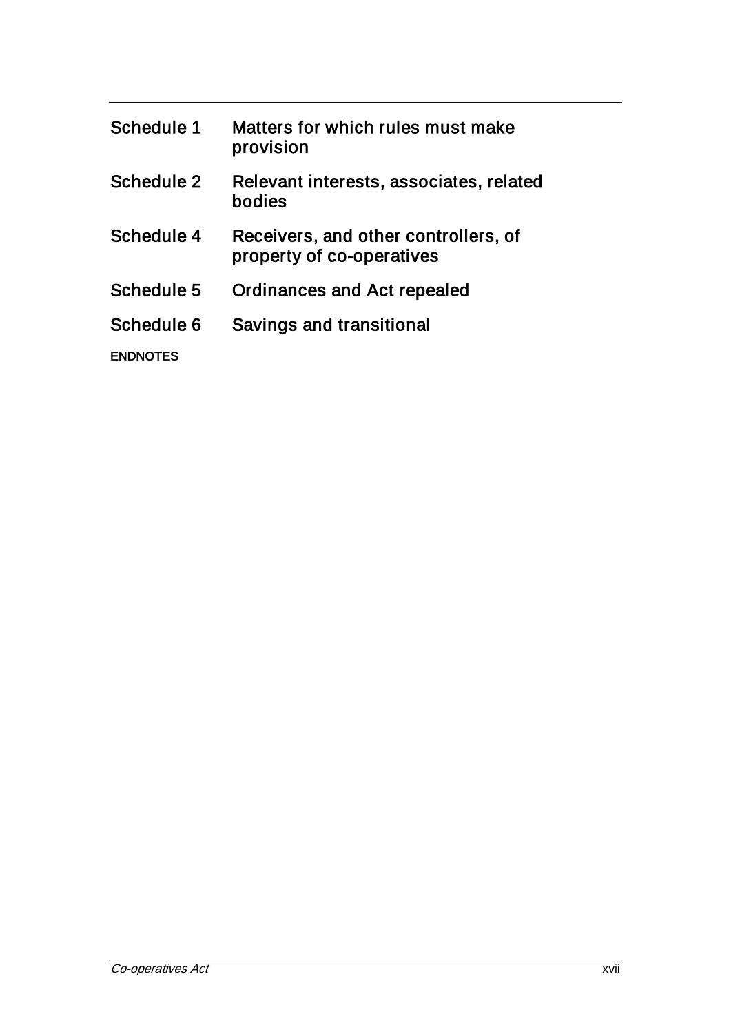Schedule 1 Matters for which rules must make provision

Schedule 2 Relevant interests, associates, related bodies

Schedule 4 Receivers, and other controllers, of property of co-operatives

Schedule 5 Ordinances and Act repealed

Schedule 6 Savings and transitional

ENDNOTES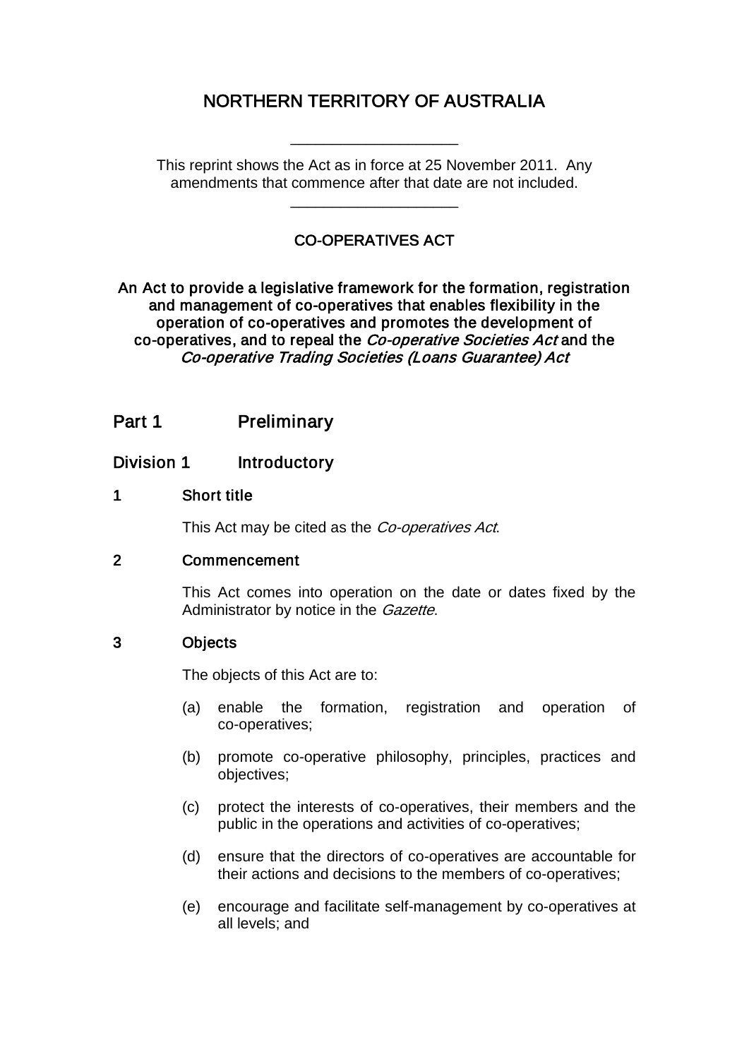# NORTHERN TERRITORY OF AUSTRALIA

____________________

This reprint shows the Act as in force at 25 November 2011. Any amendments that commence after that date are not included.

____________________

## CO-OPERATIVES ACT

**An Act to provide a legislative framework for the formation, registration and management of co-operatives that enables flexibility in the operation of co-operatives and promotes the development of co-operatives, and to repeal the *Co-operative Societies Act* and the *Co-operative Trading Societies (Loans Guarantee) Act***

## Part 1 Preliminary

### Division 1 Introductory

#### 1 Short title

This Act may be cited as the *Co-operatives Act*.

#### 2 Commencement

This Act comes into operation on the date or dates fixed by the Administrator by notice in the *Gazette*.

#### 3 Objects

The objects of this Act are to:

(a) enable the formation, registration and operation of co-operatives;

(b) promote co-operative philosophy, principles, practices and objectives;

(c) protect the interests of co-operatives, their members and the public in the operations and activities of co-operatives;

(d) ensure that the directors of co-operatives are accountable for their actions and decisions to the members of co-operatives;

(e) encourage and facilitate self-management by co-operatives at all levels; and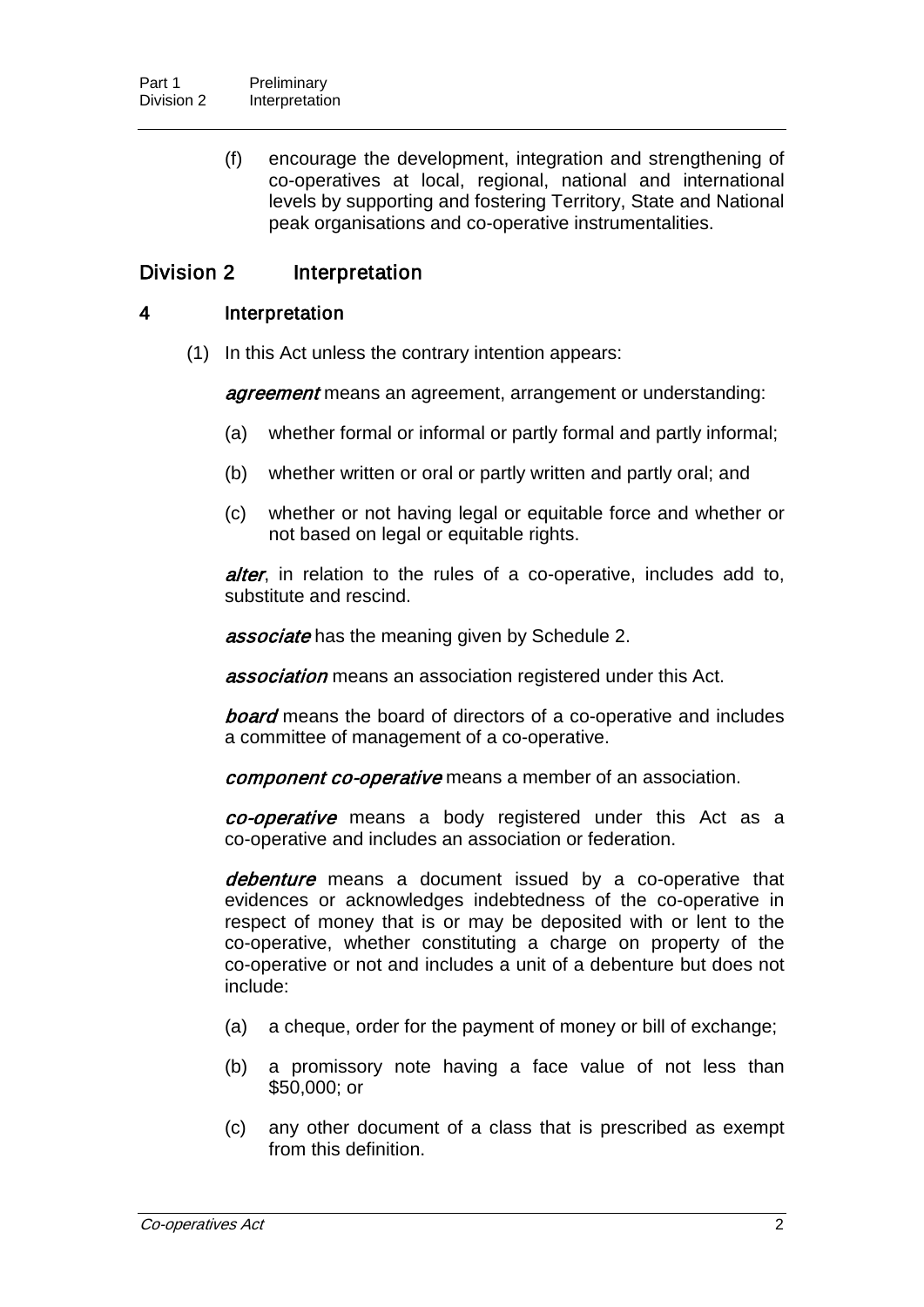(f) encourage the development, integration and strengthening of co-operatives at local, regional, national and international levels by supporting and fostering Territory, State and National peak organisations and co-operative instrumentalities.

## Division 2 Interpretation

### 4 Interpretation

(1) In this Act unless the contrary intention appears:

***agreement*** means an agreement, arrangement or understanding:

(a) whether formal or informal or partly formal and partly informal;

(b) whether written or oral or partly written and partly oral; and

(c) whether or not having legal or equitable force and whether or not based on legal or equitable rights.

***alter***, in relation to the rules of a co-operative, includes add to, substitute and rescind.

***associate*** has the meaning given by Schedule 2.

***association*** means an association registered under this Act.

***board*** means the board of directors of a co-operative and includes a committee of management of a co-operative.

***component co-operative*** means a member of an association.

***co-operative*** means a body registered under this Act as a co-operative and includes an association or federation.

***debenture*** means a document issued by a co-operative that evidences or acknowledges indebtedness of the co-operative in respect of money that is or may be deposited with or lent to the co-operative, whether constituting a charge on property of the co-operative or not and includes a unit of a debenture but does not include:

(a) a cheque, order for the payment of money or bill of exchange;

(b) a promissory note having a face value of not less than $50,000; or

(c) any other document of a class that is prescribed as exempt from this definition.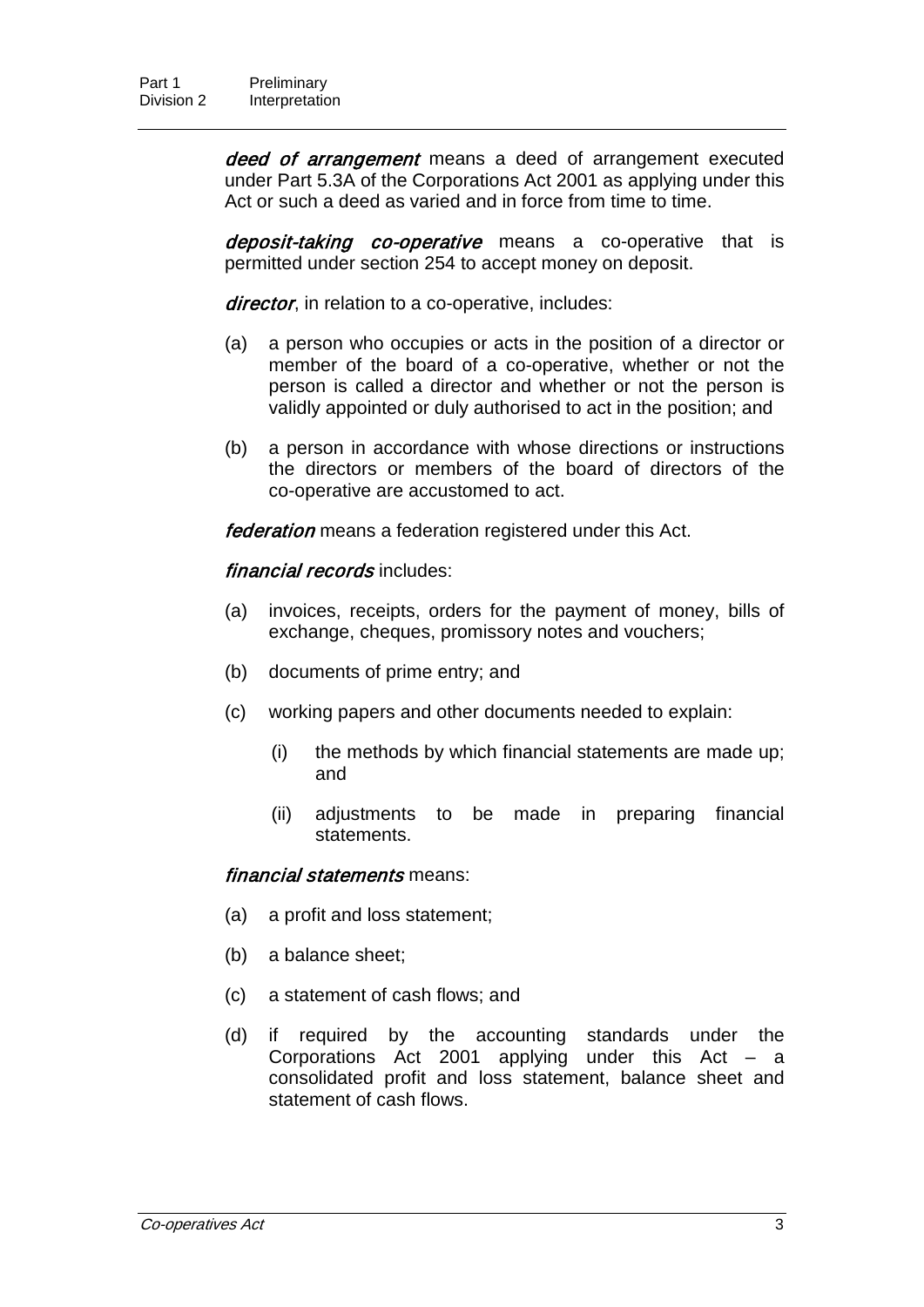***deed of arrangement*** means a deed of arrangement executed under Part 5.3A of the Corporations Act 2001 as applying under this Act or such a deed as varied and in force from time to time.

***deposit-taking co-operative*** means a co-operative that is permitted under section 254 to accept money on deposit.

***director***, in relation to a co-operative, includes:

(a) a person who occupies or acts in the position of a director or member of the board of a co-operative, whether or not the person is called a director and whether or not the person is validly appointed or duly authorised to act in the position; and

(b) a person in accordance with whose directions or instructions the directors or members of the board of directors of the co-operative are accustomed to act.

***federation*** means a federation registered under this Act.

***financial records*** includes:

(a) invoices, receipts, orders for the payment of money, bills of exchange, cheques, promissory notes and vouchers;

(b) documents of prime entry; and

(c) working papers and other documents needed to explain:

(i) the methods by which financial statements are made up; and

(ii) adjustments to be made in preparing financial statements.

***financial statements*** means:

(a) a profit and loss statement;

(b) a balance sheet;

(c) a statement of cash flows; and

(d) if required by the accounting standards under the Corporations Act 2001 applying under this Act – a consolidated profit and loss statement, balance sheet and statement of cash flows.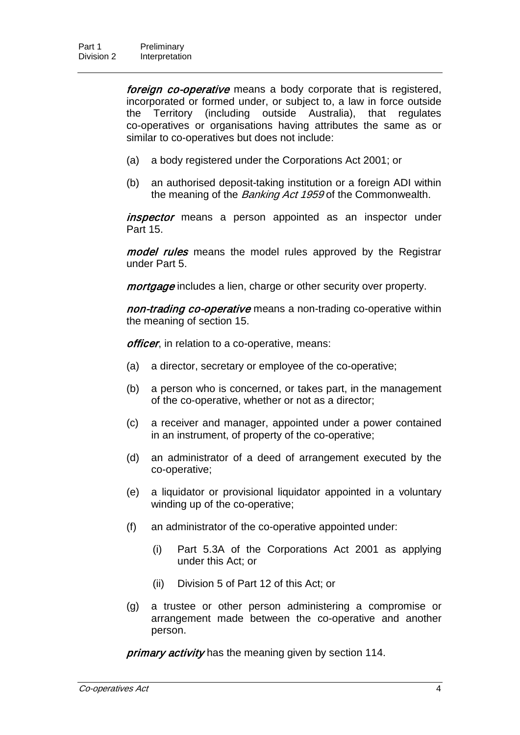***foreign co-operative*** means a body corporate that is registered, incorporated or formed under, or subject to, a law in force outside the Territory (including outside Australia), that regulates co-operatives or organisations having attributes the same as or similar to co-operatives but does not include:

(a) a body registered under the Corporations Act 2001; or

(b) an authorised deposit-taking institution or a foreign ADI within the meaning of the *Banking Act 1959* of the Commonwealth.

***inspector*** means a person appointed as an inspector under Part 15.

***model rules*** means the model rules approved by the Registrar under Part 5.

***mortgage*** includes a lien, charge or other security over property.

***non-trading co-operative*** means a non-trading co-operative within the meaning of section 15.

***officer***, in relation to a co-operative, means:

(a) a director, secretary or employee of the co-operative;

(b) a person who is concerned, or takes part, in the management of the co-operative, whether or not as a director;

(c) a receiver and manager, appointed under a power contained in an instrument, of property of the co-operative;

(d) an administrator of a deed of arrangement executed by the co-operative;

(e) a liquidator or provisional liquidator appointed in a voluntary winding up of the co-operative;

(f) an administrator of the co-operative appointed under:

(i) Part 5.3A of the Corporations Act 2001 as applying under this Act; or

(ii) Division 5 of Part 12 of this Act; or

(g) a trustee or other person administering a compromise or arrangement made between the co-operative and another person.

***primary activity*** has the meaning given by section 114.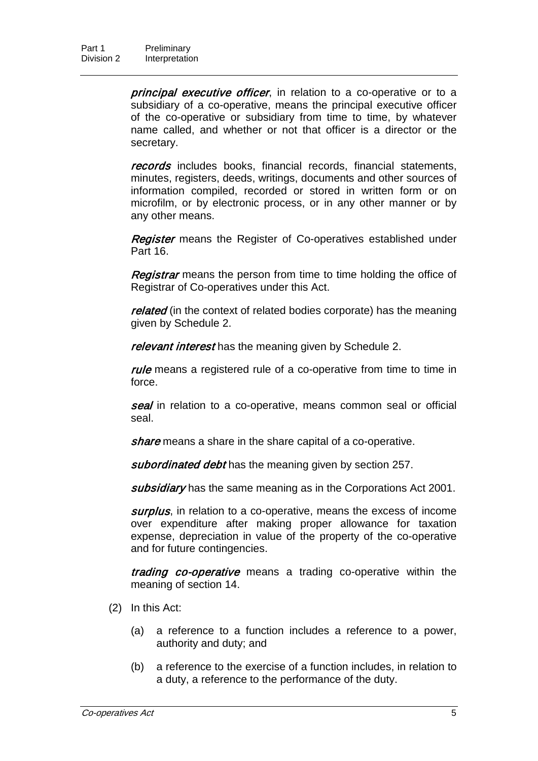***principal executive officer***, in relation to a co-operative or to a subsidiary of a co-operative, means the principal executive officer of the co-operative or subsidiary from time to time, by whatever name called, and whether or not that officer is a director or the secretary.

***records*** includes books, financial records, financial statements, minutes, registers, deeds, writings, documents and other sources of information compiled, recorded or stored in written form or on microfilm, or by electronic process, or in any other manner or by any other means.

***Register*** means the Register of Co-operatives established under Part 16.

***Registrar*** means the person from time to time holding the office of Registrar of Co-operatives under this Act.

***related*** (in the context of related bodies corporate) has the meaning given by Schedule 2.

***relevant interest*** has the meaning given by Schedule 2.

***rule*** means a registered rule of a co-operative from time to time in force.

***seal*** in relation to a co-operative, means common seal or official seal.

***share*** means a share in the share capital of a co-operative.

***subordinated debt*** has the meaning given by section 257.

***subsidiary*** has the same meaning as in the Corporations Act 2001.

***surplus***, in relation to a co-operative, means the excess of income over expenditure after making proper allowance for taxation expense, depreciation in value of the property of the co-operative and for future contingencies.

***trading co-operative*** means a trading co-operative within the meaning of section 14.

(2) In this Act:

(a) a reference to a function includes a reference to a power, authority and duty; and

(b) a reference to the exercise of a function includes, in relation to a duty, a reference to the performance of the duty.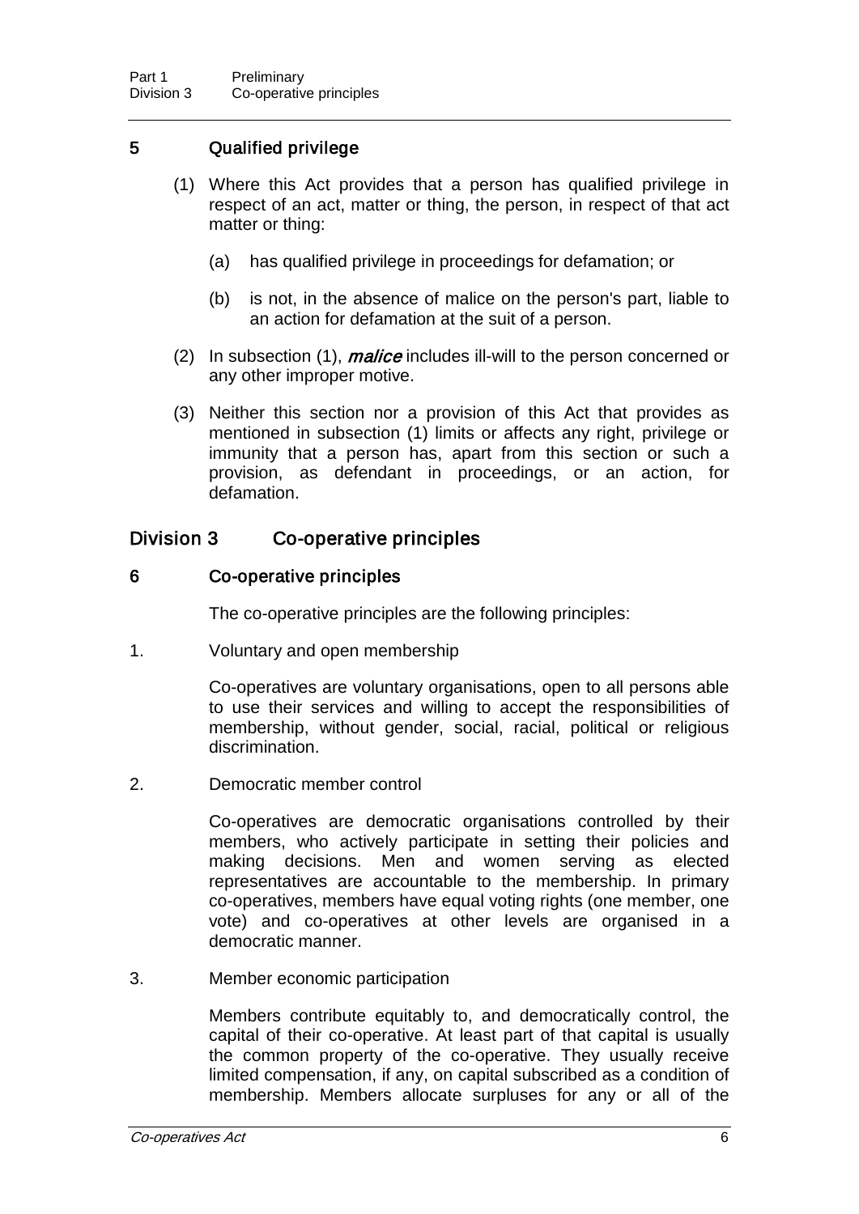### 5 Qualified privilege

(1) Where this Act provides that a person has qualified privilege in respect of an act, matter or thing, the person, in respect of that act matter or thing:

(a) has qualified privilege in proceedings for defamation; or

(b) is not, in the absence of malice on the person's part, liable to an action for defamation at the suit of a person.

(2) In subsection (1), ***malice*** includes ill-will to the person concerned or any other improper motive.

(3) Neither this section nor a provision of this Act that provides as mentioned in subsection (1) limits or affects any right, privilege or immunity that a person has, apart from this section or such a provision, as defendant in proceedings, or an action, for defamation.

## Division 3 Co-operative principles

### 6 Co-operative principles

The co-operative principles are the following principles:

1. Voluntary and open membership

   Co-operatives are voluntary organisations, open to all persons able to use their services and willing to accept the responsibilities of membership, without gender, social, racial, political or religious discrimination.

2. Democratic member control

   Co-operatives are democratic organisations controlled by their members, who actively participate in setting their policies and making decisions. Men and women serving as elected representatives are accountable to the membership. In primary co-operatives, members have equal voting rights (one member, one vote) and co-operatives at other levels are organised in a democratic manner.

3. Member economic participation

   Members contribute equitably to, and democratically control, the capital of their co-operative. At least part of that capital is usually the common property of the co-operative. They usually receive limited compensation, if any, on capital subscribed as a condition of membership. Members allocate surpluses for any or all of the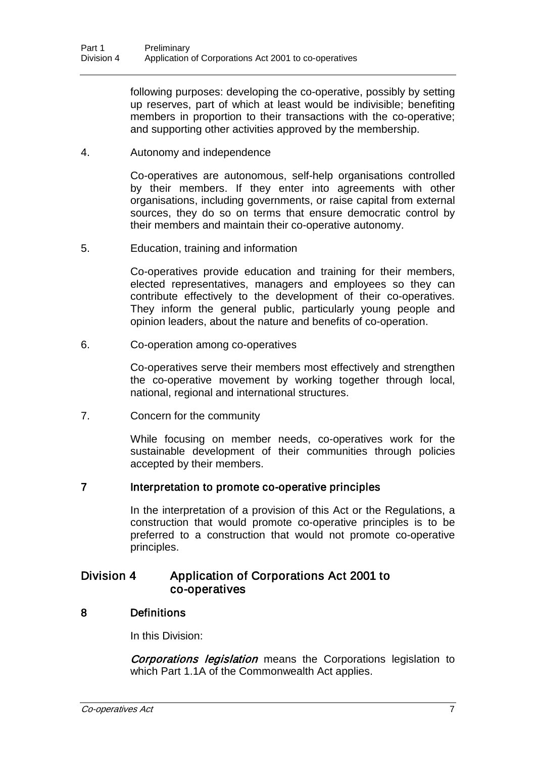following purposes: developing the co-operative, possibly by setting up reserves, part of which at least would be indivisible; benefiting members in proportion to their transactions with the co-operative; and supporting other activities approved by the membership.

4. Autonomy and independence

Co-operatives are autonomous, self-help organisations controlled by their members. If they enter into agreements with other organisations, including governments, or raise capital from external sources, they do so on terms that ensure democratic control by their members and maintain their co-operative autonomy.

5. Education, training and information

Co-operatives provide education and training for their members, elected representatives, managers and employees so they can contribute effectively to the development of their co-operatives. They inform the general public, particularly young people and opinion leaders, about the nature and benefits of co-operation.

6. Co-operation among co-operatives

Co-operatives serve their members most effectively and strengthen the co-operative movement by working together through local, national, regional and international structures.

7. Concern for the community

While focusing on member needs, co-operatives work for the sustainable development of their communities through policies accepted by their members.

### 7 Interpretation to promote co-operative principles

In the interpretation of a provision of this Act or the Regulations, a construction that would promote co-operative principles is to be preferred to a construction that would not promote co-operative principles.

## Division 4 Application of Corporations Act 2001 to co-operatives

### 8 Definitions

In this Division:

***Corporations legislation*** means the Corporations legislation to which Part 1.1A of the Commonwealth Act applies.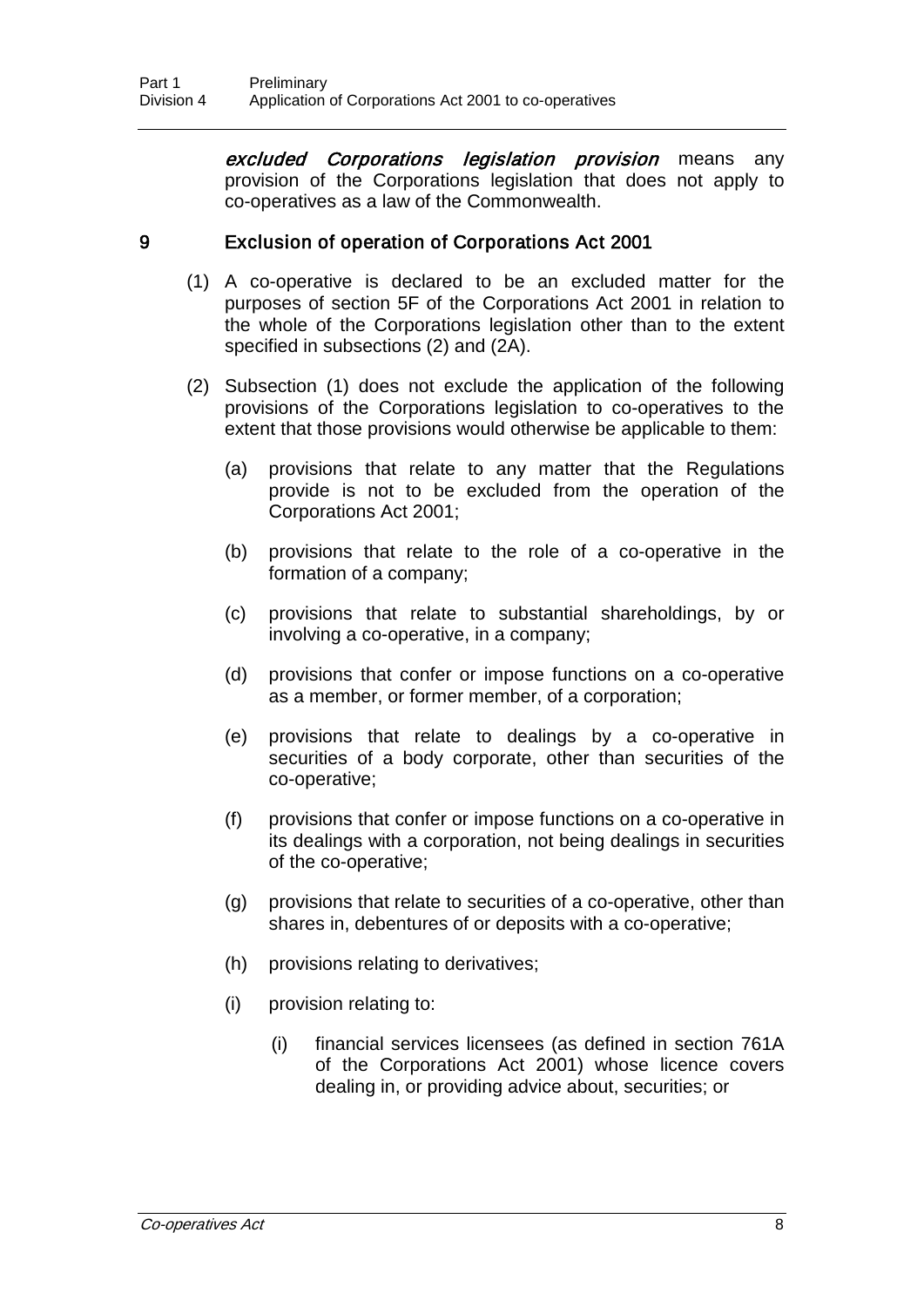***excluded Corporations legislation provision*** means any provision of the Corporations legislation that does not apply to co-operatives as a law of the Commonwealth.

### 9 Exclusion of operation of Corporations Act 2001

(1) A co-operative is declared to be an excluded matter for the purposes of section 5F of the Corporations Act 2001 in relation to the whole of the Corporations legislation other than to the extent specified in subsections (2) and (2A).

(2) Subsection (1) does not exclude the application of the following provisions of the Corporations legislation to co-operatives to the extent that those provisions would otherwise be applicable to them:

- (a) provisions that relate to any matter that the Regulations provide is not to be excluded from the operation of the Corporations Act 2001;
- (b) provisions that relate to the role of a co-operative in the formation of a company;
- (c) provisions that relate to substantial shareholdings, by or involving a co-operative, in a company;
- (d) provisions that confer or impose functions on a co-operative as a member, or former member, of a corporation;
- (e) provisions that relate to dealings by a co-operative in securities of a body corporate, other than securities of the co-operative;
- (f) provisions that confer or impose functions on a co-operative in its dealings with a corporation, not being dealings in securities of the co-operative;
- (g) provisions that relate to securities of a co-operative, other than shares in, debentures of or deposits with a co-operative;
- (h) provisions relating to derivatives;
- (i) provision relating to:
  - (i) financial services licensees (as defined in section 761A of the Corporations Act 2001) whose licence covers dealing in, or providing advice about, securities; or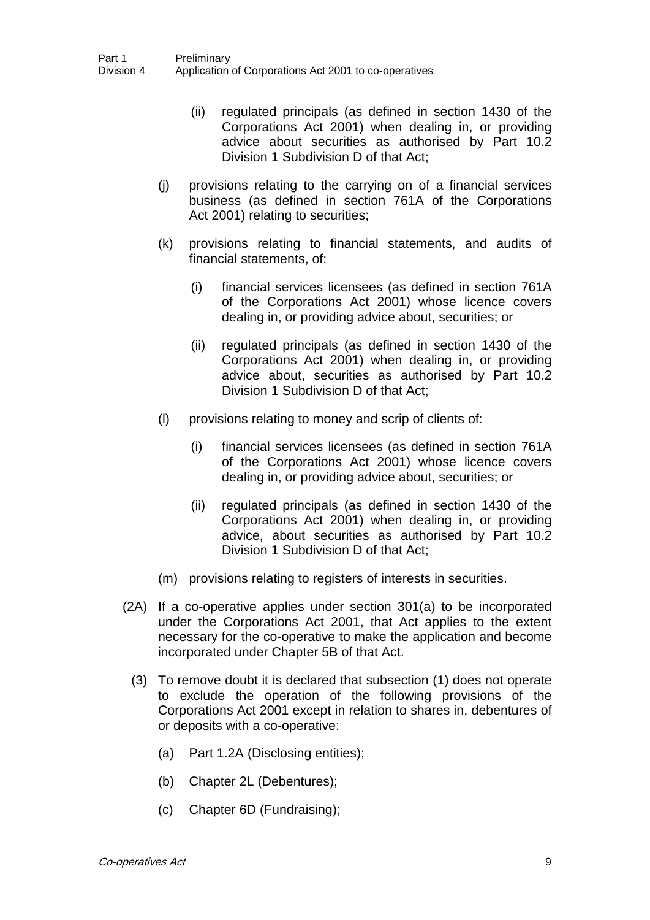(ii) regulated principals (as defined in section 1430 of the Corporations Act 2001) when dealing in, or providing advice about securities as authorised by Part 10.2 Division 1 Subdivision D of that Act;

(j) provisions relating to the carrying on of a financial services business (as defined in section 761A of the Corporations Act 2001) relating to securities;

(k) provisions relating to financial statements, and audits of financial statements, of:

(i) financial services licensees (as defined in section 761A of the Corporations Act 2001) whose licence covers dealing in, or providing advice about, securities; or

(ii) regulated principals (as defined in section 1430 of the Corporations Act 2001) when dealing in, or providing advice about, securities as authorised by Part 10.2 Division 1 Subdivision D of that Act;

(l) provisions relating to money and scrip of clients of:

(i) financial services licensees (as defined in section 761A of the Corporations Act 2001) whose licence covers dealing in, or providing advice about, securities; or

(ii) regulated principals (as defined in section 1430 of the Corporations Act 2001) when dealing in, or providing advice, about securities as authorised by Part 10.2 Division 1 Subdivision D of that Act;

(m) provisions relating to registers of interests in securities.

(2A) If a co-operative applies under section 301(a) to be incorporated under the Corporations Act 2001, that Act applies to the extent necessary for the co-operative to make the application and become incorporated under Chapter 5B of that Act.

(3) To remove doubt it is declared that subsection (1) does not operate to exclude the operation of the following provisions of the Corporations Act 2001 except in relation to shares in, debentures of or deposits with a co-operative:

(a) Part 1.2A (Disclosing entities);

(b) Chapter 2L (Debentures);

(c) Chapter 6D (Fundraising);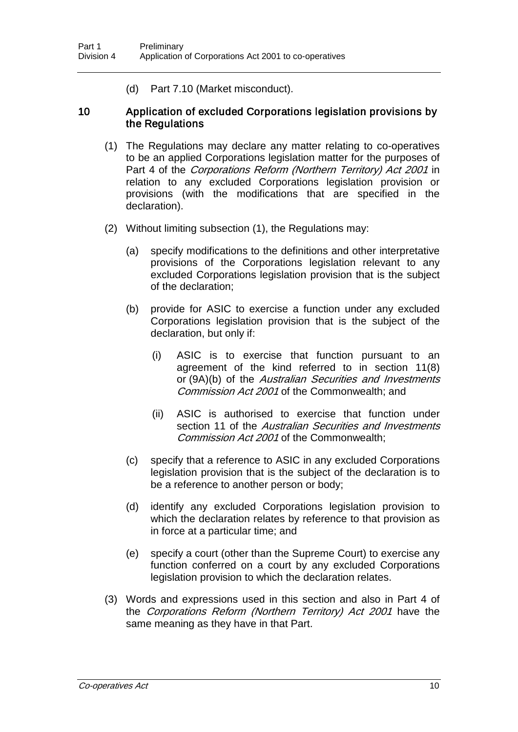(d) Part 7.10 (Market misconduct).

### 10 Application of excluded Corporations legislation provisions by the Regulations

(1) The Regulations may declare any matter relating to co-operatives to be an applied Corporations legislation matter for the purposes of Part 4 of the *Corporations Reform (Northern Territory) Act 2001* in relation to any excluded Corporations legislation provision or provisions (with the modifications that are specified in the declaration).

(2) Without limiting subsection (1), the Regulations may:

(a) specify modifications to the definitions and other interpretative provisions of the Corporations legislation relevant to any excluded Corporations legislation provision that is the subject of the declaration;

(b) provide for ASIC to exercise a function under any excluded Corporations legislation provision that is the subject of the declaration, but only if:

(i) ASIC is to exercise that function pursuant to an agreement of the kind referred to in section 11(8) or (9A)(b) of the *Australian Securities and Investments Commission Act 2001* of the Commonwealth; and

(ii) ASIC is authorised to exercise that function under section 11 of the *Australian Securities and Investments Commission Act 2001* of the Commonwealth;

(c) specify that a reference to ASIC in any excluded Corporations legislation provision that is the subject of the declaration is to be a reference to another person or body;

(d) identify any excluded Corporations legislation provision to which the declaration relates by reference to that provision as in force at a particular time; and

(e) specify a court (other than the Supreme Court) to exercise any function conferred on a court by any excluded Corporations legislation provision to which the declaration relates.

(3) Words and expressions used in this section and also in Part 4 of the *Corporations Reform (Northern Territory) Act 2001* have the same meaning as they have in that Part.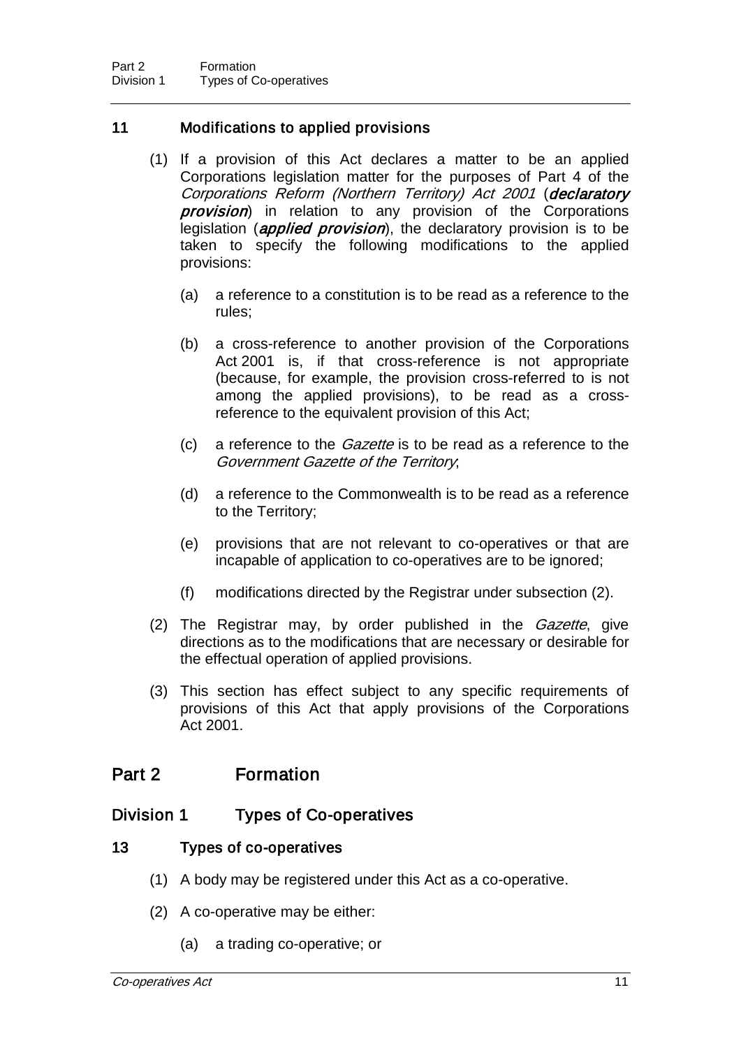### 11 Modifications to applied provisions

(1) If a provision of this Act declares a matter to be an applied Corporations legislation matter for the purposes of Part 4 of the *Corporations Reform (Northern Territory) Act 2001* (***declaratory provision***) in relation to any provision of the Corporations legislation (***applied provision***), the declaratory provision is to be taken to specify the following modifications to the applied provisions:

(a) a reference to a constitution is to be read as a reference to the rules;

(b) a cross-reference to another provision of the Corporations Act 2001 is, if that cross-reference is not appropriate (because, for example, the provision cross-referred to is not among the applied provisions), to be read as a cross-reference to the equivalent provision of this Act;

(c) a reference to the *Gazette* is to be read as a reference to the *Government Gazette of the Territory*;

(d) a reference to the Commonwealth is to be read as a reference to the Territory;

(e) provisions that are not relevant to co-operatives or that are incapable of application to co-operatives are to be ignored;

(f) modifications directed by the Registrar under subsection (2).

(2) The Registrar may, by order published in the *Gazette*, give directions as to the modifications that are necessary or desirable for the effectual operation of applied provisions.

(3) This section has effect subject to any specific requirements of provisions of this Act that apply provisions of the Corporations Act 2001.

# Part 2 Formation

## Division 1 Types of Co-operatives

### 13 Types of co-operatives

(1) A body may be registered under this Act as a co-operative.

(2) A co-operative may be either:

(a) a trading co-operative; or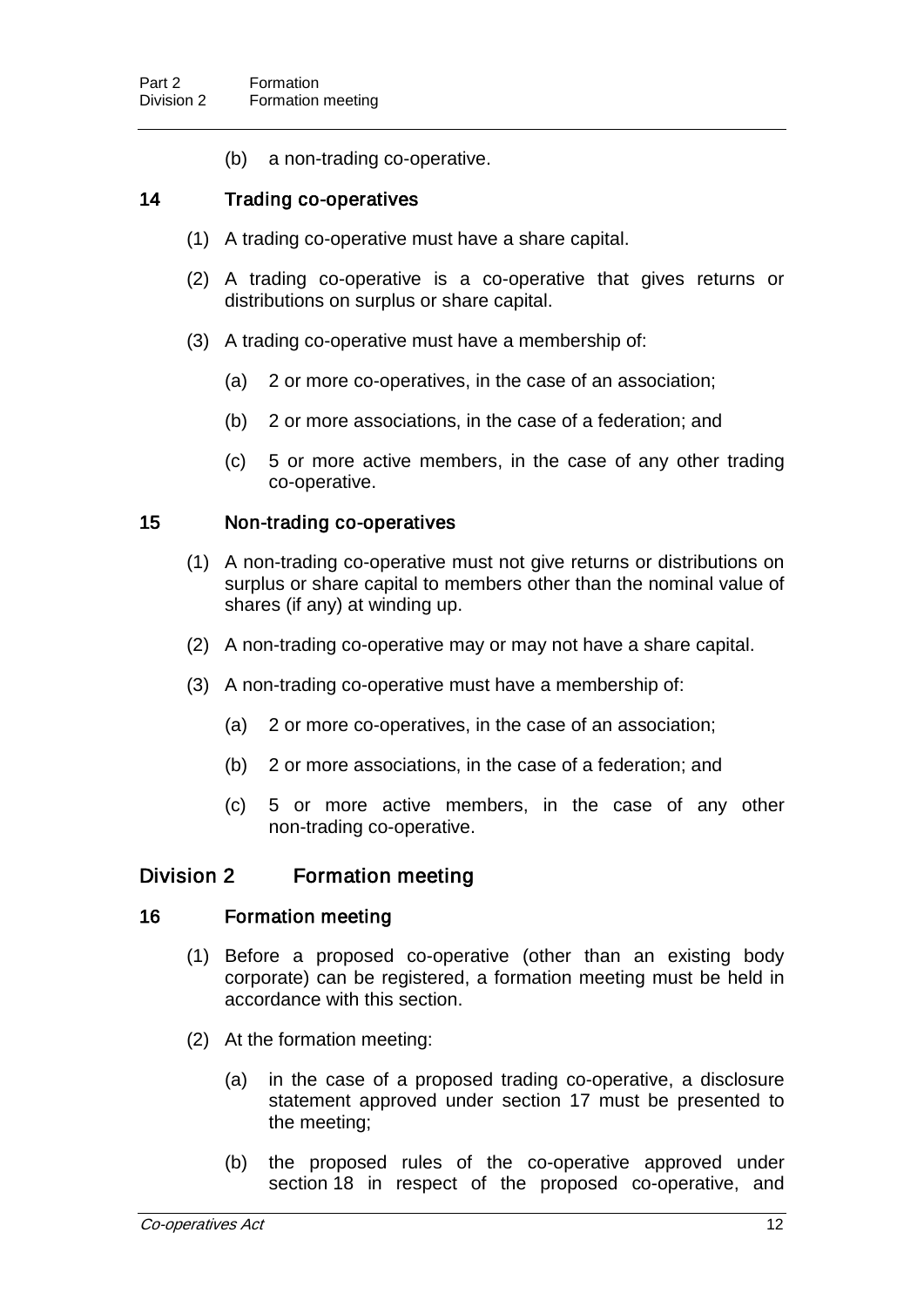(b) a non-trading co-operative.

### 14 Trading co-operatives

(1) A trading co-operative must have a share capital.

(2) A trading co-operative is a co-operative that gives returns or distributions on surplus or share capital.

(3) A trading co-operative must have a membership of:

(a) 2 or more co-operatives, in the case of an association;

(b) 2 or more associations, in the case of a federation; and

(c) 5 or more active members, in the case of any other trading co-operative.

### 15 Non-trading co-operatives

(1) A non-trading co-operative must not give returns or distributions on surplus or share capital to members other than the nominal value of shares (if any) at winding up.

(2) A non-trading co-operative may or may not have a share capital.

(3) A non-trading co-operative must have a membership of:

(a) 2 or more co-operatives, in the case of an association;

(b) 2 or more associations, in the case of a federation; and

(c) 5 or more active members, in the case of any other non-trading co-operative.

## Division 2 Formation meeting

### 16 Formation meeting

(1) Before a proposed co-operative (other than an existing body corporate) can be registered, a formation meeting must be held in accordance with this section.

(2) At the formation meeting:

(a) in the case of a proposed trading co-operative, a disclosure statement approved under section 17 must be presented to the meeting;

(b) the proposed rules of the co-operative approved under section 18 in respect of the proposed co-operative, and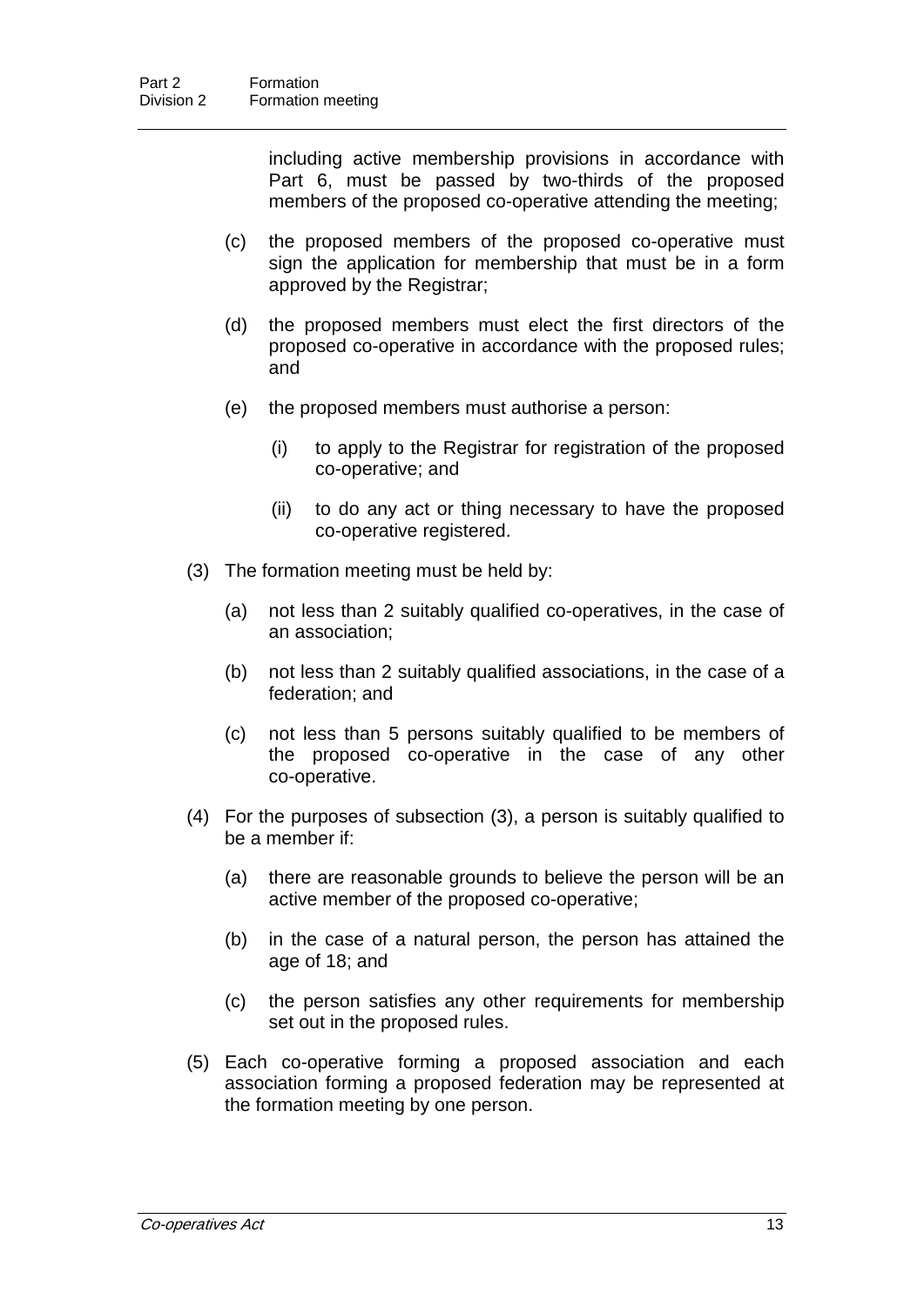including active membership provisions in accordance with Part 6, must be passed by two-thirds of the proposed members of the proposed co-operative attending the meeting;

(c) the proposed members of the proposed co-operative must sign the application for membership that must be in a form approved by the Registrar;

(d) the proposed members must elect the first directors of the proposed co-operative in accordance with the proposed rules; and

(e) the proposed members must authorise a person:

(i) to apply to the Registrar for registration of the proposed co-operative; and

(ii) to do any act or thing necessary to have the proposed co-operative registered.

(3) The formation meeting must be held by:

(a) not less than 2 suitably qualified co-operatives, in the case of an association;

(b) not less than 2 suitably qualified associations, in the case of a federation; and

(c) not less than 5 persons suitably qualified to be members of the proposed co-operative in the case of any other co-operative.

(4) For the purposes of subsection (3), a person is suitably qualified to be a member if:

(a) there are reasonable grounds to believe the person will be an active member of the proposed co-operative;

(b) in the case of a natural person, the person has attained the age of 18; and

(c) the person satisfies any other requirements for membership set out in the proposed rules.

(5) Each co-operative forming a proposed association and each association forming a proposed federation may be represented at the formation meeting by one person.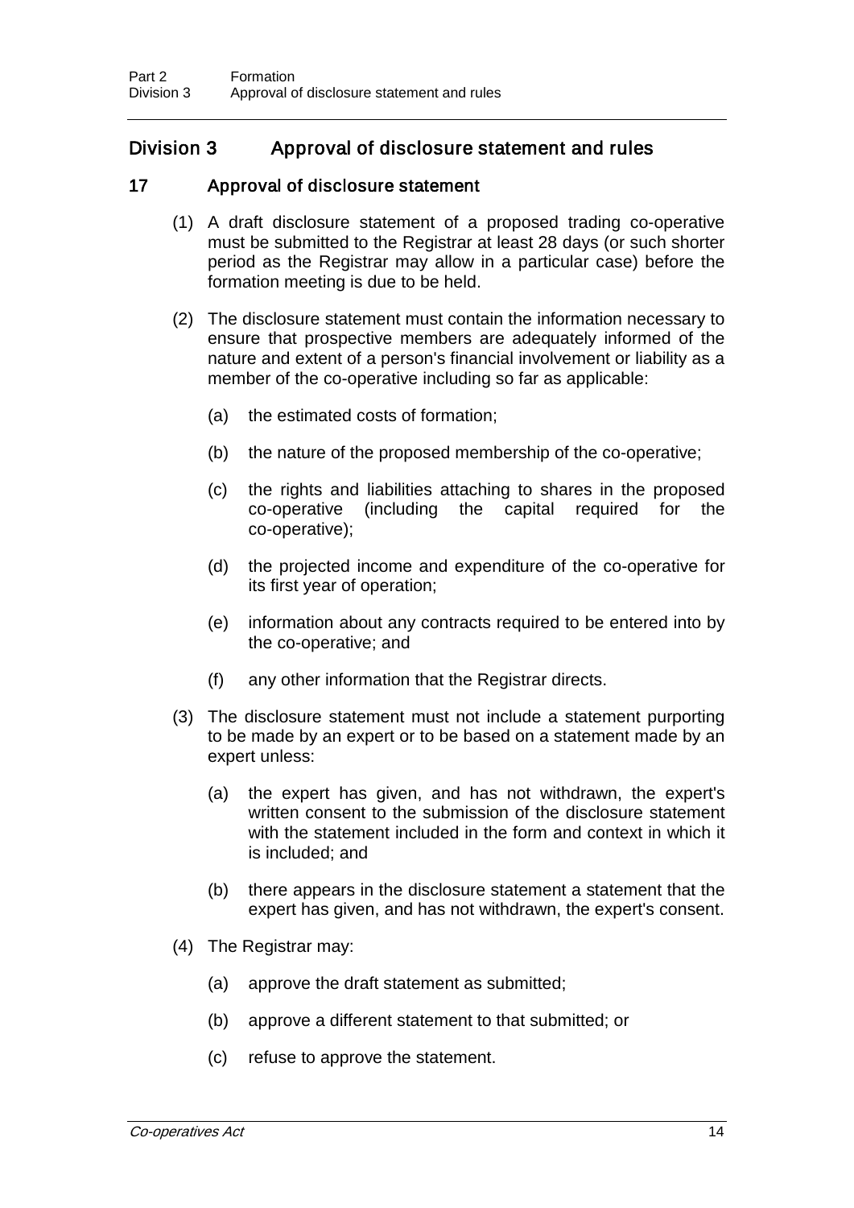## Division 3 Approval of disclosure statement and rules

### 17 Approval of disclosure statement

(1) A draft disclosure statement of a proposed trading co-operative must be submitted to the Registrar at least 28 days (or such shorter period as the Registrar may allow in a particular case) before the formation meeting is due to be held.

(2) The disclosure statement must contain the information necessary to ensure that prospective members are adequately informed of the nature and extent of a person's financial involvement or liability as a member of the co-operative including so far as applicable:

(a) the estimated costs of formation;

(b) the nature of the proposed membership of the co-operative;

(c) the rights and liabilities attaching to shares in the proposed co-operative (including the capital required for the co-operative);

(d) the projected income and expenditure of the co-operative for its first year of operation;

(e) information about any contracts required to be entered into by the co-operative; and

(f) any other information that the Registrar directs.

(3) The disclosure statement must not include a statement purporting to be made by an expert or to be based on a statement made by an expert unless:

(a) the expert has given, and has not withdrawn, the expert's written consent to the submission of the disclosure statement with the statement included in the form and context in which it is included; and

(b) there appears in the disclosure statement a statement that the expert has given, and has not withdrawn, the expert's consent.

(4) The Registrar may:

(a) approve the draft statement as submitted;

(b) approve a different statement to that submitted; or

(c) refuse to approve the statement.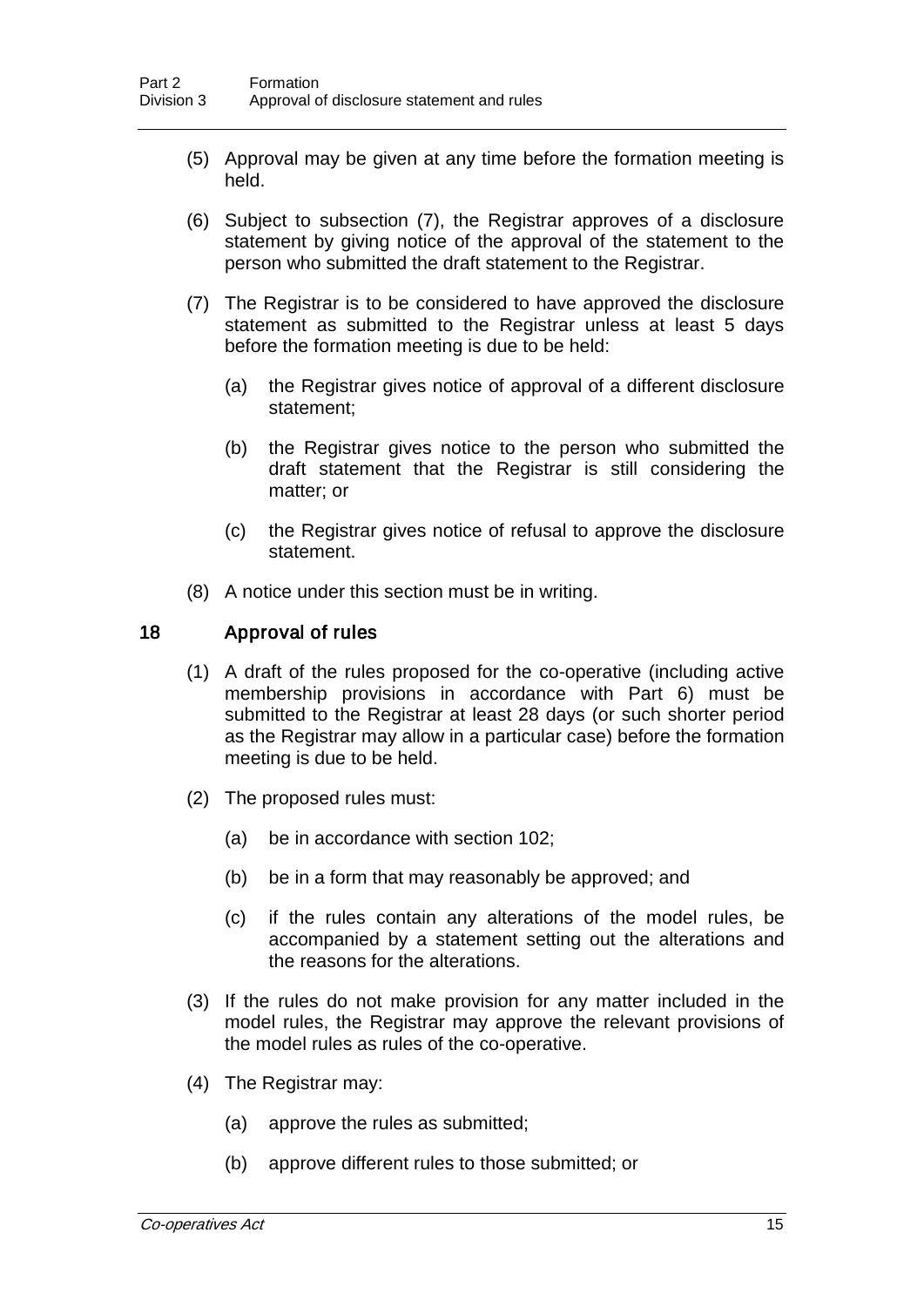(5) Approval may be given at any time before the formation meeting is held.

(6) Subject to subsection (7), the Registrar approves of a disclosure statement by giving notice of the approval of the statement to the person who submitted the draft statement to the Registrar.

(7) The Registrar is to be considered to have approved the disclosure statement as submitted to the Registrar unless at least 5 days before the formation meeting is due to be held:

(a) the Registrar gives notice of approval of a different disclosure statement;

(b) the Registrar gives notice to the person who submitted the draft statement that the Registrar is still considering the matter; or

(c) the Registrar gives notice of refusal to approve the disclosure statement.

(8) A notice under this section must be in writing.

## 18 Approval of rules

(1) A draft of the rules proposed for the co-operative (including active membership provisions in accordance with Part 6) must be submitted to the Registrar at least 28 days (or such shorter period as the Registrar may allow in a particular case) before the formation meeting is due to be held.

(2) The proposed rules must:

(a) be in accordance with section 102;

(b) be in a form that may reasonably be approved; and

(c) if the rules contain any alterations of the model rules, be accompanied by a statement setting out the alterations and the reasons for the alterations.

(3) If the rules do not make provision for any matter included in the model rules, the Registrar may approve the relevant provisions of the model rules as rules of the co-operative.

(4) The Registrar may:

(a) approve the rules as submitted;

(b) approve different rules to those submitted; or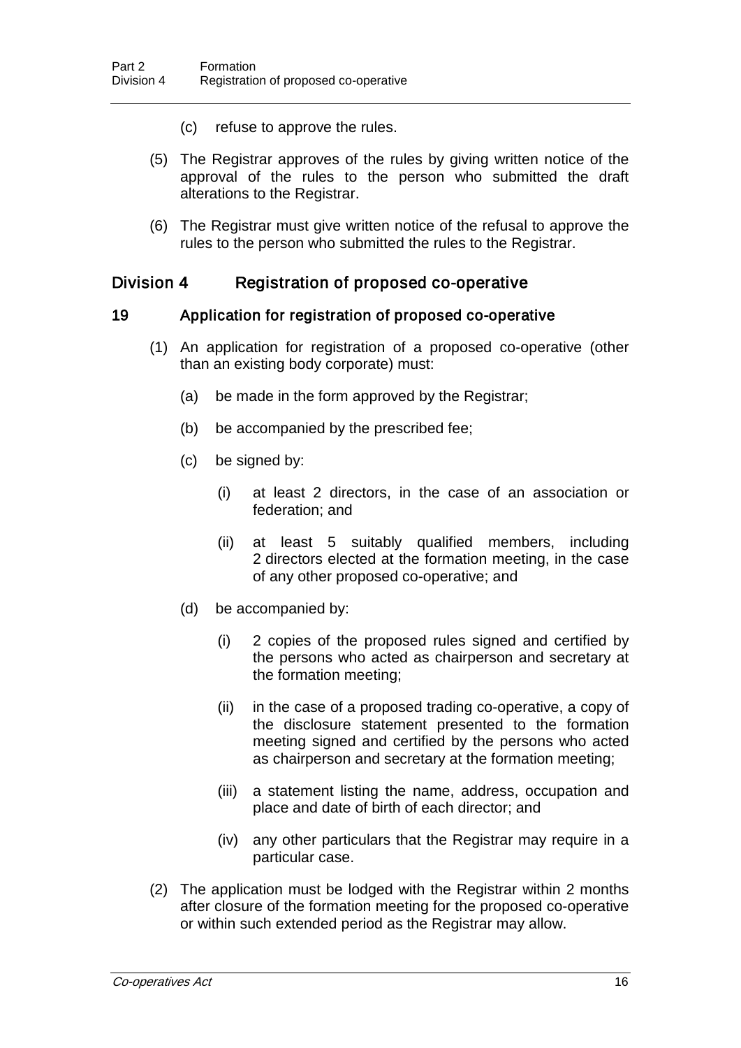(c) refuse to approve the rules.

(5) The Registrar approves of the rules by giving written notice of the approval of the rules to the person who submitted the draft alterations to the Registrar.

(6) The Registrar must give written notice of the refusal to approve the rules to the person who submitted the rules to the Registrar.

## Division 4 Registration of proposed co-operative

### 19 Application for registration of proposed co-operative

(1) An application for registration of a proposed co-operative (other than an existing body corporate) must:

(a) be made in the form approved by the Registrar;

(b) be accompanied by the prescribed fee;

(c) be signed by:

(i) at least 2 directors, in the case of an association or federation; and

(ii) at least 5 suitably qualified members, including 2 directors elected at the formation meeting, in the case of any other proposed co-operative; and

(d) be accompanied by:

(i) 2 copies of the proposed rules signed and certified by the persons who acted as chairperson and secretary at the formation meeting;

(ii) in the case of a proposed trading co-operative, a copy of the disclosure statement presented to the formation meeting signed and certified by the persons who acted as chairperson and secretary at the formation meeting;

(iii) a statement listing the name, address, occupation and place and date of birth of each director; and

(iv) any other particulars that the Registrar may require in a particular case.

(2) The application must be lodged with the Registrar within 2 months after closure of the formation meeting for the proposed co-operative or within such extended period as the Registrar may allow.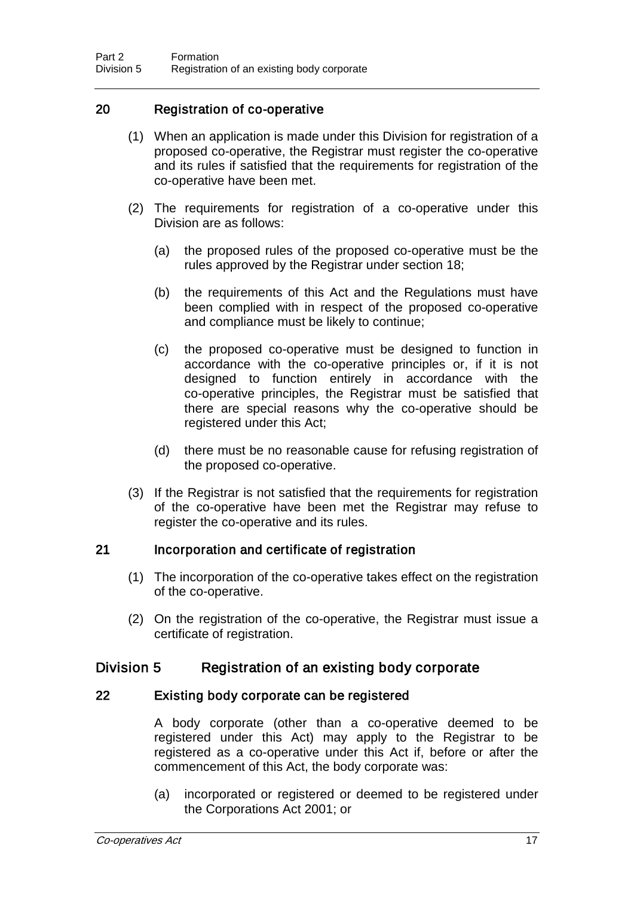## 20 Registration of co-operative

(1) When an application is made under this Division for registration of a proposed co-operative, the Registrar must register the co-operative and its rules if satisfied that the requirements for registration of the co-operative have been met.

(2) The requirements for registration of a co-operative under this Division are as follows:

(a) the proposed rules of the proposed co-operative must be the rules approved by the Registrar under section 18;

(b) the requirements of this Act and the Regulations must have been complied with in respect of the proposed co-operative and compliance must be likely to continue;

(c) the proposed co-operative must be designed to function in accordance with the co-operative principles or, if it is not designed to function entirely in accordance with the co-operative principles, the Registrar must be satisfied that there are special reasons why the co-operative should be registered under this Act;

(d) there must be no reasonable cause for refusing registration of the proposed co-operative.

(3) If the Registrar is not satisfied that the requirements for registration of the co-operative have been met the Registrar may refuse to register the co-operative and its rules.

## 21 Incorporation and certificate of registration

(1) The incorporation of the co-operative takes effect on the registration of the co-operative.

(2) On the registration of the co-operative, the Registrar must issue a certificate of registration.

# Division 5 Registration of an existing body corporate

## 22 Existing body corporate can be registered

A body corporate (other than a co-operative deemed to be registered under this Act) may apply to the Registrar to be registered as a co-operative under this Act if, before or after the commencement of this Act, the body corporate was:

(a) incorporated or registered or deemed to be registered under the Corporations Act 2001; or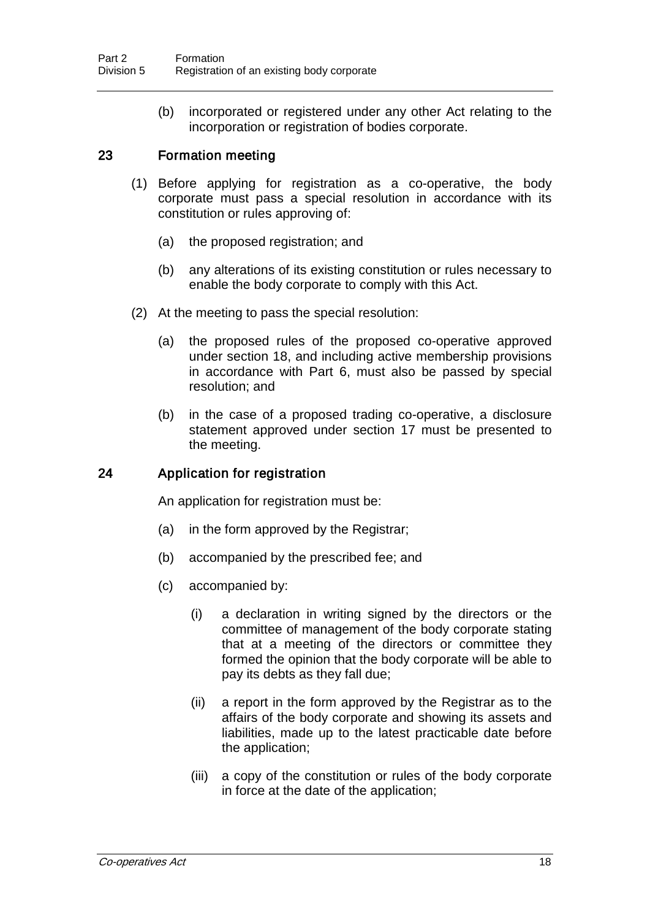(b) incorporated or registered under any other Act relating to the incorporation or registration of bodies corporate.

### 23 Formation meeting

(1) Before applying for registration as a co-operative, the body corporate must pass a special resolution in accordance with its constitution or rules approving of:

(a) the proposed registration; and

(b) any alterations of its existing constitution or rules necessary to enable the body corporate to comply with this Act.

(2) At the meeting to pass the special resolution:

(a) the proposed rules of the proposed co-operative approved under section 18, and including active membership provisions in accordance with Part 6, must also be passed by special resolution; and

(b) in the case of a proposed trading co-operative, a disclosure statement approved under section 17 must be presented to the meeting.

### 24 Application for registration

An application for registration must be:

(a) in the form approved by the Registrar;

(b) accompanied by the prescribed fee; and

(c) accompanied by:

(i) a declaration in writing signed by the directors or the committee of management of the body corporate stating that at a meeting of the directors or committee they formed the opinion that the body corporate will be able to pay its debts as they fall due;

(ii) a report in the form approved by the Registrar as to the affairs of the body corporate and showing its assets and liabilities, made up to the latest practicable date before the application;

(iii) a copy of the constitution or rules of the body corporate in force at the date of the application;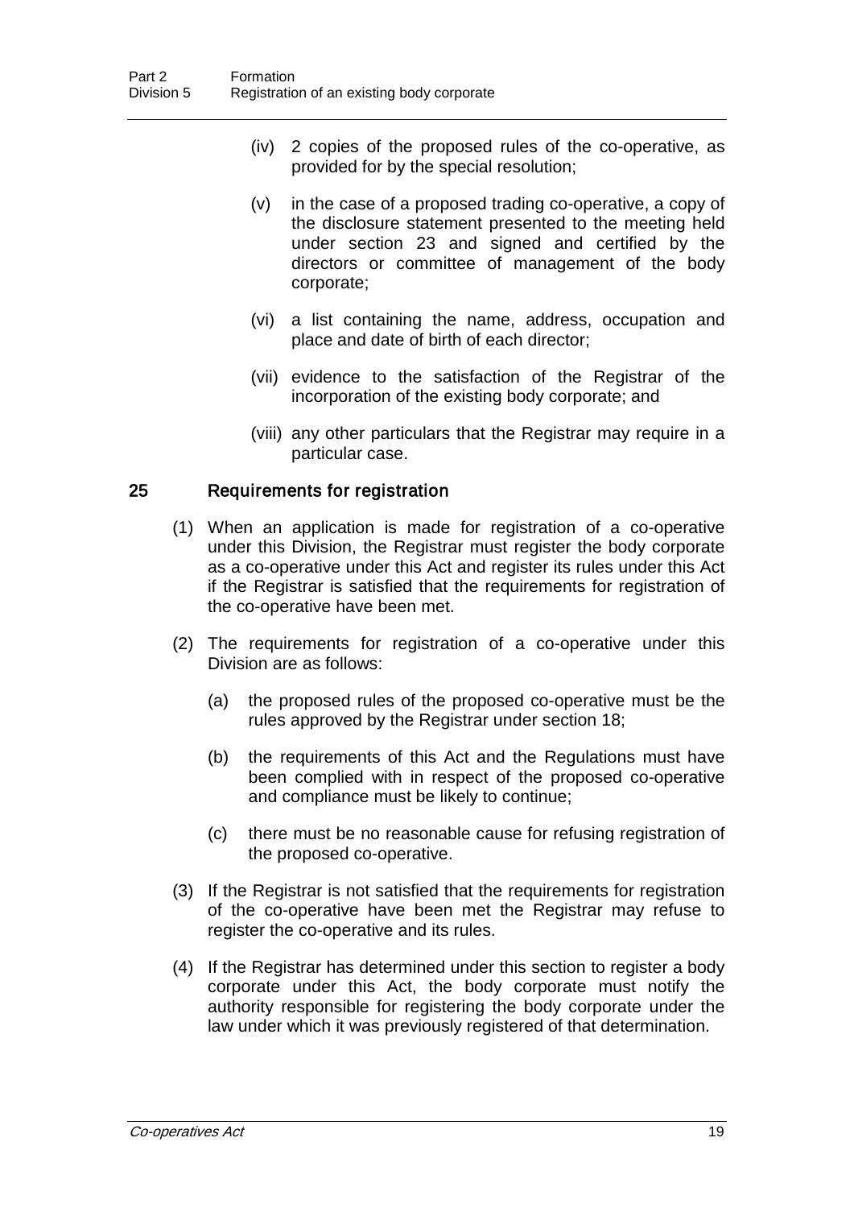(iv) 2 copies of the proposed rules of the co-operative, as provided for by the special resolution;

(v) in the case of a proposed trading co-operative, a copy of the disclosure statement presented to the meeting held under section 23 and signed and certified by the directors or committee of management of the body corporate;

(vi) a list containing the name, address, occupation and place and date of birth of each director;

(vii) evidence to the satisfaction of the Registrar of the incorporation of the existing body corporate; and

(viii) any other particulars that the Registrar may require in a particular case.

## 25 Requirements for registration

(1) When an application is made for registration of a co-operative under this Division, the Registrar must register the body corporate as a co-operative under this Act and register its rules under this Act if the Registrar is satisfied that the requirements for registration of the co-operative have been met.

(2) The requirements for registration of a co-operative under this Division are as follows:

(a) the proposed rules of the proposed co-operative must be the rules approved by the Registrar under section 18;

(b) the requirements of this Act and the Regulations must have been complied with in respect of the proposed co-operative and compliance must be likely to continue;

(c) there must be no reasonable cause for refusing registration of the proposed co-operative.

(3) If the Registrar is not satisfied that the requirements for registration of the co-operative have been met the Registrar may refuse to register the co-operative and its rules.

(4) If the Registrar has determined under this section to register a body corporate under this Act, the body corporate must notify the authority responsible for registering the body corporate under the law under which it was previously registered of that determination.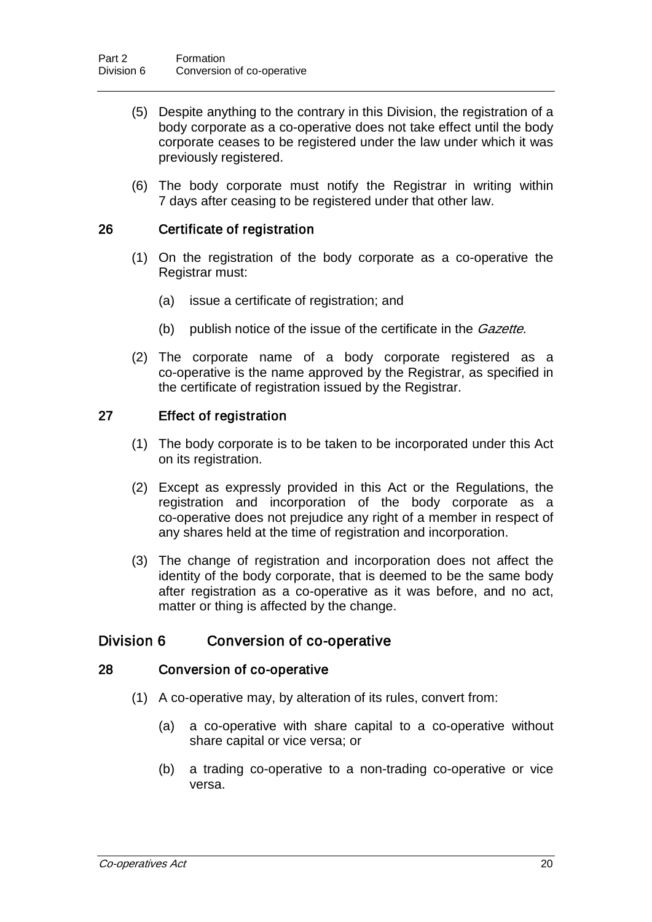(5) Despite anything to the contrary in this Division, the registration of a body corporate as a co-operative does not take effect until the body corporate ceases to be registered under the law under which it was previously registered.

(6) The body corporate must notify the Registrar in writing within 7 days after ceasing to be registered under that other law.

### 26 Certificate of registration

(1) On the registration of the body corporate as a co-operative the Registrar must:

(a) issue a certificate of registration; and

(b) publish notice of the issue of the certificate in the *Gazette*.

(2) The corporate name of a body corporate registered as a co-operative is the name approved by the Registrar, as specified in the certificate of registration issued by the Registrar.

### 27 Effect of registration

(1) The body corporate is to be taken to be incorporated under this Act on its registration.

(2) Except as expressly provided in this Act or the Regulations, the registration and incorporation of the body corporate as a co-operative does not prejudice any right of a member in respect of any shares held at the time of registration and incorporation.

(3) The change of registration and incorporation does not affect the identity of the body corporate, that is deemed to be the same body after registration as a co-operative as it was before, and no act, matter or thing is affected by the change.

## Division 6 Conversion of co-operative

### 28 Conversion of co-operative

(1) A co-operative may, by alteration of its rules, convert from:

(a) a co-operative with share capital to a co-operative without share capital or vice versa; or

(b) a trading co-operative to a non-trading co-operative or vice versa.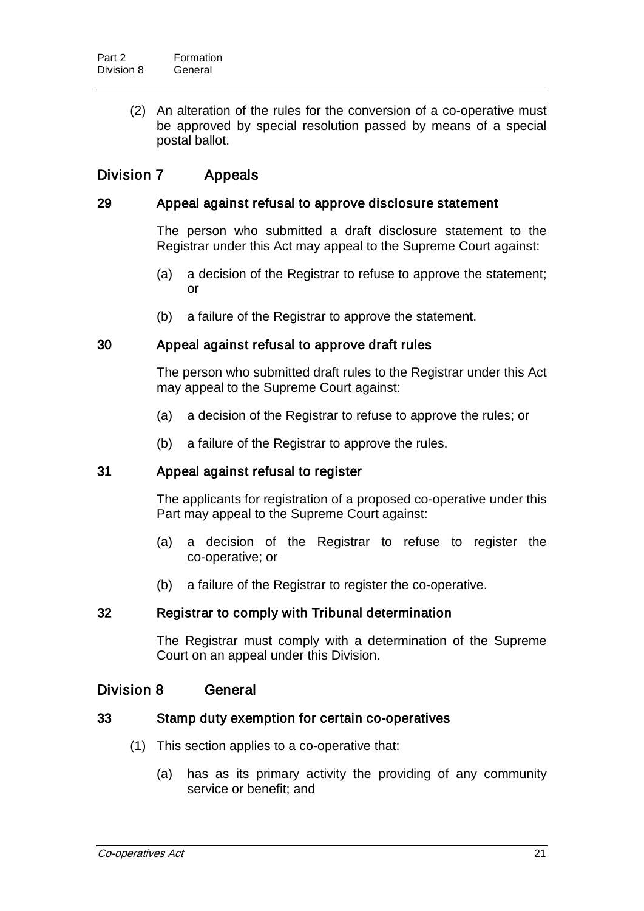(2) An alteration of the rules for the conversion of a co-operative must be approved by special resolution passed by means of a special postal ballot.

## Division 7 Appeals

### 29 Appeal against refusal to approve disclosure statement

The person who submitted a draft disclosure statement to the Registrar under this Act may appeal to the Supreme Court against:

(a) a decision of the Registrar to refuse to approve the statement; or

(b) a failure of the Registrar to approve the statement.

### 30 Appeal against refusal to approve draft rules

The person who submitted draft rules to the Registrar under this Act may appeal to the Supreme Court against:

(a) a decision of the Registrar to refuse to approve the rules; or

(b) a failure of the Registrar to approve the rules.

### 31 Appeal against refusal to register

The applicants for registration of a proposed co-operative under this Part may appeal to the Supreme Court against:

(a) a decision of the Registrar to refuse to register the co-operative; or

(b) a failure of the Registrar to register the co-operative.

### 32 Registrar to comply with Tribunal determination

The Registrar must comply with a determination of the Supreme Court on an appeal under this Division.

## Division 8 General

### 33 Stamp duty exemption for certain co-operatives

(1) This section applies to a co-operative that:

(a) has as its primary activity the providing of any community service or benefit; and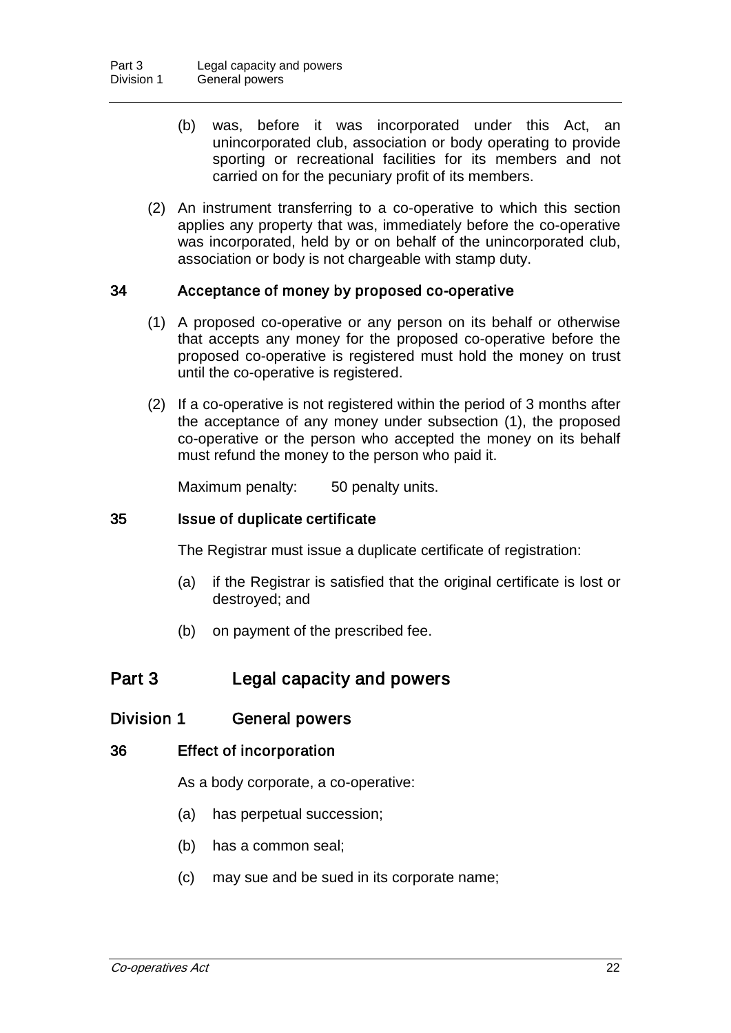(b) was, before it was incorporated under this Act, an unincorporated club, association or body operating to provide sporting or recreational facilities for its members and not carried on for the pecuniary profit of its members.

(2) An instrument transferring to a co-operative to which this section applies any property that was, immediately before the co-operative was incorporated, held by or on behalf of the unincorporated club, association or body is not chargeable with stamp duty.

### 34 Acceptance of money by proposed co-operative

(1) A proposed co-operative or any person on its behalf or otherwise that accepts any money for the proposed co-operative before the proposed co-operative is registered must hold the money on trust until the co-operative is registered.

(2) If a co-operative is not registered within the period of 3 months after the acceptance of any money under subsection (1), the proposed co-operative or the person who accepted the money on its behalf must refund the money to the person who paid it.

Maximum penalty: 50 penalty units.

### 35 Issue of duplicate certificate

The Registrar must issue a duplicate certificate of registration:

(a) if the Registrar is satisfied that the original certificate is lost or destroyed; and

(b) on payment of the prescribed fee.

# Part 3 Legal capacity and powers

## Division 1 General powers

### 36 Effect of incorporation

As a body corporate, a co-operative:

(a) has perpetual succession;

(b) has a common seal;

(c) may sue and be sued in its corporate name;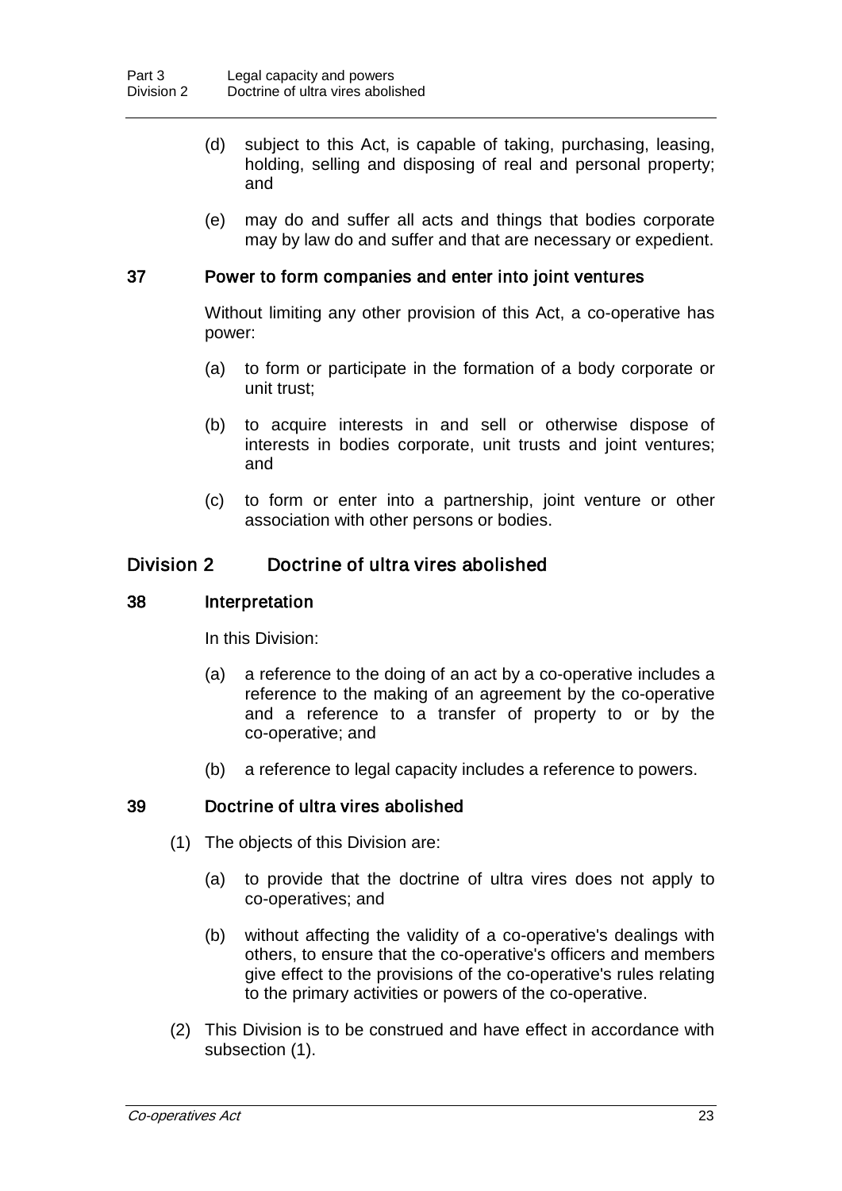(d) subject to this Act, is capable of taking, purchasing, leasing, holding, selling and disposing of real and personal property; and

(e) may do and suffer all acts and things that bodies corporate may by law do and suffer and that are necessary or expedient.

### 37 Power to form companies and enter into joint ventures

Without limiting any other provision of this Act, a co-operative has power:

(a) to form or participate in the formation of a body corporate or unit trust;

(b) to acquire interests in and sell or otherwise dispose of interests in bodies corporate, unit trusts and joint ventures; and

(c) to form or enter into a partnership, joint venture or other association with other persons or bodies.

## Division 2 Doctrine of ultra vires abolished

### 38 Interpretation

In this Division:

(a) a reference to the doing of an act by a co-operative includes a reference to the making of an agreement by the co-operative and a reference to a transfer of property to or by the co-operative; and

(b) a reference to legal capacity includes a reference to powers.

### 39 Doctrine of ultra vires abolished

(1) The objects of this Division are:

(a) to provide that the doctrine of ultra vires does not apply to co-operatives; and

(b) without affecting the validity of a co-operative's dealings with others, to ensure that the co-operative's officers and members give effect to the provisions of the co-operative's rules relating to the primary activities or powers of the co-operative.

(2) This Division is to be construed and have effect in accordance with subsection (1).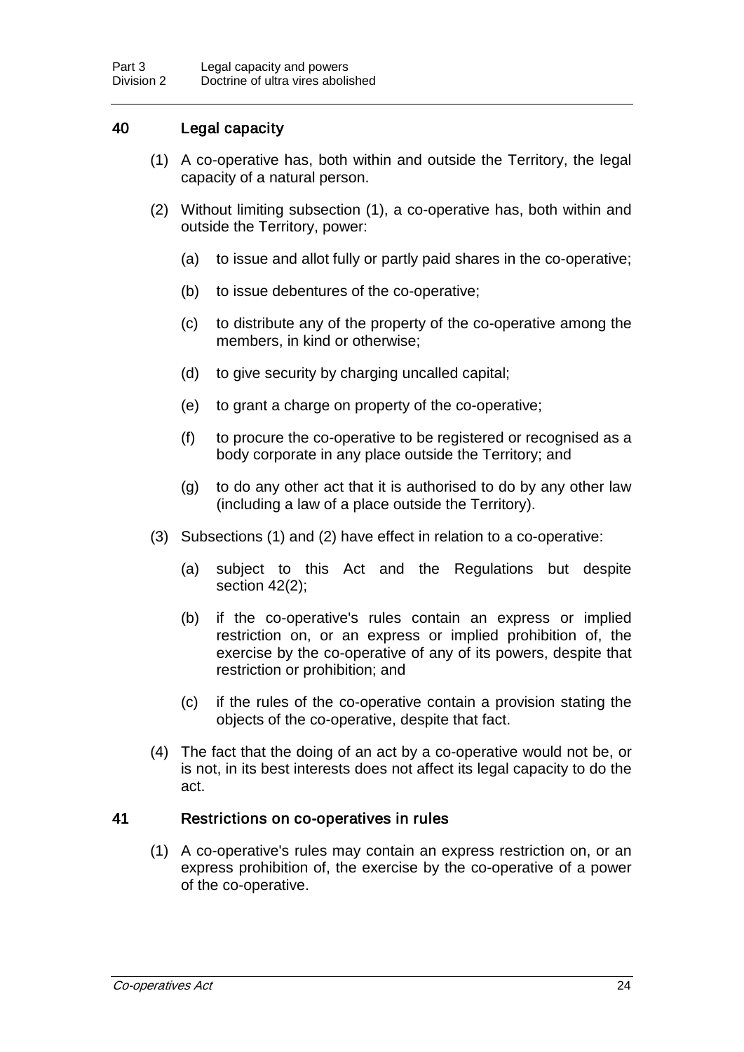## 40 Legal capacity

(1) A co-operative has, both within and outside the Territory, the legal capacity of a natural person.

(2) Without limiting subsection (1), a co-operative has, both within and outside the Territory, power:

(a) to issue and allot fully or partly paid shares in the co-operative;

(b) to issue debentures of the co-operative;

(c) to distribute any of the property of the co-operative among the members, in kind or otherwise;

(d) to give security by charging uncalled capital;

(e) to grant a charge on property of the co-operative;

(f) to procure the co-operative to be registered or recognised as a body corporate in any place outside the Territory; and

(g) to do any other act that it is authorised to do by any other law (including a law of a place outside the Territory).

(3) Subsections (1) and (2) have effect in relation to a co-operative:

(a) subject to this Act and the Regulations but despite section 42(2);

(b) if the co-operative's rules contain an express or implied restriction on, or an express or implied prohibition of, the exercise by the co-operative of any of its powers, despite that restriction or prohibition; and

(c) if the rules of the co-operative contain a provision stating the objects of the co-operative, despite that fact.

(4) The fact that the doing of an act by a co-operative would not be, or is not, in its best interests does not affect its legal capacity to do the act.

## 41 Restrictions on co-operatives in rules

(1) A co-operative's rules may contain an express restriction on, or an express prohibition of, the exercise by the co-operative of a power of the co-operative.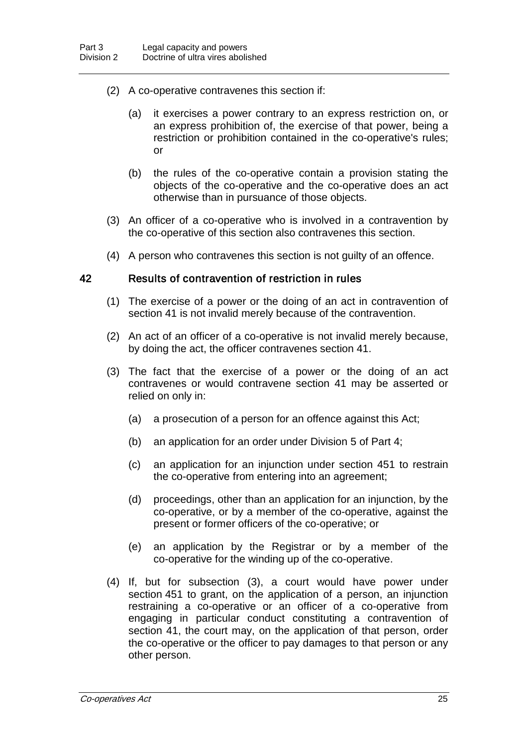(2) A co-operative contravenes this section if:

(a) it exercises a power contrary to an express restriction on, or an express prohibition of, the exercise of that power, being a restriction or prohibition contained in the co-operative's rules; or

(b) the rules of the co-operative contain a provision stating the objects of the co-operative and the co-operative does an act otherwise than in pursuance of those objects.

(3) An officer of a co-operative who is involved in a contravention by the co-operative of this section also contravenes this section.

(4) A person who contravenes this section is not guilty of an offence.

## 42 Results of contravention of restriction in rules

(1) The exercise of a power or the doing of an act in contravention of section 41 is not invalid merely because of the contravention.

(2) An act of an officer of a co-operative is not invalid merely because, by doing the act, the officer contravenes section 41.

(3) The fact that the exercise of a power or the doing of an act contravenes or would contravene section 41 may be asserted or relied on only in:

(a) a prosecution of a person for an offence against this Act;

(b) an application for an order under Division 5 of Part 4;

(c) an application for an injunction under section 451 to restrain the co-operative from entering into an agreement;

(d) proceedings, other than an application for an injunction, by the co-operative, or by a member of the co-operative, against the present or former officers of the co-operative; or

(e) an application by the Registrar or by a member of the co-operative for the winding up of the co-operative.

(4) If, but for subsection (3), a court would have power under section 451 to grant, on the application of a person, an injunction restraining a co-operative or an officer of a co-operative from engaging in particular conduct constituting a contravention of section 41, the court may, on the application of that person, order the co-operative or the officer to pay damages to that person or any other person.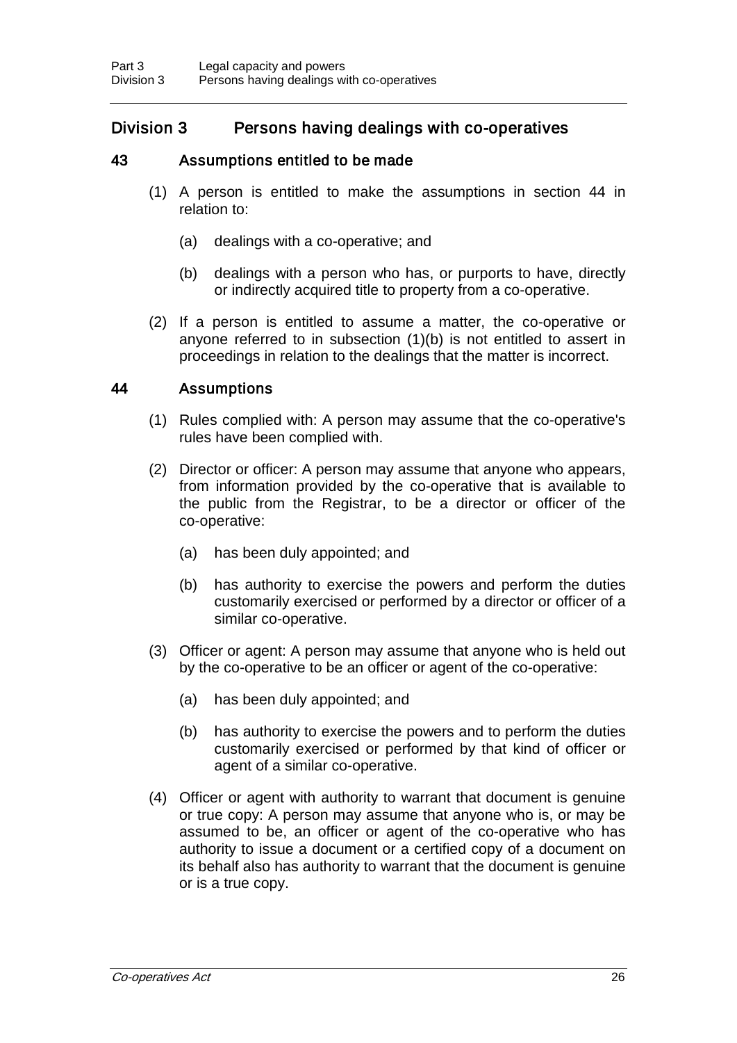## Division 3 Persons having dealings with co-operatives

### 43 Assumptions entitled to be made

(1) A person is entitled to make the assumptions in section 44 in relation to:

(a) dealings with a co-operative; and

(b) dealings with a person who has, or purports to have, directly or indirectly acquired title to property from a co-operative.

(2) If a person is entitled to assume a matter, the co-operative or anyone referred to in subsection (1)(b) is not entitled to assert in proceedings in relation to the dealings that the matter is incorrect.

### 44 Assumptions

(1) Rules complied with: A person may assume that the co-operative's rules have been complied with.

(2) Director or officer: A person may assume that anyone who appears, from information provided by the co-operative that is available to the public from the Registrar, to be a director or officer of the co-operative:

(a) has been duly appointed; and

(b) has authority to exercise the powers and perform the duties customarily exercised or performed by a director or officer of a similar co-operative.

(3) Officer or agent: A person may assume that anyone who is held out by the co-operative to be an officer or agent of the co-operative:

(a) has been duly appointed; and

(b) has authority to exercise the powers and to perform the duties customarily exercised or performed by that kind of officer or agent of a similar co-operative.

(4) Officer or agent with authority to warrant that document is genuine or true copy: A person may assume that anyone who is, or may be assumed to be, an officer or agent of the co-operative who has authority to issue a document or a certified copy of a document on its behalf also has authority to warrant that the document is genuine or is a true copy.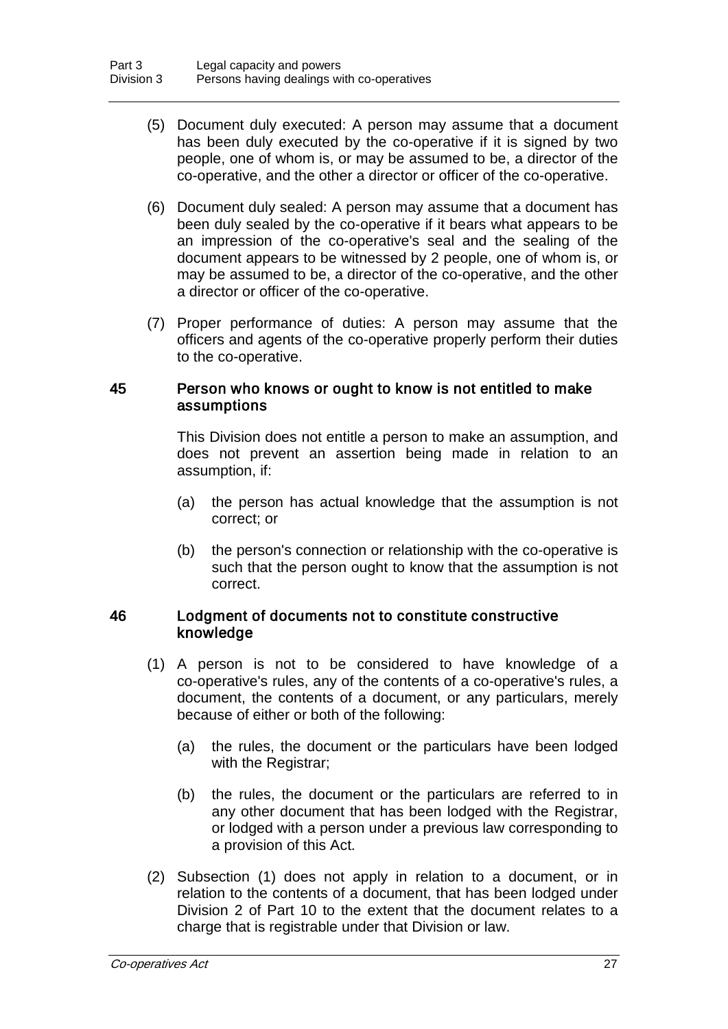(5) Document duly executed: A person may assume that a document has been duly executed by the co-operative if it is signed by two people, one of whom is, or may be assumed to be, a director of the co-operative, and the other a director or officer of the co-operative.

(6) Document duly sealed: A person may assume that a document has been duly sealed by the co-operative if it bears what appears to be an impression of the co-operative's seal and the sealing of the document appears to be witnessed by 2 people, one of whom is, or may be assumed to be, a director of the co-operative, and the other a director or officer of the co-operative.

(7) Proper performance of duties: A person may assume that the officers and agents of the co-operative properly perform their duties to the co-operative.

### 45 Person who knows or ought to know is not entitled to make assumptions

This Division does not entitle a person to make an assumption, and does not prevent an assertion being made in relation to an assumption, if:

(a) the person has actual knowledge that the assumption is not correct; or

(b) the person's connection or relationship with the co-operative is such that the person ought to know that the assumption is not correct.

### 46 Lodgment of documents not to constitute constructive knowledge

(1) A person is not to be considered to have knowledge of a co-operative's rules, any of the contents of a co-operative's rules, a document, the contents of a document, or any particulars, merely because of either or both of the following:

(a) the rules, the document or the particulars have been lodged with the Registrar;

(b) the rules, the document or the particulars are referred to in any other document that has been lodged with the Registrar, or lodged with a person under a previous law corresponding to a provision of this Act.

(2) Subsection (1) does not apply in relation to a document, or in relation to the contents of a document, that has been lodged under Division 2 of Part 10 to the extent that the document relates to a charge that is registrable under that Division or law.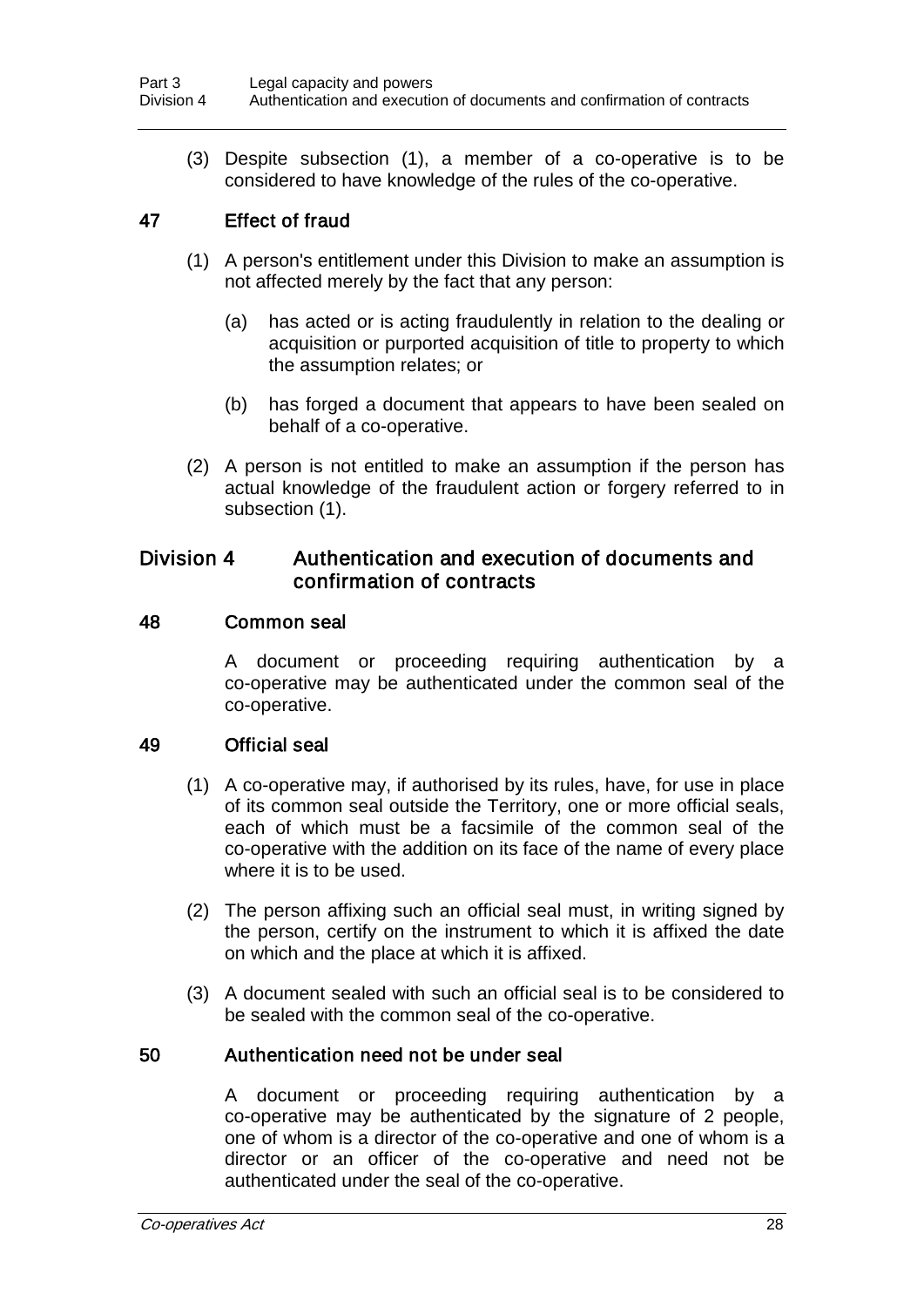(3) Despite subsection (1), a member of a co-operative is to be considered to have knowledge of the rules of the co-operative.

### 47 Effect of fraud

(1) A person's entitlement under this Division to make an assumption is not affected merely by the fact that any person:

(a) has acted or is acting fraudulently in relation to the dealing or acquisition or purported acquisition of title to property to which the assumption relates; or

(b) has forged a document that appears to have been sealed on behalf of a co-operative.

(2) A person is not entitled to make an assumption if the person has actual knowledge of the fraudulent action or forgery referred to in subsection (1).

## Division 4 Authentication and execution of documents and confirmation of contracts

### 48 Common seal

A document or proceeding requiring authentication by a co-operative may be authenticated under the common seal of the co-operative.

### 49 Official seal

(1) A co-operative may, if authorised by its rules, have, for use in place of its common seal outside the Territory, one or more official seals, each of which must be a facsimile of the common seal of the co-operative with the addition on its face of the name of every place where it is to be used.

(2) The person affixing such an official seal must, in writing signed by the person, certify on the instrument to which it is affixed the date on which and the place at which it is affixed.

(3) A document sealed with such an official seal is to be considered to be sealed with the common seal of the co-operative.

### 50 Authentication need not be under seal

A document or proceeding requiring authentication by a co-operative may be authenticated by the signature of 2 people, one of whom is a director of the co-operative and one of whom is a director or an officer of the co-operative and need not be authenticated under the seal of the co-operative.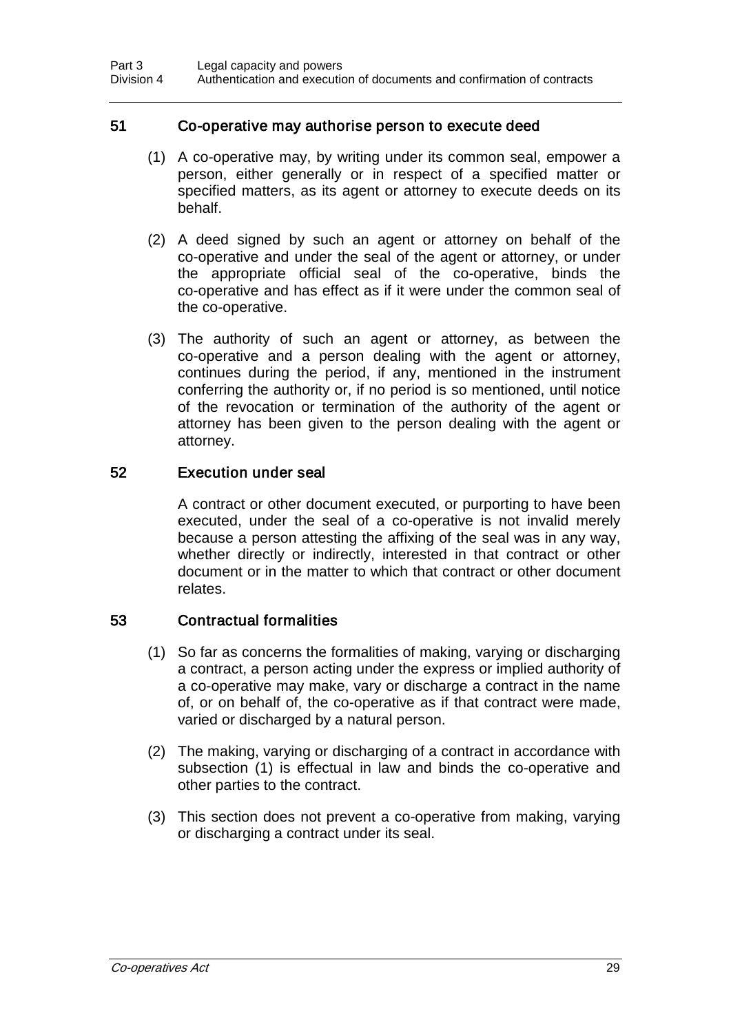## 51 Co-operative may authorise person to execute deed

(1) A co-operative may, by writing under its common seal, empower a person, either generally or in respect of a specified matter or specified matters, as its agent or attorney to execute deeds on its behalf.

(2) A deed signed by such an agent or attorney on behalf of the co-operative and under the seal of the agent or attorney, or under the appropriate official seal of the co-operative, binds the co-operative and has effect as if it were under the common seal of the co-operative.

(3) The authority of such an agent or attorney, as between the co-operative and a person dealing with the agent or attorney, continues during the period, if any, mentioned in the instrument conferring the authority or, if no period is so mentioned, until notice of the revocation or termination of the authority of the agent or attorney has been given to the person dealing with the agent or attorney.

## 52 Execution under seal

A contract or other document executed, or purporting to have been executed, under the seal of a co-operative is not invalid merely because a person attesting the affixing of the seal was in any way, whether directly or indirectly, interested in that contract or other document or in the matter to which that contract or other document relates.

## 53 Contractual formalities

(1) So far as concerns the formalities of making, varying or discharging a contract, a person acting under the express or implied authority of a co-operative may make, vary or discharge a contract in the name of, or on behalf of, the co-operative as if that contract were made, varied or discharged by a natural person.

(2) The making, varying or discharging of a contract in accordance with subsection (1) is effectual in law and binds the co-operative and other parties to the contract.

(3) This section does not prevent a co-operative from making, varying or discharging a contract under its seal.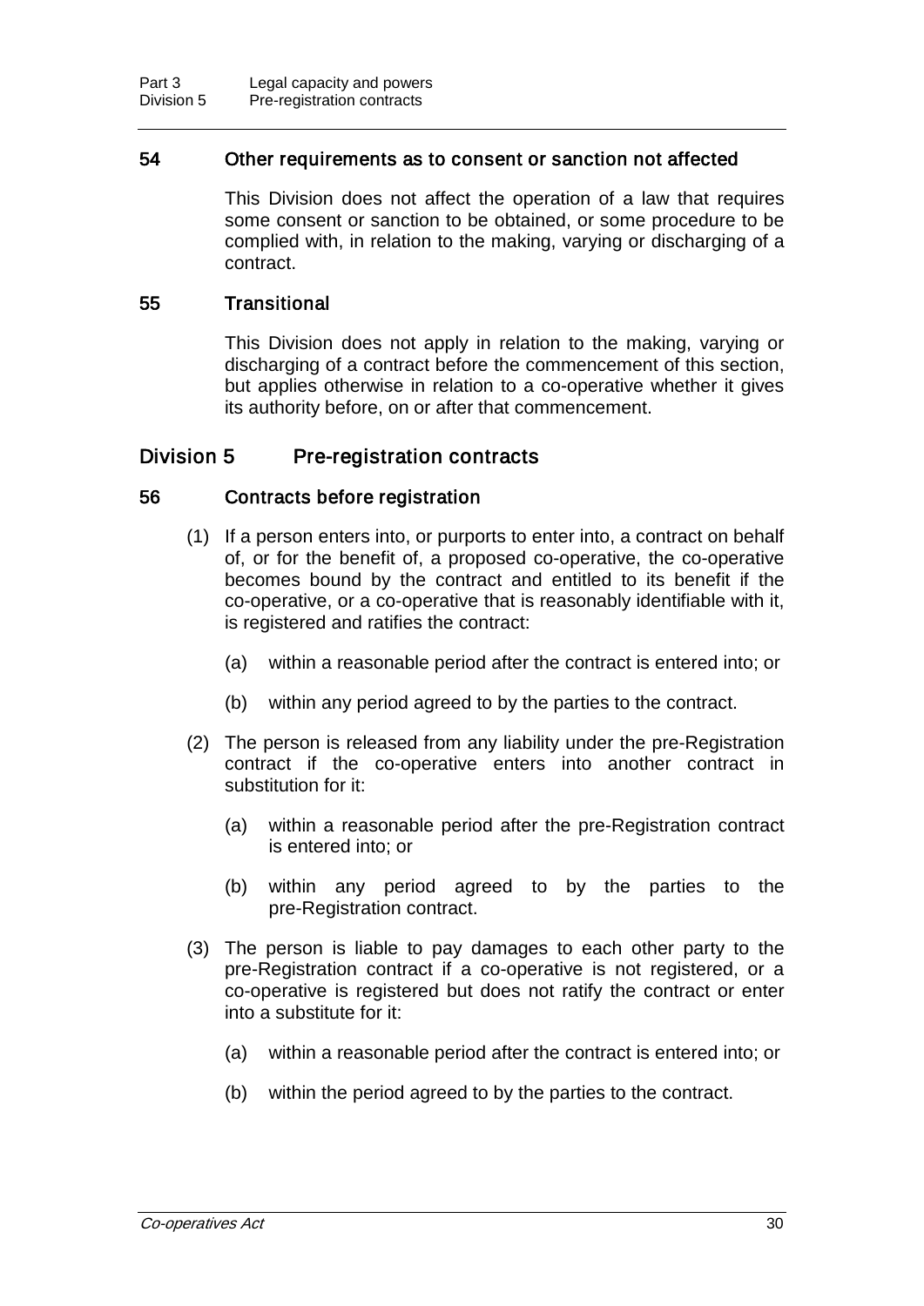#### 54 Other requirements as to consent or sanction not affected

This Division does not affect the operation of a law that requires some consent or sanction to be obtained, or some procedure to be complied with, in relation to the making, varying or discharging of a contract.

#### 55 Transitional

This Division does not apply in relation to the making, varying or discharging of a contract before the commencement of this section, but applies otherwise in relation to a co-operative whether it gives its authority before, on or after that commencement.

### Division 5 Pre-registration contracts

#### 56 Contracts before registration

(1) If a person enters into, or purports to enter into, a contract on behalf of, or for the benefit of, a proposed co-operative, the co-operative becomes bound by the contract and entitled to its benefit if the co-operative, or a co-operative that is reasonably identifiable with it, is registered and ratifies the contract:

(a) within a reasonable period after the contract is entered into; or

(b) within any period agreed to by the parties to the contract.

(2) The person is released from any liability under the pre-Registration contract if the co-operative enters into another contract in substitution for it:

(a) within a reasonable period after the pre-Registration contract is entered into; or

(b) within any period agreed to by the parties to the pre-Registration contract.

(3) The person is liable to pay damages to each other party to the pre-Registration contract if a co-operative is not registered, or a co-operative is registered but does not ratify the contract or enter into a substitute for it:

(a) within a reasonable period after the contract is entered into; or

(b) within the period agreed to by the parties to the contract.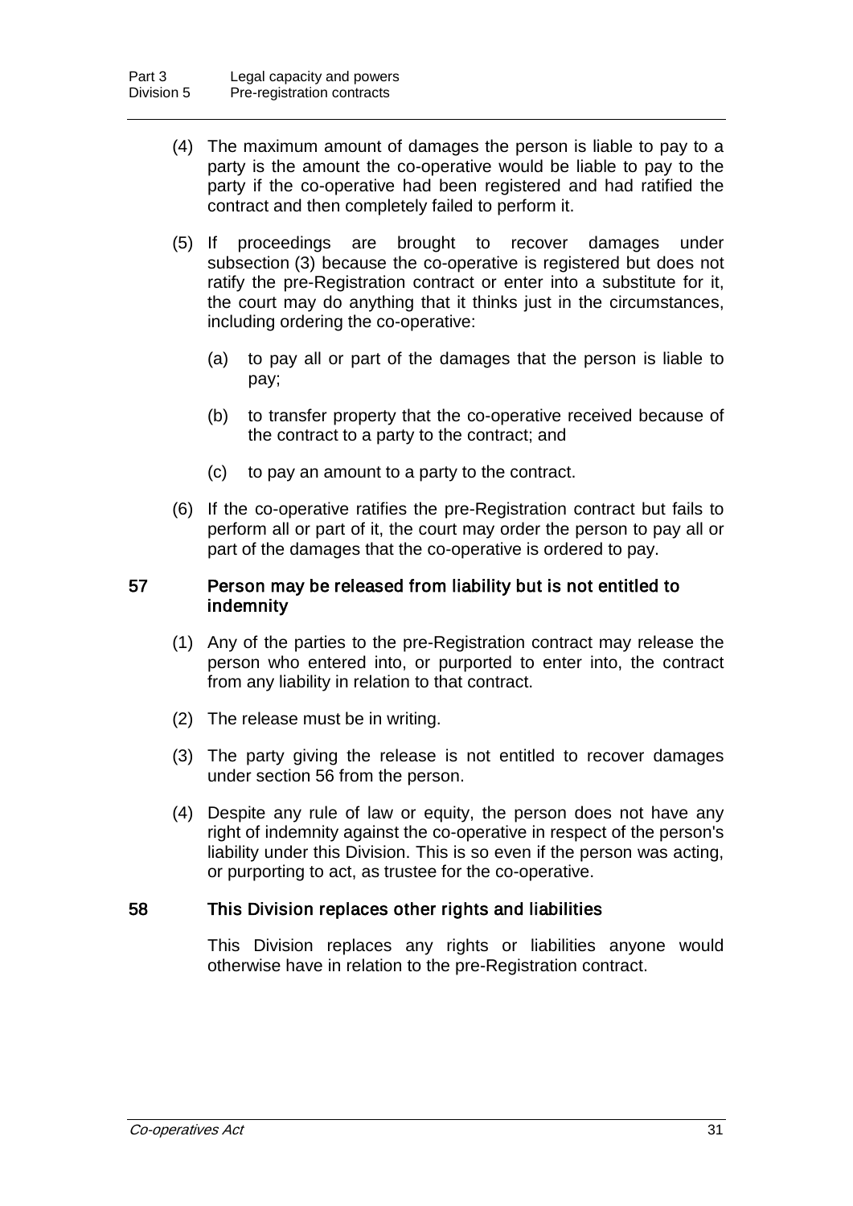(4) The maximum amount of damages the person is liable to pay to a party is the amount the co-operative would be liable to pay to the party if the co-operative had been registered and had ratified the contract and then completely failed to perform it.

(5) If proceedings are brought to recover damages under subsection (3) because the co-operative is registered but does not ratify the pre-Registration contract or enter into a substitute for it, the court may do anything that it thinks just in the circumstances, including ordering the co-operative:

(a) to pay all or part of the damages that the person is liable to pay;

(b) to transfer property that the co-operative received because of the contract to a party to the contract; and

(c) to pay an amount to a party to the contract.

(6) If the co-operative ratifies the pre-Registration contract but fails to perform all or part of it, the court may order the person to pay all or part of the damages that the co-operative is ordered to pay.

### 57 Person may be released from liability but is not entitled to indemnity

(1) Any of the parties to the pre-Registration contract may release the person who entered into, or purported to enter into, the contract from any liability in relation to that contract.

(2) The release must be in writing.

(3) The party giving the release is not entitled to recover damages under section 56 from the person.

(4) Despite any rule of law or equity, the person does not have any right of indemnity against the co-operative in respect of the person's liability under this Division. This is so even if the person was acting, or purporting to act, as trustee for the co-operative.

### 58 This Division replaces other rights and liabilities

This Division replaces any rights or liabilities anyone would otherwise have in relation to the pre-Registration contract.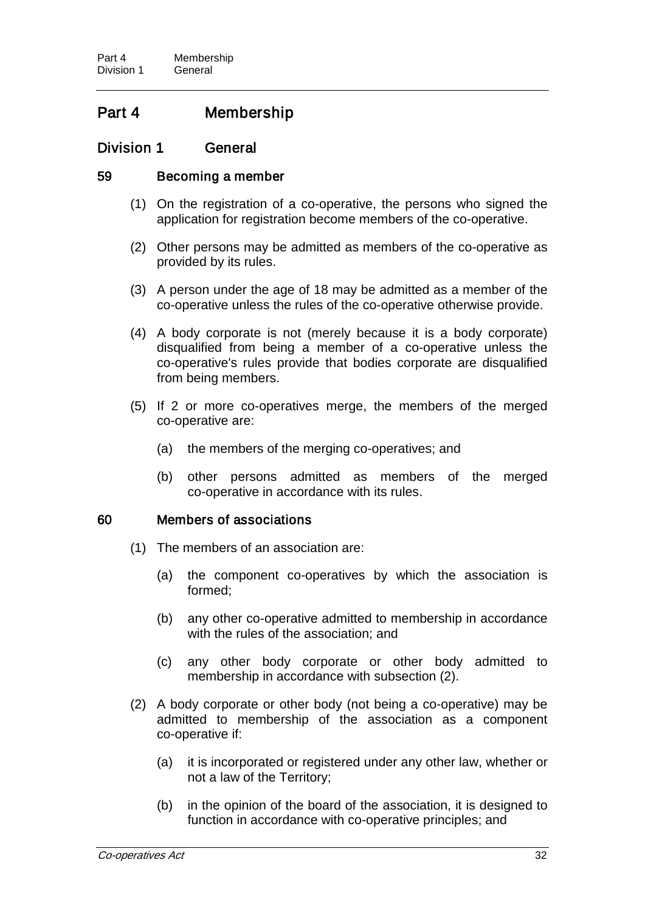# Part 4 Membership

## Division 1 General

### 59 Becoming a member

(1) On the registration of a co-operative, the persons who signed the application for registration become members of the co-operative.

(2) Other persons may be admitted as members of the co-operative as provided by its rules.

(3) A person under the age of 18 may be admitted as a member of the co-operative unless the rules of the co-operative otherwise provide.

(4) A body corporate is not (merely because it is a body corporate) disqualified from being a member of a co-operative unless the co-operative's rules provide that bodies corporate are disqualified from being members.

(5) If 2 or more co-operatives merge, the members of the merged co-operative are:

(a) the members of the merging co-operatives; and

(b) other persons admitted as members of the merged co-operative in accordance with its rules.

### 60 Members of associations

(1) The members of an association are:

(a) the component co-operatives by which the association is formed;

(b) any other co-operative admitted to membership in accordance with the rules of the association; and

(c) any other body corporate or other body admitted to membership in accordance with subsection (2).

(2) A body corporate or other body (not being a co-operative) may be admitted to membership of the association as a component co-operative if:

(a) it is incorporated or registered under any other law, whether or not a law of the Territory;

(b) in the opinion of the board of the association, it is designed to function in accordance with co-operative principles; and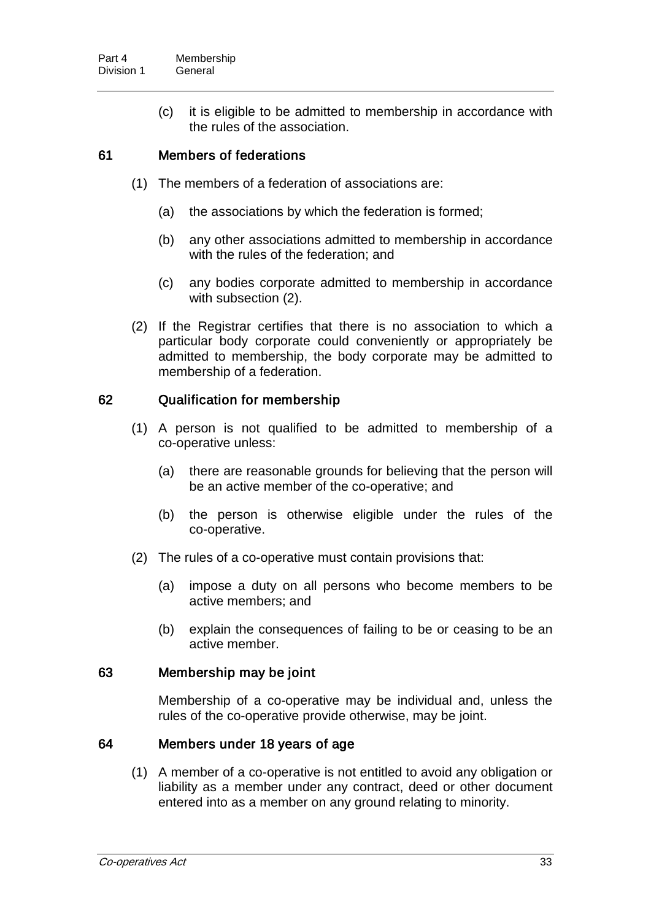(c) it is eligible to be admitted to membership in accordance with the rules of the association.

### 61 Members of federations

(1) The members of a federation of associations are:

(a) the associations by which the federation is formed;

(b) any other associations admitted to membership in accordance with the rules of the federation; and

(c) any bodies corporate admitted to membership in accordance with subsection (2).

(2) If the Registrar certifies that there is no association to which a particular body corporate could conveniently or appropriately be admitted to membership, the body corporate may be admitted to membership of a federation.

### 62 Qualification for membership

(1) A person is not qualified to be admitted to membership of a co-operative unless:

(a) there are reasonable grounds for believing that the person will be an active member of the co-operative; and

(b) the person is otherwise eligible under the rules of the co-operative.

(2) The rules of a co-operative must contain provisions that:

(a) impose a duty on all persons who become members to be active members; and

(b) explain the consequences of failing to be or ceasing to be an active member.

### 63 Membership may be joint

Membership of a co-operative may be individual and, unless the rules of the co-operative provide otherwise, may be joint.

### 64 Members under 18 years of age

(1) A member of a co-operative is not entitled to avoid any obligation or liability as a member under any contract, deed or other document entered into as a member on any ground relating to minority.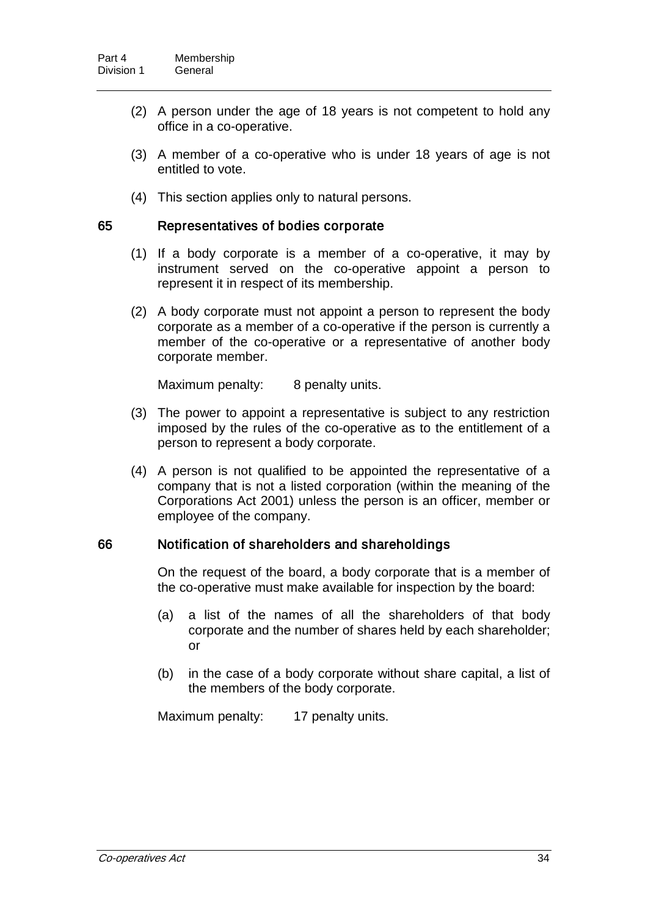(2) A person under the age of 18 years is not competent to hold any office in a co-operative.

(3) A member of a co-operative who is under 18 years of age is not entitled to vote.

(4) This section applies only to natural persons.

## 65 Representatives of bodies corporate

(1) If a body corporate is a member of a co-operative, it may by instrument served on the co-operative appoint a person to represent it in respect of its membership.

(2) A body corporate must not appoint a person to represent the body corporate as a member of a co-operative if the person is currently a member of the co-operative or a representative of another body corporate member.

Maximum penalty: 8 penalty units.

(3) The power to appoint a representative is subject to any restriction imposed by the rules of the co-operative as to the entitlement of a person to represent a body corporate.

(4) A person is not qualified to be appointed the representative of a company that is not a listed corporation (within the meaning of the Corporations Act 2001) unless the person is an officer, member or employee of the company.

## 66 Notification of shareholders and shareholdings

On the request of the board, a body corporate that is a member of the co-operative must make available for inspection by the board:

(a) a list of the names of all the shareholders of that body corporate and the number of shares held by each shareholder; or

(b) in the case of a body corporate without share capital, a list of the members of the body corporate.

Maximum penalty: 17 penalty units.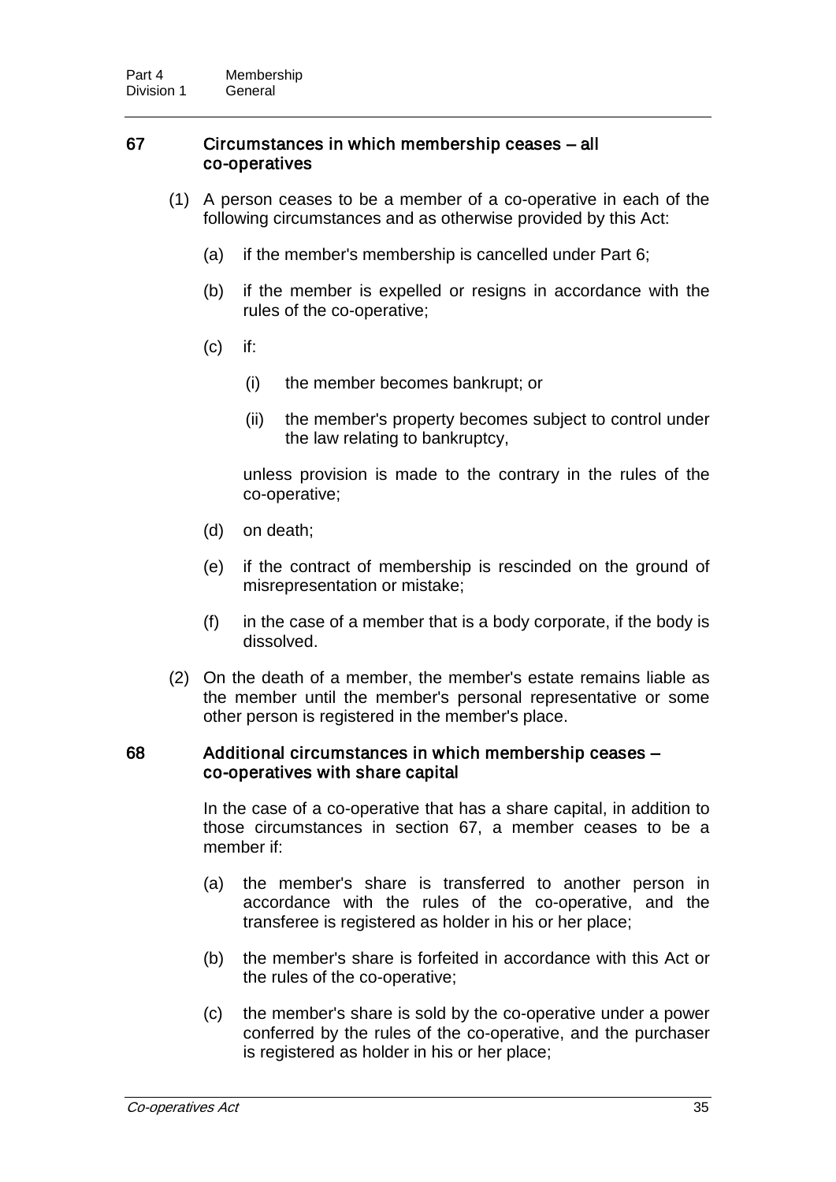## 67 Circumstances in which membership ceases – all co-operatives

(1) A person ceases to be a member of a co-operative in each of the following circumstances and as otherwise provided by this Act:

(a) if the member's membership is cancelled under Part 6;

(b) if the member is expelled or resigns in accordance with the rules of the co-operative;

(c) if:

(i) the member becomes bankrupt; or

(ii) the member's property becomes subject to control under the law relating to bankruptcy,

unless provision is made to the contrary in the rules of the co-operative;

(d) on death;

(e) if the contract of membership is rescinded on the ground of misrepresentation or mistake;

(f) in the case of a member that is a body corporate, if the body is dissolved.

(2) On the death of a member, the member's estate remains liable as the member until the member's personal representative or some other person is registered in the member's place.

## 68 Additional circumstances in which membership ceases – co-operatives with share capital

In the case of a co-operative that has a share capital, in addition to those circumstances in section 67, a member ceases to be a member if:

(a) the member's share is transferred to another person in accordance with the rules of the co-operative, and the transferee is registered as holder in his or her place;

(b) the member's share is forfeited in accordance with this Act or the rules of the co-operative;

(c) the member's share is sold by the co-operative under a power conferred by the rules of the co-operative, and the purchaser is registered as holder in his or her place;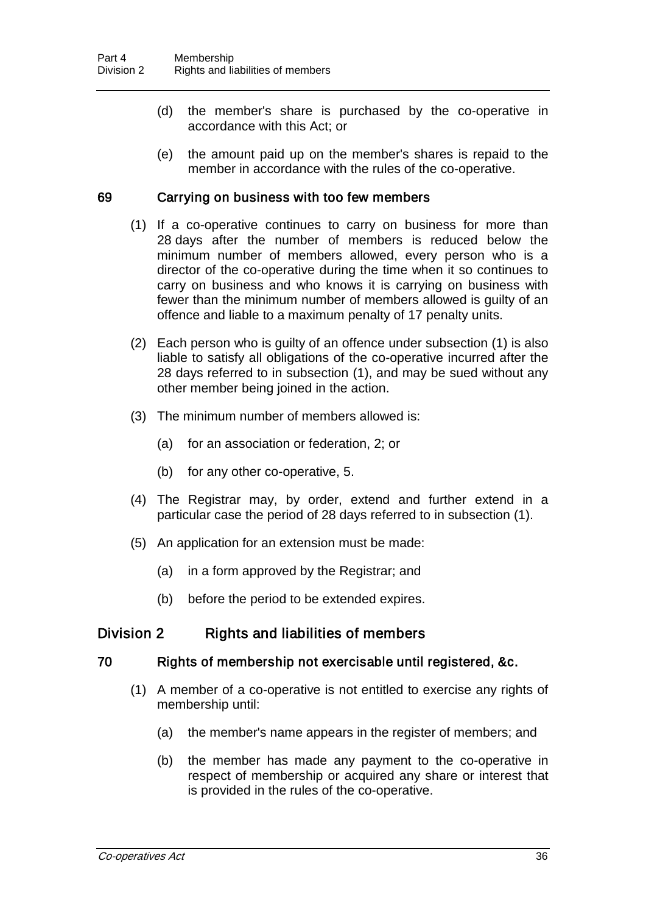(d) the member's share is purchased by the co-operative in accordance with this Act; or

(e) the amount paid up on the member's shares is repaid to the member in accordance with the rules of the co-operative.

### 69 Carrying on business with too few members

(1) If a co-operative continues to carry on business for more than 28 days after the number of members is reduced below the minimum number of members allowed, every person who is a director of the co-operative during the time when it so continues to carry on business and who knows it is carrying on business with fewer than the minimum number of members allowed is guilty of an offence and liable to a maximum penalty of 17 penalty units.

(2) Each person who is guilty of an offence under subsection (1) is also liable to satisfy all obligations of the co-operative incurred after the 28 days referred to in subsection (1), and may be sued without any other member being joined in the action.

(3) The minimum number of members allowed is:

(a) for an association or federation, 2; or

(b) for any other co-operative, 5.

(4) The Registrar may, by order, extend and further extend in a particular case the period of 28 days referred to in subsection (1).

(5) An application for an extension must be made:

(a) in a form approved by the Registrar; and

(b) before the period to be extended expires.

## Division 2 Rights and liabilities of members

### 70 Rights of membership not exercisable until registered, &c.

(1) A member of a co-operative is not entitled to exercise any rights of membership until:

(a) the member's name appears in the register of members; and

(b) the member has made any payment to the co-operative in respect of membership or acquired any share or interest that is provided in the rules of the co-operative.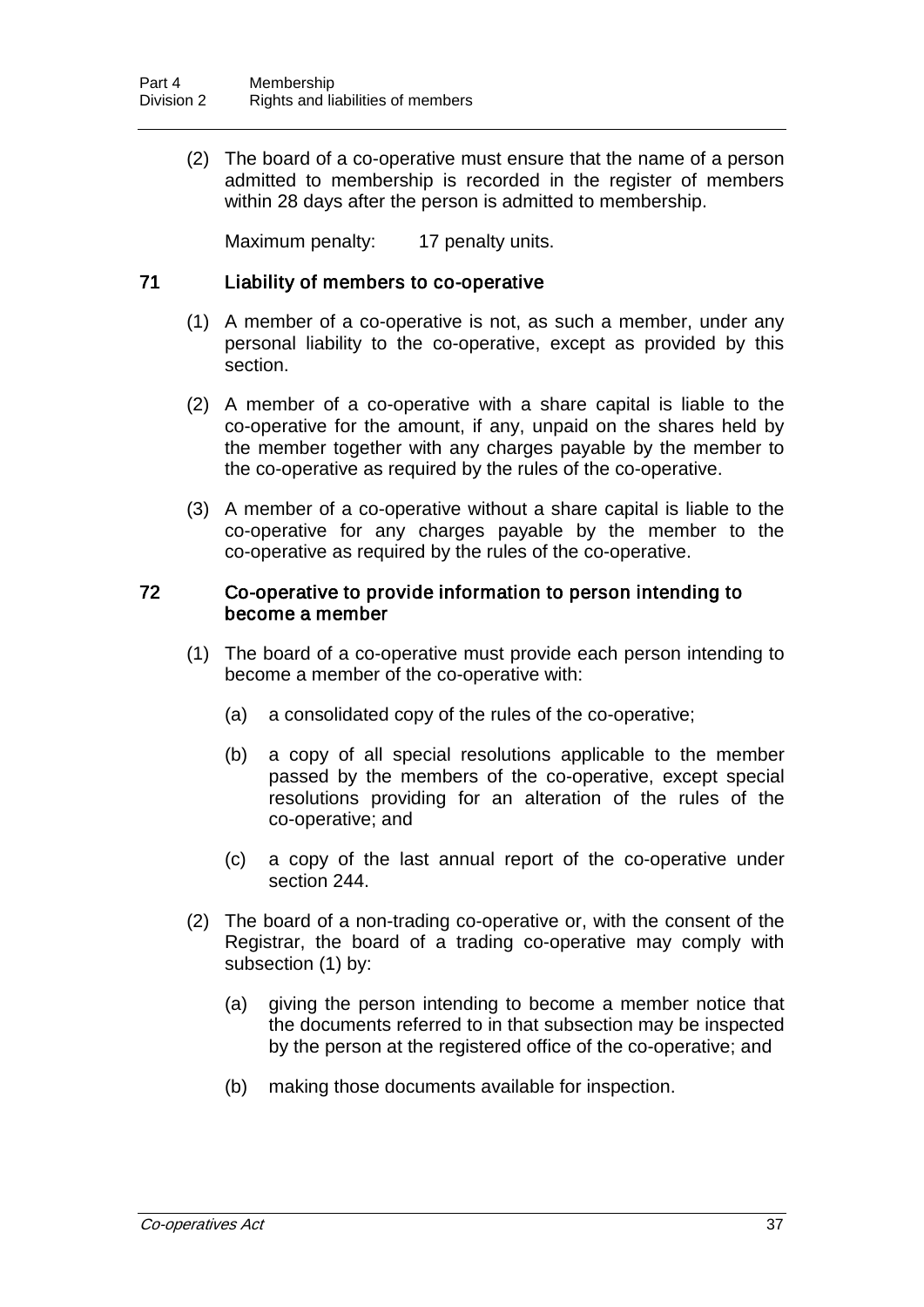(2) The board of a co-operative must ensure that the name of a person admitted to membership is recorded in the register of members within 28 days after the person is admitted to membership.

Maximum penalty: 17 penalty units.

### 71 Liability of members to co-operative

(1) A member of a co-operative is not, as such a member, under any personal liability to the co-operative, except as provided by this section.

(2) A member of a co-operative with a share capital is liable to the co-operative for the amount, if any, unpaid on the shares held by the member together with any charges payable by the member to the co-operative as required by the rules of the co-operative.

(3) A member of a co-operative without a share capital is liable to the co-operative for any charges payable by the member to the co-operative as required by the rules of the co-operative.

### 72 Co-operative to provide information to person intending to become a member

(1) The board of a co-operative must provide each person intending to become a member of the co-operative with:

(a) a consolidated copy of the rules of the co-operative;

(b) a copy of all special resolutions applicable to the member passed by the members of the co-operative, except special resolutions providing for an alteration of the rules of the co-operative; and

(c) a copy of the last annual report of the co-operative under section 244.

(2) The board of a non-trading co-operative or, with the consent of the Registrar, the board of a trading co-operative may comply with subsection (1) by:

(a) giving the person intending to become a member notice that the documents referred to in that subsection may be inspected by the person at the registered office of the co-operative; and

(b) making those documents available for inspection.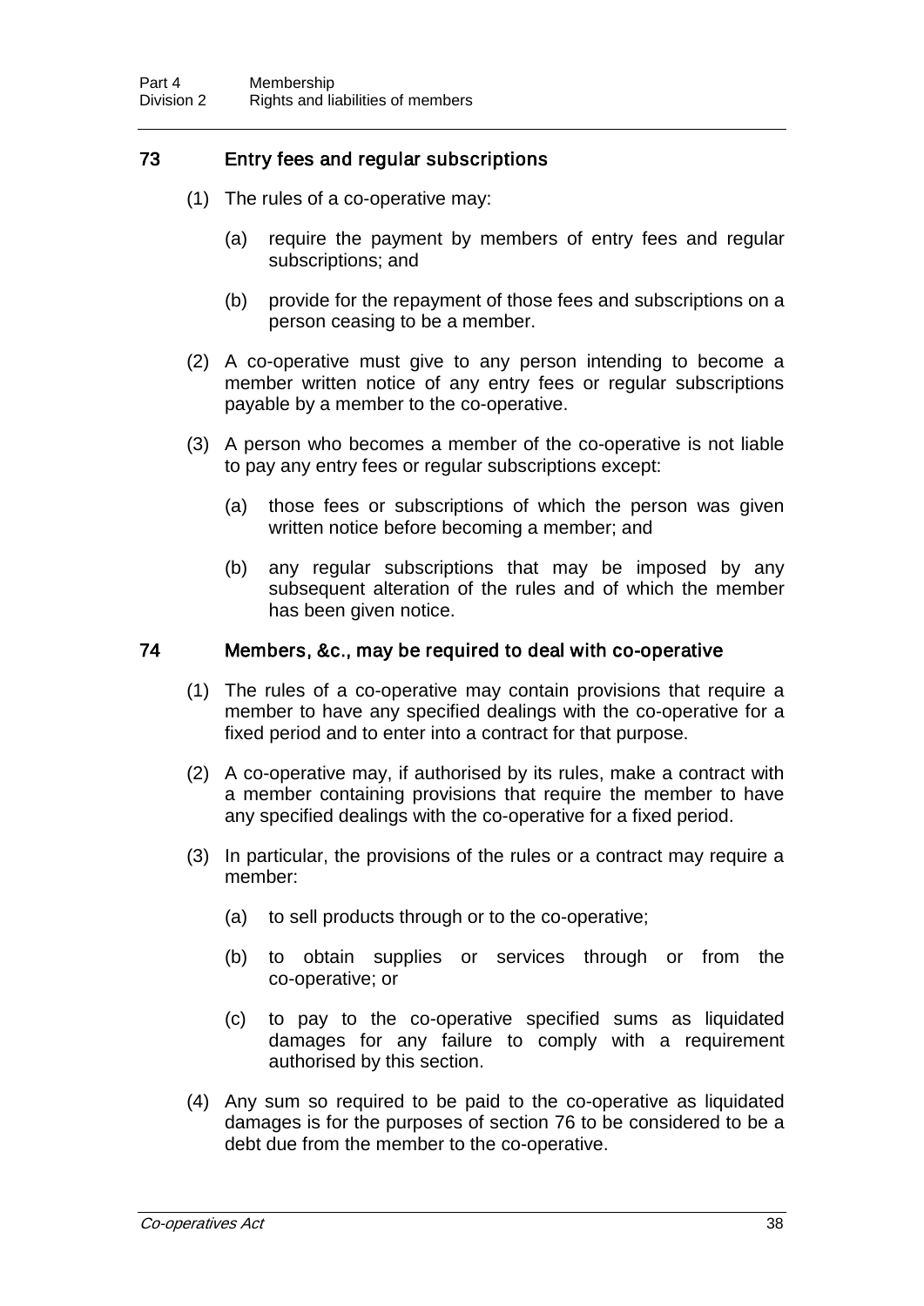### 73 Entry fees and regular subscriptions

(1) The rules of a co-operative may:

(a) require the payment by members of entry fees and regular subscriptions; and

(b) provide for the repayment of those fees and subscriptions on a person ceasing to be a member.

(2) A co-operative must give to any person intending to become a member written notice of any entry fees or regular subscriptions payable by a member to the co-operative.

(3) A person who becomes a member of the co-operative is not liable to pay any entry fees or regular subscriptions except:

(a) those fees or subscriptions of which the person was given written notice before becoming a member; and

(b) any regular subscriptions that may be imposed by any subsequent alteration of the rules and of which the member has been given notice.

### 74 Members, &c., may be required to deal with co-operative

(1) The rules of a co-operative may contain provisions that require a member to have any specified dealings with the co-operative for a fixed period and to enter into a contract for that purpose.

(2) A co-operative may, if authorised by its rules, make a contract with a member containing provisions that require the member to have any specified dealings with the co-operative for a fixed period.

(3) In particular, the provisions of the rules or a contract may require a member:

(a) to sell products through or to the co-operative;

(b) to obtain supplies or services through or from the co-operative; or

(c) to pay to the co-operative specified sums as liquidated damages for any failure to comply with a requirement authorised by this section.

(4) Any sum so required to be paid to the co-operative as liquidated damages is for the purposes of section 76 to be considered to be a debt due from the member to the co-operative.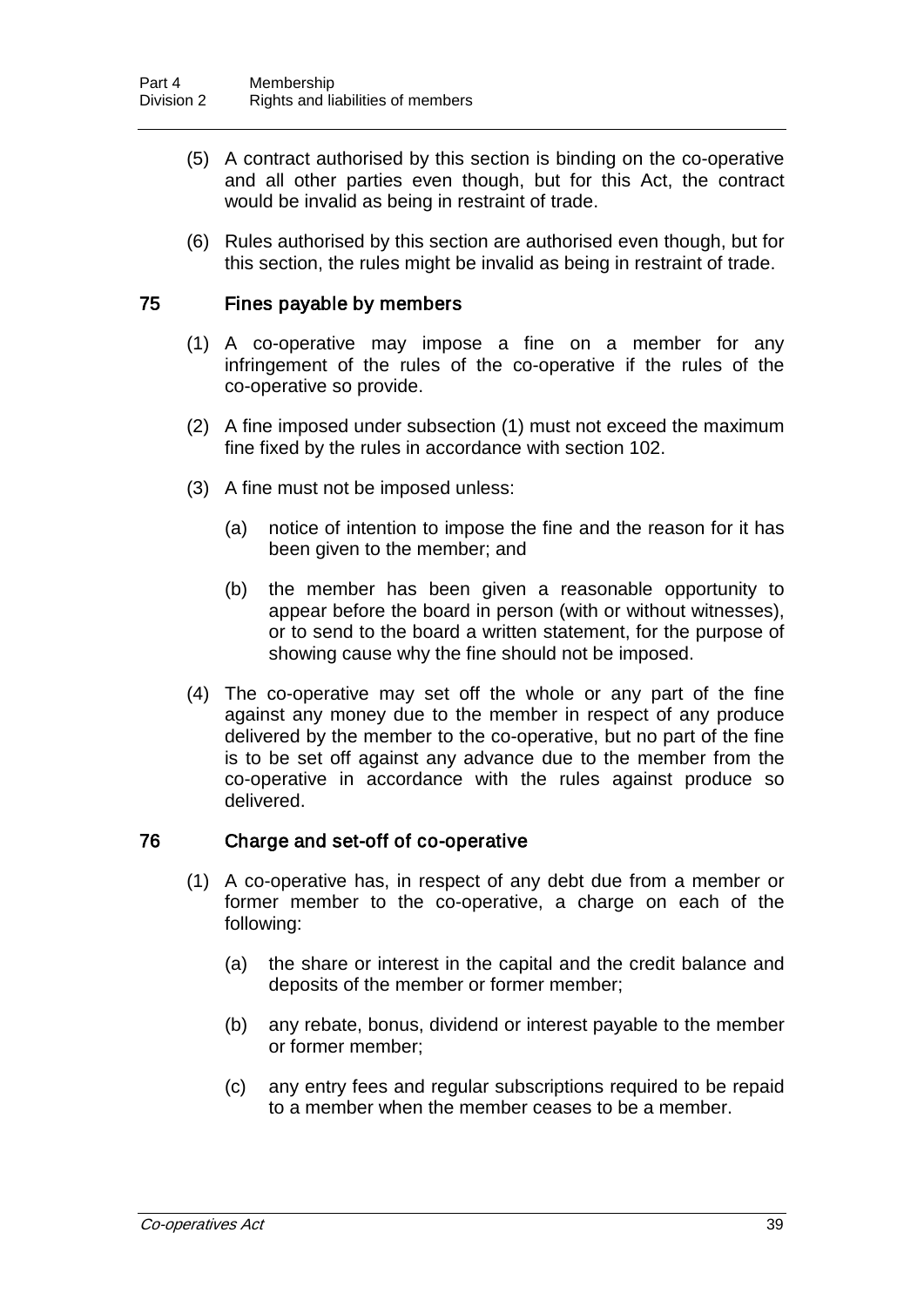(5) A contract authorised by this section is binding on the co-operative and all other parties even though, but for this Act, the contract would be invalid as being in restraint of trade.

(6) Rules authorised by this section are authorised even though, but for this section, the rules might be invalid as being in restraint of trade.

## 75 Fines payable by members

(1) A co-operative may impose a fine on a member for any infringement of the rules of the co-operative if the rules of the co-operative so provide.

(2) A fine imposed under subsection (1) must not exceed the maximum fine fixed by the rules in accordance with section 102.

(3) A fine must not be imposed unless:

- (a) notice of intention to impose the fine and the reason for it has been given to the member; and
- (b) the member has been given a reasonable opportunity to appear before the board in person (with or without witnesses), or to send to the board a written statement, for the purpose of showing cause why the fine should not be imposed.

(4) The co-operative may set off the whole or any part of the fine against any money due to the member in respect of any produce delivered by the member to the co-operative, but no part of the fine is to be set off against any advance due to the member from the co-operative in accordance with the rules against produce so delivered.

## 76 Charge and set-off of co-operative

(1) A co-operative has, in respect of any debt due from a member or former member to the co-operative, a charge on each of the following:

- (a) the share or interest in the capital and the credit balance and deposits of the member or former member;
- (b) any rebate, bonus, dividend or interest payable to the member or former member;
- (c) any entry fees and regular subscriptions required to be repaid to a member when the member ceases to be a member.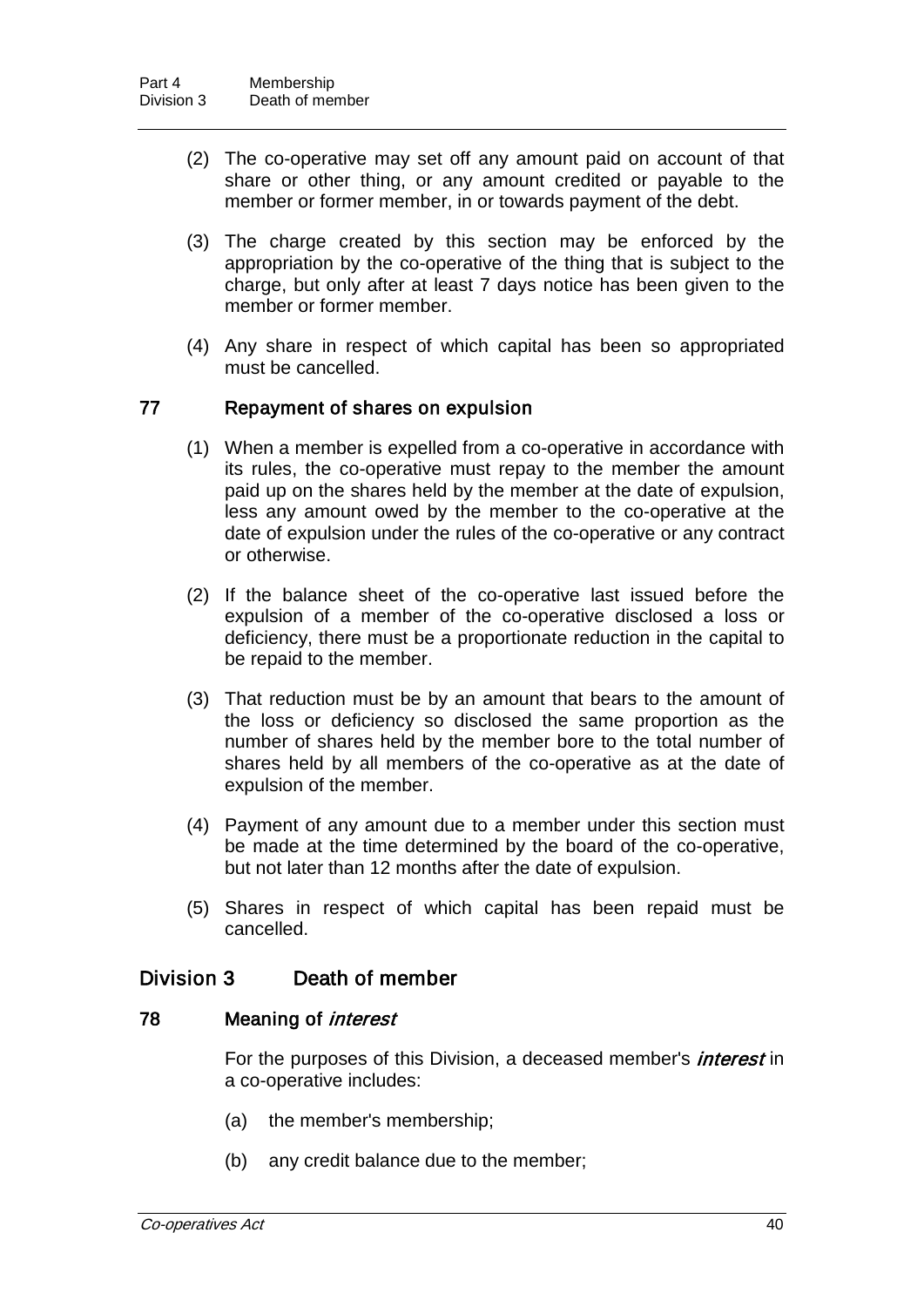(2) The co-operative may set off any amount paid on account of that share or other thing, or any amount credited or payable to the member or former member, in or towards payment of the debt.

(3) The charge created by this section may be enforced by the appropriation by the co-operative of the thing that is subject to the charge, but only after at least 7 days notice has been given to the member or former member.

(4) Any share in respect of which capital has been so appropriated must be cancelled.

### 77 Repayment of shares on expulsion

(1) When a member is expelled from a co-operative in accordance with its rules, the co-operative must repay to the member the amount paid up on the shares held by the member at the date of expulsion, less any amount owed by the member to the co-operative at the date of expulsion under the rules of the co-operative or any contract or otherwise.

(2) If the balance sheet of the co-operative last issued before the expulsion of a member of the co-operative disclosed a loss or deficiency, there must be a proportionate reduction in the capital to be repaid to the member.

(3) That reduction must be by an amount that bears to the amount of the loss or deficiency so disclosed the same proportion as the number of shares held by the member bore to the total number of shares held by all members of the co-operative as at the date of expulsion of the member.

(4) Payment of any amount due to a member under this section must be made at the time determined by the board of the co-operative, but not later than 12 months after the date of expulsion.

(5) Shares in respect of which capital has been repaid must be cancelled.

## Division 3 Death of member

### 78 Meaning of *interest*

For the purposes of this Division, a deceased member's ***interest*** in a co-operative includes:

(a) the member's membership;

(b) any credit balance due to the member;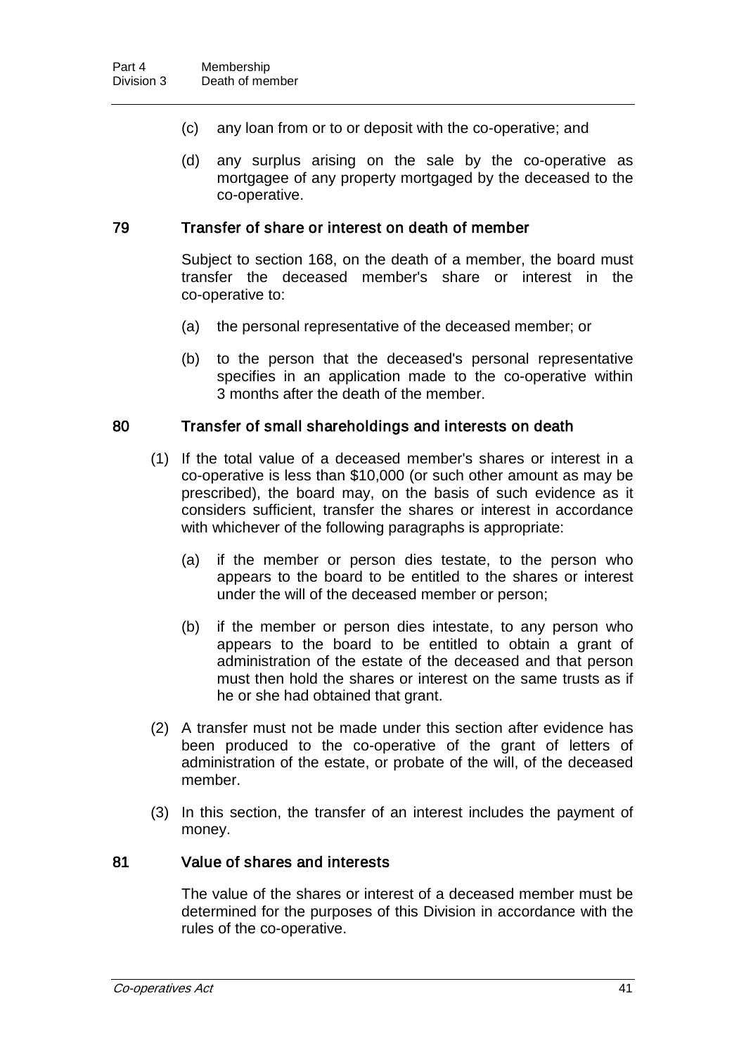(c) any loan from or to or deposit with the co-operative; and

(d) any surplus arising on the sale by the co-operative as mortgagee of any property mortgaged by the deceased to the co-operative.

### 79 Transfer of share or interest on death of member

Subject to section 168, on the death of a member, the board must transfer the deceased member's share or interest in the co-operative to:

(a) the personal representative of the deceased member; or

(b) to the person that the deceased's personal representative specifies in an application made to the co-operative within 3 months after the death of the member.

### 80 Transfer of small shareholdings and interests on death

(1) If the total value of a deceased member's shares or interest in a co-operative is less than $10,000 (or such other amount as may be prescribed), the board may, on the basis of such evidence as it considers sufficient, transfer the shares or interest in accordance with whichever of the following paragraphs is appropriate:

(a) if the member or person dies testate, to the person who appears to the board to be entitled to the shares or interest under the will of the deceased member or person;

(b) if the member or person dies intestate, to any person who appears to the board to be entitled to obtain a grant of administration of the estate of the deceased and that person must then hold the shares or interest on the same trusts as if he or she had obtained that grant.

(2) A transfer must not be made under this section after evidence has been produced to the co-operative of the grant of letters of administration of the estate, or probate of the will, of the deceased member.

(3) In this section, the transfer of an interest includes the payment of money.

### 81 Value of shares and interests

The value of the shares or interest of a deceased member must be determined for the purposes of this Division in accordance with the rules of the co-operative.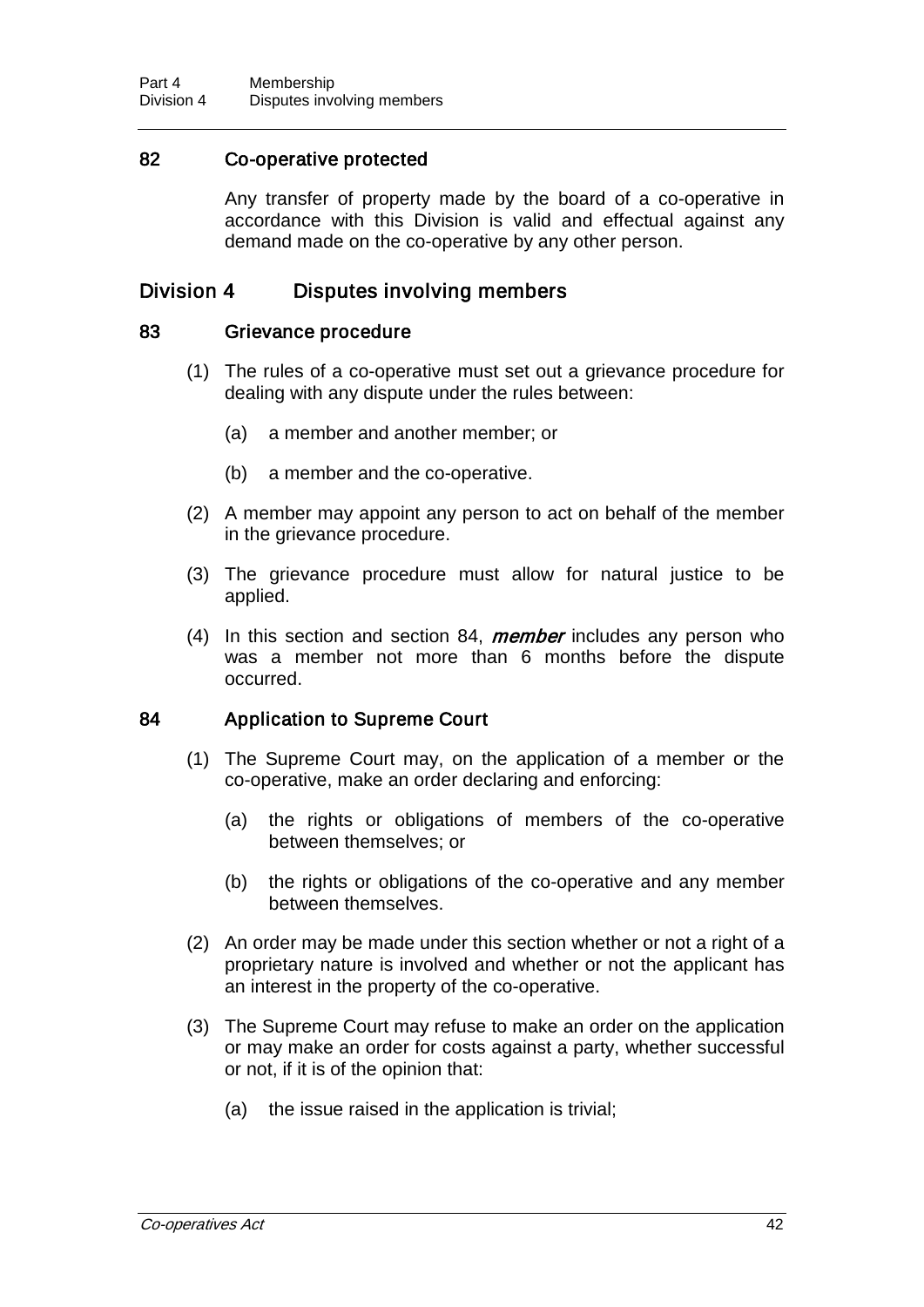### 82 Co-operative protected

Any transfer of property made by the board of a co-operative in accordance with this Division is valid and effectual against any demand made on the co-operative by any other person.

## Division 4 Disputes involving members

### 83 Grievance procedure

(1) The rules of a co-operative must set out a grievance procedure for dealing with any dispute under the rules between:

(a) a member and another member; or

(b) a member and the co-operative.

(2) A member may appoint any person to act on behalf of the member in the grievance procedure.

(3) The grievance procedure must allow for natural justice to be applied.

(4) In this section and section 84, ***member*** includes any person who was a member not more than 6 months before the dispute occurred.

### 84 Application to Supreme Court

(1) The Supreme Court may, on the application of a member or the co-operative, make an order declaring and enforcing:

(a) the rights or obligations of members of the co-operative between themselves; or

(b) the rights or obligations of the co-operative and any member between themselves.

(2) An order may be made under this section whether or not a right of a proprietary nature is involved and whether or not the applicant has an interest in the property of the co-operative.

(3) The Supreme Court may refuse to make an order on the application or may make an order for costs against a party, whether successful or not, if it is of the opinion that:

(a) the issue raised in the application is trivial;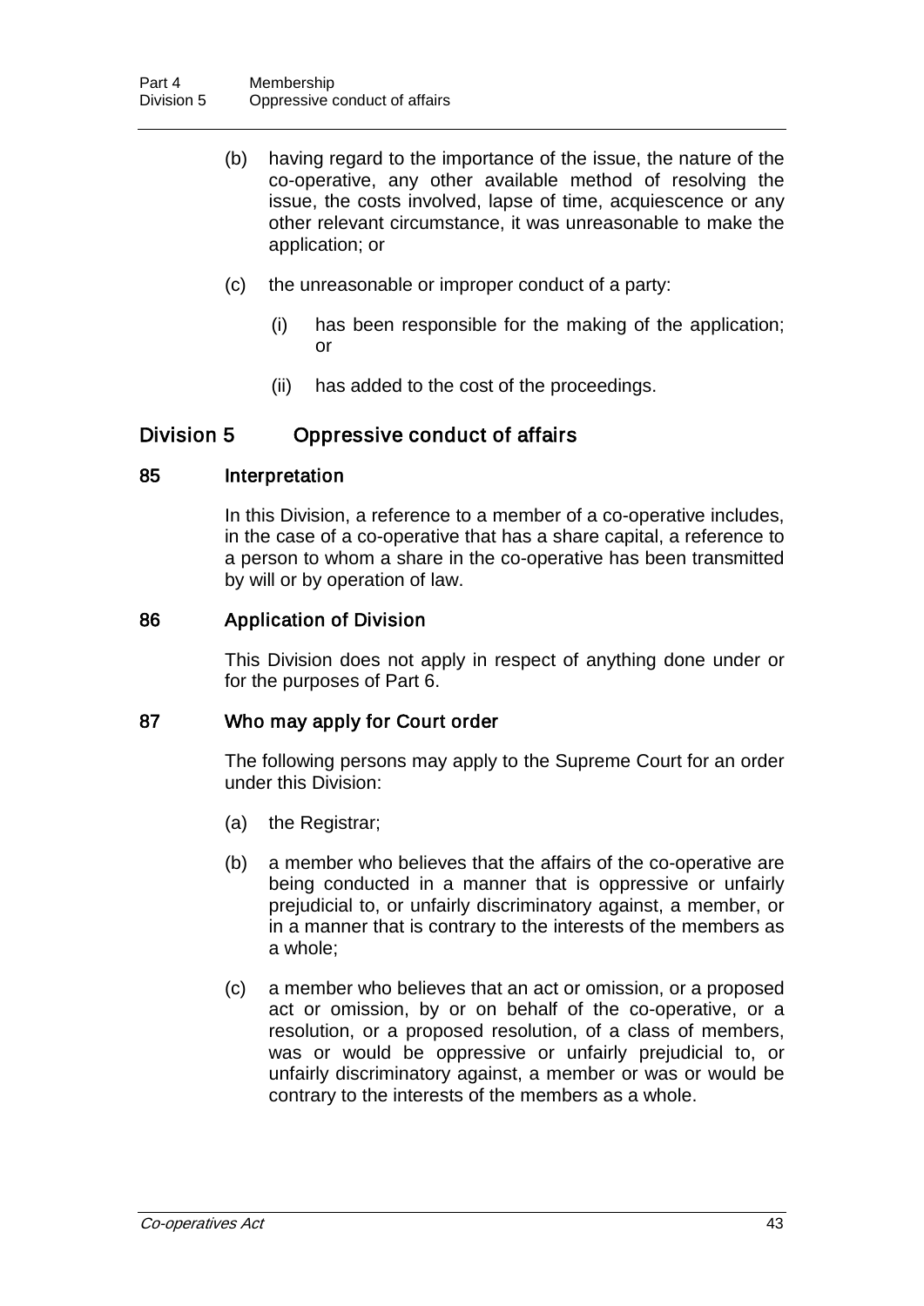(b) having regard to the importance of the issue, the nature of the co-operative, any other available method of resolving the issue, the costs involved, lapse of time, acquiescence or any other relevant circumstance, it was unreasonable to make the application; or

(c) the unreasonable or improper conduct of a party:

   (i) has been responsible for the making of the application; or

   (ii) has added to the cost of the proceedings.

## Division 5 Oppressive conduct of affairs

### 85 Interpretation

In this Division, a reference to a member of a co-operative includes, in the case of a co-operative that has a share capital, a reference to a person to whom a share in the co-operative has been transmitted by will or by operation of law.

### 86 Application of Division

This Division does not apply in respect of anything done under or for the purposes of Part 6.

### 87 Who may apply for Court order

The following persons may apply to the Supreme Court for an order under this Division:

(a) the Registrar;

(b) a member who believes that the affairs of the co-operative are being conducted in a manner that is oppressive or unfairly prejudicial to, or unfairly discriminatory against, a member, or in a manner that is contrary to the interests of the members as a whole;

(c) a member who believes that an act or omission, or a proposed act or omission, by or on behalf of the co-operative, or a resolution, or a proposed resolution, of a class of members, was or would be oppressive or unfairly prejudicial to, or unfairly discriminatory against, a member or was or would be contrary to the interests of the members as a whole.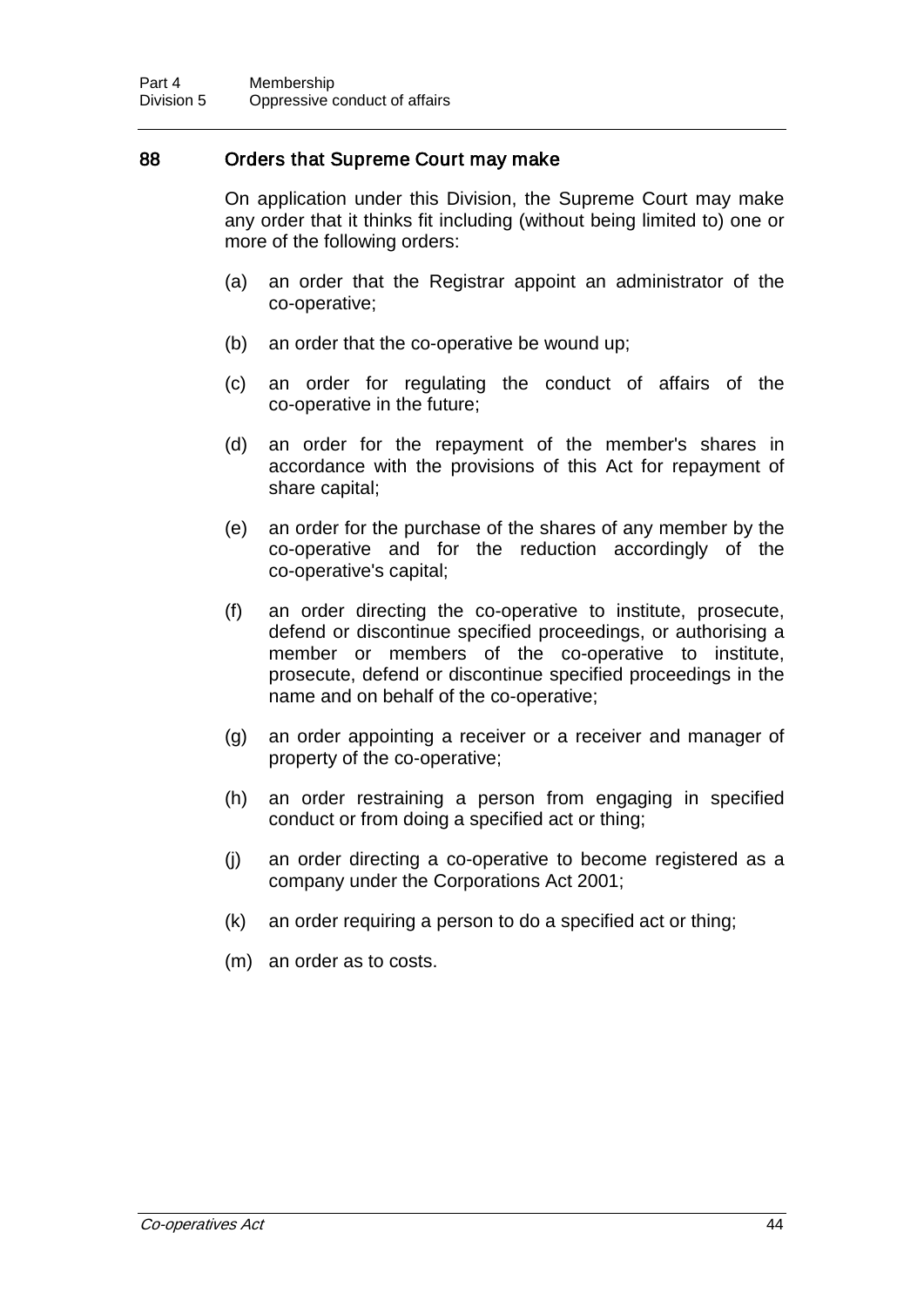## 88 Orders that Supreme Court may make

On application under this Division, the Supreme Court may make any order that it thinks fit including (without being limited to) one or more of the following orders:

(a) an order that the Registrar appoint an administrator of the co-operative;

(b) an order that the co-operative be wound up;

(c) an order for regulating the conduct of affairs of the co-operative in the future;

(d) an order for the repayment of the member's shares in accordance with the provisions of this Act for repayment of share capital;

(e) an order for the purchase of the shares of any member by the co-operative and for the reduction accordingly of the co-operative's capital;

(f) an order directing the co-operative to institute, prosecute, defend or discontinue specified proceedings, or authorising a member or members of the co-operative to institute, prosecute, defend or discontinue specified proceedings in the name and on behalf of the co-operative;

(g) an order appointing a receiver or a receiver and manager of property of the co-operative;

(h) an order restraining a person from engaging in specified conduct or from doing a specified act or thing;

(j) an order directing a co-operative to become registered as a company under the Corporations Act 2001;

(k) an order requiring a person to do a specified act or thing;

(m) an order as to costs.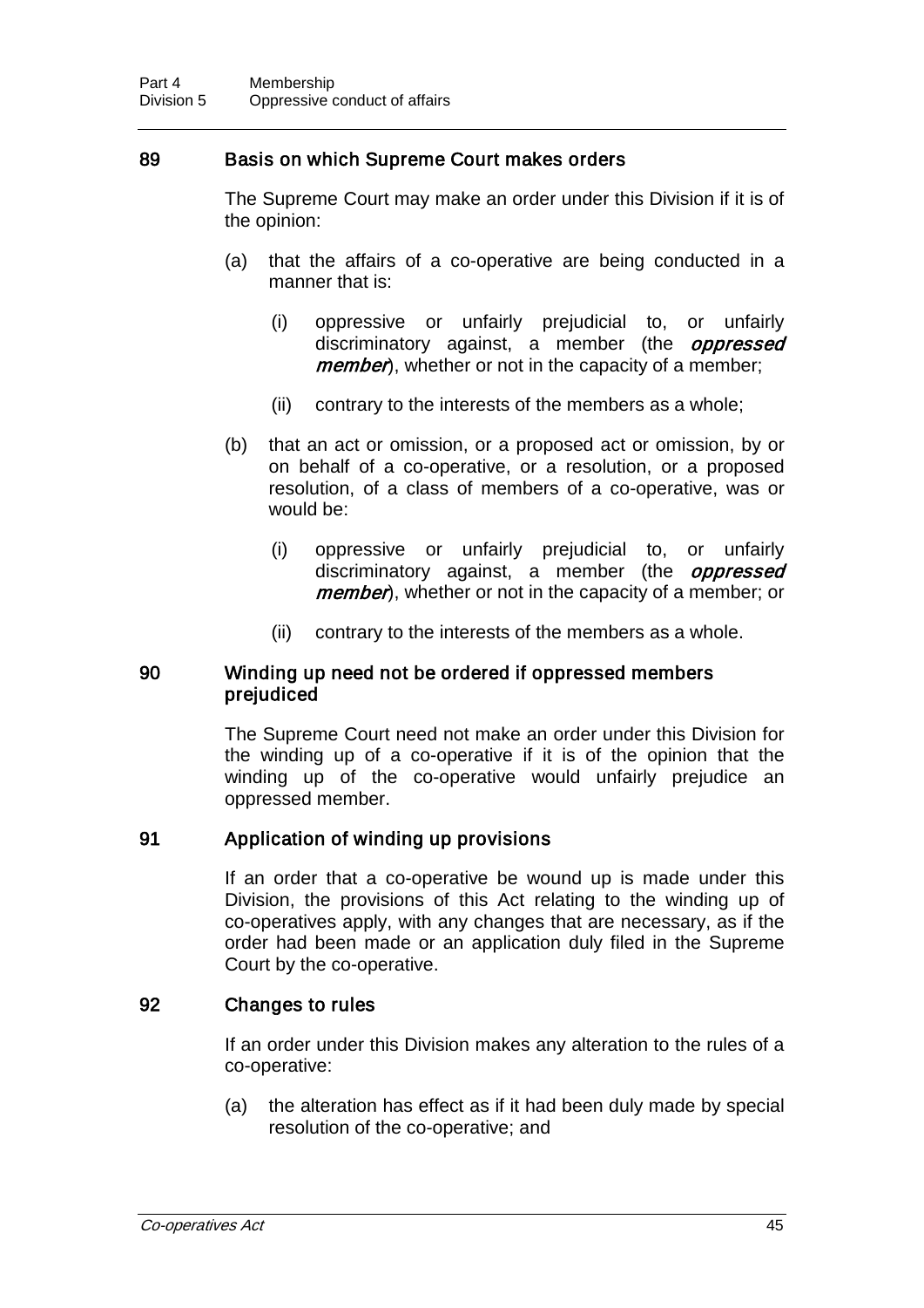## 89 Basis on which Supreme Court makes orders

The Supreme Court may make an order under this Division if it is of the opinion:

(a) that the affairs of a co-operative are being conducted in a manner that is:

  (i) oppressive or unfairly prejudicial to, or unfairly discriminatory against, a member (the ***oppressed member***), whether or not in the capacity of a member;

  (ii) contrary to the interests of the members as a whole;

(b) that an act or omission, or a proposed act or omission, by or on behalf of a co-operative, or a resolution, or a proposed resolution, of a class of members of a co-operative, was or would be:

  (i) oppressive or unfairly prejudicial to, or unfairly discriminatory against, a member (the ***oppressed member***), whether or not in the capacity of a member; or

  (ii) contrary to the interests of the members as a whole.

## 90 Winding up need not be ordered if oppressed members prejudiced

The Supreme Court need not make an order under this Division for the winding up of a co-operative if it is of the opinion that the winding up of the co-operative would unfairly prejudice an oppressed member.

## 91 Application of winding up provisions

If an order that a co-operative be wound up is made under this Division, the provisions of this Act relating to the winding up of co-operatives apply, with any changes that are necessary, as if the order had been made or an application duly filed in the Supreme Court by the co-operative.

## 92 Changes to rules

If an order under this Division makes any alteration to the rules of a co-operative:

(a) the alteration has effect as if it had been duly made by special resolution of the co-operative; and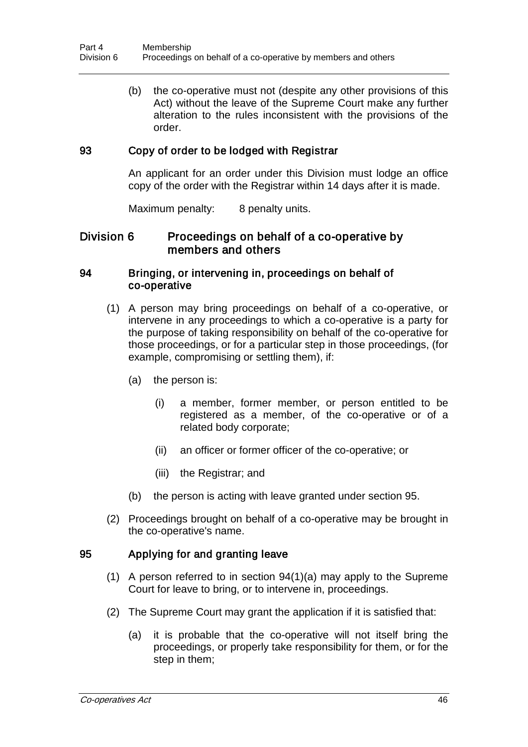(b) the co-operative must not (despite any other provisions of this Act) without the leave of the Supreme Court make any further alteration to the rules inconsistent with the provisions of the order.

### 93 Copy of order to be lodged with Registrar

An applicant for an order under this Division must lodge an office copy of the order with the Registrar within 14 days after it is made.

Maximum penalty: 8 penalty units.

## Division 6 Proceedings on behalf of a co-operative by members and others

### 94 Bringing, or intervening in, proceedings on behalf of co-operative

(1) A person may bring proceedings on behalf of a co-operative, or intervene in any proceedings to which a co-operative is a party for the purpose of taking responsibility on behalf of the co-operative for those proceedings, or for a particular step in those proceedings, (for example, compromising or settling them), if:

(a) the person is:

(i) a member, former member, or person entitled to be registered as a member, of the co-operative or of a related body corporate;

(ii) an officer or former officer of the co-operative; or

(iii) the Registrar; and

(b) the person is acting with leave granted under section 95.

(2) Proceedings brought on behalf of a co-operative may be brought in the co-operative's name.

### 95 Applying for and granting leave

(1) A person referred to in section 94(1)(a) may apply to the Supreme Court for leave to bring, or to intervene in, proceedings.

(2) The Supreme Court may grant the application if it is satisfied that:

(a) it is probable that the co-operative will not itself bring the proceedings, or properly take responsibility for them, or for the step in them;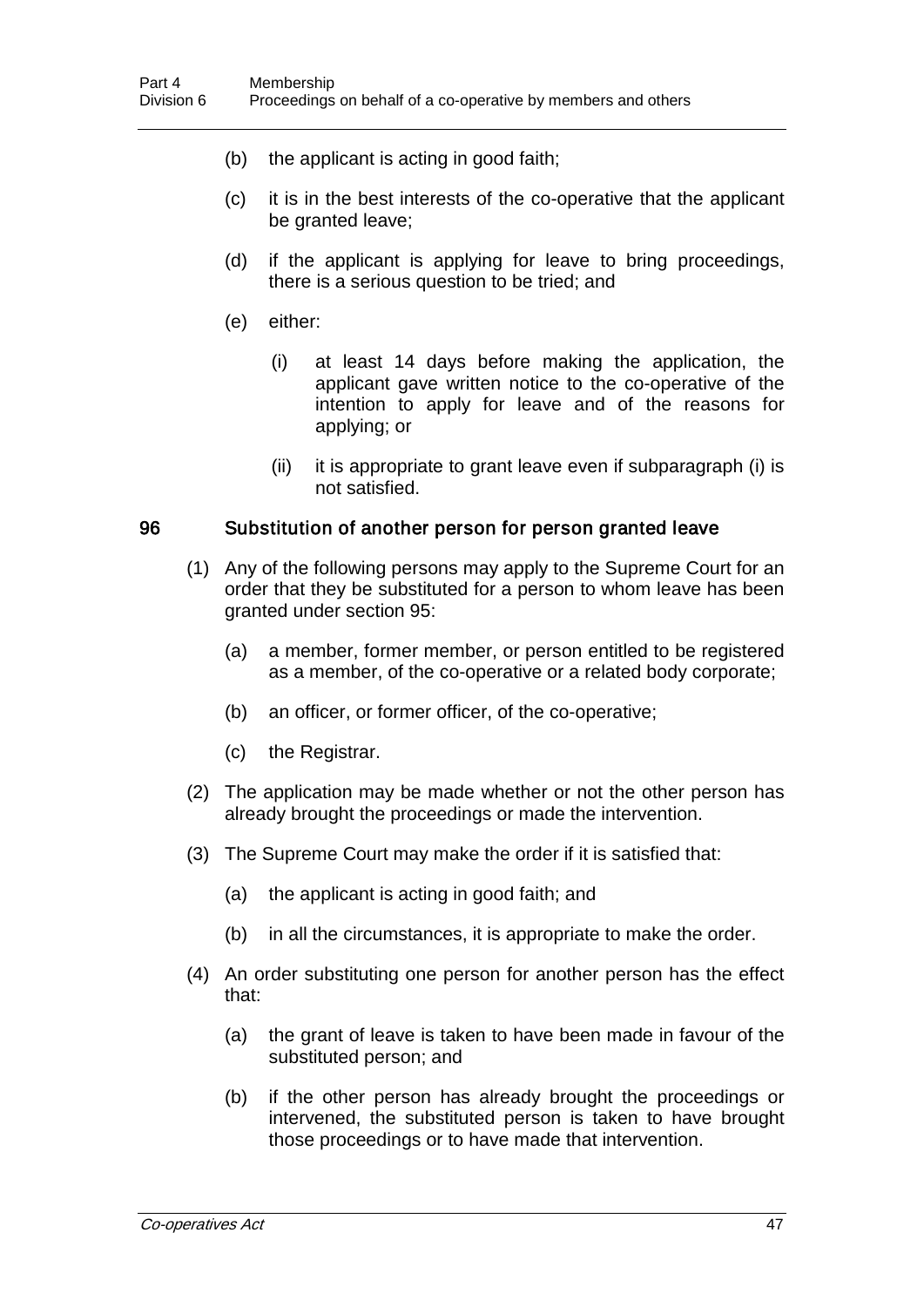(b) the applicant is acting in good faith;

(c) it is in the best interests of the co-operative that the applicant be granted leave;

(d) if the applicant is applying for leave to bring proceedings, there is a serious question to be tried; and

(e) either:

  (i) at least 14 days before making the application, the applicant gave written notice to the co-operative of the intention to apply for leave and of the reasons for applying; or

  (ii) it is appropriate to grant leave even if subparagraph (i) is not satisfied.

### 96 Substitution of another person for person granted leave

(1) Any of the following persons may apply to the Supreme Court for an order that they be substituted for a person to whom leave has been granted under section 95:

  (a) a member, former member, or person entitled to be registered as a member, of the co-operative or a related body corporate;

  (b) an officer, or former officer, of the co-operative;

  (c) the Registrar.

(2) The application may be made whether or not the other person has already brought the proceedings or made the intervention.

(3) The Supreme Court may make the order if it is satisfied that:

  (a) the applicant is acting in good faith; and

  (b) in all the circumstances, it is appropriate to make the order.

(4) An order substituting one person for another person has the effect that:

  (a) the grant of leave is taken to have been made in favour of the substituted person; and

  (b) if the other person has already brought the proceedings or intervened, the substituted person is taken to have brought those proceedings or to have made that intervention.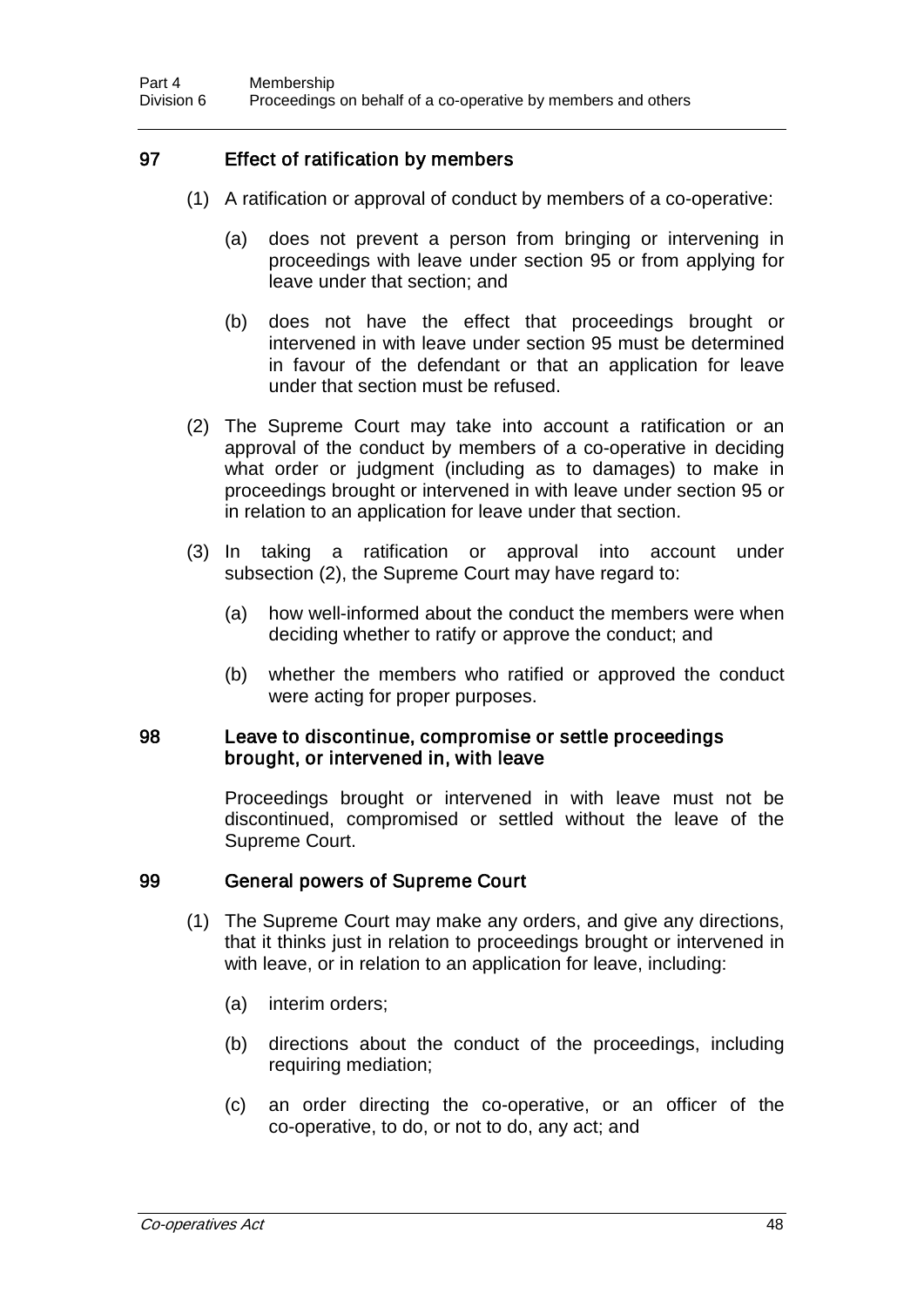## 97 Effect of ratification by members

(1) A ratification or approval of conduct by members of a co-operative:

(a) does not prevent a person from bringing or intervening in proceedings with leave under section 95 or from applying for leave under that section; and

(b) does not have the effect that proceedings brought or intervened in with leave under section 95 must be determined in favour of the defendant or that an application for leave under that section must be refused.

(2) The Supreme Court may take into account a ratification or an approval of the conduct by members of a co-operative in deciding what order or judgment (including as to damages) to make in proceedings brought or intervened in with leave under section 95 or in relation to an application for leave under that section.

(3) In taking a ratification or approval into account under subsection (2), the Supreme Court may have regard to:

(a) how well-informed about the conduct the members were when deciding whether to ratify or approve the conduct; and

(b) whether the members who ratified or approved the conduct were acting for proper purposes.

## 98 Leave to discontinue, compromise or settle proceedings brought, or intervened in, with leave

Proceedings brought or intervened in with leave must not be discontinued, compromised or settled without the leave of the Supreme Court.

## 99 General powers of Supreme Court

(1) The Supreme Court may make any orders, and give any directions, that it thinks just in relation to proceedings brought or intervened in with leave, or in relation to an application for leave, including:

(a) interim orders;

(b) directions about the conduct of the proceedings, including requiring mediation;

(c) an order directing the co-operative, or an officer of the co-operative, to do, or not to do, any act; and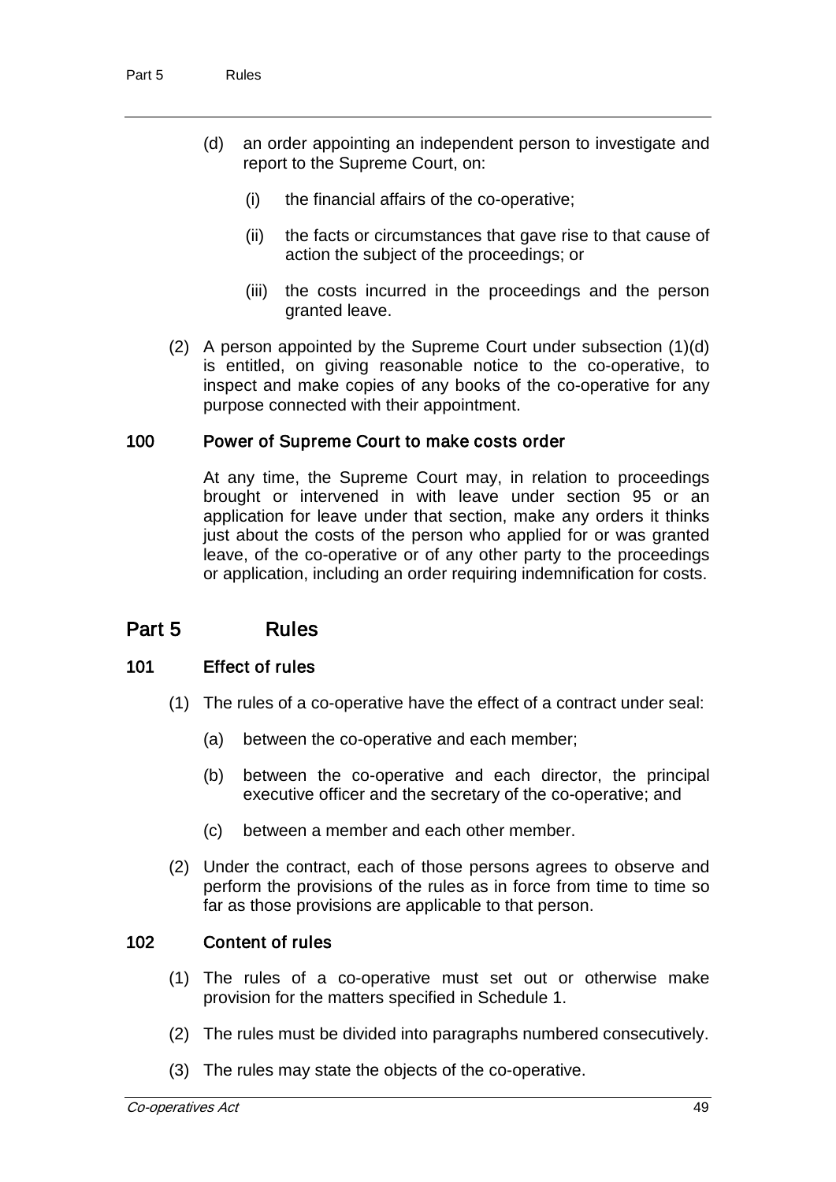(d) an order appointing an independent person to investigate and report to the Supreme Court, on:

  (i) the financial affairs of the co-operative;

  (ii) the facts or circumstances that gave rise to that cause of action the subject of the proceedings; or

  (iii) the costs incurred in the proceedings and the person granted leave.

(2) A person appointed by the Supreme Court under subsection (1)(d) is entitled, on giving reasonable notice to the co-operative, to inspect and make copies of any books of the co-operative for any purpose connected with their appointment.

### 100 Power of Supreme Court to make costs order

At any time, the Supreme Court may, in relation to proceedings brought or intervened in with leave under section 95 or an application for leave under that section, make any orders it thinks just about the costs of the person who applied for or was granted leave, of the co-operative or of any other party to the proceedings or application, including an order requiring indemnification for costs.

## Part 5 Rules

### 101 Effect of rules

(1) The rules of a co-operative have the effect of a contract under seal:

  (a) between the co-operative and each member;

  (b) between the co-operative and each director, the principal executive officer and the secretary of the co-operative; and

  (c) between a member and each other member.

(2) Under the contract, each of those persons agrees to observe and perform the provisions of the rules as in force from time to time so far as those provisions are applicable to that person.

### 102 Content of rules

(1) The rules of a co-operative must set out or otherwise make provision for the matters specified in Schedule 1.

(2) The rules must be divided into paragraphs numbered consecutively.

(3) The rules may state the objects of the co-operative.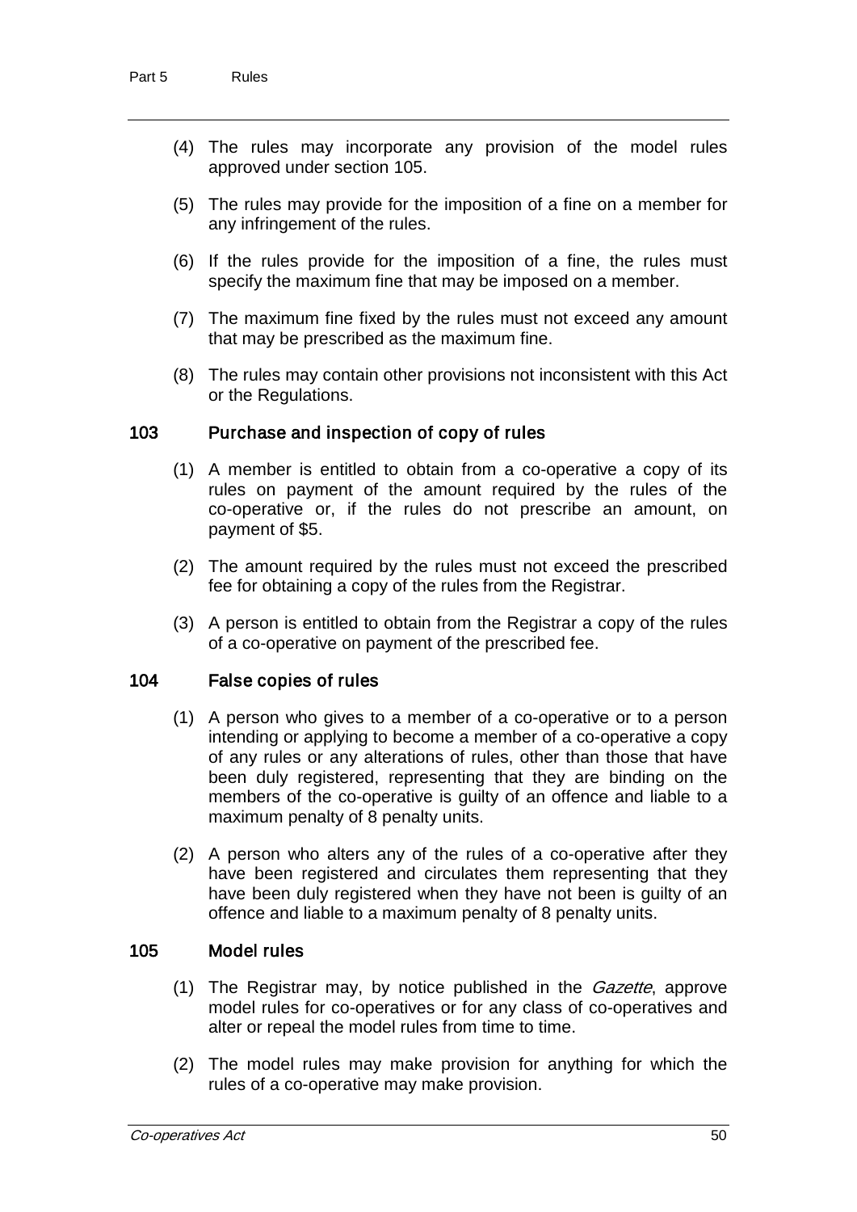(4) The rules may incorporate any provision of the model rules approved under section 105.

(5) The rules may provide for the imposition of a fine on a member for any infringement of the rules.

(6) If the rules provide for the imposition of a fine, the rules must specify the maximum fine that may be imposed on a member.

(7) The maximum fine fixed by the rules must not exceed any amount that may be prescribed as the maximum fine.

(8) The rules may contain other provisions not inconsistent with this Act or the Regulations.

### 103 Purchase and inspection of copy of rules

(1) A member is entitled to obtain from a co-operative a copy of its rules on payment of the amount required by the rules of the co-operative or, if the rules do not prescribe an amount, on payment of $5.

(2) The amount required by the rules must not exceed the prescribed fee for obtaining a copy of the rules from the Registrar.

(3) A person is entitled to obtain from the Registrar a copy of the rules of a co-operative on payment of the prescribed fee.

### 104 False copies of rules

(1) A person who gives to a member of a co-operative or to a person intending or applying to become a member of a co-operative a copy of any rules or any alterations of rules, other than those that have been duly registered, representing that they are binding on the members of the co-operative is guilty of an offence and liable to a maximum penalty of 8 penalty units.

(2) A person who alters any of the rules of a co-operative after they have been registered and circulates them representing that they have been duly registered when they have not been is guilty of an offence and liable to a maximum penalty of 8 penalty units.

### 105 Model rules

(1) The Registrar may, by notice published in the *Gazette*, approve model rules for co-operatives or for any class of co-operatives and alter or repeal the model rules from time to time.

(2) The model rules may make provision for anything for which the rules of a co-operative may make provision.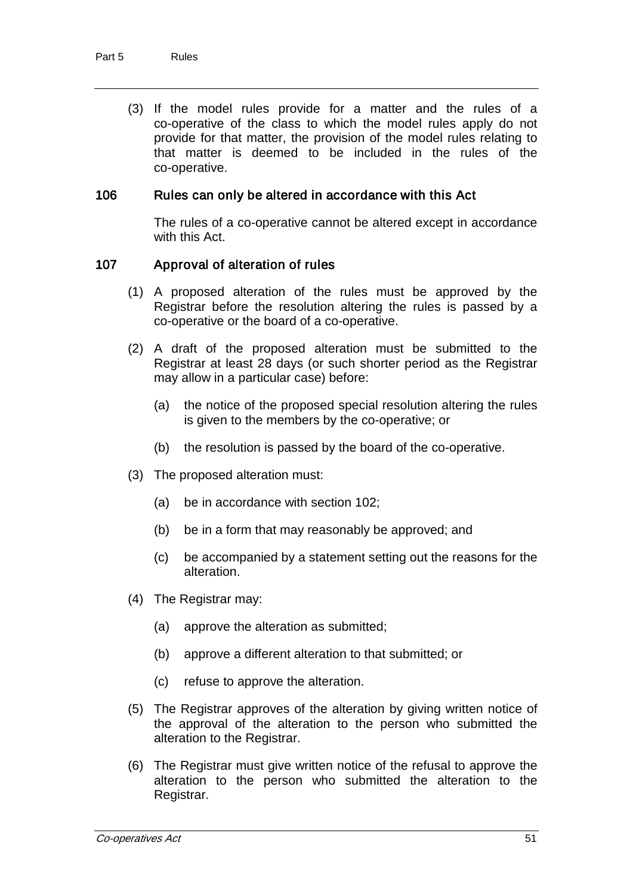(3) If the model rules provide for a matter and the rules of a co-operative of the class to which the model rules apply do not provide for that matter, the provision of the model rules relating to that matter is deemed to be included in the rules of the co-operative.

### 106 Rules can only be altered in accordance with this Act

The rules of a co-operative cannot be altered except in accordance with this Act.

### 107 Approval of alteration of rules

(1) A proposed alteration of the rules must be approved by the Registrar before the resolution altering the rules is passed by a co-operative or the board of a co-operative.

(2) A draft of the proposed alteration must be submitted to the Registrar at least 28 days (or such shorter period as the Registrar may allow in a particular case) before:

(a) the notice of the proposed special resolution altering the rules is given to the members by the co-operative; or

(b) the resolution is passed by the board of the co-operative.

(3) The proposed alteration must:

(a) be in accordance with section 102;

(b) be in a form that may reasonably be approved; and

(c) be accompanied by a statement setting out the reasons for the alteration.

(4) The Registrar may:

(a) approve the alteration as submitted;

(b) approve a different alteration to that submitted; or

(c) refuse to approve the alteration.

(5) The Registrar approves of the alteration by giving written notice of the approval of the alteration to the person who submitted the alteration to the Registrar.

(6) The Registrar must give written notice of the refusal to approve the alteration to the person who submitted the alteration to the Registrar.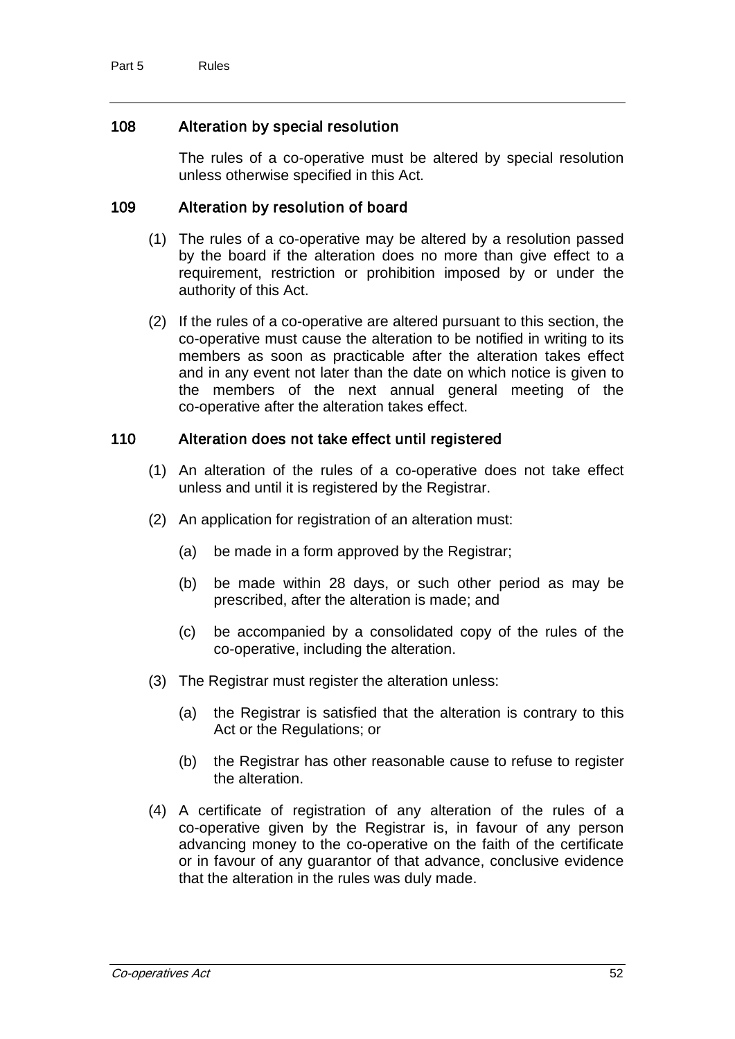### 108 Alteration by special resolution

The rules of a co-operative must be altered by special resolution unless otherwise specified in this Act.

### 109 Alteration by resolution of board

(1) The rules of a co-operative may be altered by a resolution passed by the board if the alteration does no more than give effect to a requirement, restriction or prohibition imposed by or under the authority of this Act.

(2) If the rules of a co-operative are altered pursuant to this section, the co-operative must cause the alteration to be notified in writing to its members as soon as practicable after the alteration takes effect and in any event not later than the date on which notice is given to the members of the next annual general meeting of the co-operative after the alteration takes effect.

### 110 Alteration does not take effect until registered

(1) An alteration of the rules of a co-operative does not take effect unless and until it is registered by the Registrar.

(2) An application for registration of an alteration must:

(a) be made in a form approved by the Registrar;

(b) be made within 28 days, or such other period as may be prescribed, after the alteration is made; and

(c) be accompanied by a consolidated copy of the rules of the co-operative, including the alteration.

(3) The Registrar must register the alteration unless:

(a) the Registrar is satisfied that the alteration is contrary to this Act or the Regulations; or

(b) the Registrar has other reasonable cause to refuse to register the alteration.

(4) A certificate of registration of any alteration of the rules of a co-operative given by the Registrar is, in favour of any person advancing money to the co-operative on the faith of the certificate or in favour of any guarantor of that advance, conclusive evidence that the alteration in the rules was duly made.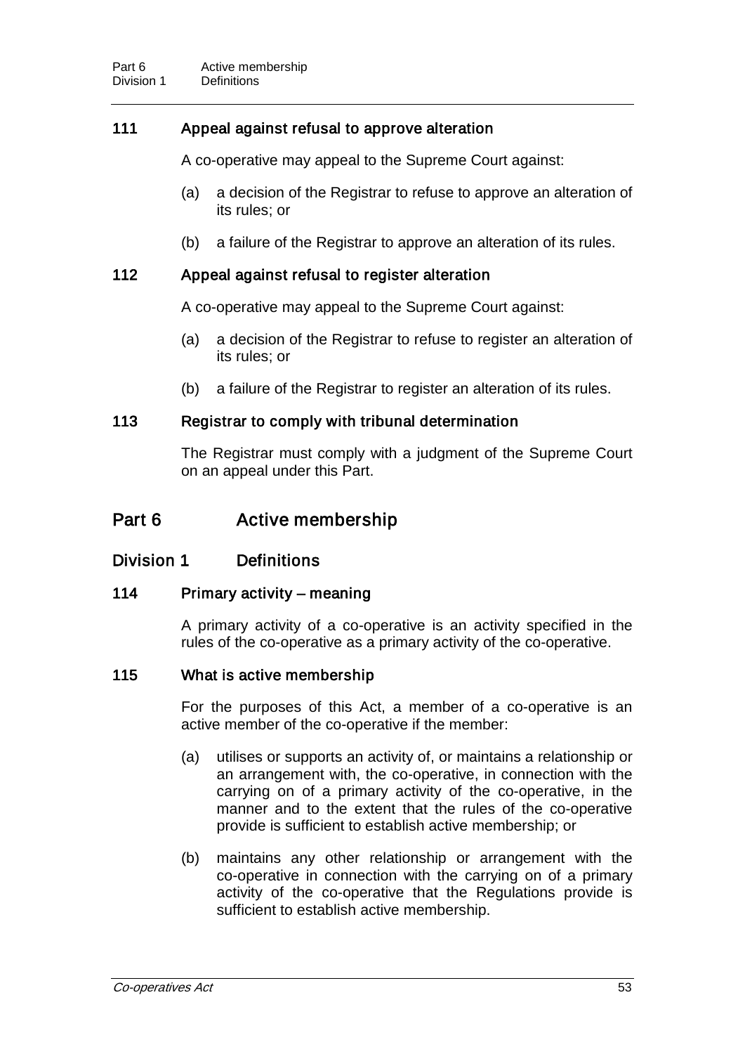### 111 Appeal against refusal to approve alteration

A co-operative may appeal to the Supreme Court against:

(a) a decision of the Registrar to refuse to approve an alteration of its rules; or

(b) a failure of the Registrar to approve an alteration of its rules.

### 112 Appeal against refusal to register alteration

A co-operative may appeal to the Supreme Court against:

(a) a decision of the Registrar to refuse to register an alteration of its rules; or

(b) a failure of the Registrar to register an alteration of its rules.

### 113 Registrar to comply with tribunal determination

The Registrar must comply with a judgment of the Supreme Court on an appeal under this Part.

# Part 6 Active membership

## Division 1 Definitions

### 114 Primary activity – meaning

A primary activity of a co-operative is an activity specified in the rules of the co-operative as a primary activity of the co-operative.

### 115 What is active membership

For the purposes of this Act, a member of a co-operative is an active member of the co-operative if the member:

(a) utilises or supports an activity of, or maintains a relationship or an arrangement with, the co-operative, in connection with the carrying on of a primary activity of the co-operative, in the manner and to the extent that the rules of the co-operative provide is sufficient to establish active membership; or

(b) maintains any other relationship or arrangement with the co-operative in connection with the carrying on of a primary activity of the co-operative that the Regulations provide is sufficient to establish active membership.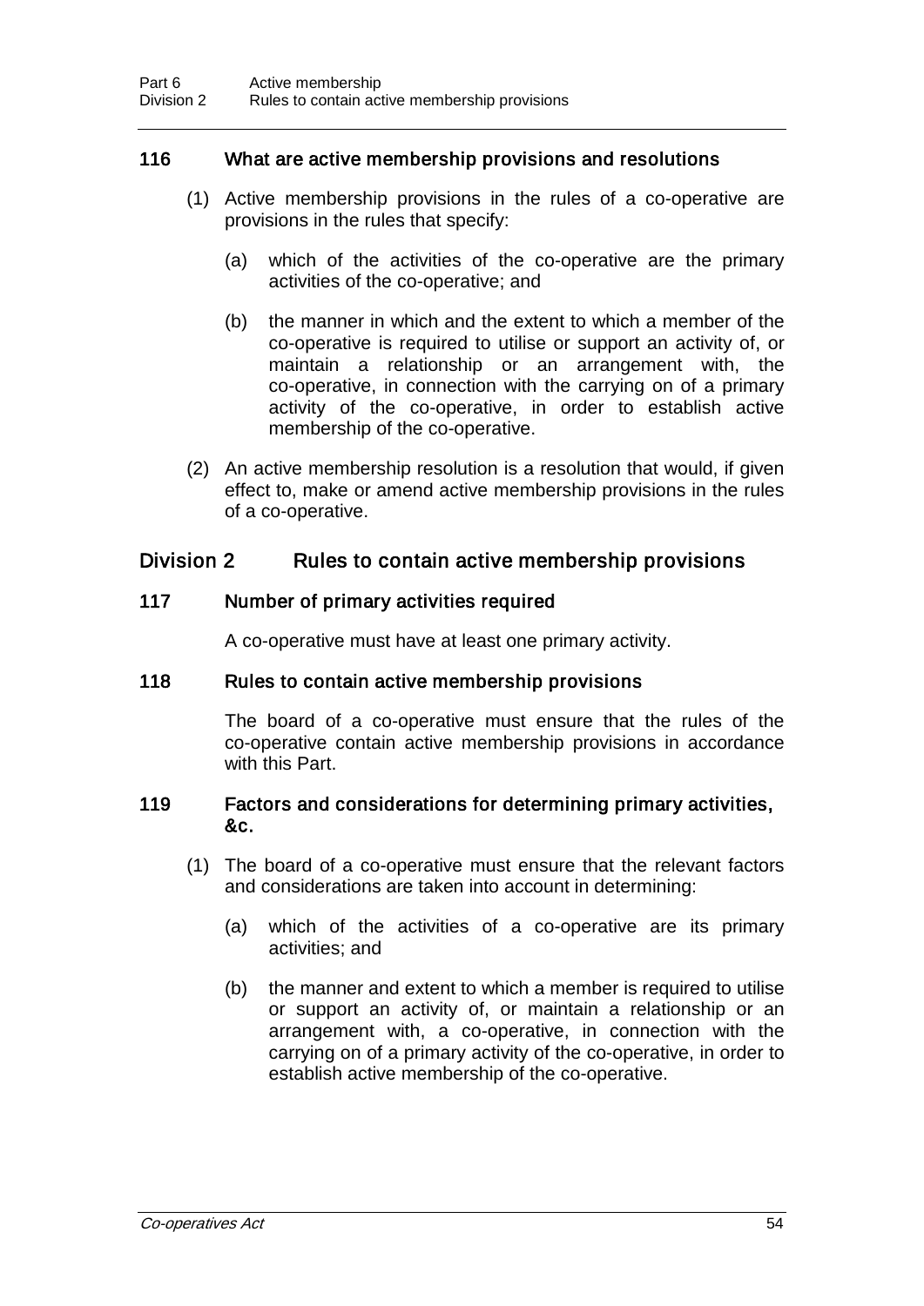### 116 What are active membership provisions and resolutions

(1) Active membership provisions in the rules of a co-operative are provisions in the rules that specify:

(a) which of the activities of the co-operative are the primary activities of the co-operative; and

(b) the manner in which and the extent to which a member of the co-operative is required to utilise or support an activity of, or maintain a relationship or an arrangement with, the co-operative, in connection with the carrying on of a primary activity of the co-operative, in order to establish active membership of the co-operative.

(2) An active membership resolution is a resolution that would, if given effect to, make or amend active membership provisions in the rules of a co-operative.

## Division 2 Rules to contain active membership provisions

### 117 Number of primary activities required

A co-operative must have at least one primary activity.

### 118 Rules to contain active membership provisions

The board of a co-operative must ensure that the rules of the co-operative contain active membership provisions in accordance with this Part.

### 119 Factors and considerations for determining primary activities, &c.

(1) The board of a co-operative must ensure that the relevant factors and considerations are taken into account in determining:

(a) which of the activities of a co-operative are its primary activities; and

(b) the manner and extent to which a member is required to utilise or support an activity of, or maintain a relationship or an arrangement with, a co-operative, in connection with the carrying on of a primary activity of the co-operative, in order to establish active membership of the co-operative.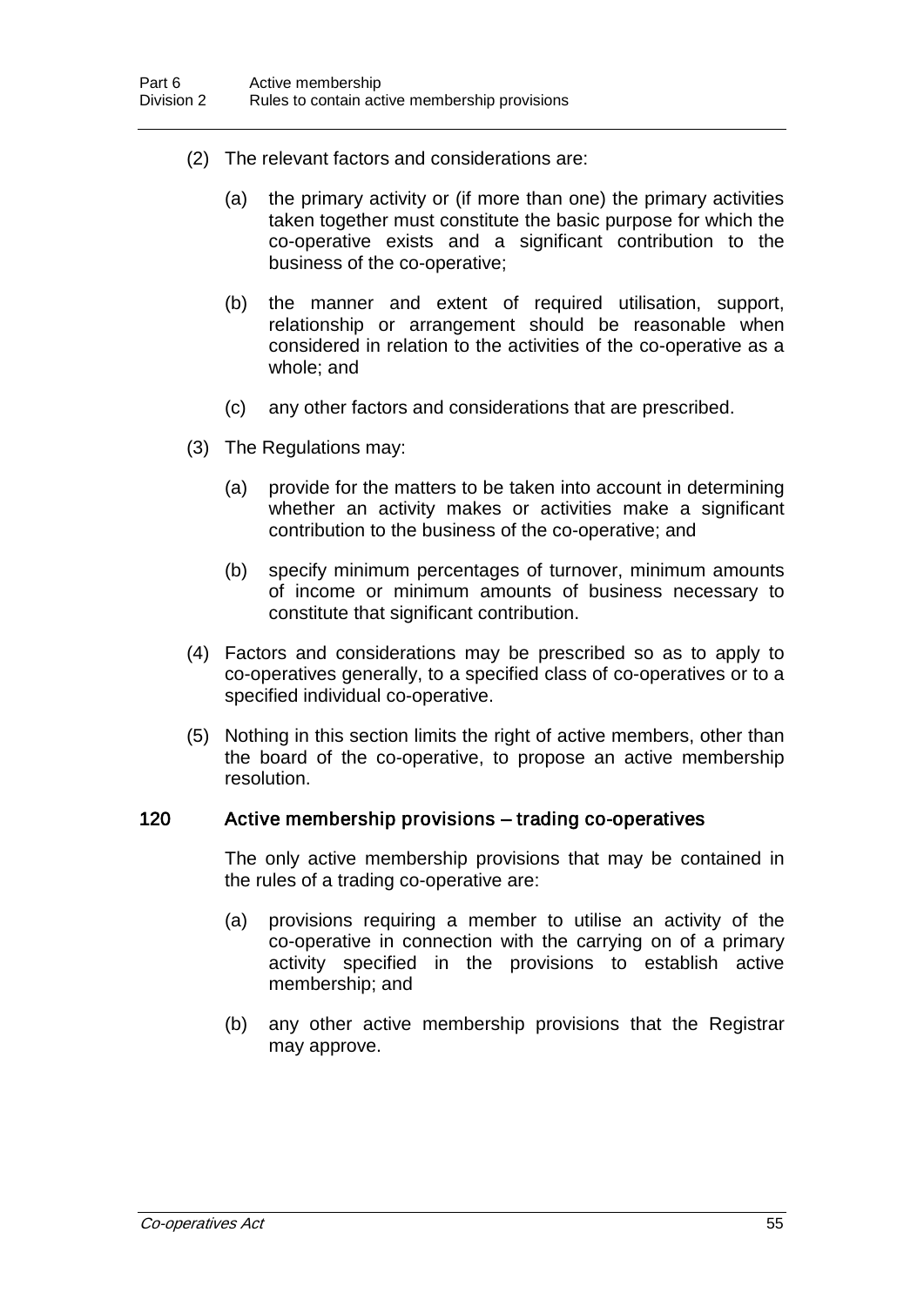(2) The relevant factors and considerations are:

(a) the primary activity or (if more than one) the primary activities taken together must constitute the basic purpose for which the co-operative exists and a significant contribution to the business of the co-operative;

(b) the manner and extent of required utilisation, support, relationship or arrangement should be reasonable when considered in relation to the activities of the co-operative as a whole; and

(c) any other factors and considerations that are prescribed.

(3) The Regulations may:

(a) provide for the matters to be taken into account in determining whether an activity makes or activities make a significant contribution to the business of the co-operative; and

(b) specify minimum percentages of turnover, minimum amounts of income or minimum amounts of business necessary to constitute that significant contribution.

(4) Factors and considerations may be prescribed so as to apply to co-operatives generally, to a specified class of co-operatives or to a specified individual co-operative.

(5) Nothing in this section limits the right of active members, other than the board of the co-operative, to propose an active membership resolution.

### 120 Active membership provisions – trading co-operatives

The only active membership provisions that may be contained in the rules of a trading co-operative are:

(a) provisions requiring a member to utilise an activity of the co-operative in connection with the carrying on of a primary activity specified in the provisions to establish active membership; and

(b) any other active membership provisions that the Registrar may approve.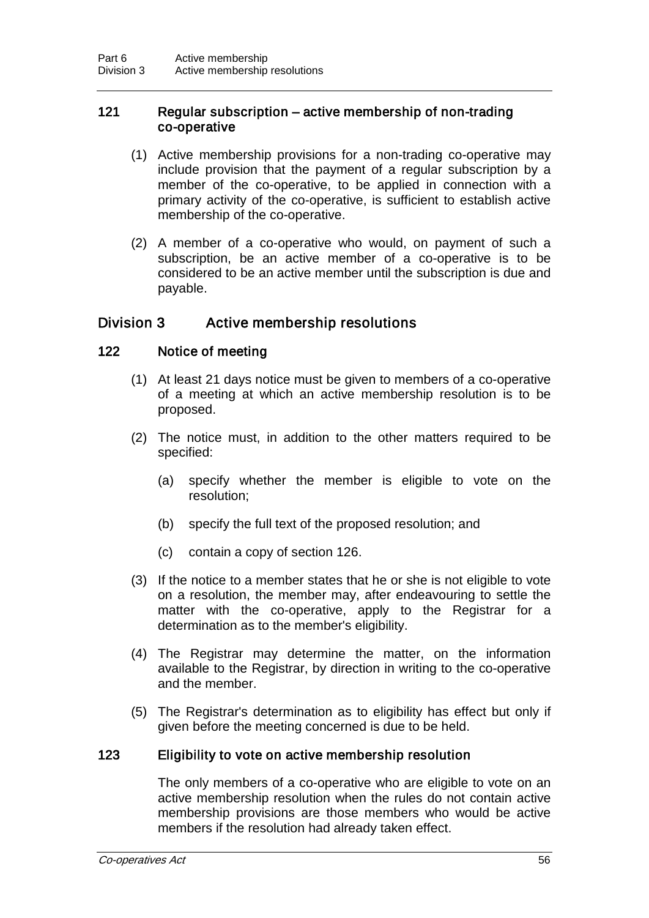### 121 Regular subscription – active membership of non-trading co-operative

(1) Active membership provisions for a non-trading co-operative may include provision that the payment of a regular subscription by a member of the co-operative, to be applied in connection with a primary activity of the co-operative, is sufficient to establish active membership of the co-operative.

(2) A member of a co-operative who would, on payment of such a subscription, be an active member of a co-operative is to be considered to be an active member until the subscription is due and payable.

## Division 3 Active membership resolutions

### 122 Notice of meeting

(1) At least 21 days notice must be given to members of a co-operative of a meeting at which an active membership resolution is to be proposed.

(2) The notice must, in addition to the other matters required to be specified:

(a) specify whether the member is eligible to vote on the resolution;

(b) specify the full text of the proposed resolution; and

(c) contain a copy of section 126.

(3) If the notice to a member states that he or she is not eligible to vote on a resolution, the member may, after endeavouring to settle the matter with the co-operative, apply to the Registrar for a determination as to the member's eligibility.

(4) The Registrar may determine the matter, on the information available to the Registrar, by direction in writing to the co-operative and the member.

(5) The Registrar's determination as to eligibility has effect but only if given before the meeting concerned is due to be held.

### 123 Eligibility to vote on active membership resolution

The only members of a co-operative who are eligible to vote on an active membership resolution when the rules do not contain active membership provisions are those members who would be active members if the resolution had already taken effect.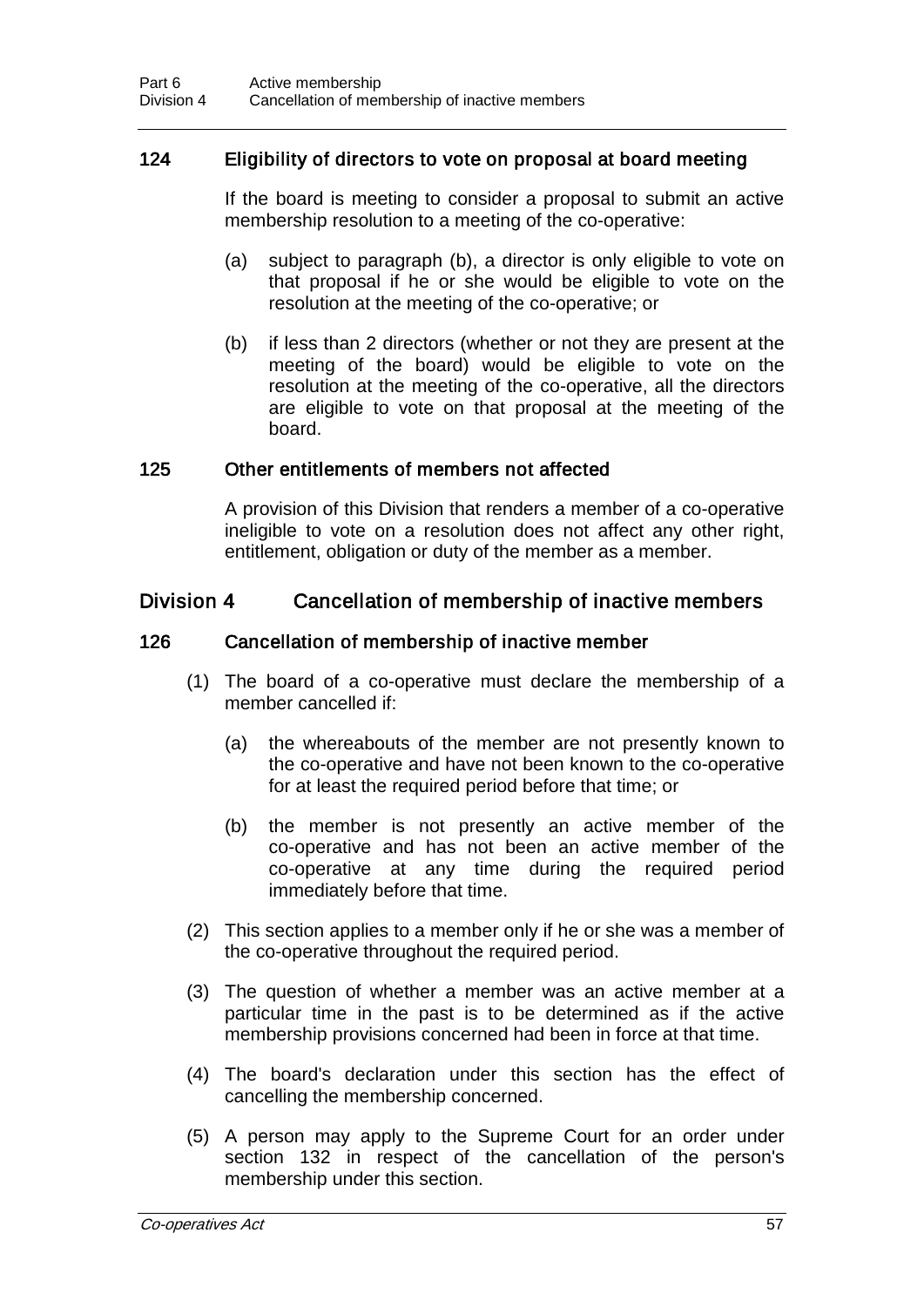#### 124 Eligibility of directors to vote on proposal at board meeting

If the board is meeting to consider a proposal to submit an active membership resolution to a meeting of the co-operative:

(a) subject to paragraph (b), a director is only eligible to vote on that proposal if he or she would be eligible to vote on the resolution at the meeting of the co-operative; or

(b) if less than 2 directors (whether or not they are present at the meeting of the board) would be eligible to vote on the resolution at the meeting of the co-operative, all the directors are eligible to vote on that proposal at the meeting of the board.

#### 125 Other entitlements of members not affected

A provision of this Division that renders a member of a co-operative ineligible to vote on a resolution does not affect any other right, entitlement, obligation or duty of the member as a member.

### Division 4 Cancellation of membership of inactive members

#### 126 Cancellation of membership of inactive member

(1) The board of a co-operative must declare the membership of a member cancelled if:

(a) the whereabouts of the member are not presently known to the co-operative and have not been known to the co-operative for at least the required period before that time; or

(b) the member is not presently an active member of the co-operative and has not been an active member of the co-operative at any time during the required period immediately before that time.

(2) This section applies to a member only if he or she was a member of the co-operative throughout the required period.

(3) The question of whether a member was an active member at a particular time in the past is to be determined as if the active membership provisions concerned had been in force at that time.

(4) The board's declaration under this section has the effect of cancelling the membership concerned.

(5) A person may apply to the Supreme Court for an order under section 132 in respect of the cancellation of the person's membership under this section.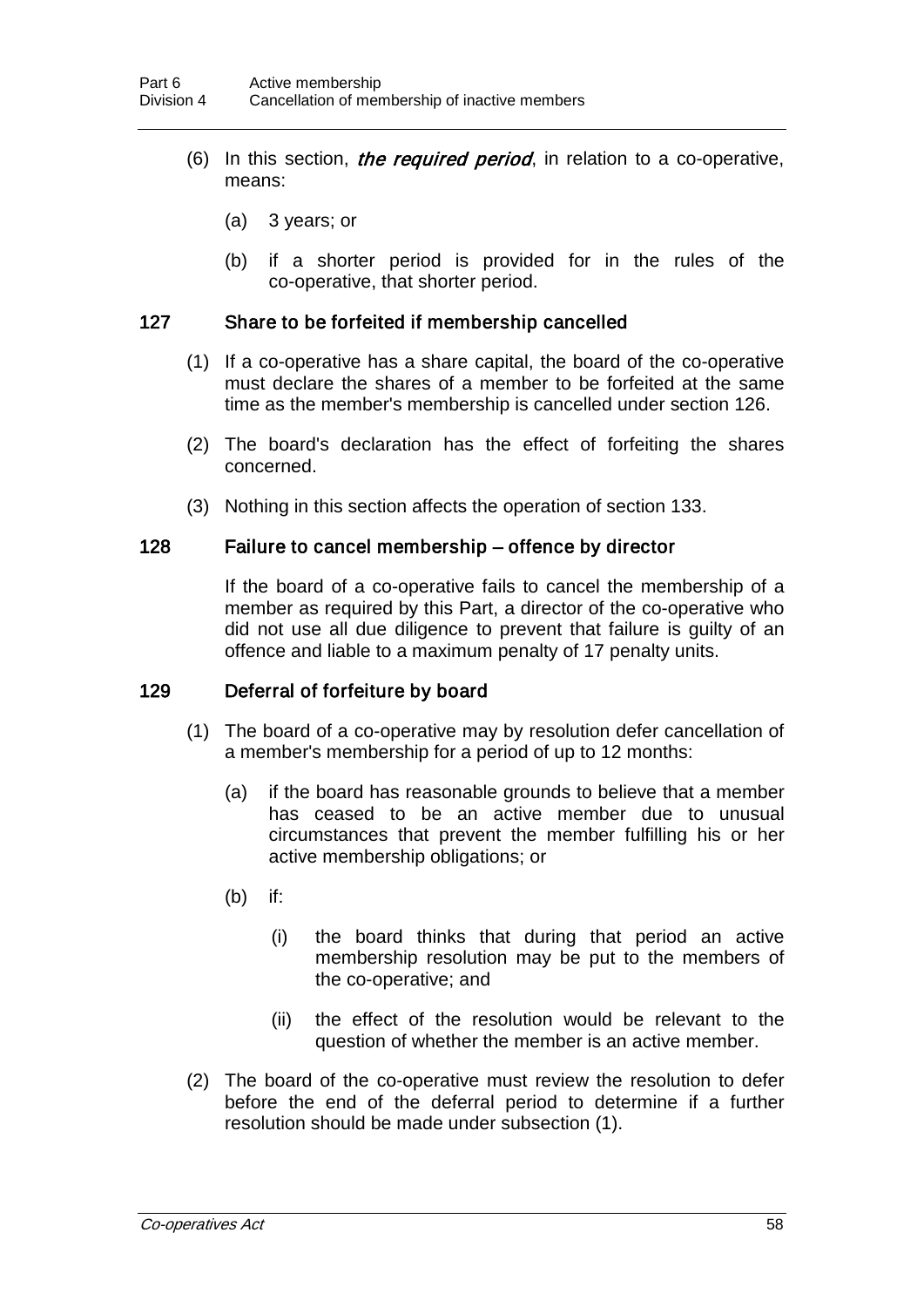(6) In this section, ***the required period***, in relation to a co-operative, means:

(a) 3 years; or

(b) if a shorter period is provided for in the rules of the co-operative, that shorter period.

### 127 Share to be forfeited if membership cancelled

(1) If a co-operative has a share capital, the board of the co-operative must declare the shares of a member to be forfeited at the same time as the member's membership is cancelled under section 126.

(2) The board's declaration has the effect of forfeiting the shares concerned.

(3) Nothing in this section affects the operation of section 133.

### 128 Failure to cancel membership – offence by director

If the board of a co-operative fails to cancel the membership of a member as required by this Part, a director of the co-operative who did not use all due diligence to prevent that failure is guilty of an offence and liable to a maximum penalty of 17 penalty units.

### 129 Deferral of forfeiture by board

(1) The board of a co-operative may by resolution defer cancellation of a member's membership for a period of up to 12 months:

(a) if the board has reasonable grounds to believe that a member has ceased to be an active member due to unusual circumstances that prevent the member fulfilling his or her active membership obligations; or

(b) if:

(i) the board thinks that during that period an active membership resolution may be put to the members of the co-operative; and

(ii) the effect of the resolution would be relevant to the question of whether the member is an active member.

(2) The board of the co-operative must review the resolution to defer before the end of the deferral period to determine if a further resolution should be made under subsection (1).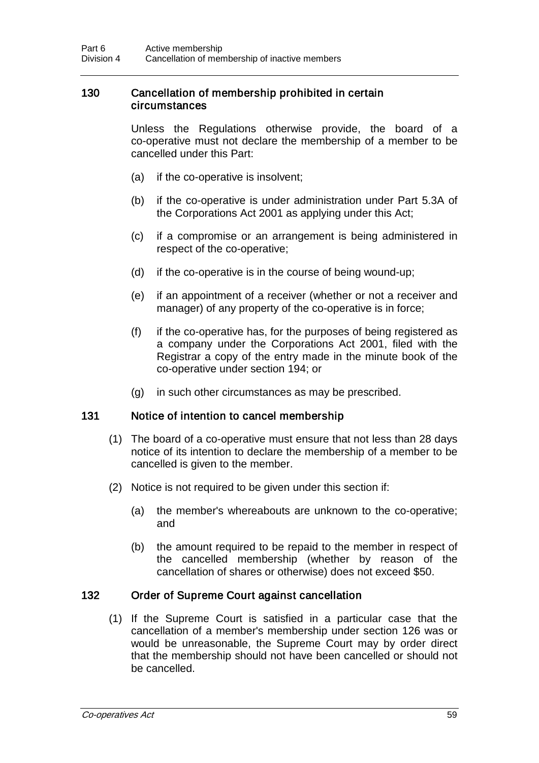### 130 Cancellation of membership prohibited in certain circumstances

Unless the Regulations otherwise provide, the board of a co-operative must not declare the membership of a member to be cancelled under this Part:

- (a) if the co-operative is insolvent;
- (b) if the co-operative is under administration under Part 5.3A of the Corporations Act 2001 as applying under this Act;
- (c) if a compromise or an arrangement is being administered in respect of the co-operative;
- (d) if the co-operative is in the course of being wound-up;
- (e) if an appointment of a receiver (whether or not a receiver and manager) of any property of the co-operative is in force;
- (f) if the co-operative has, for the purposes of being registered as a company under the Corporations Act 2001, filed with the Registrar a copy of the entry made in the minute book of the co-operative under section 194; or
- (g) in such other circumstances as may be prescribed.

### 131 Notice of intention to cancel membership

(1) The board of a co-operative must ensure that not less than 28 days notice of its intention to declare the membership of a member to be cancelled is given to the member.

(2) Notice is not required to be given under this section if:

- (a) the member's whereabouts are unknown to the co-operative; and
- (b) the amount required to be repaid to the member in respect of the cancelled membership (whether by reason of the cancellation of shares or otherwise) does not exceed $50.

### 132 Order of Supreme Court against cancellation

(1) If the Supreme Court is satisfied in a particular case that the cancellation of a member's membership under section 126 was or would be unreasonable, the Supreme Court may by order direct that the membership should not have been cancelled or should not be cancelled.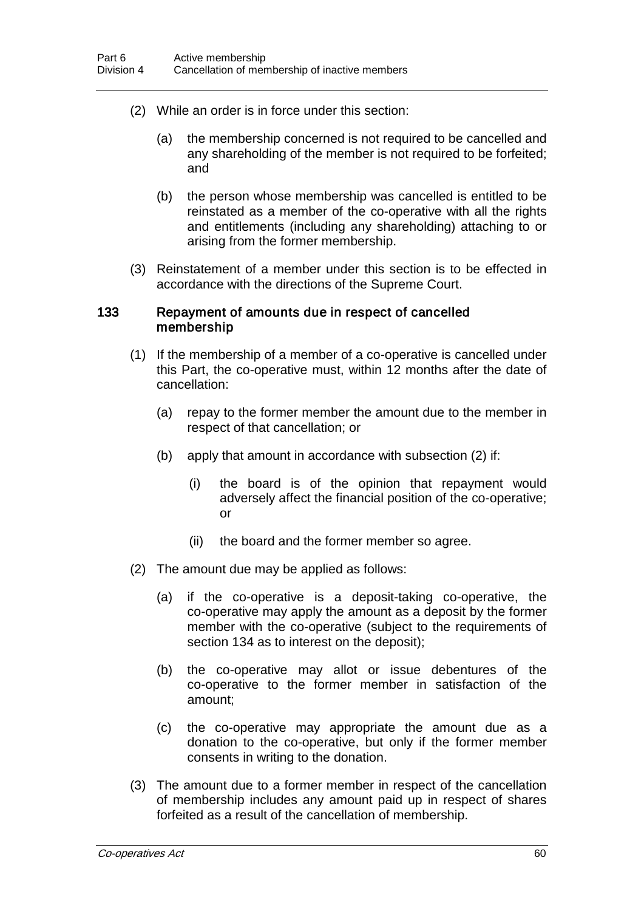(2) While an order is in force under this section:

(a) the membership concerned is not required to be cancelled and any shareholding of the member is not required to be forfeited; and

(b) the person whose membership was cancelled is entitled to be reinstated as a member of the co-operative with all the rights and entitlements (including any shareholding) attaching to or arising from the former membership.

(3) Reinstatement of a member under this section is to be effected in accordance with the directions of the Supreme Court.

### 133 Repayment of amounts due in respect of cancelled membership

(1) If the membership of a member of a co-operative is cancelled under this Part, the co-operative must, within 12 months after the date of cancellation:

(a) repay to the former member the amount due to the member in respect of that cancellation; or

(b) apply that amount in accordance with subsection (2) if:

(i) the board is of the opinion that repayment would adversely affect the financial position of the co-operative; or

(ii) the board and the former member so agree.

(2) The amount due may be applied as follows:

(a) if the co-operative is a deposit-taking co-operative, the co-operative may apply the amount as a deposit by the former member with the co-operative (subject to the requirements of section 134 as to interest on the deposit);

(b) the co-operative may allot or issue debentures of the co-operative to the former member in satisfaction of the amount;

(c) the co-operative may appropriate the amount due as a donation to the co-operative, but only if the former member consents in writing to the donation.

(3) The amount due to a former member in respect of the cancellation of membership includes any amount paid up in respect of shares forfeited as a result of the cancellation of membership.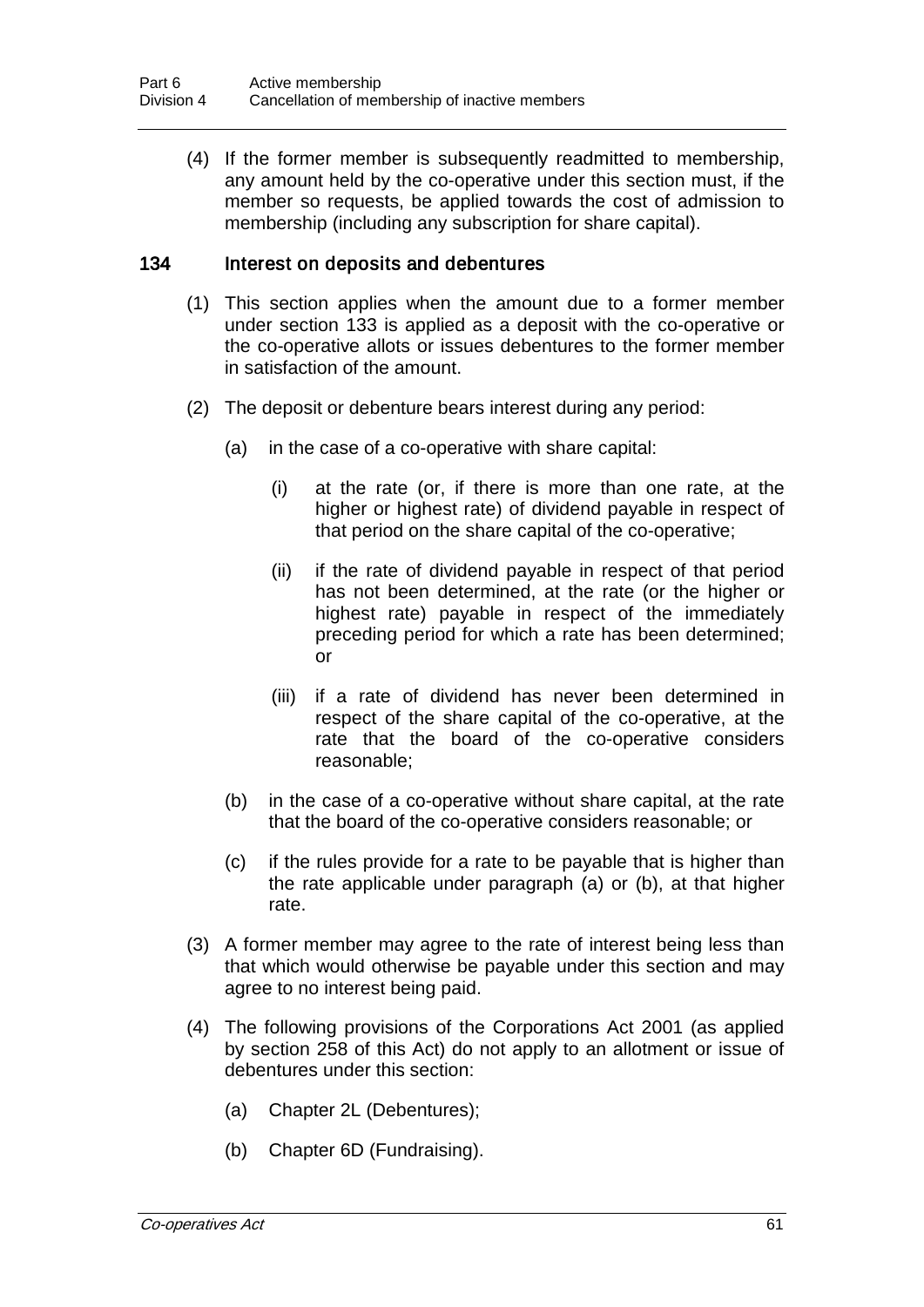(4) If the former member is subsequently readmitted to membership, any amount held by the co-operative under this section must, if the member so requests, be applied towards the cost of admission to membership (including any subscription for share capital).

## 134 Interest on deposits and debentures

(1) This section applies when the amount due to a former member under section 133 is applied as a deposit with the co-operative or the co-operative allots or issues debentures to the former member in satisfaction of the amount.

(2) The deposit or debenture bears interest during any period:

(a) in the case of a co-operative with share capital:

(i) at the rate (or, if there is more than one rate, at the higher or highest rate) of dividend payable in respect of that period on the share capital of the co-operative;

(ii) if the rate of dividend payable in respect of that period has not been determined, at the rate (or the higher or highest rate) payable in respect of the immediately preceding period for which a rate has been determined; or

(iii) if a rate of dividend has never been determined in respect of the share capital of the co-operative, at the rate that the board of the co-operative considers reasonable;

(b) in the case of a co-operative without share capital, at the rate that the board of the co-operative considers reasonable; or

(c) if the rules provide for a rate to be payable that is higher than the rate applicable under paragraph (a) or (b), at that higher rate.

(3) A former member may agree to the rate of interest being less than that which would otherwise be payable under this section and may agree to no interest being paid.

(4) The following provisions of the Corporations Act 2001 (as applied by section 258 of this Act) do not apply to an allotment or issue of debentures under this section:

(a) Chapter 2L (Debentures);

(b) Chapter 6D (Fundraising).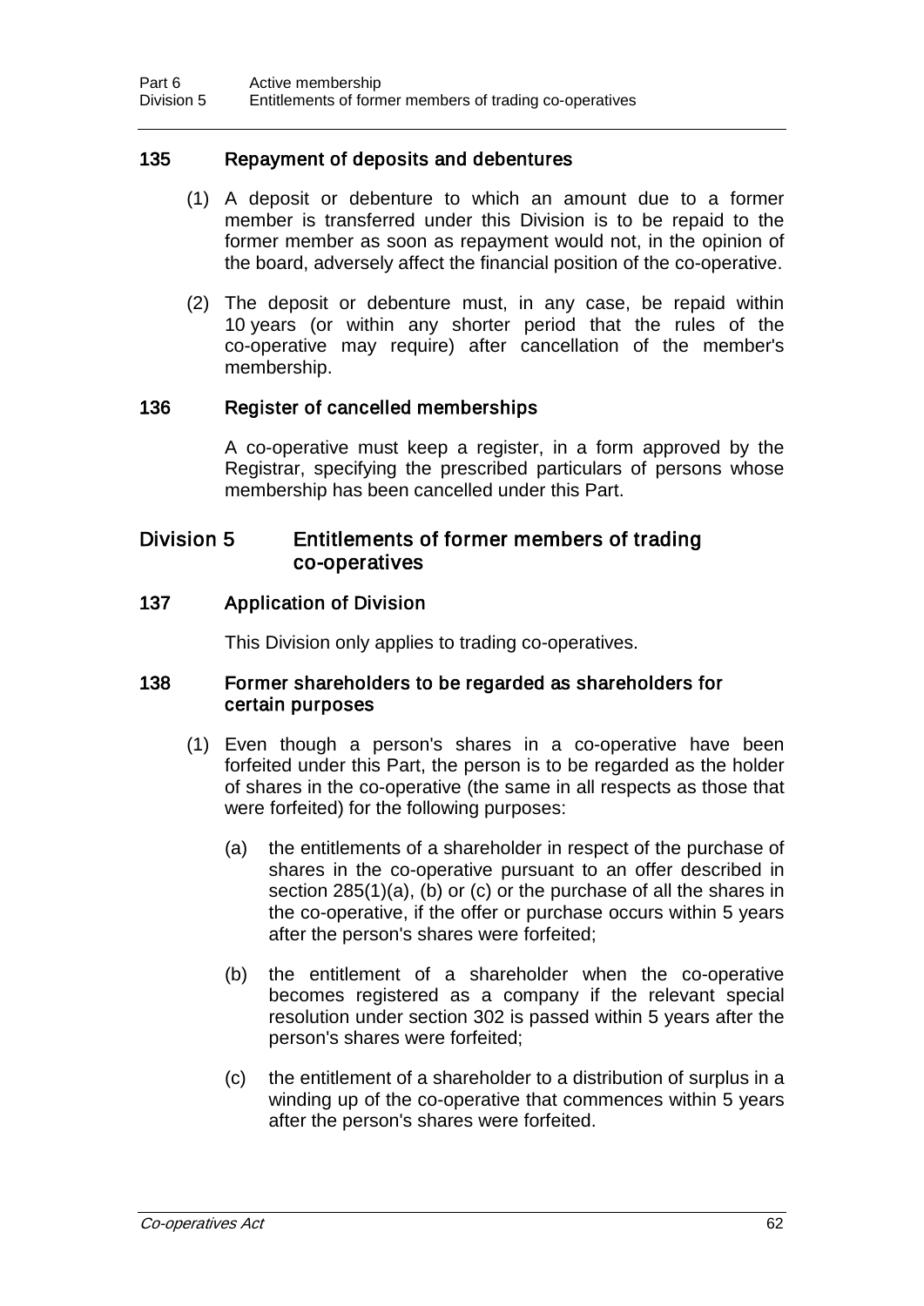### 135 Repayment of deposits and debentures

(1) A deposit or debenture to which an amount due to a former member is transferred under this Division is to be repaid to the former member as soon as repayment would not, in the opinion of the board, adversely affect the financial position of the co-operative.

(2) The deposit or debenture must, in any case, be repaid within 10 years (or within any shorter period that the rules of the co-operative may require) after cancellation of the member's membership.

### 136 Register of cancelled memberships

A co-operative must keep a register, in a form approved by the Registrar, specifying the prescribed particulars of persons whose membership has been cancelled under this Part.

## Division 5 Entitlements of former members of trading co-operatives

### 137 Application of Division

This Division only applies to trading co-operatives.

### 138 Former shareholders to be regarded as shareholders for certain purposes

(1) Even though a person's shares in a co-operative have been forfeited under this Part, the person is to be regarded as the holder of shares in the co-operative (the same in all respects as those that were forfeited) for the following purposes:

(a) the entitlements of a shareholder in respect of the purchase of shares in the co-operative pursuant to an offer described in section 285(1)(a), (b) or (c) or the purchase of all the shares in the co-operative, if the offer or purchase occurs within 5 years after the person's shares were forfeited;

(b) the entitlement of a shareholder when the co-operative becomes registered as a company if the relevant special resolution under section 302 is passed within 5 years after the person's shares were forfeited;

(c) the entitlement of a shareholder to a distribution of surplus in a winding up of the co-operative that commences within 5 years after the person's shares were forfeited.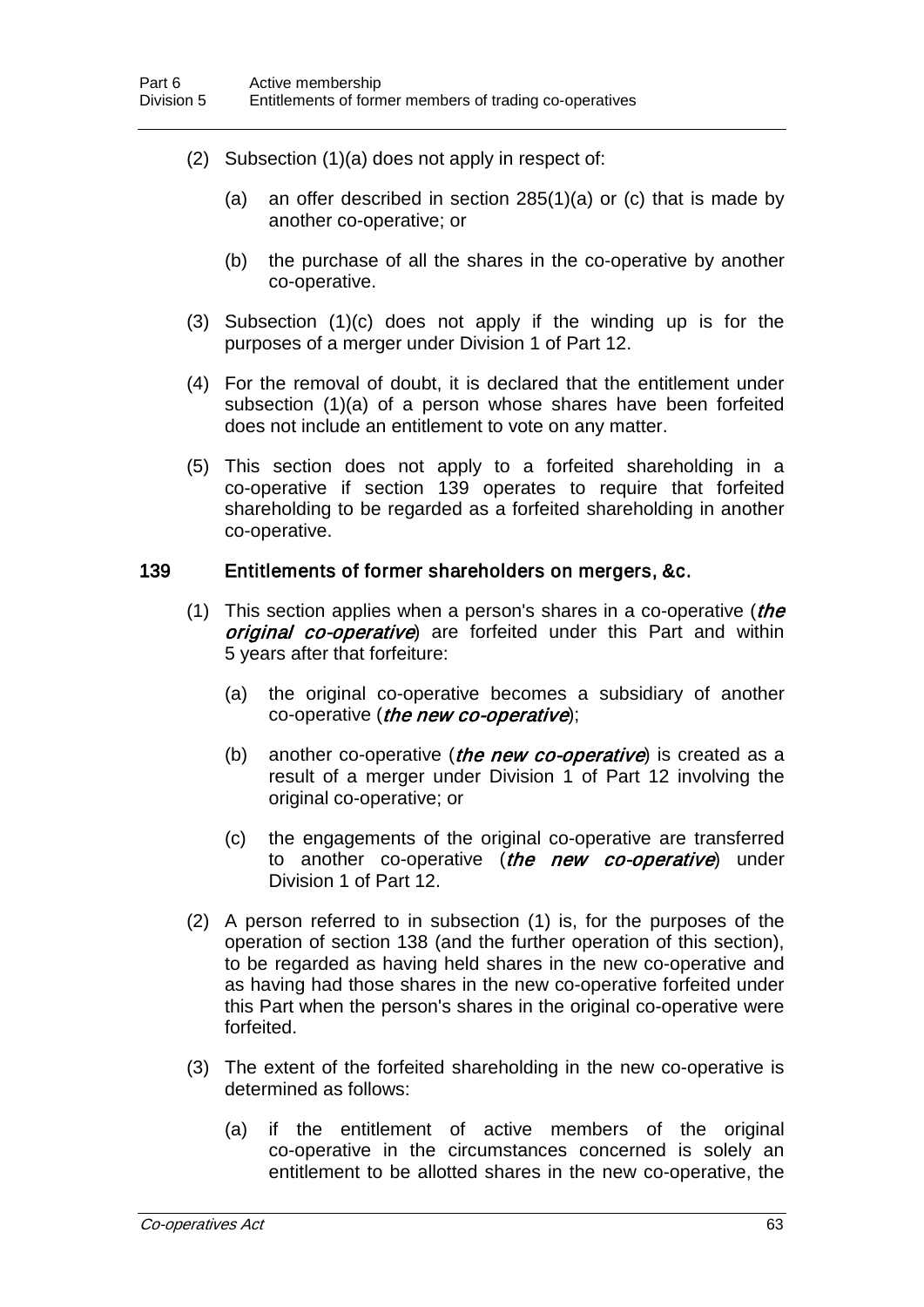(2) Subsection (1)(a) does not apply in respect of:

(a) an offer described in section 285(1)(a) or (c) that is made by another co-operative; or

(b) the purchase of all the shares in the co-operative by another co-operative.

(3) Subsection (1)(c) does not apply if the winding up is for the purposes of a merger under Division 1 of Part 12.

(4) For the removal of doubt, it is declared that the entitlement under subsection (1)(a) of a person whose shares have been forfeited does not include an entitlement to vote on any matter.

(5) This section does not apply to a forfeited shareholding in a co-operative if section 139 operates to require that forfeited shareholding to be regarded as a forfeited shareholding in another co-operative.

### 139 Entitlements of former shareholders on mergers, &c.

(1) This section applies when a person's shares in a co-operative (***the original co-operative***) are forfeited under this Part and within 5 years after that forfeiture:

(a) the original co-operative becomes a subsidiary of another co-operative (***the new co-operative***);

(b) another co-operative (***the new co-operative***) is created as a result of a merger under Division 1 of Part 12 involving the original co-operative; or

(c) the engagements of the original co-operative are transferred to another co-operative (***the new co-operative***) under Division 1 of Part 12.

(2) A person referred to in subsection (1) is, for the purposes of the operation of section 138 (and the further operation of this section), to be regarded as having held shares in the new co-operative and as having had those shares in the new co-operative forfeited under this Part when the person's shares in the original co-operative were forfeited.

(3) The extent of the forfeited shareholding in the new co-operative is determined as follows:

(a) if the entitlement of active members of the original co-operative in the circumstances concerned is solely an entitlement to be allotted shares in the new co-operative, the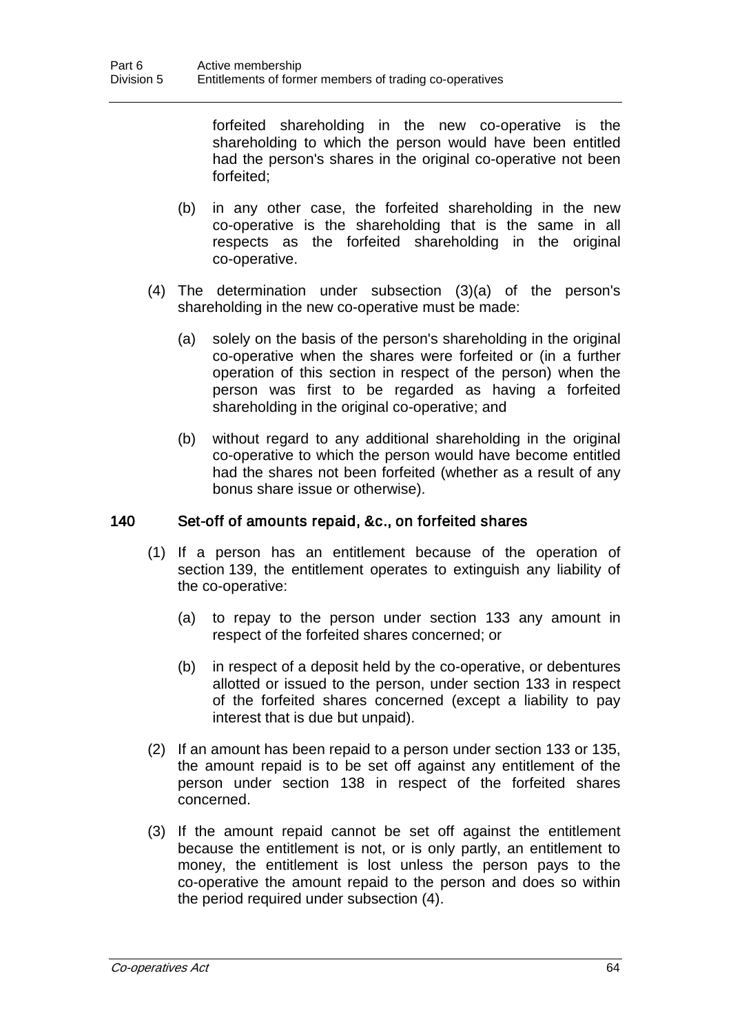forfeited shareholding in the new co-operative is the shareholding to which the person would have been entitled had the person's shares in the original co-operative not been forfeited;

(b) in any other case, the forfeited shareholding in the new co-operative is the shareholding that is the same in all respects as the forfeited shareholding in the original co-operative.

(4) The determination under subsection (3)(a) of the person's shareholding in the new co-operative must be made:

(a) solely on the basis of the person's shareholding in the original co-operative when the shares were forfeited or (in a further operation of this section in respect of the person) when the person was first to be regarded as having a forfeited shareholding in the original co-operative; and

(b) without regard to any additional shareholding in the original co-operative to which the person would have become entitled had the shares not been forfeited (whether as a result of any bonus share issue or otherwise).

### 140 Set-off of amounts repaid, &c., on forfeited shares

(1) If a person has an entitlement because of the operation of section 139, the entitlement operates to extinguish any liability of the co-operative:

(a) to repay to the person under section 133 any amount in respect of the forfeited shares concerned; or

(b) in respect of a deposit held by the co-operative, or debentures allotted or issued to the person, under section 133 in respect of the forfeited shares concerned (except a liability to pay interest that is due but unpaid).

(2) If an amount has been repaid to a person under section 133 or 135, the amount repaid is to be set off against any entitlement of the person under section 138 in respect of the forfeited shares concerned.

(3) If the amount repaid cannot be set off against the entitlement because the entitlement is not, or is only partly, an entitlement to money, the entitlement is lost unless the person pays to the co-operative the amount repaid to the person and does so within the period required under subsection (4).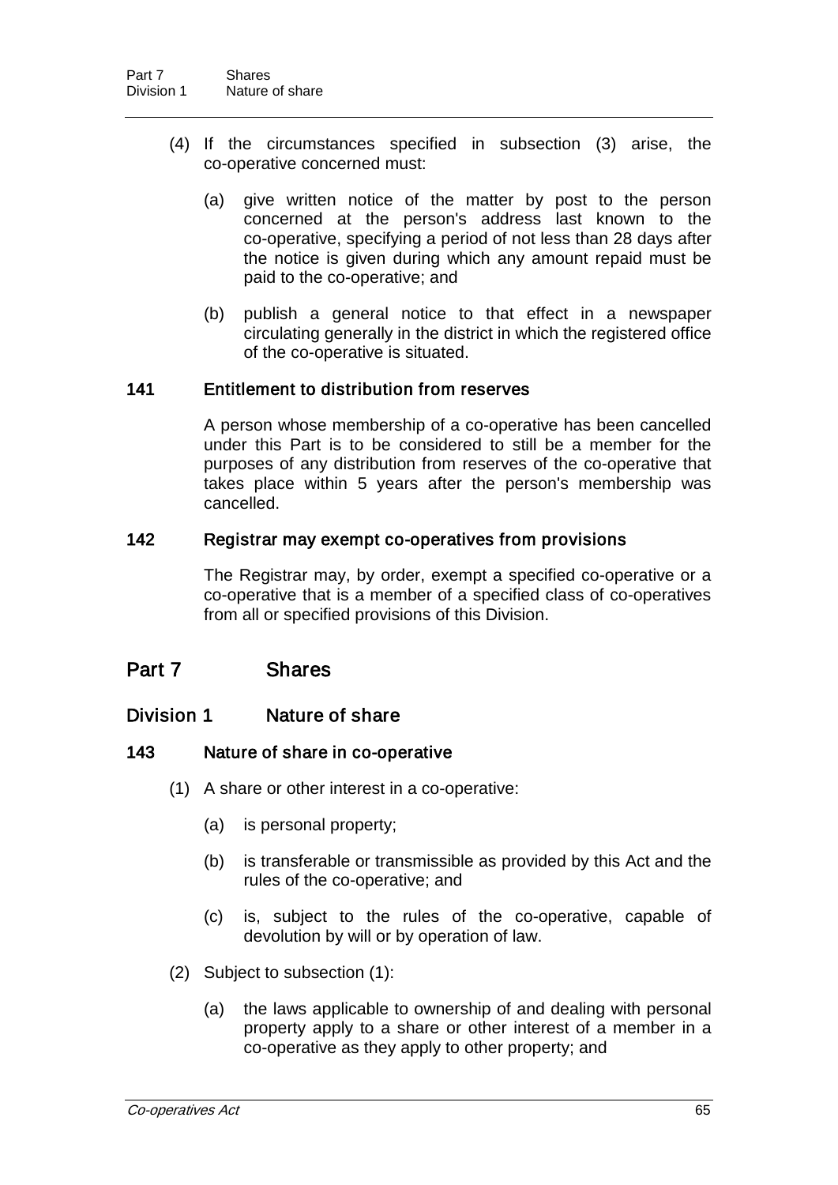(4) If the circumstances specified in subsection (3) arise, the co-operative concerned must:

(a) give written notice of the matter by post to the person concerned at the person's address last known to the co-operative, specifying a period of not less than 28 days after the notice is given during which any amount repaid must be paid to the co-operative; and

(b) publish a general notice to that effect in a newspaper circulating generally in the district in which the registered office of the co-operative is situated.

### 141 Entitlement to distribution from reserves

A person whose membership of a co-operative has been cancelled under this Part is to be considered to still be a member for the purposes of any distribution from reserves of the co-operative that takes place within 5 years after the person's membership was cancelled.

### 142 Registrar may exempt co-operatives from provisions

The Registrar may, by order, exempt a specified co-operative or a co-operative that is a member of a specified class of co-operatives from all or specified provisions of this Division.

# Part 7 Shares

## Division 1 Nature of share

### 143 Nature of share in co-operative

(1) A share or other interest in a co-operative:

(a) is personal property;

(b) is transferable or transmissible as provided by this Act and the rules of the co-operative; and

(c) is, subject to the rules of the co-operative, capable of devolution by will or by operation of law.

(2) Subject to subsection (1):

(a) the laws applicable to ownership of and dealing with personal property apply to a share or other interest of a member in a co-operative as they apply to other property; and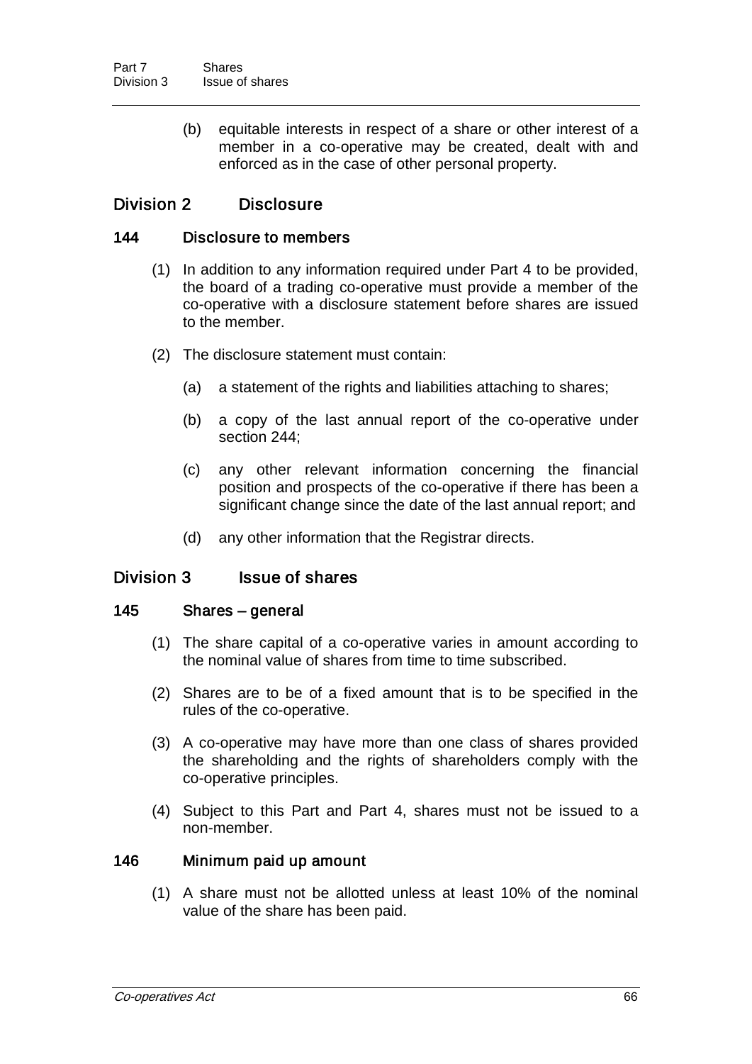(b) equitable interests in respect of a share or other interest of a member in a co-operative may be created, dealt with and enforced as in the case of other personal property.

## Division 2 Disclosure

### 144 Disclosure to members

(1) In addition to any information required under Part 4 to be provided, the board of a trading co-operative must provide a member of the co-operative with a disclosure statement before shares are issued to the member.

(2) The disclosure statement must contain:

(a) a statement of the rights and liabilities attaching to shares;

(b) a copy of the last annual report of the co-operative under section 244;

(c) any other relevant information concerning the financial position and prospects of the co-operative if there has been a significant change since the date of the last annual report; and

(d) any other information that the Registrar directs.

## Division 3 Issue of shares

### 145 Shares – general

(1) The share capital of a co-operative varies in amount according to the nominal value of shares from time to time subscribed.

(2) Shares are to be of a fixed amount that is to be specified in the rules of the co-operative.

(3) A co-operative may have more than one class of shares provided the shareholding and the rights of shareholders comply with the co-operative principles.

(4) Subject to this Part and Part 4, shares must not be issued to a non-member.

### 146 Minimum paid up amount

(1) A share must not be allotted unless at least 10% of the nominal value of the share has been paid.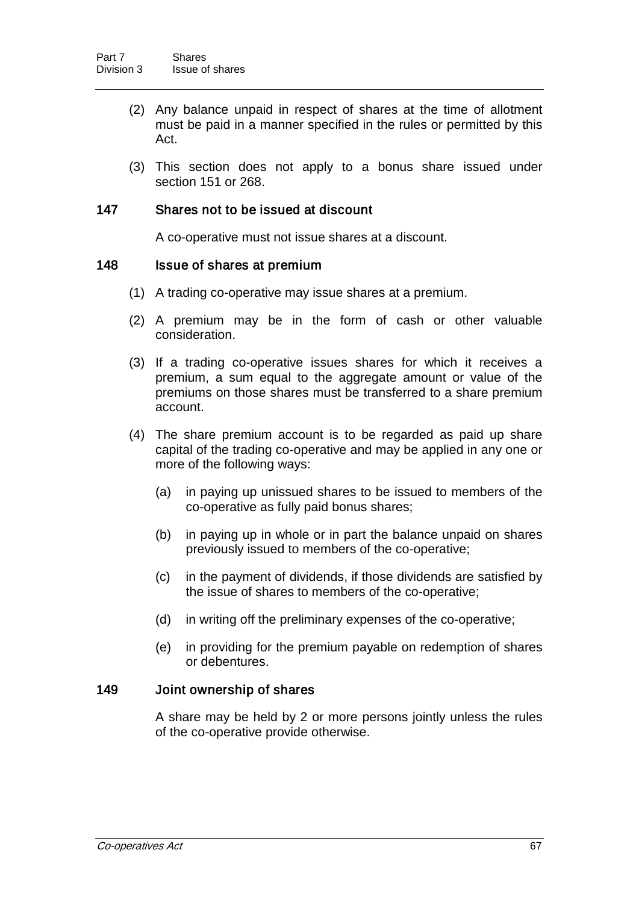(2) Any balance unpaid in respect of shares at the time of allotment must be paid in a manner specified in the rules or permitted by this Act.

(3) This section does not apply to a bonus share issued under section 151 or 268.

### 147 Shares not to be issued at discount

A co-operative must not issue shares at a discount.

### 148 Issue of shares at premium

(1) A trading co-operative may issue shares at a premium.

(2) A premium may be in the form of cash or other valuable consideration.

(3) If a trading co-operative issues shares for which it receives a premium, a sum equal to the aggregate amount or value of the premiums on those shares must be transferred to a share premium account.

(4) The share premium account is to be regarded as paid up share capital of the trading co-operative and may be applied in any one or more of the following ways:

(a) in paying up unissued shares to be issued to members of the co-operative as fully paid bonus shares;

(b) in paying up in whole or in part the balance unpaid on shares previously issued to members of the co-operative;

(c) in the payment of dividends, if those dividends are satisfied by the issue of shares to members of the co-operative;

(d) in writing off the preliminary expenses of the co-operative;

(e) in providing for the premium payable on redemption of shares or debentures.

### 149 Joint ownership of shares

A share may be held by 2 or more persons jointly unless the rules of the co-operative provide otherwise.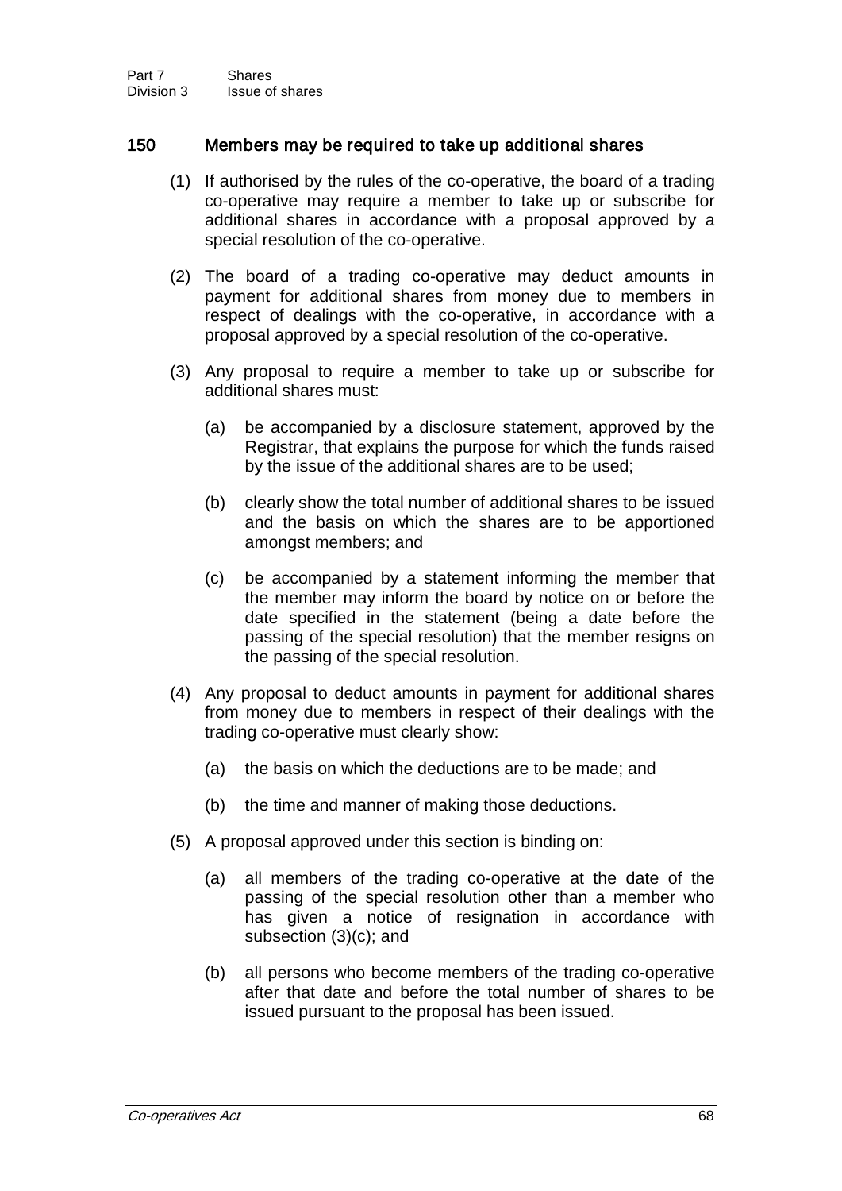### 150 Members may be required to take up additional shares

(1) If authorised by the rules of the co-operative, the board of a trading co-operative may require a member to take up or subscribe for additional shares in accordance with a proposal approved by a special resolution of the co-operative.

(2) The board of a trading co-operative may deduct amounts in payment for additional shares from money due to members in respect of dealings with the co-operative, in accordance with a proposal approved by a special resolution of the co-operative.

(3) Any proposal to require a member to take up or subscribe for additional shares must:

(a) be accompanied by a disclosure statement, approved by the Registrar, that explains the purpose for which the funds raised by the issue of the additional shares are to be used;

(b) clearly show the total number of additional shares to be issued and the basis on which the shares are to be apportioned amongst members; and

(c) be accompanied by a statement informing the member that the member may inform the board by notice on or before the date specified in the statement (being a date before the passing of the special resolution) that the member resigns on the passing of the special resolution.

(4) Any proposal to deduct amounts in payment for additional shares from money due to members in respect of their dealings with the trading co-operative must clearly show:

(a) the basis on which the deductions are to be made; and

(b) the time and manner of making those deductions.

(5) A proposal approved under this section is binding on:

(a) all members of the trading co-operative at the date of the passing of the special resolution other than a member who has given a notice of resignation in accordance with subsection (3)(c); and

(b) all persons who become members of the trading co-operative after that date and before the total number of shares to be issued pursuant to the proposal has been issued.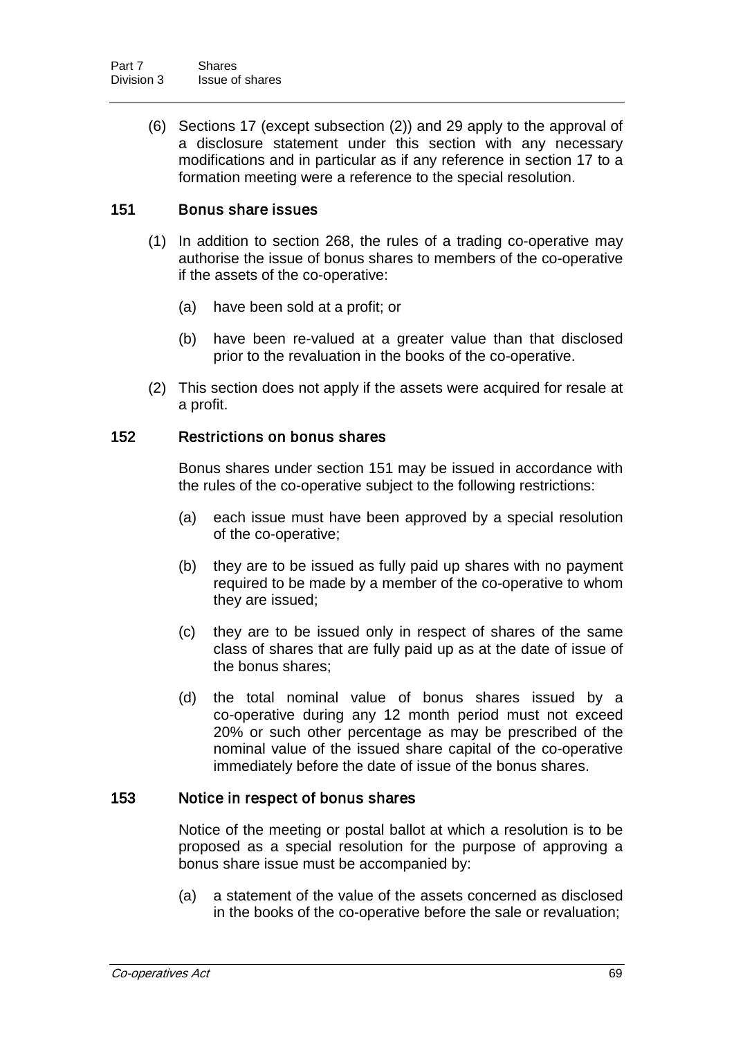(6) Sections 17 (except subsection (2)) and 29 apply to the approval of a disclosure statement under this section with any necessary modifications and in particular as if any reference in section 17 to a formation meeting were a reference to the special resolution.

### 151 Bonus share issues

(1) In addition to section 268, the rules of a trading co-operative may authorise the issue of bonus shares to members of the co-operative if the assets of the co-operative:

(a) have been sold at a profit; or

(b) have been re-valued at a greater value than that disclosed prior to the revaluation in the books of the co-operative.

(2) This section does not apply if the assets were acquired for resale at a profit.

### 152 Restrictions on bonus shares

Bonus shares under section 151 may be issued in accordance with the rules of the co-operative subject to the following restrictions:

(a) each issue must have been approved by a special resolution of the co-operative;

(b) they are to be issued as fully paid up shares with no payment required to be made by a member of the co-operative to whom they are issued;

(c) they are to be issued only in respect of shares of the same class of shares that are fully paid up as at the date of issue of the bonus shares;

(d) the total nominal value of bonus shares issued by a co-operative during any 12 month period must not exceed 20% or such other percentage as may be prescribed of the nominal value of the issued share capital of the co-operative immediately before the date of issue of the bonus shares.

### 153 Notice in respect of bonus shares

Notice of the meeting or postal ballot at which a resolution is to be proposed as a special resolution for the purpose of approving a bonus share issue must be accompanied by:

(a) a statement of the value of the assets concerned as disclosed in the books of the co-operative before the sale or revaluation;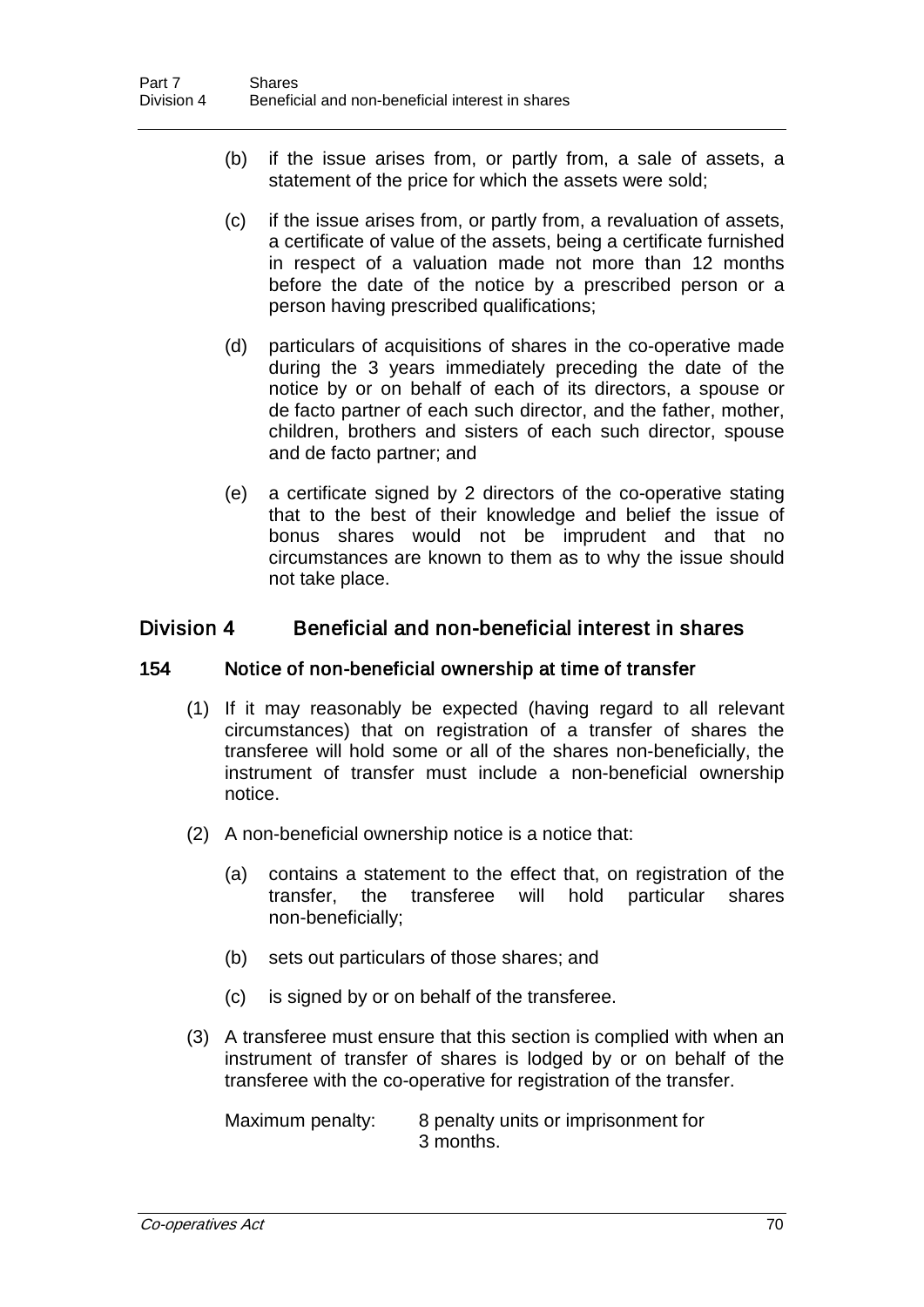(b) if the issue arises from, or partly from, a sale of assets, a statement of the price for which the assets were sold;

(c) if the issue arises from, or partly from, a revaluation of assets, a certificate of value of the assets, being a certificate furnished in respect of a valuation made not more than 12 months before the date of the notice by a prescribed person or a person having prescribed qualifications;

(d) particulars of acquisitions of shares in the co-operative made during the 3 years immediately preceding the date of the notice by or on behalf of each of its directors, a spouse or de facto partner of each such director, and the father, mother, children, brothers and sisters of each such director, spouse and de facto partner; and

(e) a certificate signed by 2 directors of the co-operative stating that to the best of their knowledge and belief the issue of bonus shares would not be imprudent and that no circumstances are known to them as to why the issue should not take place.

## Division 4 Beneficial and non-beneficial interest in shares

### 154 Notice of non-beneficial ownership at time of transfer

(1) If it may reasonably be expected (having regard to all relevant circumstances) that on registration of a transfer of shares the transferee will hold some or all of the shares non-beneficially, the instrument of transfer must include a non-beneficial ownership notice.

(2) A non-beneficial ownership notice is a notice that:

(a) contains a statement to the effect that, on registration of the transfer, the transferee will hold particular shares non-beneficially;

(b) sets out particulars of those shares; and

(c) is signed by or on behalf of the transferee.

(3) A transferee must ensure that this section is complied with when an instrument of transfer of shares is lodged by or on behalf of the transferee with the co-operative for registration of the transfer.

Maximum penalty: 8 penalty units or imprisonment for 3 months.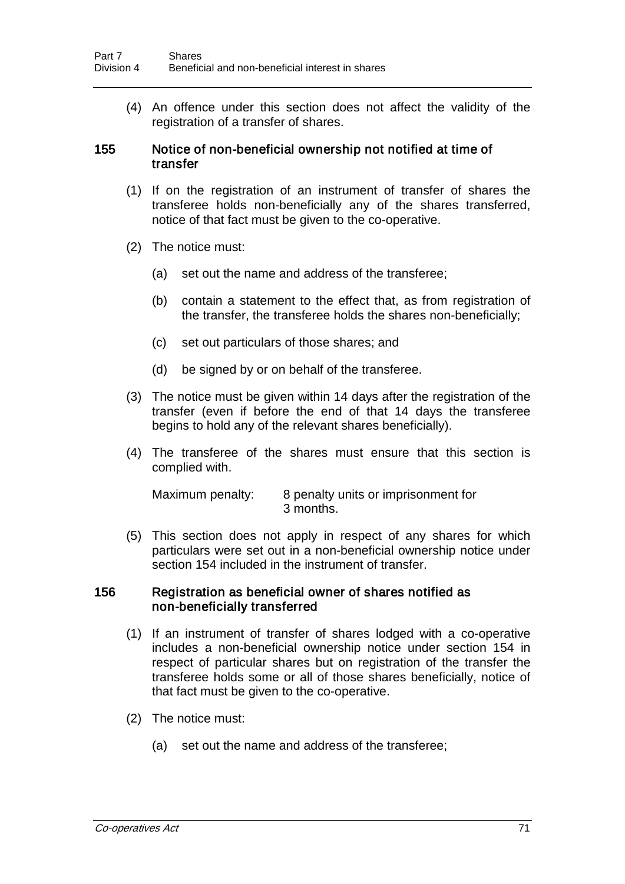(4) An offence under this section does not affect the validity of the registration of a transfer of shares.

### 155 Notice of non-beneficial ownership not notified at time of transfer

(1) If on the registration of an instrument of transfer of shares the transferee holds non-beneficially any of the shares transferred, notice of that fact must be given to the co-operative.

(2) The notice must:

(a) set out the name and address of the transferee;

(b) contain a statement to the effect that, as from registration of the transfer, the transferee holds the shares non-beneficially;

(c) set out particulars of those shares; and

(d) be signed by or on behalf of the transferee.

(3) The notice must be given within 14 days after the registration of the transfer (even if before the end of that 14 days the transferee begins to hold any of the relevant shares beneficially).

(4) The transferee of the shares must ensure that this section is complied with.

Maximum penalty: 8 penalty units or imprisonment for 3 months.

(5) This section does not apply in respect of any shares for which particulars were set out in a non-beneficial ownership notice under section 154 included in the instrument of transfer.

### 156 Registration as beneficial owner of shares notified as non-beneficially transferred

(1) If an instrument of transfer of shares lodged with a co-operative includes a non-beneficial ownership notice under section 154 in respect of particular shares but on registration of the transfer the transferee holds some or all of those shares beneficially, notice of that fact must be given to the co-operative.

(2) The notice must:

(a) set out the name and address of the transferee;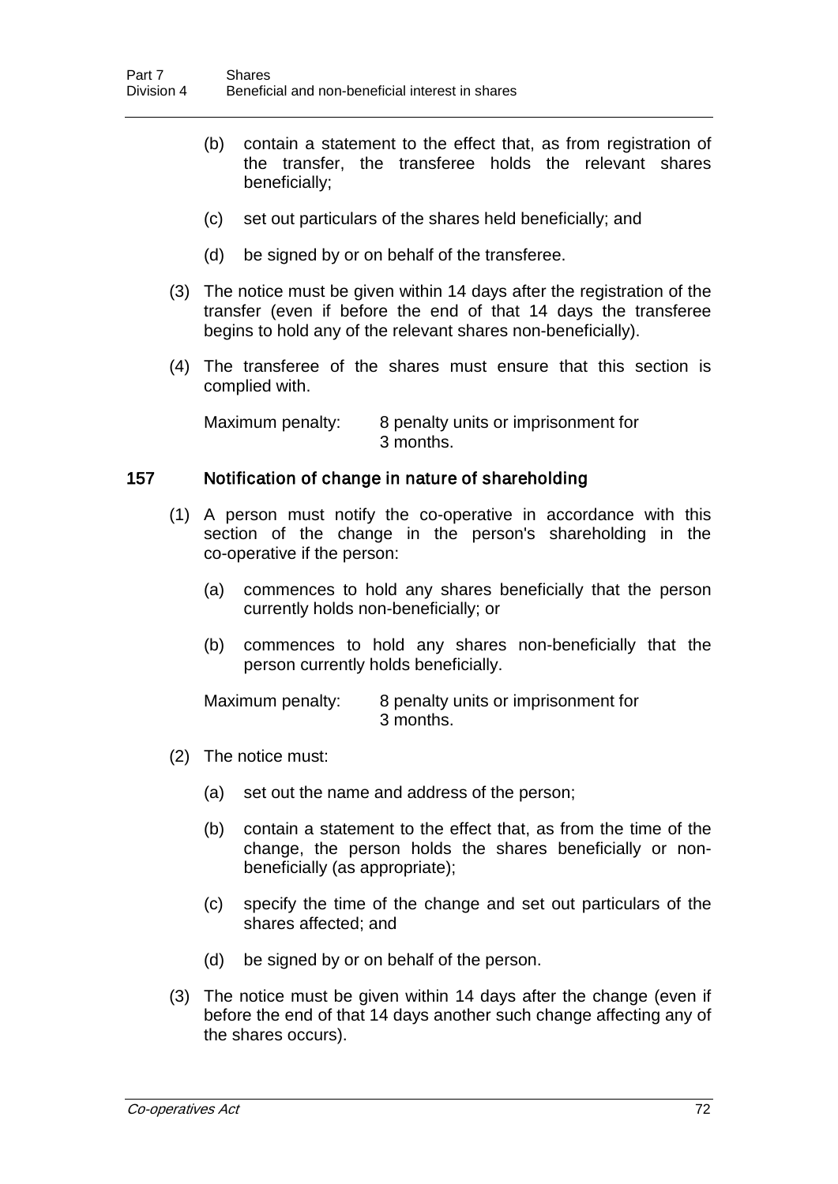(b) contain a statement to the effect that, as from registration of the transfer, the transferee holds the relevant shares beneficially;

(c) set out particulars of the shares held beneficially; and

(d) be signed by or on behalf of the transferee.

(3) The notice must be given within 14 days after the registration of the transfer (even if before the end of that 14 days the transferee begins to hold any of the relevant shares non-beneficially).

(4) The transferee of the shares must ensure that this section is complied with.

Maximum penalty: 8 penalty units or imprisonment for 3 months.

### 157 Notification of change in nature of shareholding

(1) A person must notify the co-operative in accordance with this section of the change in the person's shareholding in the co-operative if the person:

(a) commences to hold any shares beneficially that the person currently holds non-beneficially; or

(b) commences to hold any shares non-beneficially that the person currently holds beneficially.

Maximum penalty: 8 penalty units or imprisonment for 3 months.

(2) The notice must:

(a) set out the name and address of the person;

(b) contain a statement to the effect that, as from the time of the change, the person holds the shares beneficially or non-beneficially (as appropriate);

(c) specify the time of the change and set out particulars of the shares affected; and

(d) be signed by or on behalf of the person.

(3) The notice must be given within 14 days after the change (even if before the end of that 14 days another such change affecting any of the shares occurs).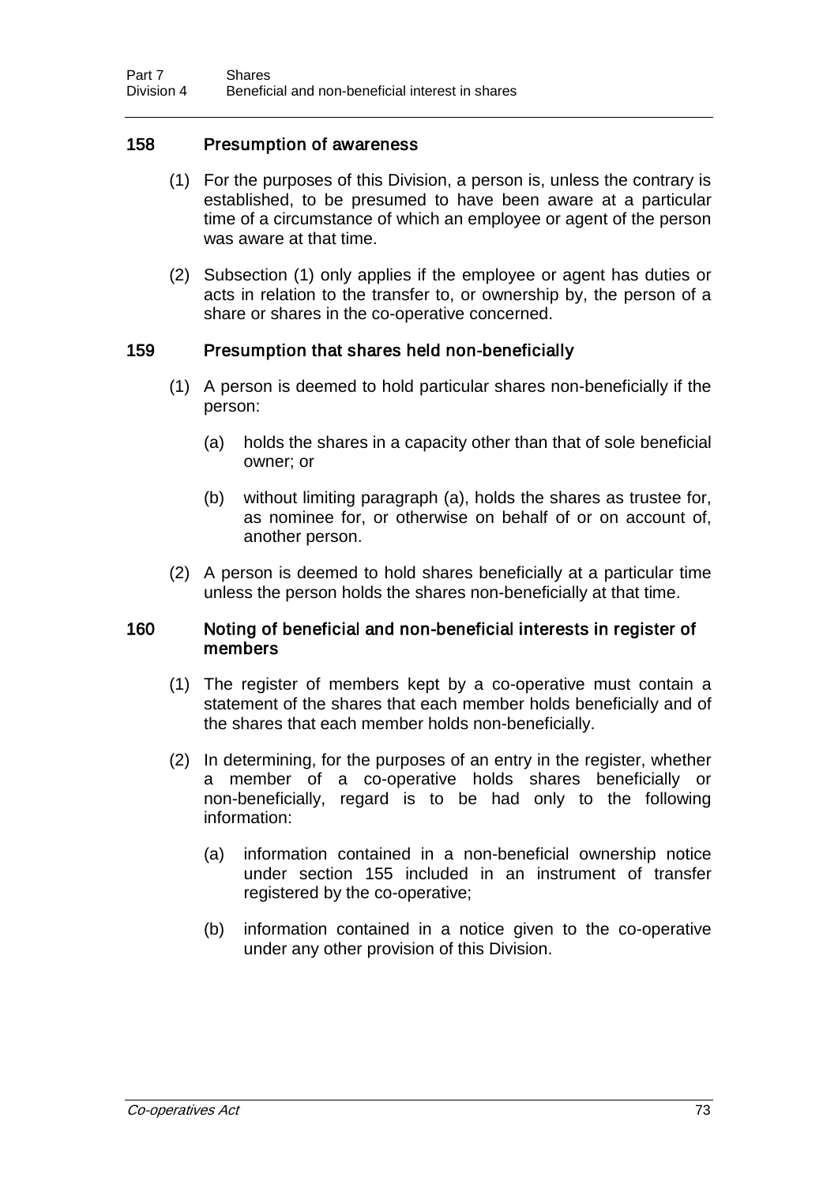## 158 Presumption of awareness

(1) For the purposes of this Division, a person is, unless the contrary is established, to be presumed to have been aware at a particular time of a circumstance of which an employee or agent of the person was aware at that time.

(2) Subsection (1) only applies if the employee or agent has duties or acts in relation to the transfer to, or ownership by, the person of a share or shares in the co-operative concerned.

## 159 Presumption that shares held non-beneficially

(1) A person is deemed to hold particular shares non-beneficially if the person:

(a) holds the shares in a capacity other than that of sole beneficial owner; or

(b) without limiting paragraph (a), holds the shares as trustee for, as nominee for, or otherwise on behalf of or on account of, another person.

(2) A person is deemed to hold shares beneficially at a particular time unless the person holds the shares non-beneficially at that time.

## 160 Noting of beneficial and non-beneficial interests in register of members

(1) The register of members kept by a co-operative must contain a statement of the shares that each member holds beneficially and of the shares that each member holds non-beneficially.

(2) In determining, for the purposes of an entry in the register, whether a member of a co-operative holds shares beneficially or non-beneficially, regard is to be had only to the following information:

(a) information contained in a non-beneficial ownership notice under section 155 included in an instrument of transfer registered by the co-operative;

(b) information contained in a notice given to the co-operative under any other provision of this Division.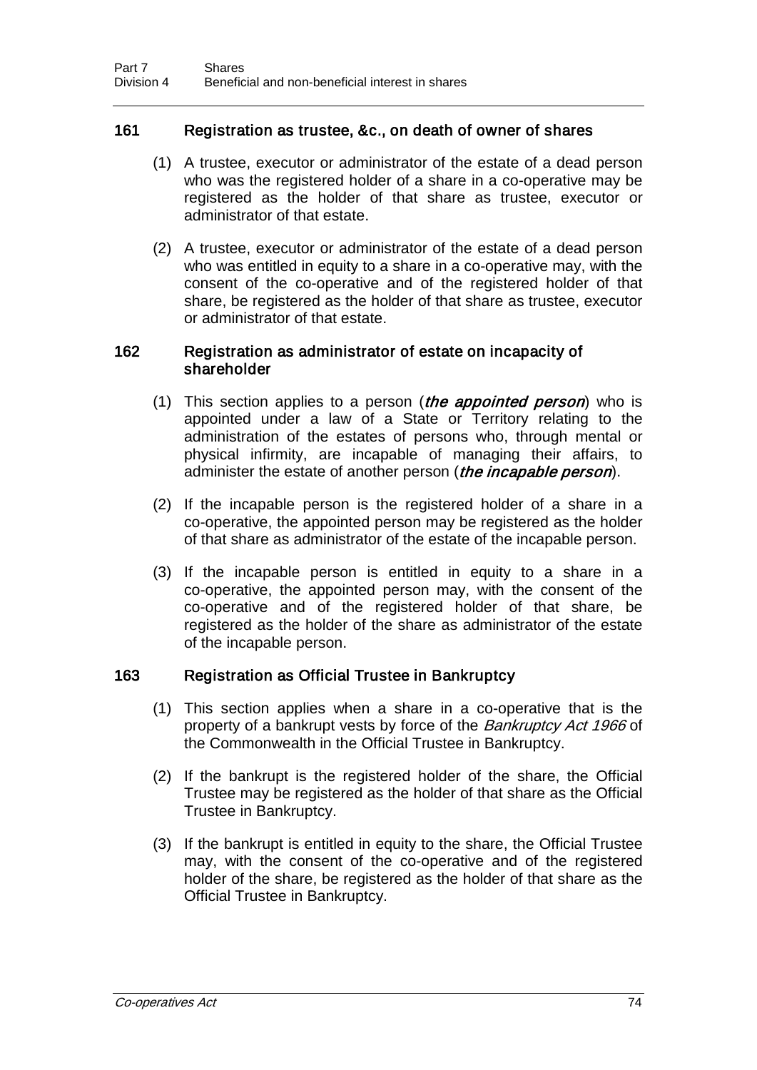### 161 Registration as trustee, &c., on death of owner of shares

(1) A trustee, executor or administrator of the estate of a dead person who was the registered holder of a share in a co-operative may be registered as the holder of that share as trustee, executor or administrator of that estate.

(2) A trustee, executor or administrator of the estate of a dead person who was entitled in equity to a share in a co-operative may, with the consent of the co-operative and of the registered holder of that share, be registered as the holder of that share as trustee, executor or administrator of that estate.

### 162 Registration as administrator of estate on incapacity of shareholder

(1) This section applies to a person (***the appointed person***) who is appointed under a law of a State or Territory relating to the administration of the estates of persons who, through mental or physical infirmity, are incapable of managing their affairs, to administer the estate of another person (***the incapable person***).

(2) If the incapable person is the registered holder of a share in a co-operative, the appointed person may be registered as the holder of that share as administrator of the estate of the incapable person.

(3) If the incapable person is entitled in equity to a share in a co-operative, the appointed person may, with the consent of the co-operative and of the registered holder of that share, be registered as the holder of the share as administrator of the estate of the incapable person.

### 163 Registration as Official Trustee in Bankruptcy

(1) This section applies when a share in a co-operative that is the property of a bankrupt vests by force of the *Bankruptcy Act 1966* of the Commonwealth in the Official Trustee in Bankruptcy.

(2) If the bankrupt is the registered holder of the share, the Official Trustee may be registered as the holder of that share as the Official Trustee in Bankruptcy.

(3) If the bankrupt is entitled in equity to the share, the Official Trustee may, with the consent of the co-operative and of the registered holder of the share, be registered as the holder of that share as the Official Trustee in Bankruptcy.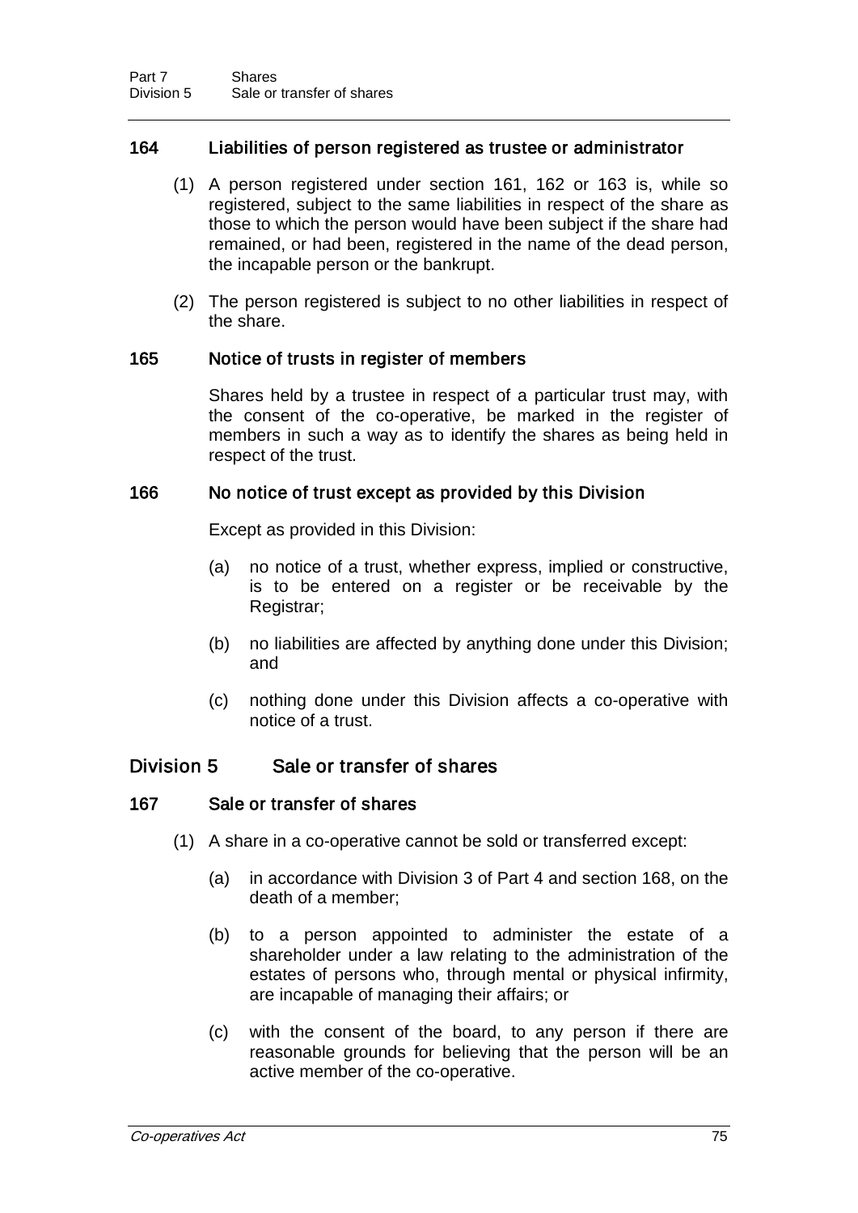### 164 Liabilities of person registered as trustee or administrator

(1) A person registered under section 161, 162 or 163 is, while so registered, subject to the same liabilities in respect of the share as those to which the person would have been subject if the share had remained, or had been, registered in the name of the dead person, the incapable person or the bankrupt.

(2) The person registered is subject to no other liabilities in respect of the share.

### 165 Notice of trusts in register of members

Shares held by a trustee in respect of a particular trust may, with the consent of the co-operative, be marked in the register of members in such a way as to identify the shares as being held in respect of the trust.

### 166 No notice of trust except as provided by this Division

Except as provided in this Division:

(a) no notice of a trust, whether express, implied or constructive, is to be entered on a register or be receivable by the Registrar;

(b) no liabilities are affected by anything done under this Division; and

(c) nothing done under this Division affects a co-operative with notice of a trust.

## Division 5 Sale or transfer of shares

### 167 Sale or transfer of shares

(1) A share in a co-operative cannot be sold or transferred except:

(a) in accordance with Division 3 of Part 4 and section 168, on the death of a member;

(b) to a person appointed to administer the estate of a shareholder under a law relating to the administration of the estates of persons who, through mental or physical infirmity, are incapable of managing their affairs; or

(c) with the consent of the board, to any person if there are reasonable grounds for believing that the person will be an active member of the co-operative.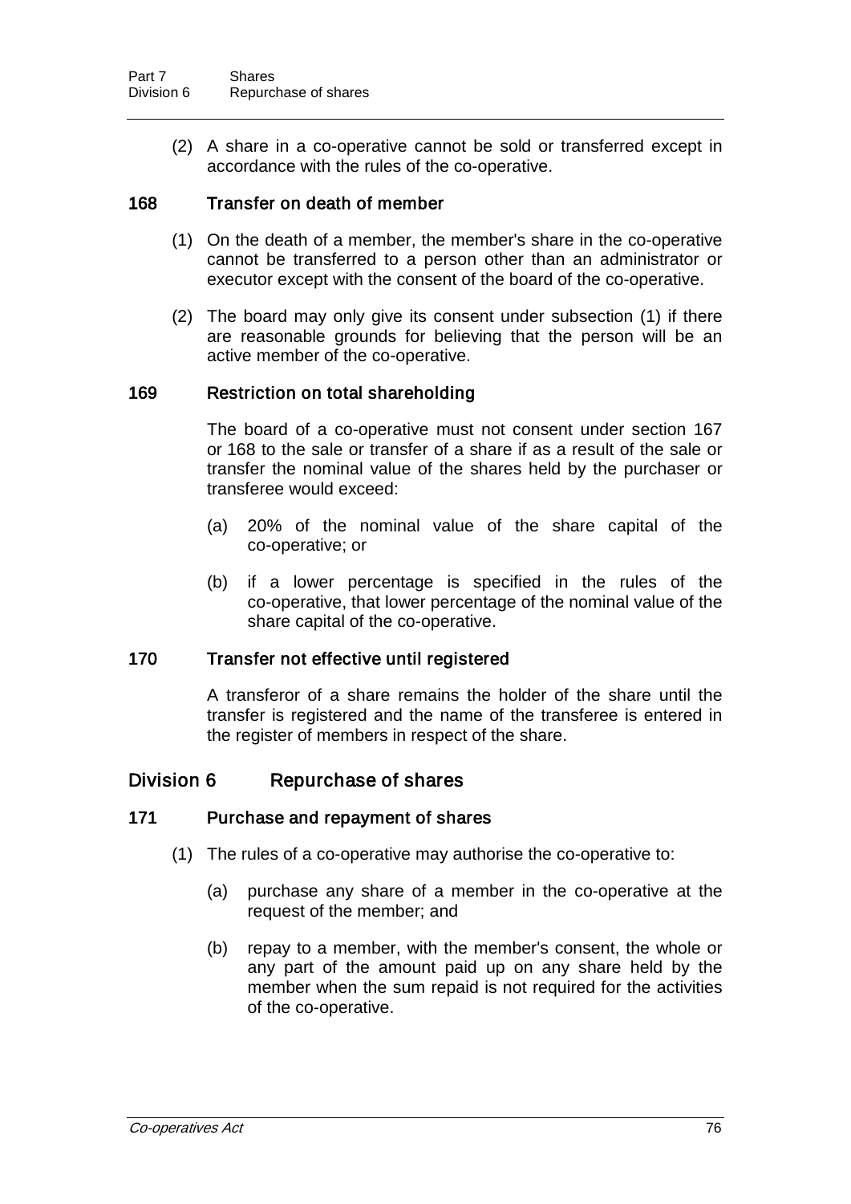(2) A share in a co-operative cannot be sold or transferred except in accordance with the rules of the co-operative.

### 168 Transfer on death of member

(1) On the death of a member, the member's share in the co-operative cannot be transferred to a person other than an administrator or executor except with the consent of the board of the co-operative.

(2) The board may only give its consent under subsection (1) if there are reasonable grounds for believing that the person will be an active member of the co-operative.

### 169 Restriction on total shareholding

The board of a co-operative must not consent under section 167 or 168 to the sale or transfer of a share if as a result of the sale or transfer the nominal value of the shares held by the purchaser or transferee would exceed:

(a) 20% of the nominal value of the share capital of the co-operative; or

(b) if a lower percentage is specified in the rules of the co-operative, that lower percentage of the nominal value of the share capital of the co-operative.

### 170 Transfer not effective until registered

A transferor of a share remains the holder of the share until the transfer is registered and the name of the transferee is entered in the register of members in respect of the share.

## Division 6 Repurchase of shares

### 171 Purchase and repayment of shares

(1) The rules of a co-operative may authorise the co-operative to:

(a) purchase any share of a member in the co-operative at the request of the member; and

(b) repay to a member, with the member's consent, the whole or any part of the amount paid up on any share held by the member when the sum repaid is not required for the activities of the co-operative.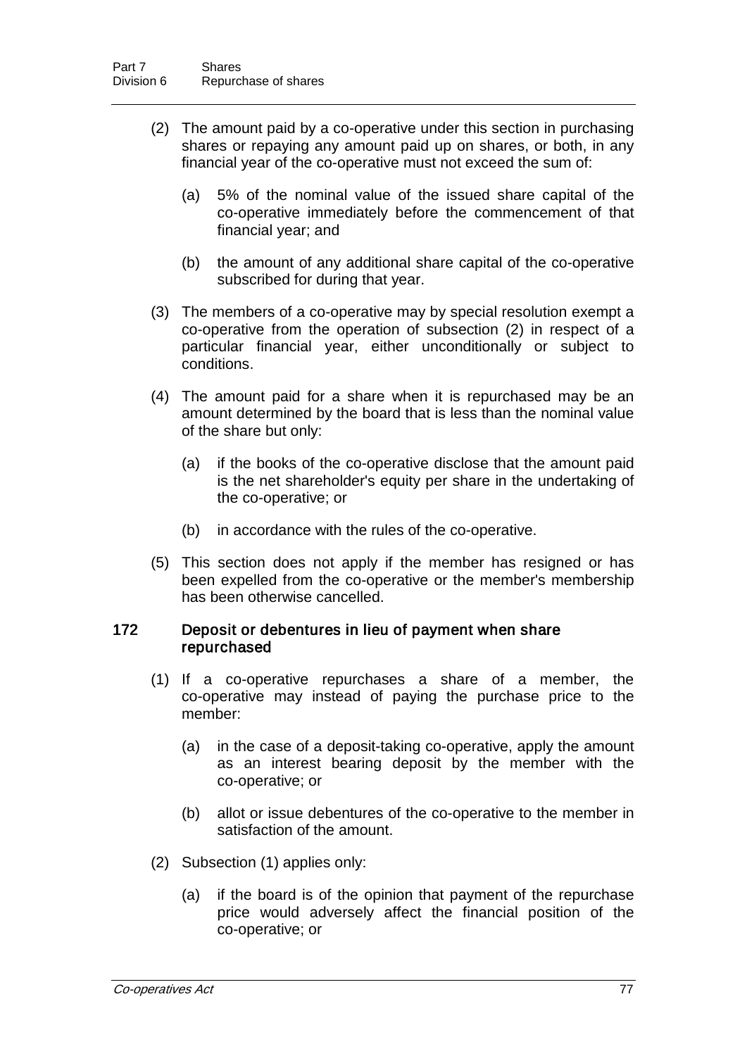(2) The amount paid by a co-operative under this section in purchasing shares or repaying any amount paid up on shares, or both, in any financial year of the co-operative must not exceed the sum of:

(a) 5% of the nominal value of the issued share capital of the co-operative immediately before the commencement of that financial year; and

(b) the amount of any additional share capital of the co-operative subscribed for during that year.

(3) The members of a co-operative may by special resolution exempt a co-operative from the operation of subsection (2) in respect of a particular financial year, either unconditionally or subject to conditions.

(4) The amount paid for a share when it is repurchased may be an amount determined by the board that is less than the nominal value of the share but only:

(a) if the books of the co-operative disclose that the amount paid is the net shareholder's equity per share in the undertaking of the co-operative; or

(b) in accordance with the rules of the co-operative.

(5) This section does not apply if the member has resigned or has been expelled from the co-operative or the member's membership has been otherwise cancelled.

### 172 Deposit or debentures in lieu of payment when share repurchased

(1) If a co-operative repurchases a share of a member, the co-operative may instead of paying the purchase price to the member:

(a) in the case of a deposit-taking co-operative, apply the amount as an interest bearing deposit by the member with the co-operative; or

(b) allot or issue debentures of the co-operative to the member in satisfaction of the amount.

(2) Subsection (1) applies only:

(a) if the board is of the opinion that payment of the repurchase price would adversely affect the financial position of the co-operative; or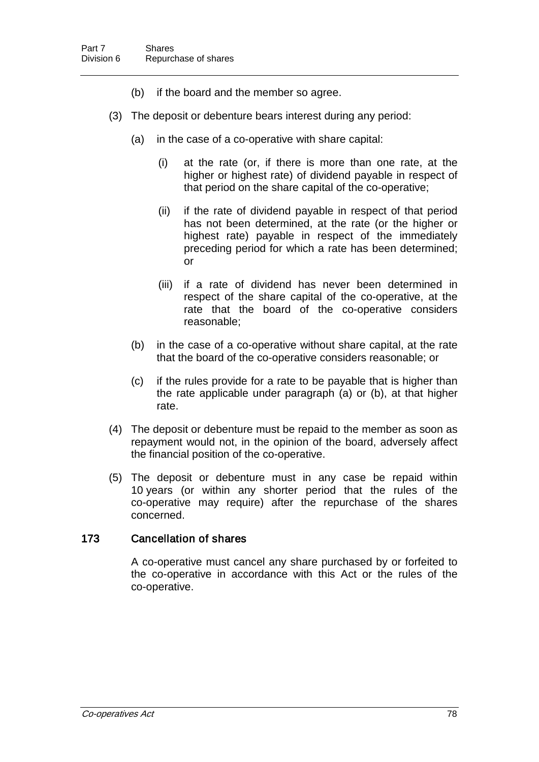(b) if the board and the member so agree.

(3) The deposit or debenture bears interest during any period:

(a) in the case of a co-operative with share capital:

(i) at the rate (or, if there is more than one rate, at the higher or highest rate) of dividend payable in respect of that period on the share capital of the co-operative;

(ii) if the rate of dividend payable in respect of that period has not been determined, at the rate (or the higher or highest rate) payable in respect of the immediately preceding period for which a rate has been determined; or

(iii) if a rate of dividend has never been determined in respect of the share capital of the co-operative, at the rate that the board of the co-operative considers reasonable;

(b) in the case of a co-operative without share capital, at the rate that the board of the co-operative considers reasonable; or

(c) if the rules provide for a rate to be payable that is higher than the rate applicable under paragraph (a) or (b), at that higher rate.

(4) The deposit or debenture must be repaid to the member as soon as repayment would not, in the opinion of the board, adversely affect the financial position of the co-operative.

(5) The deposit or debenture must in any case be repaid within 10 years (or within any shorter period that the rules of the co-operative may require) after the repurchase of the shares concerned.

## 173 Cancellation of shares

A co-operative must cancel any share purchased by or forfeited to the co-operative in accordance with this Act or the rules of the co-operative.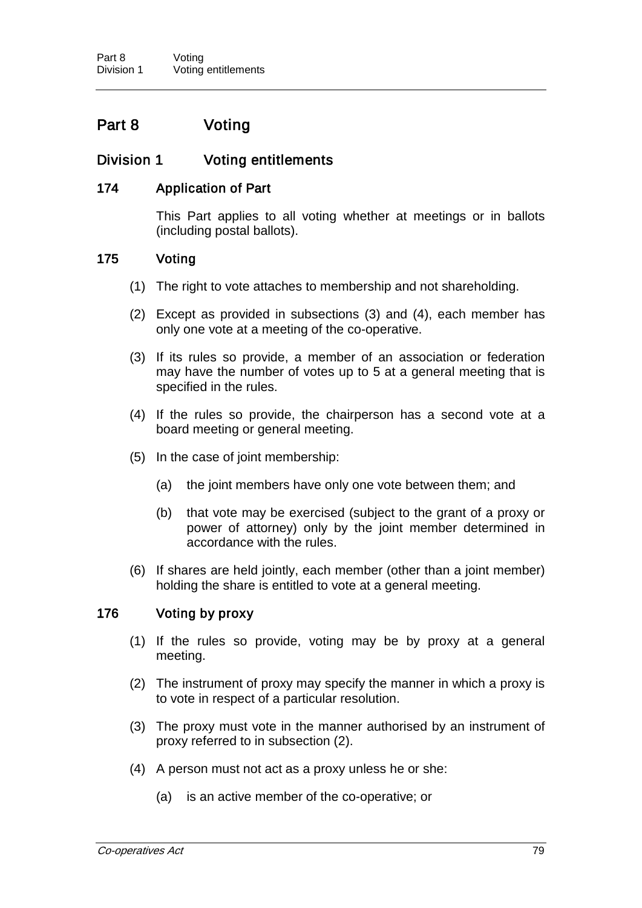# Part 8 Voting

## Division 1 Voting entitlements

### 174 Application of Part

This Part applies to all voting whether at meetings or in ballots (including postal ballots).

### 175 Voting

(1) The right to vote attaches to membership and not shareholding.

(2) Except as provided in subsections (3) and (4), each member has only one vote at a meeting of the co-operative.

(3) If its rules so provide, a member of an association or federation may have the number of votes up to 5 at a general meeting that is specified in the rules.

(4) If the rules so provide, the chairperson has a second vote at a board meeting or general meeting.

(5) In the case of joint membership:

- (a) the joint members have only one vote between them; and
- (b) that vote may be exercised (subject to the grant of a proxy or power of attorney) only by the joint member determined in accordance with the rules.

(6) If shares are held jointly, each member (other than a joint member) holding the share is entitled to vote at a general meeting.

### 176 Voting by proxy

(1) If the rules so provide, voting may be by proxy at a general meeting.

(2) The instrument of proxy may specify the manner in which a proxy is to vote in respect of a particular resolution.

(3) The proxy must vote in the manner authorised by an instrument of proxy referred to in subsection (2).

(4) A person must not act as a proxy unless he or she:

- (a) is an active member of the co-operative; or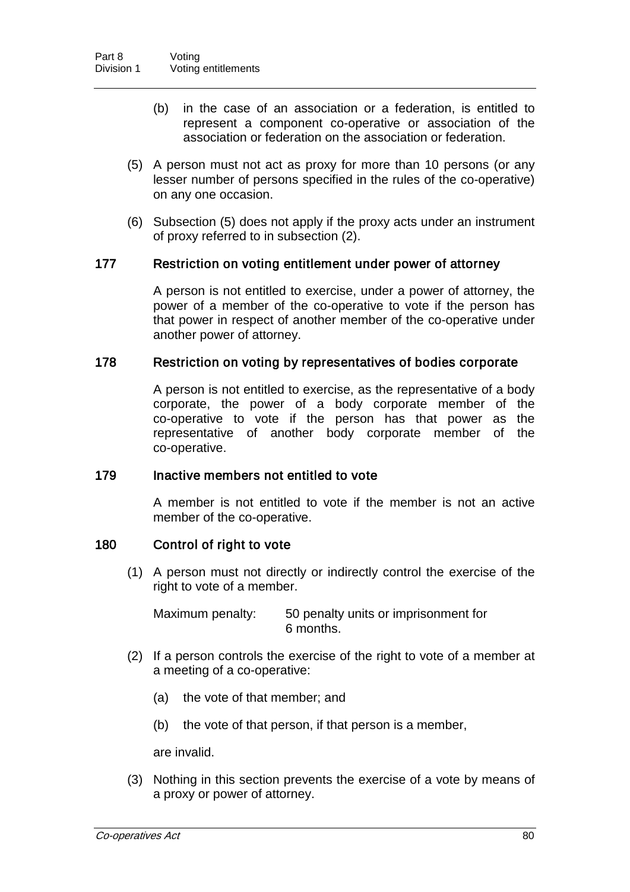(b) in the case of an association or a federation, is entitled to represent a component co-operative or association of the association or federation on the association or federation.

(5) A person must not act as proxy for more than 10 persons (or any lesser number of persons specified in the rules of the co-operative) on any one occasion.

(6) Subsection (5) does not apply if the proxy acts under an instrument of proxy referred to in subsection (2).

### 177 Restriction on voting entitlement under power of attorney

A person is not entitled to exercise, under a power of attorney, the power of a member of the co-operative to vote if the person has that power in respect of another member of the co-operative under another power of attorney.

### 178 Restriction on voting by representatives of bodies corporate

A person is not entitled to exercise, as the representative of a body corporate, the power of a body corporate member of the co-operative to vote if the person has that power as the representative of another body corporate member of the co-operative.

### 179 Inactive members not entitled to vote

A member is not entitled to vote if the member is not an active member of the co-operative.

### 180 Control of right to vote

(1) A person must not directly or indirectly control the exercise of the right to vote of a member.

Maximum penalty: 50 penalty units or imprisonment for 6 months.

(2) If a person controls the exercise of the right to vote of a member at a meeting of a co-operative:

(a) the vote of that member; and

(b) the vote of that person, if that person is a member,

are invalid.

(3) Nothing in this section prevents the exercise of a vote by means of a proxy or power of attorney.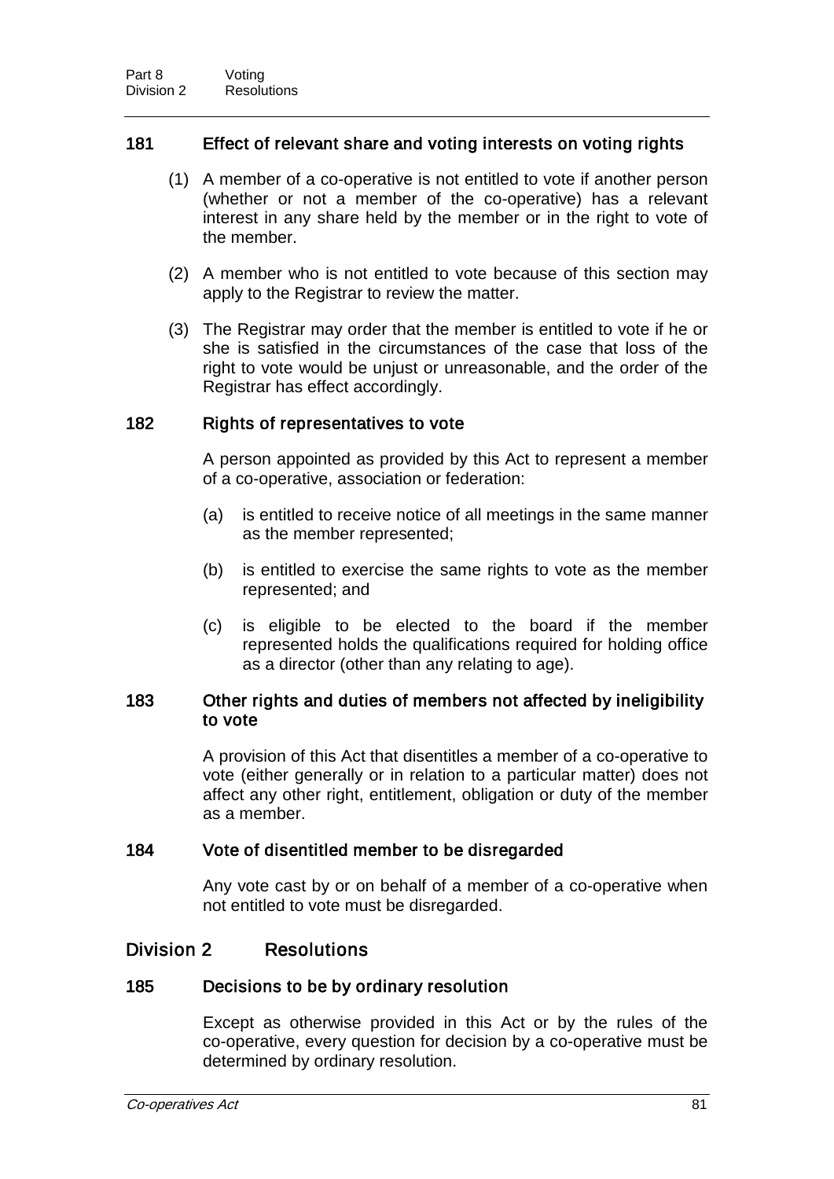### 181 Effect of relevant share and voting interests on voting rights

(1) A member of a co-operative is not entitled to vote if another person (whether or not a member of the co-operative) has a relevant interest in any share held by the member or in the right to vote of the member.

(2) A member who is not entitled to vote because of this section may apply to the Registrar to review the matter.

(3) The Registrar may order that the member is entitled to vote if he or she is satisfied in the circumstances of the case that loss of the right to vote would be unjust or unreasonable, and the order of the Registrar has effect accordingly.

### 182 Rights of representatives to vote

A person appointed as provided by this Act to represent a member of a co-operative, association or federation:

(a) is entitled to receive notice of all meetings in the same manner as the member represented;

(b) is entitled to exercise the same rights to vote as the member represented; and

(c) is eligible to be elected to the board if the member represented holds the qualifications required for holding office as a director (other than any relating to age).

### 183 Other rights and duties of members not affected by ineligibility to vote

A provision of this Act that disentitles a member of a co-operative to vote (either generally or in relation to a particular matter) does not affect any other right, entitlement, obligation or duty of the member as a member.

### 184 Vote of disentitled member to be disregarded

Any vote cast by or on behalf of a member of a co-operative when not entitled to vote must be disregarded.

## Division 2 Resolutions

### 185 Decisions to be by ordinary resolution

Except as otherwise provided in this Act or by the rules of the co-operative, every question for decision by a co-operative must be determined by ordinary resolution.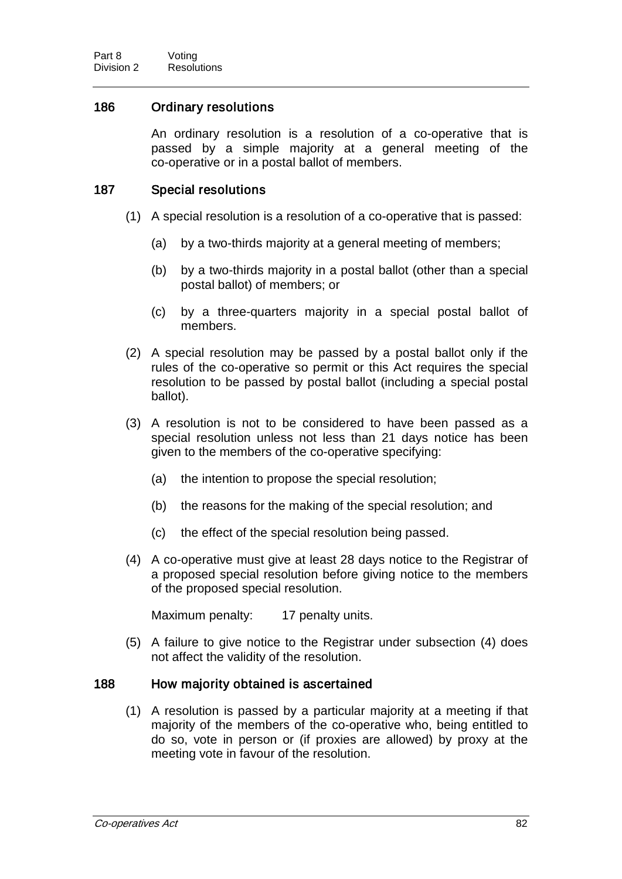## 186 Ordinary resolutions

An ordinary resolution is a resolution of a co-operative that is passed by a simple majority at a general meeting of the co-operative or in a postal ballot of members.

## 187 Special resolutions

(1) A special resolution is a resolution of a co-operative that is passed:

(a) by a two-thirds majority at a general meeting of members;

(b) by a two-thirds majority in a postal ballot (other than a special postal ballot) of members; or

(c) by a three-quarters majority in a special postal ballot of members.

(2) A special resolution may be passed by a postal ballot only if the rules of the co-operative so permit or this Act requires the special resolution to be passed by postal ballot (including a special postal ballot).

(3) A resolution is not to be considered to have been passed as a special resolution unless not less than 21 days notice has been given to the members of the co-operative specifying:

(a) the intention to propose the special resolution;

(b) the reasons for the making of the special resolution; and

(c) the effect of the special resolution being passed.

(4) A co-operative must give at least 28 days notice to the Registrar of a proposed special resolution before giving notice to the members of the proposed special resolution.

Maximum penalty: 17 penalty units.

(5) A failure to give notice to the Registrar under subsection (4) does not affect the validity of the resolution.

## 188 How majority obtained is ascertained

(1) A resolution is passed by a particular majority at a meeting if that majority of the members of the co-operative who, being entitled to do so, vote in person or (if proxies are allowed) by proxy at the meeting vote in favour of the resolution.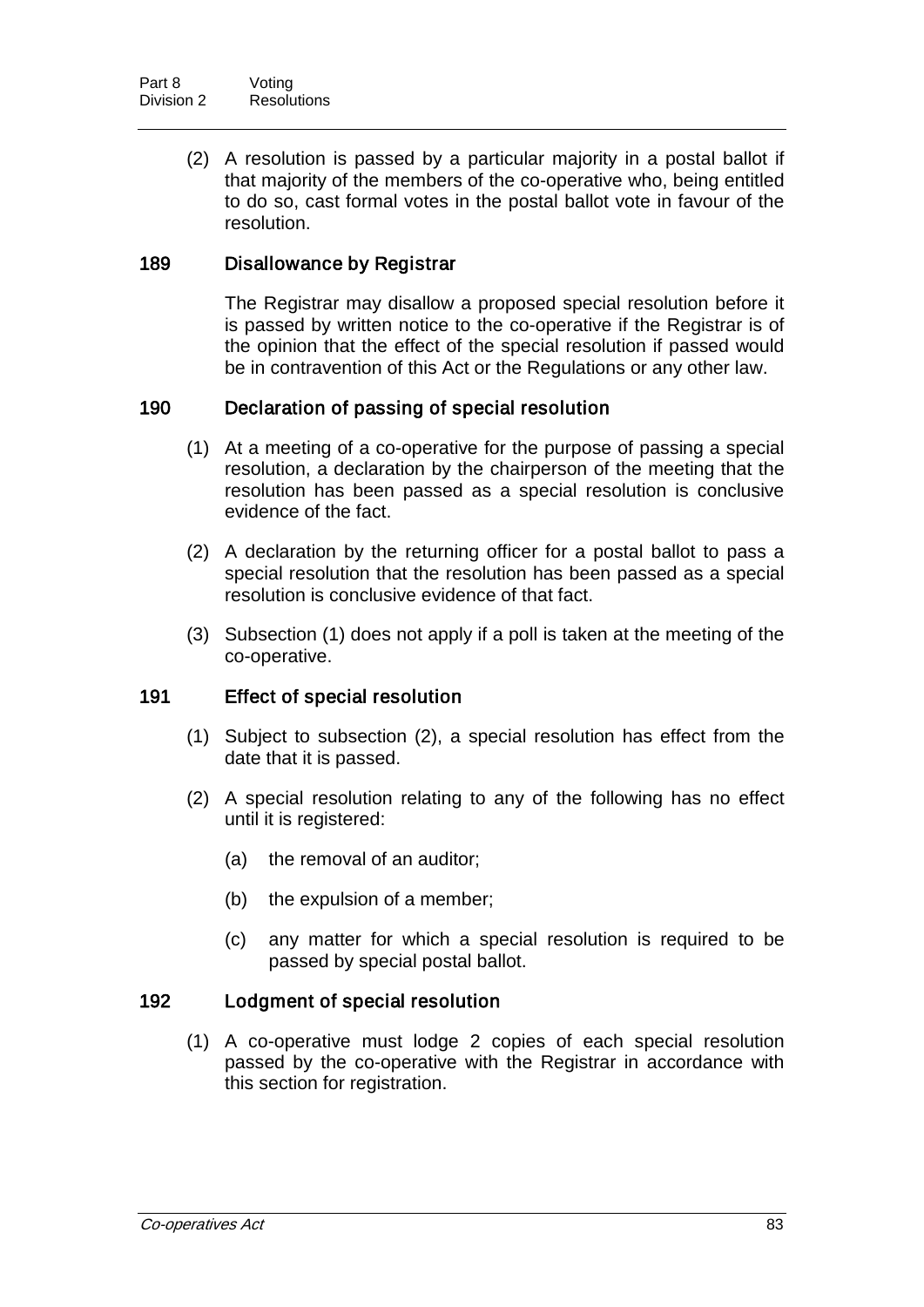(2) A resolution is passed by a particular majority in a postal ballot if that majority of the members of the co-operative who, being entitled to do so, cast formal votes in the postal ballot vote in favour of the resolution.

### 189 Disallowance by Registrar

The Registrar may disallow a proposed special resolution before it is passed by written notice to the co-operative if the Registrar is of the opinion that the effect of the special resolution if passed would be in contravention of this Act or the Regulations or any other law.

### 190 Declaration of passing of special resolution

(1) At a meeting of a co-operative for the purpose of passing a special resolution, a declaration by the chairperson of the meeting that the resolution has been passed as a special resolution is conclusive evidence of the fact.

(2) A declaration by the returning officer for a postal ballot to pass a special resolution that the resolution has been passed as a special resolution is conclusive evidence of that fact.

(3) Subsection (1) does not apply if a poll is taken at the meeting of the co-operative.

### 191 Effect of special resolution

(1) Subject to subsection (2), a special resolution has effect from the date that it is passed.

(2) A special resolution relating to any of the following has no effect until it is registered:

(a) the removal of an auditor;

(b) the expulsion of a member;

(c) any matter for which a special resolution is required to be passed by special postal ballot.

### 192 Lodgment of special resolution

(1) A co-operative must lodge 2 copies of each special resolution passed by the co-operative with the Registrar in accordance with this section for registration.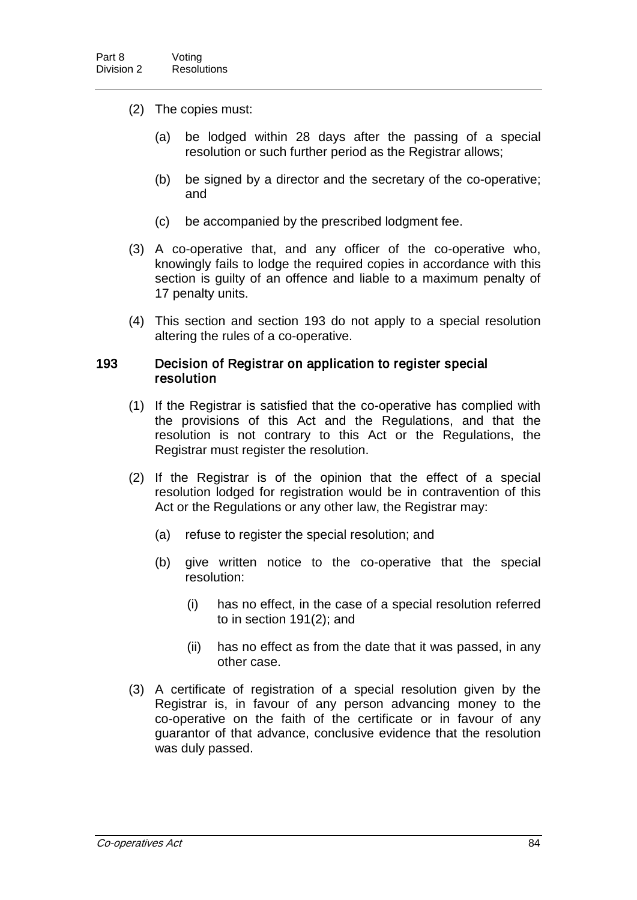(2) The copies must:

(a) be lodged within 28 days after the passing of a special resolution or such further period as the Registrar allows;

(b) be signed by a director and the secretary of the co-operative; and

(c) be accompanied by the prescribed lodgment fee.

(3) A co-operative that, and any officer of the co-operative who, knowingly fails to lodge the required copies in accordance with this section is guilty of an offence and liable to a maximum penalty of 17 penalty units.

(4) This section and section 193 do not apply to a special resolution altering the rules of a co-operative.

### 193 Decision of Registrar on application to register special resolution

(1) If the Registrar is satisfied that the co-operative has complied with the provisions of this Act and the Regulations, and that the resolution is not contrary to this Act or the Regulations, the Registrar must register the resolution.

(2) If the Registrar is of the opinion that the effect of a special resolution lodged for registration would be in contravention of this Act or the Regulations or any other law, the Registrar may:

(a) refuse to register the special resolution; and

(b) give written notice to the co-operative that the special resolution:

(i) has no effect, in the case of a special resolution referred to in section 191(2); and

(ii) has no effect as from the date that it was passed, in any other case.

(3) A certificate of registration of a special resolution given by the Registrar is, in favour of any person advancing money to the co-operative on the faith of the certificate or in favour of any guarantor of that advance, conclusive evidence that the resolution was duly passed.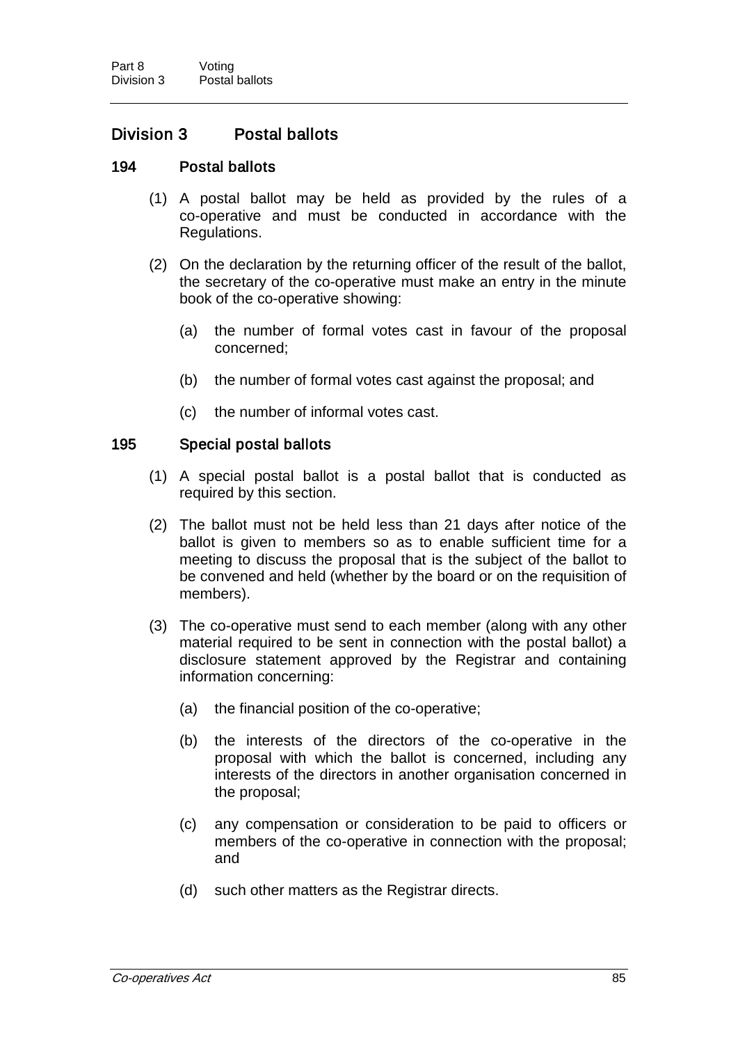## Division 3 Postal ballots

### 194 Postal ballots

(1) A postal ballot may be held as provided by the rules of a co-operative and must be conducted in accordance with the Regulations.

(2) On the declaration by the returning officer of the result of the ballot, the secretary of the co-operative must make an entry in the minute book of the co-operative showing:

- (a) the number of formal votes cast in favour of the proposal concerned;
- (b) the number of formal votes cast against the proposal; and
- (c) the number of informal votes cast.

### 195 Special postal ballots

(1) A special postal ballot is a postal ballot that is conducted as required by this section.

(2) The ballot must not be held less than 21 days after notice of the ballot is given to members so as to enable sufficient time for a meeting to discuss the proposal that is the subject of the ballot to be convened and held (whether by the board or on the requisition of members).

(3) The co-operative must send to each member (along with any other material required to be sent in connection with the postal ballot) a disclosure statement approved by the Registrar and containing information concerning:

- (a) the financial position of the co-operative;
- (b) the interests of the directors of the co-operative in the proposal with which the ballot is concerned, including any interests of the directors in another organisation concerned in the proposal;
- (c) any compensation or consideration to be paid to officers or members of the co-operative in connection with the proposal; and
- (d) such other matters as the Registrar directs.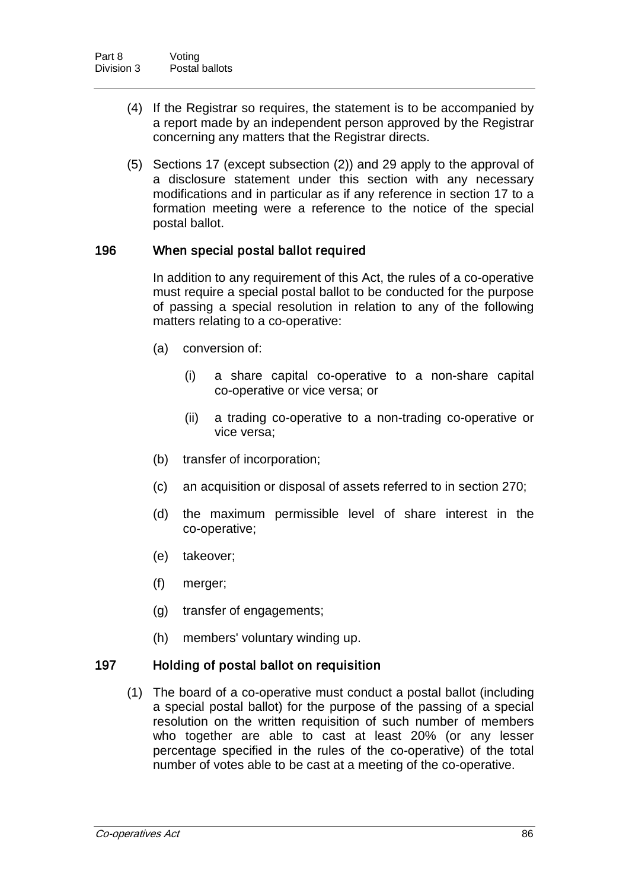(4) If the Registrar so requires, the statement is to be accompanied by a report made by an independent person approved by the Registrar concerning any matters that the Registrar directs.

(5) Sections 17 (except subsection (2)) and 29 apply to the approval of a disclosure statement under this section with any necessary modifications and in particular as if any reference in section 17 to a formation meeting were a reference to the notice of the special postal ballot.

### 196 When special postal ballot required

In addition to any requirement of this Act, the rules of a co-operative must require a special postal ballot to be conducted for the purpose of passing a special resolution in relation to any of the following matters relating to a co-operative:

(a) conversion of:

(i) a share capital co-operative to a non-share capital co-operative or vice versa; or

(ii) a trading co-operative to a non-trading co-operative or vice versa;

(b) transfer of incorporation;

(c) an acquisition or disposal of assets referred to in section 270;

(d) the maximum permissible level of share interest in the co-operative;

(e) takeover;

(f) merger;

(g) transfer of engagements;

(h) members' voluntary winding up.

### 197 Holding of postal ballot on requisition

(1) The board of a co-operative must conduct a postal ballot (including a special postal ballot) for the purpose of the passing of a special resolution on the written requisition of such number of members who together are able to cast at least 20% (or any lesser percentage specified in the rules of the co-operative) of the total number of votes able to be cast at a meeting of the co-operative.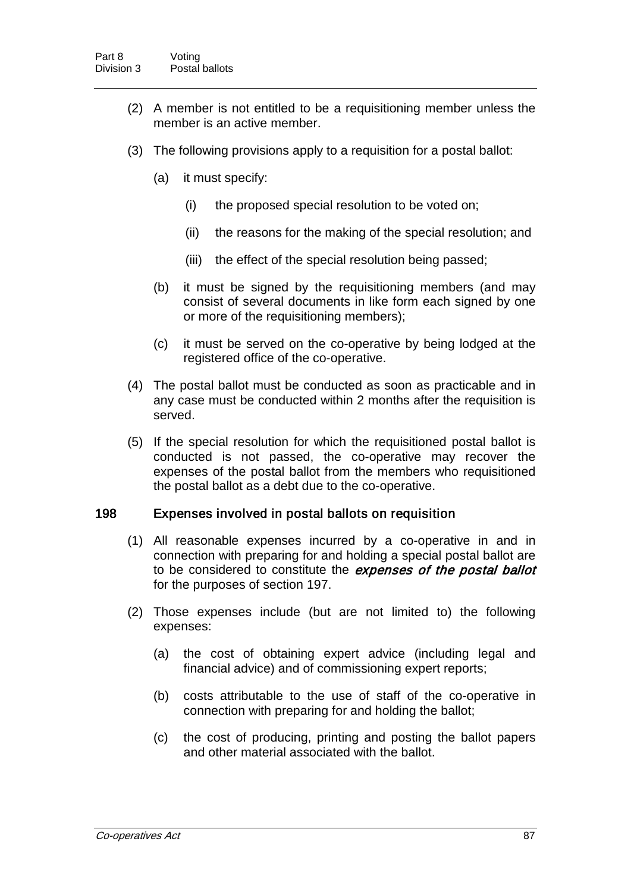(2) A member is not entitled to be a requisitioning member unless the member is an active member.

(3) The following provisions apply to a requisition for a postal ballot:

(a) it must specify:

(i) the proposed special resolution to be voted on;

(ii) the reasons for the making of the special resolution; and

(iii) the effect of the special resolution being passed;

(b) it must be signed by the requisitioning members (and may consist of several documents in like form each signed by one or more of the requisitioning members);

(c) it must be served on the co-operative by being lodged at the registered office of the co-operative.

(4) The postal ballot must be conducted as soon as practicable and in any case must be conducted within 2 months after the requisition is served.

(5) If the special resolution for which the requisitioned postal ballot is conducted is not passed, the co-operative may recover the expenses of the postal ballot from the members who requisitioned the postal ballot as a debt due to the co-operative.

### 198 Expenses involved in postal ballots on requisition

(1) All reasonable expenses incurred by a co-operative in and in connection with preparing for and holding a special postal ballot are to be considered to constitute the ***expenses of the postal ballot*** for the purposes of section 197.

(2) Those expenses include (but are not limited to) the following expenses:

(a) the cost of obtaining expert advice (including legal and financial advice) and of commissioning expert reports;

(b) costs attributable to the use of staff of the co-operative in connection with preparing for and holding the ballot;

(c) the cost of producing, printing and posting the ballot papers and other material associated with the ballot.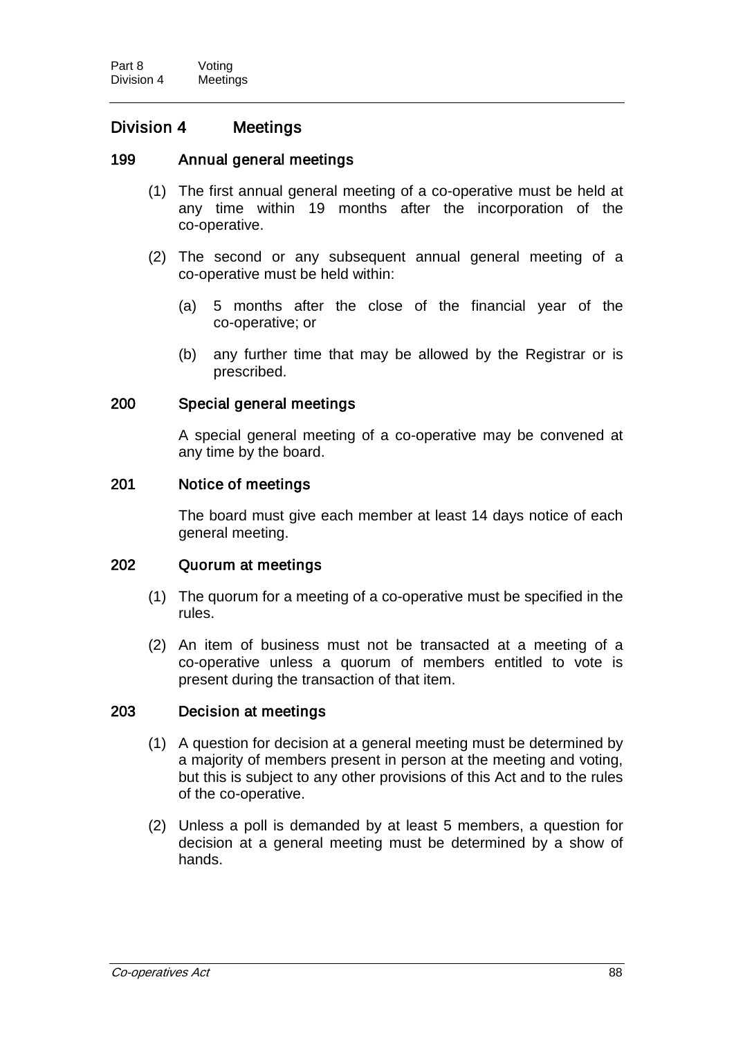## Division 4 Meetings

### 199 Annual general meetings

(1) The first annual general meeting of a co-operative must be held at any time within 19 months after the incorporation of the co-operative.

(2) The second or any subsequent annual general meeting of a co-operative must be held within:

- (a) 5 months after the close of the financial year of the co-operative; or
- (b) any further time that may be allowed by the Registrar or is prescribed.

### 200 Special general meetings

A special general meeting of a co-operative may be convened at any time by the board.

### 201 Notice of meetings

The board must give each member at least 14 days notice of each general meeting.

### 202 Quorum at meetings

(1) The quorum for a meeting of a co-operative must be specified in the rules.

(2) An item of business must not be transacted at a meeting of a co-operative unless a quorum of members entitled to vote is present during the transaction of that item.

### 203 Decision at meetings

(1) A question for decision at a general meeting must be determined by a majority of members present in person at the meeting and voting, but this is subject to any other provisions of this Act and to the rules of the co-operative.

(2) Unless a poll is demanded by at least 5 members, a question for decision at a general meeting must be determined by a show of hands.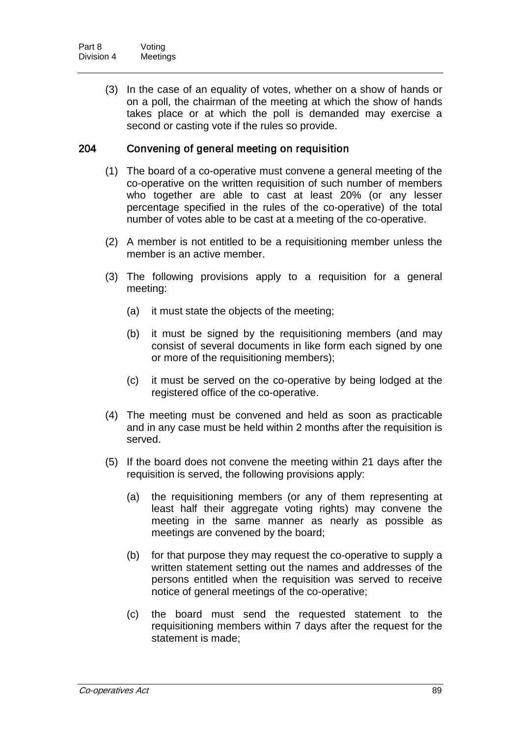(3) In the case of an equality of votes, whether on a show of hands or on a poll, the chairman of the meeting at which the show of hands takes place or at which the poll is demanded may exercise a second or casting vote if the rules so provide.

### 204 Convening of general meeting on requisition

(1) The board of a co-operative must convene a general meeting of the co-operative on the written requisition of such number of members who together are able to cast at least 20% (or any lesser percentage specified in the rules of the co-operative) of the total number of votes able to be cast at a meeting of the co-operative.

(2) A member is not entitled to be a requisitioning member unless the member is an active member.

(3) The following provisions apply to a requisition for a general meeting:

- (a) it must state the objects of the meeting;
- (b) it must be signed by the requisitioning members (and may consist of several documents in like form each signed by one or more of the requisitioning members);
- (c) it must be served on the co-operative by being lodged at the registered office of the co-operative.

(4) The meeting must be convened and held as soon as practicable and in any case must be held within 2 months after the requisition is served.

(5) If the board does not convene the meeting within 21 days after the requisition is served, the following provisions apply:

- (a) the requisitioning members (or any of them representing at least half their aggregate voting rights) may convene the meeting in the same manner as nearly as possible as meetings are convened by the board;
- (b) for that purpose they may request the co-operative to supply a written statement setting out the names and addresses of the persons entitled when the requisition was served to receive notice of general meetings of the co-operative;
- (c) the board must send the requested statement to the requisitioning members within 7 days after the request for the statement is made;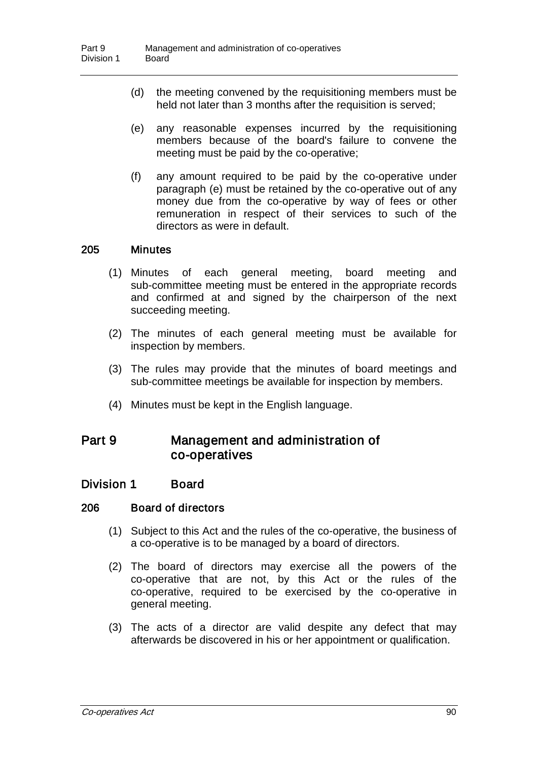(d) the meeting convened by the requisitioning members must be held not later than 3 months after the requisition is served;

(e) any reasonable expenses incurred by the requisitioning members because of the board's failure to convene the meeting must be paid by the co-operative;

(f) any amount required to be paid by the co-operative under paragraph (e) must be retained by the co-operative out of any money due from the co-operative by way of fees or other remuneration in respect of their services to such of the directors as were in default.

### 205 Minutes

(1) Minutes of each general meeting, board meeting and sub-committee meeting must be entered in the appropriate records and confirmed at and signed by the chairperson of the next succeeding meeting.

(2) The minutes of each general meeting must be available for inspection by members.

(3) The rules may provide that the minutes of board meetings and sub-committee meetings be available for inspection by members.

(4) Minutes must be kept in the English language.

# Part 9 Management and administration of co-operatives

## Division 1 Board

### 206 Board of directors

(1) Subject to this Act and the rules of the co-operative, the business of a co-operative is to be managed by a board of directors.

(2) The board of directors may exercise all the powers of the co-operative that are not, by this Act or the rules of the co-operative, required to be exercised by the co-operative in general meeting.

(3) The acts of a director are valid despite any defect that may afterwards be discovered in his or her appointment or qualification.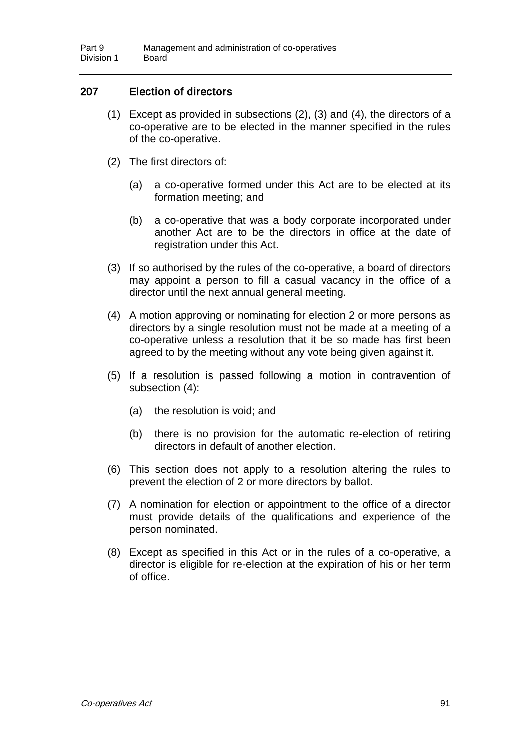## 207 Election of directors

(1) Except as provided in subsections (2), (3) and (4), the directors of a co-operative are to be elected in the manner specified in the rules of the co-operative.

(2) The first directors of:

(a) a co-operative formed under this Act are to be elected at its formation meeting; and

(b) a co-operative that was a body corporate incorporated under another Act are to be the directors in office at the date of registration under this Act.

(3) If so authorised by the rules of the co-operative, a board of directors may appoint a person to fill a casual vacancy in the office of a director until the next annual general meeting.

(4) A motion approving or nominating for election 2 or more persons as directors by a single resolution must not be made at a meeting of a co-operative unless a resolution that it be so made has first been agreed to by the meeting without any vote being given against it.

(5) If a resolution is passed following a motion in contravention of subsection (4):

(a) the resolution is void; and

(b) there is no provision for the automatic re-election of retiring directors in default of another election.

(6) This section does not apply to a resolution altering the rules to prevent the election of 2 or more directors by ballot.

(7) A nomination for election or appointment to the office of a director must provide details of the qualifications and experience of the person nominated.

(8) Except as specified in this Act or in the rules of a co-operative, a director is eligible for re-election at the expiration of his or her term of office.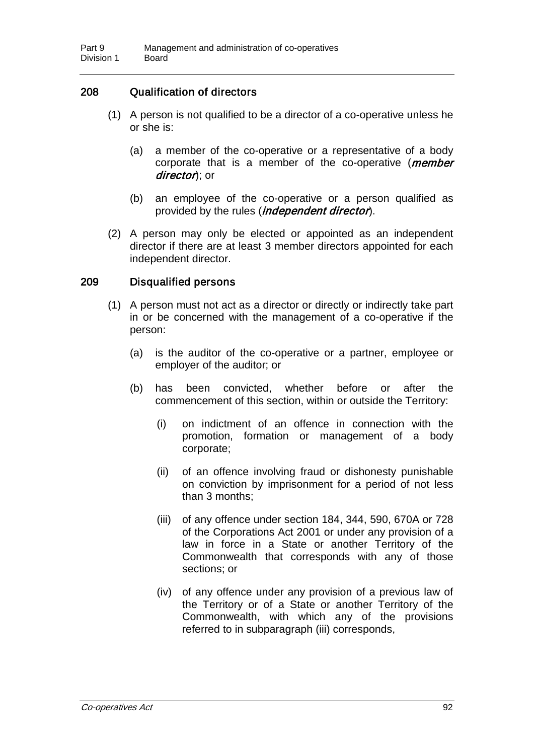## 208 Qualification of directors

(1) A person is not qualified to be a director of a co-operative unless he or she is:

(a) a member of the co-operative or a representative of a body corporate that is a member of the co-operative (***member director***); or

(b) an employee of the co-operative or a person qualified as provided by the rules (***independent director***).

(2) A person may only be elected or appointed as an independent director if there are at least 3 member directors appointed for each independent director.

## 209 Disqualified persons

(1) A person must not act as a director or directly or indirectly take part in or be concerned with the management of a co-operative if the person:

(a) is the auditor of the co-operative or a partner, employee or employer of the auditor; or

(b) has been convicted, whether before or after the commencement of this section, within or outside the Territory:

(i) on indictment of an offence in connection with the promotion, formation or management of a body corporate;

(ii) of an offence involving fraud or dishonesty punishable on conviction by imprisonment for a period of not less than 3 months;

(iii) of any offence under section 184, 344, 590, 670A or 728 of the Corporations Act 2001 or under any provision of a law in force in a State or another Territory of the Commonwealth that corresponds with any of those sections; or

(iv) of any offence under any provision of a previous law of the Territory or of a State or another Territory of the Commonwealth, with which any of the provisions referred to in subparagraph (iii) corresponds,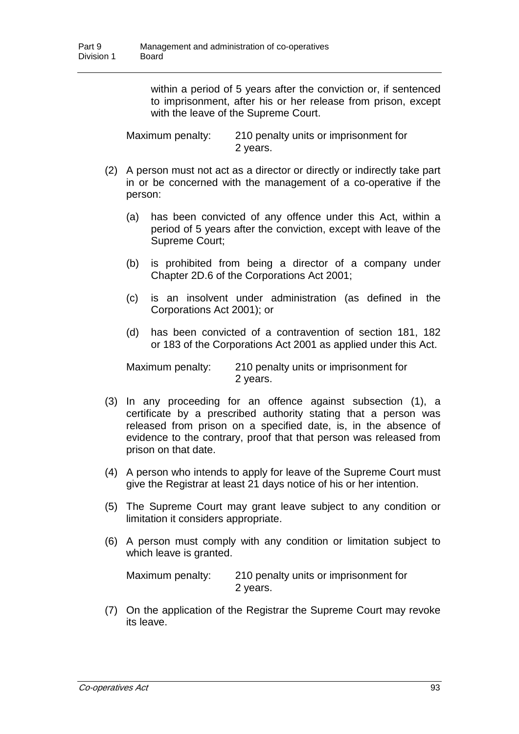within a period of 5 years after the conviction or, if sentenced to imprisonment, after his or her release from prison, except with the leave of the Supreme Court.

Maximum penalty: 210 penalty units or imprisonment for 2 years.

(2) A person must not act as a director or directly or indirectly take part in or be concerned with the management of a co-operative if the person:

(a) has been convicted of any offence under this Act, within a period of 5 years after the conviction, except with leave of the Supreme Court;

(b) is prohibited from being a director of a company under Chapter 2D.6 of the Corporations Act 2001;

(c) is an insolvent under administration (as defined in the Corporations Act 2001); or

(d) has been convicted of a contravention of section 181, 182 or 183 of the Corporations Act 2001 as applied under this Act.

Maximum penalty: 210 penalty units or imprisonment for 2 years.

(3) In any proceeding for an offence against subsection (1), a certificate by a prescribed authority stating that a person was released from prison on a specified date, is, in the absence of evidence to the contrary, proof that that person was released from prison on that date.

(4) A person who intends to apply for leave of the Supreme Court must give the Registrar at least 21 days notice of his or her intention.

(5) The Supreme Court may grant leave subject to any condition or limitation it considers appropriate.

(6) A person must comply with any condition or limitation subject to which leave is granted.

Maximum penalty: 210 penalty units or imprisonment for 2 years.

(7) On the application of the Registrar the Supreme Court may revoke its leave.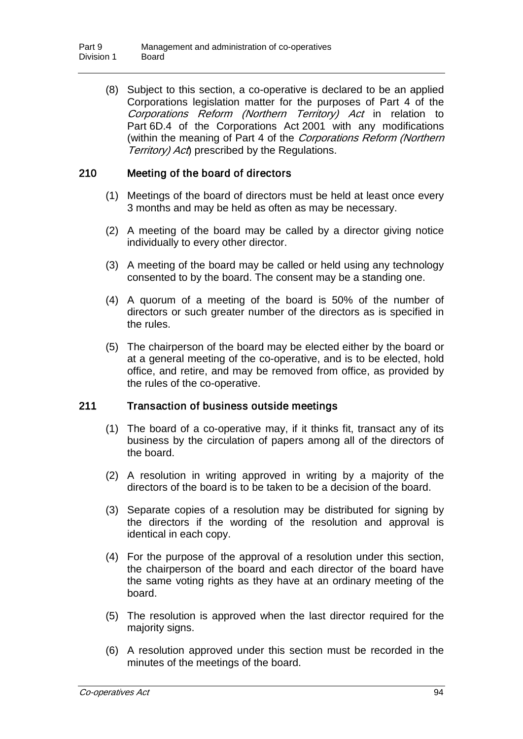(8) Subject to this section, a co-operative is declared to be an applied Corporations legislation matter for the purposes of Part 4 of the *Corporations Reform (Northern Territory) Act* in relation to Part 6D.4 of the Corporations Act 2001 with any modifications (within the meaning of Part 4 of the *Corporations Reform (Northern Territory) Act*) prescribed by the Regulations.

### 210 Meeting of the board of directors

(1) Meetings of the board of directors must be held at least once every 3 months and may be held as often as may be necessary.

(2) A meeting of the board may be called by a director giving notice individually to every other director.

(3) A meeting of the board may be called or held using any technology consented to by the board. The consent may be a standing one.

(4) A quorum of a meeting of the board is 50% of the number of directors or such greater number of the directors as is specified in the rules.

(5) The chairperson of the board may be elected either by the board or at a general meeting of the co-operative, and is to be elected, hold office, and retire, and may be removed from office, as provided by the rules of the co-operative.

### 211 Transaction of business outside meetings

(1) The board of a co-operative may, if it thinks fit, transact any of its business by the circulation of papers among all of the directors of the board.

(2) A resolution in writing approved in writing by a majority of the directors of the board is to be taken to be a decision of the board.

(3) Separate copies of a resolution may be distributed for signing by the directors if the wording of the resolution and approval is identical in each copy.

(4) For the purpose of the approval of a resolution under this section, the chairperson of the board and each director of the board have the same voting rights as they have at an ordinary meeting of the board.

(5) The resolution is approved when the last director required for the majority signs.

(6) A resolution approved under this section must be recorded in the minutes of the meetings of the board.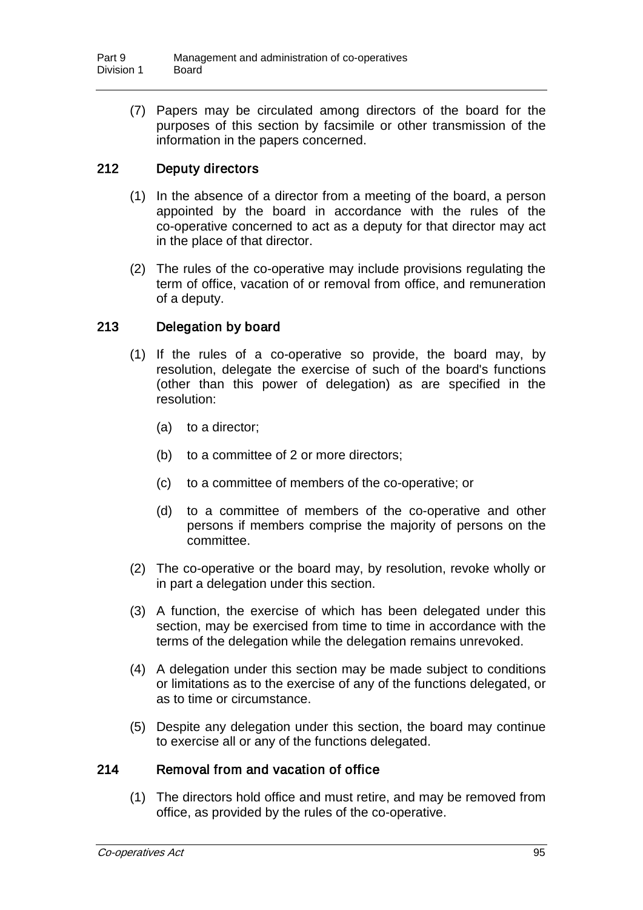(7) Papers may be circulated among directors of the board for the purposes of this section by facsimile or other transmission of the information in the papers concerned.

### 212 Deputy directors

(1) In the absence of a director from a meeting of the board, a person appointed by the board in accordance with the rules of the co-operative concerned to act as a deputy for that director may act in the place of that director.

(2) The rules of the co-operative may include provisions regulating the term of office, vacation of or removal from office, and remuneration of a deputy.

### 213 Delegation by board

(1) If the rules of a co-operative so provide, the board may, by resolution, delegate the exercise of such of the board's functions (other than this power of delegation) as are specified in the resolution:

- (a) to a director;
- (b) to a committee of 2 or more directors;
- (c) to a committee of members of the co-operative; or
- (d) to a committee of members of the co-operative and other persons if members comprise the majority of persons on the committee.

(2) The co-operative or the board may, by resolution, revoke wholly or in part a delegation under this section.

(3) A function, the exercise of which has been delegated under this section, may be exercised from time to time in accordance with the terms of the delegation while the delegation remains unrevoked.

(4) A delegation under this section may be made subject to conditions or limitations as to the exercise of any of the functions delegated, or as to time or circumstance.

(5) Despite any delegation under this section, the board may continue to exercise all or any of the functions delegated.

### 214 Removal from and vacation of office

(1) The directors hold office and must retire, and may be removed from office, as provided by the rules of the co-operative.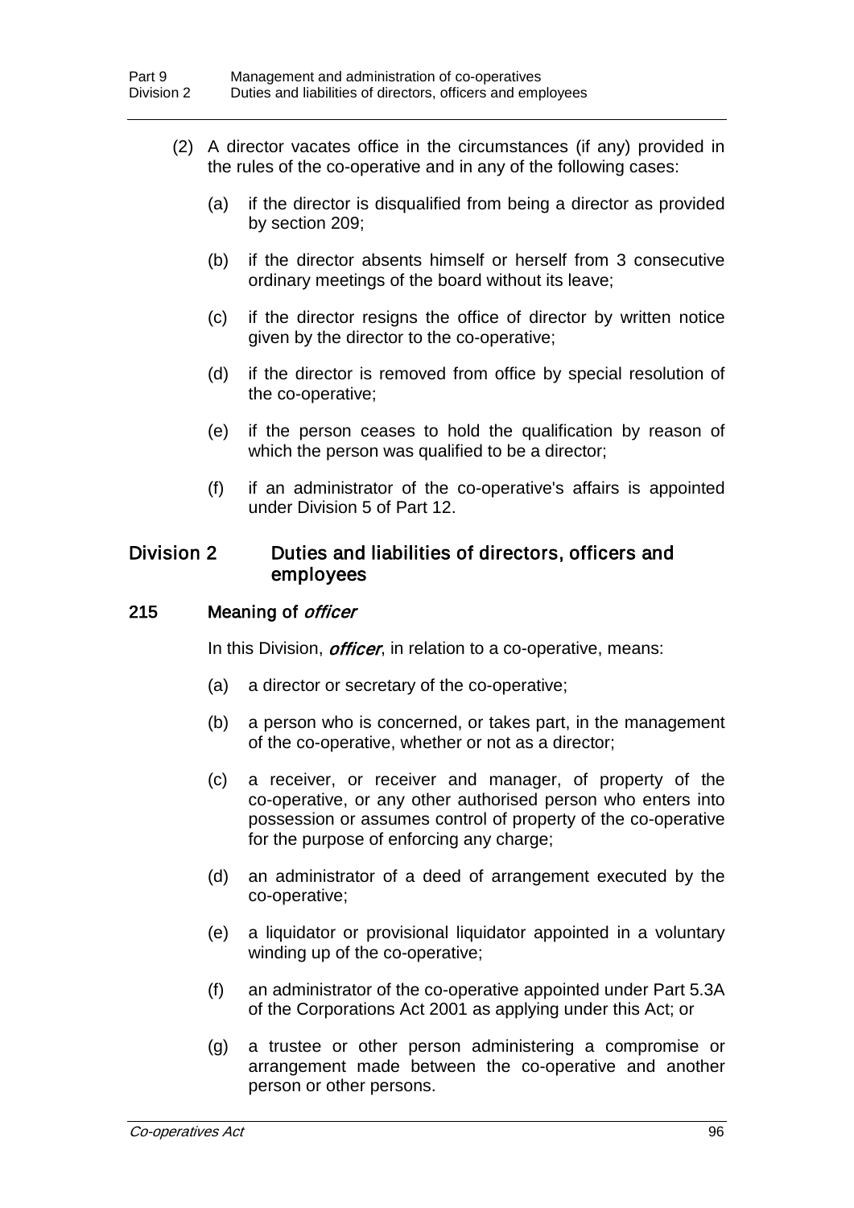(2) A director vacates office in the circumstances (if any) provided in the rules of the co-operative and in any of the following cases:

(a) if the director is disqualified from being a director as provided by section 209;

(b) if the director absents himself or herself from 3 consecutive ordinary meetings of the board without its leave;

(c) if the director resigns the office of director by written notice given by the director to the co-operative;

(d) if the director is removed from office by special resolution of the co-operative;

(e) if the person ceases to hold the qualification by reason of which the person was qualified to be a director;

(f) if an administrator of the co-operative's affairs is appointed under Division 5 of Part 12.

## Division 2 Duties and liabilities of directors, officers and employees

### 215 Meaning of *officer*

In this Division, ***officer***, in relation to a co-operative, means:

(a) a director or secretary of the co-operative;

(b) a person who is concerned, or takes part, in the management of the co-operative, whether or not as a director;

(c) a receiver, or receiver and manager, of property of the co-operative, or any other authorised person who enters into possession or assumes control of property of the co-operative for the purpose of enforcing any charge;

(d) an administrator of a deed of arrangement executed by the co-operative;

(e) a liquidator or provisional liquidator appointed in a voluntary winding up of the co-operative;

(f) an administrator of the co-operative appointed under Part 5.3A of the Corporations Act 2001 as applying under this Act; or

(g) a trustee or other person administering a compromise or arrangement made between the co-operative and another person or other persons.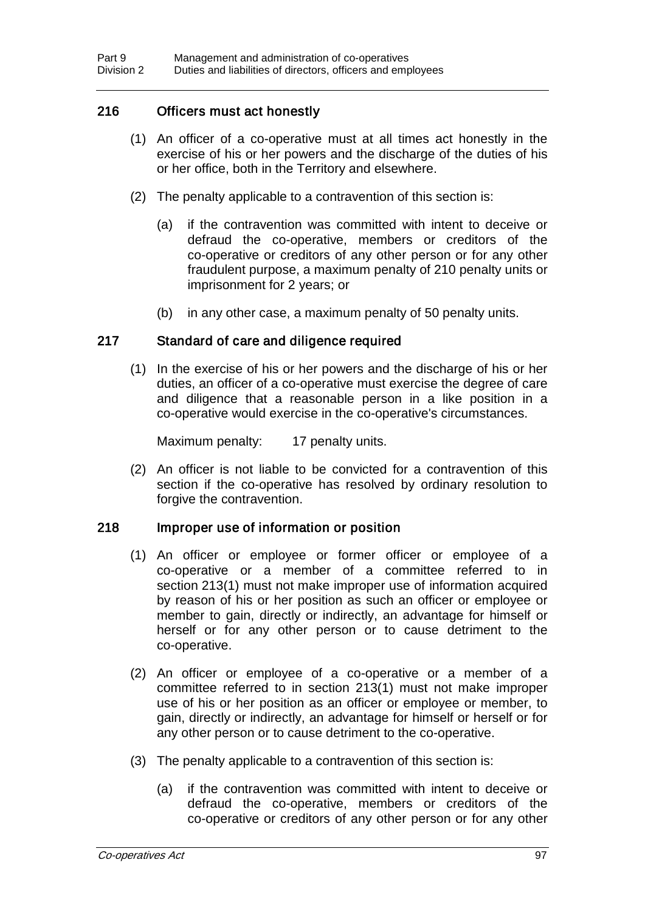## 216 Officers must act honestly

(1) An officer of a co-operative must at all times act honestly in the exercise of his or her powers and the discharge of the duties of his or her office, both in the Territory and elsewhere.

(2) The penalty applicable to a contravention of this section is:

(a) if the contravention was committed with intent to deceive or defraud the co-operative, members or creditors of the co-operative or creditors of any other person or for any other fraudulent purpose, a maximum penalty of 210 penalty units or imprisonment for 2 years; or

(b) in any other case, a maximum penalty of 50 penalty units.

## 217 Standard of care and diligence required

(1) In the exercise of his or her powers and the discharge of his or her duties, an officer of a co-operative must exercise the degree of care and diligence that a reasonable person in a like position in a co-operative would exercise in the co-operative's circumstances.

Maximum penalty: 17 penalty units.

(2) An officer is not liable to be convicted for a contravention of this section if the co-operative has resolved by ordinary resolution to forgive the contravention.

## 218 Improper use of information or position

(1) An officer or employee or former officer or employee of a co-operative or a member of a committee referred to in section 213(1) must not make improper use of information acquired by reason of his or her position as such an officer or employee or member to gain, directly or indirectly, an advantage for himself or herself or for any other person or to cause detriment to the co-operative.

(2) An officer or employee of a co-operative or a member of a committee referred to in section 213(1) must not make improper use of his or her position as an officer or employee or member, to gain, directly or indirectly, an advantage for himself or herself or for any other person or to cause detriment to the co-operative.

(3) The penalty applicable to a contravention of this section is:

(a) if the contravention was committed with intent to deceive or defraud the co-operative, members or creditors of the co-operative or creditors of any other person or for any other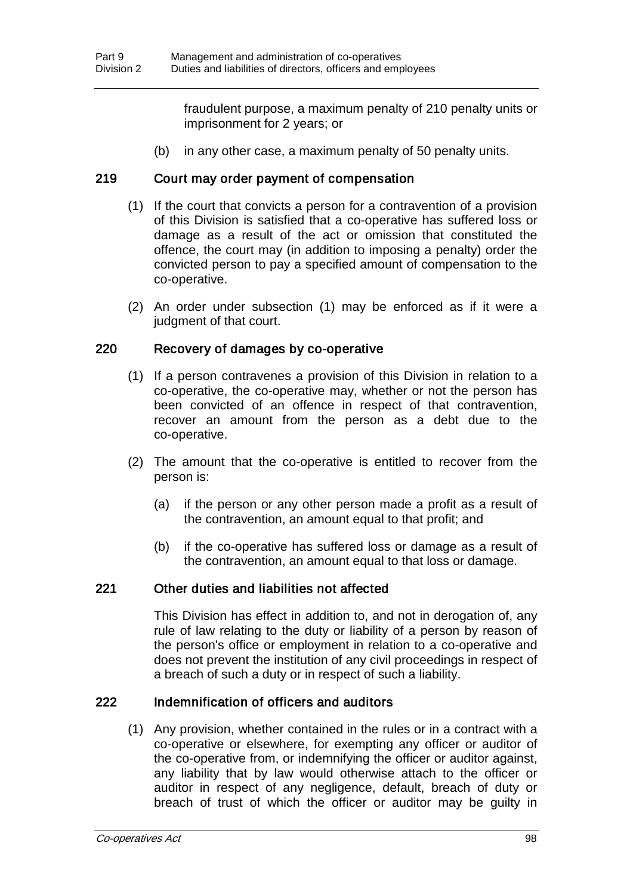fraudulent purpose, a maximum penalty of 210 penalty units or imprisonment for 2 years; or

(b) in any other case, a maximum penalty of 50 penalty units.

### 219 Court may order payment of compensation

(1) If the court that convicts a person for a contravention of a provision of this Division is satisfied that a co-operative has suffered loss or damage as a result of the act or omission that constituted the offence, the court may (in addition to imposing a penalty) order the convicted person to pay a specified amount of compensation to the co-operative.

(2) An order under subsection (1) may be enforced as if it were a judgment of that court.

### 220 Recovery of damages by co-operative

(1) If a person contravenes a provision of this Division in relation to a co-operative, the co-operative may, whether or not the person has been convicted of an offence in respect of that contravention, recover an amount from the person as a debt due to the co-operative.

(2) The amount that the co-operative is entitled to recover from the person is:

(a) if the person or any other person made a profit as a result of the contravention, an amount equal to that profit; and

(b) if the co-operative has suffered loss or damage as a result of the contravention, an amount equal to that loss or damage.

### 221 Other duties and liabilities not affected

This Division has effect in addition to, and not in derogation of, any rule of law relating to the duty or liability of a person by reason of the person's office or employment in relation to a co-operative and does not prevent the institution of any civil proceedings in respect of a breach of such a duty or in respect of such a liability.

### 222 Indemnification of officers and auditors

(1) Any provision, whether contained in the rules or in a contract with a co-operative or elsewhere, for exempting any officer or auditor of the co-operative from, or indemnifying the officer or auditor against, any liability that by law would otherwise attach to the officer or auditor in respect of any negligence, default, breach of duty or breach of trust of which the officer or auditor may be guilty in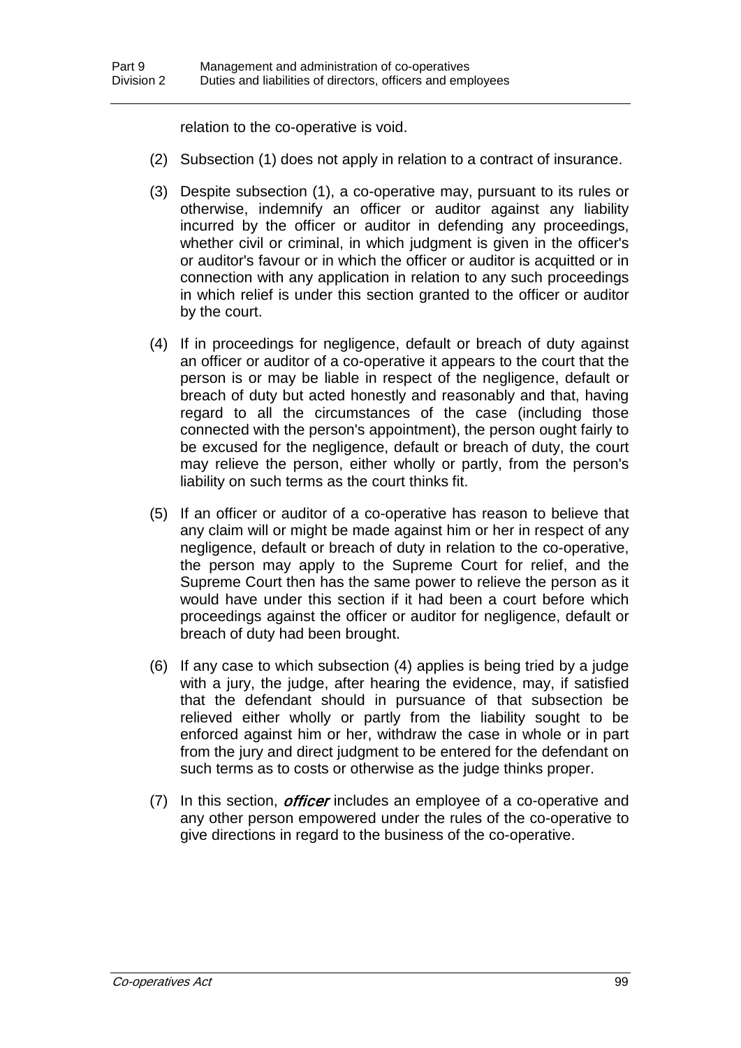relation to the co-operative is void.

(2) Subsection (1) does not apply in relation to a contract of insurance.

(3) Despite subsection (1), a co-operative may, pursuant to its rules or otherwise, indemnify an officer or auditor against any liability incurred by the officer or auditor in defending any proceedings, whether civil or criminal, in which judgment is given in the officer's or auditor's favour or in which the officer or auditor is acquitted or in connection with any application in relation to any such proceedings in which relief is under this section granted to the officer or auditor by the court.

(4) If in proceedings for negligence, default or breach of duty against an officer or auditor of a co-operative it appears to the court that the person is or may be liable in respect of the negligence, default or breach of duty but acted honestly and reasonably and that, having regard to all the circumstances of the case (including those connected with the person's appointment), the person ought fairly to be excused for the negligence, default or breach of duty, the court may relieve the person, either wholly or partly, from the person's liability on such terms as the court thinks fit.

(5) If an officer or auditor of a co-operative has reason to believe that any claim will or might be made against him or her in respect of any negligence, default or breach of duty in relation to the co-operative, the person may apply to the Supreme Court for relief, and the Supreme Court then has the same power to relieve the person as it would have under this section if it had been a court before which proceedings against the officer or auditor for negligence, default or breach of duty had been brought.

(6) If any case to which subsection (4) applies is being tried by a judge with a jury, the judge, after hearing the evidence, may, if satisfied that the defendant should in pursuance of that subsection be relieved either wholly or partly from the liability sought to be enforced against him or her, withdraw the case in whole or in part from the jury and direct judgment to be entered for the defendant on such terms as to costs or otherwise as the judge thinks proper.

(7) In this section, ***officer*** includes an employee of a co-operative and any other person empowered under the rules of the co-operative to give directions in regard to the business of the co-operative.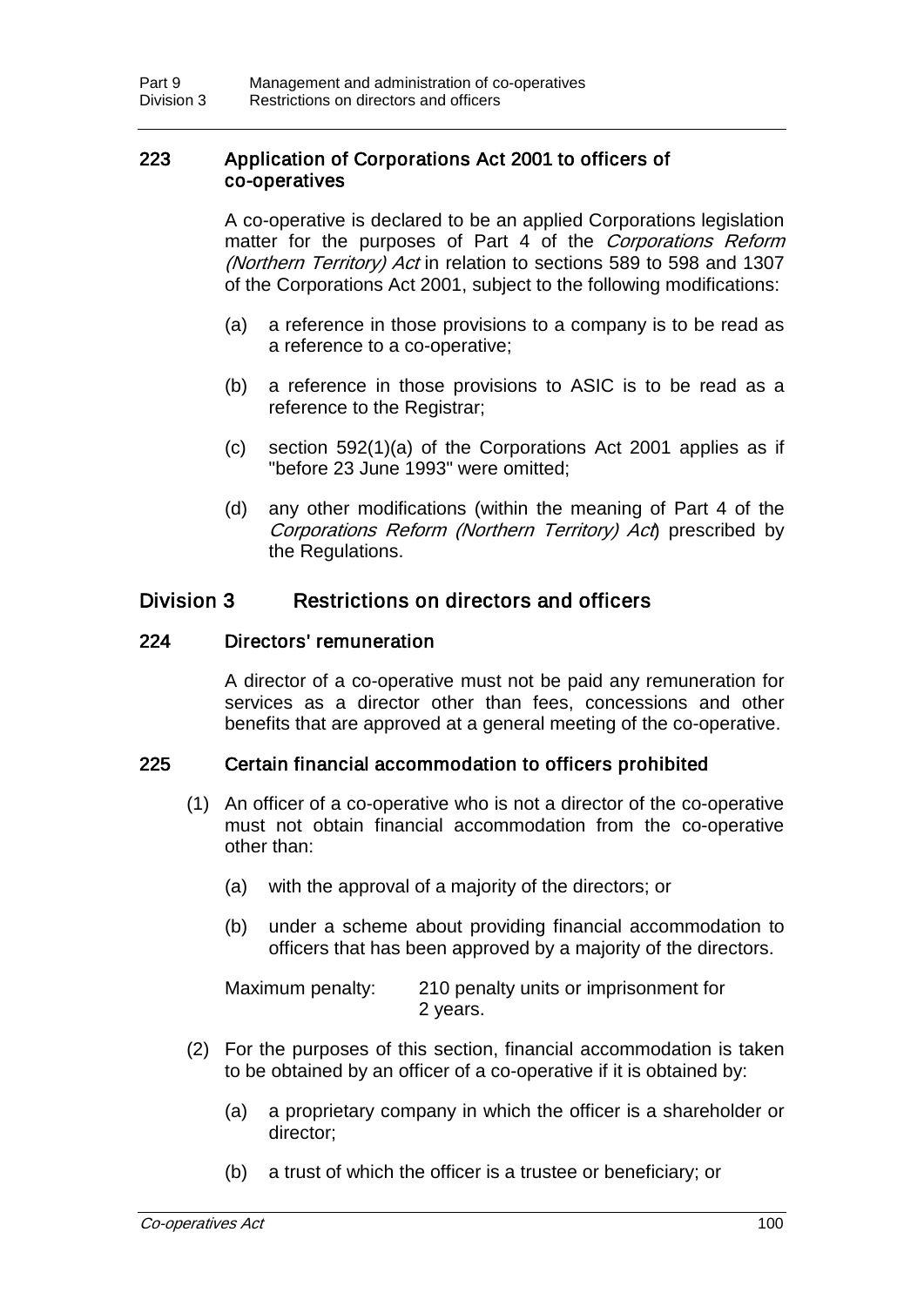### 223 Application of Corporations Act 2001 to officers of co-operatives

A co-operative is declared to be an applied Corporations legislation matter for the purposes of Part 4 of the *Corporations Reform (Northern Territory) Act* in relation to sections 589 to 598 and 1307 of the Corporations Act 2001, subject to the following modifications:

(a) a reference in those provisions to a company is to be read as a reference to a co-operative;

(b) a reference in those provisions to ASIC is to be read as a reference to the Registrar;

(c) section 592(1)(a) of the Corporations Act 2001 applies as if "before 23 June 1993" were omitted;

(d) any other modifications (within the meaning of Part 4 of the *Corporations Reform (Northern Territory) Act*) prescribed by the Regulations.

## Division 3 Restrictions on directors and officers

### 224 Directors' remuneration

A director of a co-operative must not be paid any remuneration for services as a director other than fees, concessions and other benefits that are approved at a general meeting of the co-operative.

### 225 Certain financial accommodation to officers prohibited

(1) An officer of a co-operative who is not a director of the co-operative must not obtain financial accommodation from the co-operative other than:

(a) with the approval of a majority of the directors; or

(b) under a scheme about providing financial accommodation to officers that has been approved by a majority of the directors.

Maximum penalty: 210 penalty units or imprisonment for 2 years.

(2) For the purposes of this section, financial accommodation is taken to be obtained by an officer of a co-operative if it is obtained by:

(a) a proprietary company in which the officer is a shareholder or director;

(b) a trust of which the officer is a trustee or beneficiary; or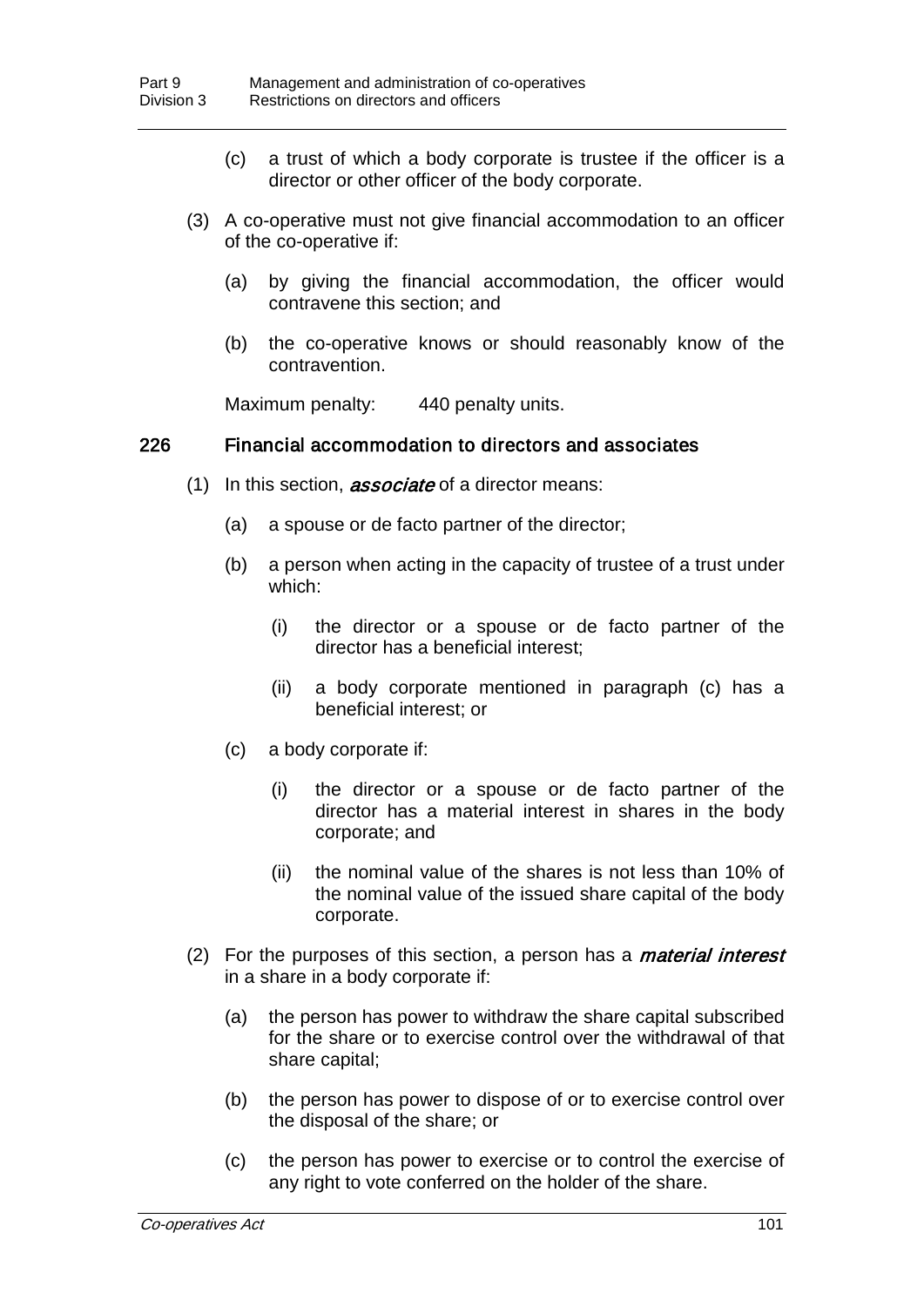(c) a trust of which a body corporate is trustee if the officer is a director or other officer of the body corporate.

(3) A co-operative must not give financial accommodation to an officer of the co-operative if:

(a) by giving the financial accommodation, the officer would contravene this section; and

(b) the co-operative knows or should reasonably know of the contravention.

Maximum penalty: 440 penalty units.

### 226 Financial accommodation to directors and associates

(1) In this section, ***associate*** of a director means:

(a) a spouse or de facto partner of the director;

(b) a person when acting in the capacity of trustee of a trust under which:

(i) the director or a spouse or de facto partner of the director has a beneficial interest;

(ii) a body corporate mentioned in paragraph (c) has a beneficial interest; or

(c) a body corporate if:

(i) the director or a spouse or de facto partner of the director has a material interest in shares in the body corporate; and

(ii) the nominal value of the shares is not less than 10% of the nominal value of the issued share capital of the body corporate.

(2) For the purposes of this section, a person has a ***material interest*** in a share in a body corporate if:

(a) the person has power to withdraw the share capital subscribed for the share or to exercise control over the withdrawal of that share capital;

(b) the person has power to dispose of or to exercise control over the disposal of the share; or

(c) the person has power to exercise or to control the exercise of any right to vote conferred on the holder of the share.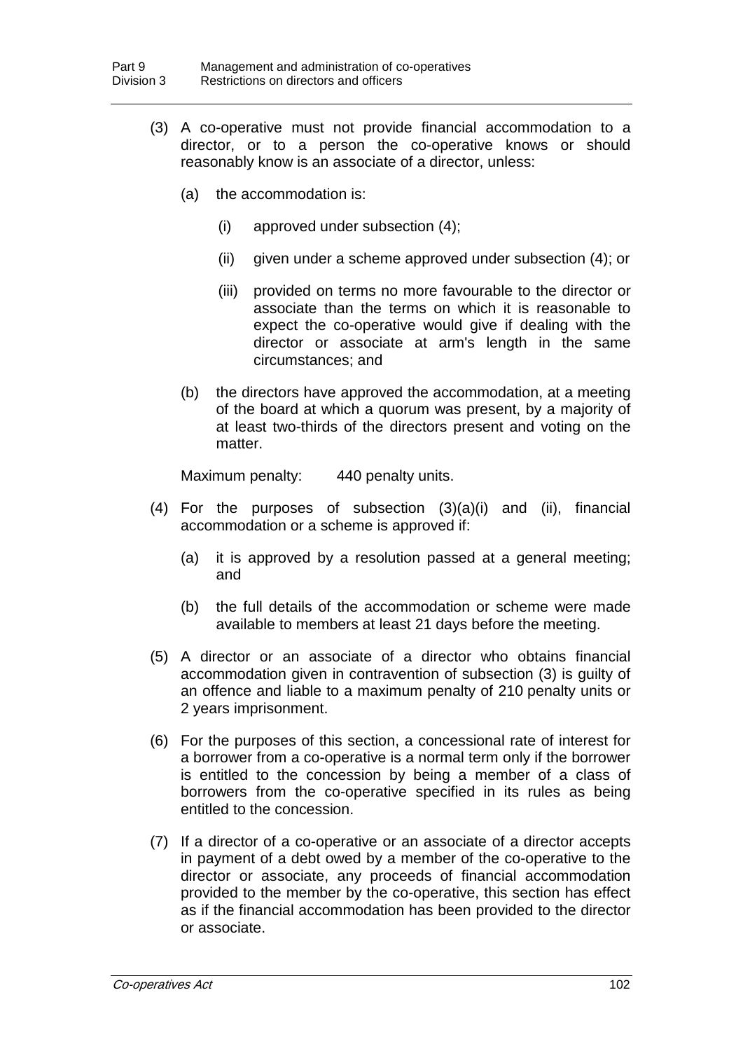(3) A co-operative must not provide financial accommodation to a director, or to a person the co-operative knows or should reasonably know is an associate of a director, unless:

(a) the accommodation is:

(i) approved under subsection (4);

(ii) given under a scheme approved under subsection (4); or

(iii) provided on terms no more favourable to the director or associate than the terms on which it is reasonable to expect the co-operative would give if dealing with the director or associate at arm's length in the same circumstances; and

(b) the directors have approved the accommodation, at a meeting of the board at which a quorum was present, by a majority of at least two-thirds of the directors present and voting on the matter.

Maximum penalty: 440 penalty units.

(4) For the purposes of subsection (3)(a)(i) and (ii), financial accommodation or a scheme is approved if:

(a) it is approved by a resolution passed at a general meeting; and

(b) the full details of the accommodation or scheme were made available to members at least 21 days before the meeting.

(5) A director or an associate of a director who obtains financial accommodation given in contravention of subsection (3) is guilty of an offence and liable to a maximum penalty of 210 penalty units or 2 years imprisonment.

(6) For the purposes of this section, a concessional rate of interest for a borrower from a co-operative is a normal term only if the borrower is entitled to the concession by being a member of a class of borrowers from the co-operative specified in its rules as being entitled to the concession.

(7) If a director of a co-operative or an associate of a director accepts in payment of a debt owed by a member of the co-operative to the director or associate, any proceeds of financial accommodation provided to the member by the co-operative, this section has effect as if the financial accommodation has been provided to the director or associate.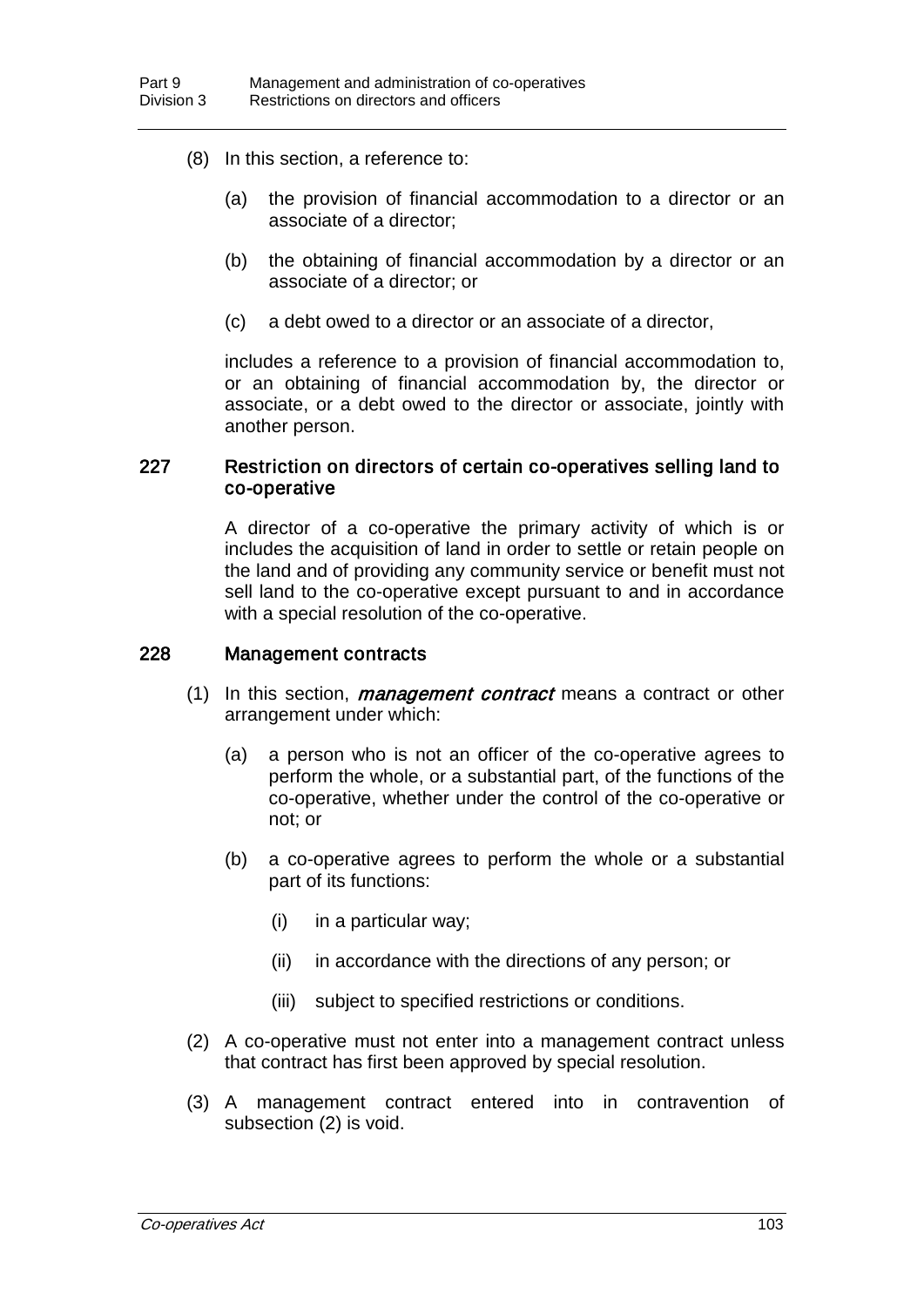(8) In this section, a reference to:

(a) the provision of financial accommodation to a director or an associate of a director;

(b) the obtaining of financial accommodation by a director or an associate of a director; or

(c) a debt owed to a director or an associate of a director,

includes a reference to a provision of financial accommodation to, or an obtaining of financial accommodation by, the director or associate, or a debt owed to the director or associate, jointly with another person.

### 227 Restriction on directors of certain co-operatives selling land to co-operative

A director of a co-operative the primary activity of which is or includes the acquisition of land in order to settle or retain people on the land and of providing any community service or benefit must not sell land to the co-operative except pursuant to and in accordance with a special resolution of the co-operative.

### 228 Management contracts

(1) In this section, ***management contract*** means a contract or other arrangement under which:

(a) a person who is not an officer of the co-operative agrees to perform the whole, or a substantial part, of the functions of the co-operative, whether under the control of the co-operative or not; or

(b) a co-operative agrees to perform the whole or a substantial part of its functions:

(i) in a particular way;

(ii) in accordance with the directions of any person; or

(iii) subject to specified restrictions or conditions.

(2) A co-operative must not enter into a management contract unless that contract has first been approved by special resolution.

(3) A management contract entered into in contravention of subsection (2) is void.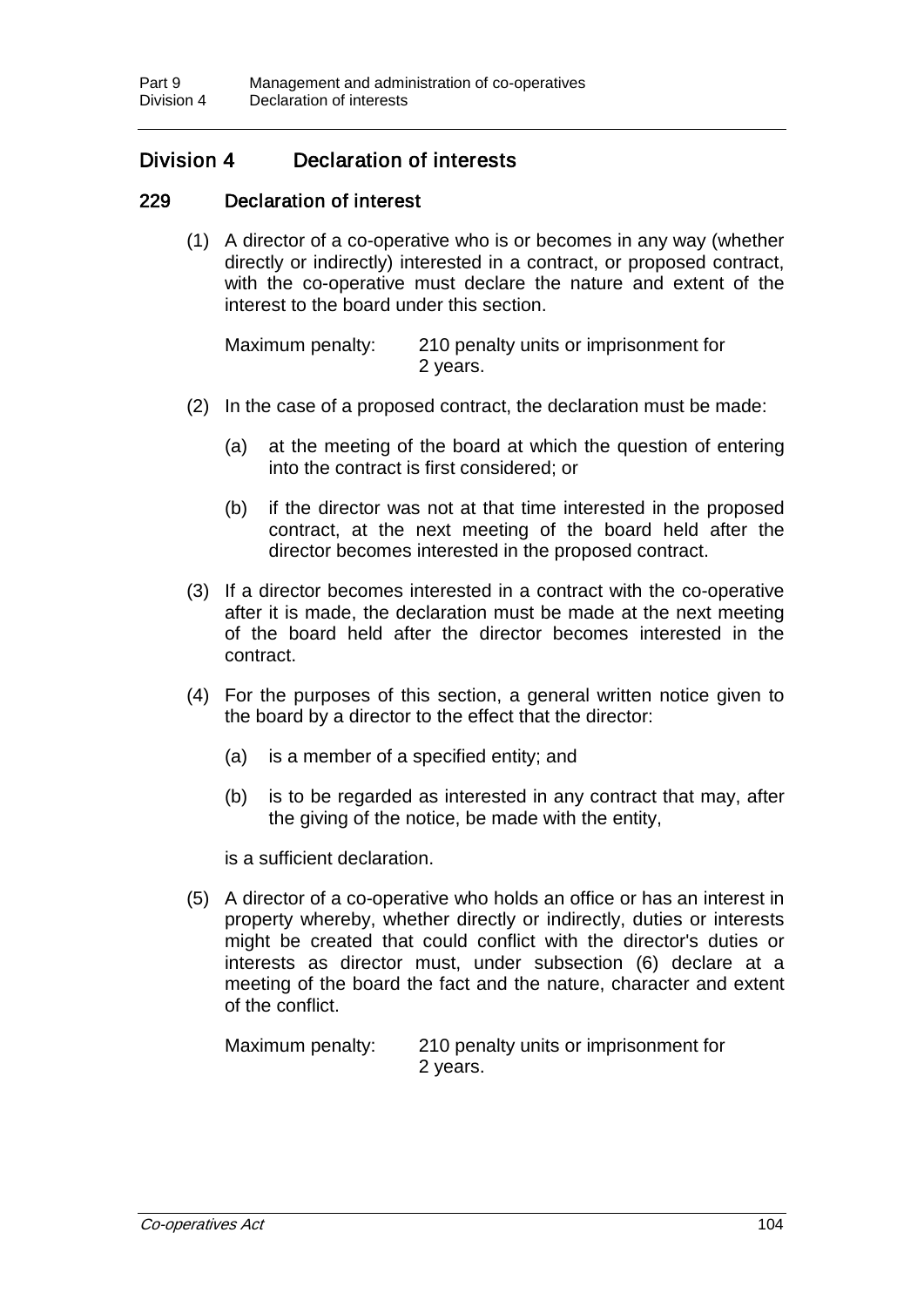## Division 4 Declaration of interests

### 229 Declaration of interest

(1) A director of a co-operative who is or becomes in any way (whether directly or indirectly) interested in a contract, or proposed contract, with the co-operative must declare the nature and extent of the interest to the board under this section.

Maximum penalty: 210 penalty units or imprisonment for 2 years.

(2) In the case of a proposed contract, the declaration must be made:

(a) at the meeting of the board at which the question of entering into the contract is first considered; or

(b) if the director was not at that time interested in the proposed contract, at the next meeting of the board held after the director becomes interested in the proposed contract.

(3) If a director becomes interested in a contract with the co-operative after it is made, the declaration must be made at the next meeting of the board held after the director becomes interested in the contract.

(4) For the purposes of this section, a general written notice given to the board by a director to the effect that the director:

(a) is a member of a specified entity; and

(b) is to be regarded as interested in any contract that may, after the giving of the notice, be made with the entity,

is a sufficient declaration.

(5) A director of a co-operative who holds an office or has an interest in property whereby, whether directly or indirectly, duties or interests might be created that could conflict with the director's duties or interests as director must, under subsection (6) declare at a meeting of the board the fact and the nature, character and extent of the conflict.

Maximum penalty: 210 penalty units or imprisonment for 2 years.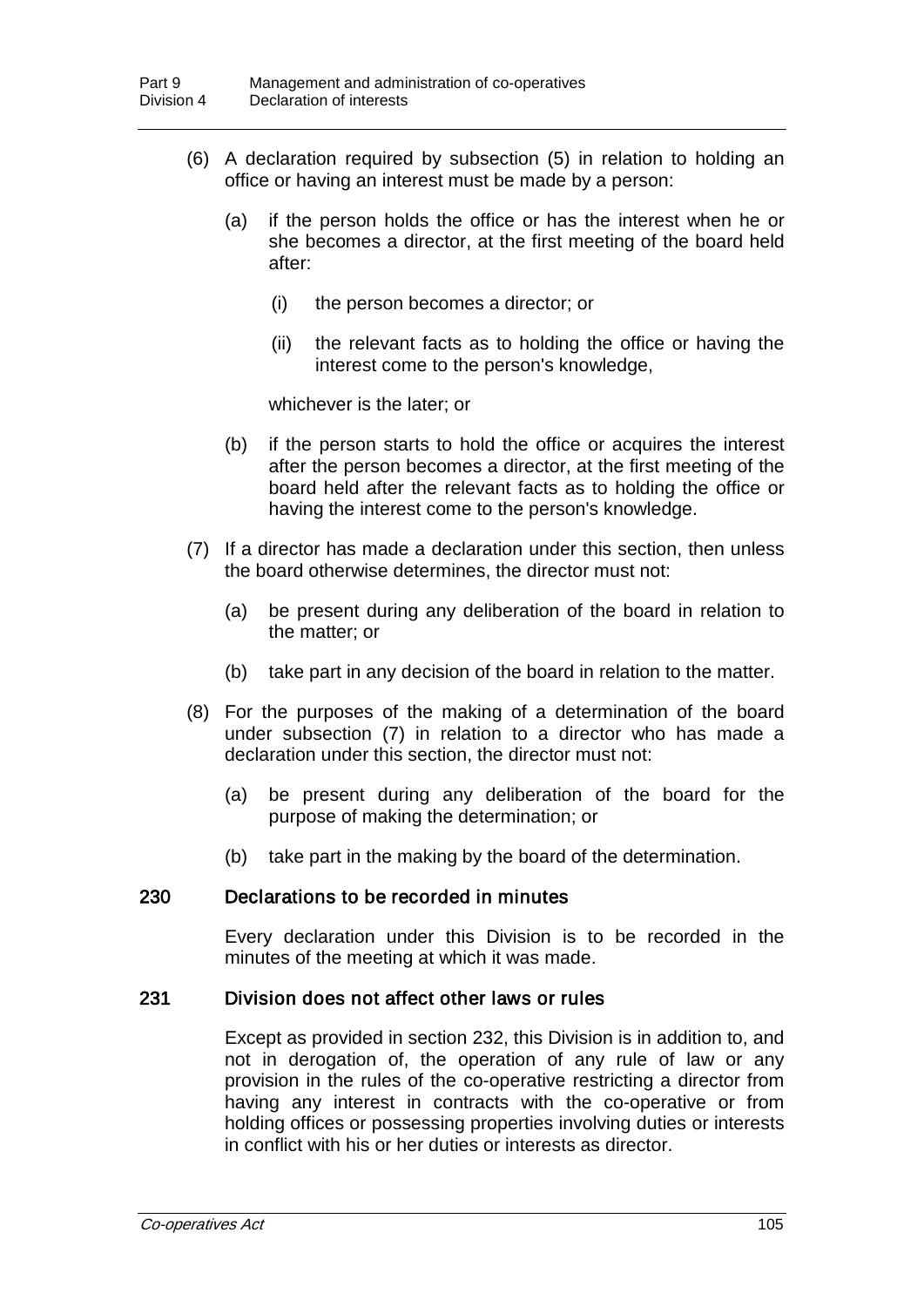(6) A declaration required by subsection (5) in relation to holding an office or having an interest must be made by a person:

(a) if the person holds the office or has the interest when he or she becomes a director, at the first meeting of the board held after:

(i) the person becomes a director; or

(ii) the relevant facts as to holding the office or having the interest come to the person's knowledge,

whichever is the later; or

(b) if the person starts to hold the office or acquires the interest after the person becomes a director, at the first meeting of the board held after the relevant facts as to holding the office or having the interest come to the person's knowledge.

(7) If a director has made a declaration under this section, then unless the board otherwise determines, the director must not:

(a) be present during any deliberation of the board in relation to the matter; or

(b) take part in any decision of the board in relation to the matter.

(8) For the purposes of the making of a determination of the board under subsection (7) in relation to a director who has made a declaration under this section, the director must not:

(a) be present during any deliberation of the board for the purpose of making the determination; or

(b) take part in the making by the board of the determination.

### 230 Declarations to be recorded in minutes

Every declaration under this Division is to be recorded in the minutes of the meeting at which it was made.

### 231 Division does not affect other laws or rules

Except as provided in section 232, this Division is in addition to, and not in derogation of, the operation of any rule of law or any provision in the rules of the co-operative restricting a director from having any interest in contracts with the co-operative or from holding offices or possessing properties involving duties or interests in conflict with his or her duties or interests as director.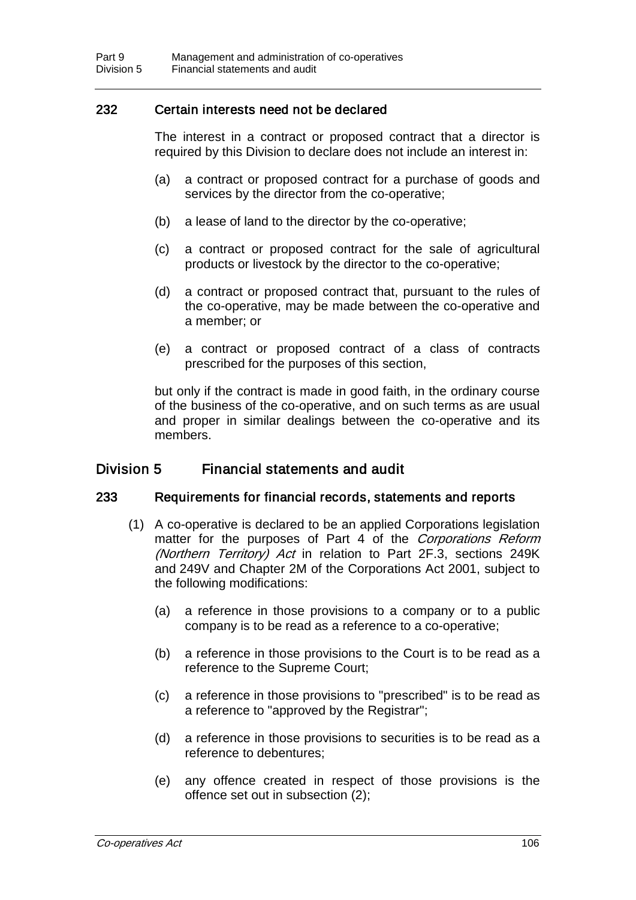### 232 Certain interests need not be declared

The interest in a contract or proposed contract that a director is required by this Division to declare does not include an interest in:

(a) a contract or proposed contract for a purchase of goods and services by the director from the co-operative;

(b) a lease of land to the director by the co-operative;

(c) a contract or proposed contract for the sale of agricultural products or livestock by the director to the co-operative;

(d) a contract or proposed contract that, pursuant to the rules of the co-operative, may be made between the co-operative and a member; or

(e) a contract or proposed contract of a class of contracts prescribed for the purposes of this section,

but only if the contract is made in good faith, in the ordinary course of the business of the co-operative, and on such terms as are usual and proper in similar dealings between the co-operative and its members.

## Division 5 Financial statements and audit

### 233 Requirements for financial records, statements and reports

(1) A co-operative is declared to be an applied Corporations legislation matter for the purposes of Part 4 of the *Corporations Reform (Northern Territory) Act* in relation to Part 2F.3, sections 249K and 249V and Chapter 2M of the Corporations Act 2001, subject to the following modifications:

(a) a reference in those provisions to a company or to a public company is to be read as a reference to a co-operative;

(b) a reference in those provisions to the Court is to be read as a reference to the Supreme Court;

(c) a reference in those provisions to "prescribed" is to be read as a reference to "approved by the Registrar";

(d) a reference in those provisions to securities is to be read as a reference to debentures;

(e) any offence created in respect of those provisions is the offence set out in subsection (2);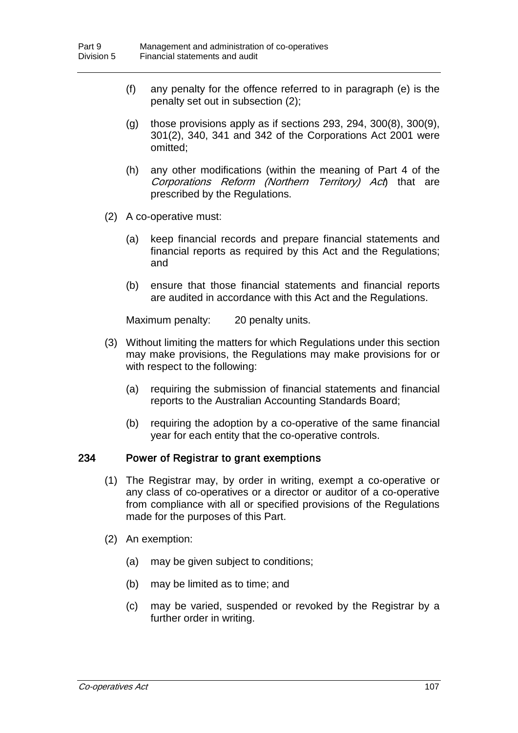(f) any penalty for the offence referred to in paragraph (e) is the penalty set out in subsection (2);

(g) those provisions apply as if sections 293, 294, 300(8), 300(9), 301(2), 340, 341 and 342 of the Corporations Act 2001 were omitted;

(h) any other modifications (within the meaning of Part 4 of the *Corporations Reform (Northern Territory) Act*) that are prescribed by the Regulations.

(2) A co-operative must:

(a) keep financial records and prepare financial statements and financial reports as required by this Act and the Regulations; and

(b) ensure that those financial statements and financial reports are audited in accordance with this Act and the Regulations.

Maximum penalty: 20 penalty units.

(3) Without limiting the matters for which Regulations under this section may make provisions, the Regulations may make provisions for or with respect to the following:

(a) requiring the submission of financial statements and financial reports to the Australian Accounting Standards Board;

(b) requiring the adoption by a co-operative of the same financial year for each entity that the co-operative controls.

### 234 Power of Registrar to grant exemptions

(1) The Registrar may, by order in writing, exempt a co-operative or any class of co-operatives or a director or auditor of a co-operative from compliance with all or specified provisions of the Regulations made for the purposes of this Part.

(2) An exemption:

(a) may be given subject to conditions;

(b) may be limited as to time; and

(c) may be varied, suspended or revoked by the Registrar by a further order in writing.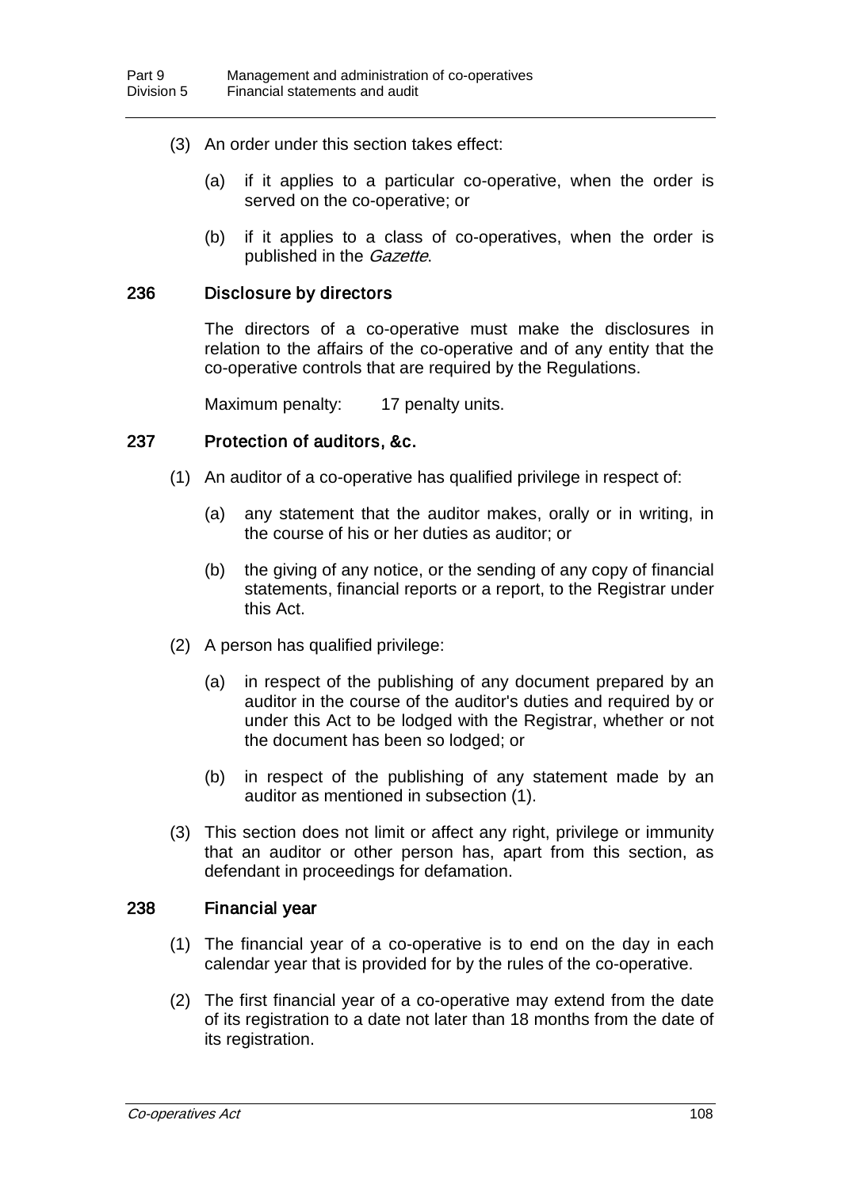(3) An order under this section takes effect:

(a) if it applies to a particular co-operative, when the order is served on the co-operative; or

(b) if it applies to a class of co-operatives, when the order is published in the *Gazette*.

### 236 Disclosure by directors

The directors of a co-operative must make the disclosures in relation to the affairs of the co-operative and of any entity that the co-operative controls that are required by the Regulations.

Maximum penalty: 17 penalty units.

### 237 Protection of auditors, &c.

(1) An auditor of a co-operative has qualified privilege in respect of:

(a) any statement that the auditor makes, orally or in writing, in the course of his or her duties as auditor; or

(b) the giving of any notice, or the sending of any copy of financial statements, financial reports or a report, to the Registrar under this Act.

(2) A person has qualified privilege:

(a) in respect of the publishing of any document prepared by an auditor in the course of the auditor's duties and required by or under this Act to be lodged with the Registrar, whether or not the document has been so lodged; or

(b) in respect of the publishing of any statement made by an auditor as mentioned in subsection (1).

(3) This section does not limit or affect any right, privilege or immunity that an auditor or other person has, apart from this section, as defendant in proceedings for defamation.

### 238 Financial year

(1) The financial year of a co-operative is to end on the day in each calendar year that is provided for by the rules of the co-operative.

(2) The first financial year of a co-operative may extend from the date of its registration to a date not later than 18 months from the date of its registration.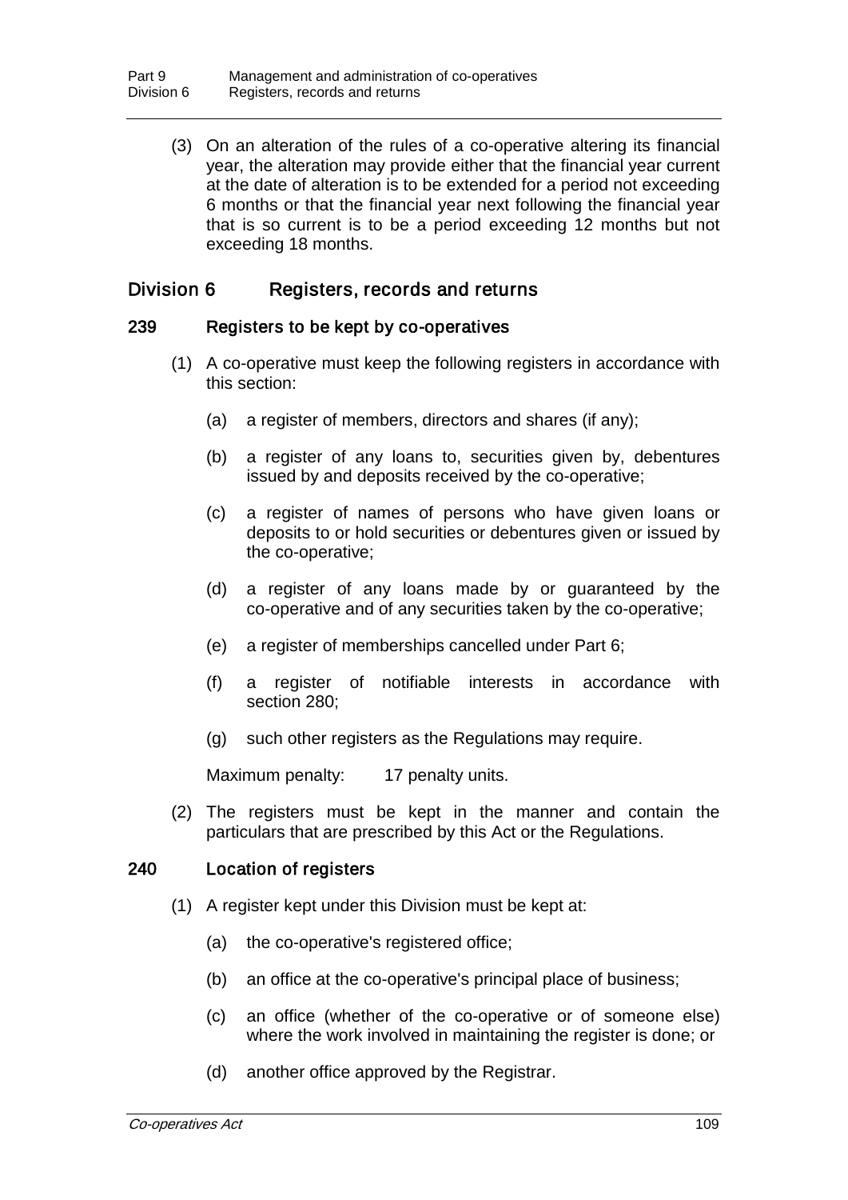(3) On an alteration of the rules of a co-operative altering its financial year, the alteration may provide either that the financial year current at the date of alteration is to be extended for a period not exceeding 6 months or that the financial year next following the financial year that is so current is to be a period exceeding 12 months but not exceeding 18 months.

## Division 6 Registers, records and returns

### 239 Registers to be kept by co-operatives

(1) A co-operative must keep the following registers in accordance with this section:

(a) a register of members, directors and shares (if any);

(b) a register of any loans to, securities given by, debentures issued by and deposits received by the co-operative;

(c) a register of names of persons who have given loans or deposits to or hold securities or debentures given or issued by the co-operative;

(d) a register of any loans made by or guaranteed by the co-operative and of any securities taken by the co-operative;

(e) a register of memberships cancelled under Part 6;

(f) a register of notifiable interests in accordance with section 280;

(g) such other registers as the Regulations may require.

Maximum penalty: 17 penalty units.

(2) The registers must be kept in the manner and contain the particulars that are prescribed by this Act or the Regulations.

### 240 Location of registers

(1) A register kept under this Division must be kept at:

(a) the co-operative's registered office;

(b) an office at the co-operative's principal place of business;

(c) an office (whether of the co-operative or of someone else) where the work involved in maintaining the register is done; or

(d) another office approved by the Registrar.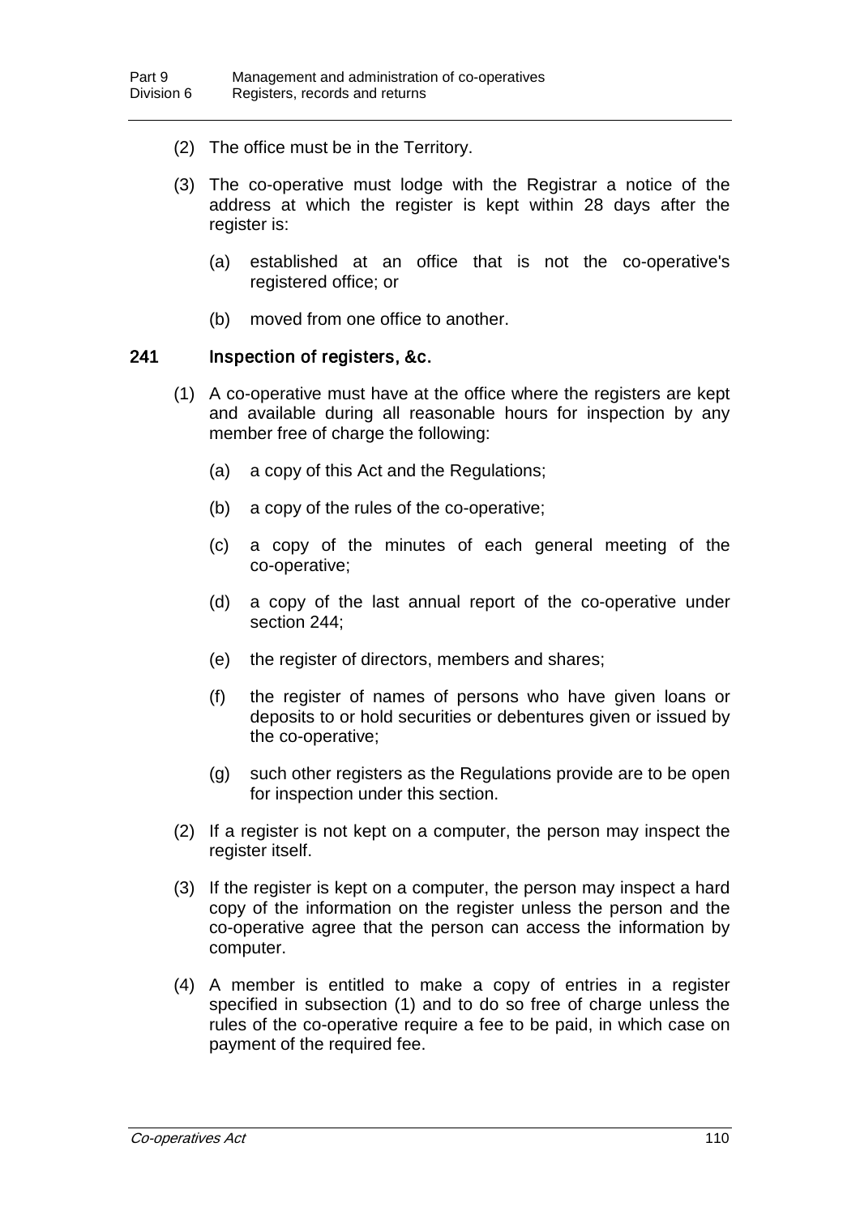(2) The office must be in the Territory.

(3) The co-operative must lodge with the Registrar a notice of the address at which the register is kept within 28 days after the register is:

(a) established at an office that is not the co-operative's registered office; or

(b) moved from one office to another.

### 241 Inspection of registers, &c.

(1) A co-operative must have at the office where the registers are kept and available during all reasonable hours for inspection by any member free of charge the following:

(a) a copy of this Act and the Regulations;

(b) a copy of the rules of the co-operative;

(c) a copy of the minutes of each general meeting of the co-operative;

(d) a copy of the last annual report of the co-operative under section 244;

(e) the register of directors, members and shares;

(f) the register of names of persons who have given loans or deposits to or hold securities or debentures given or issued by the co-operative;

(g) such other registers as the Regulations provide are to be open for inspection under this section.

(2) If a register is not kept on a computer, the person may inspect the register itself.

(3) If the register is kept on a computer, the person may inspect a hard copy of the information on the register unless the person and the co-operative agree that the person can access the information by computer.

(4) A member is entitled to make a copy of entries in a register specified in subsection (1) and to do so free of charge unless the rules of the co-operative require a fee to be paid, in which case on payment of the required fee.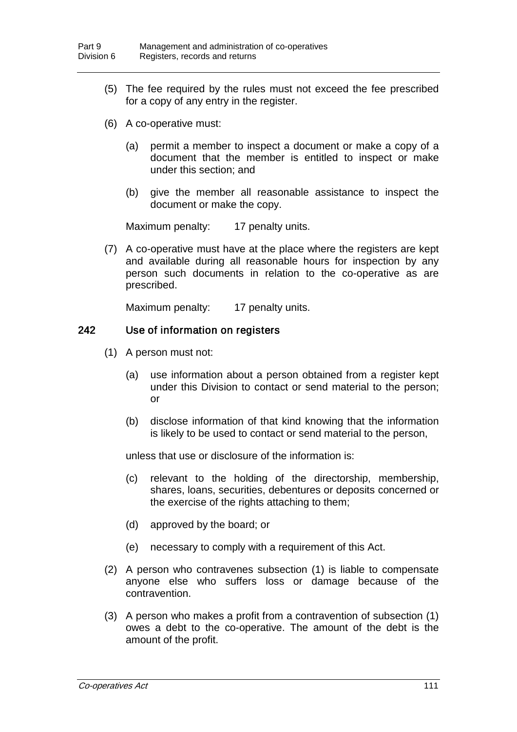(5) The fee required by the rules must not exceed the fee prescribed for a copy of any entry in the register.

(6) A co-operative must:

(a) permit a member to inspect a document or make a copy of a document that the member is entitled to inspect or make under this section; and

(b) give the member all reasonable assistance to inspect the document or make the copy.

Maximum penalty: 17 penalty units.

(7) A co-operative must have at the place where the registers are kept and available during all reasonable hours for inspection by any person such documents in relation to the co-operative as are prescribed.

Maximum penalty: 17 penalty units.

### 242 Use of information on registers

(1) A person must not:

(a) use information about a person obtained from a register kept under this Division to contact or send material to the person; or

(b) disclose information of that kind knowing that the information is likely to be used to contact or send material to the person,

unless that use or disclosure of the information is:

(c) relevant to the holding of the directorship, membership, shares, loans, securities, debentures or deposits concerned or the exercise of the rights attaching to them;

(d) approved by the board; or

(e) necessary to comply with a requirement of this Act.

(2) A person who contravenes subsection (1) is liable to compensate anyone else who suffers loss or damage because of the contravention.

(3) A person who makes a profit from a contravention of subsection (1) owes a debt to the co-operative. The amount of the debt is the amount of the profit.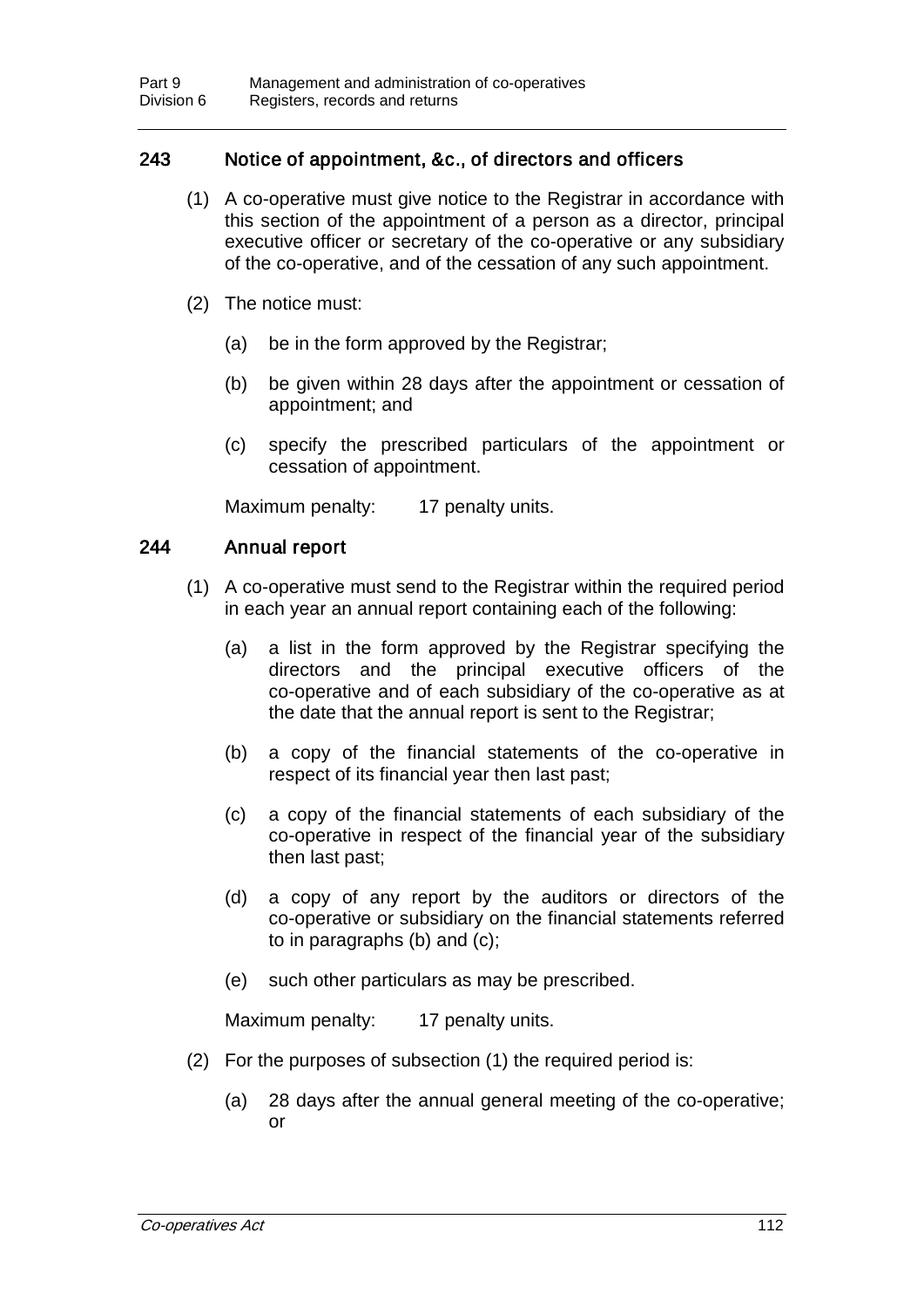### 243 Notice of appointment, &c., of directors and officers

(1) A co-operative must give notice to the Registrar in accordance with this section of the appointment of a person as a director, principal executive officer or secretary of the co-operative or any subsidiary of the co-operative, and of the cessation of any such appointment.

(2) The notice must:

(a) be in the form approved by the Registrar;

(b) be given within 28 days after the appointment or cessation of appointment; and

(c) specify the prescribed particulars of the appointment or cessation of appointment.

Maximum penalty: 17 penalty units.

### 244 Annual report

(1) A co-operative must send to the Registrar within the required period in each year an annual report containing each of the following:

(a) a list in the form approved by the Registrar specifying the directors and the principal executive officers of the co-operative and of each subsidiary of the co-operative as at the date that the annual report is sent to the Registrar;

(b) a copy of the financial statements of the co-operative in respect of its financial year then last past;

(c) a copy of the financial statements of each subsidiary of the co-operative in respect of the financial year of the subsidiary then last past;

(d) a copy of any report by the auditors or directors of the co-operative or subsidiary on the financial statements referred to in paragraphs (b) and (c);

(e) such other particulars as may be prescribed.

Maximum penalty: 17 penalty units.

(2) For the purposes of subsection (1) the required period is:

(a) 28 days after the annual general meeting of the co-operative; or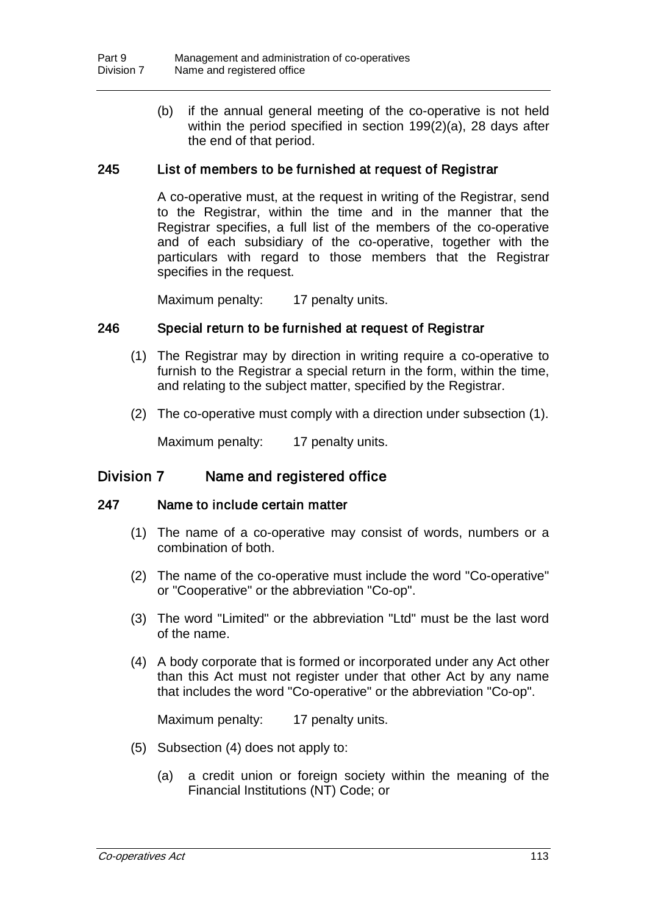(b) if the annual general meeting of the co-operative is not held within the period specified in section 199(2)(a), 28 days after the end of that period.

### 245 List of members to be furnished at request of Registrar

A co-operative must, at the request in writing of the Registrar, send to the Registrar, within the time and in the manner that the Registrar specifies, a full list of the members of the co-operative and of each subsidiary of the co-operative, together with the particulars with regard to those members that the Registrar specifies in the request.

Maximum penalty: 17 penalty units.

### 246 Special return to be furnished at request of Registrar

(1) The Registrar may by direction in writing require a co-operative to furnish to the Registrar a special return in the form, within the time, and relating to the subject matter, specified by the Registrar.

(2) The co-operative must comply with a direction under subsection (1).

Maximum penalty: 17 penalty units.

## Division 7 Name and registered office

### 247 Name to include certain matter

(1) The name of a co-operative may consist of words, numbers or a combination of both.

(2) The name of the co-operative must include the word "Co-operative" or "Cooperative" or the abbreviation "Co-op".

(3) The word "Limited" or the abbreviation "Ltd" must be the last word of the name.

(4) A body corporate that is formed or incorporated under any Act other than this Act must not register under that other Act by any name that includes the word "Co-operative" or the abbreviation "Co-op".

Maximum penalty: 17 penalty units.

(5) Subsection (4) does not apply to:

(a) a credit union or foreign society within the meaning of the Financial Institutions (NT) Code; or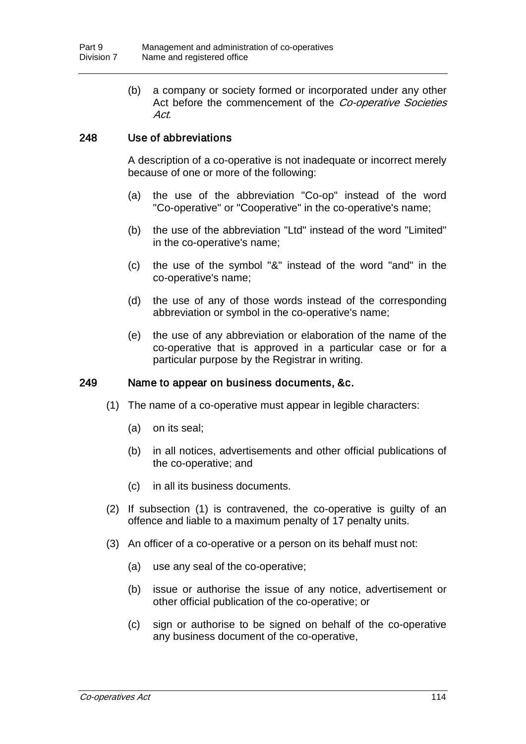(b) a company or society formed or incorporated under any other Act before the commencement of the *Co-operative Societies Act*.

### 248 Use of abbreviations

A description of a co-operative is not inadequate or incorrect merely because of one or more of the following:

(a) the use of the abbreviation "Co-op" instead of the word "Co-operative" or "Cooperative" in the co-operative's name;

(b) the use of the abbreviation "Ltd" instead of the word "Limited" in the co-operative's name;

(c) the use of the symbol "&" instead of the word "and" in the co-operative's name;

(d) the use of any of those words instead of the corresponding abbreviation or symbol in the co-operative's name;

(e) the use of any abbreviation or elaboration of the name of the co-operative that is approved in a particular case or for a particular purpose by the Registrar in writing.

### 249 Name to appear on business documents, &c.

(1) The name of a co-operative must appear in legible characters:

(a) on its seal;

(b) in all notices, advertisements and other official publications of the co-operative; and

(c) in all its business documents.

(2) If subsection (1) is contravened, the co-operative is guilty of an offence and liable to a maximum penalty of 17 penalty units.

(3) An officer of a co-operative or a person on its behalf must not:

(a) use any seal of the co-operative;

(b) issue or authorise the issue of any notice, advertisement or other official publication of the co-operative; or

(c) sign or authorise to be signed on behalf of the co-operative any business document of the co-operative,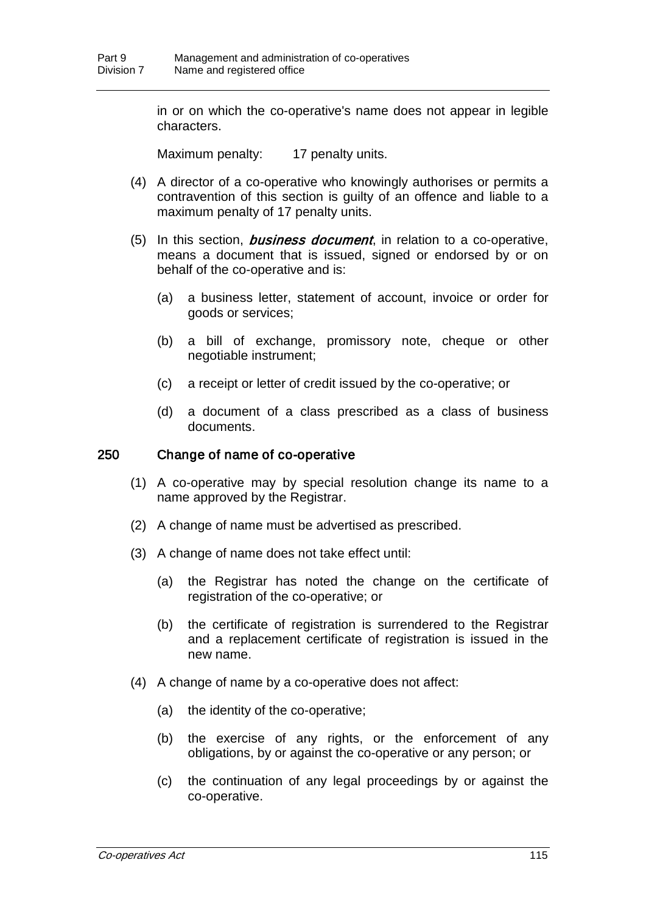in or on which the co-operative's name does not appear in legible characters.

Maximum penalty: 17 penalty units.

(4) A director of a co-operative who knowingly authorises or permits a contravention of this section is guilty of an offence and liable to a maximum penalty of 17 penalty units.

(5) In this section, ***business document***, in relation to a co-operative, means a document that is issued, signed or endorsed by or on behalf of the co-operative and is:

(a) a business letter, statement of account, invoice or order for goods or services;

(b) a bill of exchange, promissory note, cheque or other negotiable instrument;

(c) a receipt or letter of credit issued by the co-operative; or

(d) a document of a class prescribed as a class of business documents.

### 250 Change of name of co-operative

(1) A co-operative may by special resolution change its name to a name approved by the Registrar.

(2) A change of name must be advertised as prescribed.

(3) A change of name does not take effect until:

(a) the Registrar has noted the change on the certificate of registration of the co-operative; or

(b) the certificate of registration is surrendered to the Registrar and a replacement certificate of registration is issued in the new name.

(4) A change of name by a co-operative does not affect:

(a) the identity of the co-operative;

(b) the exercise of any rights, or the enforcement of any obligations, by or against the co-operative or any person; or

(c) the continuation of any legal proceedings by or against the co-operative.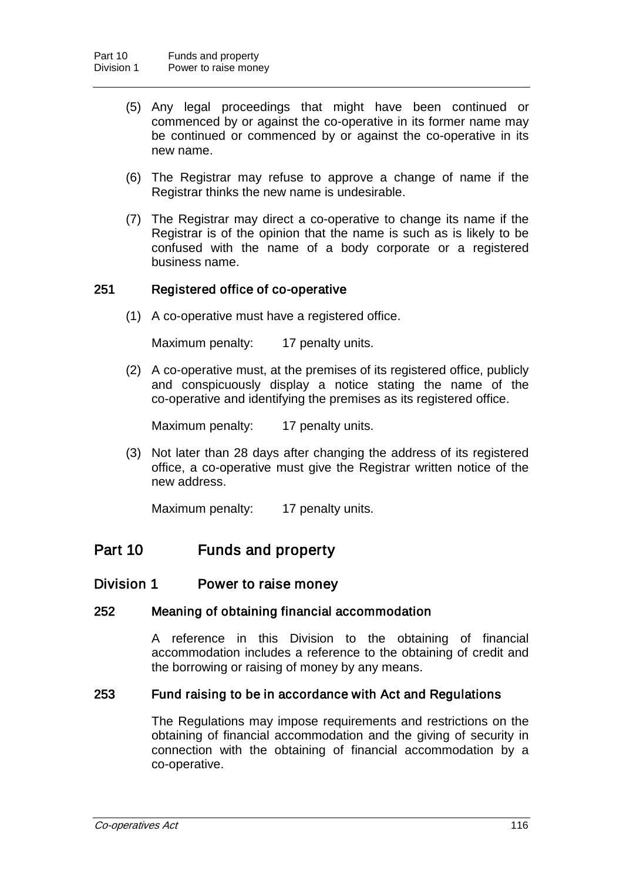(5) Any legal proceedings that might have been continued or commenced by or against the co-operative in its former name may be continued or commenced by or against the co-operative in its new name.

(6) The Registrar may refuse to approve a change of name if the Registrar thinks the new name is undesirable.

(7) The Registrar may direct a co-operative to change its name if the Registrar is of the opinion that the name is such as is likely to be confused with the name of a body corporate or a registered business name.

### 251 Registered office of co-operative

(1) A co-operative must have a registered office.

Maximum penalty: 17 penalty units.

(2) A co-operative must, at the premises of its registered office, publicly and conspicuously display a notice stating the name of the co-operative and identifying the premises as its registered office.

Maximum penalty: 17 penalty units.

(3) Not later than 28 days after changing the address of its registered office, a co-operative must give the Registrar written notice of the new address.

Maximum penalty: 17 penalty units.

# Part 10 Funds and property

## Division 1 Power to raise money

### 252 Meaning of obtaining financial accommodation

A reference in this Division to the obtaining of financial accommodation includes a reference to the obtaining of credit and the borrowing or raising of money by any means.

### 253 Fund raising to be in accordance with Act and Regulations

The Regulations may impose requirements and restrictions on the obtaining of financial accommodation and the giving of security in connection with the obtaining of financial accommodation by a co-operative.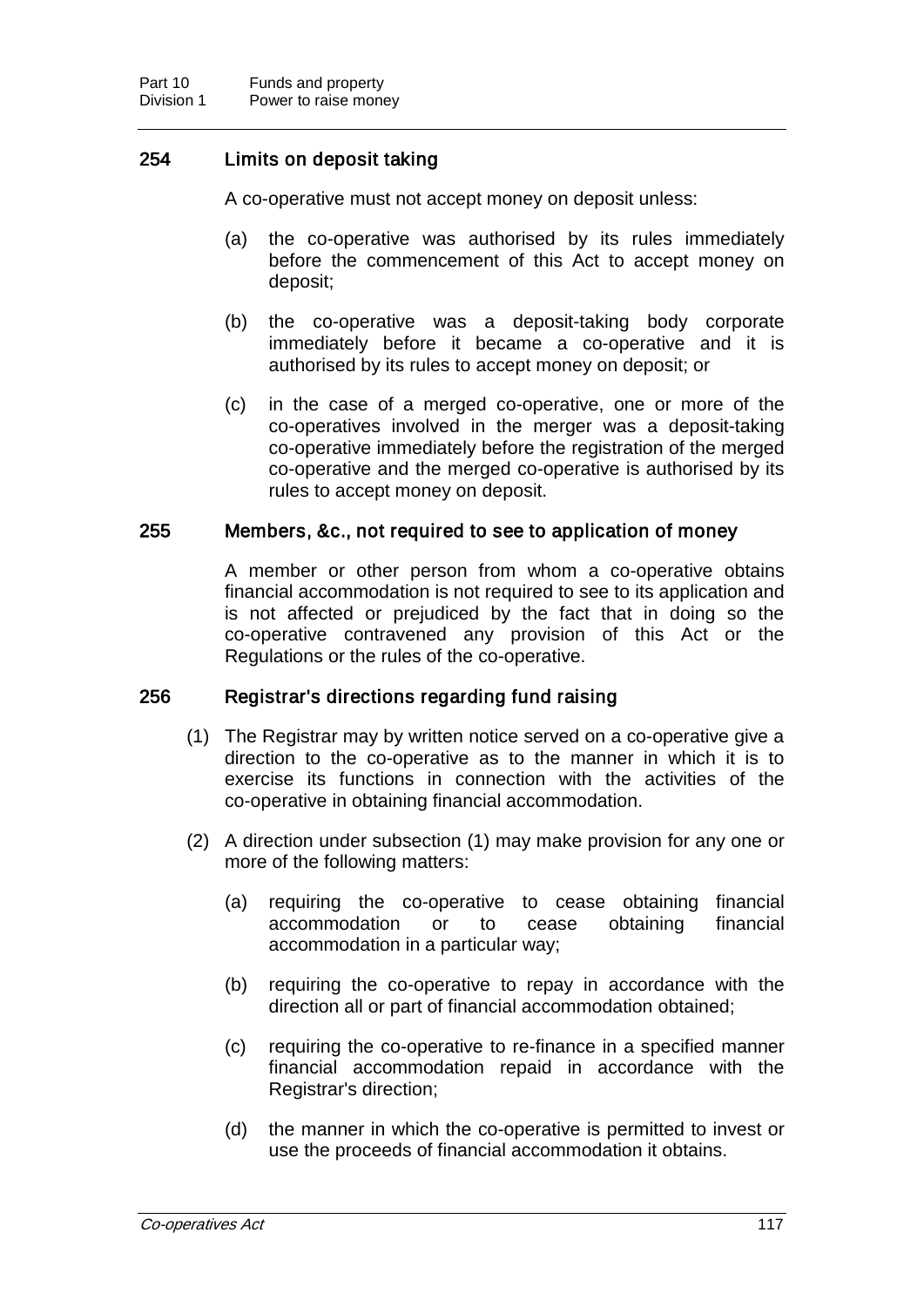### 254 Limits on deposit taking

A co-operative must not accept money on deposit unless:

(a) the co-operative was authorised by its rules immediately before the commencement of this Act to accept money on deposit;

(b) the co-operative was a deposit-taking body corporate immediately before it became a co-operative and it is authorised by its rules to accept money on deposit; or

(c) in the case of a merged co-operative, one or more of the co-operatives involved in the merger was a deposit-taking co-operative immediately before the registration of the merged co-operative and the merged co-operative is authorised by its rules to accept money on deposit.

### 255 Members, &c., not required to see to application of money

A member or other person from whom a co-operative obtains financial accommodation is not required to see to its application and is not affected or prejudiced by the fact that in doing so the co-operative contravened any provision of this Act or the Regulations or the rules of the co-operative.

### 256 Registrar's directions regarding fund raising

(1) The Registrar may by written notice served on a co-operative give a direction to the co-operative as to the manner in which it is to exercise its functions in connection with the activities of the co-operative in obtaining financial accommodation.

(2) A direction under subsection (1) may make provision for any one or more of the following matters:

(a) requiring the co-operative to cease obtaining financial accommodation or to cease obtaining financial accommodation in a particular way;

(b) requiring the co-operative to repay in accordance with the direction all or part of financial accommodation obtained;

(c) requiring the co-operative to re-finance in a specified manner financial accommodation repaid in accordance with the Registrar's direction;

(d) the manner in which the co-operative is permitted to invest or use the proceeds of financial accommodation it obtains.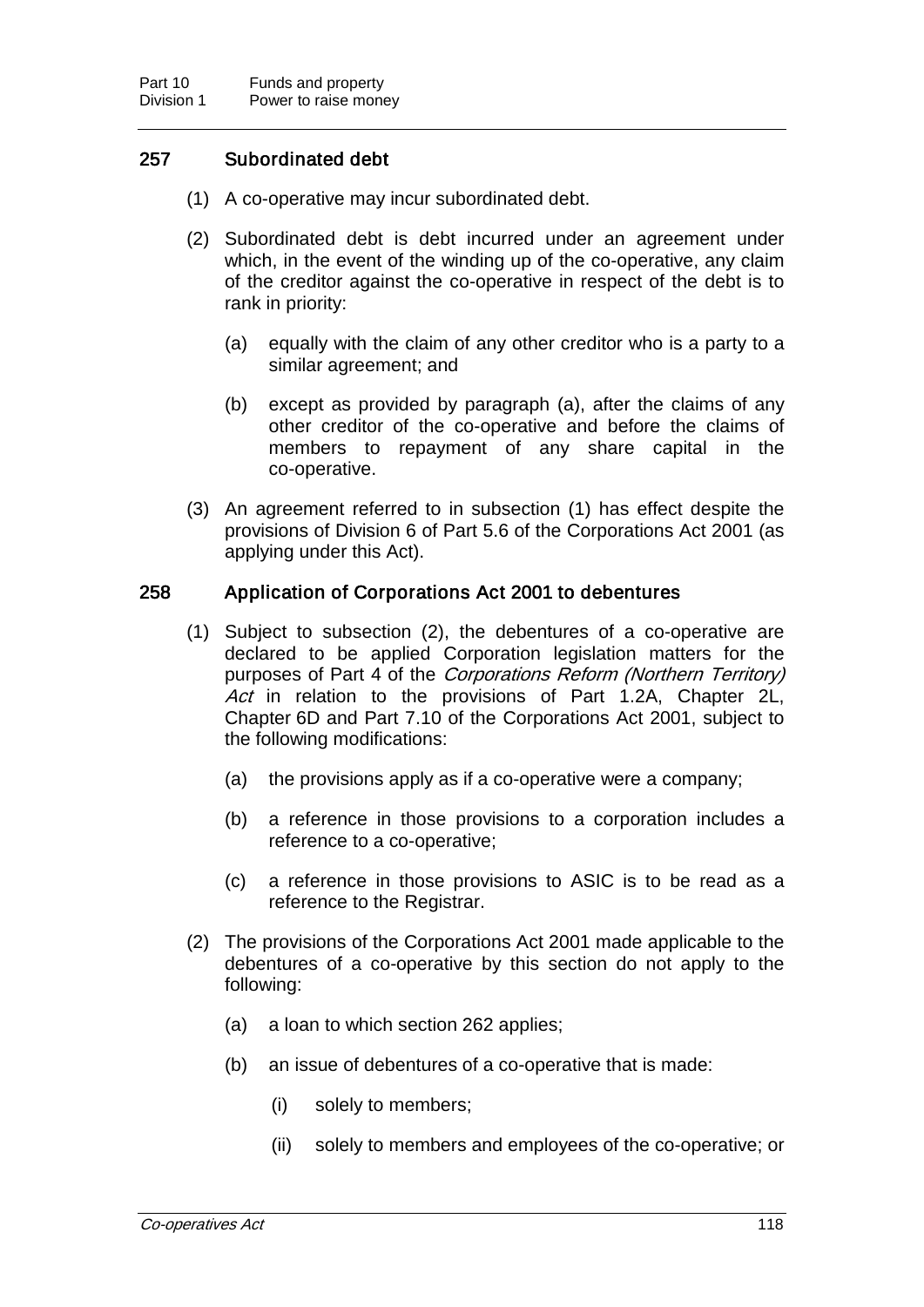### 257 Subordinated debt

(1) A co-operative may incur subordinated debt.

(2) Subordinated debt is debt incurred under an agreement under which, in the event of the winding up of the co-operative, any claim of the creditor against the co-operative in respect of the debt is to rank in priority:

(a) equally with the claim of any other creditor who is a party to a similar agreement; and

(b) except as provided by paragraph (a), after the claims of any other creditor of the co-operative and before the claims of members to repayment of any share capital in the co-operative.

(3) An agreement referred to in subsection (1) has effect despite the provisions of Division 6 of Part 5.6 of the Corporations Act 2001 (as applying under this Act).

### 258 Application of Corporations Act 2001 to debentures

(1) Subject to subsection (2), the debentures of a co-operative are declared to be applied Corporation legislation matters for the purposes of Part 4 of the *Corporations Reform (Northern Territory) Act* in relation to the provisions of Part 1.2A, Chapter 2L, Chapter 6D and Part 7.10 of the Corporations Act 2001, subject to the following modifications:

(a) the provisions apply as if a co-operative were a company;

(b) a reference in those provisions to a corporation includes a reference to a co-operative;

(c) a reference in those provisions to ASIC is to be read as a reference to the Registrar.

(2) The provisions of the Corporations Act 2001 made applicable to the debentures of a co-operative by this section do not apply to the following:

(a) a loan to which section 262 applies;

(b) an issue of debentures of a co-operative that is made:

(i) solely to members;

(ii) solely to members and employees of the co-operative; or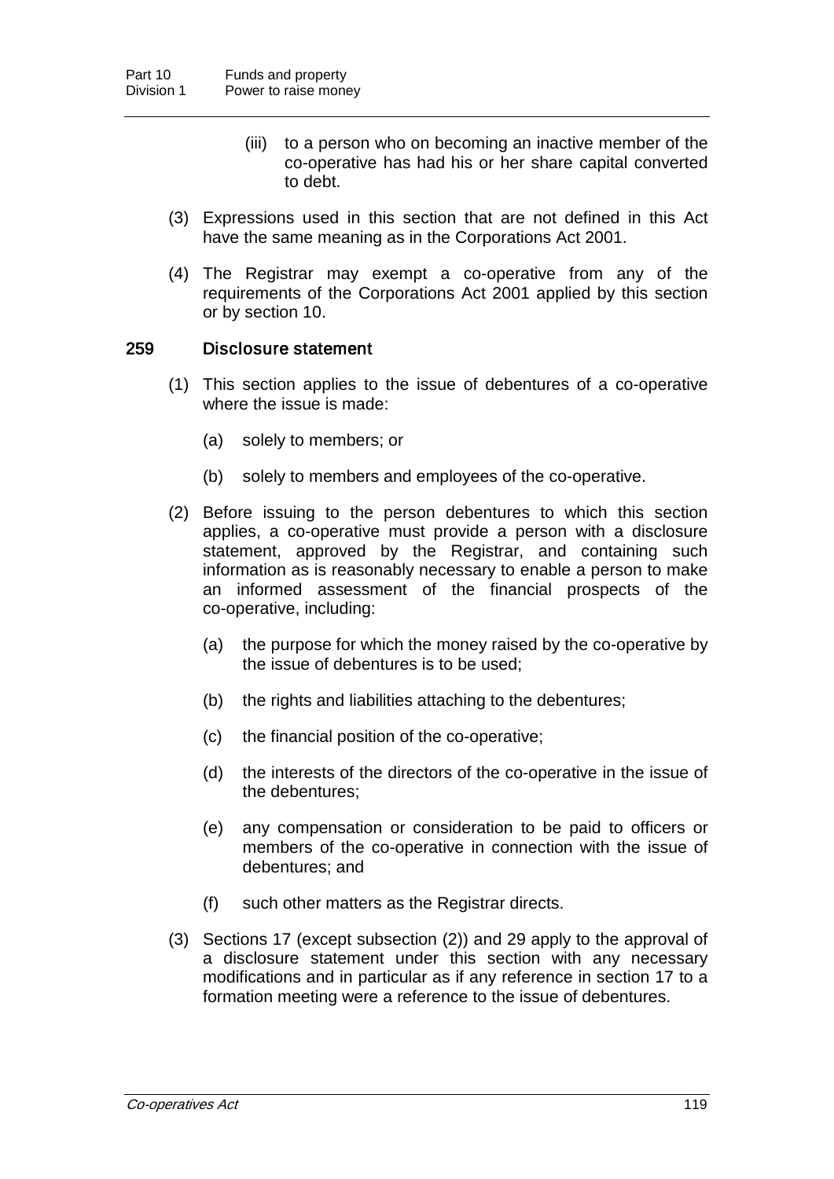(iii) to a person who on becoming an inactive member of the co-operative has had his or her share capital converted to debt.

(3) Expressions used in this section that are not defined in this Act have the same meaning as in the Corporations Act 2001.

(4) The Registrar may exempt a co-operative from any of the requirements of the Corporations Act 2001 applied by this section or by section 10.

### 259 Disclosure statement

(1) This section applies to the issue of debentures of a co-operative where the issue is made:

(a) solely to members; or

(b) solely to members and employees of the co-operative.

(2) Before issuing to the person debentures to which this section applies, a co-operative must provide a person with a disclosure statement, approved by the Registrar, and containing such information as is reasonably necessary to enable a person to make an informed assessment of the financial prospects of the co-operative, including:

(a) the purpose for which the money raised by the co-operative by the issue of debentures is to be used;

(b) the rights and liabilities attaching to the debentures;

(c) the financial position of the co-operative;

(d) the interests of the directors of the co-operative in the issue of the debentures;

(e) any compensation or consideration to be paid to officers or members of the co-operative in connection with the issue of debentures; and

(f) such other matters as the Registrar directs.

(3) Sections 17 (except subsection (2)) and 29 apply to the approval of a disclosure statement under this section with any necessary modifications and in particular as if any reference in section 17 to a formation meeting were a reference to the issue of debentures.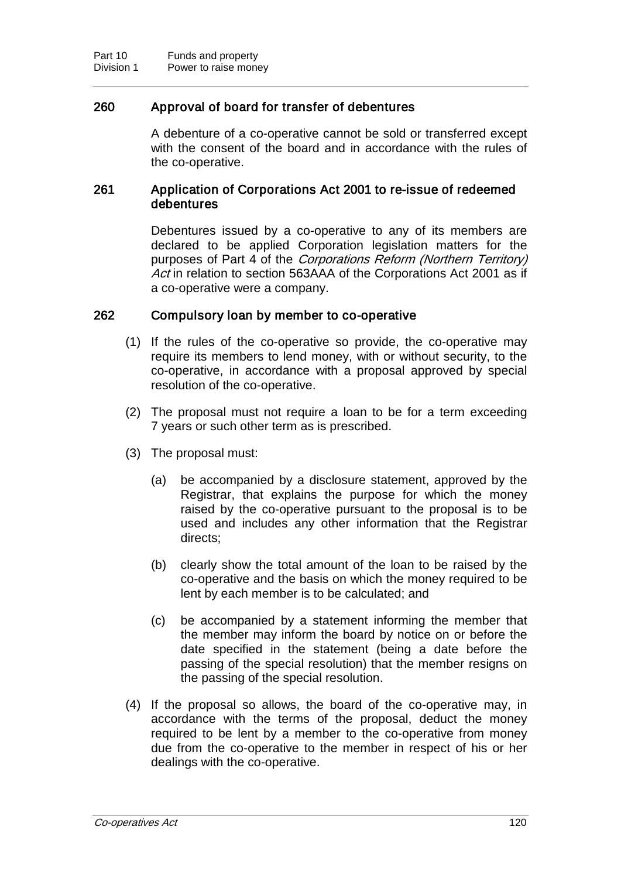### 260 Approval of board for transfer of debentures

A debenture of a co-operative cannot be sold or transferred except with the consent of the board and in accordance with the rules of the co-operative.

### 261 Application of Corporations Act 2001 to re-issue of redeemed debentures

Debentures issued by a co-operative to any of its members are declared to be applied Corporation legislation matters for the purposes of Part 4 of the *Corporations Reform (Northern Territory) Act* in relation to section 563AAA of the Corporations Act 2001 as if a co-operative were a company.

### 262 Compulsory loan by member to co-operative

(1) If the rules of the co-operative so provide, the co-operative may require its members to lend money, with or without security, to the co-operative, in accordance with a proposal approved by special resolution of the co-operative.

(2) The proposal must not require a loan to be for a term exceeding 7 years or such other term as is prescribed.

(3) The proposal must:

(a) be accompanied by a disclosure statement, approved by the Registrar, that explains the purpose for which the money raised by the co-operative pursuant to the proposal is to be used and includes any other information that the Registrar directs;

(b) clearly show the total amount of the loan to be raised by the co-operative and the basis on which the money required to be lent by each member is to be calculated; and

(c) be accompanied by a statement informing the member that the member may inform the board by notice on or before the date specified in the statement (being a date before the passing of the special resolution) that the member resigns on the passing of the special resolution.

(4) If the proposal so allows, the board of the co-operative may, in accordance with the terms of the proposal, deduct the money required to be lent by a member to the co-operative from money due from the co-operative to the member in respect of his or her dealings with the co-operative.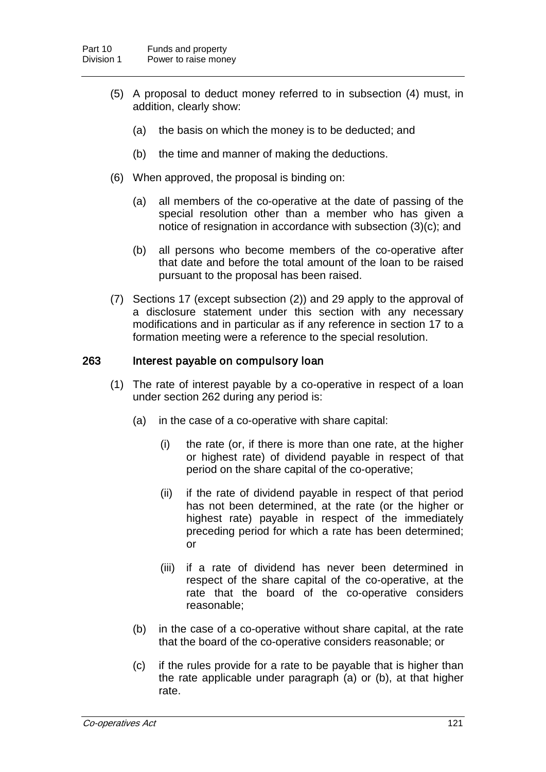(5) A proposal to deduct money referred to in subsection (4) must, in addition, clearly show:

   (a) the basis on which the money is to be deducted; and

   (b) the time and manner of making the deductions.

(6) When approved, the proposal is binding on:

   (a) all members of the co-operative at the date of passing of the special resolution other than a member who has given a notice of resignation in accordance with subsection (3)(c); and

   (b) all persons who become members of the co-operative after that date and before the total amount of the loan to be raised pursuant to the proposal has been raised.

(7) Sections 17 (except subsection (2)) and 29 apply to the approval of a disclosure statement under this section with any necessary modifications and in particular as if any reference in section 17 to a formation meeting were a reference to the special resolution.

### 263 Interest payable on compulsory loan

(1) The rate of interest payable by a co-operative in respect of a loan under section 262 during any period is:

   (a) in the case of a co-operative with share capital:

      (i) the rate (or, if there is more than one rate, at the higher or highest rate) of dividend payable in respect of that period on the share capital of the co-operative;

      (ii) if the rate of dividend payable in respect of that period has not been determined, at the rate (or the higher or highest rate) payable in respect of the immediately preceding period for which a rate has been determined; or

      (iii) if a rate of dividend has never been determined in respect of the share capital of the co-operative, at the rate that the board of the co-operative considers reasonable;

   (b) in the case of a co-operative without share capital, at the rate that the board of the co-operative considers reasonable; or

   (c) if the rules provide for a rate to be payable that is higher than the rate applicable under paragraph (a) or (b), at that higher rate.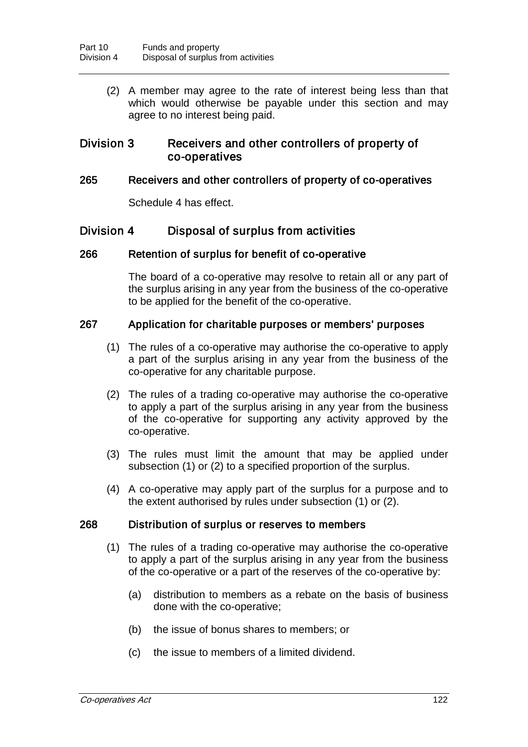(2) A member may agree to the rate of interest being less than that which would otherwise be payable under this section and may agree to no interest being paid.

## Division 3 Receivers and other controllers of property of co-operatives

### 265 Receivers and other controllers of property of co-operatives

Schedule 4 has effect.

## Division 4 Disposal of surplus from activities

### 266 Retention of surplus for benefit of co-operative

The board of a co-operative may resolve to retain all or any part of the surplus arising in any year from the business of the co-operative to be applied for the benefit of the co-operative.

### 267 Application for charitable purposes or members' purposes

(1) The rules of a co-operative may authorise the co-operative to apply a part of the surplus arising in any year from the business of the co-operative for any charitable purpose.

(2) The rules of a trading co-operative may authorise the co-operative to apply a part of the surplus arising in any year from the business of the co-operative for supporting any activity approved by the co-operative.

(3) The rules must limit the amount that may be applied under subsection (1) or (2) to a specified proportion of the surplus.

(4) A co-operative may apply part of the surplus for a purpose and to the extent authorised by rules under subsection (1) or (2).

### 268 Distribution of surplus or reserves to members

(1) The rules of a trading co-operative may authorise the co-operative to apply a part of the surplus arising in any year from the business of the co-operative or a part of the reserves of the co-operative by:

- (a) distribution to members as a rebate on the basis of business done with the co-operative;
- (b) the issue of bonus shares to members; or
- (c) the issue to members of a limited dividend.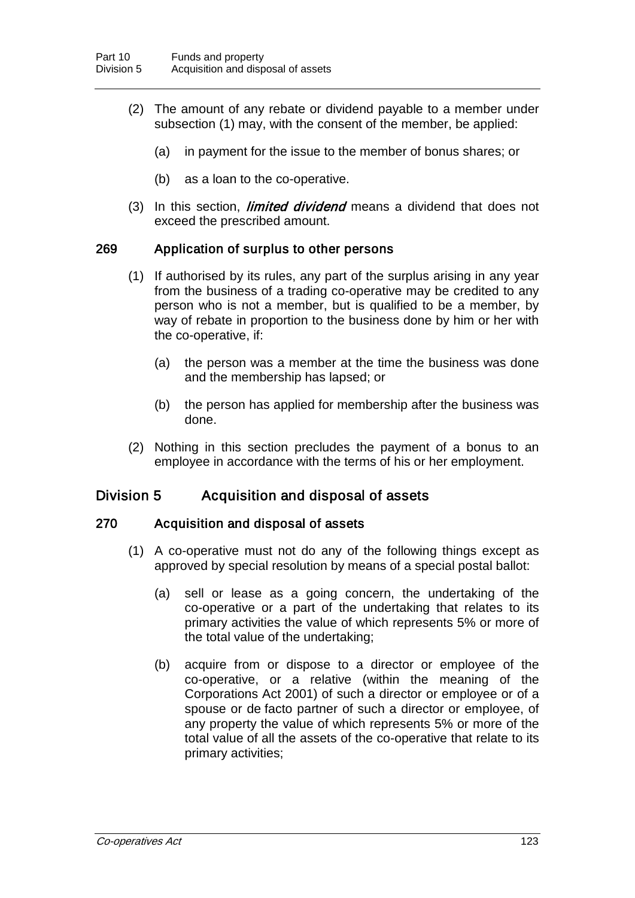(2) The amount of any rebate or dividend payable to a member under subsection (1) may, with the consent of the member, be applied:

(a) in payment for the issue to the member of bonus shares; or

(b) as a loan to the co-operative.

(3) In this section, ***limited dividend*** means a dividend that does not exceed the prescribed amount.

### 269 Application of surplus to other persons

(1) If authorised by its rules, any part of the surplus arising in any year from the business of a trading co-operative may be credited to any person who is not a member, but is qualified to be a member, by way of rebate in proportion to the business done by him or her with the co-operative, if:

(a) the person was a member at the time the business was done and the membership has lapsed; or

(b) the person has applied for membership after the business was done.

(2) Nothing in this section precludes the payment of a bonus to an employee in accordance with the terms of his or her employment.

## Division 5 Acquisition and disposal of assets

### 270 Acquisition and disposal of assets

(1) A co-operative must not do any of the following things except as approved by special resolution by means of a special postal ballot:

(a) sell or lease as a going concern, the undertaking of the co-operative or a part of the undertaking that relates to its primary activities the value of which represents 5% or more of the total value of the undertaking;

(b) acquire from or dispose to a director or employee of the co-operative, or a relative (within the meaning of the Corporations Act 2001) of such a director or employee or of a spouse or de facto partner of such a director or employee, of any property the value of which represents 5% or more of the total value of all the assets of the co-operative that relate to its primary activities;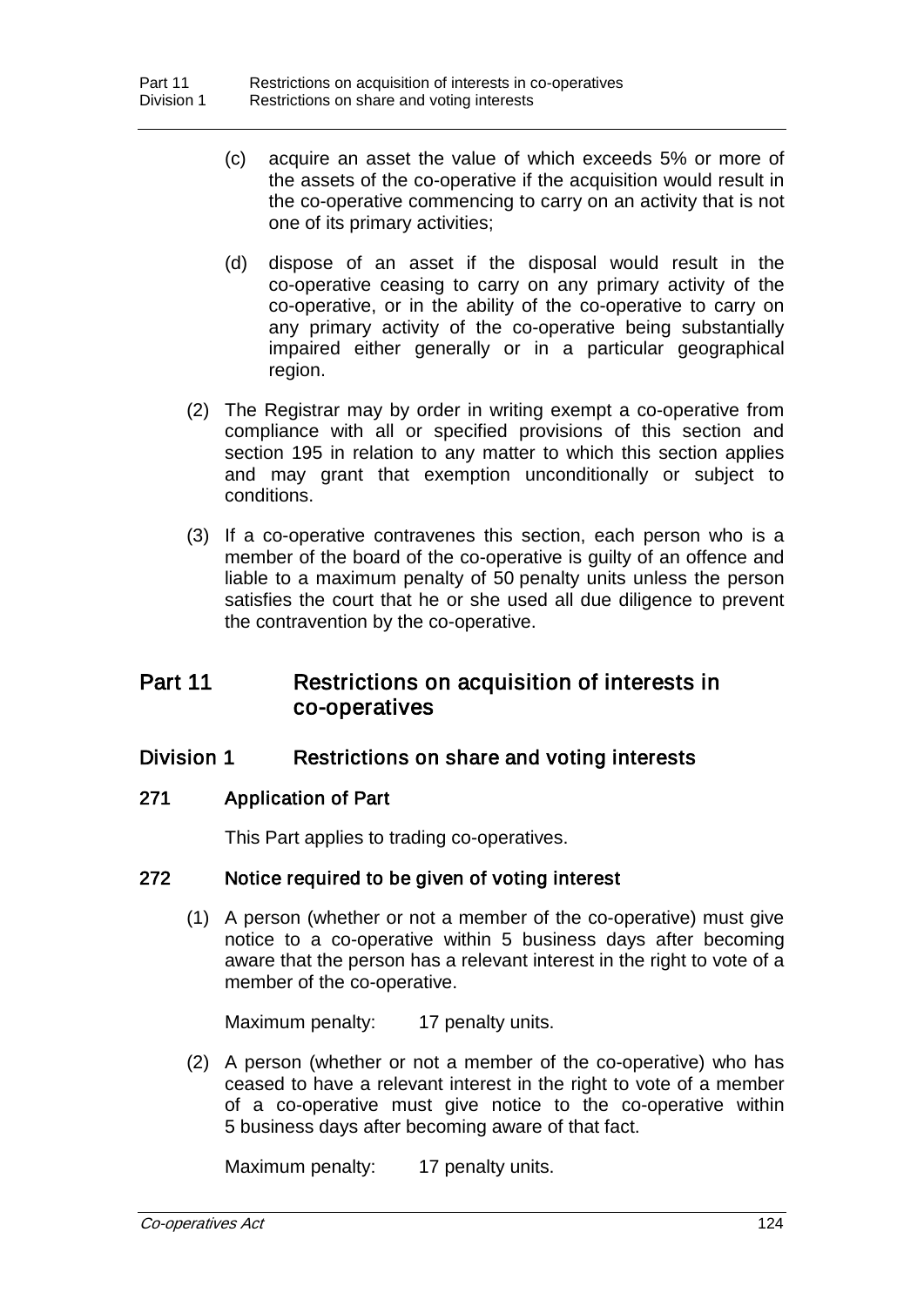(c) acquire an asset the value of which exceeds 5% or more of the assets of the co-operative if the acquisition would result in the co-operative commencing to carry on an activity that is not one of its primary activities;

(d) dispose of an asset if the disposal would result in the co-operative ceasing to carry on any primary activity of the co-operative, or in the ability of the co-operative to carry on any primary activity of the co-operative being substantially impaired either generally or in a particular geographical region.

(2) The Registrar may by order in writing exempt a co-operative from compliance with all or specified provisions of this section and section 195 in relation to any matter to which this section applies and may grant that exemption unconditionally or subject to conditions.

(3) If a co-operative contravenes this section, each person who is a member of the board of the co-operative is guilty of an offence and liable to a maximum penalty of 50 penalty units unless the person satisfies the court that he or she used all due diligence to prevent the contravention by the co-operative.

# Part 11 Restrictions on acquisition of interests in co-operatives

## Division 1 Restrictions on share and voting interests

### 271 Application of Part

This Part applies to trading co-operatives.

### 272 Notice required to be given of voting interest

(1) A person (whether or not a member of the co-operative) must give notice to a co-operative within 5 business days after becoming aware that the person has a relevant interest in the right to vote of a member of the co-operative.

Maximum penalty: 17 penalty units.

(2) A person (whether or not a member of the co-operative) who has ceased to have a relevant interest in the right to vote of a member of a co-operative must give notice to the co-operative within 5 business days after becoming aware of that fact.

Maximum penalty: 17 penalty units.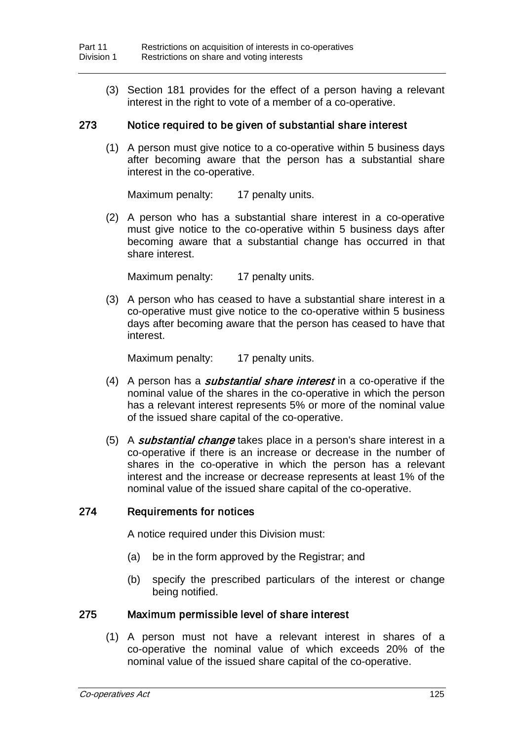(3) Section 181 provides for the effect of a person having a relevant interest in the right to vote of a member of a co-operative.

### 273 Notice required to be given of substantial share interest

(1) A person must give notice to a co-operative within 5 business days after becoming aware that the person has a substantial share interest in the co-operative.

Maximum penalty: 17 penalty units.

(2) A person who has a substantial share interest in a co-operative must give notice to the co-operative within 5 business days after becoming aware that a substantial change has occurred in that share interest.

Maximum penalty: 17 penalty units.

(3) A person who has ceased to have a substantial share interest in a co-operative must give notice to the co-operative within 5 business days after becoming aware that the person has ceased to have that interest.

Maximum penalty: 17 penalty units.

(4) A person has a ***substantial share interest*** in a co-operative if the nominal value of the shares in the co-operative in which the person has a relevant interest represents 5% or more of the nominal value of the issued share capital of the co-operative.

(5) A ***substantial change*** takes place in a person's share interest in a co-operative if there is an increase or decrease in the number of shares in the co-operative in which the person has a relevant interest and the increase or decrease represents at least 1% of the nominal value of the issued share capital of the co-operative.

### 274 Requirements for notices

A notice required under this Division must:

(a) be in the form approved by the Registrar; and

(b) specify the prescribed particulars of the interest or change being notified.

### 275 Maximum permissible level of share interest

(1) A person must not have a relevant interest in shares of a co-operative the nominal value of which exceeds 20% of the nominal value of the issued share capital of the co-operative.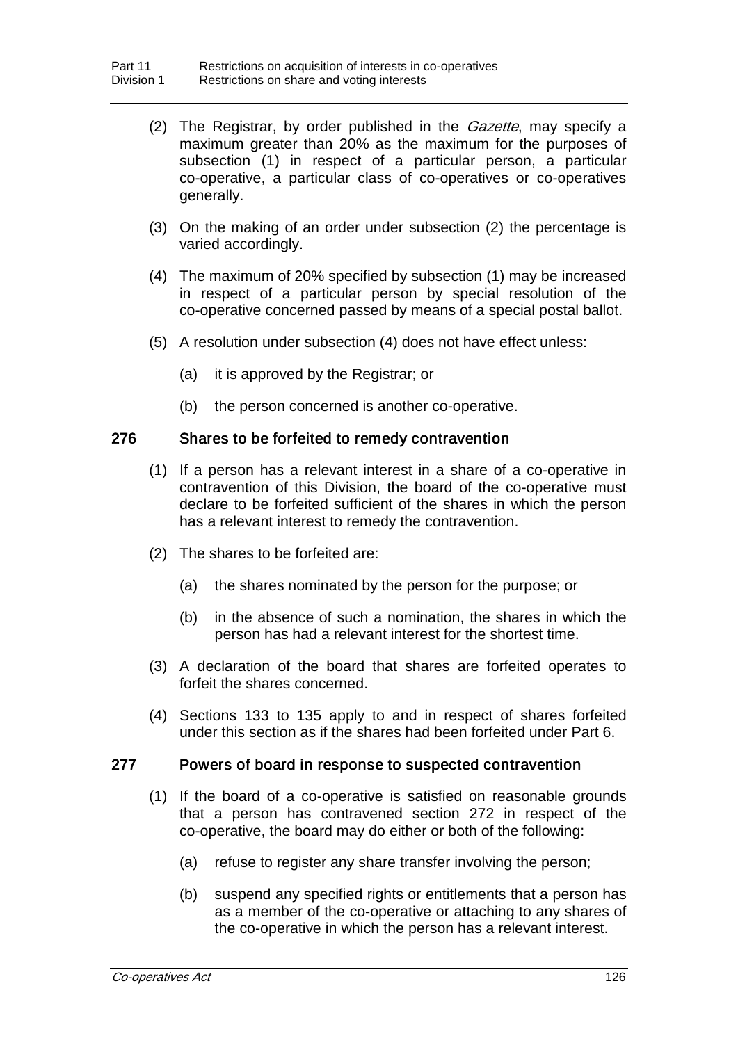(2) The Registrar, by order published in the *Gazette*, may specify a maximum greater than 20% as the maximum for the purposes of subsection (1) in respect of a particular person, a particular co-operative, a particular class of co-operatives or co-operatives generally.

(3) On the making of an order under subsection (2) the percentage is varied accordingly.

(4) The maximum of 20% specified by subsection (1) may be increased in respect of a particular person by special resolution of the co-operative concerned passed by means of a special postal ballot.

(5) A resolution under subsection (4) does not have effect unless:

(a) it is approved by the Registrar; or

(b) the person concerned is another co-operative.

## 276 Shares to be forfeited to remedy contravention

(1) If a person has a relevant interest in a share of a co-operative in contravention of this Division, the board of the co-operative must declare to be forfeited sufficient of the shares in which the person has a relevant interest to remedy the contravention.

(2) The shares to be forfeited are:

(a) the shares nominated by the person for the purpose; or

(b) in the absence of such a nomination, the shares in which the person has had a relevant interest for the shortest time.

(3) A declaration of the board that shares are forfeited operates to forfeit the shares concerned.

(4) Sections 133 to 135 apply to and in respect of shares forfeited under this section as if the shares had been forfeited under Part 6.

## 277 Powers of board in response to suspected contravention

(1) If the board of a co-operative is satisfied on reasonable grounds that a person has contravened section 272 in respect of the co-operative, the board may do either or both of the following:

(a) refuse to register any share transfer involving the person;

(b) suspend any specified rights or entitlements that a person has as a member of the co-operative or attaching to any shares of the co-operative in which the person has a relevant interest.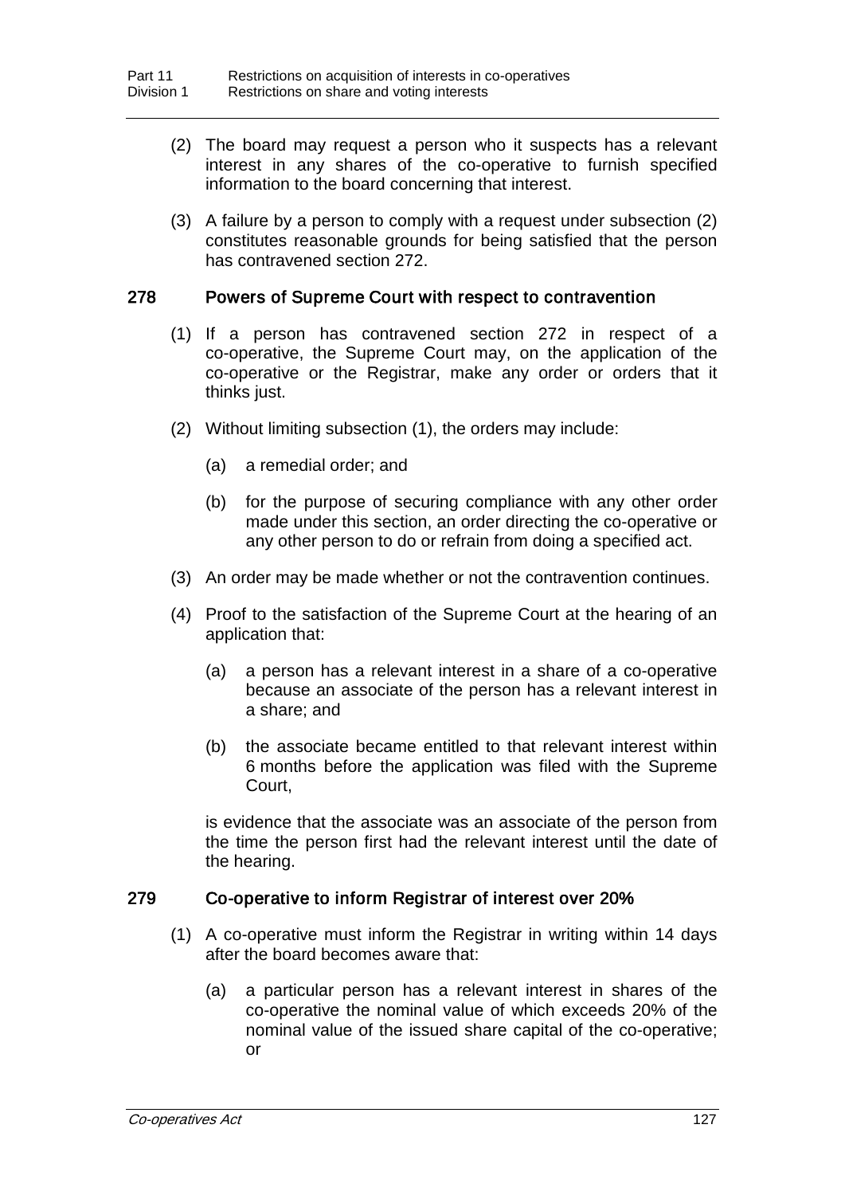(2) The board may request a person who it suspects has a relevant interest in any shares of the co-operative to furnish specified information to the board concerning that interest.

(3) A failure by a person to comply with a request under subsection (2) constitutes reasonable grounds for being satisfied that the person has contravened section 272.

### 278 Powers of Supreme Court with respect to contravention

(1) If a person has contravened section 272 in respect of a co-operative, the Supreme Court may, on the application of the co-operative or the Registrar, make any order or orders that it thinks just.

(2) Without limiting subsection (1), the orders may include:

(a) a remedial order; and

(b) for the purpose of securing compliance with any other order made under this section, an order directing the co-operative or any other person to do or refrain from doing a specified act.

(3) An order may be made whether or not the contravention continues.

(4) Proof to the satisfaction of the Supreme Court at the hearing of an application that:

(a) a person has a relevant interest in a share of a co-operative because an associate of the person has a relevant interest in a share; and

(b) the associate became entitled to that relevant interest within 6 months before the application was filed with the Supreme Court,

is evidence that the associate was an associate of the person from the time the person first had the relevant interest until the date of the hearing.

### 279 Co-operative to inform Registrar of interest over 20%

(1) A co-operative must inform the Registrar in writing within 14 days after the board becomes aware that:

(a) a particular person has a relevant interest in shares of the co-operative the nominal value of which exceeds 20% of the nominal value of the issued share capital of the co-operative; or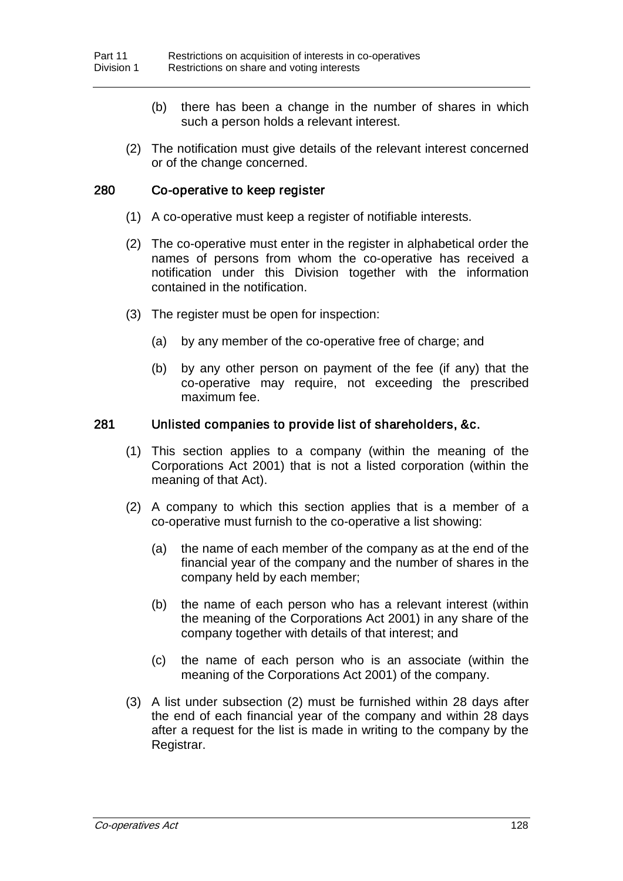(b) there has been a change in the number of shares in which such a person holds a relevant interest.

(2) The notification must give details of the relevant interest concerned or of the change concerned.

### 280 Co-operative to keep register

(1) A co-operative must keep a register of notifiable interests.

(2) The co-operative must enter in the register in alphabetical order the names of persons from whom the co-operative has received a notification under this Division together with the information contained in the notification.

(3) The register must be open for inspection:

(a) by any member of the co-operative free of charge; and

(b) by any other person on payment of the fee (if any) that the co-operative may require, not exceeding the prescribed maximum fee.

### 281 Unlisted companies to provide list of shareholders, &c.

(1) This section applies to a company (within the meaning of the Corporations Act 2001) that is not a listed corporation (within the meaning of that Act).

(2) A company to which this section applies that is a member of a co-operative must furnish to the co-operative a list showing:

(a) the name of each member of the company as at the end of the financial year of the company and the number of shares in the company held by each member;

(b) the name of each person who has a relevant interest (within the meaning of the Corporations Act 2001) in any share of the company together with details of that interest; and

(c) the name of each person who is an associate (within the meaning of the Corporations Act 2001) of the company.

(3) A list under subsection (2) must be furnished within 28 days after the end of each financial year of the company and within 28 days after a request for the list is made in writing to the company by the Registrar.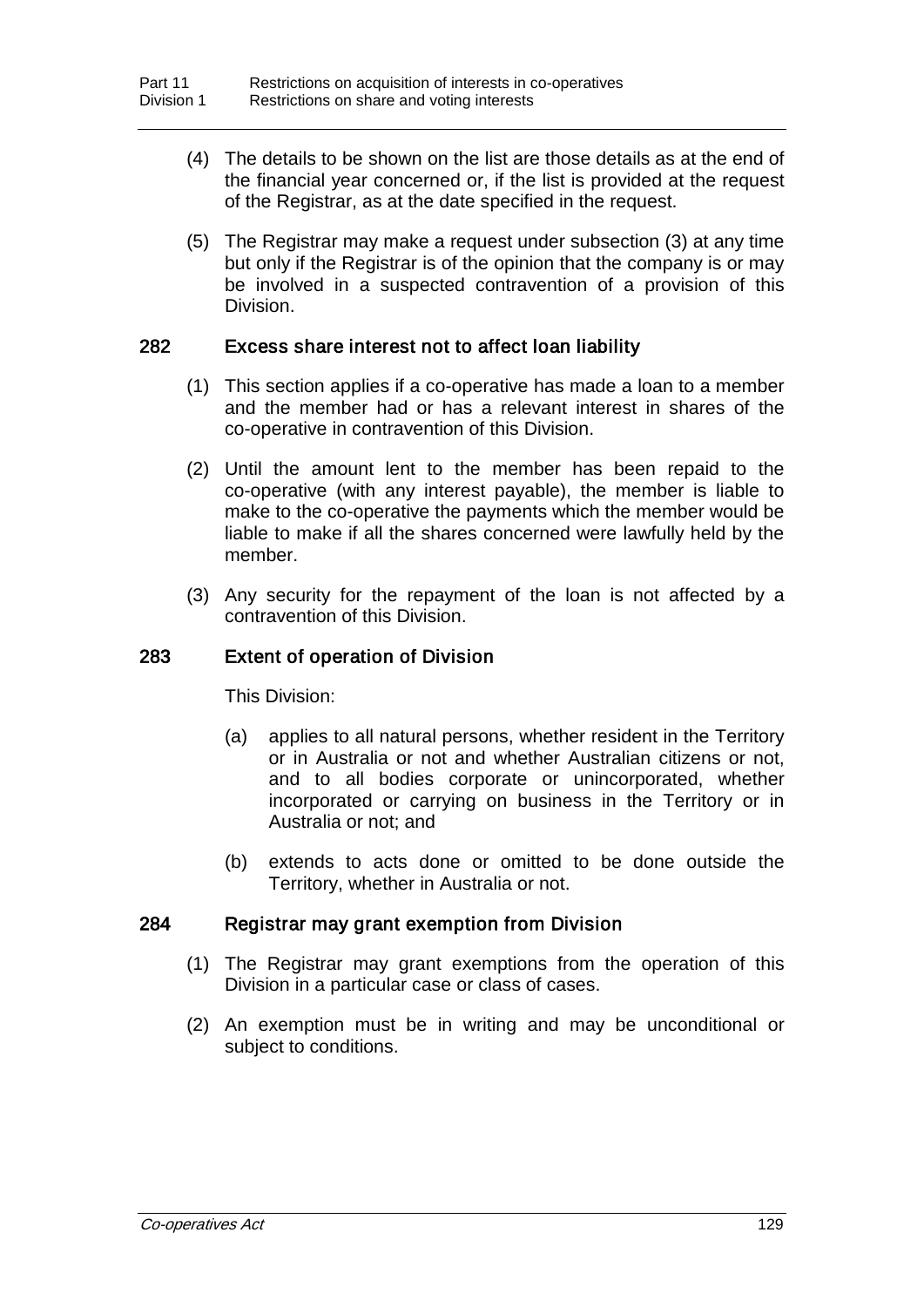(4) The details to be shown on the list are those details as at the end of the financial year concerned or, if the list is provided at the request of the Registrar, as at the date specified in the request.

(5) The Registrar may make a request under subsection (3) at any time but only if the Registrar is of the opinion that the company is or may be involved in a suspected contravention of a provision of this Division.

### 282 Excess share interest not to affect loan liability

(1) This section applies if a co-operative has made a loan to a member and the member had or has a relevant interest in shares of the co-operative in contravention of this Division.

(2) Until the amount lent to the member has been repaid to the co-operative (with any interest payable), the member is liable to make to the co-operative the payments which the member would be liable to make if all the shares concerned were lawfully held by the member.

(3) Any security for the repayment of the loan is not affected by a contravention of this Division.

### 283 Extent of operation of Division

This Division:

(a) applies to all natural persons, whether resident in the Territory or in Australia or not and whether Australian citizens or not, and to all bodies corporate or unincorporated, whether incorporated or carrying on business in the Territory or in Australia or not; and

(b) extends to acts done or omitted to be done outside the Territory, whether in Australia or not.

### 284 Registrar may grant exemption from Division

(1) The Registrar may grant exemptions from the operation of this Division in a particular case or class of cases.

(2) An exemption must be in writing and may be unconditional or subject to conditions.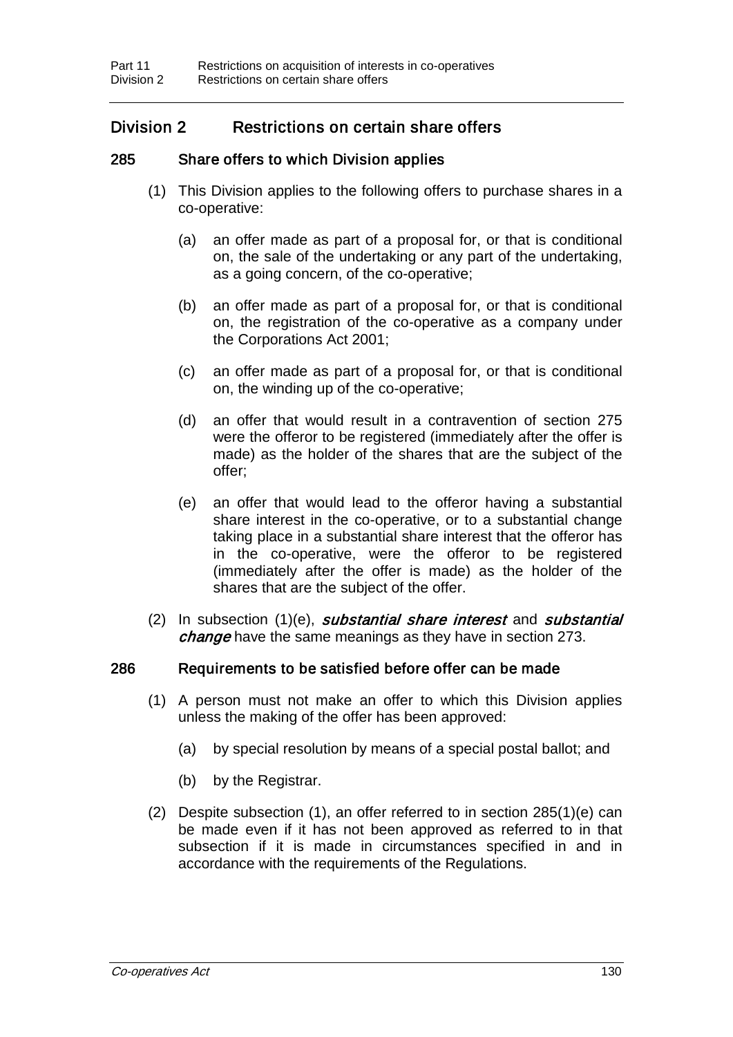## Division 2 Restrictions on certain share offers

### 285 Share offers to which Division applies

(1) This Division applies to the following offers to purchase shares in a co-operative:

(a) an offer made as part of a proposal for, or that is conditional on, the sale of the undertaking or any part of the undertaking, as a going concern, of the co-operative;

(b) an offer made as part of a proposal for, or that is conditional on, the registration of the co-operative as a company under the Corporations Act 2001;

(c) an offer made as part of a proposal for, or that is conditional on, the winding up of the co-operative;

(d) an offer that would result in a contravention of section 275 were the offeror to be registered (immediately after the offer is made) as the holder of the shares that are the subject of the offer;

(e) an offer that would lead to the offeror having a substantial share interest in the co-operative, or to a substantial change taking place in a substantial share interest that the offeror has in the co-operative, were the offeror to be registered (immediately after the offer is made) as the holder of the shares that are the subject of the offer.

(2) In subsection (1)(e), ***substantial share interest*** and ***substantial change*** have the same meanings as they have in section 273.

### 286 Requirements to be satisfied before offer can be made

(1) A person must not make an offer to which this Division applies unless the making of the offer has been approved:

(a) by special resolution by means of a special postal ballot; and

(b) by the Registrar.

(2) Despite subsection (1), an offer referred to in section 285(1)(e) can be made even if it has not been approved as referred to in that subsection if it is made in circumstances specified in and in accordance with the requirements of the Regulations.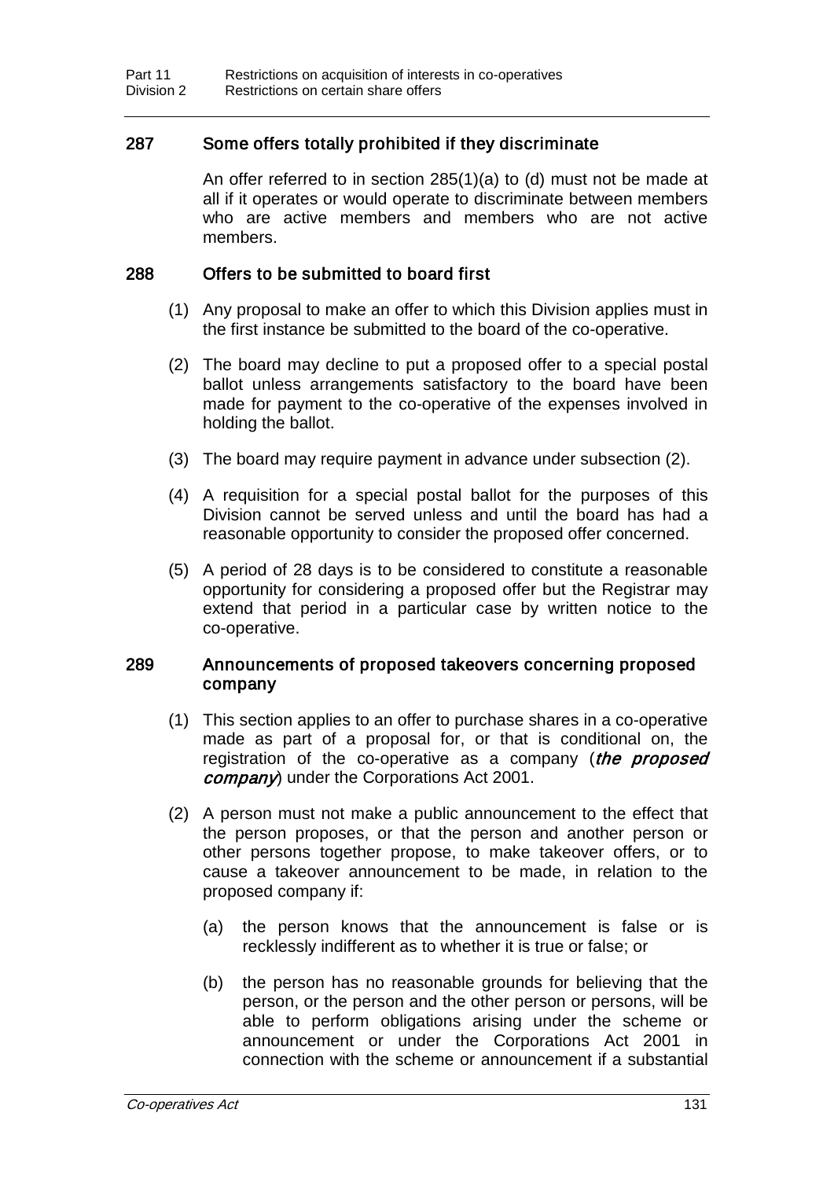## 287 Some offers totally prohibited if they discriminate

An offer referred to in section 285(1)(a) to (d) must not be made at all if it operates or would operate to discriminate between members who are active members and members who are not active members.

## 288 Offers to be submitted to board first

(1) Any proposal to make an offer to which this Division applies must in the first instance be submitted to the board of the co-operative.

(2) The board may decline to put a proposed offer to a special postal ballot unless arrangements satisfactory to the board have been made for payment to the co-operative of the expenses involved in holding the ballot.

(3) The board may require payment in advance under subsection (2).

(4) A requisition for a special postal ballot for the purposes of this Division cannot be served unless and until the board has had a reasonable opportunity to consider the proposed offer concerned.

(5) A period of 28 days is to be considered to constitute a reasonable opportunity for considering a proposed offer but the Registrar may extend that period in a particular case by written notice to the co-operative.

## 289 Announcements of proposed takeovers concerning proposed company

(1) This section applies to an offer to purchase shares in a co-operative made as part of a proposal for, or that is conditional on, the registration of the co-operative as a company (***the proposed company***) under the Corporations Act 2001.

(2) A person must not make a public announcement to the effect that the person proposes, or that the person and another person or other persons together propose, to make takeover offers, or to cause a takeover announcement to be made, in relation to the proposed company if:

(a) the person knows that the announcement is false or is recklessly indifferent as to whether it is true or false; or

(b) the person has no reasonable grounds for believing that the person, or the person and the other person or persons, will be able to perform obligations arising under the scheme or announcement or under the Corporations Act 2001 in connection with the scheme or announcement if a substantial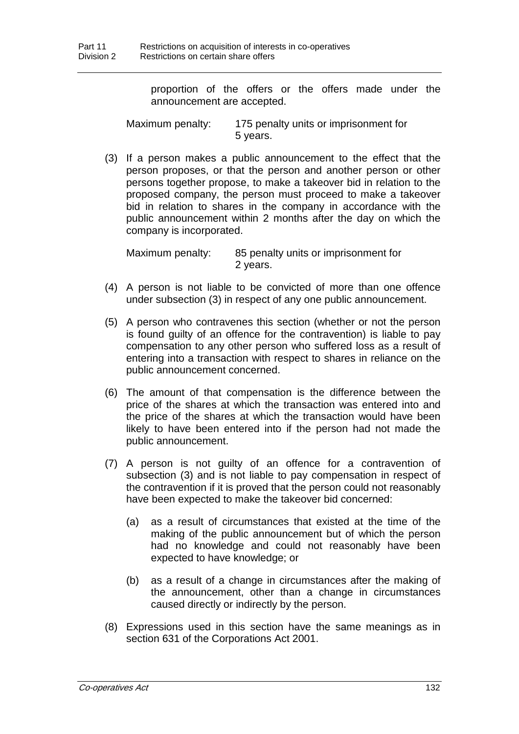proportion of the offers or the offers made under the announcement are accepted.

Maximum penalty: 175 penalty units or imprisonment for 5 years.

(3) If a person makes a public announcement to the effect that the person proposes, or that the person and another person or other persons together propose, to make a takeover bid in relation to the proposed company, the person must proceed to make a takeover bid in relation to shares in the company in accordance with the public announcement within 2 months after the day on which the company is incorporated.

Maximum penalty: 85 penalty units or imprisonment for 2 years.

(4) A person is not liable to be convicted of more than one offence under subsection (3) in respect of any one public announcement.

(5) A person who contravenes this section (whether or not the person is found guilty of an offence for the contravention) is liable to pay compensation to any other person who suffered loss as a result of entering into a transaction with respect to shares in reliance on the public announcement concerned.

(6) The amount of that compensation is the difference between the price of the shares at which the transaction was entered into and the price of the shares at which the transaction would have been likely to have been entered into if the person had not made the public announcement.

(7) A person is not guilty of an offence for a contravention of subsection (3) and is not liable to pay compensation in respect of the contravention if it is proved that the person could not reasonably have been expected to make the takeover bid concerned:

(a) as a result of circumstances that existed at the time of the making of the public announcement but of which the person had no knowledge and could not reasonably have been expected to have knowledge; or

(b) as a result of a change in circumstances after the making of the announcement, other than a change in circumstances caused directly or indirectly by the person.

(8) Expressions used in this section have the same meanings as in section 631 of the Corporations Act 2001.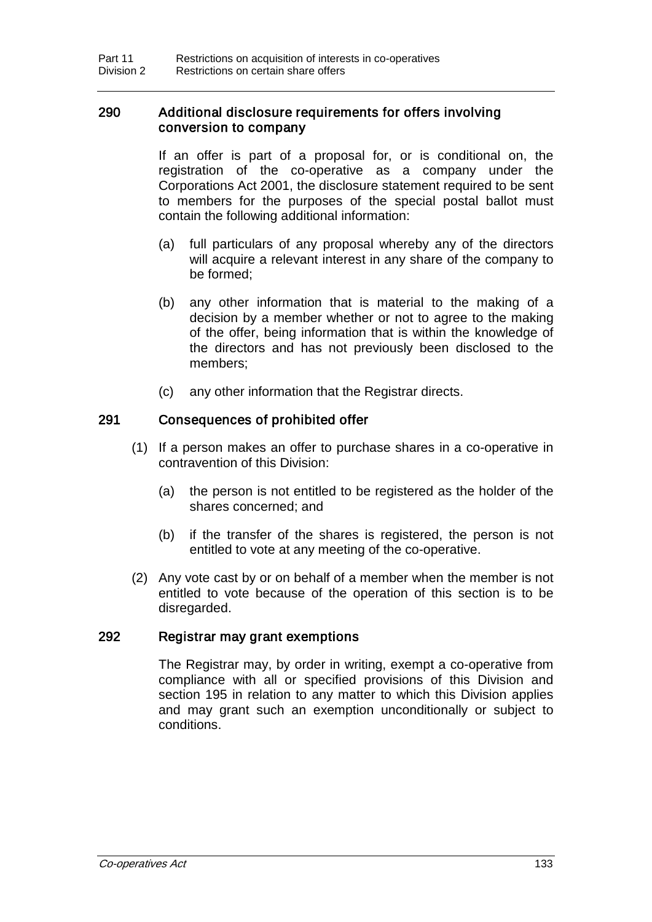## 290 Additional disclosure requirements for offers involving conversion to company

If an offer is part of a proposal for, or is conditional on, the registration of the co-operative as a company under the Corporations Act 2001, the disclosure statement required to be sent to members for the purposes of the special postal ballot must contain the following additional information:

(a) full particulars of any proposal whereby any of the directors will acquire a relevant interest in any share of the company to be formed;

(b) any other information that is material to the making of a decision by a member whether or not to agree to the making of the offer, being information that is within the knowledge of the directors and has not previously been disclosed to the members;

(c) any other information that the Registrar directs.

## 291 Consequences of prohibited offer

(1) If a person makes an offer to purchase shares in a co-operative in contravention of this Division:

(a) the person is not entitled to be registered as the holder of the shares concerned; and

(b) if the transfer of the shares is registered, the person is not entitled to vote at any meeting of the co-operative.

(2) Any vote cast by or on behalf of a member when the member is not entitled to vote because of the operation of this section is to be disregarded.

## 292 Registrar may grant exemptions

The Registrar may, by order in writing, exempt a co-operative from compliance with all or specified provisions of this Division and section 195 in relation to any matter to which this Division applies and may grant such an exemption unconditionally or subject to conditions.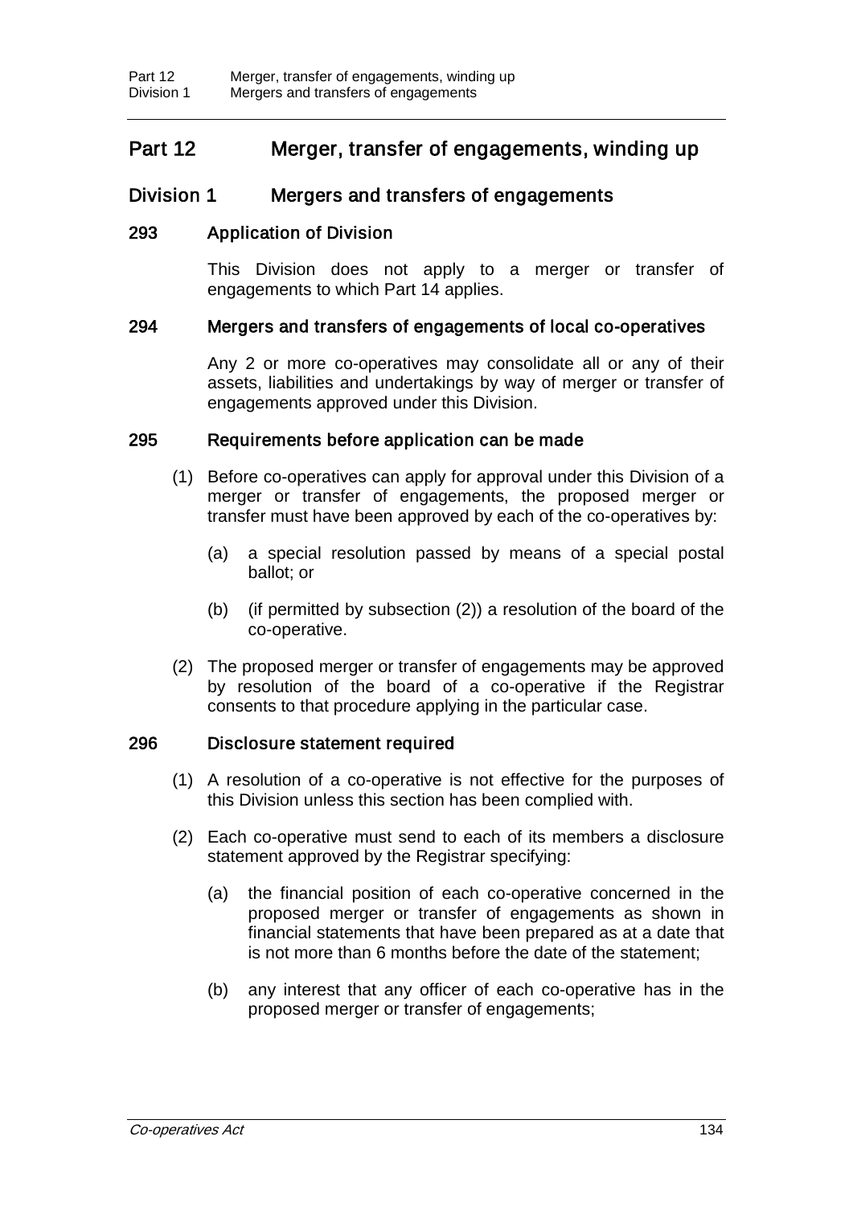# Part 12 Merger, transfer of engagements, winding up

## Division 1 Mergers and transfers of engagements

### 293 Application of Division

This Division does not apply to a merger or transfer of engagements to which Part 14 applies.

### 294 Mergers and transfers of engagements of local co-operatives

Any 2 or more co-operatives may consolidate all or any of their assets, liabilities and undertakings by way of merger or transfer of engagements approved under this Division.

### 295 Requirements before application can be made

(1) Before co-operatives can apply for approval under this Division of a merger or transfer of engagements, the proposed merger or transfer must have been approved by each of the co-operatives by:

- (a) a special resolution passed by means of a special postal ballot; or
- (b) (if permitted by subsection (2)) a resolution of the board of the co-operative.

(2) The proposed merger or transfer of engagements may be approved by resolution of the board of a co-operative if the Registrar consents to that procedure applying in the particular case.

### 296 Disclosure statement required

(1) A resolution of a co-operative is not effective for the purposes of this Division unless this section has been complied with.

(2) Each co-operative must send to each of its members a disclosure statement approved by the Registrar specifying:

- (a) the financial position of each co-operative concerned in the proposed merger or transfer of engagements as shown in financial statements that have been prepared as at a date that is not more than 6 months before the date of the statement;
- (b) any interest that any officer of each co-operative has in the proposed merger or transfer of engagements;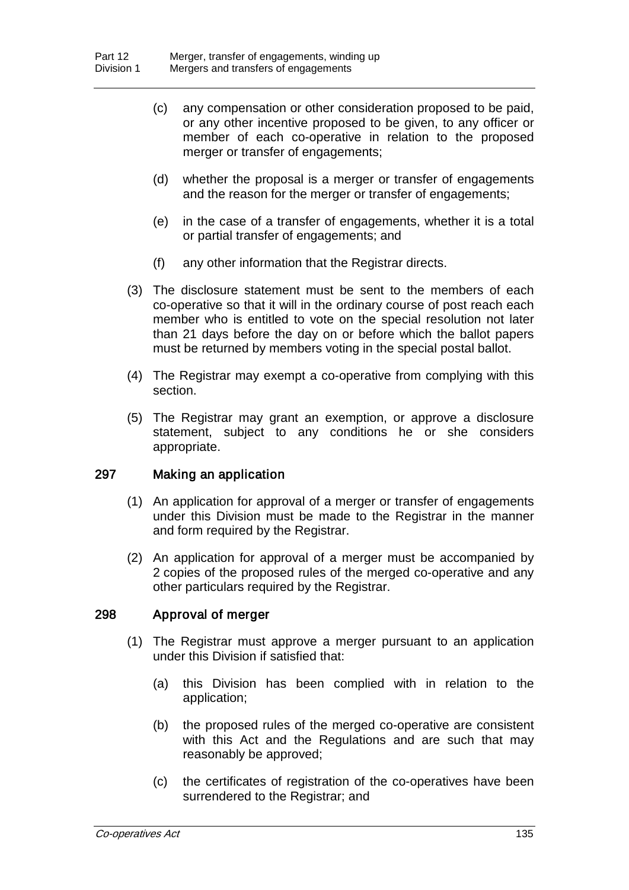(c) any compensation or other consideration proposed to be paid, or any other incentive proposed to be given, to any officer or member of each co-operative in relation to the proposed merger or transfer of engagements;

(d) whether the proposal is a merger or transfer of engagements and the reason for the merger or transfer of engagements;

(e) in the case of a transfer of engagements, whether it is a total or partial transfer of engagements; and

(f) any other information that the Registrar directs.

(3) The disclosure statement must be sent to the members of each co-operative so that it will in the ordinary course of post reach each member who is entitled to vote on the special resolution not later than 21 days before the day on or before which the ballot papers must be returned by members voting in the special postal ballot.

(4) The Registrar may exempt a co-operative from complying with this section.

(5) The Registrar may grant an exemption, or approve a disclosure statement, subject to any conditions he or she considers appropriate.

### 297 Making an application

(1) An application for approval of a merger or transfer of engagements under this Division must be made to the Registrar in the manner and form required by the Registrar.

(2) An application for approval of a merger must be accompanied by 2 copies of the proposed rules of the merged co-operative and any other particulars required by the Registrar.

### 298 Approval of merger

(1) The Registrar must approve a merger pursuant to an application under this Division if satisfied that:

(a) this Division has been complied with in relation to the application;

(b) the proposed rules of the merged co-operative are consistent with this Act and the Regulations and are such that may reasonably be approved;

(c) the certificates of registration of the co-operatives have been surrendered to the Registrar; and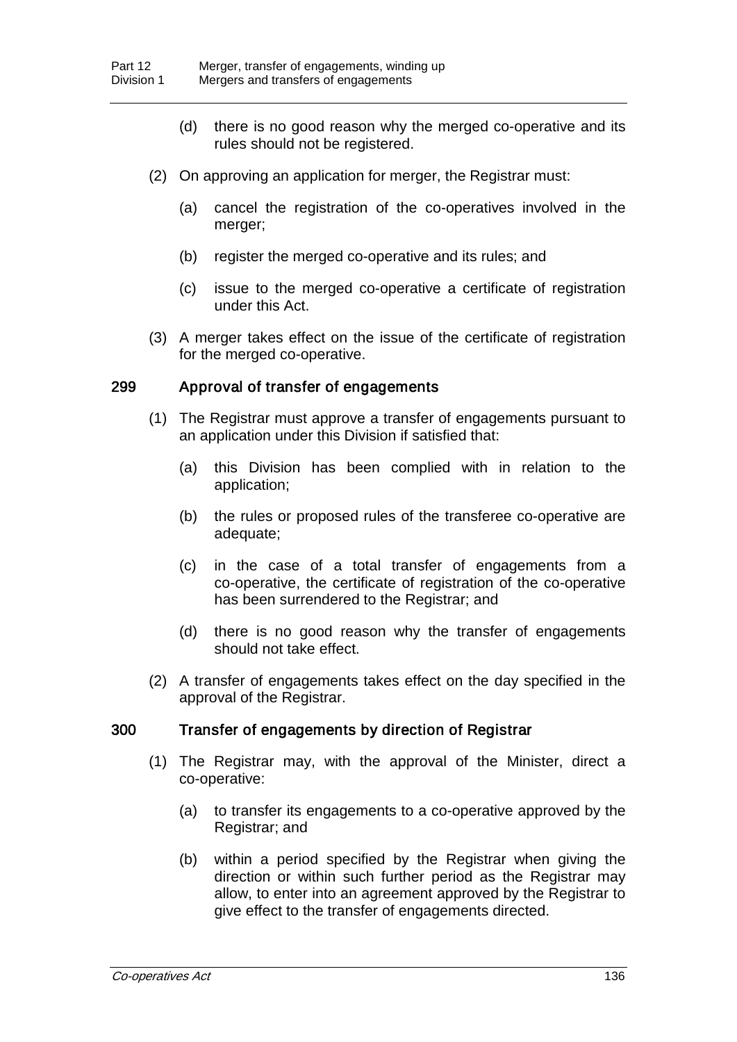(d) there is no good reason why the merged co-operative and its rules should not be registered.

(2) On approving an application for merger, the Registrar must:

(a) cancel the registration of the co-operatives involved in the merger;

(b) register the merged co-operative and its rules; and

(c) issue to the merged co-operative a certificate of registration under this Act.

(3) A merger takes effect on the issue of the certificate of registration for the merged co-operative.

### 299 Approval of transfer of engagements

(1) The Registrar must approve a transfer of engagements pursuant to an application under this Division if satisfied that:

(a) this Division has been complied with in relation to the application;

(b) the rules or proposed rules of the transferee co-operative are adequate;

(c) in the case of a total transfer of engagements from a co-operative, the certificate of registration of the co-operative has been surrendered to the Registrar; and

(d) there is no good reason why the transfer of engagements should not take effect.

(2) A transfer of engagements takes effect on the day specified in the approval of the Registrar.

### 300 Transfer of engagements by direction of Registrar

(1) The Registrar may, with the approval of the Minister, direct a co-operative:

(a) to transfer its engagements to a co-operative approved by the Registrar; and

(b) within a period specified by the Registrar when giving the direction or within such further period as the Registrar may allow, to enter into an agreement approved by the Registrar to give effect to the transfer of engagements directed.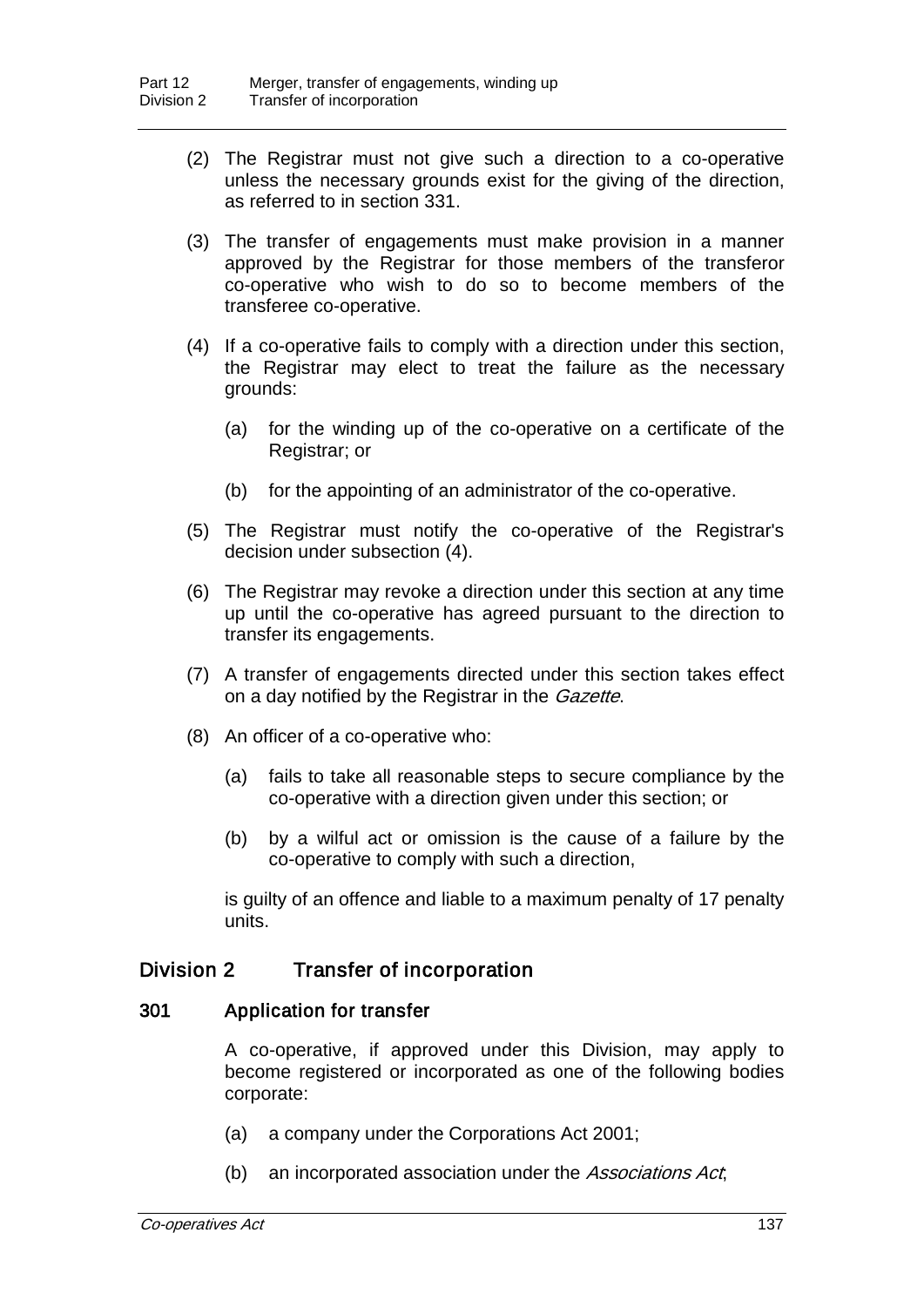(2) The Registrar must not give such a direction to a co-operative unless the necessary grounds exist for the giving of the direction, as referred to in section 331.

(3) The transfer of engagements must make provision in a manner approved by the Registrar for those members of the transferor co-operative who wish to do so to become members of the transferee co-operative.

(4) If a co-operative fails to comply with a direction under this section, the Registrar may elect to treat the failure as the necessary grounds:

(a) for the winding up of the co-operative on a certificate of the Registrar; or

(b) for the appointing of an administrator of the co-operative.

(5) The Registrar must notify the co-operative of the Registrar's decision under subsection (4).

(6) The Registrar may revoke a direction under this section at any time up until the co-operative has agreed pursuant to the direction to transfer its engagements.

(7) A transfer of engagements directed under this section takes effect on a day notified by the Registrar in the *Gazette*.

(8) An officer of a co-operative who:

(a) fails to take all reasonable steps to secure compliance by the co-operative with a direction given under this section; or

(b) by a wilful act or omission is the cause of a failure by the co-operative to comply with such a direction,

is guilty of an offence and liable to a maximum penalty of 17 penalty units.

## Division 2 Transfer of incorporation

### 301 Application for transfer

A co-operative, if approved under this Division, may apply to become registered or incorporated as one of the following bodies corporate:

(a) a company under the Corporations Act 2001;

(b) an incorporated association under the *Associations Act*;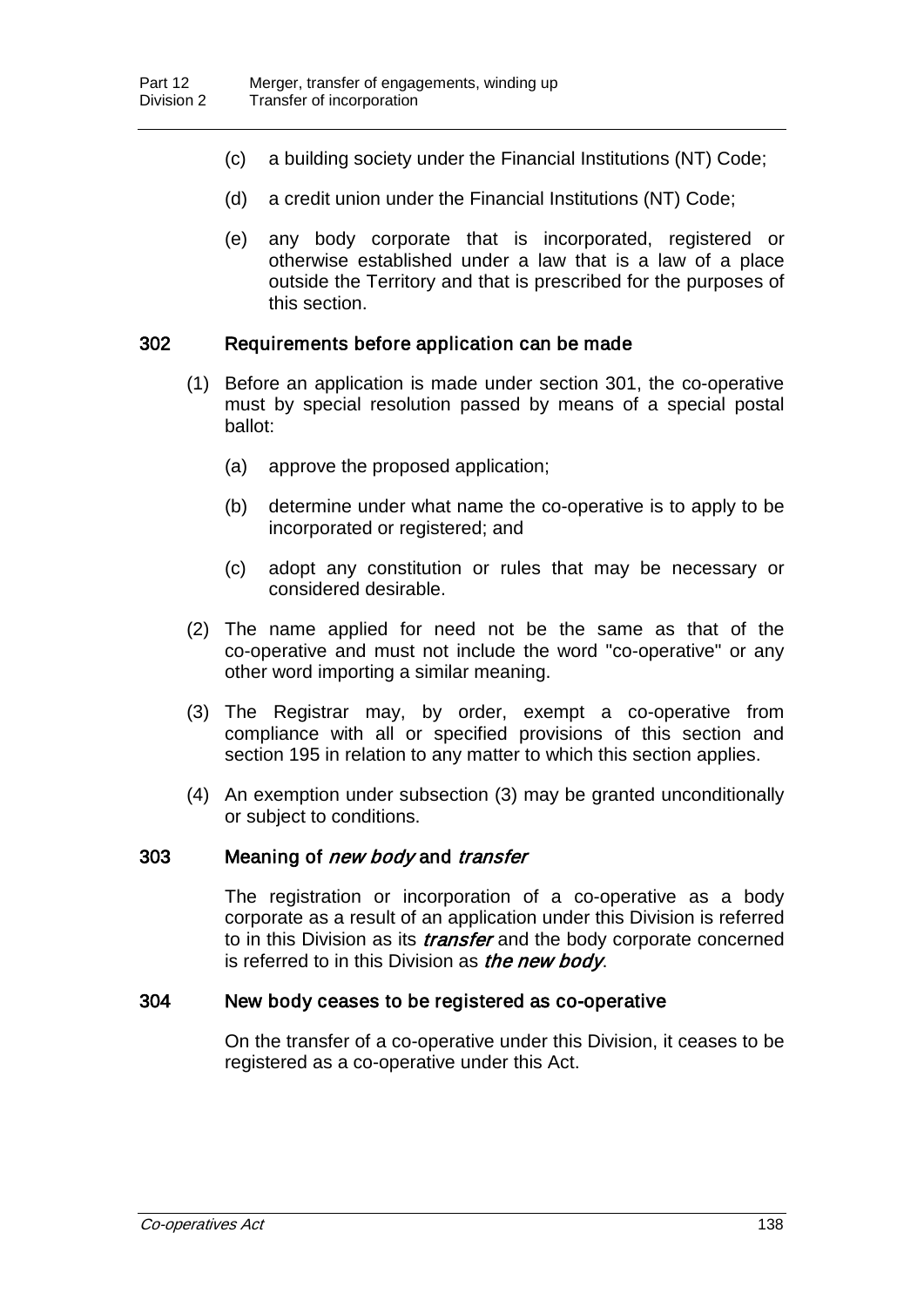(c) a building society under the Financial Institutions (NT) Code;

(d) a credit union under the Financial Institutions (NT) Code;

(e) any body corporate that is incorporated, registered or otherwise established under a law that is a law of a place outside the Territory and that is prescribed for the purposes of this section.

### 302 Requirements before application can be made

(1) Before an application is made under section 301, the co-operative must by special resolution passed by means of a special postal ballot:

(a) approve the proposed application;

(b) determine under what name the co-operative is to apply to be incorporated or registered; and

(c) adopt any constitution or rules that may be necessary or considered desirable.

(2) The name applied for need not be the same as that of the co-operative and must not include the word "co-operative" or any other word importing a similar meaning.

(3) The Registrar may, by order, exempt a co-operative from compliance with all or specified provisions of this section and section 195 in relation to any matter to which this section applies.

(4) An exemption under subsection (3) may be granted unconditionally or subject to conditions.

### 303 Meaning of *new body* and *transfer*

The registration or incorporation of a co-operative as a body corporate as a result of an application under this Division is referred to in this Division as its ***transfer*** and the body corporate concerned is referred to in this Division as ***the new body***.

### 304 New body ceases to be registered as co-operative

On the transfer of a co-operative under this Division, it ceases to be registered as a co-operative under this Act.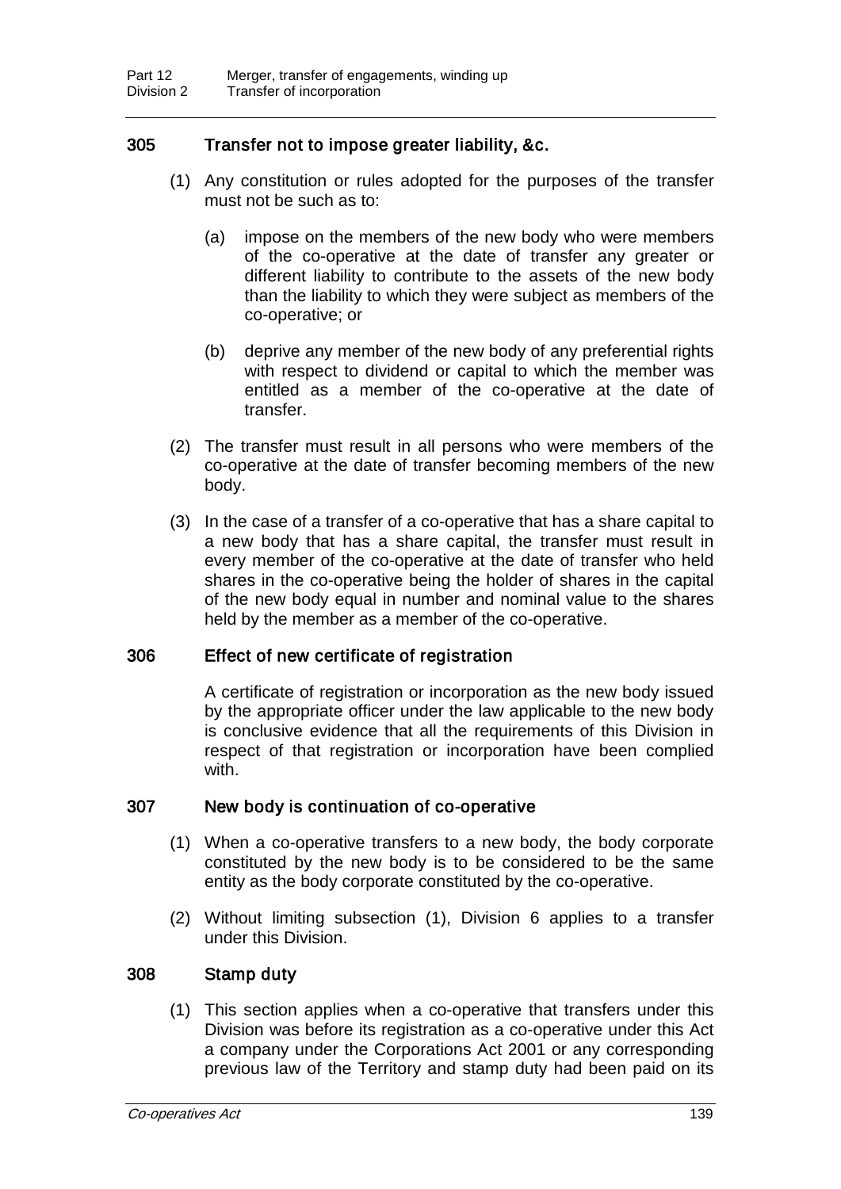### 305 Transfer not to impose greater liability, &c.

(1) Any constitution or rules adopted for the purposes of the transfer must not be such as to:

(a) impose on the members of the new body who were members of the co-operative at the date of transfer any greater or different liability to contribute to the assets of the new body than the liability to which they were subject as members of the co-operative; or

(b) deprive any member of the new body of any preferential rights with respect to dividend or capital to which the member was entitled as a member of the co-operative at the date of transfer.

(2) The transfer must result in all persons who were members of the co-operative at the date of transfer becoming members of the new body.

(3) In the case of a transfer of a co-operative that has a share capital to a new body that has a share capital, the transfer must result in every member of the co-operative at the date of transfer who held shares in the co-operative being the holder of shares in the capital of the new body equal in number and nominal value to the shares held by the member as a member of the co-operative.

### 306 Effect of new certificate of registration

A certificate of registration or incorporation as the new body issued by the appropriate officer under the law applicable to the new body is conclusive evidence that all the requirements of this Division in respect of that registration or incorporation have been complied with.

### 307 New body is continuation of co-operative

(1) When a co-operative transfers to a new body, the body corporate constituted by the new body is to be considered to be the same entity as the body corporate constituted by the co-operative.

(2) Without limiting subsection (1), Division 6 applies to a transfer under this Division.

### 308 Stamp duty

(1) This section applies when a co-operative that transfers under this Division was before its registration as a co-operative under this Act a company under the Corporations Act 2001 or any corresponding previous law of the Territory and stamp duty had been paid on its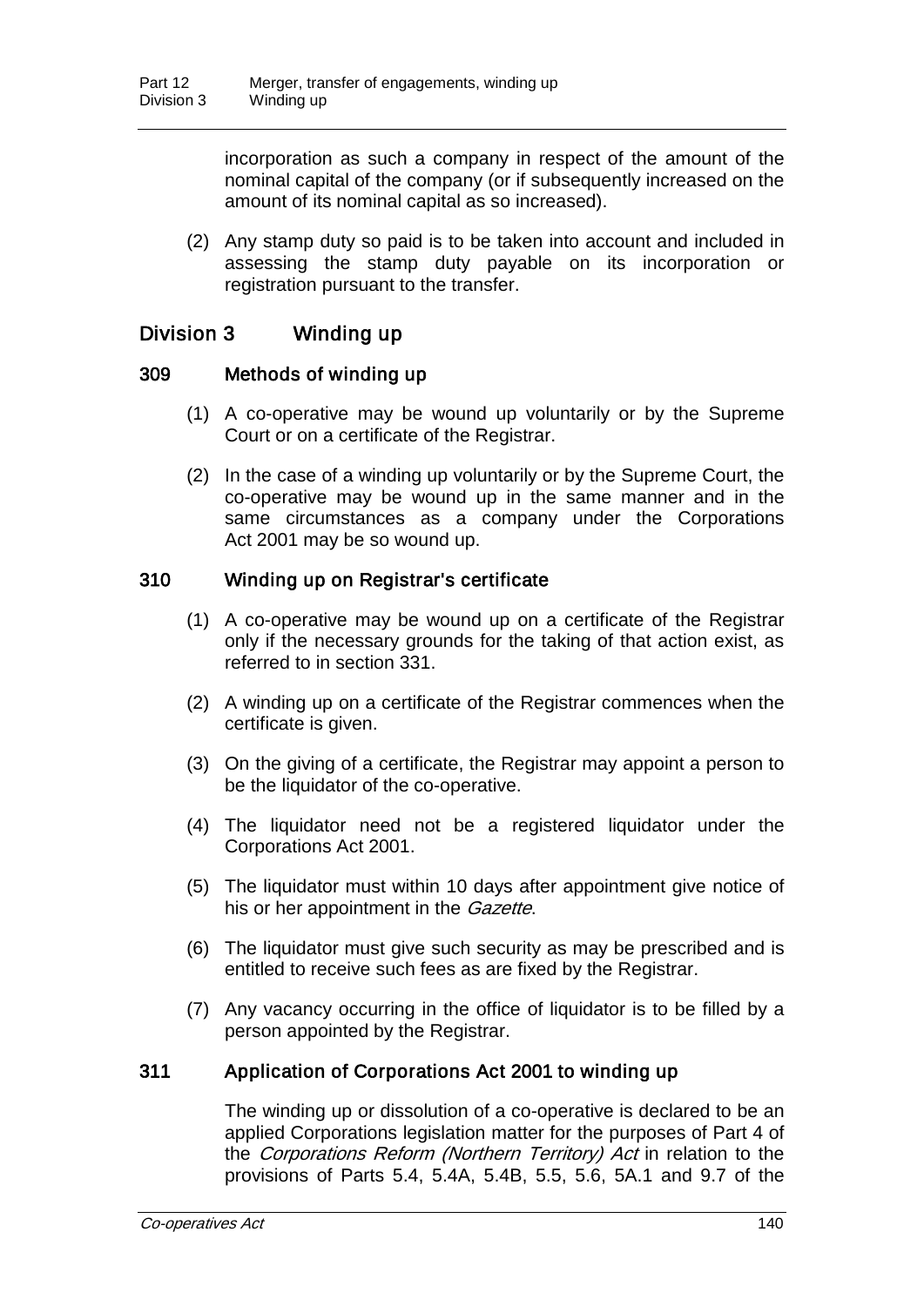incorporation as such a company in respect of the amount of the nominal capital of the company (or if subsequently increased on the amount of its nominal capital as so increased).

(2) Any stamp duty so paid is to be taken into account and included in assessing the stamp duty payable on its incorporation or registration pursuant to the transfer.

## Division 3 Winding up

### 309 Methods of winding up

(1) A co-operative may be wound up voluntarily or by the Supreme Court or on a certificate of the Registrar.

(2) In the case of a winding up voluntarily or by the Supreme Court, the co-operative may be wound up in the same manner and in the same circumstances as a company under the Corporations Act 2001 may be so wound up.

### 310 Winding up on Registrar's certificate

(1) A co-operative may be wound up on a certificate of the Registrar only if the necessary grounds for the taking of that action exist, as referred to in section 331.

(2) A winding up on a certificate of the Registrar commences when the certificate is given.

(3) On the giving of a certificate, the Registrar may appoint a person to be the liquidator of the co-operative.

(4) The liquidator need not be a registered liquidator under the Corporations Act 2001.

(5) The liquidator must within 10 days after appointment give notice of his or her appointment in the *Gazette*.

(6) The liquidator must give such security as may be prescribed and is entitled to receive such fees as are fixed by the Registrar.

(7) Any vacancy occurring in the office of liquidator is to be filled by a person appointed by the Registrar.

### 311 Application of Corporations Act 2001 to winding up

The winding up or dissolution of a co-operative is declared to be an applied Corporations legislation matter for the purposes of Part 4 of the *Corporations Reform (Northern Territory) Act* in relation to the provisions of Parts 5.4, 5.4A, 5.4B, 5.5, 5.6, 5A.1 and 9.7 of the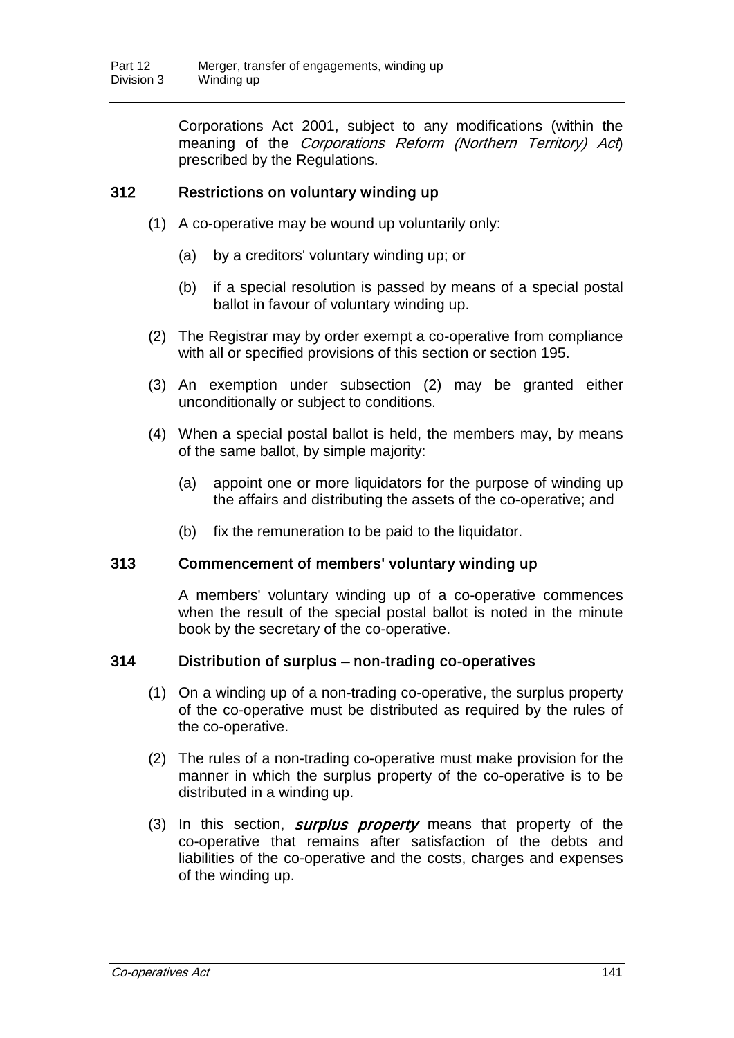Corporations Act 2001, subject to any modifications (within the meaning of the *Corporations Reform (Northern Territory) Act*) prescribed by the Regulations.

### 312 Restrictions on voluntary winding up

(1) A co-operative may be wound up voluntarily only:

(a) by a creditors' voluntary winding up; or

(b) if a special resolution is passed by means of a special postal ballot in favour of voluntary winding up.

(2) The Registrar may by order exempt a co-operative from compliance with all or specified provisions of this section or section 195.

(3) An exemption under subsection (2) may be granted either unconditionally or subject to conditions.

(4) When a special postal ballot is held, the members may, by means of the same ballot, by simple majority:

(a) appoint one or more liquidators for the purpose of winding up the affairs and distributing the assets of the co-operative; and

(b) fix the remuneration to be paid to the liquidator.

### 313 Commencement of members' voluntary winding up

A members' voluntary winding up of a co-operative commences when the result of the special postal ballot is noted in the minute book by the secretary of the co-operative.

### 314 Distribution of surplus – non-trading co-operatives

(1) On a winding up of a non-trading co-operative, the surplus property of the co-operative must be distributed as required by the rules of the co-operative.

(2) The rules of a non-trading co-operative must make provision for the manner in which the surplus property of the co-operative is to be distributed in a winding up.

(3) In this section, ***surplus property*** means that property of the co-operative that remains after satisfaction of the debts and liabilities of the co-operative and the costs, charges and expenses of the winding up.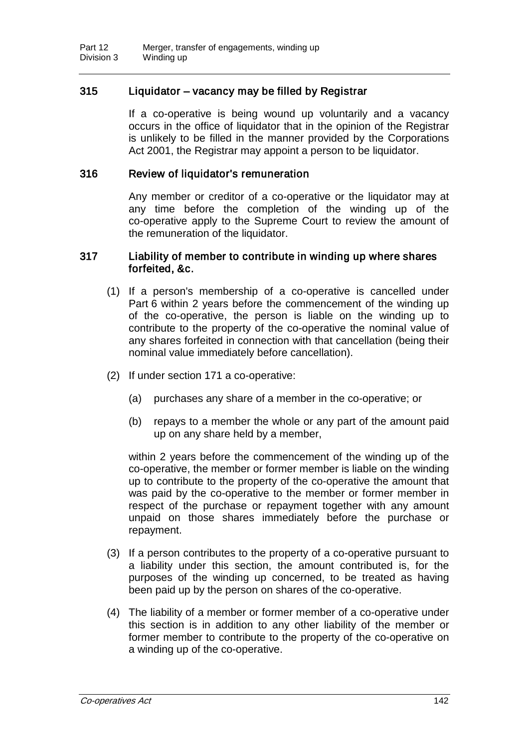### 315 Liquidator – vacancy may be filled by Registrar

If a co-operative is being wound up voluntarily and a vacancy occurs in the office of liquidator that in the opinion of the Registrar is unlikely to be filled in the manner provided by the Corporations Act 2001, the Registrar may appoint a person to be liquidator.

### 316 Review of liquidator's remuneration

Any member or creditor of a co-operative or the liquidator may at any time before the completion of the winding up of the co-operative apply to the Supreme Court to review the amount of the remuneration of the liquidator.

### 317 Liability of member to contribute in winding up where shares forfeited, &c.

(1) If a person's membership of a co-operative is cancelled under Part 6 within 2 years before the commencement of the winding up of the co-operative, the person is liable on the winding up to contribute to the property of the co-operative the nominal value of any shares forfeited in connection with that cancellation (being their nominal value immediately before cancellation).

(2) If under section 171 a co-operative:

(a) purchases any share of a member in the co-operative; or

(b) repays to a member the whole or any part of the amount paid up on any share held by a member,

within 2 years before the commencement of the winding up of the co-operative, the member or former member is liable on the winding up to contribute to the property of the co-operative the amount that was paid by the co-operative to the member or former member in respect of the purchase or repayment together with any amount unpaid on those shares immediately before the purchase or repayment.

(3) If a person contributes to the property of a co-operative pursuant to a liability under this section, the amount contributed is, for the purposes of the winding up concerned, to be treated as having been paid up by the person on shares of the co-operative.

(4) The liability of a member or former member of a co-operative under this section is in addition to any other liability of the member or former member to contribute to the property of the co-operative on a winding up of the co-operative.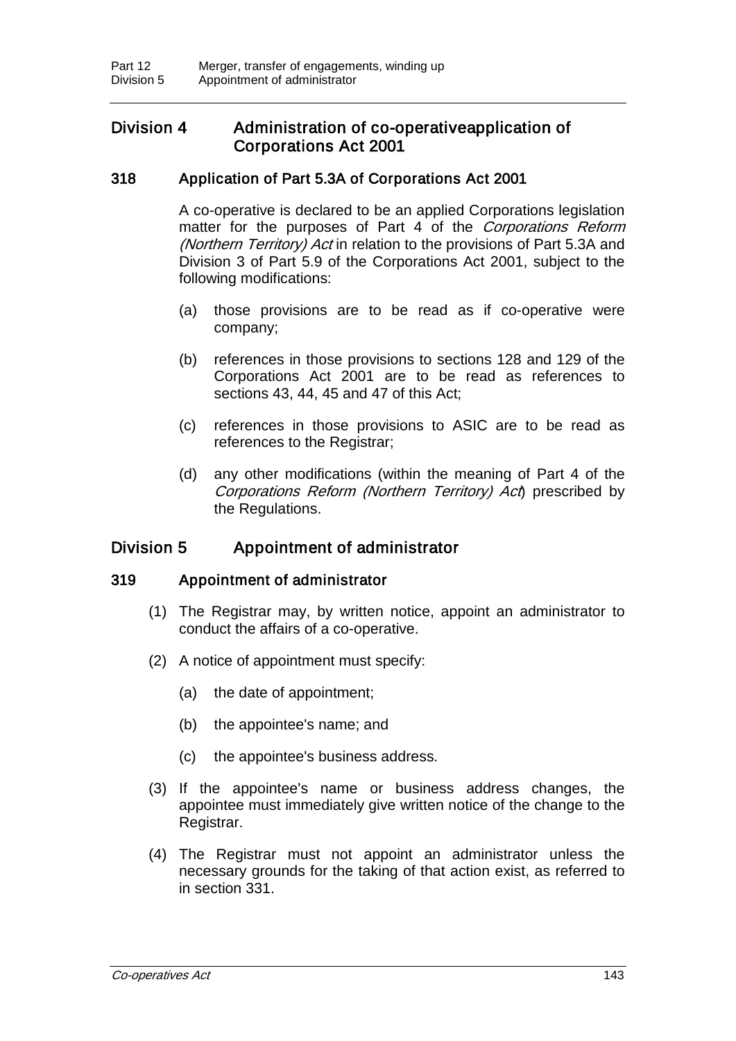## Division 4 Administration of co-operativeapplication of Corporations Act 2001

### 318 Application of Part 5.3A of Corporations Act 2001

A co-operative is declared to be an applied Corporations legislation matter for the purposes of Part 4 of the *Corporations Reform (Northern Territory) Act* in relation to the provisions of Part 5.3A and Division 3 of Part 5.9 of the Corporations Act 2001, subject to the following modifications:

(a) those provisions are to be read as if co-operative were company;

(b) references in those provisions to sections 128 and 129 of the Corporations Act 2001 are to be read as references to sections 43, 44, 45 and 47 of this Act;

(c) references in those provisions to ASIC are to be read as references to the Registrar;

(d) any other modifications (within the meaning of Part 4 of the *Corporations Reform (Northern Territory) Act*) prescribed by the Regulations.

## Division 5 Appointment of administrator

### 319 Appointment of administrator

(1) The Registrar may, by written notice, appoint an administrator to conduct the affairs of a co-operative.

(2) A notice of appointment must specify:

(a) the date of appointment;

(b) the appointee's name; and

(c) the appointee's business address.

(3) If the appointee's name or business address changes, the appointee must immediately give written notice of the change to the Registrar.

(4) The Registrar must not appoint an administrator unless the necessary grounds for the taking of that action exist, as referred to in section 331.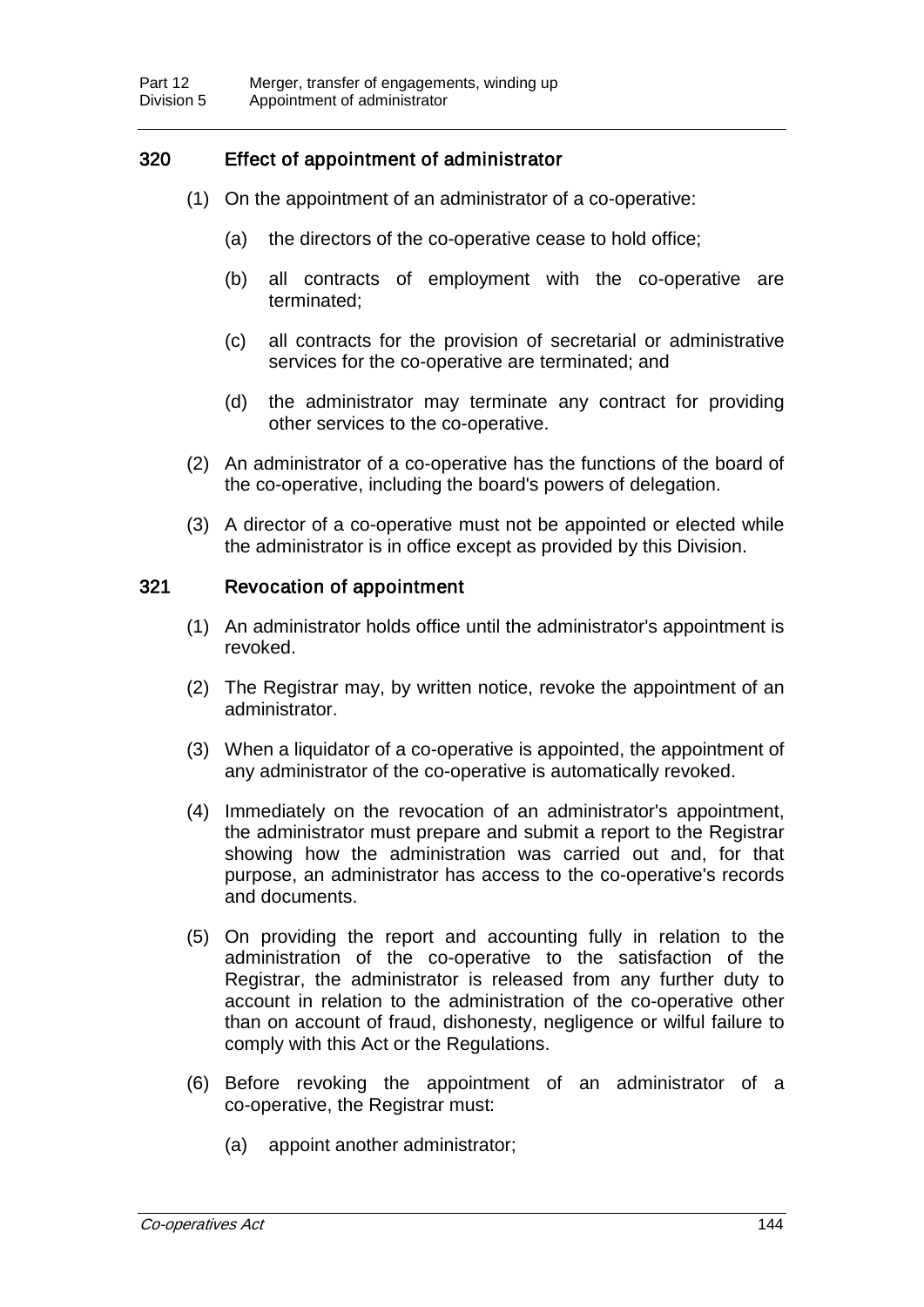### 320 Effect of appointment of administrator

(1) On the appointment of an administrator of a co-operative:

(a) the directors of the co-operative cease to hold office;

(b) all contracts of employment with the co-operative are terminated;

(c) all contracts for the provision of secretarial or administrative services for the co-operative are terminated; and

(d) the administrator may terminate any contract for providing other services to the co-operative.

(2) An administrator of a co-operative has the functions of the board of the co-operative, including the board's powers of delegation.

(3) A director of a co-operative must not be appointed or elected while the administrator is in office except as provided by this Division.

### 321 Revocation of appointment

(1) An administrator holds office until the administrator's appointment is revoked.

(2) The Registrar may, by written notice, revoke the appointment of an administrator.

(3) When a liquidator of a co-operative is appointed, the appointment of any administrator of the co-operative is automatically revoked.

(4) Immediately on the revocation of an administrator's appointment, the administrator must prepare and submit a report to the Registrar showing how the administration was carried out and, for that purpose, an administrator has access to the co-operative's records and documents.

(5) On providing the report and accounting fully in relation to the administration of the co-operative to the satisfaction of the Registrar, the administrator is released from any further duty to account in relation to the administration of the co-operative other than on account of fraud, dishonesty, negligence or wilful failure to comply with this Act or the Regulations.

(6) Before revoking the appointment of an administrator of a co-operative, the Registrar must:

(a) appoint another administrator;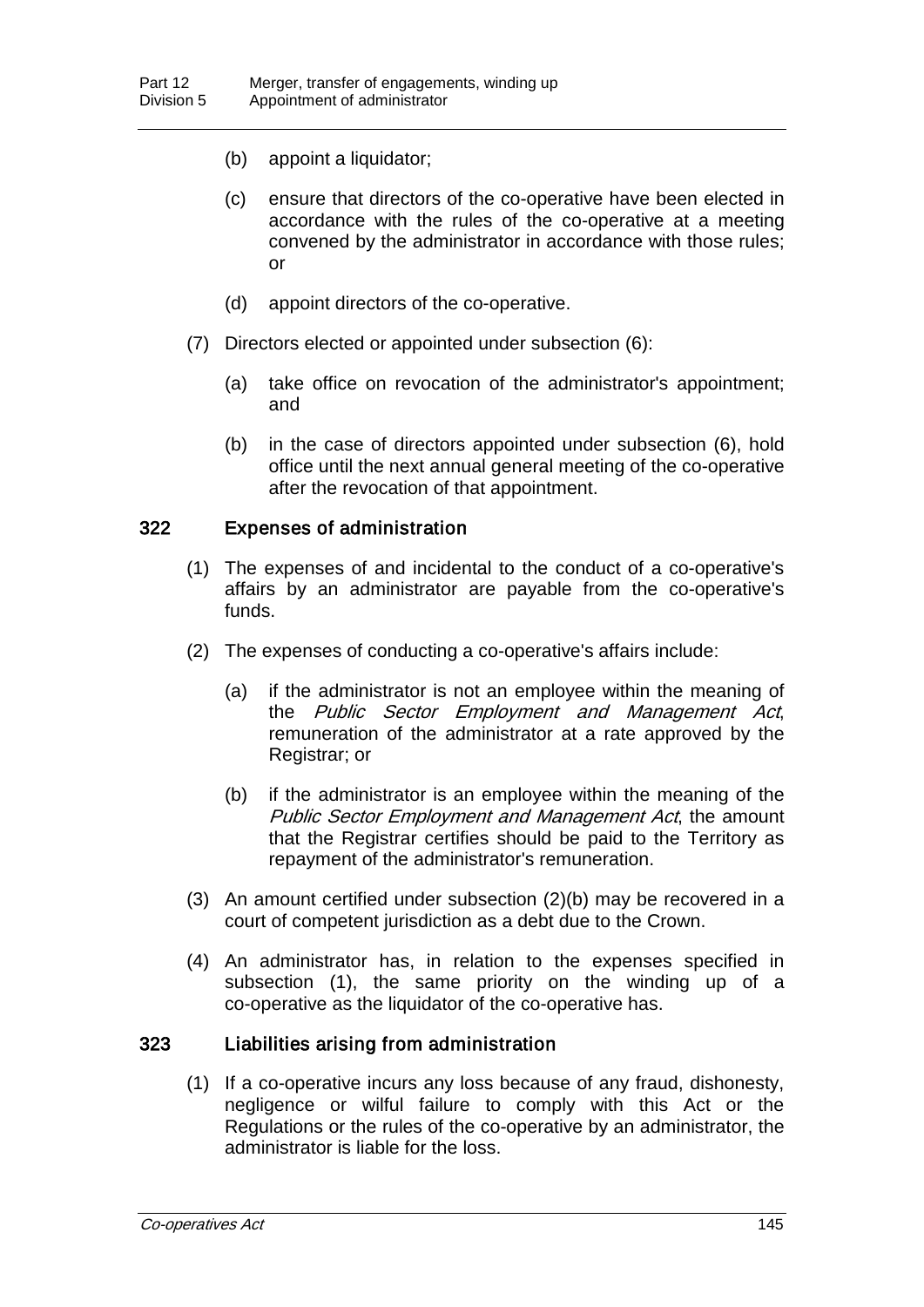(b) appoint a liquidator;

(c) ensure that directors of the co-operative have been elected in accordance with the rules of the co-operative at a meeting convened by the administrator in accordance with those rules; or

(d) appoint directors of the co-operative.

(7) Directors elected or appointed under subsection (6):

(a) take office on revocation of the administrator's appointment; and

(b) in the case of directors appointed under subsection (6), hold office until the next annual general meeting of the co-operative after the revocation of that appointment.

## 322 Expenses of administration

(1) The expenses of and incidental to the conduct of a co-operative's affairs by an administrator are payable from the co-operative's funds.

(2) The expenses of conducting a co-operative's affairs include:

(a) if the administrator is not an employee within the meaning of the *Public Sector Employment and Management Act*, remuneration of the administrator at a rate approved by the Registrar; or

(b) if the administrator is an employee within the meaning of the *Public Sector Employment and Management Act*, the amount that the Registrar certifies should be paid to the Territory as repayment of the administrator's remuneration.

(3) An amount certified under subsection (2)(b) may be recovered in a court of competent jurisdiction as a debt due to the Crown.

(4) An administrator has, in relation to the expenses specified in subsection (1), the same priority on the winding up of a co-operative as the liquidator of the co-operative has.

## 323 Liabilities arising from administration

(1) If a co-operative incurs any loss because of any fraud, dishonesty, negligence or wilful failure to comply with this Act or the Regulations or the rules of the co-operative by an administrator, the administrator is liable for the loss.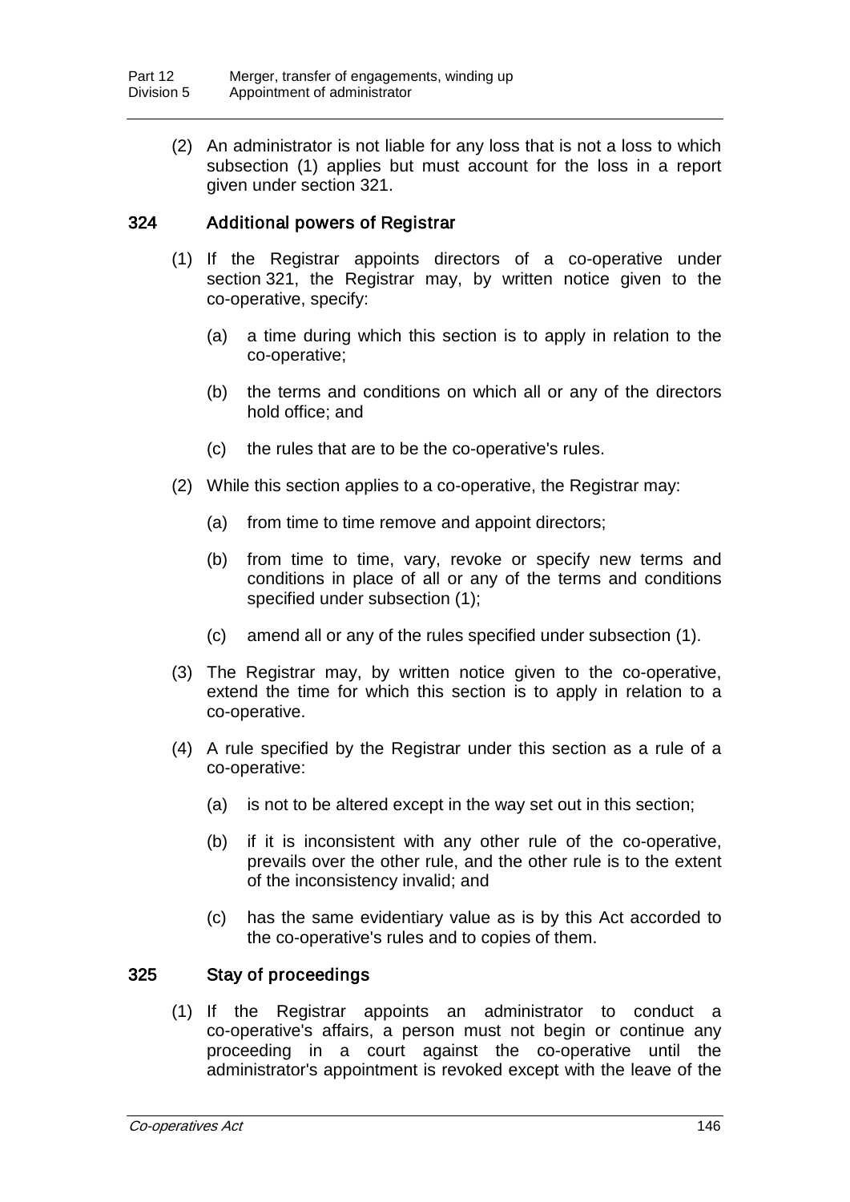(2) An administrator is not liable for any loss that is not a loss to which subsection (1) applies but must account for the loss in a report given under section 321.

## 324 Additional powers of Registrar

(1) If the Registrar appoints directors of a co-operative under section 321, the Registrar may, by written notice given to the co-operative, specify:

- (a) a time during which this section is to apply in relation to the co-operative;
- (b) the terms and conditions on which all or any of the directors hold office; and
- (c) the rules that are to be the co-operative's rules.

(2) While this section applies to a co-operative, the Registrar may:

- (a) from time to time remove and appoint directors;
- (b) from time to time, vary, revoke or specify new terms and conditions in place of all or any of the terms and conditions specified under subsection (1);
- (c) amend all or any of the rules specified under subsection (1).

(3) The Registrar may, by written notice given to the co-operative, extend the time for which this section is to apply in relation to a co-operative.

(4) A rule specified by the Registrar under this section as a rule of a co-operative:

- (a) is not to be altered except in the way set out in this section;
- (b) if it is inconsistent with any other rule of the co-operative, prevails over the other rule, and the other rule is to the extent of the inconsistency invalid; and
- (c) has the same evidentiary value as is by this Act accorded to the co-operative's rules and to copies of them.

## 325 Stay of proceedings

(1) If the Registrar appoints an administrator to conduct a co-operative's affairs, a person must not begin or continue any proceeding in a court against the co-operative until the administrator's appointment is revoked except with the leave of the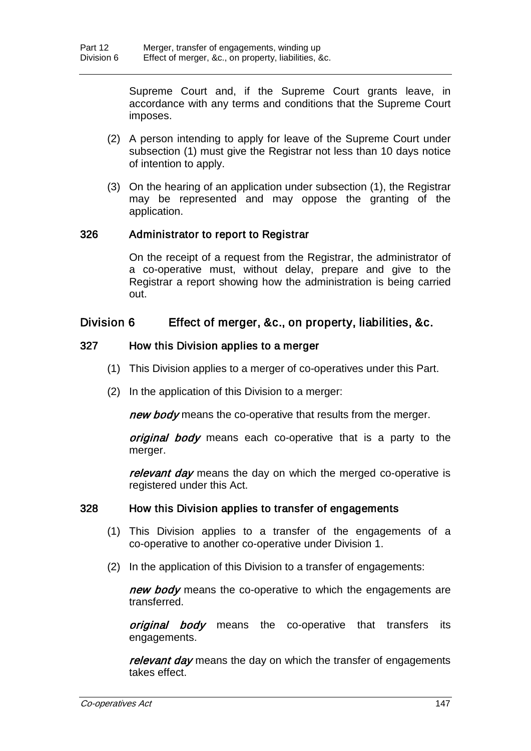Supreme Court and, if the Supreme Court grants leave, in accordance with any terms and conditions that the Supreme Court imposes.

(2) A person intending to apply for leave of the Supreme Court under subsection (1) must give the Registrar not less than 10 days notice of intention to apply.

(3) On the hearing of an application under subsection (1), the Registrar may be represented and may oppose the granting of the application.

### 326 Administrator to report to Registrar

On the receipt of a request from the Registrar, the administrator of a co-operative must, without delay, prepare and give to the Registrar a report showing how the administration is being carried out.

## Division 6 Effect of merger, &c., on property, liabilities, &c.

### 327 How this Division applies to a merger

(1) This Division applies to a merger of co-operatives under this Part.

(2) In the application of this Division to a merger:

***new body*** means the co-operative that results from the merger.

***original body*** means each co-operative that is a party to the merger.

***relevant day*** means the day on which the merged co-operative is registered under this Act.

### 328 How this Division applies to transfer of engagements

(1) This Division applies to a transfer of the engagements of a co-operative to another co-operative under Division 1.

(2) In the application of this Division to a transfer of engagements:

***new body*** means the co-operative to which the engagements are transferred.

***original body*** means the co-operative that transfers its engagements.

***relevant day*** means the day on which the transfer of engagements takes effect.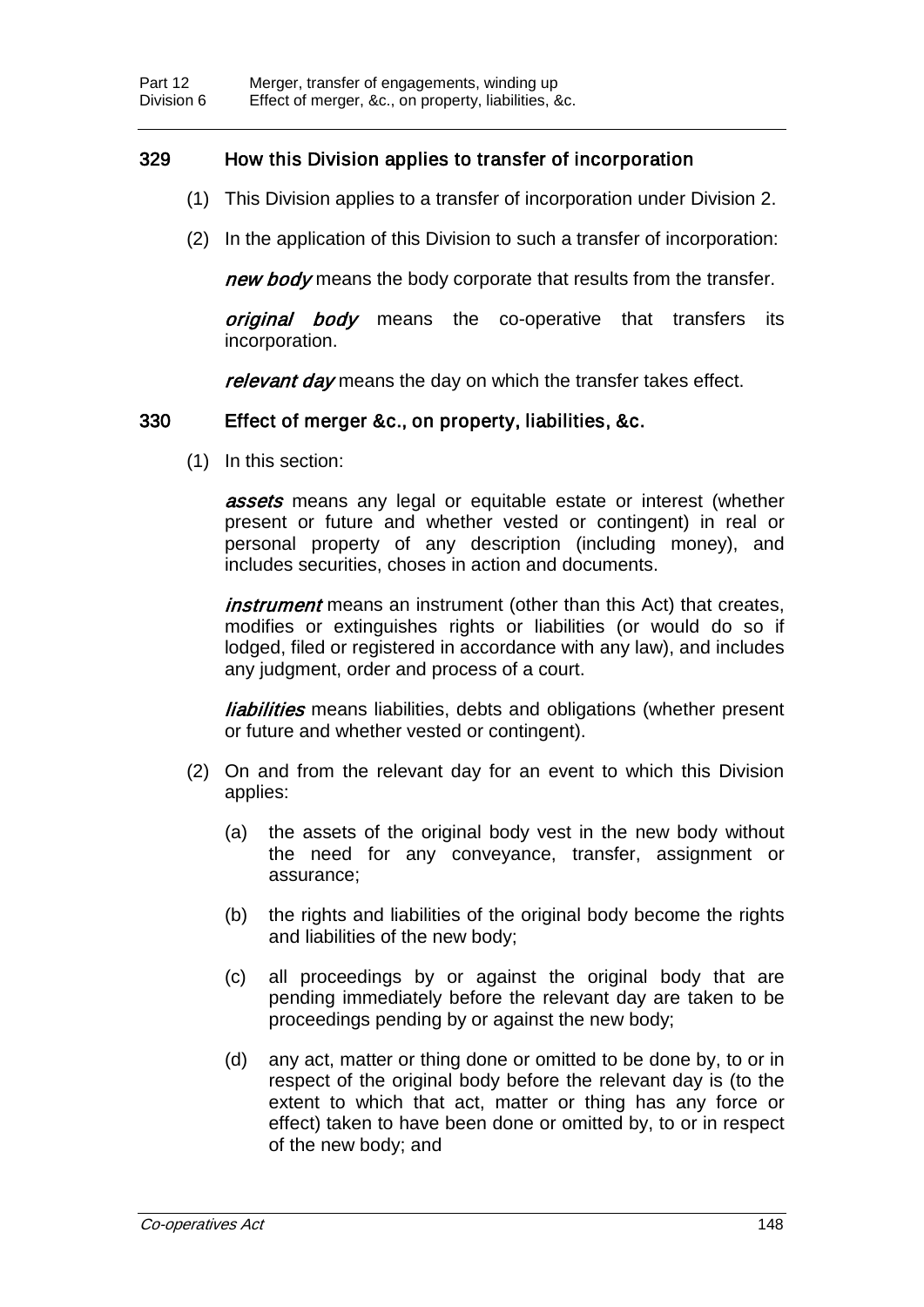## 329 How this Division applies to transfer of incorporation

(1) This Division applies to a transfer of incorporation under Division 2.

(2) In the application of this Division to such a transfer of incorporation:

***new body*** means the body corporate that results from the transfer.

***original body*** means the co-operative that transfers its incorporation.

***relevant day*** means the day on which the transfer takes effect.

## 330 Effect of merger &c., on property, liabilities, &c.

(1) In this section:

***assets*** means any legal or equitable estate or interest (whether present or future and whether vested or contingent) in real or personal property of any description (including money), and includes securities, choses in action and documents.

***instrument*** means an instrument (other than this Act) that creates, modifies or extinguishes rights or liabilities (or would do so if lodged, filed or registered in accordance with any law), and includes any judgment, order and process of a court.

***liabilities*** means liabilities, debts and obligations (whether present or future and whether vested or contingent).

(2) On and from the relevant day for an event to which this Division applies:

(a) the assets of the original body vest in the new body without the need for any conveyance, transfer, assignment or assurance;

(b) the rights and liabilities of the original body become the rights and liabilities of the new body;

(c) all proceedings by or against the original body that are pending immediately before the relevant day are taken to be proceedings pending by or against the new body;

(d) any act, matter or thing done or omitted to be done by, to or in respect of the original body before the relevant day is (to the extent to which that act, matter or thing has any force or effect) taken to have been done or omitted by, to or in respect of the new body; and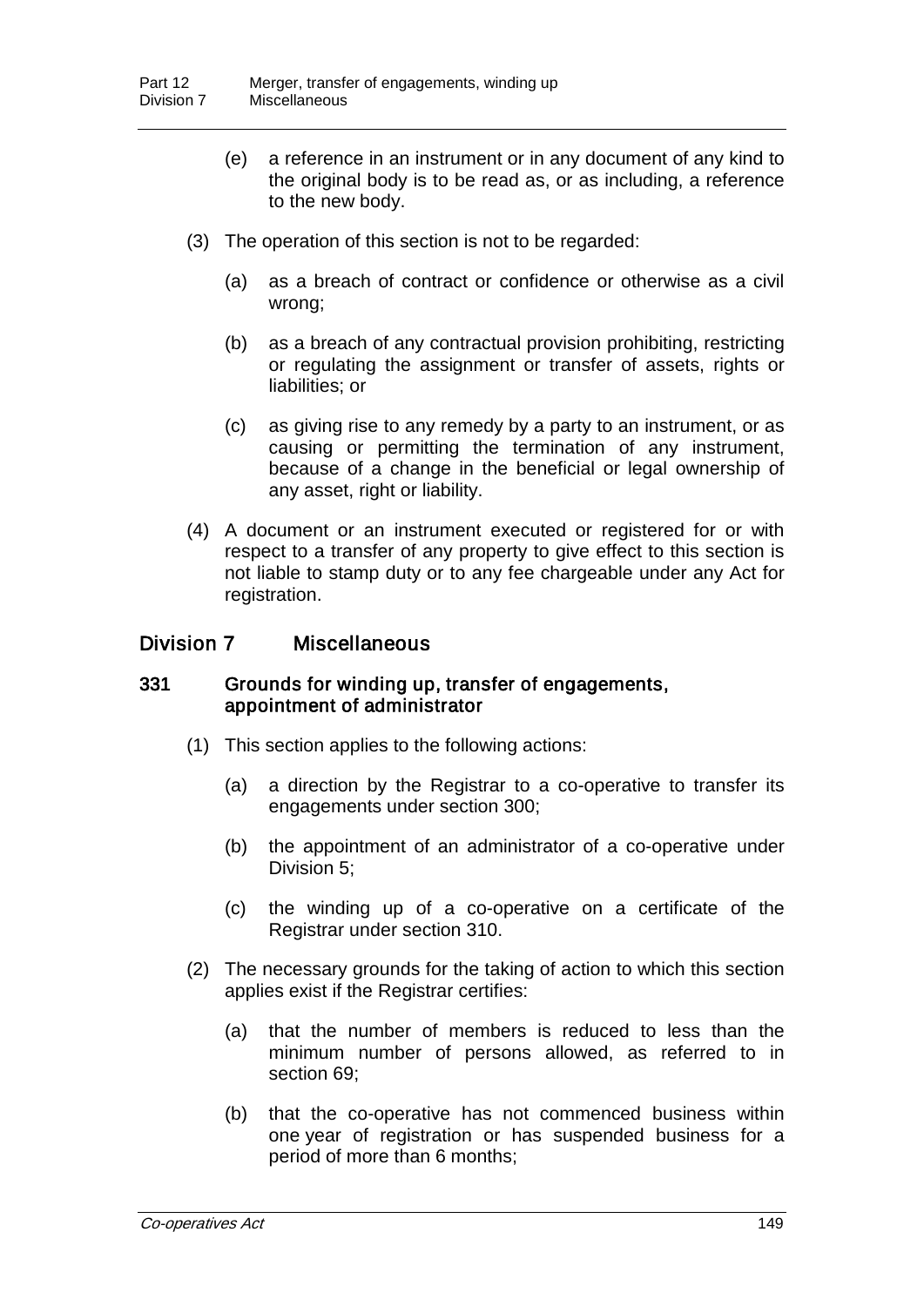(e) a reference in an instrument or in any document of any kind to the original body is to be read as, or as including, a reference to the new body.

(3) The operation of this section is not to be regarded:

(a) as a breach of contract or confidence or otherwise as a civil wrong;

(b) as a breach of any contractual provision prohibiting, restricting or regulating the assignment or transfer of assets, rights or liabilities; or

(c) as giving rise to any remedy by a party to an instrument, or as causing or permitting the termination of any instrument, because of a change in the beneficial or legal ownership of any asset, right or liability.

(4) A document or an instrument executed or registered for or with respect to a transfer of any property to give effect to this section is not liable to stamp duty or to any fee chargeable under any Act for registration.

## Division 7 Miscellaneous

### 331 Grounds for winding up, transfer of engagements, appointment of administrator

(1) This section applies to the following actions:

(a) a direction by the Registrar to a co-operative to transfer its engagements under section 300;

(b) the appointment of an administrator of a co-operative under Division 5;

(c) the winding up of a co-operative on a certificate of the Registrar under section 310.

(2) The necessary grounds for the taking of action to which this section applies exist if the Registrar certifies:

(a) that the number of members is reduced to less than the minimum number of persons allowed, as referred to in section 69;

(b) that the co-operative has not commenced business within one year of registration or has suspended business for a period of more than 6 months;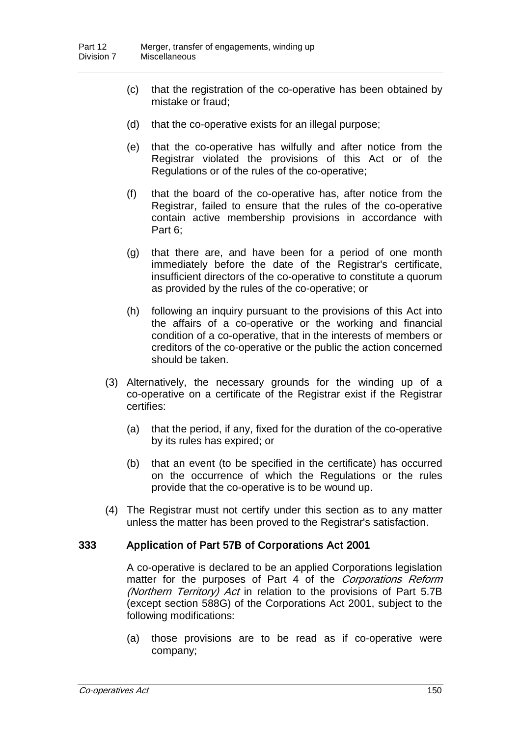(c) that the registration of the co-operative has been obtained by mistake or fraud;

(d) that the co-operative exists for an illegal purpose;

(e) that the co-operative has wilfully and after notice from the Registrar violated the provisions of this Act or of the Regulations or of the rules of the co-operative;

(f) that the board of the co-operative has, after notice from the Registrar, failed to ensure that the rules of the co-operative contain active membership provisions in accordance with Part 6;

(g) that there are, and have been for a period of one month immediately before the date of the Registrar's certificate, insufficient directors of the co-operative to constitute a quorum as provided by the rules of the co-operative; or

(h) following an inquiry pursuant to the provisions of this Act into the affairs of a co-operative or the working and financial condition of a co-operative, that in the interests of members or creditors of the co-operative or the public the action concerned should be taken.

(3) Alternatively, the necessary grounds for the winding up of a co-operative on a certificate of the Registrar exist if the Registrar certifies:

(a) that the period, if any, fixed for the duration of the co-operative by its rules has expired; or

(b) that an event (to be specified in the certificate) has occurred on the occurrence of which the Regulations or the rules provide that the co-operative is to be wound up.

(4) The Registrar must not certify under this section as to any matter unless the matter has been proved to the Registrar's satisfaction.

### 333 Application of Part 57B of Corporations Act 2001

A co-operative is declared to be an applied Corporations legislation matter for the purposes of Part 4 of the *Corporations Reform (Northern Territory) Act* in relation to the provisions of Part 5.7B (except section 588G) of the Corporations Act 2001, subject to the following modifications:

(a) those provisions are to be read as if co-operative were company;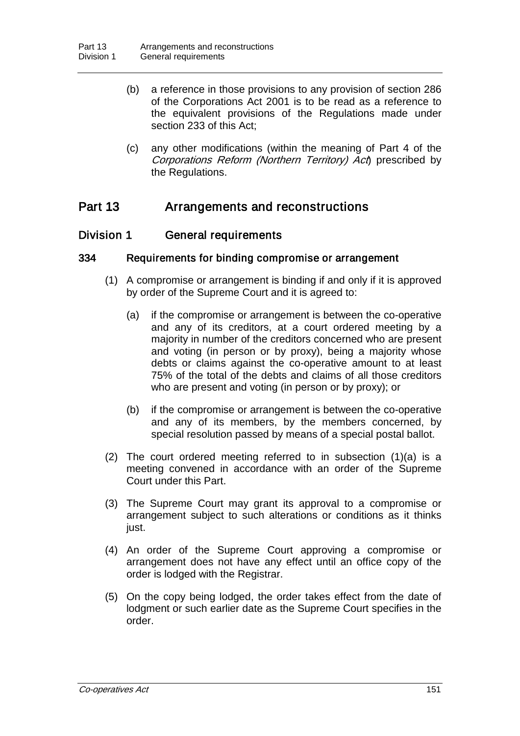(b) a reference in those provisions to any provision of section 286 of the Corporations Act 2001 is to be read as a reference to the equivalent provisions of the Regulations made under section 233 of this Act;

(c) any other modifications (within the meaning of Part 4 of the *Corporations Reform (Northern Territory) Act*) prescribed by the Regulations.

# Part 13 Arrangements and reconstructions

## Division 1 General requirements

### 334 Requirements for binding compromise or arrangement

(1) A compromise or arrangement is binding if and only if it is approved by order of the Supreme Court and it is agreed to:

(a) if the compromise or arrangement is between the co-operative and any of its creditors, at a court ordered meeting by a majority in number of the creditors concerned who are present and voting (in person or by proxy), being a majority whose debts or claims against the co-operative amount to at least 75% of the total of the debts and claims of all those creditors who are present and voting (in person or by proxy); or

(b) if the compromise or arrangement is between the co-operative and any of its members, by the members concerned, by special resolution passed by means of a special postal ballot.

(2) The court ordered meeting referred to in subsection (1)(a) is a meeting convened in accordance with an order of the Supreme Court under this Part.

(3) The Supreme Court may grant its approval to a compromise or arrangement subject to such alterations or conditions as it thinks just.

(4) An order of the Supreme Court approving a compromise or arrangement does not have any effect until an office copy of the order is lodged with the Registrar.

(5) On the copy being lodged, the order takes effect from the date of lodgment or such earlier date as the Supreme Court specifies in the order.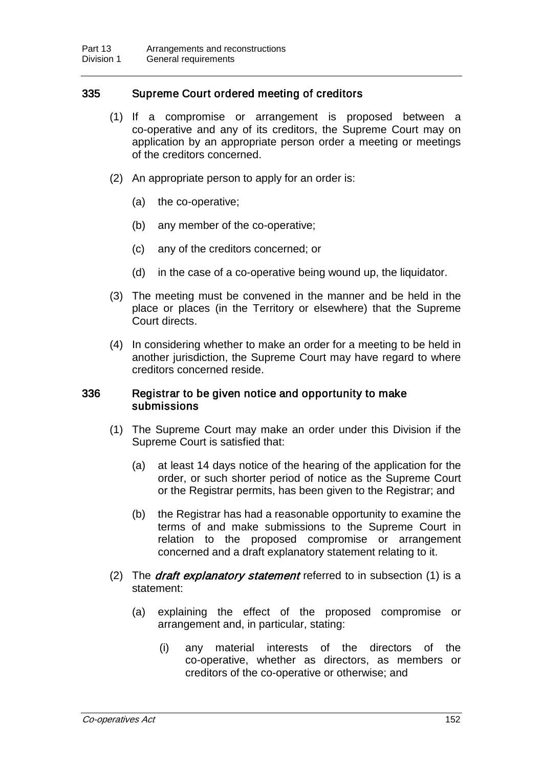### 335 Supreme Court ordered meeting of creditors

(1) If a compromise or arrangement is proposed between a co-operative and any of its creditors, the Supreme Court may on application by an appropriate person order a meeting or meetings of the creditors concerned.

(2) An appropriate person to apply for an order is:

(a) the co-operative;

(b) any member of the co-operative;

(c) any of the creditors concerned; or

(d) in the case of a co-operative being wound up, the liquidator.

(3) The meeting must be convened in the manner and be held in the place or places (in the Territory or elsewhere) that the Supreme Court directs.

(4) In considering whether to make an order for a meeting to be held in another jurisdiction, the Supreme Court may have regard to where creditors concerned reside.

### 336 Registrar to be given notice and opportunity to make submissions

(1) The Supreme Court may make an order under this Division if the Supreme Court is satisfied that:

(a) at least 14 days notice of the hearing of the application for the order, or such shorter period of notice as the Supreme Court or the Registrar permits, has been given to the Registrar; and

(b) the Registrar has had a reasonable opportunity to examine the terms of and make submissions to the Supreme Court in relation to the proposed compromise or arrangement concerned and a draft explanatory statement relating to it.

(2) The ***draft explanatory statement*** referred to in subsection (1) is a statement:

(a) explaining the effect of the proposed compromise or arrangement and, in particular, stating:

(i) any material interests of the directors of the co-operative, whether as directors, as members or creditors of the co-operative or otherwise; and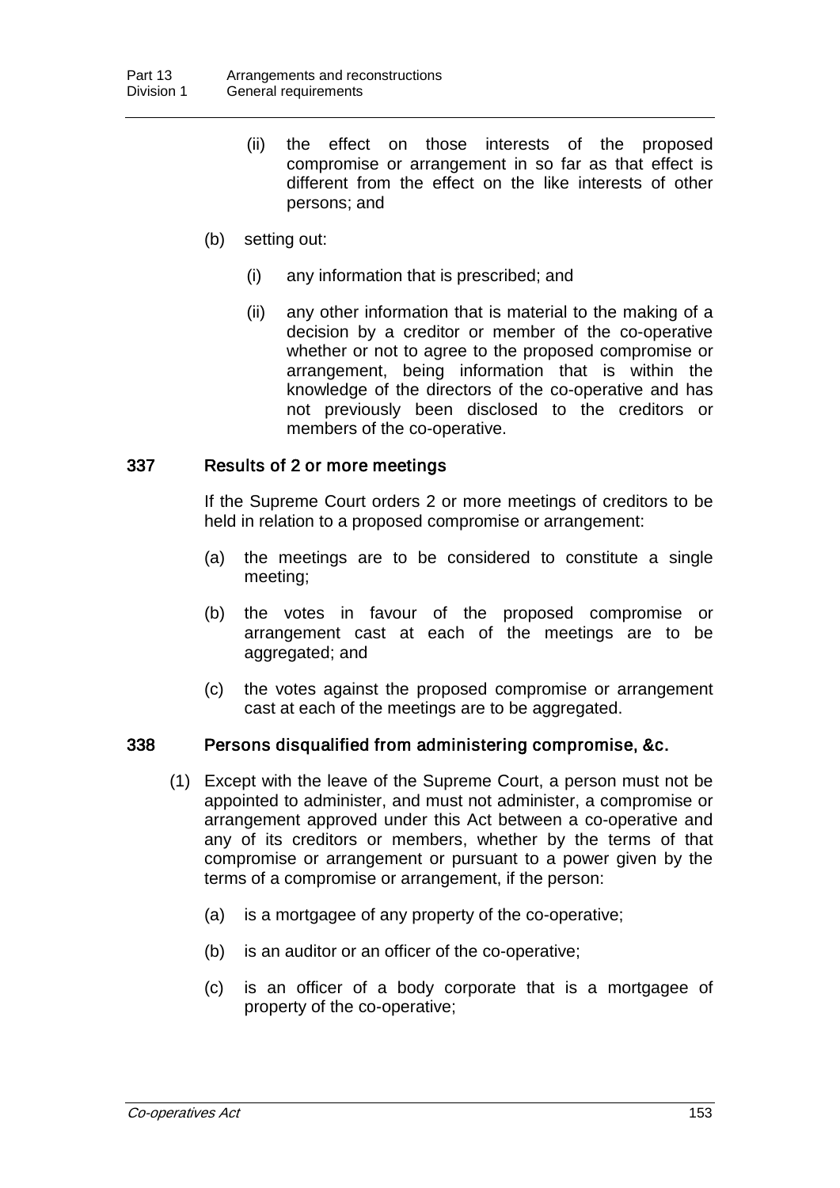(ii) the effect on those interests of the proposed compromise or arrangement in so far as that effect is different from the effect on the like interests of other persons; and

(b) setting out:

(i) any information that is prescribed; and

(ii) any other information that is material to the making of a decision by a creditor or member of the co-operative whether or not to agree to the proposed compromise or arrangement, being information that is within the knowledge of the directors of the co-operative and has not previously been disclosed to the creditors or members of the co-operative.

### 337 Results of 2 or more meetings

If the Supreme Court orders 2 or more meetings of creditors to be held in relation to a proposed compromise or arrangement:

(a) the meetings are to be considered to constitute a single meeting;

(b) the votes in favour of the proposed compromise or arrangement cast at each of the meetings are to be aggregated; and

(c) the votes against the proposed compromise or arrangement cast at each of the meetings are to be aggregated.

### 338 Persons disqualified from administering compromise, &c.

(1) Except with the leave of the Supreme Court, a person must not be appointed to administer, and must not administer, a compromise or arrangement approved under this Act between a co-operative and any of its creditors or members, whether by the terms of that compromise or arrangement or pursuant to a power given by the terms of a compromise or arrangement, if the person:

(a) is a mortgagee of any property of the co-operative;

(b) is an auditor or an officer of the co-operative;

(c) is an officer of a body corporate that is a mortgagee of property of the co-operative;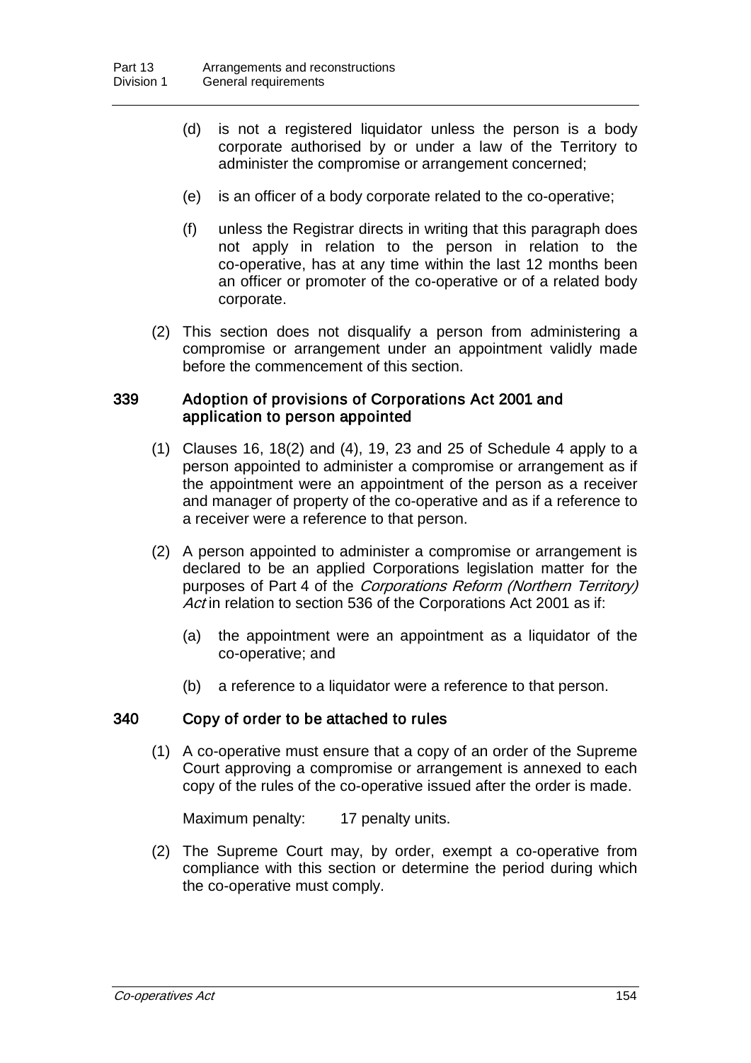(d) is not a registered liquidator unless the person is a body corporate authorised by or under a law of the Territory to administer the compromise or arrangement concerned;

(e) is an officer of a body corporate related to the co-operative;

(f) unless the Registrar directs in writing that this paragraph does not apply in relation to the person in relation to the co-operative, has at any time within the last 12 months been an officer or promoter of the co-operative or of a related body corporate.

(2) This section does not disqualify a person from administering a compromise or arrangement under an appointment validly made before the commencement of this section.

### 339 Adoption of provisions of Corporations Act 2001 and application to person appointed

(1) Clauses 16, 18(2) and (4), 19, 23 and 25 of Schedule 4 apply to a person appointed to administer a compromise or arrangement as if the appointment were an appointment of the person as a receiver and manager of property of the co-operative and as if a reference to a receiver were a reference to that person.

(2) A person appointed to administer a compromise or arrangement is declared to be an applied Corporations legislation matter for the purposes of Part 4 of the *Corporations Reform (Northern Territory) Act* in relation to section 536 of the Corporations Act 2001 as if:

(a) the appointment were an appointment as a liquidator of the co-operative; and

(b) a reference to a liquidator were a reference to that person.

### 340 Copy of order to be attached to rules

(1) A co-operative must ensure that a copy of an order of the Supreme Court approving a compromise or arrangement is annexed to each copy of the rules of the co-operative issued after the order is made.

Maximum penalty: 17 penalty units.

(2) The Supreme Court may, by order, exempt a co-operative from compliance with this section or determine the period during which the co-operative must comply.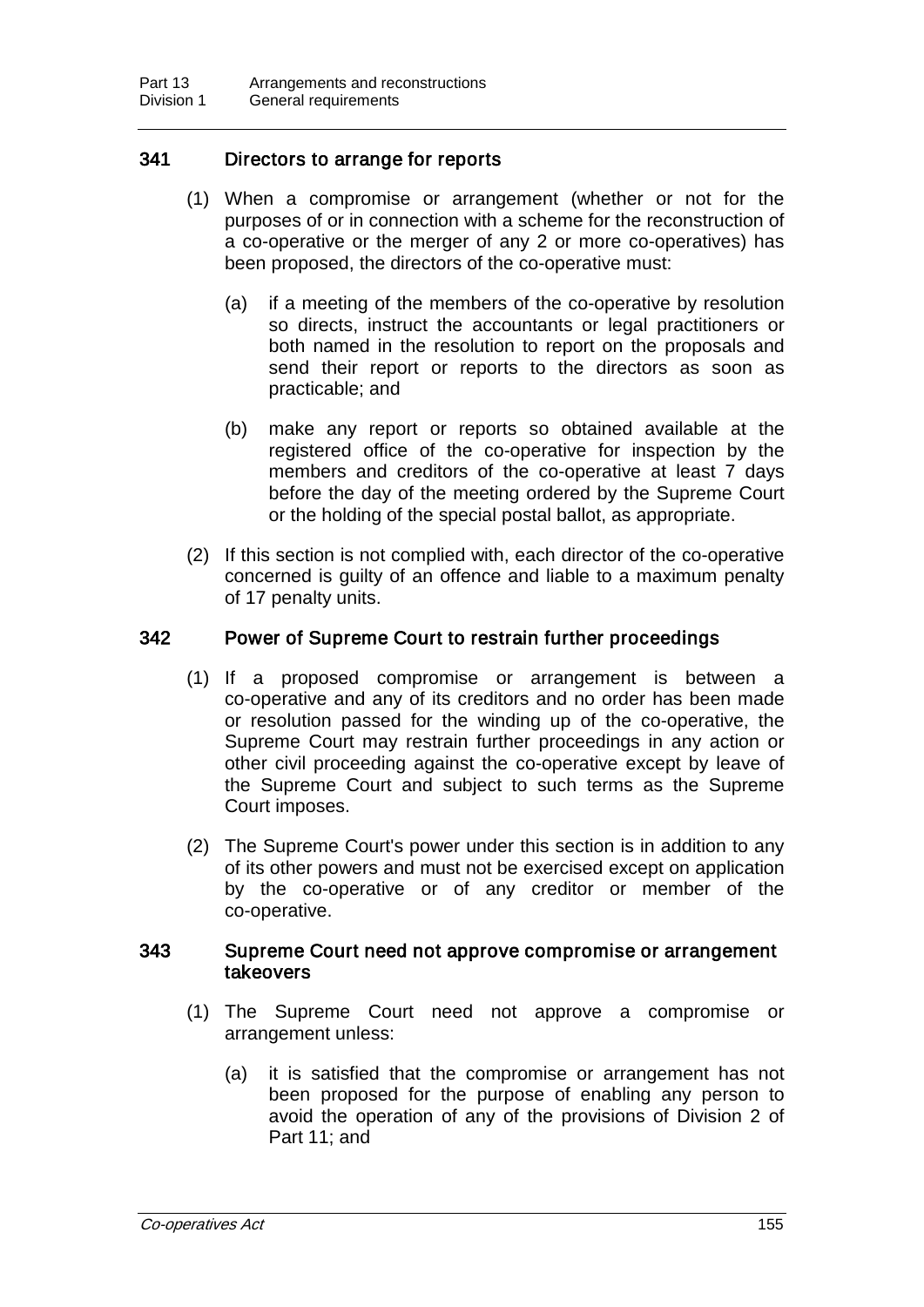### 341 Directors to arrange for reports

(1) When a compromise or arrangement (whether or not for the purposes of or in connection with a scheme for the reconstruction of a co-operative or the merger of any 2 or more co-operatives) has been proposed, the directors of the co-operative must:

(a) if a meeting of the members of the co-operative by resolution so directs, instruct the accountants or legal practitioners or both named in the resolution to report on the proposals and send their report or reports to the directors as soon as practicable; and

(b) make any report or reports so obtained available at the registered office of the co-operative for inspection by the members and creditors of the co-operative at least 7 days before the day of the meeting ordered by the Supreme Court or the holding of the special postal ballot, as appropriate.

(2) If this section is not complied with, each director of the co-operative concerned is guilty of an offence and liable to a maximum penalty of 17 penalty units.

### 342 Power of Supreme Court to restrain further proceedings

(1) If a proposed compromise or arrangement is between a co-operative and any of its creditors and no order has been made or resolution passed for the winding up of the co-operative, the Supreme Court may restrain further proceedings in any action or other civil proceeding against the co-operative except by leave of the Supreme Court and subject to such terms as the Supreme Court imposes.

(2) The Supreme Court's power under this section is in addition to any of its other powers and must not be exercised except on application by the co-operative or of any creditor or member of the co-operative.

### 343 Supreme Court need not approve compromise or arrangement takeovers

(1) The Supreme Court need not approve a compromise or arrangement unless:

(a) it is satisfied that the compromise or arrangement has not been proposed for the purpose of enabling any person to avoid the operation of any of the provisions of Division 2 of Part 11; and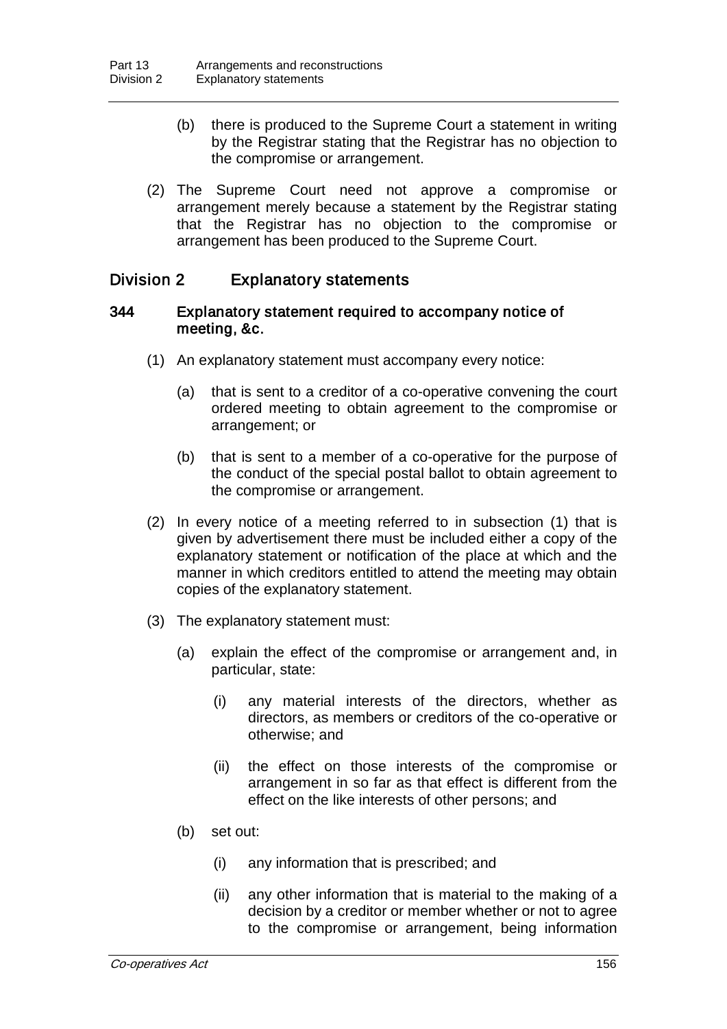(b) there is produced to the Supreme Court a statement in writing by the Registrar stating that the Registrar has no objection to the compromise or arrangement.

(2) The Supreme Court need not approve a compromise or arrangement merely because a statement by the Registrar stating that the Registrar has no objection to the compromise or arrangement has been produced to the Supreme Court.

## Division 2 Explanatory statements

### 344 Explanatory statement required to accompany notice of meeting, &c.

(1) An explanatory statement must accompany every notice:

(a) that is sent to a creditor of a co-operative convening the court ordered meeting to obtain agreement to the compromise or arrangement; or

(b) that is sent to a member of a co-operative for the purpose of the conduct of the special postal ballot to obtain agreement to the compromise or arrangement.

(2) In every notice of a meeting referred to in subsection (1) that is given by advertisement there must be included either a copy of the explanatory statement or notification of the place at which and the manner in which creditors entitled to attend the meeting may obtain copies of the explanatory statement.

(3) The explanatory statement must:

(a) explain the effect of the compromise or arrangement and, in particular, state:

(i) any material interests of the directors, whether as directors, as members or creditors of the co-operative or otherwise; and

(ii) the effect on those interests of the compromise or arrangement in so far as that effect is different from the effect on the like interests of other persons; and

(b) set out:

(i) any information that is prescribed; and

(ii) any other information that is material to the making of a decision by a creditor or member whether or not to agree to the compromise or arrangement, being information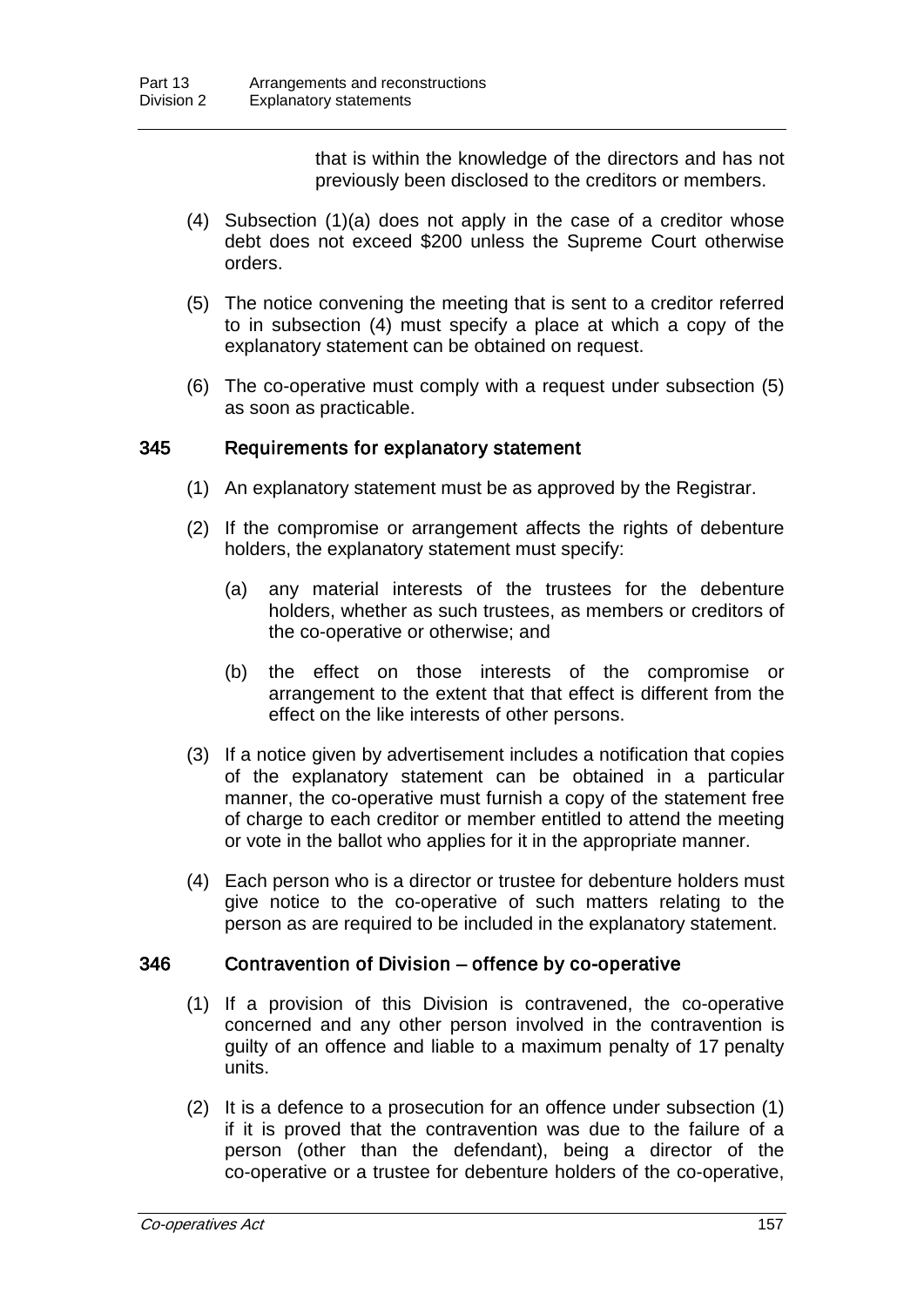that is within the knowledge of the directors and has not previously been disclosed to the creditors or members.

(4) Subsection (1)(a) does not apply in the case of a creditor whose debt does not exceed $200 unless the Supreme Court otherwise orders.

(5) The notice convening the meeting that is sent to a creditor referred to in subsection (4) must specify a place at which a copy of the explanatory statement can be obtained on request.

(6) The co-operative must comply with a request under subsection (5) as soon as practicable.

### 345 Requirements for explanatory statement

(1) An explanatory statement must be as approved by the Registrar.

(2) If the compromise or arrangement affects the rights of debenture holders, the explanatory statement must specify:

(a) any material interests of the trustees for the debenture holders, whether as such trustees, as members or creditors of the co-operative or otherwise; and

(b) the effect on those interests of the compromise or arrangement to the extent that that effect is different from the effect on the like interests of other persons.

(3) If a notice given by advertisement includes a notification that copies of the explanatory statement can be obtained in a particular manner, the co-operative must furnish a copy of the statement free of charge to each creditor or member entitled to attend the meeting or vote in the ballot who applies for it in the appropriate manner.

(4) Each person who is a director or trustee for debenture holders must give notice to the co-operative of such matters relating to the person as are required to be included in the explanatory statement.

### 346 Contravention of Division – offence by co-operative

(1) If a provision of this Division is contravened, the co-operative concerned and any other person involved in the contravention is guilty of an offence and liable to a maximum penalty of 17 penalty units.

(2) It is a defence to a prosecution for an offence under subsection (1) if it is proved that the contravention was due to the failure of a person (other than the defendant), being a director of the co-operative or a trustee for debenture holders of the co-operative,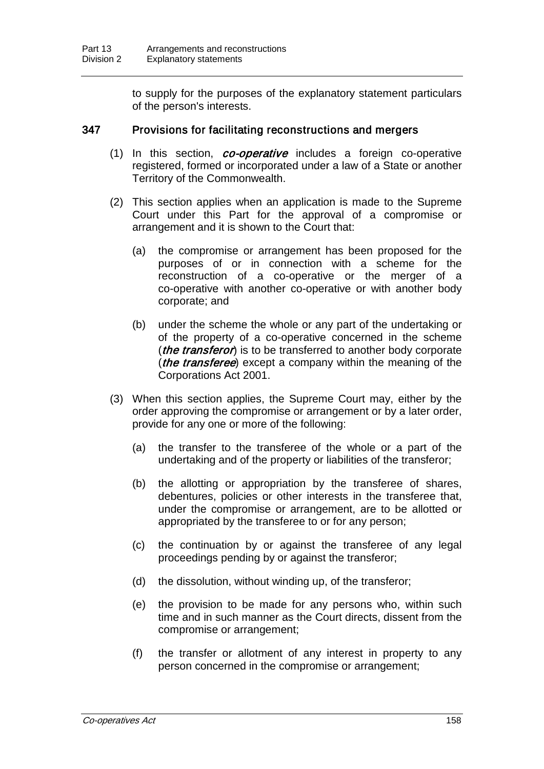to supply for the purposes of the explanatory statement particulars of the person's interests.

### 347 Provisions for facilitating reconstructions and mergers

(1) In this section, ***co-operative*** includes a foreign co-operative registered, formed or incorporated under a law of a State or another Territory of the Commonwealth.

(2) This section applies when an application is made to the Supreme Court under this Part for the approval of a compromise or arrangement and it is shown to the Court that:

(a) the compromise or arrangement has been proposed for the purposes of or in connection with a scheme for the reconstruction of a co-operative or the merger of a co-operative with another co-operative or with another body corporate; and

(b) under the scheme the whole or any part of the undertaking or of the property of a co-operative concerned in the scheme (***the transferor***) is to be transferred to another body corporate (***the transferee***) except a company within the meaning of the Corporations Act 2001.

(3) When this section applies, the Supreme Court may, either by the order approving the compromise or arrangement or by a later order, provide for any one or more of the following:

(a) the transfer to the transferee of the whole or a part of the undertaking and of the property or liabilities of the transferor;

(b) the allotting or appropriation by the transferee of shares, debentures, policies or other interests in the transferee that, under the compromise or arrangement, are to be allotted or appropriated by the transferee to or for any person;

(c) the continuation by or against the transferee of any legal proceedings pending by or against the transferor;

(d) the dissolution, without winding up, of the transferor;

(e) the provision to be made for any persons who, within such time and in such manner as the Court directs, dissent from the compromise or arrangement;

(f) the transfer or allotment of any interest in property to any person concerned in the compromise or arrangement;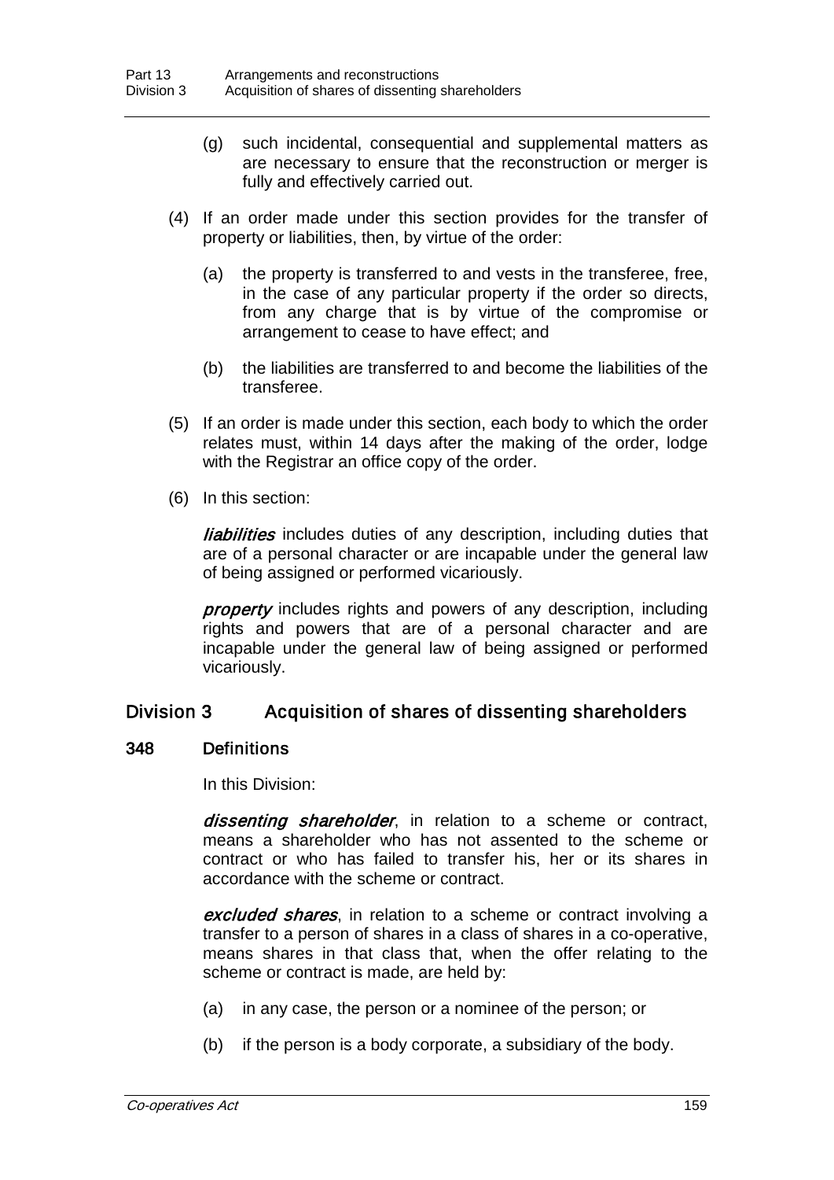(g) such incidental, consequential and supplemental matters as are necessary to ensure that the reconstruction or merger is fully and effectively carried out.

(4) If an order made under this section provides for the transfer of property or liabilities, then, by virtue of the order:

(a) the property is transferred to and vests in the transferee, free, in the case of any particular property if the order so directs, from any charge that is by virtue of the compromise or arrangement to cease to have effect; and

(b) the liabilities are transferred to and become the liabilities of the transferee.

(5) If an order is made under this section, each body to which the order relates must, within 14 days after the making of the order, lodge with the Registrar an office copy of the order.

(6) In this section:

***liabilities*** includes duties of any description, including duties that are of a personal character or are incapable under the general law of being assigned or performed vicariously.

***property*** includes rights and powers of any description, including rights and powers that are of a personal character and are incapable under the general law of being assigned or performed vicariously.

## Division 3 Acquisition of shares of dissenting shareholders

### 348 Definitions

In this Division:

***dissenting shareholder***, in relation to a scheme or contract, means a shareholder who has not assented to the scheme or contract or who has failed to transfer his, her or its shares in accordance with the scheme or contract.

***excluded shares***, in relation to a scheme or contract involving a transfer to a person of shares in a class of shares in a co-operative, means shares in that class that, when the offer relating to the scheme or contract is made, are held by:

(a) in any case, the person or a nominee of the person; or

(b) if the person is a body corporate, a subsidiary of the body.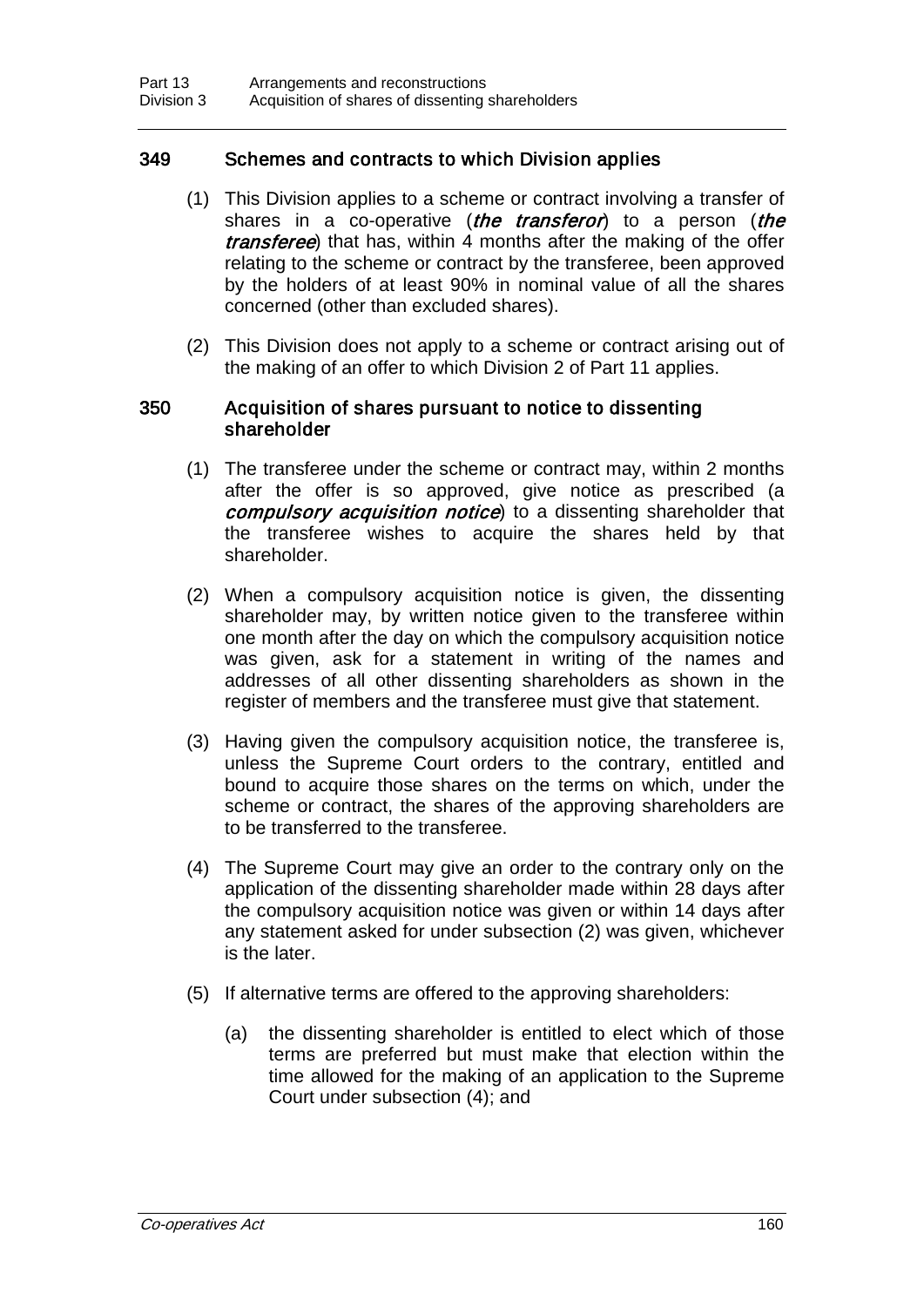## 349 Schemes and contracts to which Division applies

(1) This Division applies to a scheme or contract involving a transfer of shares in a co-operative (***the transferor***) to a person (***the transferee***) that has, within 4 months after the making of the offer relating to the scheme or contract by the transferee, been approved by the holders of at least 90% in nominal value of all the shares concerned (other than excluded shares).

(2) This Division does not apply to a scheme or contract arising out of the making of an offer to which Division 2 of Part 11 applies.

## 350 Acquisition of shares pursuant to notice to dissenting shareholder

(1) The transferee under the scheme or contract may, within 2 months after the offer is so approved, give notice as prescribed (a ***compulsory acquisition notice***) to a dissenting shareholder that the transferee wishes to acquire the shares held by that shareholder.

(2) When a compulsory acquisition notice is given, the dissenting shareholder may, by written notice given to the transferee within one month after the day on which the compulsory acquisition notice was given, ask for a statement in writing of the names and addresses of all other dissenting shareholders as shown in the register of members and the transferee must give that statement.

(3) Having given the compulsory acquisition notice, the transferee is, unless the Supreme Court orders to the contrary, entitled and bound to acquire those shares on the terms on which, under the scheme or contract, the shares of the approving shareholders are to be transferred to the transferee.

(4) The Supreme Court may give an order to the contrary only on the application of the dissenting shareholder made within 28 days after the compulsory acquisition notice was given or within 14 days after any statement asked for under subsection (2) was given, whichever is the later.

(5) If alternative terms are offered to the approving shareholders:

(a) the dissenting shareholder is entitled to elect which of those terms are preferred but must make that election within the time allowed for the making of an application to the Supreme Court under subsection (4); and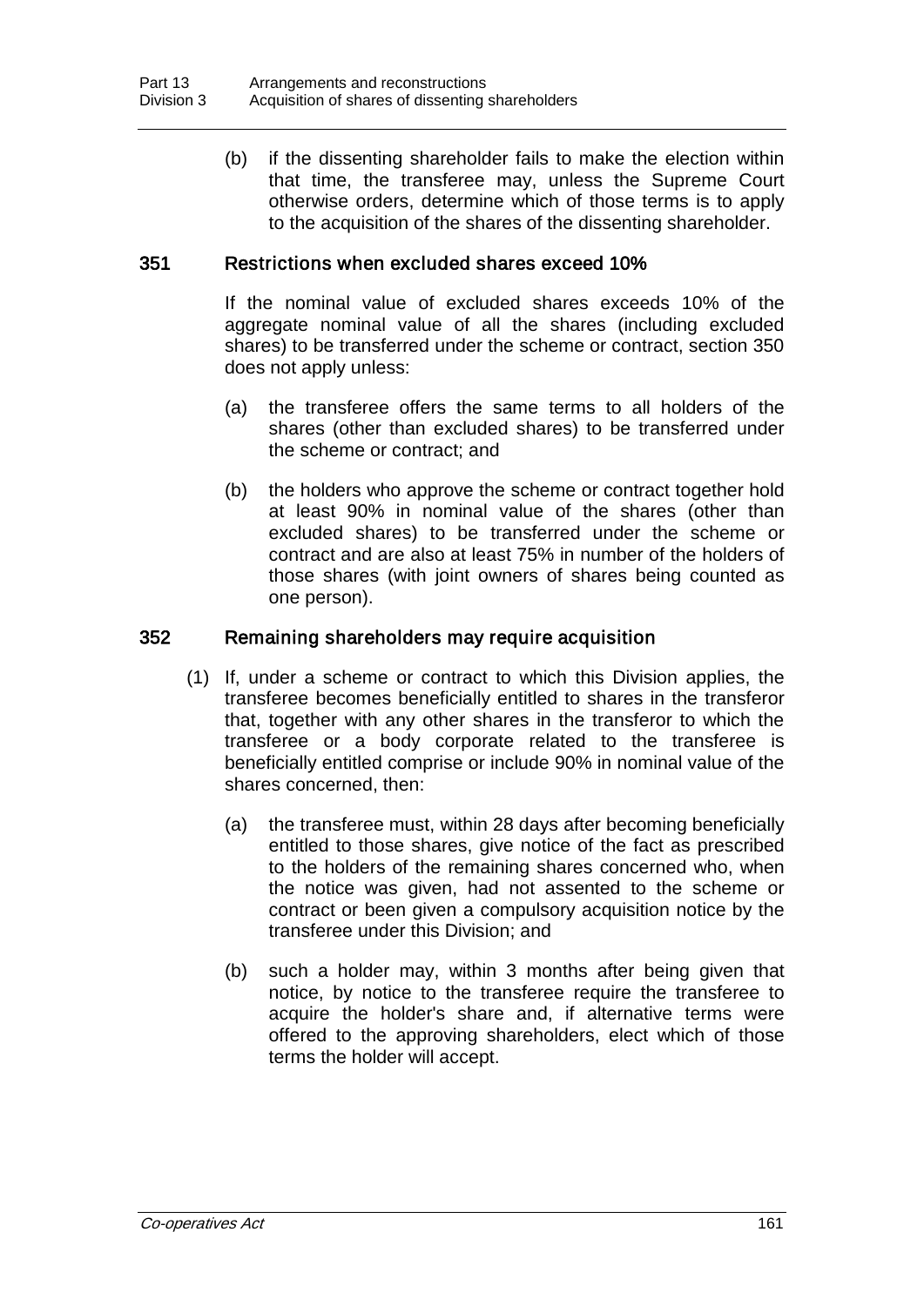(b) if the dissenting shareholder fails to make the election within that time, the transferee may, unless the Supreme Court otherwise orders, determine which of those terms is to apply to the acquisition of the shares of the dissenting shareholder.

### 351 Restrictions when excluded shares exceed 10%

If the nominal value of excluded shares exceeds 10% of the aggregate nominal value of all the shares (including excluded shares) to be transferred under the scheme or contract, section 350 does not apply unless:

(a) the transferee offers the same terms to all holders of the shares (other than excluded shares) to be transferred under the scheme or contract; and

(b) the holders who approve the scheme or contract together hold at least 90% in nominal value of the shares (other than excluded shares) to be transferred under the scheme or contract and are also at least 75% in number of the holders of those shares (with joint owners of shares being counted as one person).

### 352 Remaining shareholders may require acquisition

(1) If, under a scheme or contract to which this Division applies, the transferee becomes beneficially entitled to shares in the transferor that, together with any other shares in the transferor to which the transferee or a body corporate related to the transferee is beneficially entitled comprise or include 90% in nominal value of the shares concerned, then:

(a) the transferee must, within 28 days after becoming beneficially entitled to those shares, give notice of the fact as prescribed to the holders of the remaining shares concerned who, when the notice was given, had not assented to the scheme or contract or been given a compulsory acquisition notice by the transferee under this Division; and

(b) such a holder may, within 3 months after being given that notice, by notice to the transferee require the transferee to acquire the holder's share and, if alternative terms were offered to the approving shareholders, elect which of those terms the holder will accept.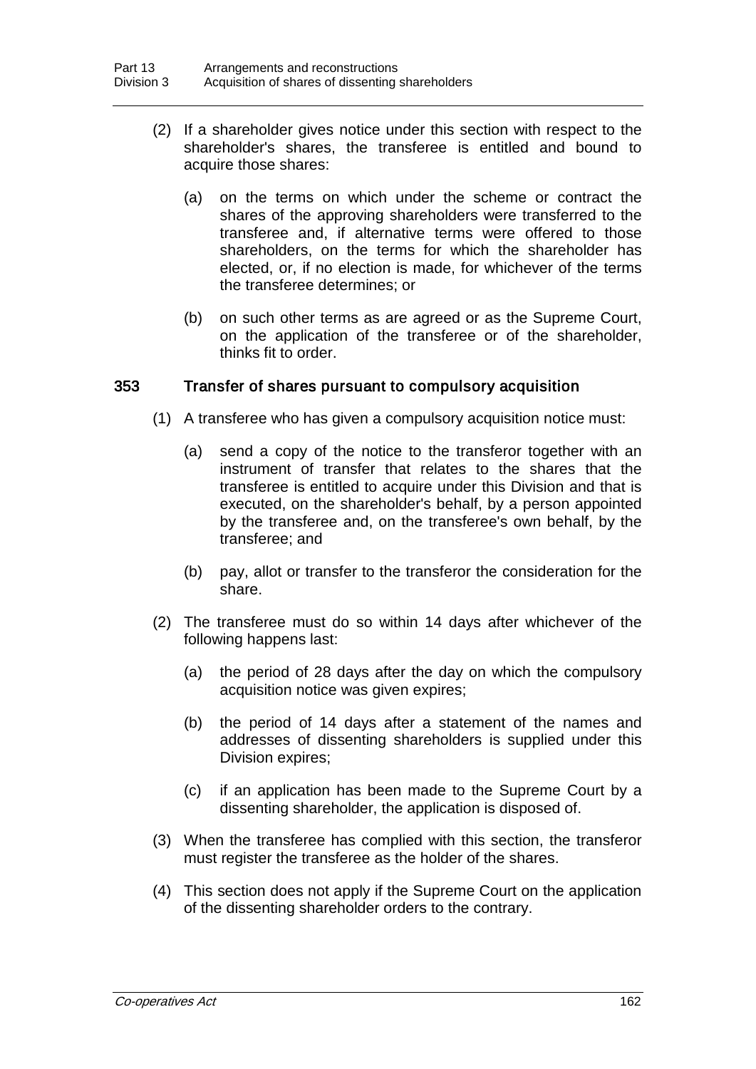(2) If a shareholder gives notice under this section with respect to the shareholder's shares, the transferee is entitled and bound to acquire those shares:

(a) on the terms on which under the scheme or contract the shares of the approving shareholders were transferred to the transferee and, if alternative terms were offered to those shareholders, on the terms for which the shareholder has elected, or, if no election is made, for whichever of the terms the transferee determines; or

(b) on such other terms as are agreed or as the Supreme Court, on the application of the transferee or of the shareholder, thinks fit to order.

### 353 Transfer of shares pursuant to compulsory acquisition

(1) A transferee who has given a compulsory acquisition notice must:

(a) send a copy of the notice to the transferor together with an instrument of transfer that relates to the shares that the transferee is entitled to acquire under this Division and that is executed, on the shareholder's behalf, by a person appointed by the transferee and, on the transferee's own behalf, by the transferee; and

(b) pay, allot or transfer to the transferor the consideration for the share.

(2) The transferee must do so within 14 days after whichever of the following happens last:

(a) the period of 28 days after the day on which the compulsory acquisition notice was given expires;

(b) the period of 14 days after a statement of the names and addresses of dissenting shareholders is supplied under this Division expires;

(c) if an application has been made to the Supreme Court by a dissenting shareholder, the application is disposed of.

(3) When the transferee has complied with this section, the transferor must register the transferee as the holder of the shares.

(4) This section does not apply if the Supreme Court on the application of the dissenting shareholder orders to the contrary.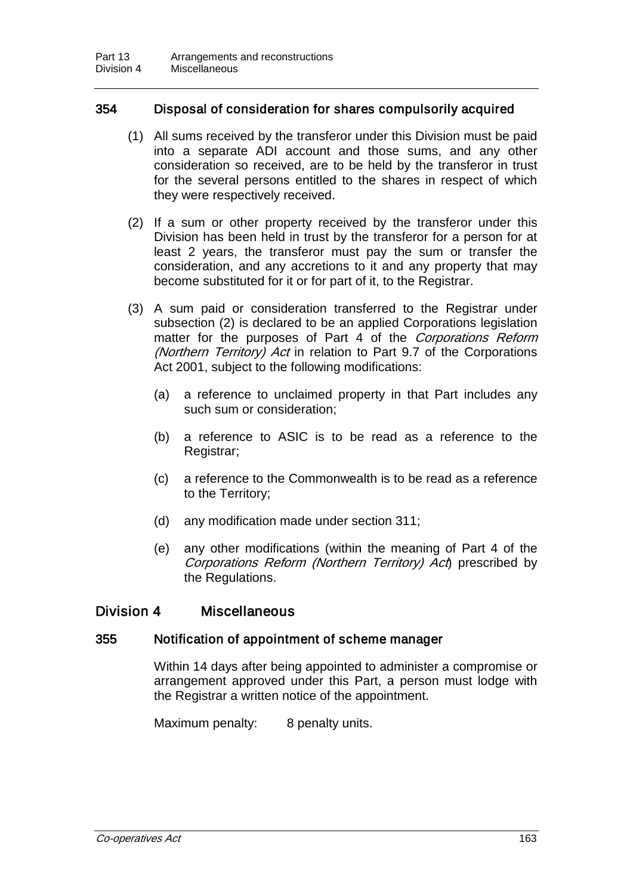### 354 Disposal of consideration for shares compulsorily acquired

(1) All sums received by the transferor under this Division must be paid into a separate ADI account and those sums, and any other consideration so received, are to be held by the transferor in trust for the several persons entitled to the shares in respect of which they were respectively received.

(2) If a sum or other property received by the transferor under this Division has been held in trust by the transferor for a person for at least 2 years, the transferor must pay the sum or transfer the consideration, and any accretions to it and any property that may become substituted for it or for part of it, to the Registrar.

(3) A sum paid or consideration transferred to the Registrar under subsection (2) is declared to be an applied Corporations legislation matter for the purposes of Part 4 of the *Corporations Reform (Northern Territory) Act* in relation to Part 9.7 of the Corporations Act 2001, subject to the following modifications:

(a) a reference to unclaimed property in that Part includes any such sum or consideration;

(b) a reference to ASIC is to be read as a reference to the Registrar;

(c) a reference to the Commonwealth is to be read as a reference to the Territory;

(d) any modification made under section 311;

(e) any other modifications (within the meaning of Part 4 of the *Corporations Reform (Northern Territory) Act*) prescribed by the Regulations.

## Division 4 Miscellaneous

### 355 Notification of appointment of scheme manager

Within 14 days after being appointed to administer a compromise or arrangement approved under this Part, a person must lodge with the Registrar a written notice of the appointment.

Maximum penalty: 8 penalty units.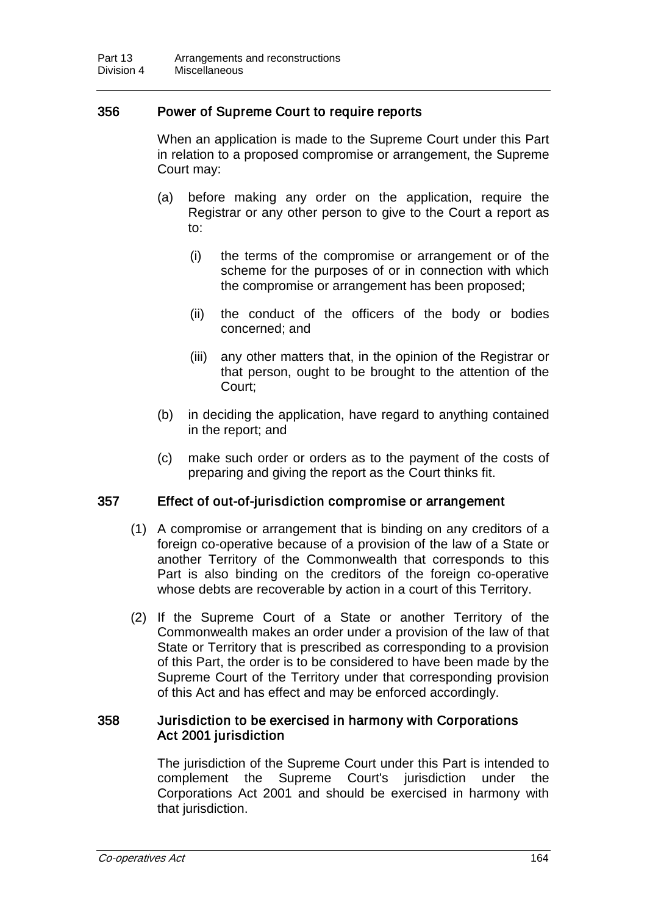### 356 Power of Supreme Court to require reports

When an application is made to the Supreme Court under this Part in relation to a proposed compromise or arrangement, the Supreme Court may:

(a) before making any order on the application, require the Registrar or any other person to give to the Court a report as to:

  (i) the terms of the compromise or arrangement or of the scheme for the purposes of or in connection with which the compromise or arrangement has been proposed;

  (ii) the conduct of the officers of the body or bodies concerned; and

  (iii) any other matters that, in the opinion of the Registrar or that person, ought to be brought to the attention of the Court;

(b) in deciding the application, have regard to anything contained in the report; and

(c) make such order or orders as to the payment of the costs of preparing and giving the report as the Court thinks fit.

### 357 Effect of out-of-jurisdiction compromise or arrangement

(1) A compromise or arrangement that is binding on any creditors of a foreign co-operative because of a provision of the law of a State or another Territory of the Commonwealth that corresponds to this Part is also binding on the creditors of the foreign co-operative whose debts are recoverable by action in a court of this Territory.

(2) If the Supreme Court of a State or another Territory of the Commonwealth makes an order under a provision of the law of that State or Territory that is prescribed as corresponding to a provision of this Part, the order is to be considered to have been made by the Supreme Court of the Territory under that corresponding provision of this Act and has effect and may be enforced accordingly.

### 358 Jurisdiction to be exercised in harmony with Corporations Act 2001 jurisdiction

The jurisdiction of the Supreme Court under this Part is intended to complement the Supreme Court's jurisdiction under the Corporations Act 2001 and should be exercised in harmony with that jurisdiction.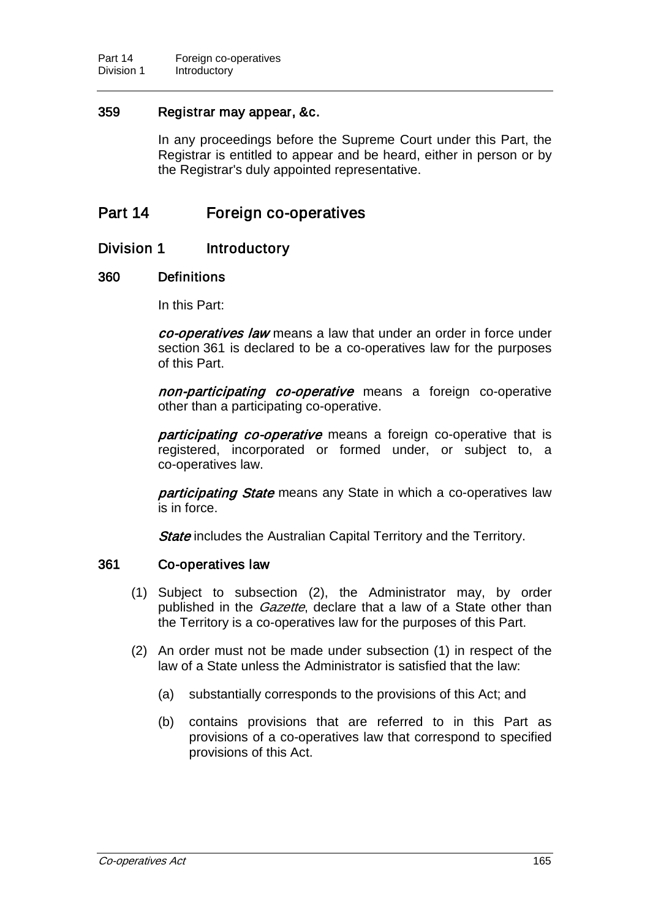### 359 Registrar may appear, &c.

In any proceedings before the Supreme Court under this Part, the Registrar is entitled to appear and be heard, either in person or by the Registrar's duly appointed representative.

# Part 14 Foreign co-operatives

## Division 1 Introductory

### 360 Definitions

In this Part:

***co-operatives law*** means a law that under an order in force under section 361 is declared to be a co-operatives law for the purposes of this Part.

***non-participating co-operative*** means a foreign co-operative other than a participating co-operative.

***participating co-operative*** means a foreign co-operative that is registered, incorporated or formed under, or subject to, a co-operatives law.

***participating State*** means any State in which a co-operatives law is in force.

***State*** includes the Australian Capital Territory and the Territory.

### 361 Co-operatives law

(1) Subject to subsection (2), the Administrator may, by order published in the *Gazette*, declare that a law of a State other than the Territory is a co-operatives law for the purposes of this Part.

(2) An order must not be made under subsection (1) in respect of the law of a State unless the Administrator is satisfied that the law:

(a) substantially corresponds to the provisions of this Act; and

(b) contains provisions that are referred to in this Part as provisions of a co-operatives law that correspond to specified provisions of this Act.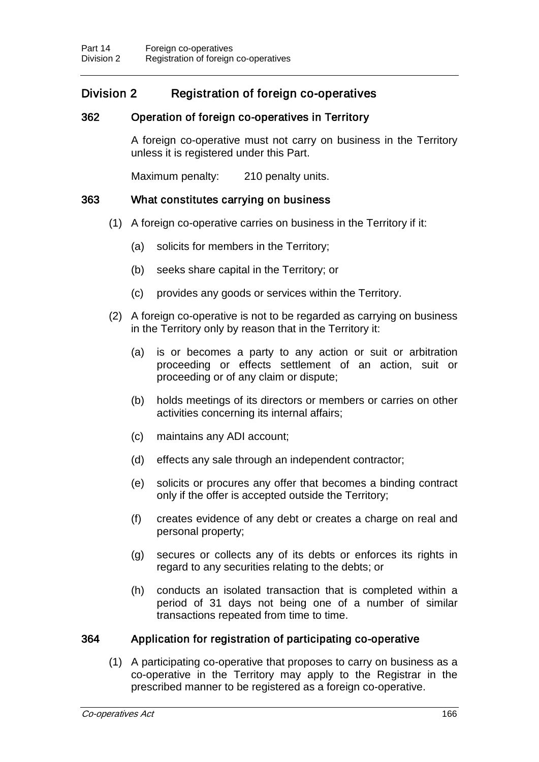## Division 2 Registration of foreign co-operatives

### 362 Operation of foreign co-operatives in Territory

A foreign co-operative must not carry on business in the Territory unless it is registered under this Part.

Maximum penalty: 210 penalty units.

### 363 What constitutes carrying on business

(1) A foreign co-operative carries on business in the Territory if it:

(a) solicits for members in the Territory;

(b) seeks share capital in the Territory; or

(c) provides any goods or services within the Territory.

(2) A foreign co-operative is not to be regarded as carrying on business in the Territory only by reason that in the Territory it:

(a) is or becomes a party to any action or suit or arbitration proceeding or effects settlement of an action, suit or proceeding or of any claim or dispute;

(b) holds meetings of its directors or members or carries on other activities concerning its internal affairs;

(c) maintains any ADI account;

(d) effects any sale through an independent contractor;

(e) solicits or procures any offer that becomes a binding contract only if the offer is accepted outside the Territory;

(f) creates evidence of any debt or creates a charge on real and personal property;

(g) secures or collects any of its debts or enforces its rights in regard to any securities relating to the debts; or

(h) conducts an isolated transaction that is completed within a period of 31 days not being one of a number of similar transactions repeated from time to time.

### 364 Application for registration of participating co-operative

(1) A participating co-operative that proposes to carry on business as a co-operative in the Territory may apply to the Registrar in the prescribed manner to be registered as a foreign co-operative.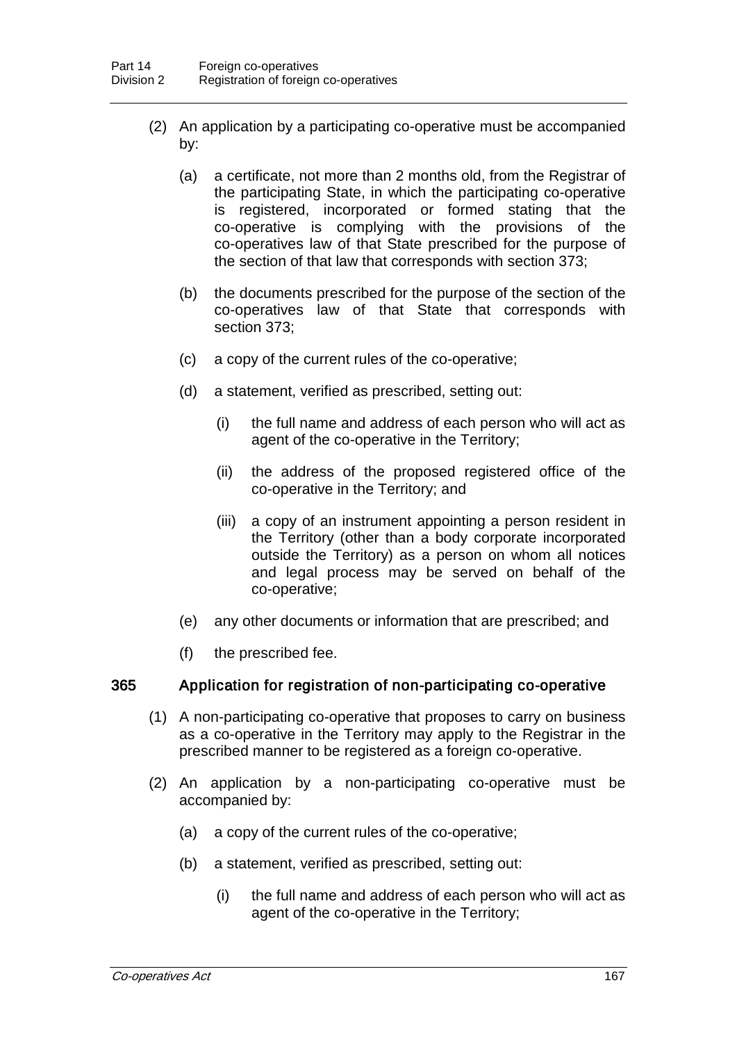(2) An application by a participating co-operative must be accompanied by:

(a) a certificate, not more than 2 months old, from the Registrar of the participating State, in which the participating co-operative is registered, incorporated or formed stating that the co-operative is complying with the provisions of the co-operatives law of that State prescribed for the purpose of the section of that law that corresponds with section 373;

(b) the documents prescribed for the purpose of the section of the co-operatives law of that State that corresponds with section 373;

(c) a copy of the current rules of the co-operative;

(d) a statement, verified as prescribed, setting out:

(i) the full name and address of each person who will act as agent of the co-operative in the Territory;

(ii) the address of the proposed registered office of the co-operative in the Territory; and

(iii) a copy of an instrument appointing a person resident in the Territory (other than a body corporate incorporated outside the Territory) as a person on whom all notices and legal process may be served on behalf of the co-operative;

(e) any other documents or information that are prescribed; and

(f) the prescribed fee.

### 365 Application for registration of non-participating co-operative

(1) A non-participating co-operative that proposes to carry on business as a co-operative in the Territory may apply to the Registrar in the prescribed manner to be registered as a foreign co-operative.

(2) An application by a non-participating co-operative must be accompanied by:

(a) a copy of the current rules of the co-operative;

(b) a statement, verified as prescribed, setting out:

(i) the full name and address of each person who will act as agent of the co-operative in the Territory;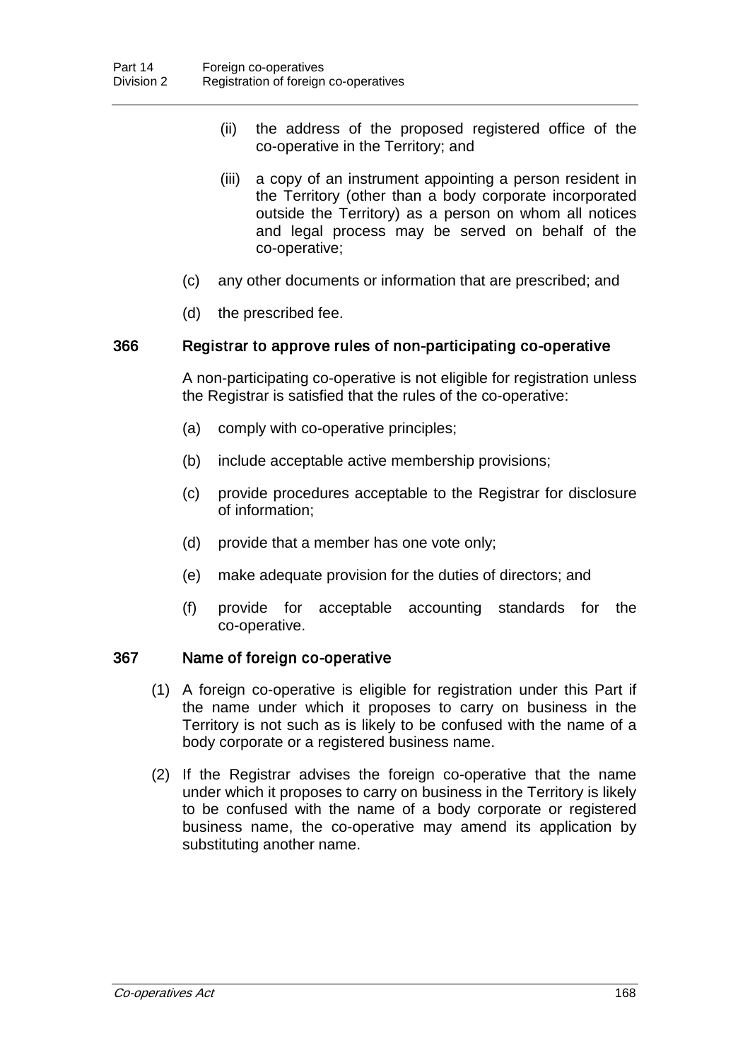(ii) the address of the proposed registered office of the co-operative in the Territory; and

(iii) a copy of an instrument appointing a person resident in the Territory (other than a body corporate incorporated outside the Territory) as a person on whom all notices and legal process may be served on behalf of the co-operative;

(c) any other documents or information that are prescribed; and

(d) the prescribed fee.

### 366 Registrar to approve rules of non-participating co-operative

A non-participating co-operative is not eligible for registration unless the Registrar is satisfied that the rules of the co-operative:

(a) comply with co-operative principles;

(b) include acceptable active membership provisions;

(c) provide procedures acceptable to the Registrar for disclosure of information;

(d) provide that a member has one vote only;

(e) make adequate provision for the duties of directors; and

(f) provide for acceptable accounting standards for the co-operative.

### 367 Name of foreign co-operative

(1) A foreign co-operative is eligible for registration under this Part if the name under which it proposes to carry on business in the Territory is not such as is likely to be confused with the name of a body corporate or a registered business name.

(2) If the Registrar advises the foreign co-operative that the name under which it proposes to carry on business in the Territory is likely to be confused with the name of a body corporate or registered business name, the co-operative may amend its application by substituting another name.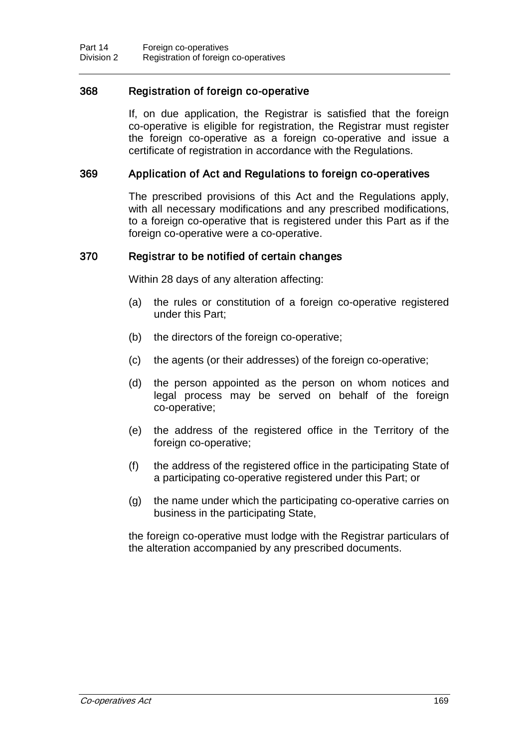### 368 Registration of foreign co-operative

If, on due application, the Registrar is satisfied that the foreign co-operative is eligible for registration, the Registrar must register the foreign co-operative as a foreign co-operative and issue a certificate of registration in accordance with the Regulations.

### 369 Application of Act and Regulations to foreign co-operatives

The prescribed provisions of this Act and the Regulations apply, with all necessary modifications and any prescribed modifications, to a foreign co-operative that is registered under this Part as if the foreign co-operative were a co-operative.

### 370 Registrar to be notified of certain changes

Within 28 days of any alteration affecting:

(a) the rules or constitution of a foreign co-operative registered under this Part;

(b) the directors of the foreign co-operative;

(c) the agents (or their addresses) of the foreign co-operative;

(d) the person appointed as the person on whom notices and legal process may be served on behalf of the foreign co-operative;

(e) the address of the registered office in the Territory of the foreign co-operative;

(f) the address of the registered office in the participating State of a participating co-operative registered under this Part; or

(g) the name under which the participating co-operative carries on business in the participating State,

the foreign co-operative must lodge with the Registrar particulars of the alteration accompanied by any prescribed documents.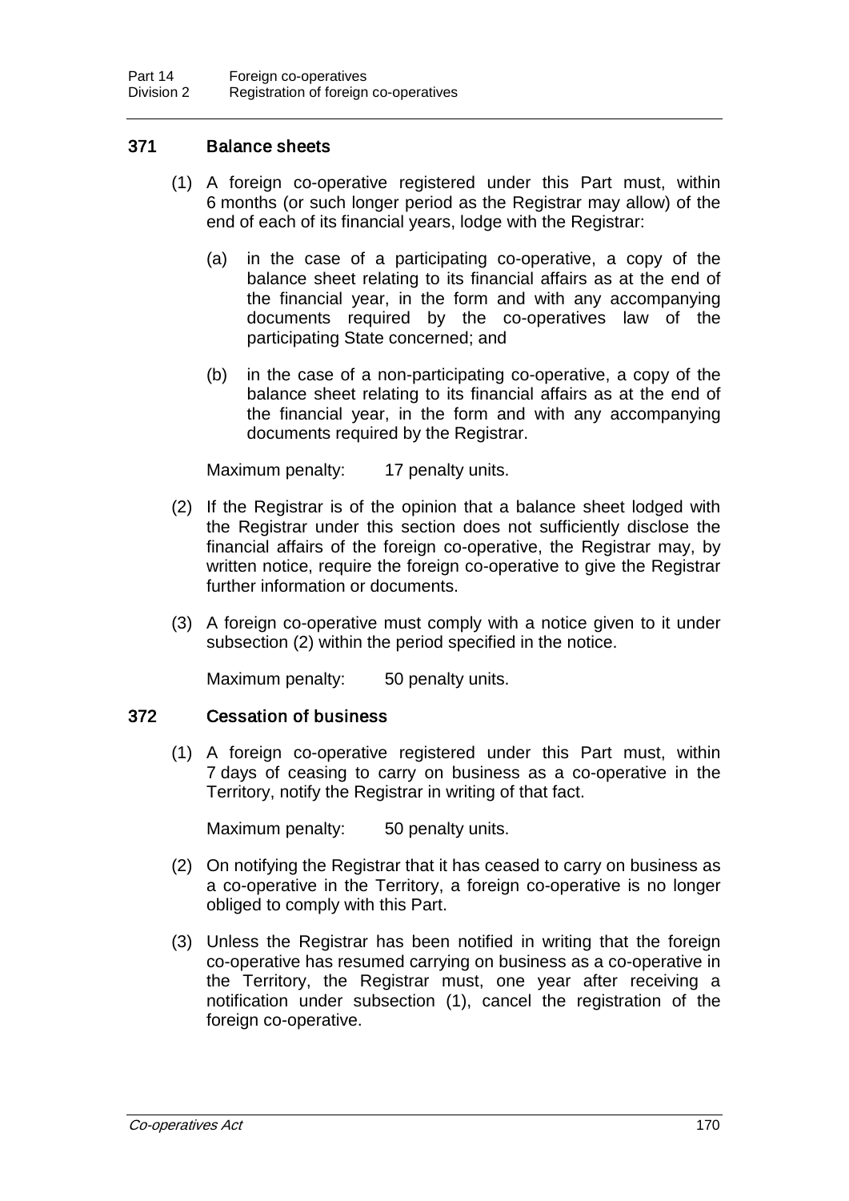### 371 Balance sheets

(1) A foreign co-operative registered under this Part must, within 6 months (or such longer period as the Registrar may allow) of the end of each of its financial years, lodge with the Registrar:

(a) in the case of a participating co-operative, a copy of the balance sheet relating to its financial affairs as at the end of the financial year, in the form and with any accompanying documents required by the co-operatives law of the participating State concerned; and

(b) in the case of a non-participating co-operative, a copy of the balance sheet relating to its financial affairs as at the end of the financial year, in the form and with any accompanying documents required by the Registrar.

Maximum penalty: 17 penalty units.

(2) If the Registrar is of the opinion that a balance sheet lodged with the Registrar under this section does not sufficiently disclose the financial affairs of the foreign co-operative, the Registrar may, by written notice, require the foreign co-operative to give the Registrar further information or documents.

(3) A foreign co-operative must comply with a notice given to it under subsection (2) within the period specified in the notice.

Maximum penalty: 50 penalty units.

### 372 Cessation of business

(1) A foreign co-operative registered under this Part must, within 7 days of ceasing to carry on business as a co-operative in the Territory, notify the Registrar in writing of that fact.

Maximum penalty: 50 penalty units.

(2) On notifying the Registrar that it has ceased to carry on business as a co-operative in the Territory, a foreign co-operative is no longer obliged to comply with this Part.

(3) Unless the Registrar has been notified in writing that the foreign co-operative has resumed carrying on business as a co-operative in the Territory, the Registrar must, one year after receiving a notification under subsection (1), cancel the registration of the foreign co-operative.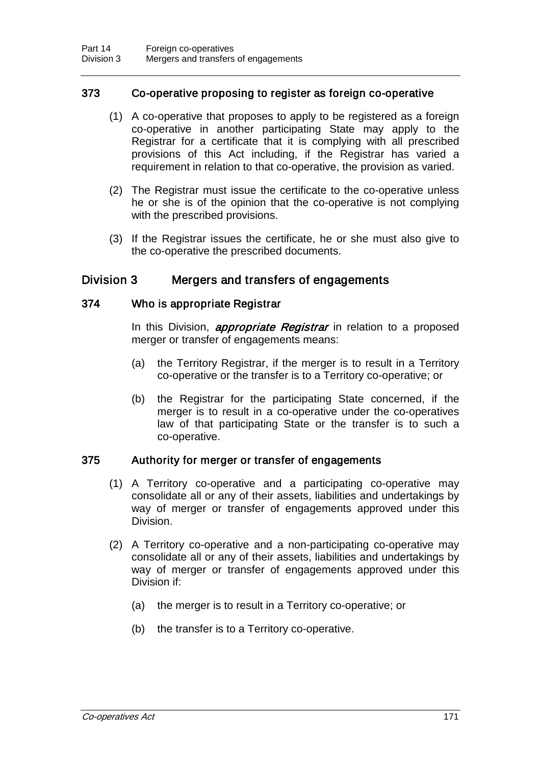### 373 Co-operative proposing to register as foreign co-operative

(1) A co-operative that proposes to apply to be registered as a foreign co-operative in another participating State may apply to the Registrar for a certificate that it is complying with all prescribed provisions of this Act including, if the Registrar has varied a requirement in relation to that co-operative, the provision as varied.

(2) The Registrar must issue the certificate to the co-operative unless he or she is of the opinion that the co-operative is not complying with the prescribed provisions.

(3) If the Registrar issues the certificate, he or she must also give to the co-operative the prescribed documents.

## Division 3 Mergers and transfers of engagements

### 374 Who is appropriate Registrar

In this Division, ***appropriate Registrar*** in relation to a proposed merger or transfer of engagements means:

(a) the Territory Registrar, if the merger is to result in a Territory co-operative or the transfer is to a Territory co-operative; or

(b) the Registrar for the participating State concerned, if the merger is to result in a co-operative under the co-operatives law of that participating State or the transfer is to such a co-operative.

### 375 Authority for merger or transfer of engagements

(1) A Territory co-operative and a participating co-operative may consolidate all or any of their assets, liabilities and undertakings by way of merger or transfer of engagements approved under this Division.

(2) A Territory co-operative and a non-participating co-operative may consolidate all or any of their assets, liabilities and undertakings by way of merger or transfer of engagements approved under this Division if:

(a) the merger is to result in a Territory co-operative; or

(b) the transfer is to a Territory co-operative.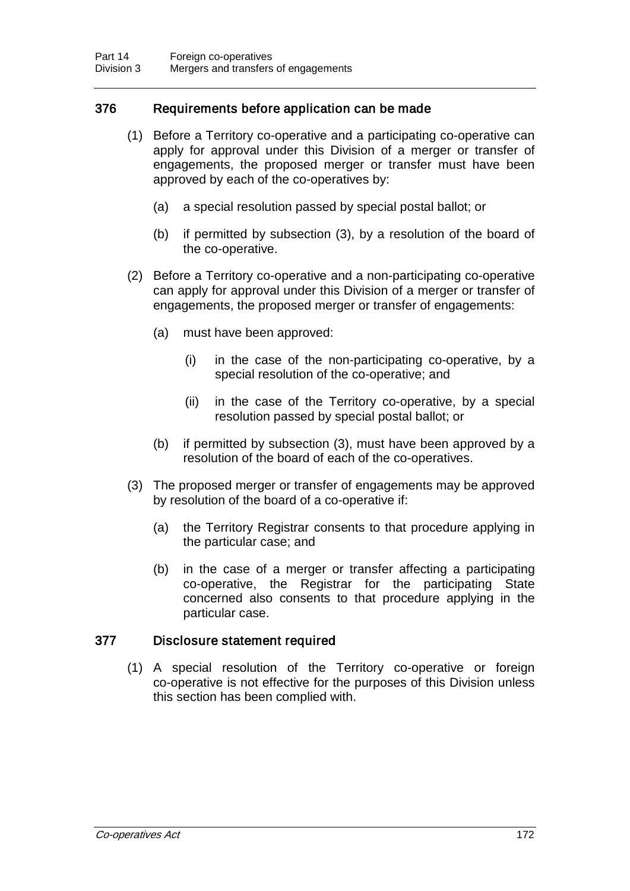### 376 Requirements before application can be made

(1) Before a Territory co-operative and a participating co-operative can apply for approval under this Division of a merger or transfer of engagements, the proposed merger or transfer must have been approved by each of the co-operatives by:

(a) a special resolution passed by special postal ballot; or

(b) if permitted by subsection (3), by a resolution of the board of the co-operative.

(2) Before a Territory co-operative and a non-participating co-operative can apply for approval under this Division of a merger or transfer of engagements, the proposed merger or transfer of engagements:

(a) must have been approved:

(i) in the case of the non-participating co-operative, by a special resolution of the co-operative; and

(ii) in the case of the Territory co-operative, by a special resolution passed by special postal ballot; or

(b) if permitted by subsection (3), must have been approved by a resolution of the board of each of the co-operatives.

(3) The proposed merger or transfer of engagements may be approved by resolution of the board of a co-operative if:

(a) the Territory Registrar consents to that procedure applying in the particular case; and

(b) in the case of a merger or transfer affecting a participating co-operative, the Registrar for the participating State concerned also consents to that procedure applying in the particular case.

### 377 Disclosure statement required

(1) A special resolution of the Territory co-operative or foreign co-operative is not effective for the purposes of this Division unless this section has been complied with.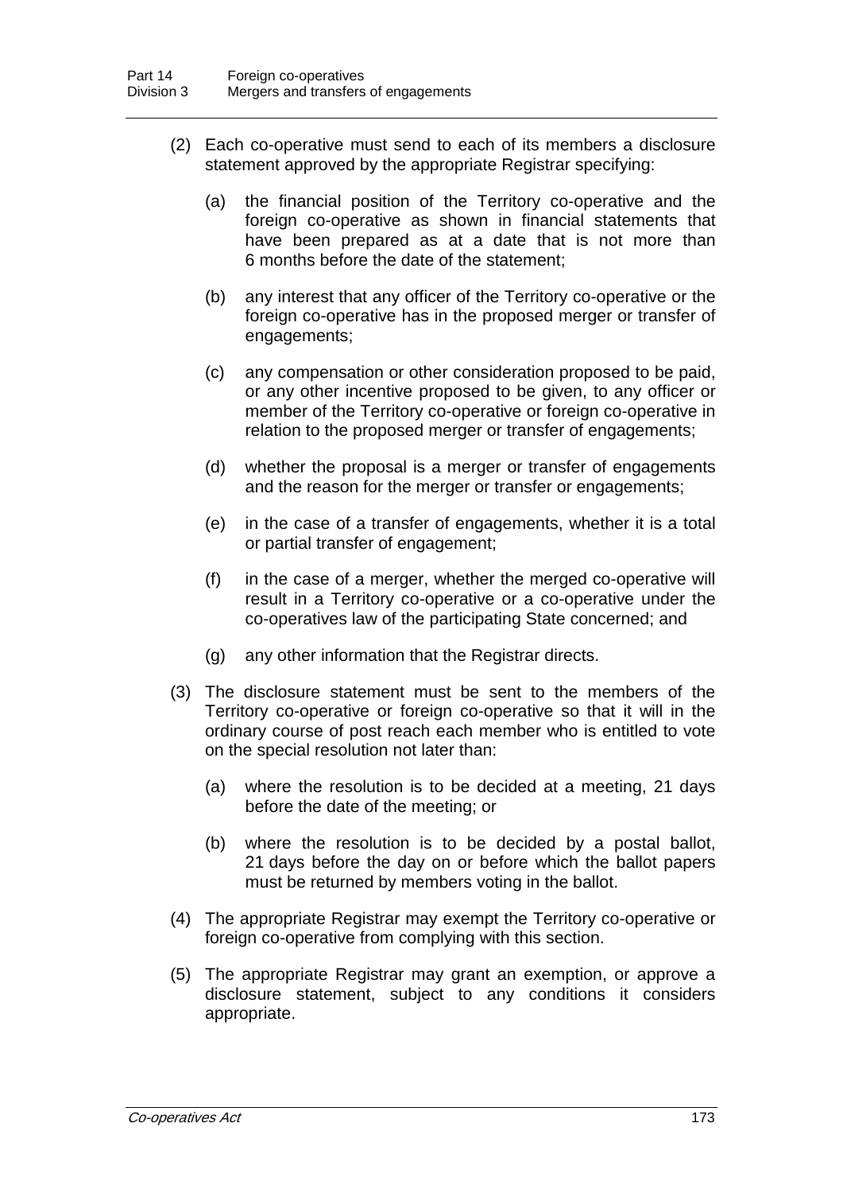(2) Each co-operative must send to each of its members a disclosure statement approved by the appropriate Registrar specifying:

(a) the financial position of the Territory co-operative and the foreign co-operative as shown in financial statements that have been prepared as at a date that is not more than 6 months before the date of the statement;

(b) any interest that any officer of the Territory co-operative or the foreign co-operative has in the proposed merger or transfer of engagements;

(c) any compensation or other consideration proposed to be paid, or any other incentive proposed to be given, to any officer or member of the Territory co-operative or foreign co-operative in relation to the proposed merger or transfer of engagements;

(d) whether the proposal is a merger or transfer of engagements and the reason for the merger or transfer or engagements;

(e) in the case of a transfer of engagements, whether it is a total or partial transfer of engagement;

(f) in the case of a merger, whether the merged co-operative will result in a Territory co-operative or a co-operative under the co-operatives law of the participating State concerned; and

(g) any other information that the Registrar directs.

(3) The disclosure statement must be sent to the members of the Territory co-operative or foreign co-operative so that it will in the ordinary course of post reach each member who is entitled to vote on the special resolution not later than:

(a) where the resolution is to be decided at a meeting, 21 days before the date of the meeting; or

(b) where the resolution is to be decided by a postal ballot, 21 days before the day on or before which the ballot papers must be returned by members voting in the ballot.

(4) The appropriate Registrar may exempt the Territory co-operative or foreign co-operative from complying with this section.

(5) The appropriate Registrar may grant an exemption, or approve a disclosure statement, subject to any conditions it considers appropriate.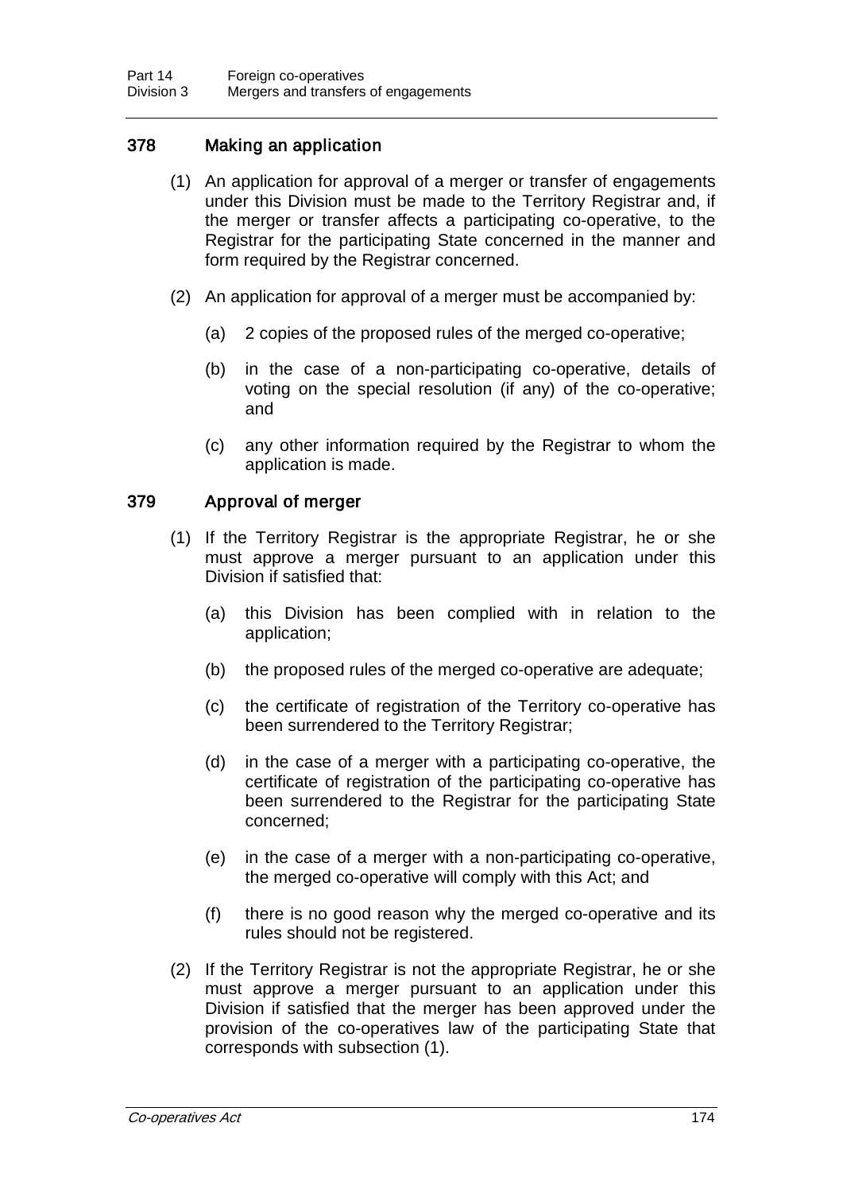### 378 Making an application

(1) An application for approval of a merger or transfer of engagements under this Division must be made to the Territory Registrar and, if the merger or transfer affects a participating co-operative, to the Registrar for the participating State concerned in the manner and form required by the Registrar concerned.

(2) An application for approval of a merger must be accompanied by:

(a) 2 copies of the proposed rules of the merged co-operative;

(b) in the case of a non-participating co-operative, details of voting on the special resolution (if any) of the co-operative; and

(c) any other information required by the Registrar to whom the application is made.

### 379 Approval of merger

(1) If the Territory Registrar is the appropriate Registrar, he or she must approve a merger pursuant to an application under this Division if satisfied that:

(a) this Division has been complied with in relation to the application;

(b) the proposed rules of the merged co-operative are adequate;

(c) the certificate of registration of the Territory co-operative has been surrendered to the Territory Registrar;

(d) in the case of a merger with a participating co-operative, the certificate of registration of the participating co-operative has been surrendered to the Registrar for the participating State concerned;

(e) in the case of a merger with a non-participating co-operative, the merged co-operative will comply with this Act; and

(f) there is no good reason why the merged co-operative and its rules should not be registered.

(2) If the Territory Registrar is not the appropriate Registrar, he or she must approve a merger pursuant to an application under this Division if satisfied that the merger has been approved under the provision of the co-operatives law of the participating State that corresponds with subsection (1).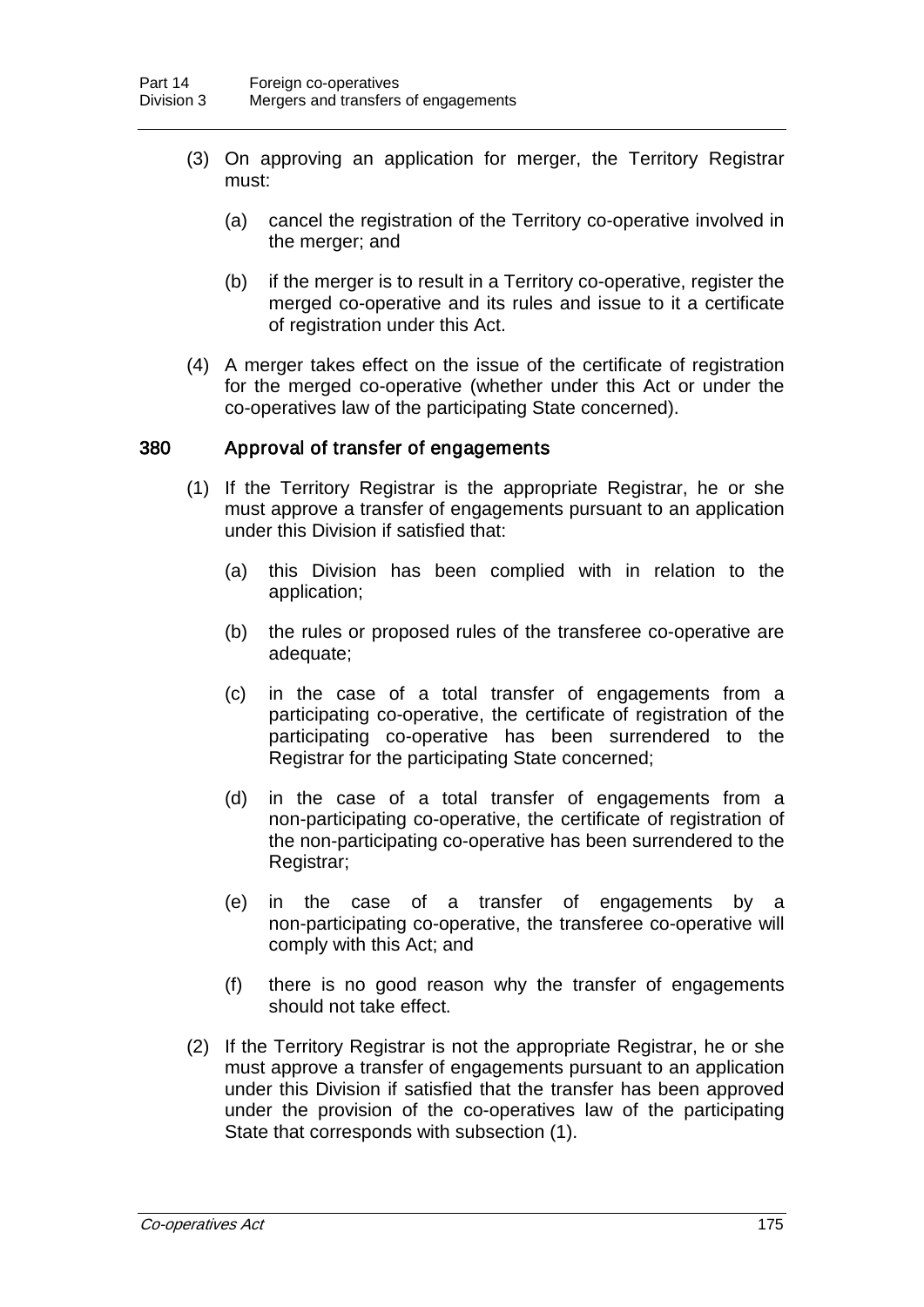(3) On approving an application for merger, the Territory Registrar must:

(a) cancel the registration of the Territory co-operative involved in the merger; and

(b) if the merger is to result in a Territory co-operative, register the merged co-operative and its rules and issue to it a certificate of registration under this Act.

(4) A merger takes effect on the issue of the certificate of registration for the merged co-operative (whether under this Act or under the co-operatives law of the participating State concerned).

### 380 Approval of transfer of engagements

(1) If the Territory Registrar is the appropriate Registrar, he or she must approve a transfer of engagements pursuant to an application under this Division if satisfied that:

(a) this Division has been complied with in relation to the application;

(b) the rules or proposed rules of the transferee co-operative are adequate;

(c) in the case of a total transfer of engagements from a participating co-operative, the certificate of registration of the participating co-operative has been surrendered to the Registrar for the participating State concerned;

(d) in the case of a total transfer of engagements from a non-participating co-operative, the certificate of registration of the non-participating co-operative has been surrendered to the Registrar;

(e) in the case of a transfer of engagements by a non-participating co-operative, the transferee co-operative will comply with this Act; and

(f) there is no good reason why the transfer of engagements should not take effect.

(2) If the Territory Registrar is not the appropriate Registrar, he or she must approve a transfer of engagements pursuant to an application under this Division if satisfied that the transfer has been approved under the provision of the co-operatives law of the participating State that corresponds with subsection (1).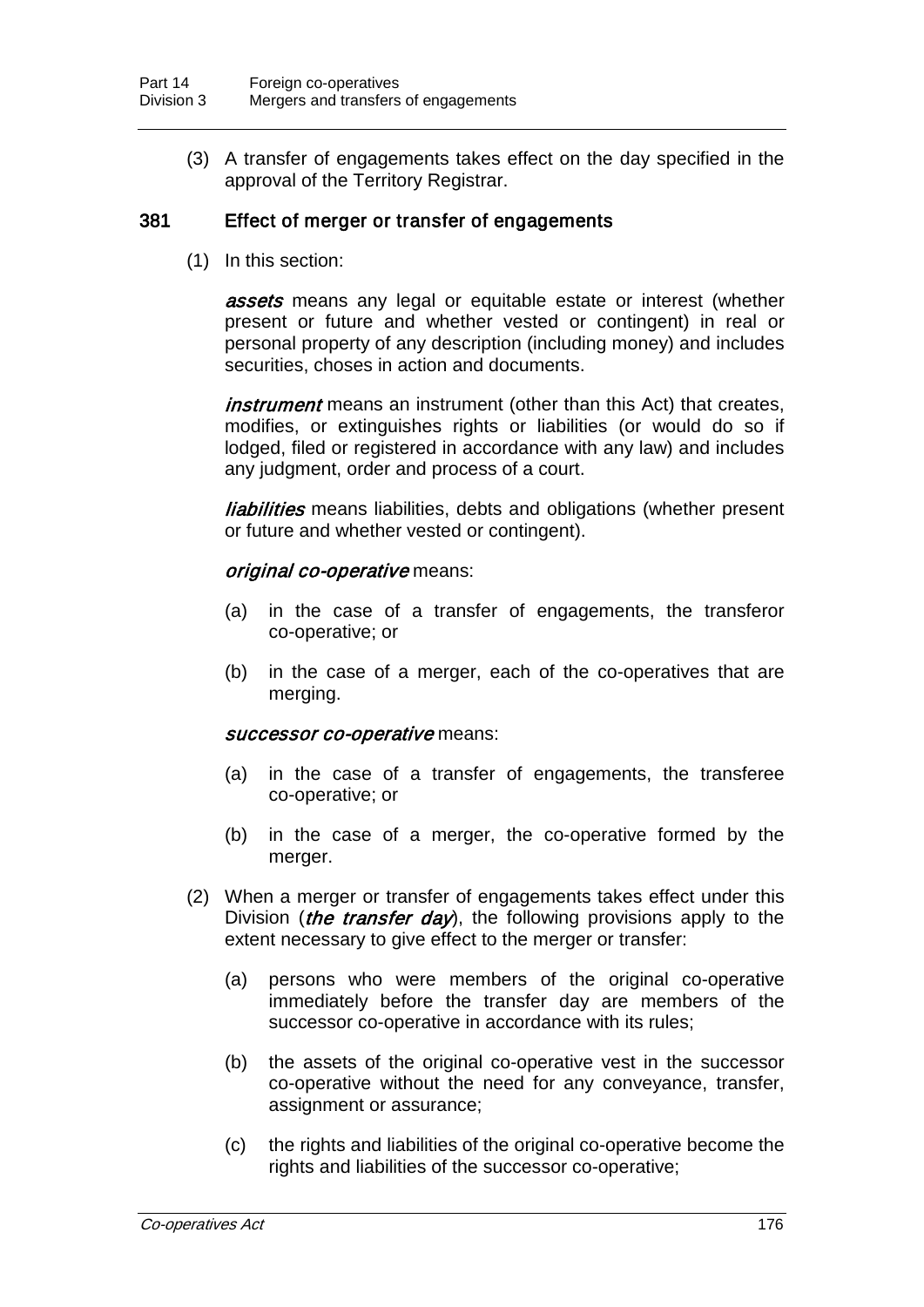(3) A transfer of engagements takes effect on the day specified in the approval of the Territory Registrar.

### 381 Effect of merger or transfer of engagements

(1) In this section:

***assets*** means any legal or equitable estate or interest (whether present or future and whether vested or contingent) in real or personal property of any description (including money) and includes securities, choses in action and documents.

***instrument*** means an instrument (other than this Act) that creates, modifies, or extinguishes rights or liabilities (or would do so if lodged, filed or registered in accordance with any law) and includes any judgment, order and process of a court.

***liabilities*** means liabilities, debts and obligations (whether present or future and whether vested or contingent).

***original co-operative*** means:

(a) in the case of a transfer of engagements, the transferor co-operative; or

(b) in the case of a merger, each of the co-operatives that are merging.

***successor co-operative*** means:

(a) in the case of a transfer of engagements, the transferee co-operative; or

(b) in the case of a merger, the co-operative formed by the merger.

(2) When a merger or transfer of engagements takes effect under this Division (***the transfer day***), the following provisions apply to the extent necessary to give effect to the merger or transfer:

(a) persons who were members of the original co-operative immediately before the transfer day are members of the successor co-operative in accordance with its rules;

(b) the assets of the original co-operative vest in the successor co-operative without the need for any conveyance, transfer, assignment or assurance;

(c) the rights and liabilities of the original co-operative become the rights and liabilities of the successor co-operative;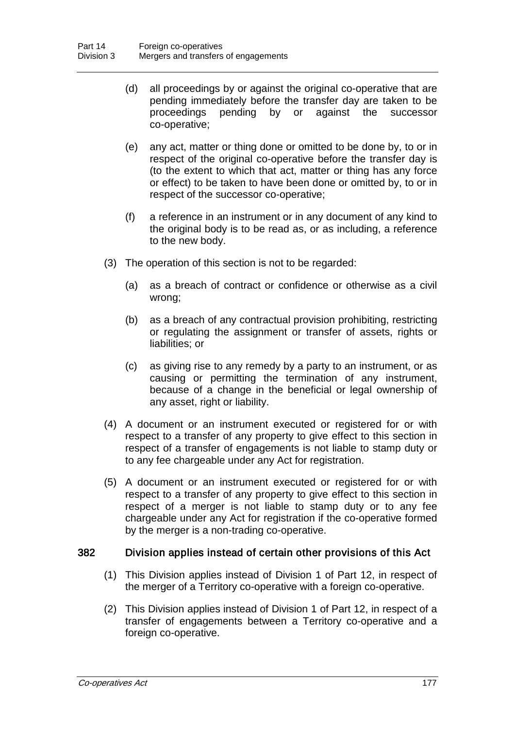(d) all proceedings by or against the original co-operative that are pending immediately before the transfer day are taken to be proceedings pending by or against the successor co-operative;

(e) any act, matter or thing done or omitted to be done by, to or in respect of the original co-operative before the transfer day is (to the extent to which that act, matter or thing has any force or effect) to be taken to have been done or omitted by, to or in respect of the successor co-operative;

(f) a reference in an instrument or in any document of any kind to the original body is to be read as, or as including, a reference to the new body.

(3) The operation of this section is not to be regarded:

(a) as a breach of contract or confidence or otherwise as a civil wrong;

(b) as a breach of any contractual provision prohibiting, restricting or regulating the assignment or transfer of assets, rights or liabilities; or

(c) as giving rise to any remedy by a party to an instrument, or as causing or permitting the termination of any instrument, because of a change in the beneficial or legal ownership of any asset, right or liability.

(4) A document or an instrument executed or registered for or with respect to a transfer of any property to give effect to this section in respect of a transfer of engagements is not liable to stamp duty or to any fee chargeable under any Act for registration.

(5) A document or an instrument executed or registered for or with respect to a transfer of any property to give effect to this section in respect of a merger is not liable to stamp duty or to any fee chargeable under any Act for registration if the co-operative formed by the merger is a non-trading co-operative.

### 382 Division applies instead of certain other provisions of this Act

(1) This Division applies instead of Division 1 of Part 12, in respect of the merger of a Territory co-operative with a foreign co-operative.

(2) This Division applies instead of Division 1 of Part 12, in respect of a transfer of engagements between a Territory co-operative and a foreign co-operative.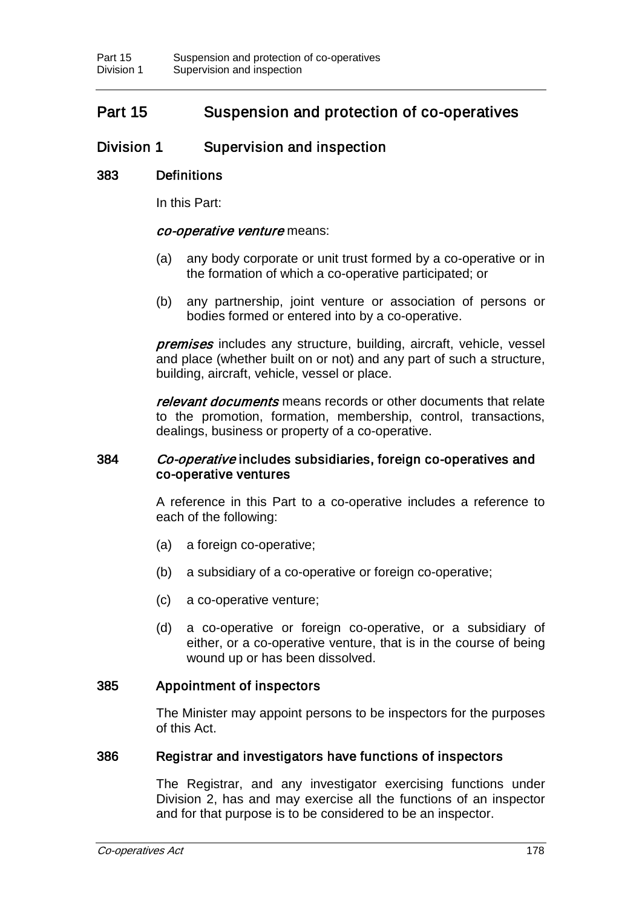# Part 15 Suspension and protection of co-operatives

## Division 1 Supervision and inspection

### 383 Definitions

In this Part:

***co-operative venture*** means:

- (a) any body corporate or unit trust formed by a co-operative or in the formation of which a co-operative participated; or
- (b) any partnership, joint venture or association of persons or bodies formed or entered into by a co-operative.

***premises*** includes any structure, building, aircraft, vehicle, vessel and place (whether built on or not) and any part of such a structure, building, aircraft, vehicle, vessel or place.

***relevant documents*** means records or other documents that relate to the promotion, formation, membership, control, transactions, dealings, business or property of a co-operative.

### 384 *Co-operative* includes subsidiaries, foreign co-operatives and co-operative ventures

A reference in this Part to a co-operative includes a reference to each of the following:

- (a) a foreign co-operative;
- (b) a subsidiary of a co-operative or foreign co-operative;
- (c) a co-operative venture;
- (d) a co-operative or foreign co-operative, or a subsidiary of either, or a co-operative venture, that is in the course of being wound up or has been dissolved.

### 385 Appointment of inspectors

The Minister may appoint persons to be inspectors for the purposes of this Act.

### 386 Registrar and investigators have functions of inspectors

The Registrar, and any investigator exercising functions under Division 2, has and may exercise all the functions of an inspector and for that purpose is to be considered to be an inspector.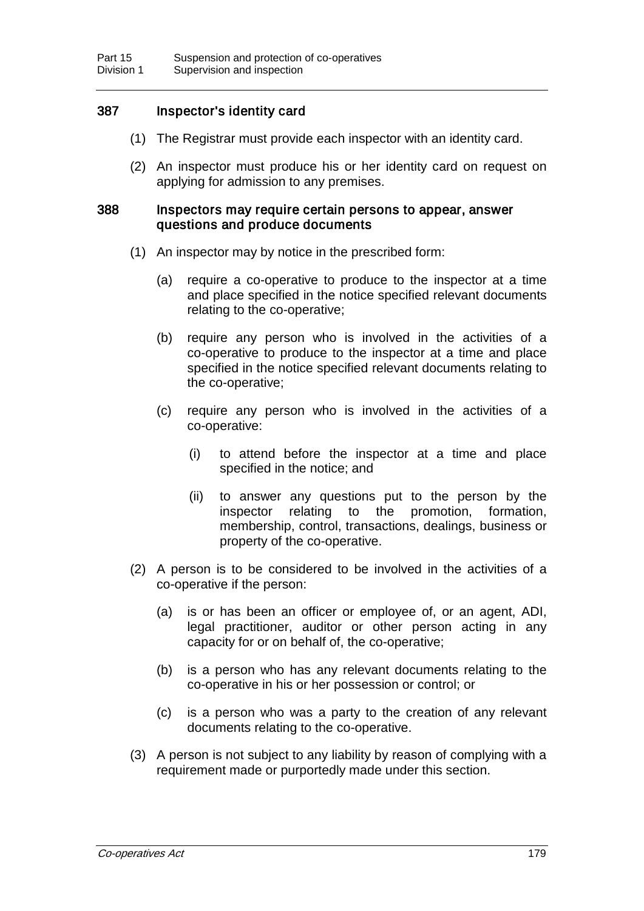## 387 Inspector's identity card

(1) The Registrar must provide each inspector with an identity card.

(2) An inspector must produce his or her identity card on request on applying for admission to any premises.

## 388 Inspectors may require certain persons to appear, answer questions and produce documents

(1) An inspector may by notice in the prescribed form:

(a) require a co-operative to produce to the inspector at a time and place specified in the notice specified relevant documents relating to the co-operative;

(b) require any person who is involved in the activities of a co-operative to produce to the inspector at a time and place specified in the notice specified relevant documents relating to the co-operative;

(c) require any person who is involved in the activities of a co-operative:

(i) to attend before the inspector at a time and place specified in the notice; and

(ii) to answer any questions put to the person by the inspector relating to the promotion, formation, membership, control, transactions, dealings, business or property of the co-operative.

(2) A person is to be considered to be involved in the activities of a co-operative if the person:

(a) is or has been an officer or employee of, or an agent, ADI, legal practitioner, auditor or other person acting in any capacity for or on behalf of, the co-operative;

(b) is a person who has any relevant documents relating to the co-operative in his or her possession or control; or

(c) is a person who was a party to the creation of any relevant documents relating to the co-operative.

(3) A person is not subject to any liability by reason of complying with a requirement made or purportedly made under this section.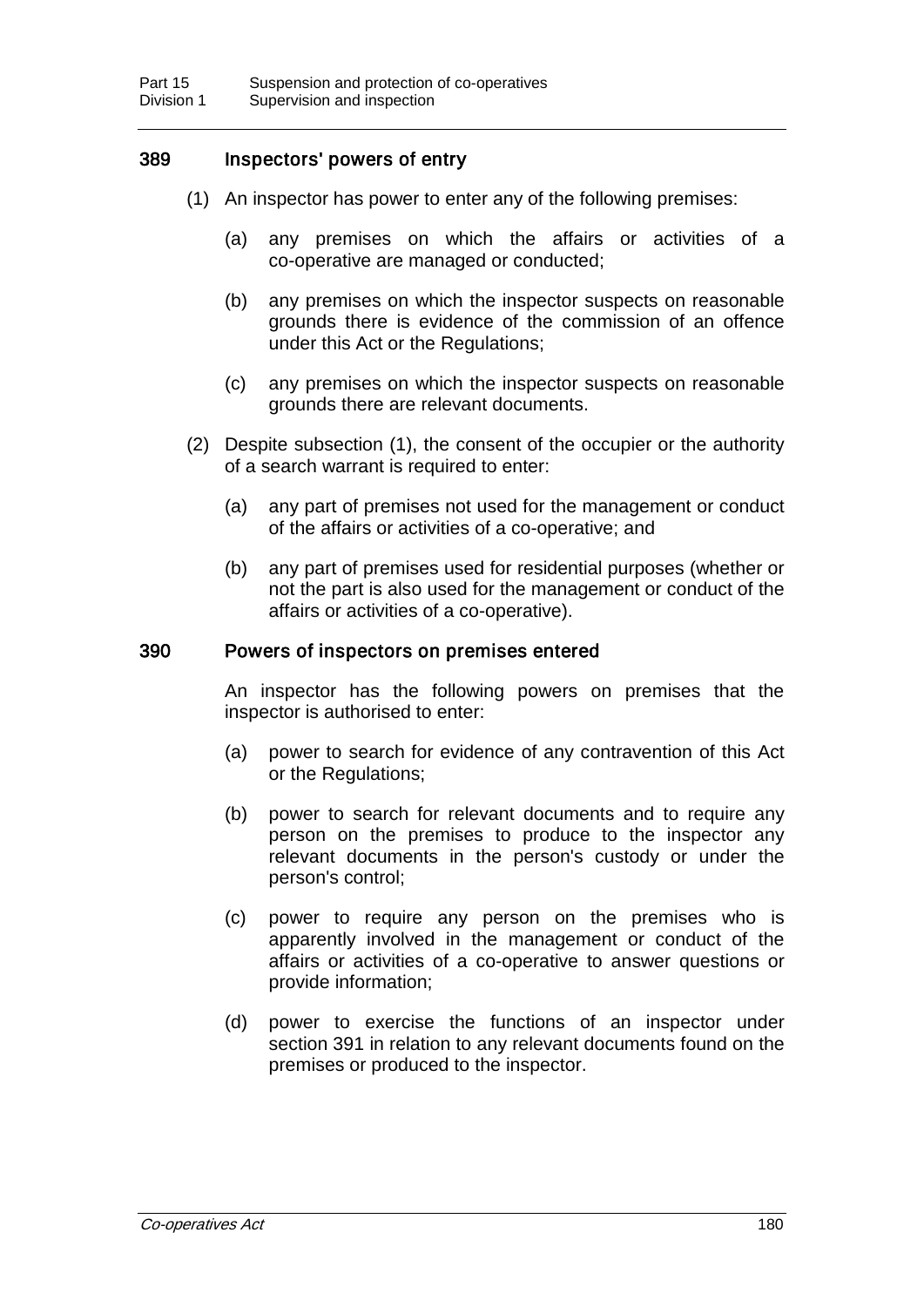## 389 Inspectors' powers of entry

(1) An inspector has power to enter any of the following premises:

(a) any premises on which the affairs or activities of a co-operative are managed or conducted;

(b) any premises on which the inspector suspects on reasonable grounds there is evidence of the commission of an offence under this Act or the Regulations;

(c) any premises on which the inspector suspects on reasonable grounds there are relevant documents.

(2) Despite subsection (1), the consent of the occupier or the authority of a search warrant is required to enter:

(a) any part of premises not used for the management or conduct of the affairs or activities of a co-operative; and

(b) any part of premises used for residential purposes (whether or not the part is also used for the management or conduct of the affairs or activities of a co-operative).

## 390 Powers of inspectors on premises entered

An inspector has the following powers on premises that the inspector is authorised to enter:

(a) power to search for evidence of any contravention of this Act or the Regulations;

(b) power to search for relevant documents and to require any person on the premises to produce to the inspector any relevant documents in the person's custody or under the person's control;

(c) power to require any person on the premises who is apparently involved in the management or conduct of the affairs or activities of a co-operative to answer questions or provide information;

(d) power to exercise the functions of an inspector under section 391 in relation to any relevant documents found on the premises or produced to the inspector.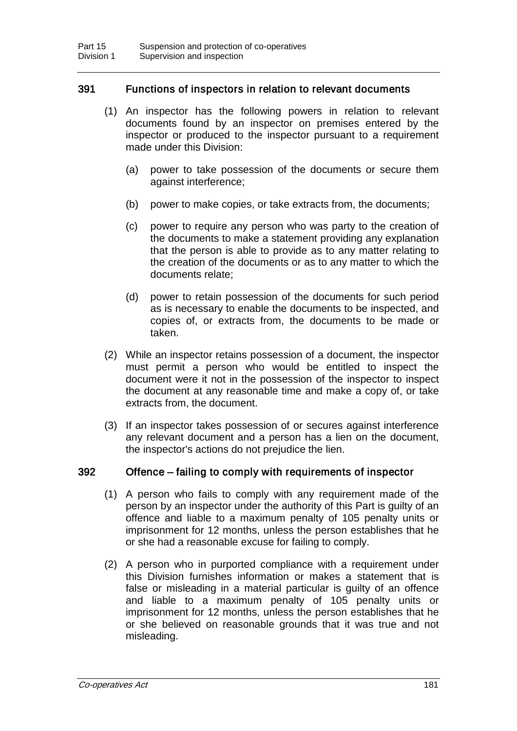### 391 Functions of inspectors in relation to relevant documents

(1) An inspector has the following powers in relation to relevant documents found by an inspector on premises entered by the inspector or produced to the inspector pursuant to a requirement made under this Division:

(a) power to take possession of the documents or secure them against interference;

(b) power to make copies, or take extracts from, the documents;

(c) power to require any person who was party to the creation of the documents to make a statement providing any explanation that the person is able to provide as to any matter relating to the creation of the documents or as to any matter to which the documents relate;

(d) power to retain possession of the documents for such period as is necessary to enable the documents to be inspected, and copies of, or extracts from, the documents to be made or taken.

(2) While an inspector retains possession of a document, the inspector must permit a person who would be entitled to inspect the document were it not in the possession of the inspector to inspect the document at any reasonable time and make a copy of, or take extracts from, the document.

(3) If an inspector takes possession of or secures against interference any relevant document and a person has a lien on the document, the inspector's actions do not prejudice the lien.

### 392 Offence – failing to comply with requirements of inspector

(1) A person who fails to comply with any requirement made of the person by an inspector under the authority of this Part is guilty of an offence and liable to a maximum penalty of 105 penalty units or imprisonment for 12 months, unless the person establishes that he or she had a reasonable excuse for failing to comply.

(2) A person who in purported compliance with a requirement under this Division furnishes information or makes a statement that is false or misleading in a material particular is guilty of an offence and liable to a maximum penalty of 105 penalty units or imprisonment for 12 months, unless the person establishes that he or she believed on reasonable grounds that it was true and not misleading.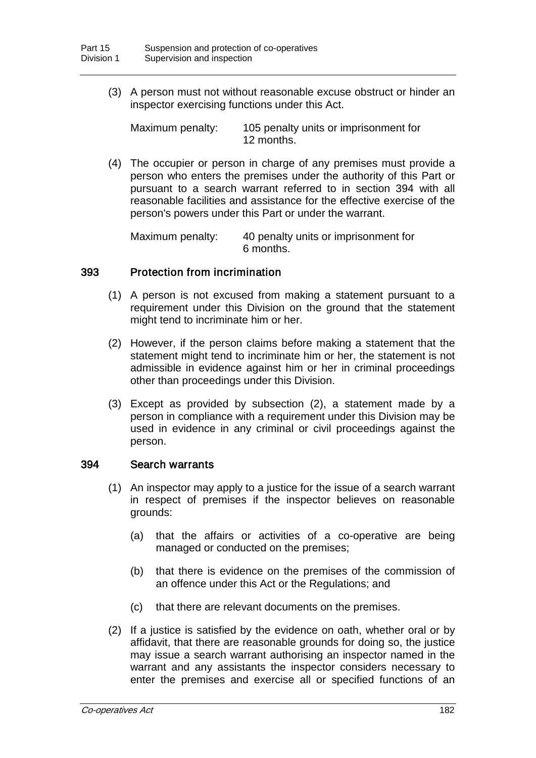(3) A person must not without reasonable excuse obstruct or hinder an inspector exercising functions under this Act.

Maximum penalty: 105 penalty units or imprisonment for 12 months.

(4) The occupier or person in charge of any premises must provide a person who enters the premises under the authority of this Part or pursuant to a search warrant referred to in section 394 with all reasonable facilities and assistance for the effective exercise of the person's powers under this Part or under the warrant.

Maximum penalty: 40 penalty units or imprisonment for 6 months.

### 393 Protection from incrimination

(1) A person is not excused from making a statement pursuant to a requirement under this Division on the ground that the statement might tend to incriminate him or her.

(2) However, if the person claims before making a statement that the statement might tend to incriminate him or her, the statement is not admissible in evidence against him or her in criminal proceedings other than proceedings under this Division.

(3) Except as provided by subsection (2), a statement made by a person in compliance with a requirement under this Division may be used in evidence in any criminal or civil proceedings against the person.

### 394 Search warrants

(1) An inspector may apply to a justice for the issue of a search warrant in respect of premises if the inspector believes on reasonable grounds:

(a) that the affairs or activities of a co-operative are being managed or conducted on the premises;

(b) that there is evidence on the premises of the commission of an offence under this Act or the Regulations; and

(c) that there are relevant documents on the premises.

(2) If a justice is satisfied by the evidence on oath, whether oral or by affidavit, that there are reasonable grounds for doing so, the justice may issue a search warrant authorising an inspector named in the warrant and any assistants the inspector considers necessary to enter the premises and exercise all or specified functions of an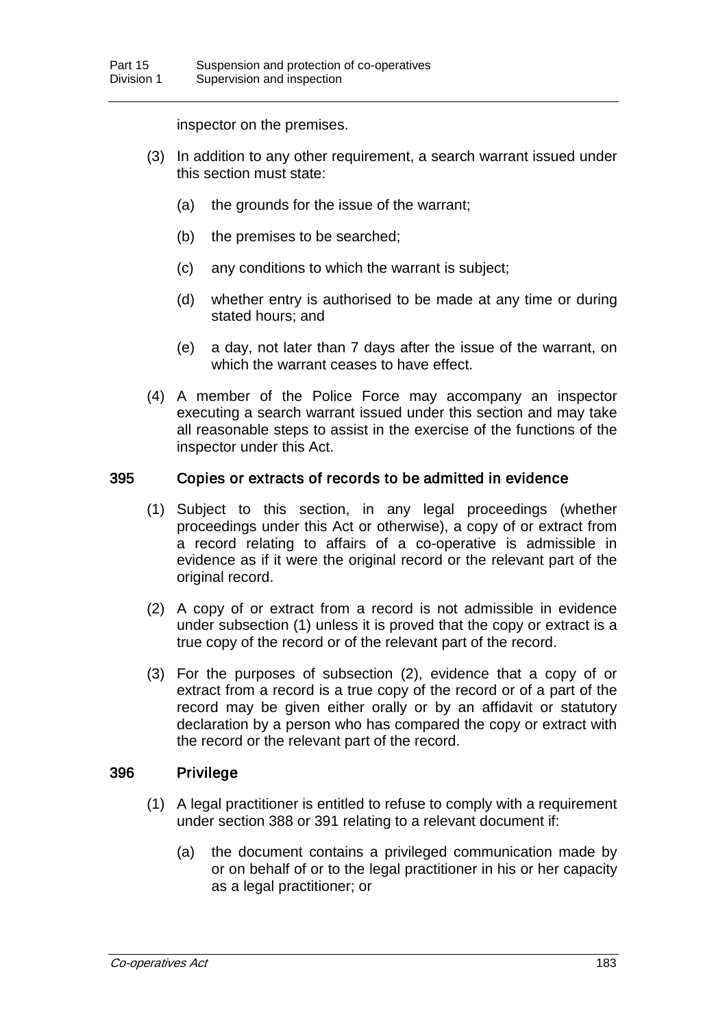inspector on the premises.

(3) In addition to any other requirement, a search warrant issued under this section must state:

(a) the grounds for the issue of the warrant;

(b) the premises to be searched;

(c) any conditions to which the warrant is subject;

(d) whether entry is authorised to be made at any time or during stated hours; and

(e) a day, not later than 7 days after the issue of the warrant, on which the warrant ceases to have effect.

(4) A member of the Police Force may accompany an inspector executing a search warrant issued under this section and may take all reasonable steps to assist in the exercise of the functions of the inspector under this Act.

### 395 Copies or extracts of records to be admitted in evidence

(1) Subject to this section, in any legal proceedings (whether proceedings under this Act or otherwise), a copy of or extract from a record relating to affairs of a co-operative is admissible in evidence as if it were the original record or the relevant part of the original record.

(2) A copy of or extract from a record is not admissible in evidence under subsection (1) unless it is proved that the copy or extract is a true copy of the record or of the relevant part of the record.

(3) For the purposes of subsection (2), evidence that a copy of or extract from a record is a true copy of the record or of a part of the record may be given either orally or by an affidavit or statutory declaration by a person who has compared the copy or extract with the record or the relevant part of the record.

### 396 Privilege

(1) A legal practitioner is entitled to refuse to comply with a requirement under section 388 or 391 relating to a relevant document if:

(a) the document contains a privileged communication made by or on behalf of or to the legal practitioner in his or her capacity as a legal practitioner; or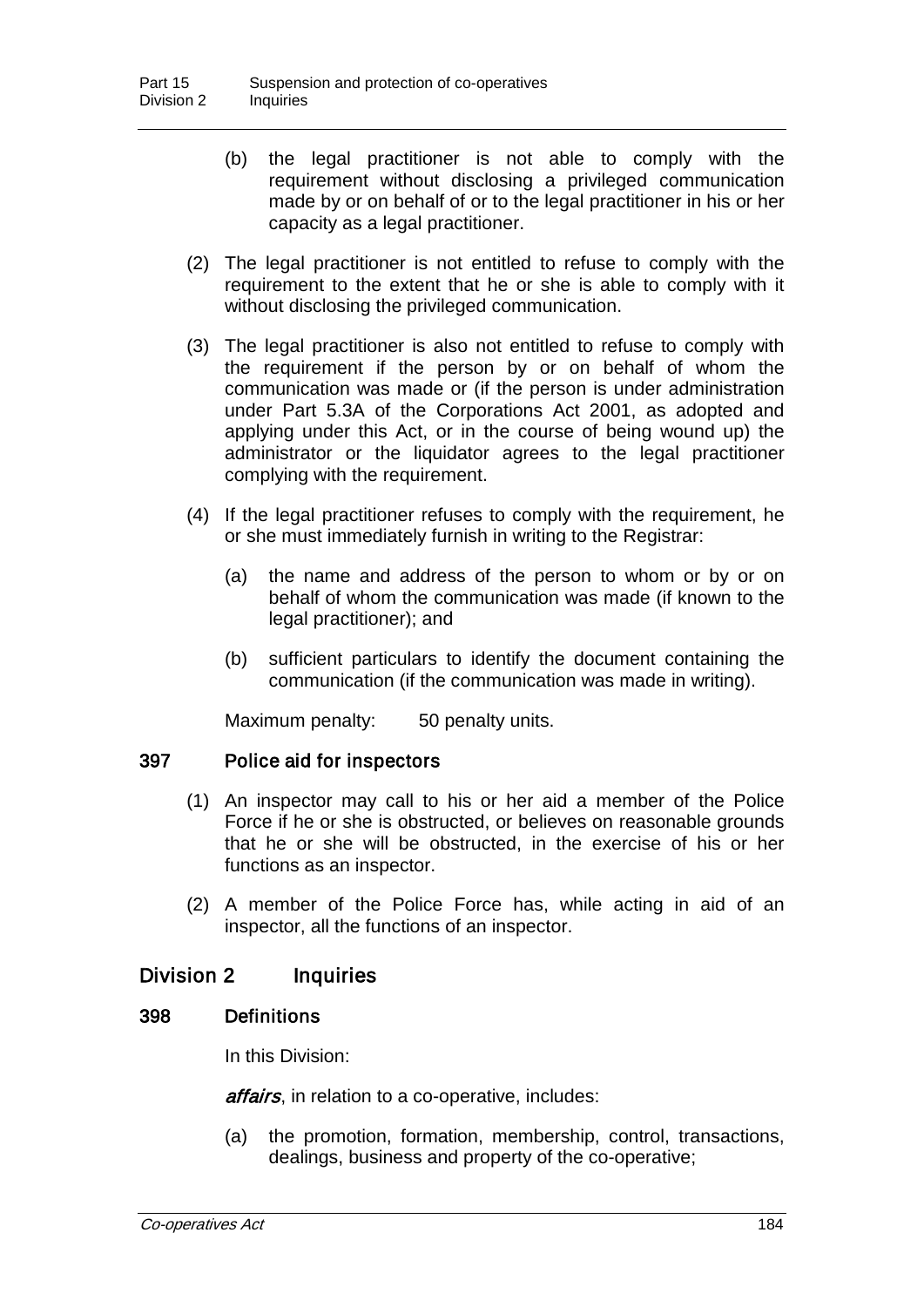(b) the legal practitioner is not able to comply with the requirement without disclosing a privileged communication made by or on behalf of or to the legal practitioner in his or her capacity as a legal practitioner.

(2) The legal practitioner is not entitled to refuse to comply with the requirement to the extent that he or she is able to comply with it without disclosing the privileged communication.

(3) The legal practitioner is also not entitled to refuse to comply with the requirement if the person by or on behalf of whom the communication was made or (if the person is under administration under Part 5.3A of the Corporations Act 2001, as adopted and applying under this Act, or in the course of being wound up) the administrator or the liquidator agrees to the legal practitioner complying with the requirement.

(4) If the legal practitioner refuses to comply with the requirement, he or she must immediately furnish in writing to the Registrar:

(a) the name and address of the person to whom or by or on behalf of whom the communication was made (if known to the legal practitioner); and

(b) sufficient particulars to identify the document containing the communication (if the communication was made in writing).

Maximum penalty: 50 penalty units.

### 397 Police aid for inspectors

(1) An inspector may call to his or her aid a member of the Police Force if he or she is obstructed, or believes on reasonable grounds that he or she will be obstructed, in the exercise of his or her functions as an inspector.

(2) A member of the Police Force has, while acting in aid of an inspector, all the functions of an inspector.

## Division 2 Inquiries

### 398 Definitions

In this Division:

***affairs***, in relation to a co-operative, includes:

(a) the promotion, formation, membership, control, transactions, dealings, business and property of the co-operative;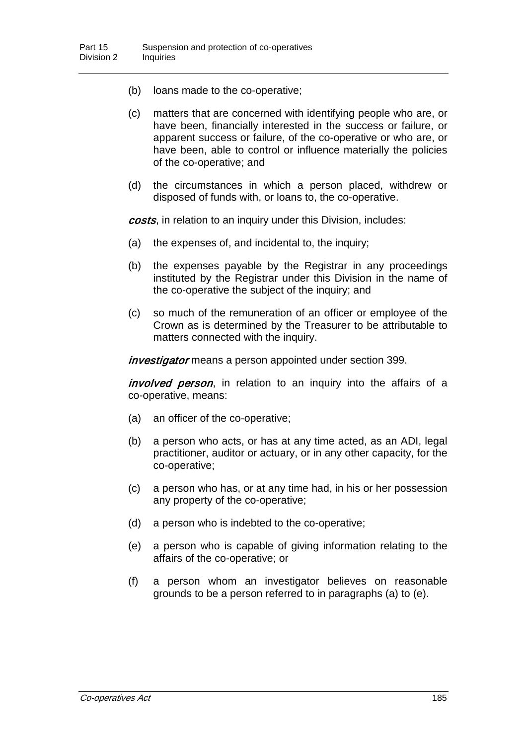(b) loans made to the co-operative;

(c) matters that are concerned with identifying people who are, or have been, financially interested in the success or failure, or apparent success or failure, of the co-operative or who are, or have been, able to control or influence materially the policies of the co-operative; and

(d) the circumstances in which a person placed, withdrew or disposed of funds with, or loans to, the co-operative.

***costs***, in relation to an inquiry under this Division, includes:

(a) the expenses of, and incidental to, the inquiry;

(b) the expenses payable by the Registrar in any proceedings instituted by the Registrar under this Division in the name of the co-operative the subject of the inquiry; and

(c) so much of the remuneration of an officer or employee of the Crown as is determined by the Treasurer to be attributable to matters connected with the inquiry.

***investigator*** means a person appointed under section 399.

***involved person***, in relation to an inquiry into the affairs of a co-operative, means:

(a) an officer of the co-operative;

(b) a person who acts, or has at any time acted, as an ADI, legal practitioner, auditor or actuary, or in any other capacity, for the co-operative;

(c) a person who has, or at any time had, in his or her possession any property of the co-operative;

(d) a person who is indebted to the co-operative;

(e) a person who is capable of giving information relating to the affairs of the co-operative; or

(f) a person whom an investigator believes on reasonable grounds to be a person referred to in paragraphs (a) to (e).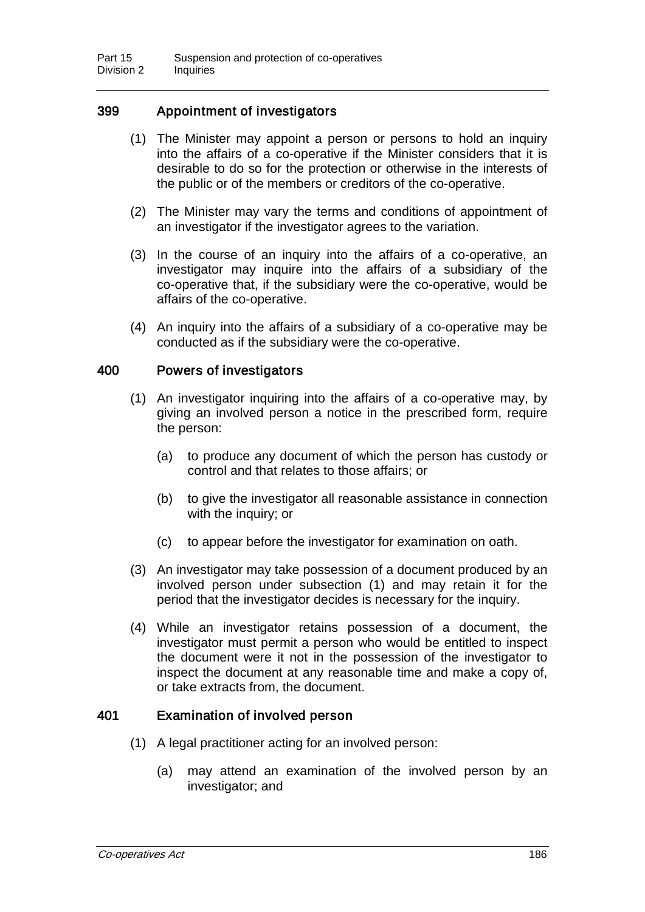### 399 Appointment of investigators

(1) The Minister may appoint a person or persons to hold an inquiry into the affairs of a co-operative if the Minister considers that it is desirable to do so for the protection or otherwise in the interests of the public or of the members or creditors of the co-operative.

(2) The Minister may vary the terms and conditions of appointment of an investigator if the investigator agrees to the variation.

(3) In the course of an inquiry into the affairs of a co-operative, an investigator may inquire into the affairs of a subsidiary of the co-operative that, if the subsidiary were the co-operative, would be affairs of the co-operative.

(4) An inquiry into the affairs of a subsidiary of a co-operative may be conducted as if the subsidiary were the co-operative.

### 400 Powers of investigators

(1) An investigator inquiring into the affairs of a co-operative may, by giving an involved person a notice in the prescribed form, require the person:

(a) to produce any document of which the person has custody or control and that relates to those affairs; or

(b) to give the investigator all reasonable assistance in connection with the inquiry; or

(c) to appear before the investigator for examination on oath.

(3) An investigator may take possession of a document produced by an involved person under subsection (1) and may retain it for the period that the investigator decides is necessary for the inquiry.

(4) While an investigator retains possession of a document, the investigator must permit a person who would be entitled to inspect the document were it not in the possession of the investigator to inspect the document at any reasonable time and make a copy of, or take extracts from, the document.

### 401 Examination of involved person

(1) A legal practitioner acting for an involved person:

(a) may attend an examination of the involved person by an investigator; and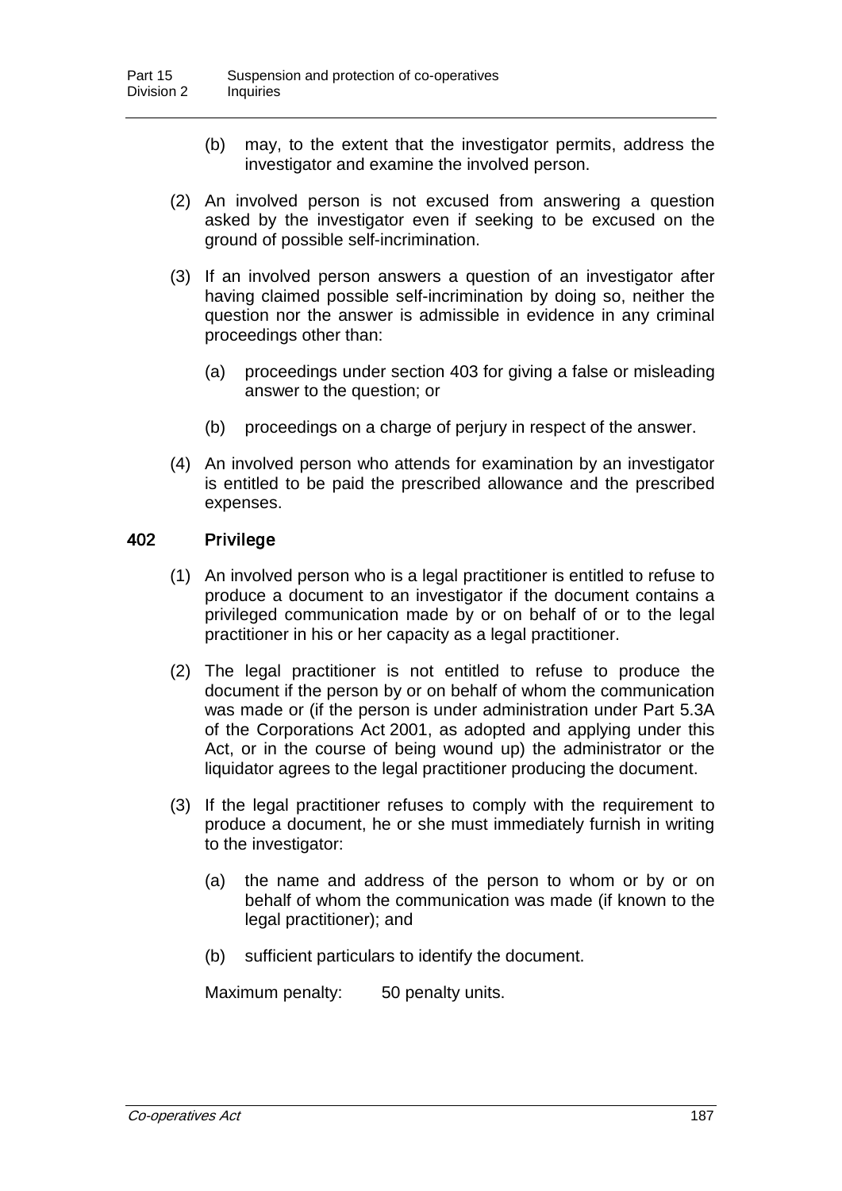(b) may, to the extent that the investigator permits, address the investigator and examine the involved person.

(2) An involved person is not excused from answering a question asked by the investigator even if seeking to be excused on the ground of possible self-incrimination.

(3) If an involved person answers a question of an investigator after having claimed possible self-incrimination by doing so, neither the question nor the answer is admissible in evidence in any criminal proceedings other than:

(a) proceedings under section 403 for giving a false or misleading answer to the question; or

(b) proceedings on a charge of perjury in respect of the answer.

(4) An involved person who attends for examination by an investigator is entitled to be paid the prescribed allowance and the prescribed expenses.

## 402 Privilege

(1) An involved person who is a legal practitioner is entitled to refuse to produce a document to an investigator if the document contains a privileged communication made by or on behalf of or to the legal practitioner in his or her capacity as a legal practitioner.

(2) The legal practitioner is not entitled to refuse to produce the document if the person by or on behalf of whom the communication was made or (if the person is under administration under Part 5.3A of the Corporations Act 2001, as adopted and applying under this Act, or in the course of being wound up) the administrator or the liquidator agrees to the legal practitioner producing the document.

(3) If the legal practitioner refuses to comply with the requirement to produce a document, he or she must immediately furnish in writing to the investigator:

(a) the name and address of the person to whom or by or on behalf of whom the communication was made (if known to the legal practitioner); and

(b) sufficient particulars to identify the document.

Maximum penalty: 50 penalty units.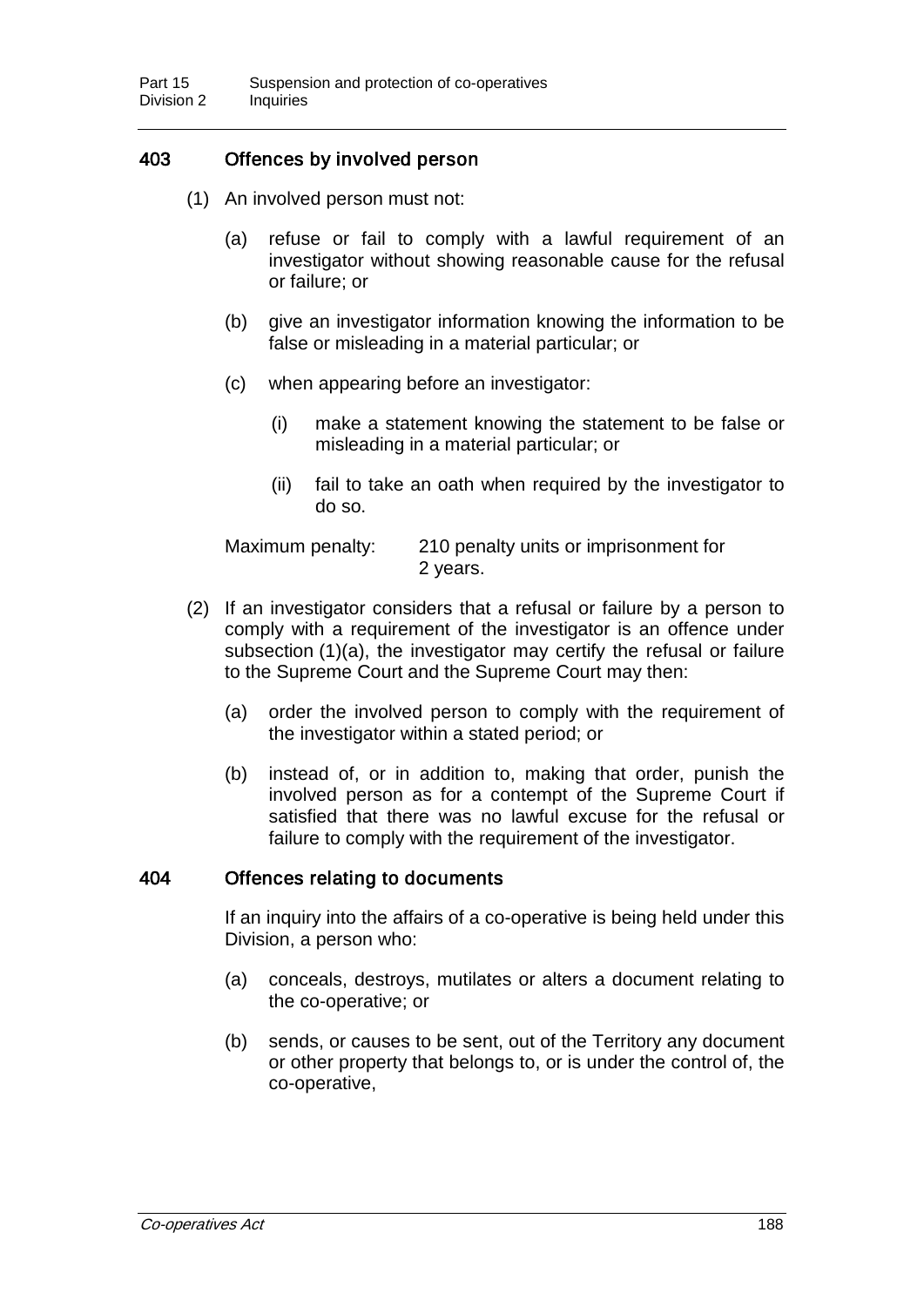### 403 Offences by involved person

(1) An involved person must not:

(a) refuse or fail to comply with a lawful requirement of an investigator without showing reasonable cause for the refusal or failure; or

(b) give an investigator information knowing the information to be false or misleading in a material particular; or

(c) when appearing before an investigator:

(i) make a statement knowing the statement to be false or misleading in a material particular; or

(ii) fail to take an oath when required by the investigator to do so.

Maximum penalty: 210 penalty units or imprisonment for 2 years.

(2) If an investigator considers that a refusal or failure by a person to comply with a requirement of the investigator is an offence under subsection (1)(a), the investigator may certify the refusal or failure to the Supreme Court and the Supreme Court may then:

(a) order the involved person to comply with the requirement of the investigator within a stated period; or

(b) instead of, or in addition to, making that order, punish the involved person as for a contempt of the Supreme Court if satisfied that there was no lawful excuse for the refusal or failure to comply with the requirement of the investigator.

### 404 Offences relating to documents

If an inquiry into the affairs of a co-operative is being held under this Division, a person who:

(a) conceals, destroys, mutilates or alters a document relating to the co-operative; or

(b) sends, or causes to be sent, out of the Territory any document or other property that belongs to, or is under the control of, the co-operative,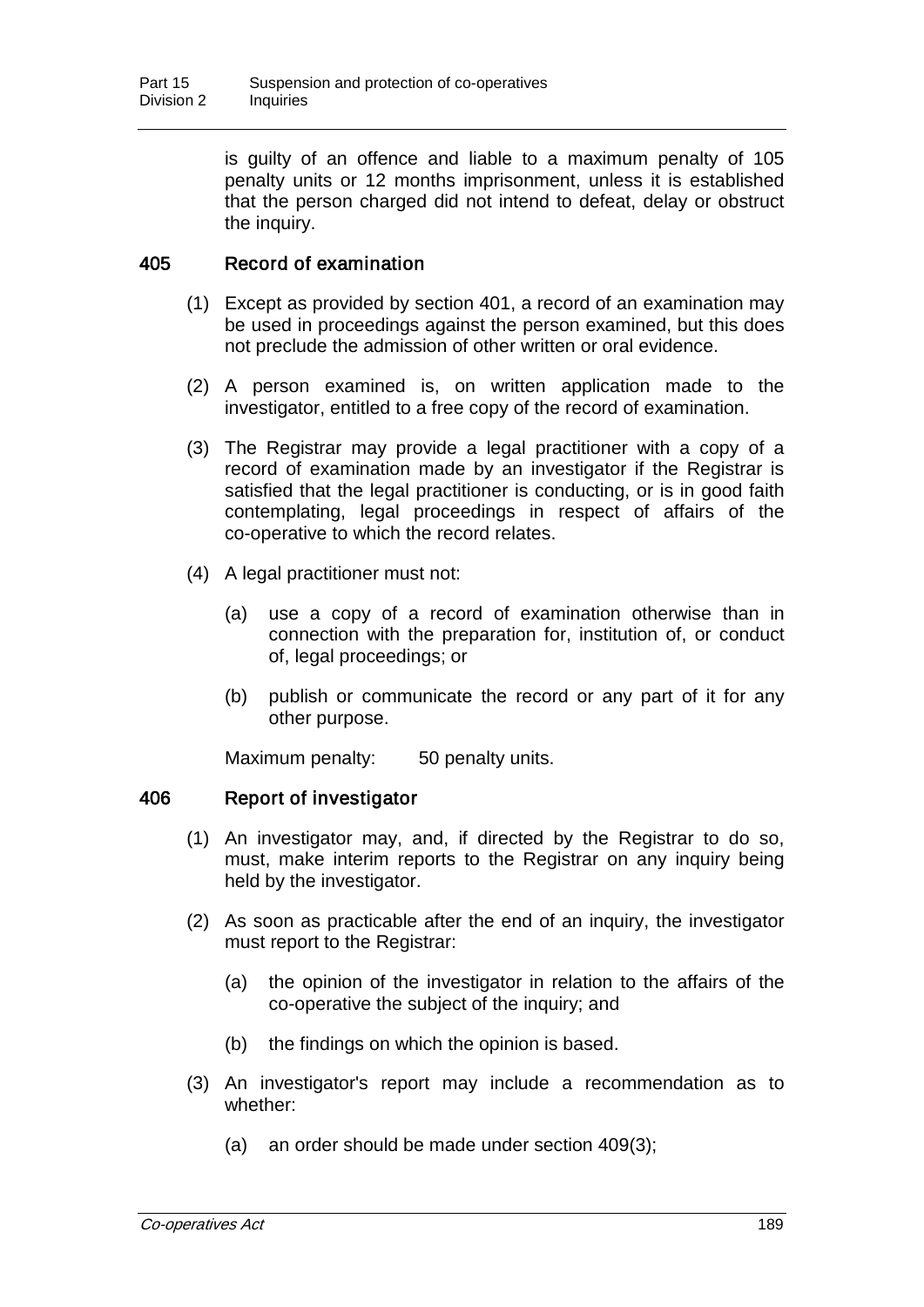is guilty of an offence and liable to a maximum penalty of 105 penalty units or 12 months imprisonment, unless it is established that the person charged did not intend to defeat, delay or obstruct the inquiry.

### 405 Record of examination

(1) Except as provided by section 401, a record of an examination may be used in proceedings against the person examined, but this does not preclude the admission of other written or oral evidence.

(2) A person examined is, on written application made to the investigator, entitled to a free copy of the record of examination.

(3) The Registrar may provide a legal practitioner with a copy of a record of examination made by an investigator if the Registrar is satisfied that the legal practitioner is conducting, or is in good faith contemplating, legal proceedings in respect of affairs of the co-operative to which the record relates.

(4) A legal practitioner must not:

(a) use a copy of a record of examination otherwise than in connection with the preparation for, institution of, or conduct of, legal proceedings; or

(b) publish or communicate the record or any part of it for any other purpose.

Maximum penalty: 50 penalty units.

### 406 Report of investigator

(1) An investigator may, and, if directed by the Registrar to do so, must, make interim reports to the Registrar on any inquiry being held by the investigator.

(2) As soon as practicable after the end of an inquiry, the investigator must report to the Registrar:

(a) the opinion of the investigator in relation to the affairs of the co-operative the subject of the inquiry; and

(b) the findings on which the opinion is based.

(3) An investigator's report may include a recommendation as to whether:

(a) an order should be made under section 409(3);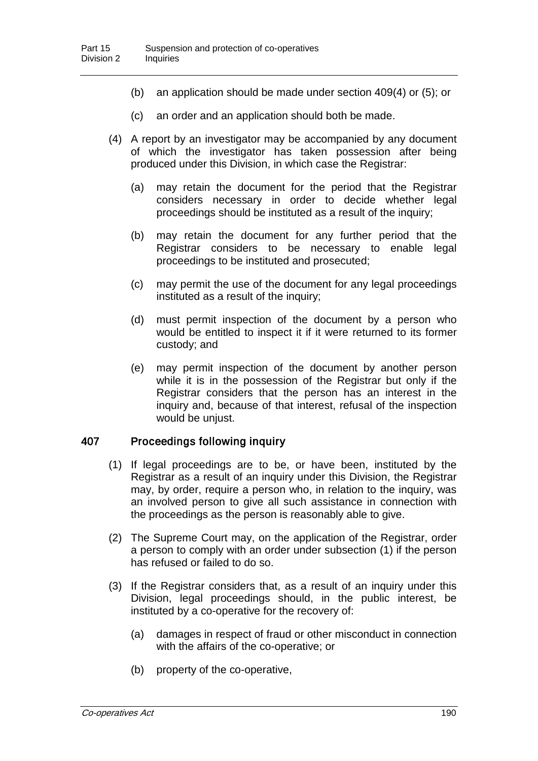(b) an application should be made under section 409(4) or (5); or

(c) an order and an application should both be made.

(4) A report by an investigator may be accompanied by any document of which the investigator has taken possession after being produced under this Division, in which case the Registrar:

(a) may retain the document for the period that the Registrar considers necessary in order to decide whether legal proceedings should be instituted as a result of the inquiry;

(b) may retain the document for any further period that the Registrar considers to be necessary to enable legal proceedings to be instituted and prosecuted;

(c) may permit the use of the document for any legal proceedings instituted as a result of the inquiry;

(d) must permit inspection of the document by a person who would be entitled to inspect it if it were returned to its former custody; and

(e) may permit inspection of the document by another person while it is in the possession of the Registrar but only if the Registrar considers that the person has an interest in the inquiry and, because of that interest, refusal of the inspection would be unjust.

### 407 Proceedings following inquiry

(1) If legal proceedings are to be, or have been, instituted by the Registrar as a result of an inquiry under this Division, the Registrar may, by order, require a person who, in relation to the inquiry, was an involved person to give all such assistance in connection with the proceedings as the person is reasonably able to give.

(2) The Supreme Court may, on the application of the Registrar, order a person to comply with an order under subsection (1) if the person has refused or failed to do so.

(3) If the Registrar considers that, as a result of an inquiry under this Division, legal proceedings should, in the public interest, be instituted by a co-operative for the recovery of:

(a) damages in respect of fraud or other misconduct in connection with the affairs of the co-operative; or

(b) property of the co-operative,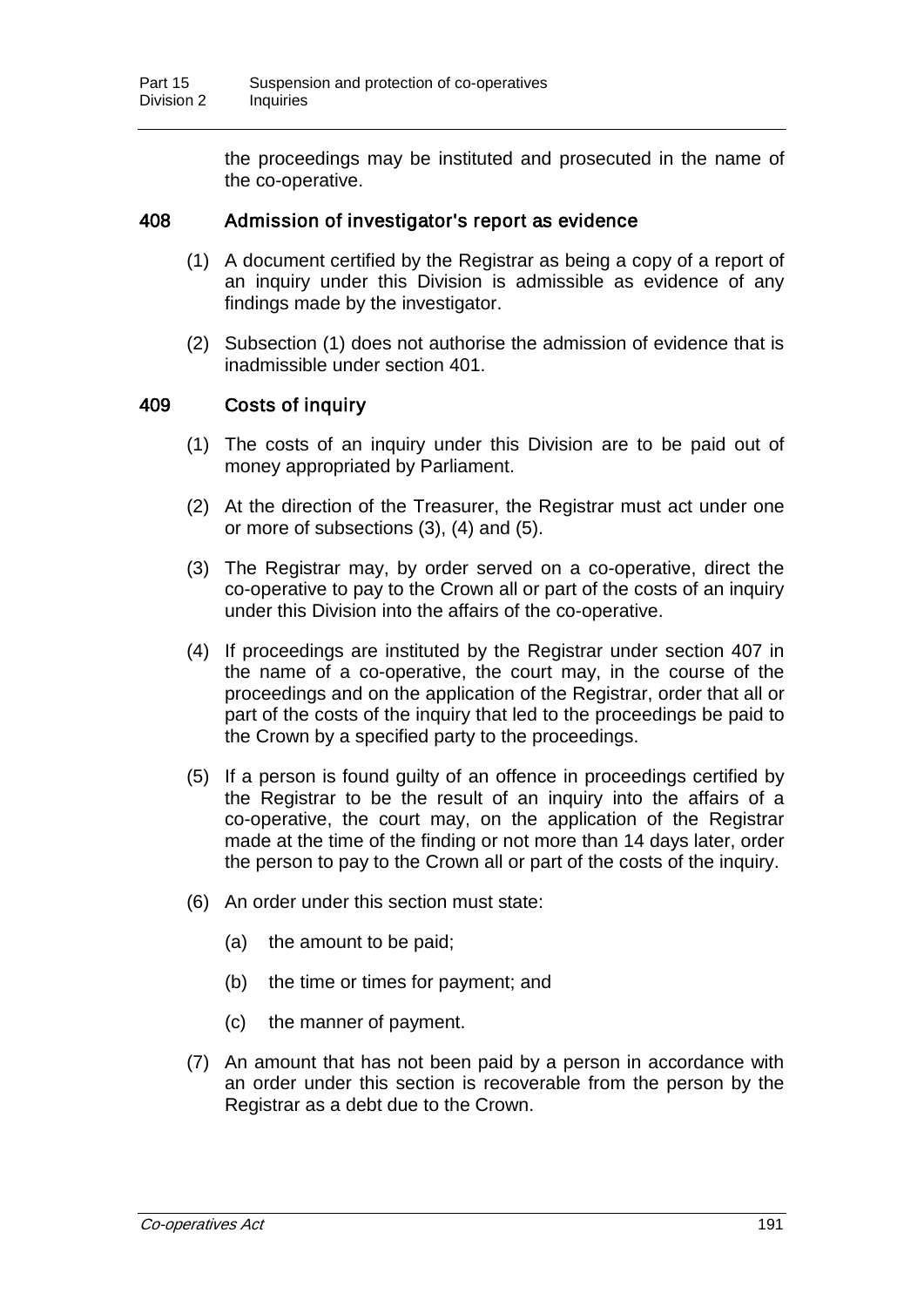the proceedings may be instituted and prosecuted in the name of the co-operative.

### 408 Admission of investigator's report as evidence

(1) A document certified by the Registrar as being a copy of a report of an inquiry under this Division is admissible as evidence of any findings made by the investigator.

(2) Subsection (1) does not authorise the admission of evidence that is inadmissible under section 401.

### 409 Costs of inquiry

(1) The costs of an inquiry under this Division are to be paid out of money appropriated by Parliament.

(2) At the direction of the Treasurer, the Registrar must act under one or more of subsections (3), (4) and (5).

(3) The Registrar may, by order served on a co-operative, direct the co-operative to pay to the Crown all or part of the costs of an inquiry under this Division into the affairs of the co-operative.

(4) If proceedings are instituted by the Registrar under section 407 in the name of a co-operative, the court may, in the course of the proceedings and on the application of the Registrar, order that all or part of the costs of the inquiry that led to the proceedings be paid to the Crown by a specified party to the proceedings.

(5) If a person is found guilty of an offence in proceedings certified by the Registrar to be the result of an inquiry into the affairs of a co-operative, the court may, on the application of the Registrar made at the time of the finding or not more than 14 days later, order the person to pay to the Crown all or part of the costs of the inquiry.

(6) An order under this section must state:

(a) the amount to be paid;

(b) the time or times for payment; and

(c) the manner of payment.

(7) An amount that has not been paid by a person in accordance with an order under this section is recoverable from the person by the Registrar as a debt due to the Crown.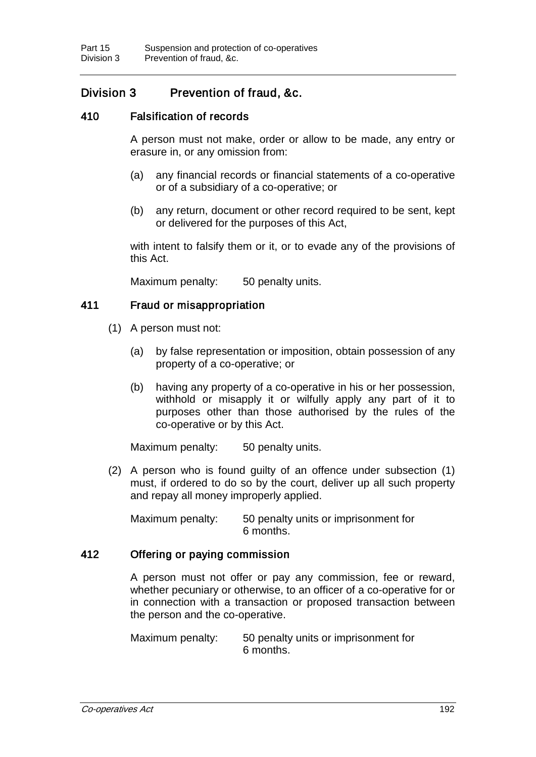## Division 3 Prevention of fraud, &c.

### 410 Falsification of records

A person must not make, order or allow to be made, any entry or erasure in, or any omission from:

(a) any financial records or financial statements of a co-operative or of a subsidiary of a co-operative; or

(b) any return, document or other record required to be sent, kept or delivered for the purposes of this Act,

with intent to falsify them or it, or to evade any of the provisions of this Act.

Maximum penalty: 50 penalty units.

### 411 Fraud or misappropriation

(1) A person must not:

(a) by false representation or imposition, obtain possession of any property of a co-operative; or

(b) having any property of a co-operative in his or her possession, withhold or misapply it or wilfully apply any part of it to purposes other than those authorised by the rules of the co-operative or by this Act.

Maximum penalty: 50 penalty units.

(2) A person who is found guilty of an offence under subsection (1) must, if ordered to do so by the court, deliver up all such property and repay all money improperly applied.

Maximum penalty: 50 penalty units or imprisonment for 6 months.

### 412 Offering or paying commission

A person must not offer or pay any commission, fee or reward, whether pecuniary or otherwise, to an officer of a co-operative for or in connection with a transaction or proposed transaction between the person and the co-operative.

Maximum penalty: 50 penalty units or imprisonment for 6 months.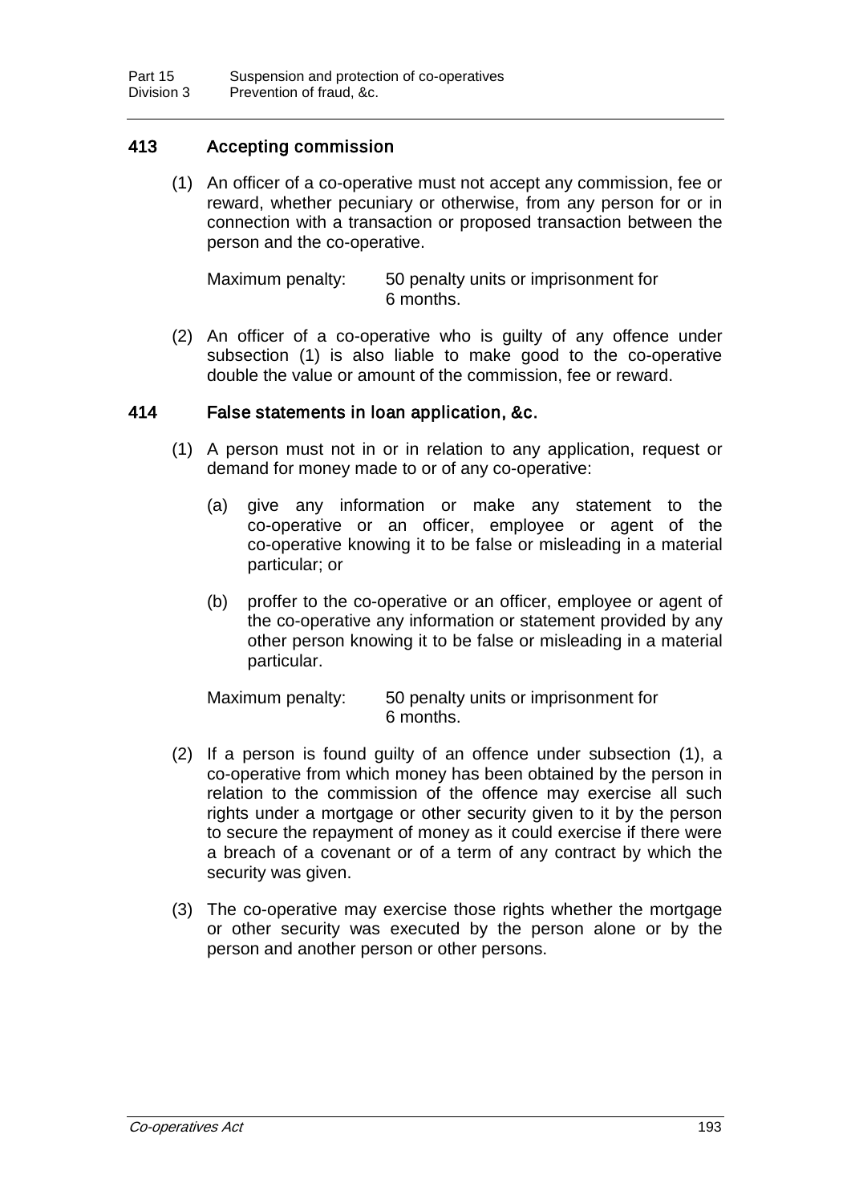### 413 Accepting commission

(1) An officer of a co-operative must not accept any commission, fee or reward, whether pecuniary or otherwise, from any person for or in connection with a transaction or proposed transaction between the person and the co-operative.

Maximum penalty: 50 penalty units or imprisonment for 6 months.

(2) An officer of a co-operative who is guilty of any offence under subsection (1) is also liable to make good to the co-operative double the value or amount of the commission, fee or reward.

### 414 False statements in loan application, &c.

(1) A person must not in or in relation to any application, request or demand for money made to or of any co-operative:

- (a) give any information or make any statement to the co-operative or an officer, employee or agent of the co-operative knowing it to be false or misleading in a material particular; or
- (b) proffer to the co-operative or an officer, employee or agent of the co-operative any information or statement provided by any other person knowing it to be false or misleading in a material particular.

Maximum penalty: 50 penalty units or imprisonment for 6 months.

(2) If a person is found guilty of an offence under subsection (1), a co-operative from which money has been obtained by the person in relation to the commission of the offence may exercise all such rights under a mortgage or other security given to it by the person to secure the repayment of money as it could exercise if there were a breach of a covenant or of a term of any contract by which the security was given.

(3) The co-operative may exercise those rights whether the mortgage or other security was executed by the person alone or by the person and another person or other persons.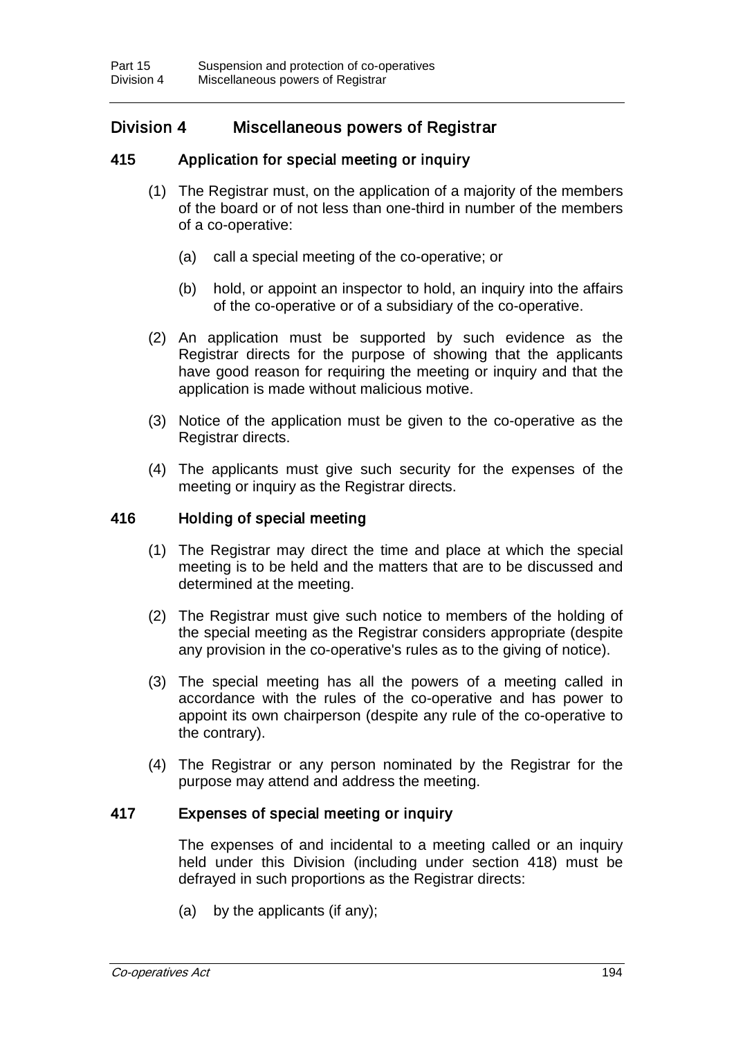## Division 4 Miscellaneous powers of Registrar

### 415 Application for special meeting or inquiry

(1) The Registrar must, on the application of a majority of the members of the board or of not less than one-third in number of the members of a co-operative:

(a) call a special meeting of the co-operative; or

(b) hold, or appoint an inspector to hold, an inquiry into the affairs of the co-operative or of a subsidiary of the co-operative.

(2) An application must be supported by such evidence as the Registrar directs for the purpose of showing that the applicants have good reason for requiring the meeting or inquiry and that the application is made without malicious motive.

(3) Notice of the application must be given to the co-operative as the Registrar directs.

(4) The applicants must give such security for the expenses of the meeting or inquiry as the Registrar directs.

### 416 Holding of special meeting

(1) The Registrar may direct the time and place at which the special meeting is to be held and the matters that are to be discussed and determined at the meeting.

(2) The Registrar must give such notice to members of the holding of the special meeting as the Registrar considers appropriate (despite any provision in the co-operative's rules as to the giving of notice).

(3) The special meeting has all the powers of a meeting called in accordance with the rules of the co-operative and has power to appoint its own chairperson (despite any rule of the co-operative to the contrary).

(4) The Registrar or any person nominated by the Registrar for the purpose may attend and address the meeting.

### 417 Expenses of special meeting or inquiry

The expenses of and incidental to a meeting called or an inquiry held under this Division (including under section 418) must be defrayed in such proportions as the Registrar directs:

(a) by the applicants (if any);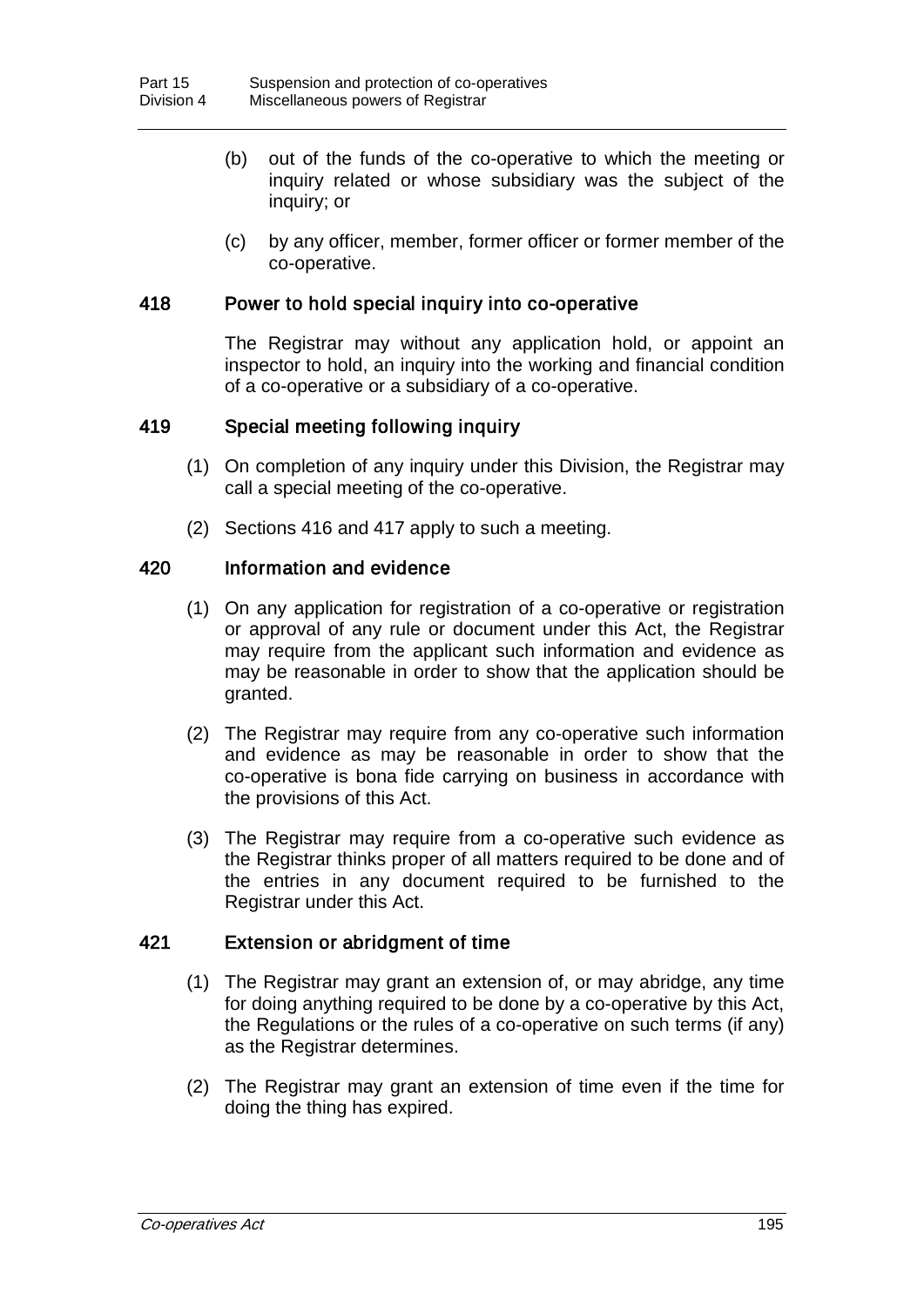(b) out of the funds of the co-operative to which the meeting or inquiry related or whose subsidiary was the subject of the inquiry; or

(c) by any officer, member, former officer or former member of the co-operative.

### 418 Power to hold special inquiry into co-operative

The Registrar may without any application hold, or appoint an inspector to hold, an inquiry into the working and financial condition of a co-operative or a subsidiary of a co-operative.

### 419 Special meeting following inquiry

(1) On completion of any inquiry under this Division, the Registrar may call a special meeting of the co-operative.

(2) Sections 416 and 417 apply to such a meeting.

### 420 Information and evidence

(1) On any application for registration of a co-operative or registration or approval of any rule or document under this Act, the Registrar may require from the applicant such information and evidence as may be reasonable in order to show that the application should be granted.

(2) The Registrar may require from any co-operative such information and evidence as may be reasonable in order to show that the co-operative is bona fide carrying on business in accordance with the provisions of this Act.

(3) The Registrar may require from a co-operative such evidence as the Registrar thinks proper of all matters required to be done and of the entries in any document required to be furnished to the Registrar under this Act.

### 421 Extension or abridgment of time

(1) The Registrar may grant an extension of, or may abridge, any time for doing anything required to be done by a co-operative by this Act, the Regulations or the rules of a co-operative on such terms (if any) as the Registrar determines.

(2) The Registrar may grant an extension of time even if the time for doing the thing has expired.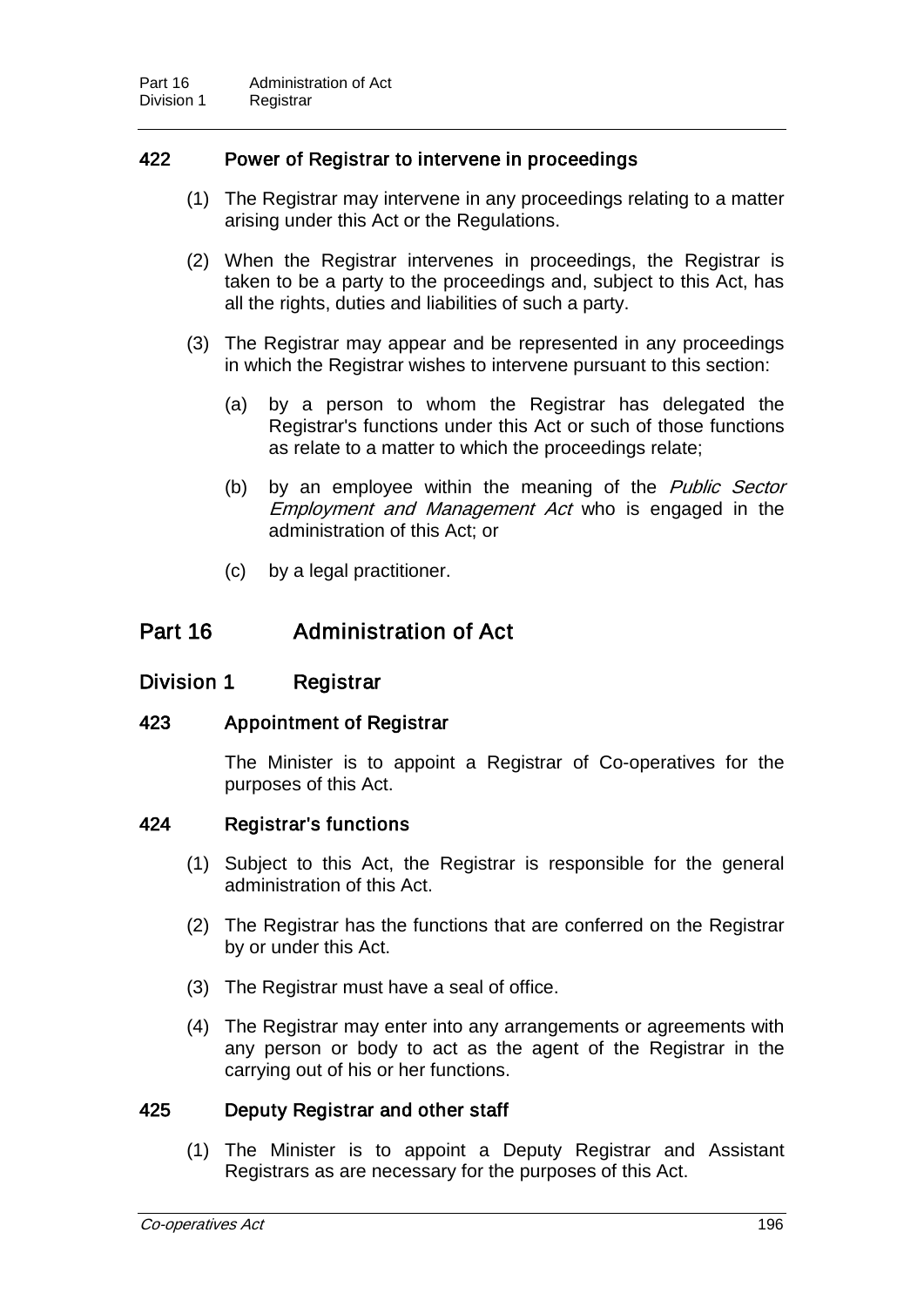### 422 Power of Registrar to intervene in proceedings

(1) The Registrar may intervene in any proceedings relating to a matter arising under this Act or the Regulations.

(2) When the Registrar intervenes in proceedings, the Registrar is taken to be a party to the proceedings and, subject to this Act, has all the rights, duties and liabilities of such a party.

(3) The Registrar may appear and be represented in any proceedings in which the Registrar wishes to intervene pursuant to this section:

(a) by a person to whom the Registrar has delegated the Registrar's functions under this Act or such of those functions as relate to a matter to which the proceedings relate;

(b) by an employee within the meaning of the *Public Sector Employment and Management Act* who is engaged in the administration of this Act; or

(c) by a legal practitioner.

# Part 16 Administration of Act

## Division 1 Registrar

### 423 Appointment of Registrar

The Minister is to appoint a Registrar of Co-operatives for the purposes of this Act.

### 424 Registrar's functions

(1) Subject to this Act, the Registrar is responsible for the general administration of this Act.

(2) The Registrar has the functions that are conferred on the Registrar by or under this Act.

(3) The Registrar must have a seal of office.

(4) The Registrar may enter into any arrangements or agreements with any person or body to act as the agent of the Registrar in the carrying out of his or her functions.

### 425 Deputy Registrar and other staff

(1) The Minister is to appoint a Deputy Registrar and Assistant Registrars as are necessary for the purposes of this Act.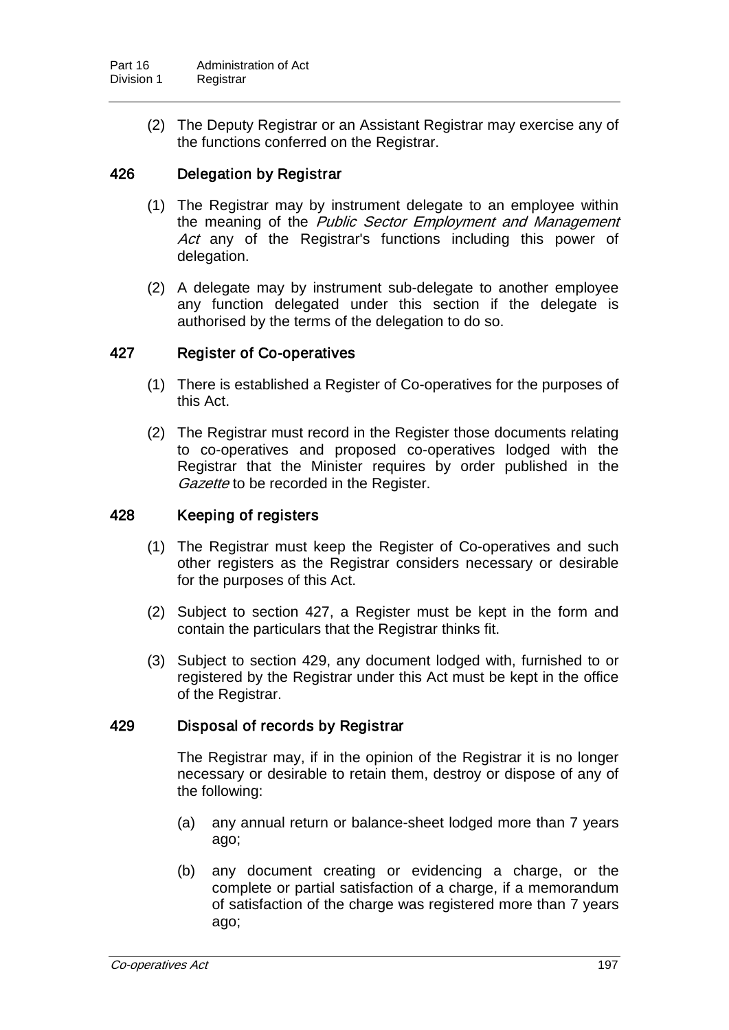(2) The Deputy Registrar or an Assistant Registrar may exercise any of the functions conferred on the Registrar.

### 426 Delegation by Registrar

(1) The Registrar may by instrument delegate to an employee within the meaning of the *Public Sector Employment and Management Act* any of the Registrar's functions including this power of delegation.

(2) A delegate may by instrument sub-delegate to another employee any function delegated under this section if the delegate is authorised by the terms of the delegation to do so.

### 427 Register of Co-operatives

(1) There is established a Register of Co-operatives for the purposes of this Act.

(2) The Registrar must record in the Register those documents relating to co-operatives and proposed co-operatives lodged with the Registrar that the Minister requires by order published in the *Gazette* to be recorded in the Register.

### 428 Keeping of registers

(1) The Registrar must keep the Register of Co-operatives and such other registers as the Registrar considers necessary or desirable for the purposes of this Act.

(2) Subject to section 427, a Register must be kept in the form and contain the particulars that the Registrar thinks fit.

(3) Subject to section 429, any document lodged with, furnished to or registered by the Registrar under this Act must be kept in the office of the Registrar.

### 429 Disposal of records by Registrar

The Registrar may, if in the opinion of the Registrar it is no longer necessary or desirable to retain them, destroy or dispose of any of the following:

(a) any annual return or balance-sheet lodged more than 7 years ago;

(b) any document creating or evidencing a charge, or the complete or partial satisfaction of a charge, if a memorandum of satisfaction of the charge was registered more than 7 years ago;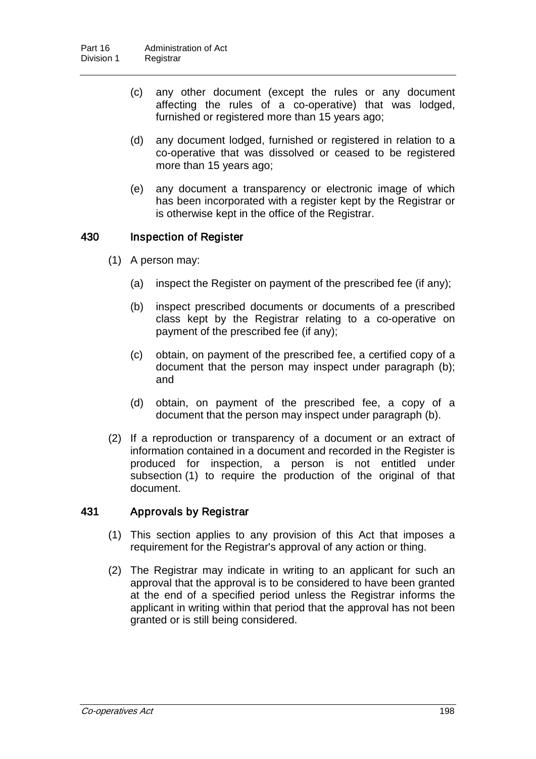(c) any other document (except the rules or any document affecting the rules of a co-operative) that was lodged, furnished or registered more than 15 years ago;

(d) any document lodged, furnished or registered in relation to a co-operative that was dissolved or ceased to be registered more than 15 years ago;

(e) any document a transparency or electronic image of which has been incorporated with a register kept by the Registrar or is otherwise kept in the office of the Registrar.

### 430 Inspection of Register

(1) A person may:

(a) inspect the Register on payment of the prescribed fee (if any);

(b) inspect prescribed documents or documents of a prescribed class kept by the Registrar relating to a co-operative on payment of the prescribed fee (if any);

(c) obtain, on payment of the prescribed fee, a certified copy of a document that the person may inspect under paragraph (b); and

(d) obtain, on payment of the prescribed fee, a copy of a document that the person may inspect under paragraph (b).

(2) If a reproduction or transparency of a document or an extract of information contained in a document and recorded in the Register is produced for inspection, a person is not entitled under subsection (1) to require the production of the original of that document.

### 431 Approvals by Registrar

(1) This section applies to any provision of this Act that imposes a requirement for the Registrar's approval of any action or thing.

(2) The Registrar may indicate in writing to an applicant for such an approval that the approval is to be considered to have been granted at the end of a specified period unless the Registrar informs the applicant in writing within that period that the approval has not been granted or is still being considered.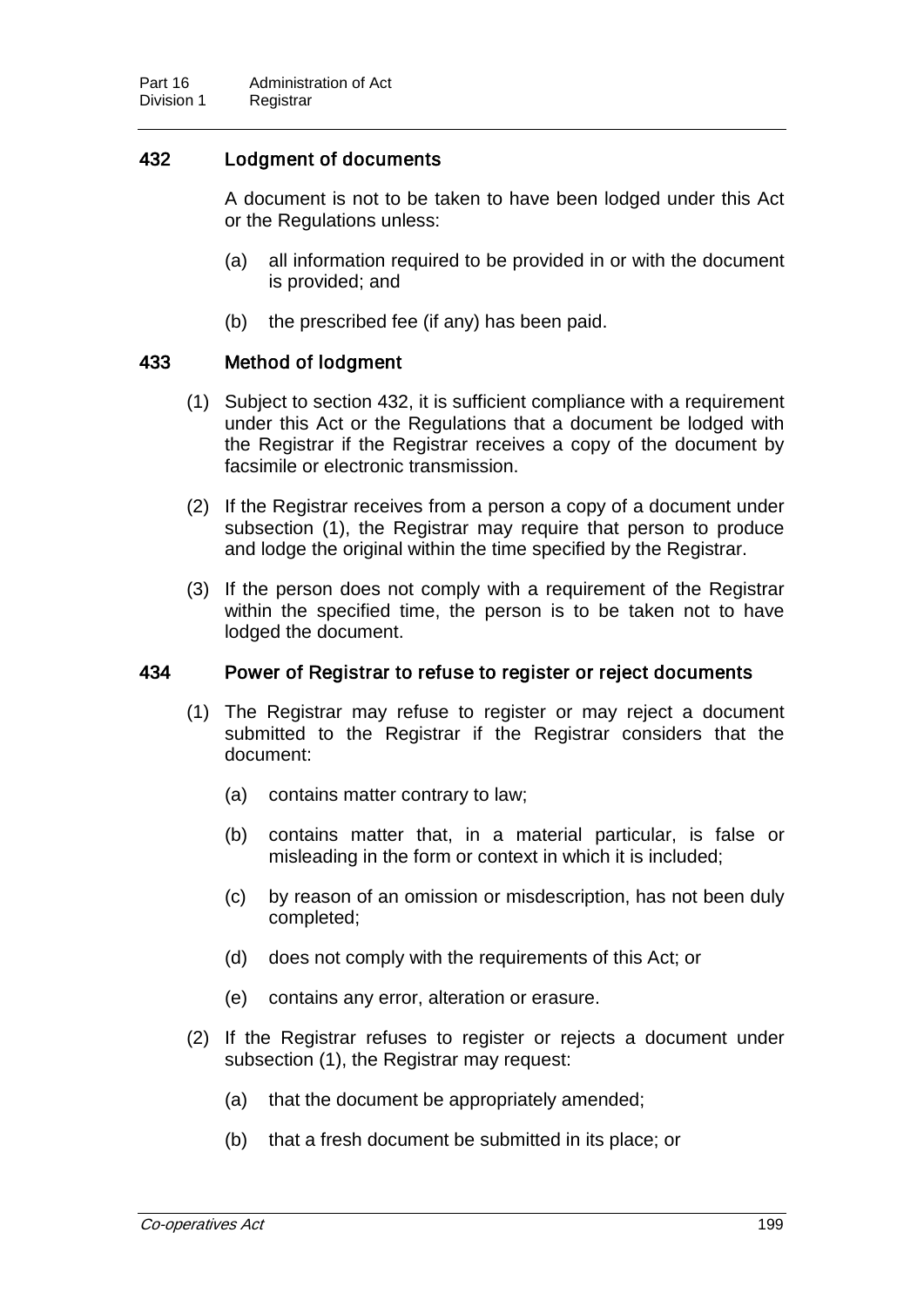### 432 Lodgment of documents

A document is not to be taken to have been lodged under this Act or the Regulations unless:

(a) all information required to be provided in or with the document is provided; and

(b) the prescribed fee (if any) has been paid.

### 433 Method of lodgment

(1) Subject to section 432, it is sufficient compliance with a requirement under this Act or the Regulations that a document be lodged with the Registrar if the Registrar receives a copy of the document by facsimile or electronic transmission.

(2) If the Registrar receives from a person a copy of a document under subsection (1), the Registrar may require that person to produce and lodge the original within the time specified by the Registrar.

(3) If the person does not comply with a requirement of the Registrar within the specified time, the person is to be taken not to have lodged the document.

### 434 Power of Registrar to refuse to register or reject documents

(1) The Registrar may refuse to register or may reject a document submitted to the Registrar if the Registrar considers that the document:

(a) contains matter contrary to law;

(b) contains matter that, in a material particular, is false or misleading in the form or context in which it is included;

(c) by reason of an omission or misdescription, has not been duly completed;

(d) does not comply with the requirements of this Act; or

(e) contains any error, alteration or erasure.

(2) If the Registrar refuses to register or rejects a document under subsection (1), the Registrar may request:

(a) that the document be appropriately amended;

(b) that a fresh document be submitted in its place; or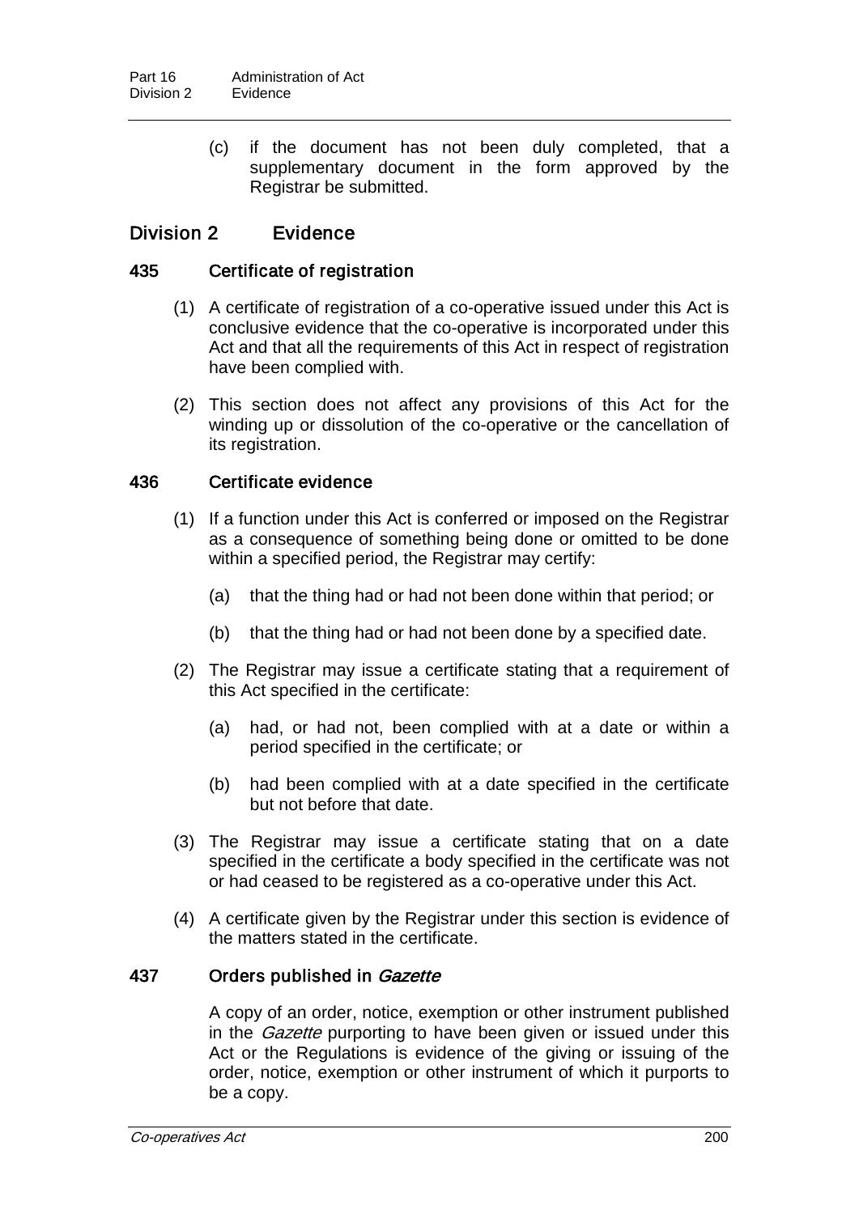(c) if the document has not been duly completed, that a supplementary document in the form approved by the Registrar be submitted.

## Division 2 Evidence

### 435 Certificate of registration

(1) A certificate of registration of a co-operative issued under this Act is conclusive evidence that the co-operative is incorporated under this Act and that all the requirements of this Act in respect of registration have been complied with.

(2) This section does not affect any provisions of this Act for the winding up or dissolution of the co-operative or the cancellation of its registration.

### 436 Certificate evidence

(1) If a function under this Act is conferred or imposed on the Registrar as a consequence of something being done or omitted to be done within a specified period, the Registrar may certify:

(a) that the thing had or had not been done within that period; or

(b) that the thing had or had not been done by a specified date.

(2) The Registrar may issue a certificate stating that a requirement of this Act specified in the certificate:

(a) had, or had not, been complied with at a date or within a period specified in the certificate; or

(b) had been complied with at a date specified in the certificate but not before that date.

(3) The Registrar may issue a certificate stating that on a date specified in the certificate a body specified in the certificate was not or had ceased to be registered as a co-operative under this Act.

(4) A certificate given by the Registrar under this section is evidence of the matters stated in the certificate.

### 437 Orders published in *Gazette*

A copy of an order, notice, exemption or other instrument published in the *Gazette* purporting to have been given or issued under this Act or the Regulations is evidence of the giving or issuing of the order, notice, exemption or other instrument of which it purports to be a copy.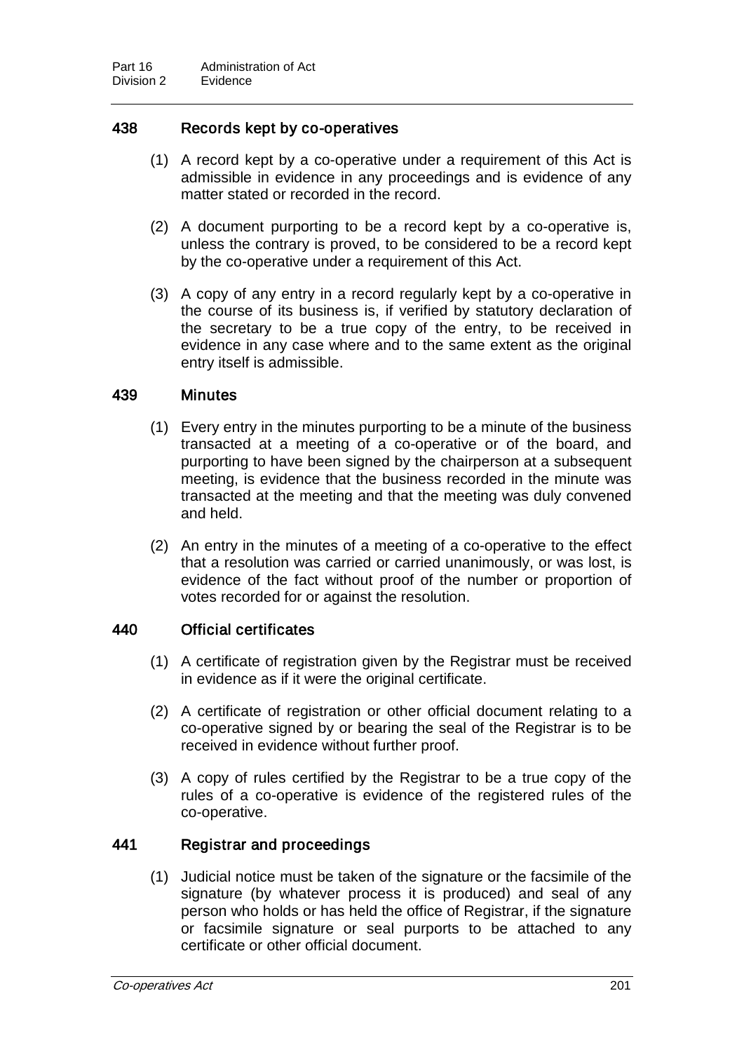### 438 Records kept by co-operatives

(1) A record kept by a co-operative under a requirement of this Act is admissible in evidence in any proceedings and is evidence of any matter stated or recorded in the record.

(2) A document purporting to be a record kept by a co-operative is, unless the contrary is proved, to be considered to be a record kept by the co-operative under a requirement of this Act.

(3) A copy of any entry in a record regularly kept by a co-operative in the course of its business is, if verified by statutory declaration of the secretary to be a true copy of the entry, to be received in evidence in any case where and to the same extent as the original entry itself is admissible.

### 439 Minutes

(1) Every entry in the minutes purporting to be a minute of the business transacted at a meeting of a co-operative or of the board, and purporting to have been signed by the chairperson at a subsequent meeting, is evidence that the business recorded in the minute was transacted at the meeting and that the meeting was duly convened and held.

(2) An entry in the minutes of a meeting of a co-operative to the effect that a resolution was carried or carried unanimously, or was lost, is evidence of the fact without proof of the number or proportion of votes recorded for or against the resolution.

### 440 Official certificates

(1) A certificate of registration given by the Registrar must be received in evidence as if it were the original certificate.

(2) A certificate of registration or other official document relating to a co-operative signed by or bearing the seal of the Registrar is to be received in evidence without further proof.

(3) A copy of rules certified by the Registrar to be a true copy of the rules of a co-operative is evidence of the registered rules of the co-operative.

### 441 Registrar and proceedings

(1) Judicial notice must be taken of the signature or the facsimile of the signature (by whatever process it is produced) and seal of any person who holds or has held the office of Registrar, if the signature or facsimile signature or seal purports to be attached to any certificate or other official document.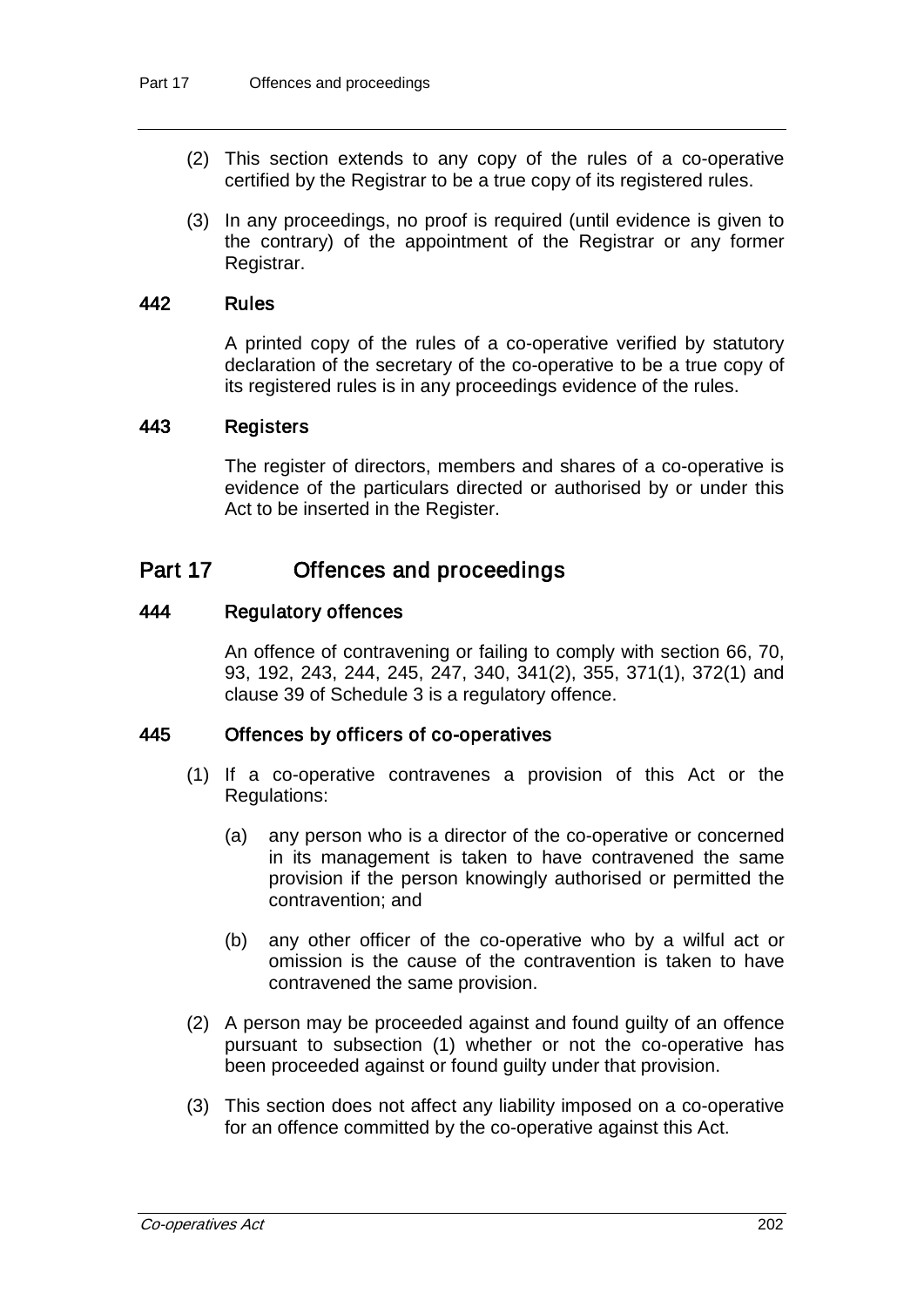(2) This section extends to any copy of the rules of a co-operative certified by the Registrar to be a true copy of its registered rules.

(3) In any proceedings, no proof is required (until evidence is given to the contrary) of the appointment of the Registrar or any former Registrar.

### 442 Rules

A printed copy of the rules of a co-operative verified by statutory declaration of the secretary of the co-operative to be a true copy of its registered rules is in any proceedings evidence of the rules.

### 443 Registers

The register of directors, members and shares of a co-operative is evidence of the particulars directed or authorised by or under this Act to be inserted in the Register.

## Part 17 Offences and proceedings

### 444 Regulatory offences

An offence of contravening or failing to comply with section 66, 70, 93, 192, 243, 244, 245, 247, 340, 341(2), 355, 371(1), 372(1) and clause 39 of Schedule 3 is a regulatory offence.

### 445 Offences by officers of co-operatives

(1) If a co-operative contravenes a provision of this Act or the Regulations:

(a) any person who is a director of the co-operative or concerned in its management is taken to have contravened the same provision if the person knowingly authorised or permitted the contravention; and

(b) any other officer of the co-operative who by a wilful act or omission is the cause of the contravention is taken to have contravened the same provision.

(2) A person may be proceeded against and found guilty of an offence pursuant to subsection (1) whether or not the co-operative has been proceeded against or found guilty under that provision.

(3) This section does not affect any liability imposed on a co-operative for an offence committed by the co-operative against this Act.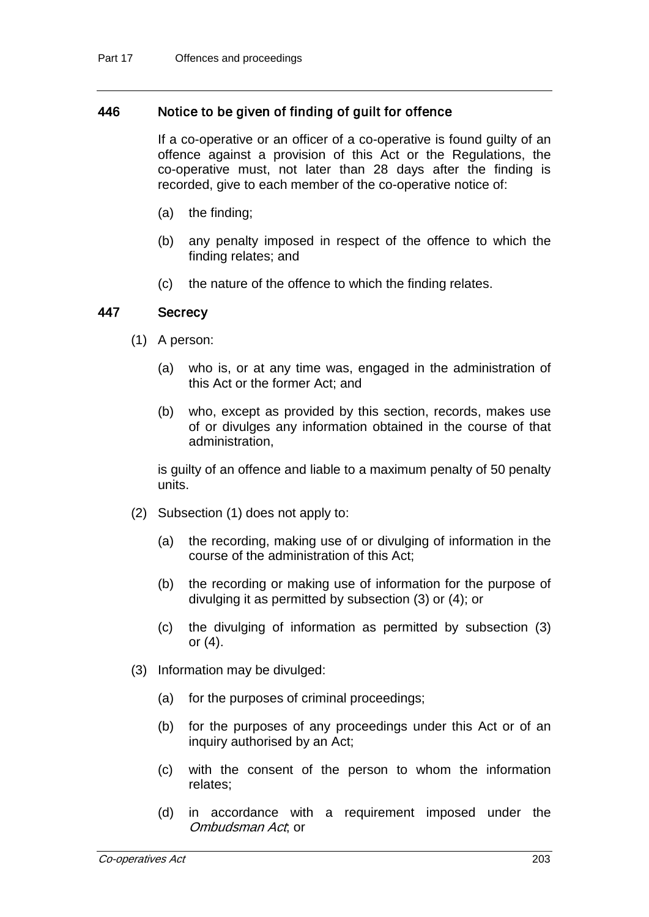### 446 Notice to be given of finding of guilt for offence

If a co-operative or an officer of a co-operative is found guilty of an offence against a provision of this Act or the Regulations, the co-operative must, not later than 28 days after the finding is recorded, give to each member of the co-operative notice of:

(a) the finding;

(b) any penalty imposed in respect of the offence to which the finding relates; and

(c) the nature of the offence to which the finding relates.

### 447 Secrecy

(1) A person:

(a) who is, or at any time was, engaged in the administration of this Act or the former Act; and

(b) who, except as provided by this section, records, makes use of or divulges any information obtained in the course of that administration,

is guilty of an offence and liable to a maximum penalty of 50 penalty units.

(2) Subsection (1) does not apply to:

(a) the recording, making use of or divulging of information in the course of the administration of this Act;

(b) the recording or making use of information for the purpose of divulging it as permitted by subsection (3) or (4); or

(c) the divulging of information as permitted by subsection (3) or (4).

(3) Information may be divulged:

(a) for the purposes of criminal proceedings;

(b) for the purposes of any proceedings under this Act or of an inquiry authorised by an Act;

(c) with the consent of the person to whom the information relates;

(d) in accordance with a requirement imposed under the *Ombudsman Act*; or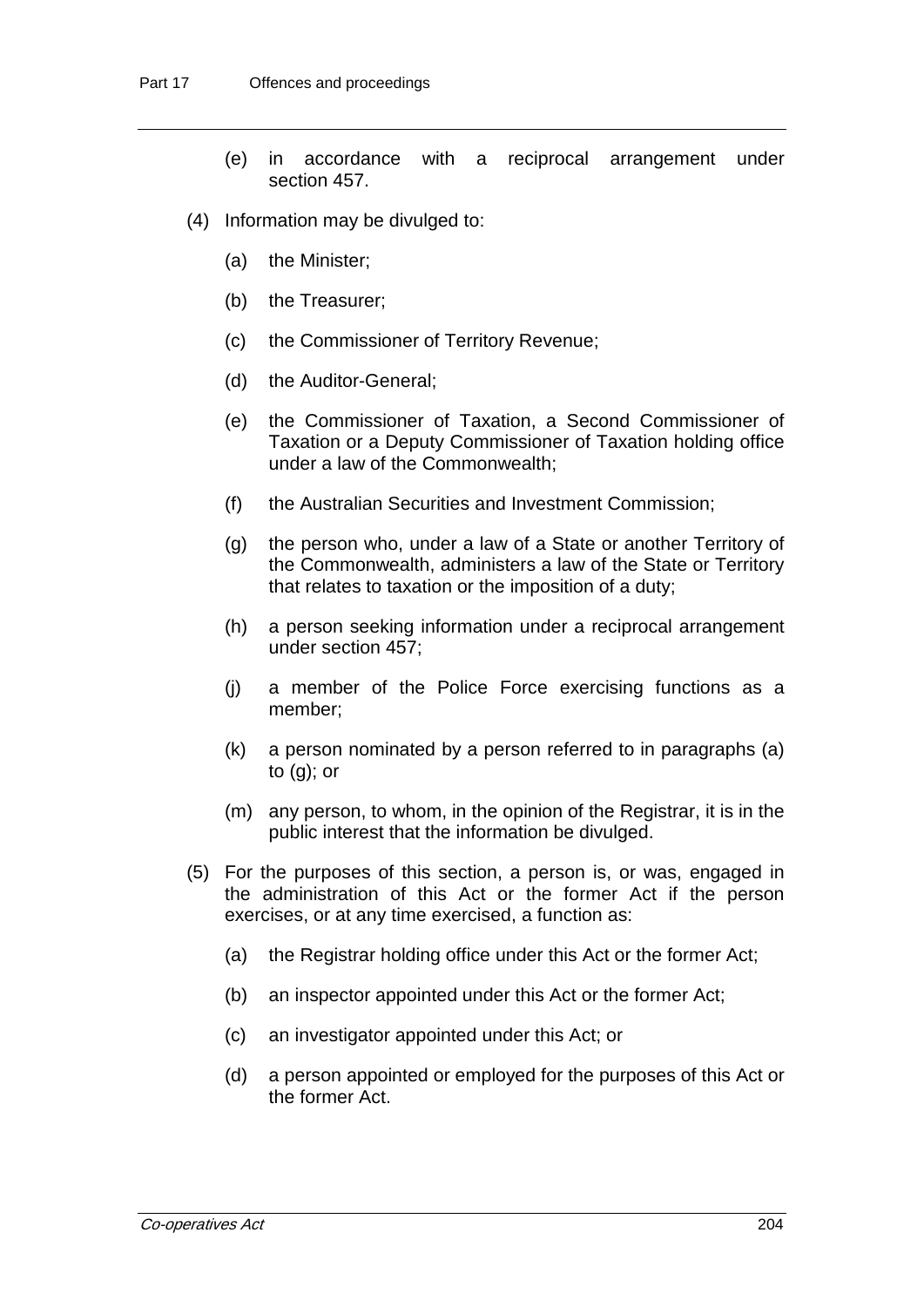(e) in accordance with a reciprocal arrangement under section 457.

(4) Information may be divulged to:

(a) the Minister;

(b) the Treasurer;

(c) the Commissioner of Territory Revenue;

(d) the Auditor-General;

(e) the Commissioner of Taxation, a Second Commissioner of Taxation or a Deputy Commissioner of Taxation holding office under a law of the Commonwealth;

(f) the Australian Securities and Investment Commission;

(g) the person who, under a law of a State or another Territory of the Commonwealth, administers a law of the State or Territory that relates to taxation or the imposition of a duty;

(h) a person seeking information under a reciprocal arrangement under section 457;

(j) a member of the Police Force exercising functions as a member;

(k) a person nominated by a person referred to in paragraphs (a) to (g); or

(m) any person, to whom, in the opinion of the Registrar, it is in the public interest that the information be divulged.

(5) For the purposes of this section, a person is, or was, engaged in the administration of this Act or the former Act if the person exercises, or at any time exercised, a function as:

(a) the Registrar holding office under this Act or the former Act;

(b) an inspector appointed under this Act or the former Act;

(c) an investigator appointed under this Act; or

(d) a person appointed or employed for the purposes of this Act or the former Act.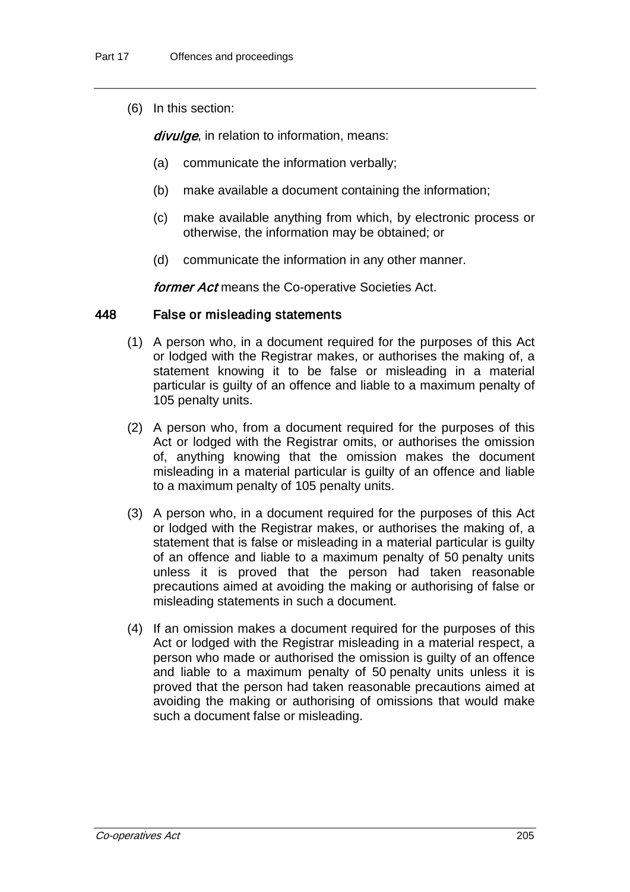(6) In this section:

***divulge***, in relation to information, means:

(a) communicate the information verbally;

(b) make available a document containing the information;

(c) make available anything from which, by electronic process or otherwise, the information may be obtained; or

(d) communicate the information in any other manner.

***former Act*** means the Co-operative Societies Act.

### 448 False or misleading statements

(1) A person who, in a document required for the purposes of this Act or lodged with the Registrar makes, or authorises the making of, a statement knowing it to be false or misleading in a material particular is guilty of an offence and liable to a maximum penalty of 105 penalty units.

(2) A person who, from a document required for the purposes of this Act or lodged with the Registrar omits, or authorises the omission of, anything knowing that the omission makes the document misleading in a material particular is guilty of an offence and liable to a maximum penalty of 105 penalty units.

(3) A person who, in a document required for the purposes of this Act or lodged with the Registrar makes, or authorises the making of, a statement that is false or misleading in a material particular is guilty of an offence and liable to a maximum penalty of 50 penalty units unless it is proved that the person had taken reasonable precautions aimed at avoiding the making or authorising of false or misleading statements in such a document.

(4) If an omission makes a document required for the purposes of this Act or lodged with the Registrar misleading in a material respect, a person who made or authorised the omission is guilty of an offence and liable to a maximum penalty of 50 penalty units unless it is proved that the person had taken reasonable precautions aimed at avoiding the making or authorising of omissions that would make such a document false or misleading.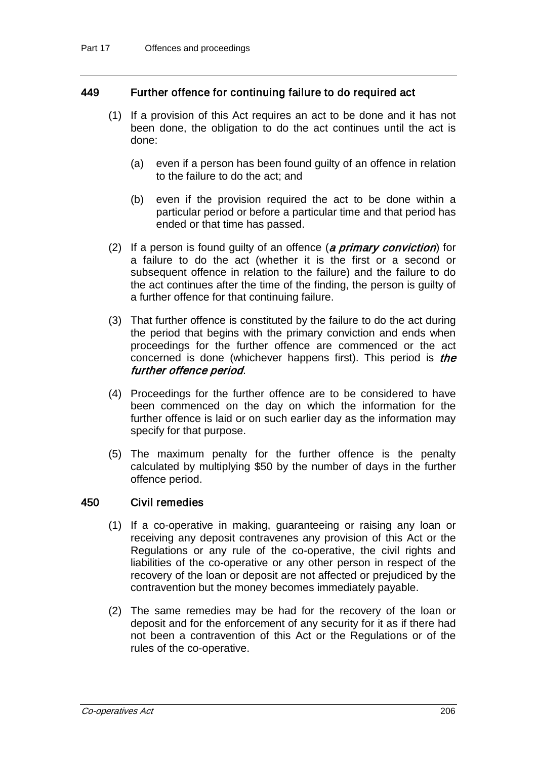### 449 Further offence for continuing failure to do required act

(1) If a provision of this Act requires an act to be done and it has not been done, the obligation to do the act continues until the act is done:

(a) even if a person has been found guilty of an offence in relation to the failure to do the act; and

(b) even if the provision required the act to be done within a particular period or before a particular time and that period has ended or that time has passed.

(2) If a person is found guilty of an offence (***a primary conviction***) for a failure to do the act (whether it is the first or a second or subsequent offence in relation to the failure) and the failure to do the act continues after the time of the finding, the person is guilty of a further offence for that continuing failure.

(3) That further offence is constituted by the failure to do the act during the period that begins with the primary conviction and ends when proceedings for the further offence are commenced or the act concerned is done (whichever happens first). This period is ***the further offence period***.

(4) Proceedings for the further offence are to be considered to have been commenced on the day on which the information for the further offence is laid or on such earlier day as the information may specify for that purpose.

(5) The maximum penalty for the further offence is the penalty calculated by multiplying $50 by the number of days in the further offence period.

### 450 Civil remedies

(1) If a co-operative in making, guaranteeing or raising any loan or receiving any deposit contravenes any provision of this Act or the Regulations or any rule of the co-operative, the civil rights and liabilities of the co-operative or any other person in respect of the recovery of the loan or deposit are not affected or prejudiced by the contravention but the money becomes immediately payable.

(2) The same remedies may be had for the recovery of the loan or deposit and for the enforcement of any security for it as if there had not been a contravention of this Act or the Regulations or of the rules of the co-operative.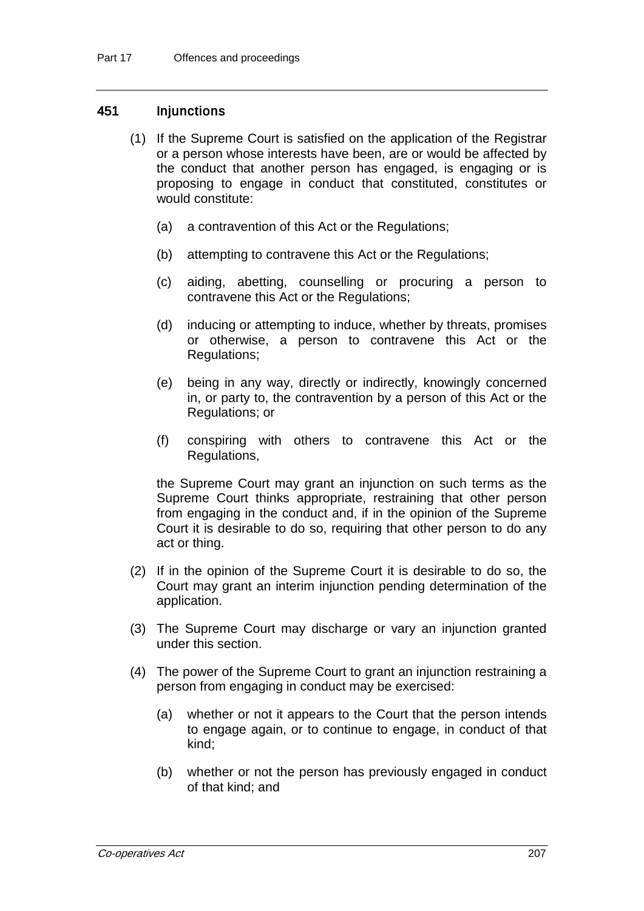## 451 Injunctions

(1) If the Supreme Court is satisfied on the application of the Registrar or a person whose interests have been, are or would be affected by the conduct that another person has engaged, is engaging or is proposing to engage in conduct that constituted, constitutes or would constitute:

(a) a contravention of this Act or the Regulations;

(b) attempting to contravene this Act or the Regulations;

(c) aiding, abetting, counselling or procuring a person to contravene this Act or the Regulations;

(d) inducing or attempting to induce, whether by threats, promises or otherwise, a person to contravene this Act or the Regulations;

(e) being in any way, directly or indirectly, knowingly concerned in, or party to, the contravention by a person of this Act or the Regulations; or

(f) conspiring with others to contravene this Act or the Regulations,

the Supreme Court may grant an injunction on such terms as the Supreme Court thinks appropriate, restraining that other person from engaging in the conduct and, if in the opinion of the Supreme Court it is desirable to do so, requiring that other person to do any act or thing.

(2) If in the opinion of the Supreme Court it is desirable to do so, the Court may grant an interim injunction pending determination of the application.

(3) The Supreme Court may discharge or vary an injunction granted under this section.

(4) The power of the Supreme Court to grant an injunction restraining a person from engaging in conduct may be exercised:

(a) whether or not it appears to the Court that the person intends to engage again, or to continue to engage, in conduct of that kind;

(b) whether or not the person has previously engaged in conduct of that kind; and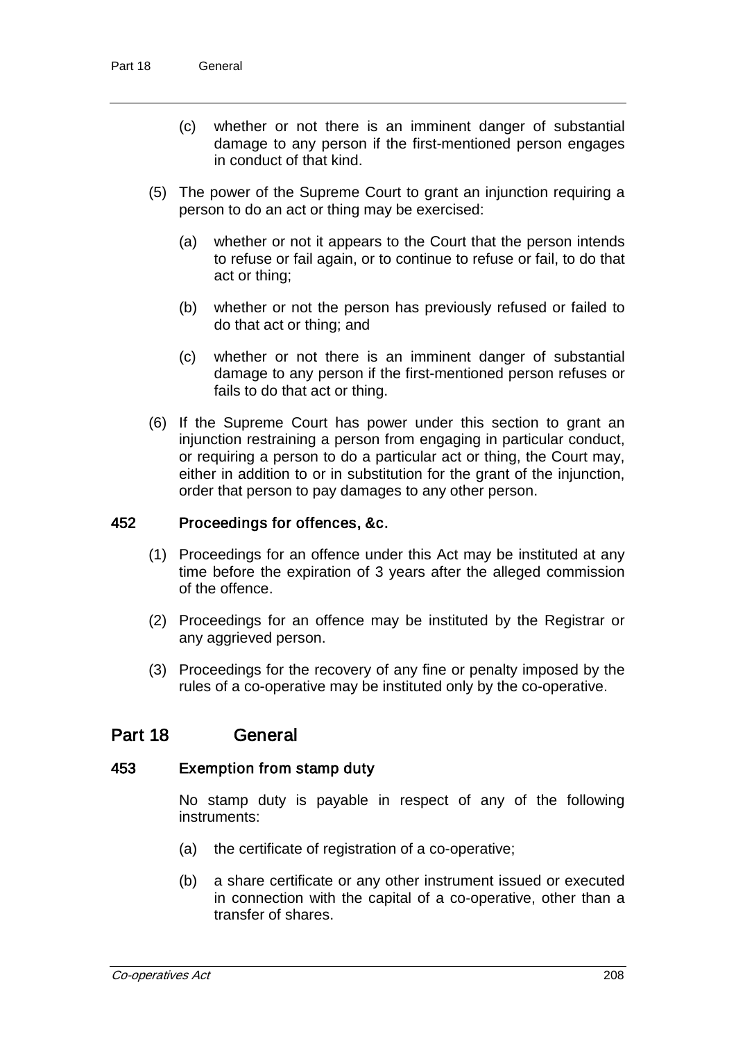(c) whether or not there is an imminent danger of substantial damage to any person if the first-mentioned person engages in conduct of that kind.

(5) The power of the Supreme Court to grant an injunction requiring a person to do an act or thing may be exercised:

(a) whether or not it appears to the Court that the person intends to refuse or fail again, or to continue to refuse or fail, to do that act or thing;

(b) whether or not the person has previously refused or failed to do that act or thing; and

(c) whether or not there is an imminent danger of substantial damage to any person if the first-mentioned person refuses or fails to do that act or thing.

(6) If the Supreme Court has power under this section to grant an injunction restraining a person from engaging in particular conduct, or requiring a person to do a particular act or thing, the Court may, either in addition to or in substitution for the grant of the injunction, order that person to pay damages to any other person.

### 452 Proceedings for offences, &c.

(1) Proceedings for an offence under this Act may be instituted at any time before the expiration of 3 years after the alleged commission of the offence.

(2) Proceedings for an offence may be instituted by the Registrar or any aggrieved person.

(3) Proceedings for the recovery of any fine or penalty imposed by the rules of a co-operative may be instituted only by the co-operative.

## Part 18 General

### 453 Exemption from stamp duty

No stamp duty is payable in respect of any of the following instruments:

(a) the certificate of registration of a co-operative;

(b) a share certificate or any other instrument issued or executed in connection with the capital of a co-operative, other than a transfer of shares.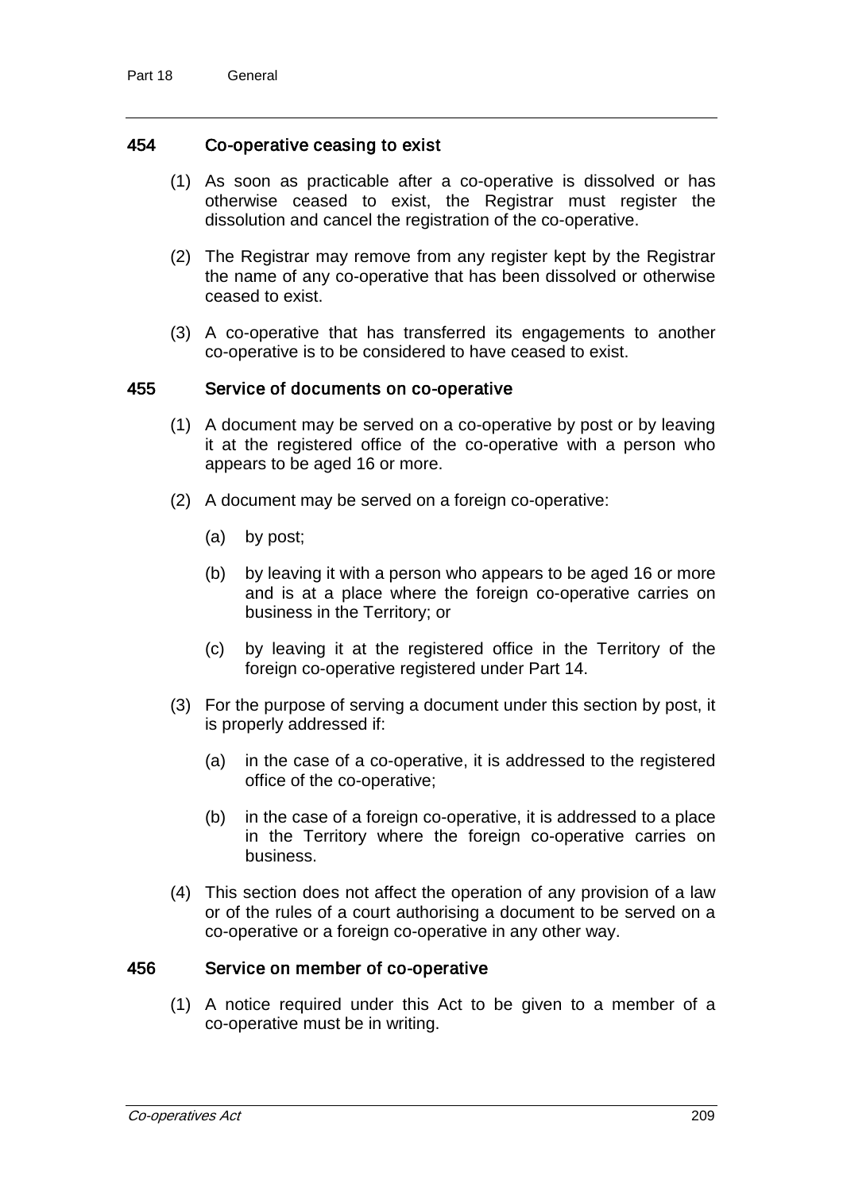### 454 Co-operative ceasing to exist

(1) As soon as practicable after a co-operative is dissolved or has otherwise ceased to exist, the Registrar must register the dissolution and cancel the registration of the co-operative.

(2) The Registrar may remove from any register kept by the Registrar the name of any co-operative that has been dissolved or otherwise ceased to exist.

(3) A co-operative that has transferred its engagements to another co-operative is to be considered to have ceased to exist.

### 455 Service of documents on co-operative

(1) A document may be served on a co-operative by post or by leaving it at the registered office of the co-operative with a person who appears to be aged 16 or more.

(2) A document may be served on a foreign co-operative:

(a) by post;

(b) by leaving it with a person who appears to be aged 16 or more and is at a place where the foreign co-operative carries on business in the Territory; or

(c) by leaving it at the registered office in the Territory of the foreign co-operative registered under Part 14.

(3) For the purpose of serving a document under this section by post, it is properly addressed if:

(a) in the case of a co-operative, it is addressed to the registered office of the co-operative;

(b) in the case of a foreign co-operative, it is addressed to a place in the Territory where the foreign co-operative carries on business.

(4) This section does not affect the operation of any provision of a law or of the rules of a court authorising a document to be served on a co-operative or a foreign co-operative in any other way.

### 456 Service on member of co-operative

(1) A notice required under this Act to be given to a member of a co-operative must be in writing.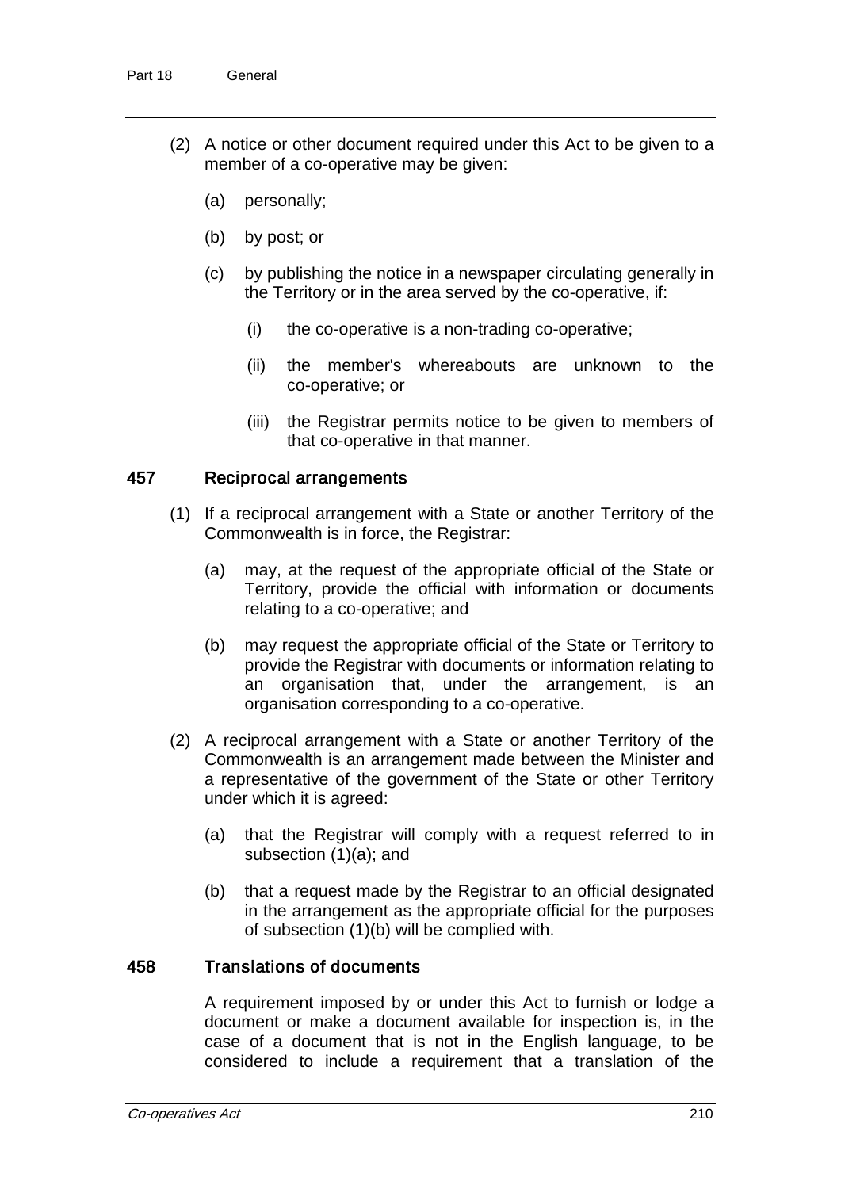(2) A notice or other document required under this Act to be given to a member of a co-operative may be given:

(a) personally;

(b) by post; or

(c) by publishing the notice in a newspaper circulating generally in the Territory or in the area served by the co-operative, if:

(i) the co-operative is a non-trading co-operative;

(ii) the member's whereabouts are unknown to the co-operative; or

(iii) the Registrar permits notice to be given to members of that co-operative in that manner.

### 457 Reciprocal arrangements

(1) If a reciprocal arrangement with a State or another Territory of the Commonwealth is in force, the Registrar:

(a) may, at the request of the appropriate official of the State or Territory, provide the official with information or documents relating to a co-operative; and

(b) may request the appropriate official of the State or Territory to provide the Registrar with documents or information relating to an organisation that, under the arrangement, is an organisation corresponding to a co-operative.

(2) A reciprocal arrangement with a State or another Territory of the Commonwealth is an arrangement made between the Minister and a representative of the government of the State or other Territory under which it is agreed:

(a) that the Registrar will comply with a request referred to in subsection (1)(a); and

(b) that a request made by the Registrar to an official designated in the arrangement as the appropriate official for the purposes of subsection (1)(b) will be complied with.

### 458 Translations of documents

A requirement imposed by or under this Act to furnish or lodge a document or make a document available for inspection is, in the case of a document that is not in the English language, to be considered to include a requirement that a translation of the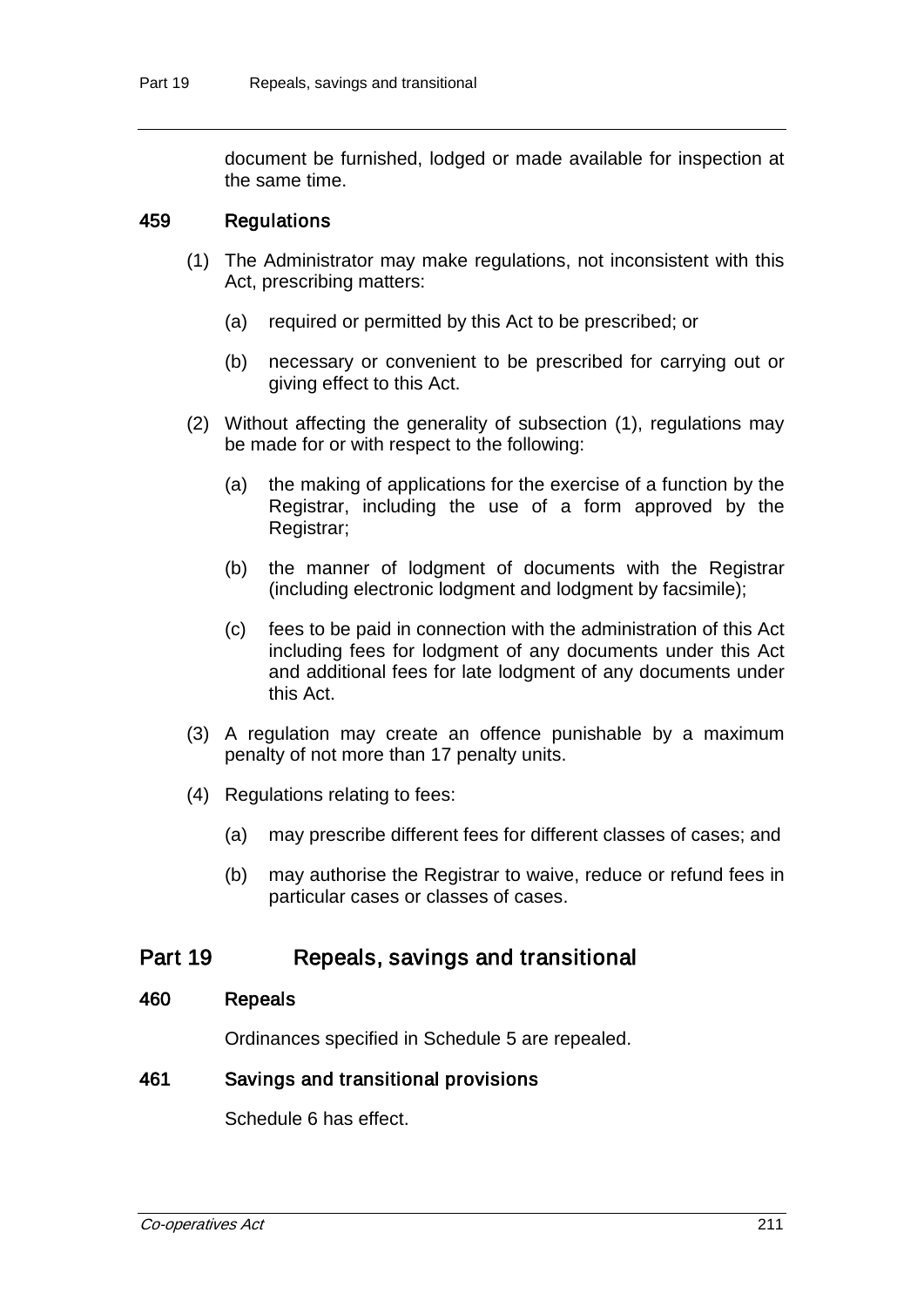document be furnished, lodged or made available for inspection at the same time.

### 459 Regulations

(1) The Administrator may make regulations, not inconsistent with this Act, prescribing matters:

(a) required or permitted by this Act to be prescribed; or

(b) necessary or convenient to be prescribed for carrying out or giving effect to this Act.

(2) Without affecting the generality of subsection (1), regulations may be made for or with respect to the following:

(a) the making of applications for the exercise of a function by the Registrar, including the use of a form approved by the Registrar;

(b) the manner of lodgment of documents with the Registrar (including electronic lodgment and lodgment by facsimile);

(c) fees to be paid in connection with the administration of this Act including fees for lodgment of any documents under this Act and additional fees for late lodgment of any documents under this Act.

(3) A regulation may create an offence punishable by a maximum penalty of not more than 17 penalty units.

(4) Regulations relating to fees:

(a) may prescribe different fees for different classes of cases; and

(b) may authorise the Registrar to waive, reduce or refund fees in particular cases or classes of cases.

## Part 19 Repeals, savings and transitional

### 460 Repeals

Ordinances specified in Schedule 5 are repealed.

### 461 Savings and transitional provisions

Schedule 6 has effect.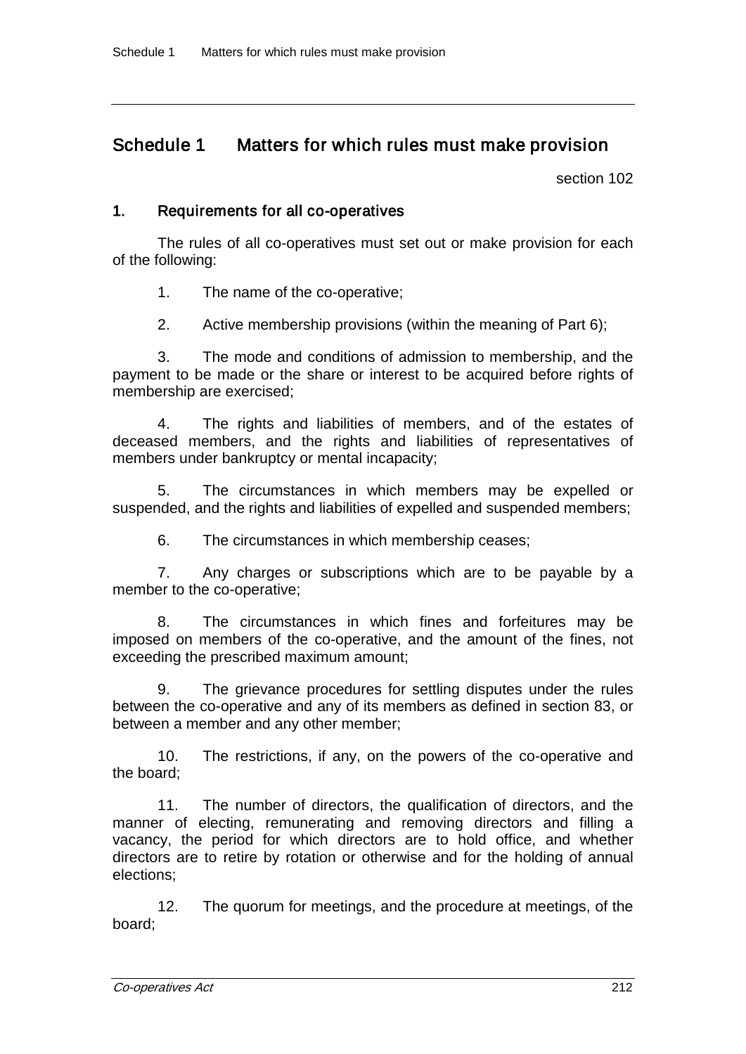# Schedule 1 Matters for which rules must make provision

section 102

## 1. Requirements for all co-operatives

The rules of all co-operatives must set out or make provision for each of the following:

1. The name of the co-operative;

2. Active membership provisions (within the meaning of Part 6);

3. The mode and conditions of admission to membership, and the payment to be made or the share or interest to be acquired before rights of membership are exercised;

4. The rights and liabilities of members, and of the estates of deceased members, and the rights and liabilities of representatives of members under bankruptcy or mental incapacity;

5. The circumstances in which members may be expelled or suspended, and the rights and liabilities of expelled and suspended members;

6. The circumstances in which membership ceases;

7. Any charges or subscriptions which are to be payable by a member to the co-operative;

8. The circumstances in which fines and forfeitures may be imposed on members of the co-operative, and the amount of the fines, not exceeding the prescribed maximum amount;

9. The grievance procedures for settling disputes under the rules between the co-operative and any of its members as defined in section 83, or between a member and any other member;

10. The restrictions, if any, on the powers of the co-operative and the board;

11. The number of directors, the qualification of directors, and the manner of electing, remunerating and removing directors and filling a vacancy, the period for which directors are to hold office, and whether directors are to retire by rotation or otherwise and for the holding of annual elections;

12. The quorum for meetings, and the procedure at meetings, of the board;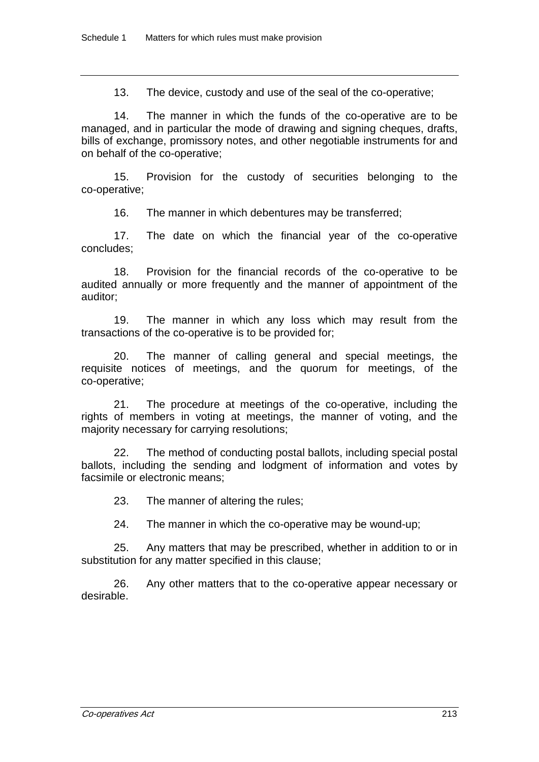13. The device, custody and use of the seal of the co-operative;

14. The manner in which the funds of the co-operative are to be managed, and in particular the mode of drawing and signing cheques, drafts, bills of exchange, promissory notes, and other negotiable instruments for and on behalf of the co-operative;

15. Provision for the custody of securities belonging to the co-operative;

16. The manner in which debentures may be transferred;

17. The date on which the financial year of the co-operative concludes;

18. Provision for the financial records of the co-operative to be audited annually or more frequently and the manner of appointment of the auditor;

19. The manner in which any loss which may result from the transactions of the co-operative is to be provided for;

20. The manner of calling general and special meetings, the requisite notices of meetings, and the quorum for meetings, of the co-operative;

21. The procedure at meetings of the co-operative, including the rights of members in voting at meetings, the manner of voting, and the majority necessary for carrying resolutions;

22. The method of conducting postal ballots, including special postal ballots, including the sending and lodgment of information and votes by facsimile or electronic means;

23. The manner of altering the rules;

24. The manner in which the co-operative may be wound-up;

25. Any matters that may be prescribed, whether in addition to or in substitution for any matter specified in this clause;

26. Any other matters that to the co-operative appear necessary or desirable.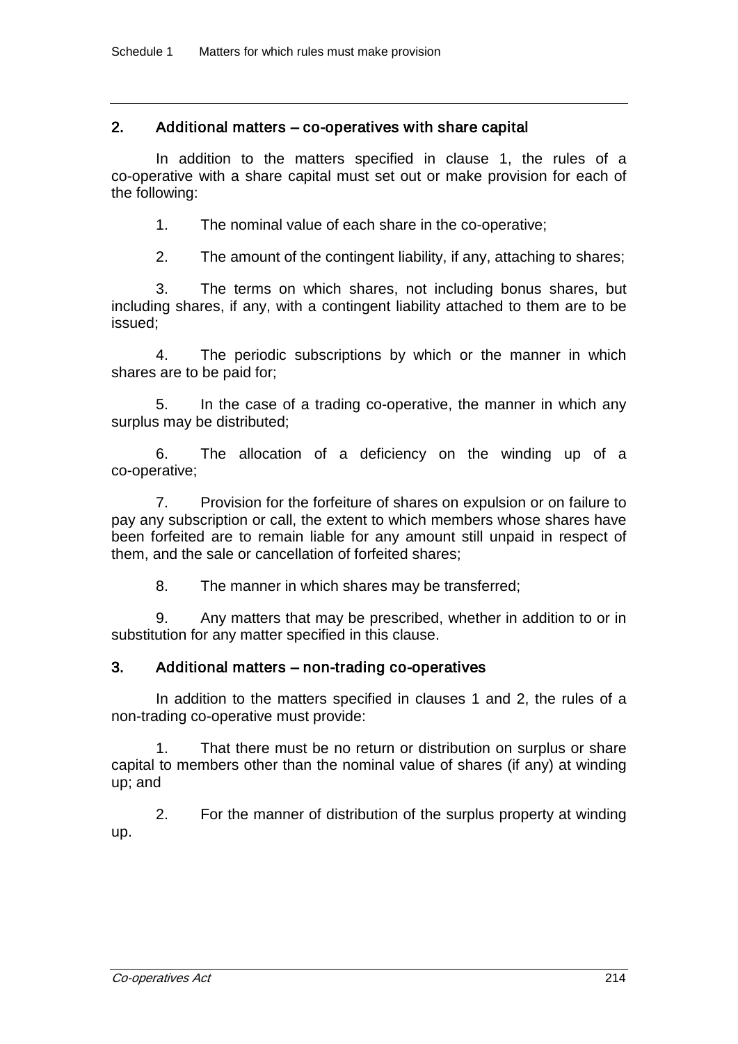## 2. Additional matters – co-operatives with share capital

In addition to the matters specified in clause 1, the rules of a co-operative with a share capital must set out or make provision for each of the following:

1. The nominal value of each share in the co-operative;

2. The amount of the contingent liability, if any, attaching to shares;

3. The terms on which shares, not including bonus shares, but including shares, if any, with a contingent liability attached to them are to be issued;

4. The periodic subscriptions by which or the manner in which shares are to be paid for;

5. In the case of a trading co-operative, the manner in which any surplus may be distributed;

6. The allocation of a deficiency on the winding up of a co-operative;

7. Provision for the forfeiture of shares on expulsion or on failure to pay any subscription or call, the extent to which members whose shares have been forfeited are to remain liable for any amount still unpaid in respect of them, and the sale or cancellation of forfeited shares;

8. The manner in which shares may be transferred;

9. Any matters that may be prescribed, whether in addition to or in substitution for any matter specified in this clause.

## 3. Additional matters – non-trading co-operatives

In addition to the matters specified in clauses 1 and 2, the rules of a non-trading co-operative must provide:

1. That there must be no return or distribution on surplus or share capital to members other than the nominal value of shares (if any) at winding up; and

2. For the manner of distribution of the surplus property at winding up.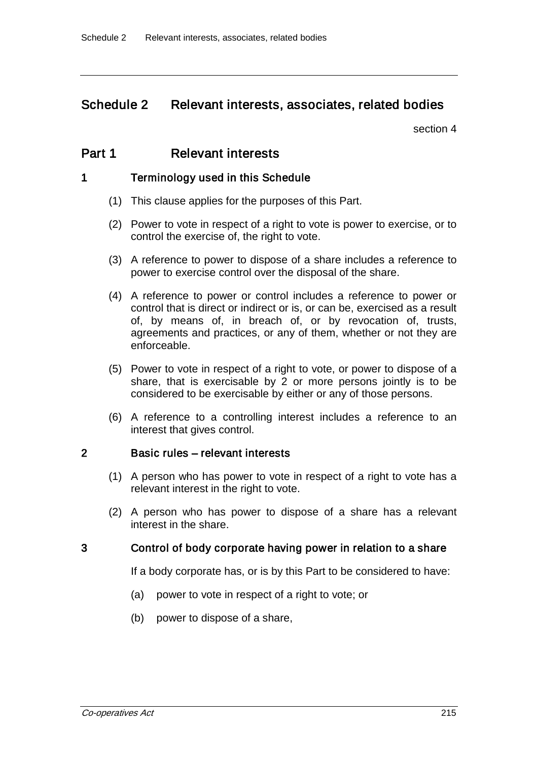# Schedule 2 Relevant interests, associates, related bodies

section 4

## Part 1 Relevant interests

### 1 Terminology used in this Schedule

(1) This clause applies for the purposes of this Part.

(2) Power to vote in respect of a right to vote is power to exercise, or to control the exercise of, the right to vote.

(3) A reference to power to dispose of a share includes a reference to power to exercise control over the disposal of the share.

(4) A reference to power or control includes a reference to power or control that is direct or indirect or is, or can be, exercised as a result of, by means of, in breach of, or by revocation of, trusts, agreements and practices, or any of them, whether or not they are enforceable.

(5) Power to vote in respect of a right to vote, or power to dispose of a share, that is exercisable by 2 or more persons jointly is to be considered to be exercisable by either or any of those persons.

(6) A reference to a controlling interest includes a reference to an interest that gives control.

### 2 Basic rules – relevant interests

(1) A person who has power to vote in respect of a right to vote has a relevant interest in the right to vote.

(2) A person who has power to dispose of a share has a relevant interest in the share.

### 3 Control of body corporate having power in relation to a share

If a body corporate has, or is by this Part to be considered to have:

(a) power to vote in respect of a right to vote; or

(b) power to dispose of a share,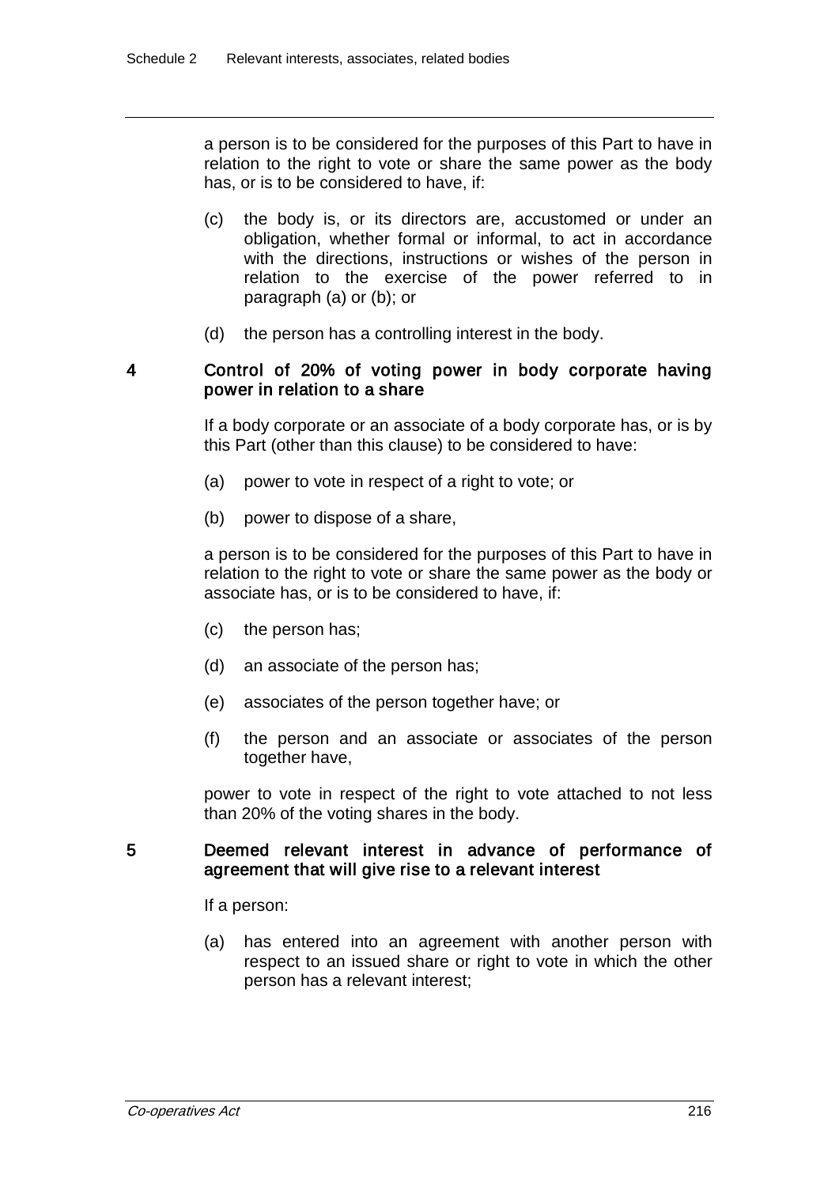a person is to be considered for the purposes of this Part to have in relation to the right to vote or share the same power as the body has, or is to be considered to have, if:

(c) the body is, or its directors are, accustomed or under an obligation, whether formal or informal, to act in accordance with the directions, instructions or wishes of the person in relation to the exercise of the power referred to in paragraph (a) or (b); or

(d) the person has a controlling interest in the body.

### 4 Control of 20% of voting power in body corporate having power in relation to a share

If a body corporate or an associate of a body corporate has, or is by this Part (other than this clause) to be considered to have:

(a) power to vote in respect of a right to vote; or

(b) power to dispose of a share,

a person is to be considered for the purposes of this Part to have in relation to the right to vote or share the same power as the body or associate has, or is to be considered to have, if:

(c) the person has;

(d) an associate of the person has;

(e) associates of the person together have; or

(f) the person and an associate or associates of the person together have,

power to vote in respect of the right to vote attached to not less than 20% of the voting shares in the body.

### 5 Deemed relevant interest in advance of performance of agreement that will give rise to a relevant interest

If a person:

(a) has entered into an agreement with another person with respect to an issued share or right to vote in which the other person has a relevant interest;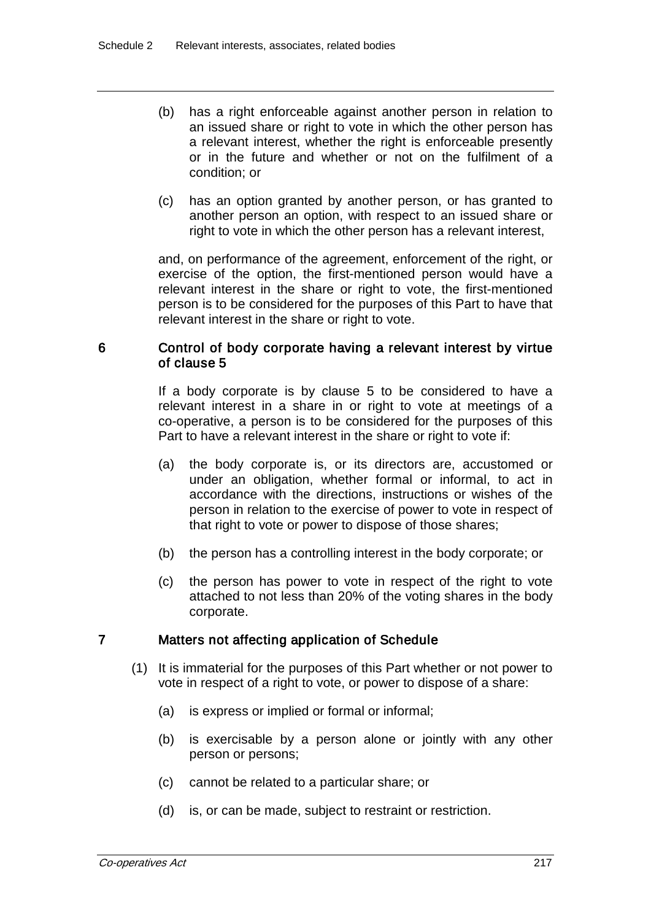(b) has a right enforceable against another person in relation to an issued share or right to vote in which the other person has a relevant interest, whether the right is enforceable presently or in the future and whether or not on the fulfilment of a condition; or

(c) has an option granted by another person, or has granted to another person an option, with respect to an issued share or right to vote in which the other person has a relevant interest,

and, on performance of the agreement, enforcement of the right, or exercise of the option, the first-mentioned person would have a relevant interest in the share or right to vote, the first-mentioned person is to be considered for the purposes of this Part to have that relevant interest in the share or right to vote.

## 6 Control of body corporate having a relevant interest by virtue of clause 5

If a body corporate is by clause 5 to be considered to have a relevant interest in a share in or right to vote at meetings of a co-operative, a person is to be considered for the purposes of this Part to have a relevant interest in the share or right to vote if:

(a) the body corporate is, or its directors are, accustomed or under an obligation, whether formal or informal, to act in accordance with the directions, instructions or wishes of the person in relation to the exercise of power to vote in respect of that right to vote or power to dispose of those shares;

(b) the person has a controlling interest in the body corporate; or

(c) the person has power to vote in respect of the right to vote attached to not less than 20% of the voting shares in the body corporate.

## 7 Matters not affecting application of Schedule

(1) It is immaterial for the purposes of this Part whether or not power to vote in respect of a right to vote, or power to dispose of a share:

(a) is express or implied or formal or informal;

(b) is exercisable by a person alone or jointly with any other person or persons;

(c) cannot be related to a particular share; or

(d) is, or can be made, subject to restraint or restriction.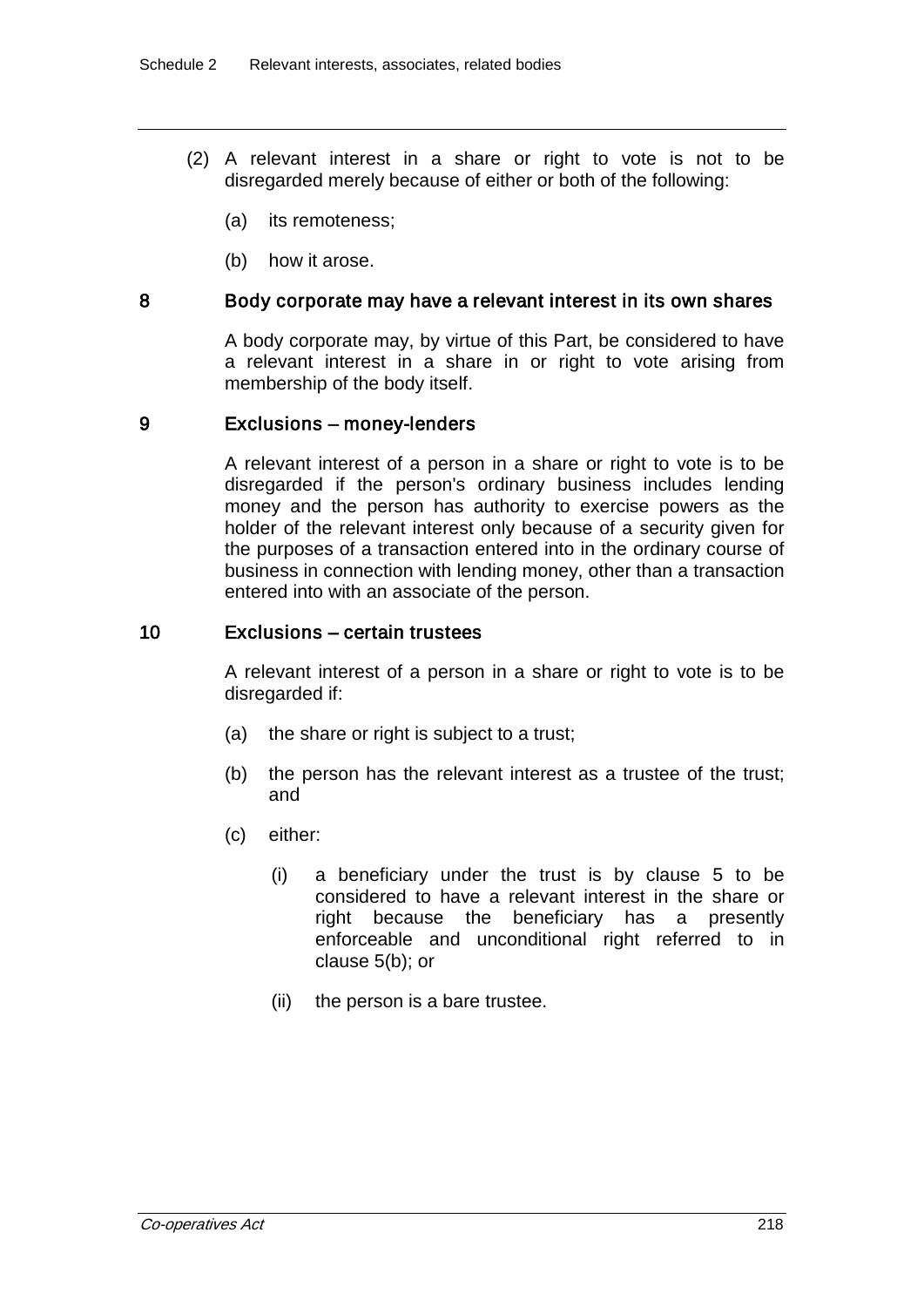(2) A relevant interest in a share or right to vote is not to be disregarded merely because of either or both of the following:

(a) its remoteness;

(b) how it arose.

### 8 Body corporate may have a relevant interest in its own shares

A body corporate may, by virtue of this Part, be considered to have a relevant interest in a share in or right to vote arising from membership of the body itself.

### 9 Exclusions – money-lenders

A relevant interest of a person in a share or right to vote is to be disregarded if the person's ordinary business includes lending money and the person has authority to exercise powers as the holder of the relevant interest only because of a security given for the purposes of a transaction entered into in the ordinary course of business in connection with lending money, other than a transaction entered into with an associate of the person.

### 10 Exclusions – certain trustees

A relevant interest of a person in a share or right to vote is to be disregarded if:

(a) the share or right is subject to a trust;

(b) the person has the relevant interest as a trustee of the trust; and

(c) either:

(i) a beneficiary under the trust is by clause 5 to be considered to have a relevant interest in the share or right because the beneficiary has a presently enforceable and unconditional right referred to in clause 5(b); or

(ii) the person is a bare trustee.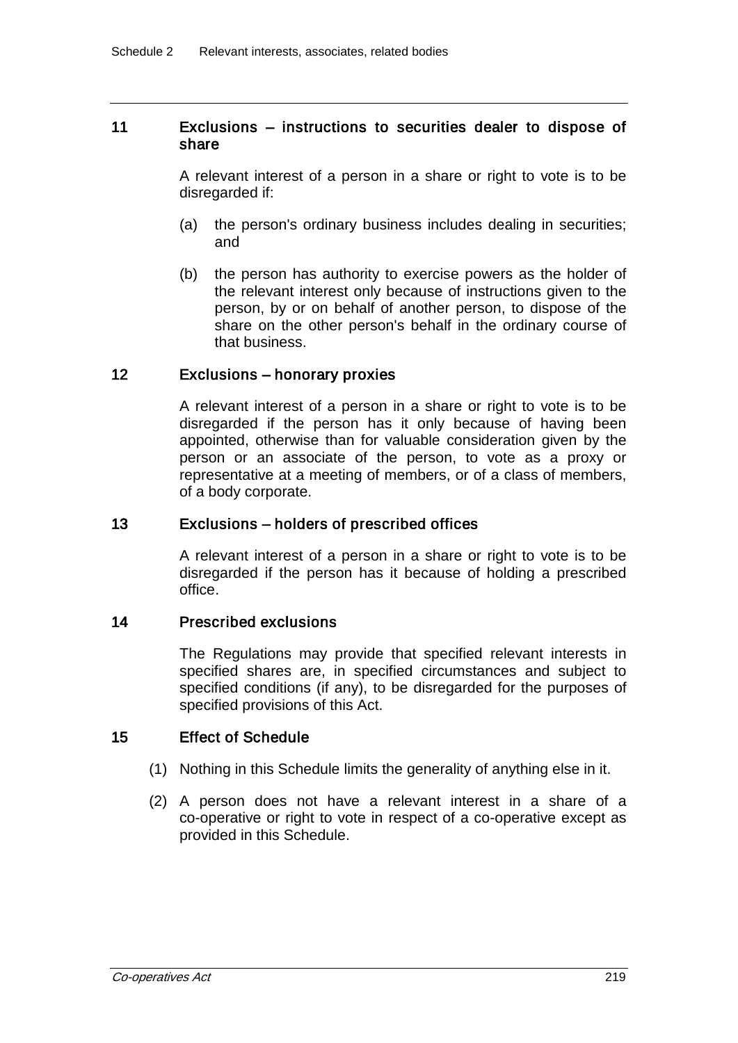## 11 Exclusions – instructions to securities dealer to dispose of share

A relevant interest of a person in a share or right to vote is to be disregarded if:

(a) the person's ordinary business includes dealing in securities; and

(b) the person has authority to exercise powers as the holder of the relevant interest only because of instructions given to the person, by or on behalf of another person, to dispose of the share on the other person's behalf in the ordinary course of that business.

## 12 Exclusions – honorary proxies

A relevant interest of a person in a share or right to vote is to be disregarded if the person has it only because of having been appointed, otherwise than for valuable consideration given by the person or an associate of the person, to vote as a proxy or representative at a meeting of members, or of a class of members, of a body corporate.

## 13 Exclusions – holders of prescribed offices

A relevant interest of a person in a share or right to vote is to be disregarded if the person has it because of holding a prescribed office.

## 14 Prescribed exclusions

The Regulations may provide that specified relevant interests in specified shares are, in specified circumstances and subject to specified conditions (if any), to be disregarded for the purposes of specified provisions of this Act.

## 15 Effect of Schedule

(1) Nothing in this Schedule limits the generality of anything else in it.

(2) A person does not have a relevant interest in a share of a co-operative or right to vote in respect of a co-operative except as provided in this Schedule.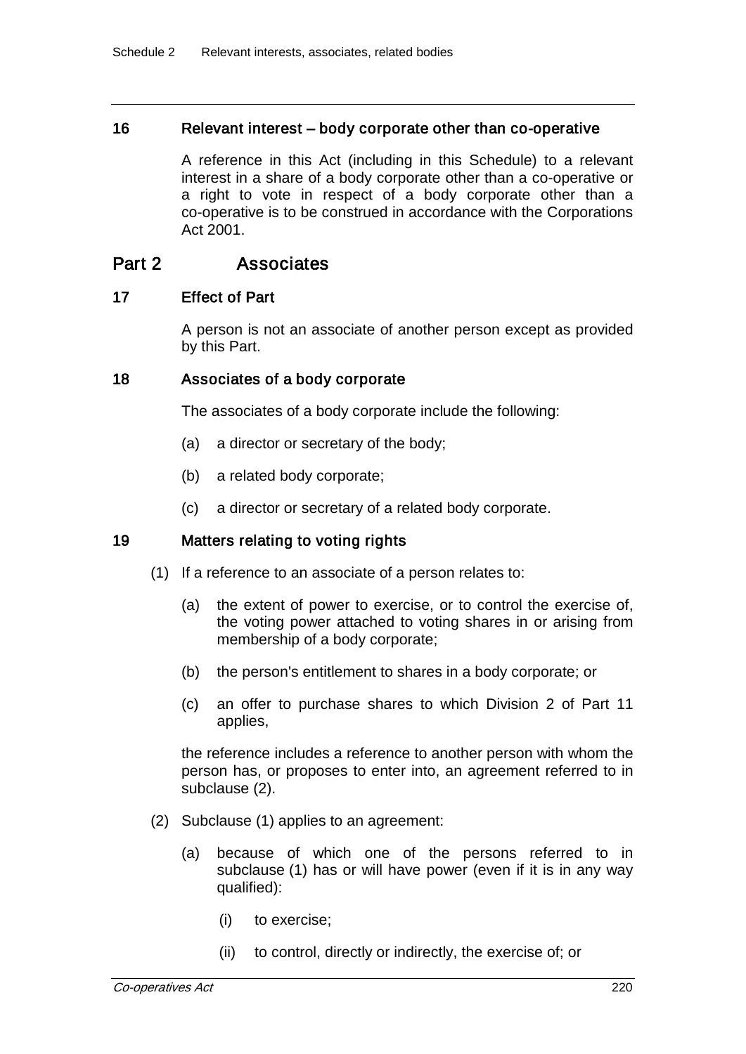### 16 Relevant interest – body corporate other than co-operative

A reference in this Act (including in this Schedule) to a relevant interest in a share of a body corporate other than a co-operative or a right to vote in respect of a body corporate other than a co-operative is to be construed in accordance with the Corporations Act 2001.

## Part 2 Associates

### 17 Effect of Part

A person is not an associate of another person except as provided by this Part.

### 18 Associates of a body corporate

The associates of a body corporate include the following:

(a) a director or secretary of the body;

(b) a related body corporate;

(c) a director or secretary of a related body corporate.

### 19 Matters relating to voting rights

(1) If a reference to an associate of a person relates to:

(a) the extent of power to exercise, or to control the exercise of, the voting power attached to voting shares in or arising from membership of a body corporate;

(b) the person's entitlement to shares in a body corporate; or

(c) an offer to purchase shares to which Division 2 of Part 11 applies,

the reference includes a reference to another person with whom the person has, or proposes to enter into, an agreement referred to in subclause (2).

(2) Subclause (1) applies to an agreement:

(a) because of which one of the persons referred to in subclause (1) has or will have power (even if it is in any way qualified):

(i) to exercise;

(ii) to control, directly or indirectly, the exercise of; or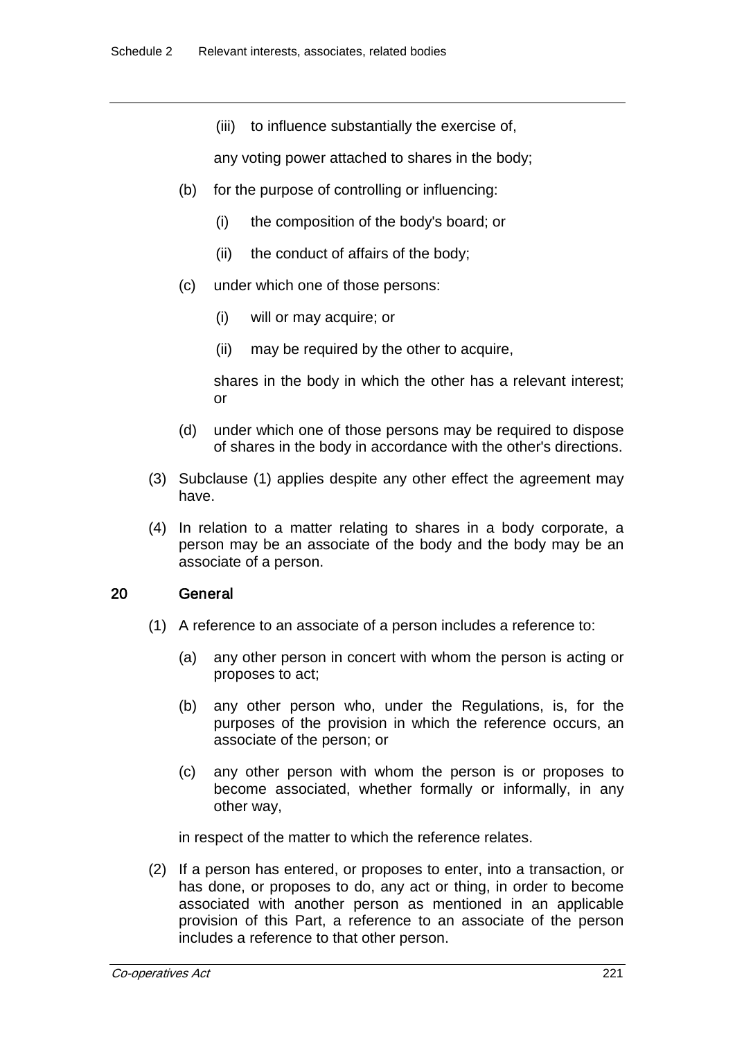(iii) to influence substantially the exercise of,

any voting power attached to shares in the body;

(b) for the purpose of controlling or influencing:

(i) the composition of the body's board; or

(ii) the conduct of affairs of the body;

(c) under which one of those persons:

(i) will or may acquire; or

(ii) may be required by the other to acquire,

shares in the body in which the other has a relevant interest; or

(d) under which one of those persons may be required to dispose of shares in the body in accordance with the other's directions.

(3) Subclause (1) applies despite any other effect the agreement may have.

(4) In relation to a matter relating to shares in a body corporate, a person may be an associate of the body and the body may be an associate of a person.

## 20 General

(1) A reference to an associate of a person includes a reference to:

(a) any other person in concert with whom the person is acting or proposes to act;

(b) any other person who, under the Regulations, is, for the purposes of the provision in which the reference occurs, an associate of the person; or

(c) any other person with whom the person is or proposes to become associated, whether formally or informally, in any other way,

in respect of the matter to which the reference relates.

(2) If a person has entered, or proposes to enter, into a transaction, or has done, or proposes to do, any act or thing, in order to become associated with another person as mentioned in an applicable provision of this Part, a reference to an associate of the person includes a reference to that other person.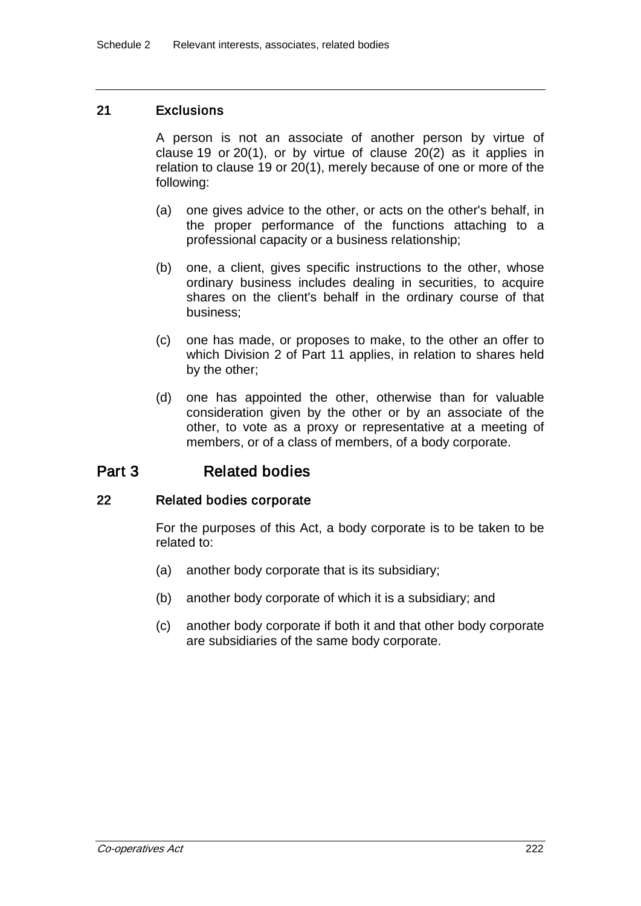### 21 Exclusions

A person is not an associate of another person by virtue of clause 19 or 20(1), or by virtue of clause 20(2) as it applies in relation to clause 19 or 20(1), merely because of one or more of the following:

(a) one gives advice to the other, or acts on the other's behalf, in the proper performance of the functions attaching to a professional capacity or a business relationship;

(b) one, a client, gives specific instructions to the other, whose ordinary business includes dealing in securities, to acquire shares on the client's behalf in the ordinary course of that business;

(c) one has made, or proposes to make, to the other an offer to which Division 2 of Part 11 applies, in relation to shares held by the other;

(d) one has appointed the other, otherwise than for valuable consideration given by the other or by an associate of the other, to vote as a proxy or representative at a meeting of members, or of a class of members, of a body corporate.

## Part 3 Related bodies

### 22 Related bodies corporate

For the purposes of this Act, a body corporate is to be taken to be related to:

(a) another body corporate that is its subsidiary;

(b) another body corporate of which it is a subsidiary; and

(c) another body corporate if both it and that other body corporate are subsidiaries of the same body corporate.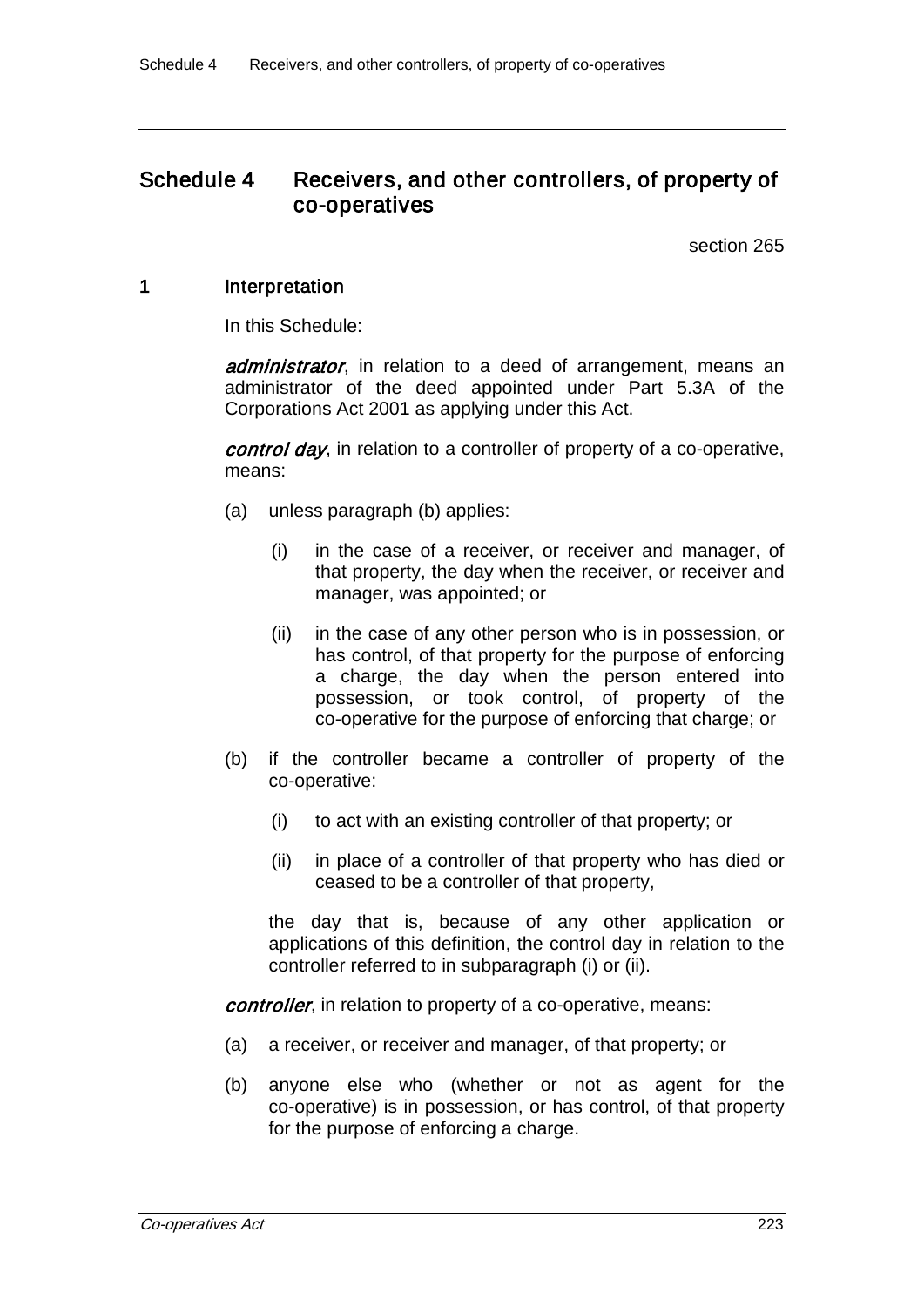# Schedule 4 Receivers, and other controllers, of property of co-operatives

section 265

## 1 Interpretation

In this Schedule:

***administrator***, in relation to a deed of arrangement, means an administrator of the deed appointed under Part 5.3A of the Corporations Act 2001 as applying under this Act.

***control day***, in relation to a controller of property of a co-operative, means:

(a) unless paragraph (b) applies:

(i) in the case of a receiver, or receiver and manager, of that property, the day when the receiver, or receiver and manager, was appointed; or

(ii) in the case of any other person who is in possession, or has control, of that property for the purpose of enforcing a charge, the day when the person entered into possession, or took control, of property of the co-operative for the purpose of enforcing that charge; or

(b) if the controller became a controller of property of the co-operative:

(i) to act with an existing controller of that property; or

(ii) in place of a controller of that property who has died or ceased to be a controller of that property,

the day that is, because of any other application or applications of this definition, the control day in relation to the controller referred to in subparagraph (i) or (ii).

***controller***, in relation to property of a co-operative, means:

(a) a receiver, or receiver and manager, of that property; or

(b) anyone else who (whether or not as agent for the co-operative) is in possession, or has control, of that property for the purpose of enforcing a charge.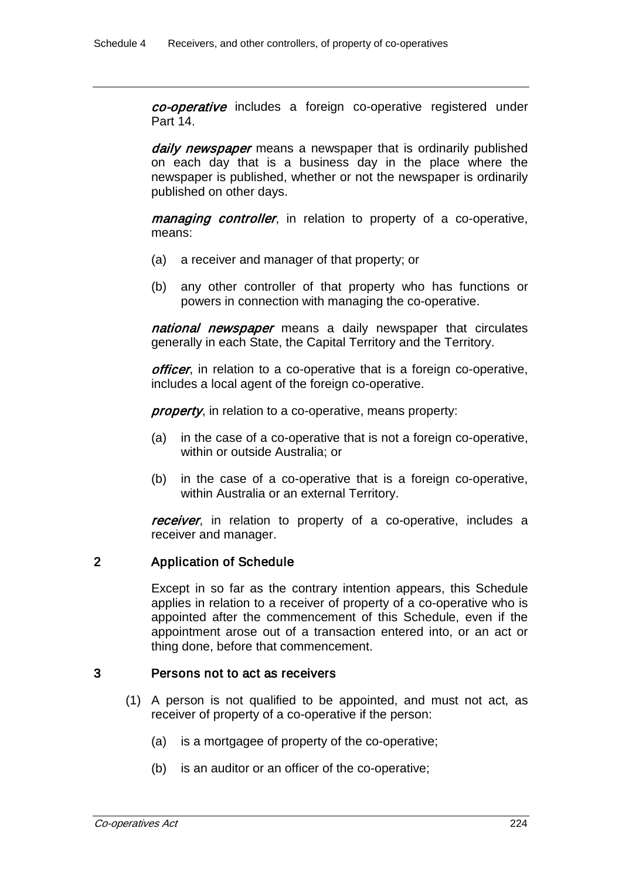***co-operative*** includes a foreign co-operative registered under Part 14.

***daily newspaper*** means a newspaper that is ordinarily published on each day that is a business day in the place where the newspaper is published, whether or not the newspaper is ordinarily published on other days.

***managing controller***, in relation to property of a co-operative, means:

(a) a receiver and manager of that property; or

(b) any other controller of that property who has functions or powers in connection with managing the co-operative.

***national newspaper*** means a daily newspaper that circulates generally in each State, the Capital Territory and the Territory.

***officer***, in relation to a co-operative that is a foreign co-operative, includes a local agent of the foreign co-operative.

***property***, in relation to a co-operative, means property:

(a) in the case of a co-operative that is not a foreign co-operative, within or outside Australia; or

(b) in the case of a co-operative that is a foreign co-operative, within Australia or an external Territory.

***receiver***, in relation to property of a co-operative, includes a receiver and manager.

## 2 Application of Schedule

Except in so far as the contrary intention appears, this Schedule applies in relation to a receiver of property of a co-operative who is appointed after the commencement of this Schedule, even if the appointment arose out of a transaction entered into, or an act or thing done, before that commencement.

## 3 Persons not to act as receivers

(1) A person is not qualified to be appointed, and must not act, as receiver of property of a co-operative if the person:

(a) is a mortgagee of property of the co-operative;

(b) is an auditor or an officer of the co-operative;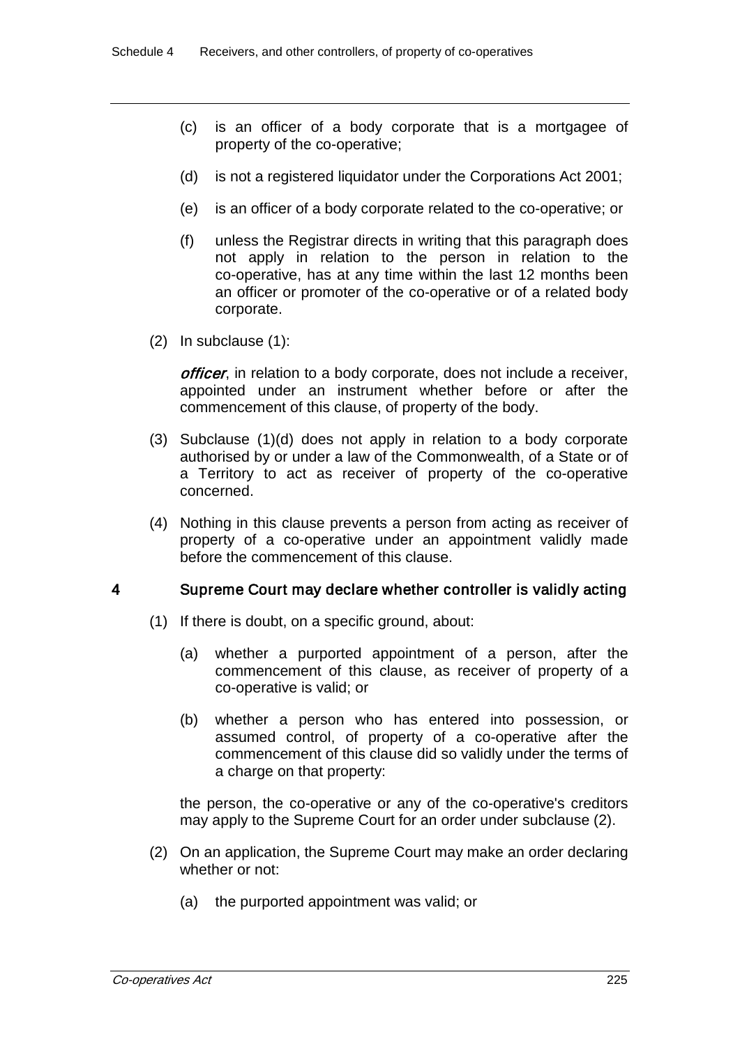(c) is an officer of a body corporate that is a mortgagee of property of the co-operative;

(d) is not a registered liquidator under the Corporations Act 2001;

(e) is an officer of a body corporate related to the co-operative; or

(f) unless the Registrar directs in writing that this paragraph does not apply in relation to the person in relation to the co-operative, has at any time within the last 12 months been an officer or promoter of the co-operative or of a related body corporate.

(2) In subclause (1):

***officer***, in relation to a body corporate, does not include a receiver, appointed under an instrument whether before or after the commencement of this clause, of property of the body.

(3) Subclause (1)(d) does not apply in relation to a body corporate authorised by or under a law of the Commonwealth, of a State or of a Territory to act as receiver of property of the co-operative concerned.

(4) Nothing in this clause prevents a person from acting as receiver of property of a co-operative under an appointment validly made before the commencement of this clause.

## 4 Supreme Court may declare whether controller is validly acting

(1) If there is doubt, on a specific ground, about:

(a) whether a purported appointment of a person, after the commencement of this clause, as receiver of property of a co-operative is valid; or

(b) whether a person who has entered into possession, or assumed control, of property of a co-operative after the commencement of this clause did so validly under the terms of a charge on that property:

the person, the co-operative or any of the co-operative's creditors may apply to the Supreme Court for an order under subclause (2).

(2) On an application, the Supreme Court may make an order declaring whether or not:

(a) the purported appointment was valid; or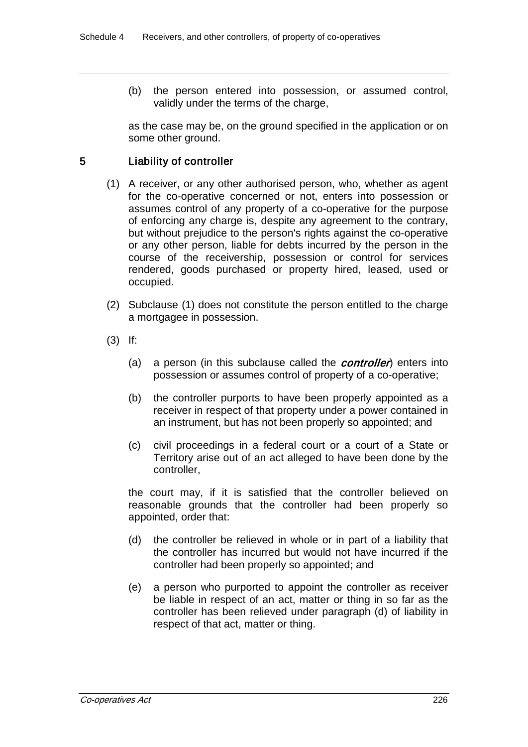(b) the person entered into possession, or assumed control, validly under the terms of the charge,

as the case may be, on the ground specified in the application or on some other ground.

## 5 Liability of controller

(1) A receiver, or any other authorised person, who, whether as agent for the co-operative concerned or not, enters into possession or assumes control of any property of a co-operative for the purpose of enforcing any charge is, despite any agreement to the contrary, but without prejudice to the person's rights against the co-operative or any other person, liable for debts incurred by the person in the course of the receivership, possession or control for services rendered, goods purchased or property hired, leased, used or occupied.

(2) Subclause (1) does not constitute the person entitled to the charge a mortgagee in possession.

(3) If:

(a) a person (in this subclause called the ***controller***) enters into possession or assumes control of property of a co-operative;

(b) the controller purports to have been properly appointed as a receiver in respect of that property under a power contained in an instrument, but has not been properly so appointed; and

(c) civil proceedings in a federal court or a court of a State or Territory arise out of an act alleged to have been done by the controller,

the court may, if it is satisfied that the controller believed on reasonable grounds that the controller had been properly so appointed, order that:

(d) the controller be relieved in whole or in part of a liability that the controller has incurred but would not have incurred if the controller had been properly so appointed; and

(e) a person who purported to appoint the controller as receiver be liable in respect of an act, matter or thing in so far as the controller has been relieved under paragraph (d) of liability in respect of that act, matter or thing.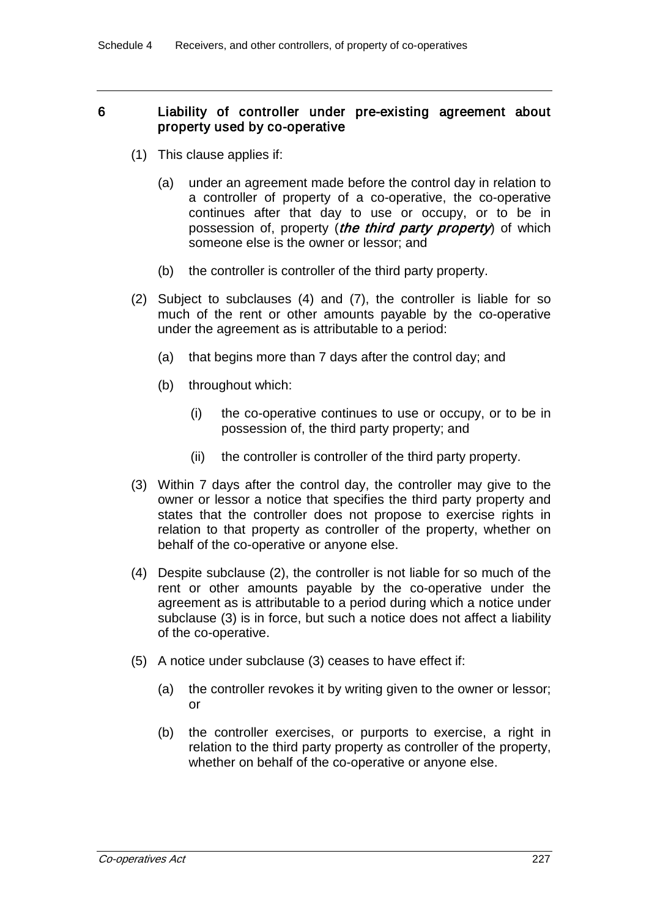## 6 Liability of controller under pre-existing agreement about property used by co-operative

(1) This clause applies if:

(a) under an agreement made before the control day in relation to a controller of property of a co-operative, the co-operative continues after that day to use or occupy, or to be in possession of, property (***the third party property***) of which someone else is the owner or lessor; and

(b) the controller is controller of the third party property.

(2) Subject to subclauses (4) and (7), the controller is liable for so much of the rent or other amounts payable by the co-operative under the agreement as is attributable to a period:

(a) that begins more than 7 days after the control day; and

(b) throughout which:

(i) the co-operative continues to use or occupy, or to be in possession of, the third party property; and

(ii) the controller is controller of the third party property.

(3) Within 7 days after the control day, the controller may give to the owner or lessor a notice that specifies the third party property and states that the controller does not propose to exercise rights in relation to that property as controller of the property, whether on behalf of the co-operative or anyone else.

(4) Despite subclause (2), the controller is not liable for so much of the rent or other amounts payable by the co-operative under the agreement as is attributable to a period during which a notice under subclause (3) is in force, but such a notice does not affect a liability of the co-operative.

(5) A notice under subclause (3) ceases to have effect if:

(a) the controller revokes it by writing given to the owner or lessor; or

(b) the controller exercises, or purports to exercise, a right in relation to the third party property as controller of the property, whether on behalf of the co-operative or anyone else.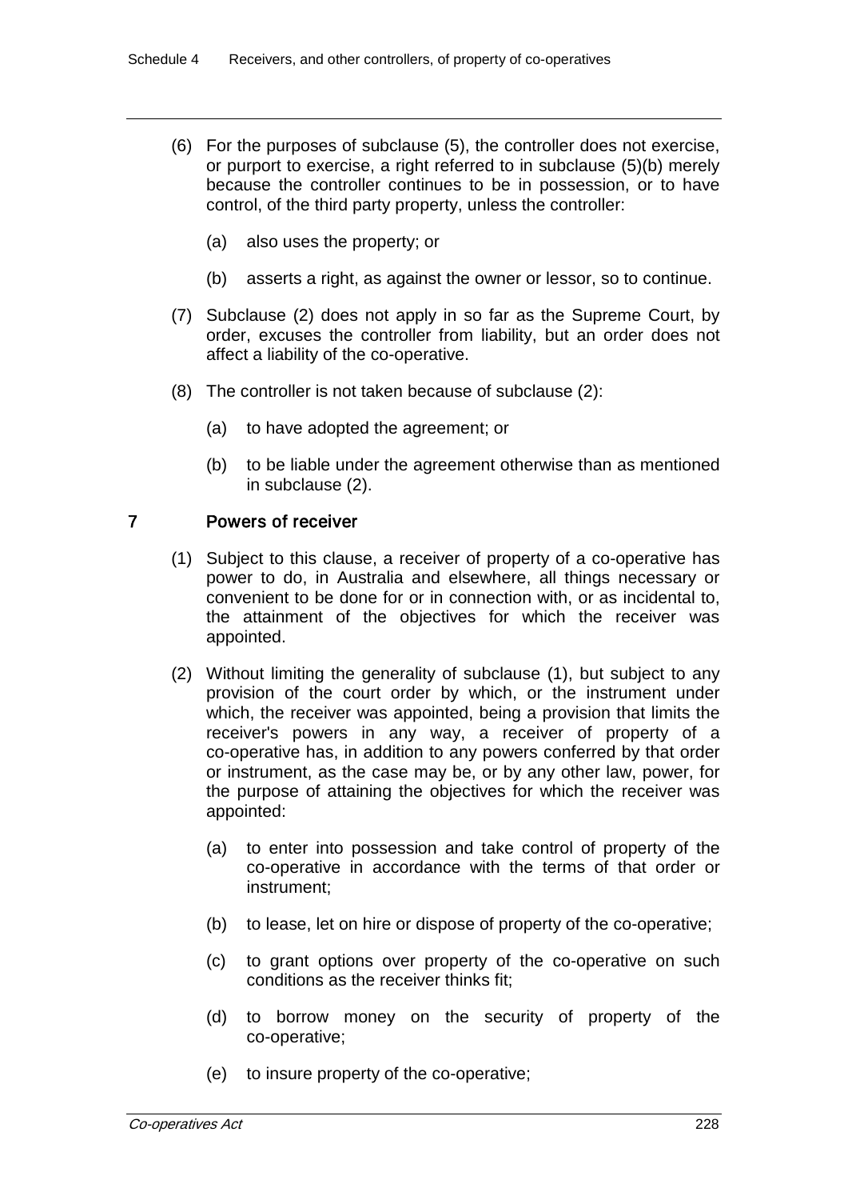(6) For the purposes of subclause (5), the controller does not exercise, or purport to exercise, a right referred to in subclause (5)(b) merely because the controller continues to be in possession, or to have control, of the third party property, unless the controller:

(a) also uses the property; or

(b) asserts a right, as against the owner or lessor, so to continue.

(7) Subclause (2) does not apply in so far as the Supreme Court, by order, excuses the controller from liability, but an order does not affect a liability of the co-operative.

(8) The controller is not taken because of subclause (2):

(a) to have adopted the agreement; or

(b) to be liable under the agreement otherwise than as mentioned in subclause (2).

## 7 Powers of receiver

(1) Subject to this clause, a receiver of property of a co-operative has power to do, in Australia and elsewhere, all things necessary or convenient to be done for or in connection with, or as incidental to, the attainment of the objectives for which the receiver was appointed.

(2) Without limiting the generality of subclause (1), but subject to any provision of the court order by which, or the instrument under which, the receiver was appointed, being a provision that limits the receiver's powers in any way, a receiver of property of a co-operative has, in addition to any powers conferred by that order or instrument, as the case may be, or by any other law, power, for the purpose of attaining the objectives for which the receiver was appointed:

(a) to enter into possession and take control of property of the co-operative in accordance with the terms of that order or instrument;

(b) to lease, let on hire or dispose of property of the co-operative;

(c) to grant options over property of the co-operative on such conditions as the receiver thinks fit;

(d) to borrow money on the security of property of the co-operative;

(e) to insure property of the co-operative;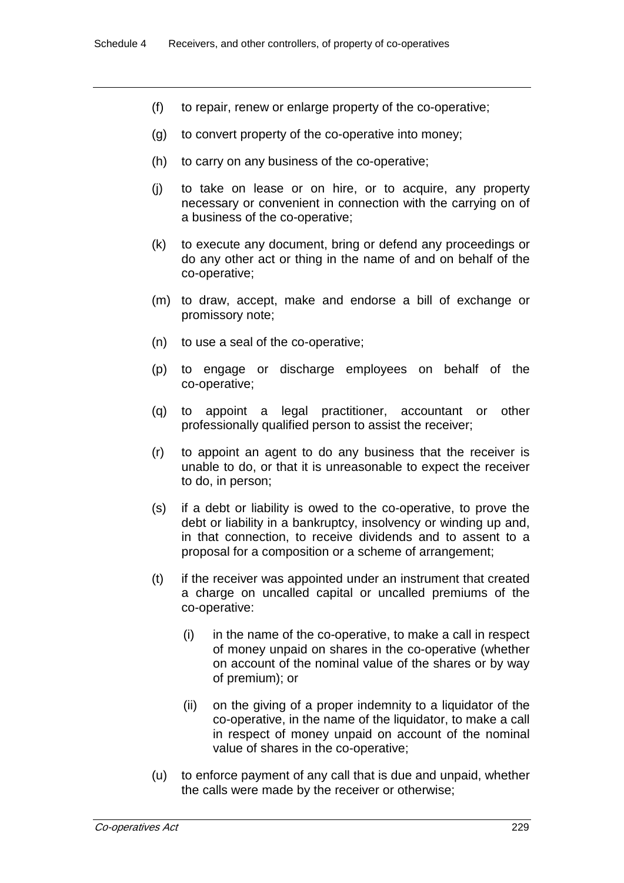(f) to repair, renew or enlarge property of the co-operative;

(g) to convert property of the co-operative into money;

(h) to carry on any business of the co-operative;

(j) to take on lease or on hire, or to acquire, any property necessary or convenient in connection with the carrying on of a business of the co-operative;

(k) to execute any document, bring or defend any proceedings or do any other act or thing in the name of and on behalf of the co-operative;

(m) to draw, accept, make and endorse a bill of exchange or promissory note;

(n) to use a seal of the co-operative;

(p) to engage or discharge employees on behalf of the co-operative;

(q) to appoint a legal practitioner, accountant or other professionally qualified person to assist the receiver;

(r) to appoint an agent to do any business that the receiver is unable to do, or that it is unreasonable to expect the receiver to do, in person;

(s) if a debt or liability is owed to the co-operative, to prove the debt or liability in a bankruptcy, insolvency or winding up and, in that connection, to receive dividends and to assent to a proposal for a composition or a scheme of arrangement;

(t) if the receiver was appointed under an instrument that created a charge on uncalled capital or uncalled premiums of the co-operative:

  (i) in the name of the co-operative, to make a call in respect of money unpaid on shares in the co-operative (whether on account of the nominal value of the shares or by way of premium); or

  (ii) on the giving of a proper indemnity to a liquidator of the co-operative, in the name of the liquidator, to make a call in respect of money unpaid on account of the nominal value of shares in the co-operative;

(u) to enforce payment of any call that is due and unpaid, whether the calls were made by the receiver or otherwise;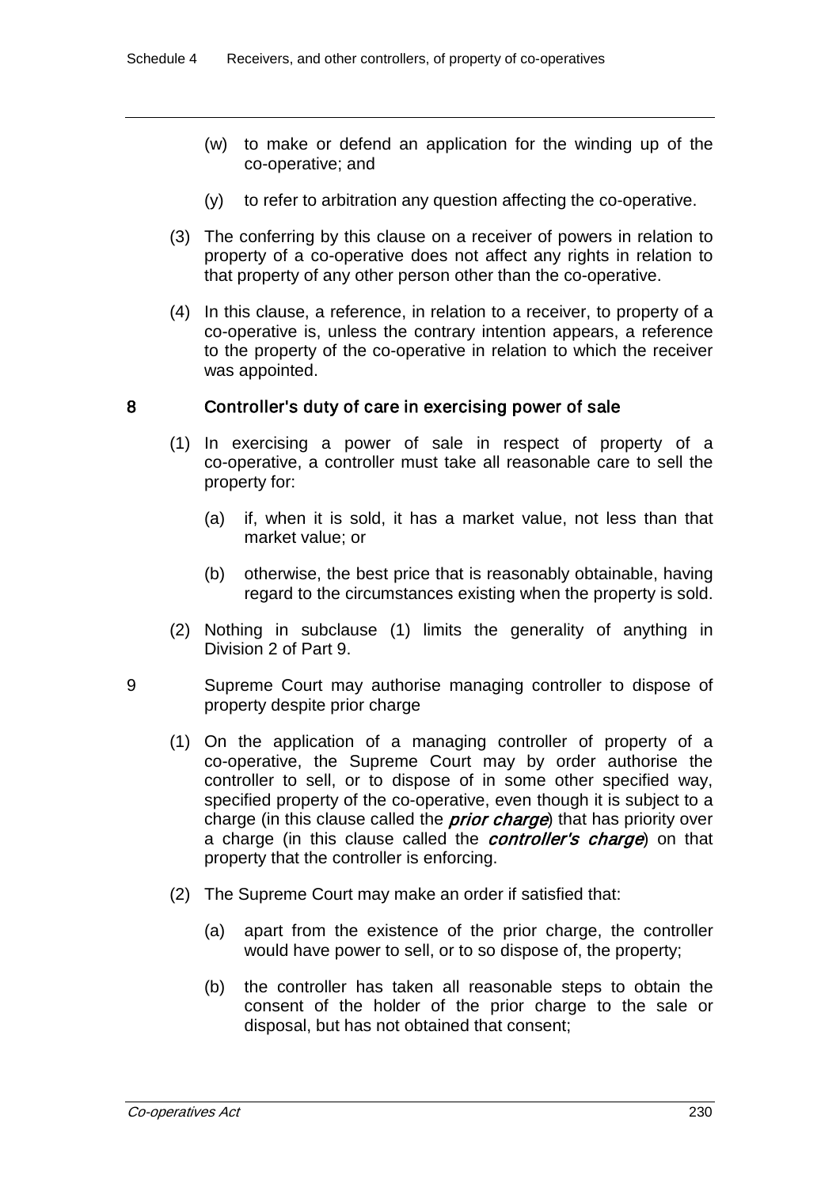(w) to make or defend an application for the winding up of the co-operative; and

(y) to refer to arbitration any question affecting the co-operative.

(3) The conferring by this clause on a receiver of powers in relation to property of a co-operative does not affect any rights in relation to that property of any other person other than the co-operative.

(4) In this clause, a reference, in relation to a receiver, to property of a co-operative is, unless the contrary intention appears, a reference to the property of the co-operative in relation to which the receiver was appointed.

## 8 Controller's duty of care in exercising power of sale

(1) In exercising a power of sale in respect of property of a co-operative, a controller must take all reasonable care to sell the property for:

(a) if, when it is sold, it has a market value, not less than that market value; or

(b) otherwise, the best price that is reasonably obtainable, having regard to the circumstances existing when the property is sold.

(2) Nothing in subclause (1) limits the generality of anything in Division 2 of Part 9.

## 9 Supreme Court may authorise managing controller to dispose of property despite prior charge

(1) On the application of a managing controller of property of a co-operative, the Supreme Court may by order authorise the controller to sell, or to dispose of in some other specified way, specified property of the co-operative, even though it is subject to a charge (in this clause called the ***prior charge***) that has priority over a charge (in this clause called the ***controller's charge***) on that property that the controller is enforcing.

(2) The Supreme Court may make an order if satisfied that:

(a) apart from the existence of the prior charge, the controller would have power to sell, or to so dispose of, the property;

(b) the controller has taken all reasonable steps to obtain the consent of the holder of the prior charge to the sale or disposal, but has not obtained that consent;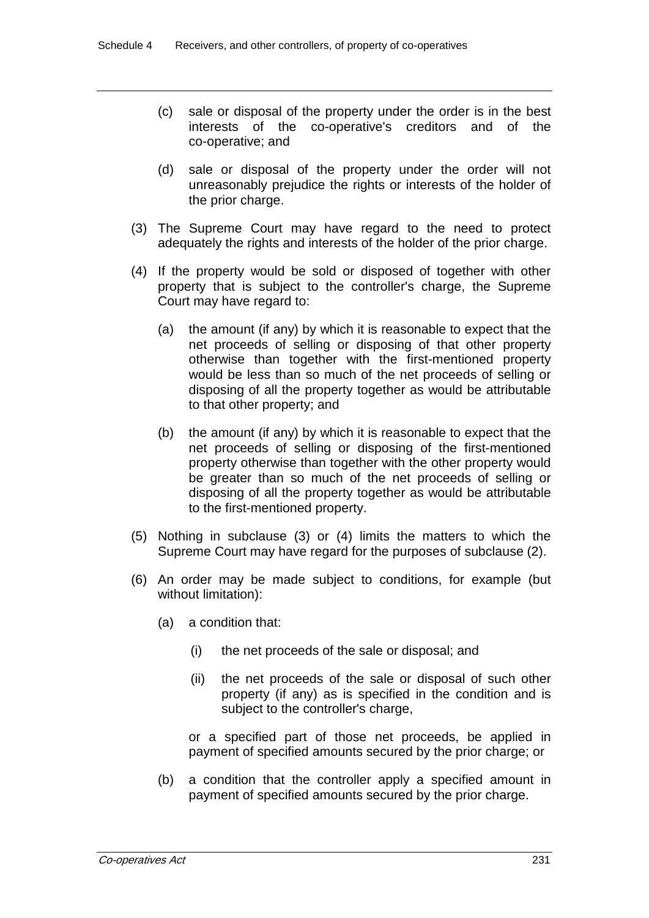(c) sale or disposal of the property under the order is in the best interests of the co-operative's creditors and of the co-operative; and

(d) sale or disposal of the property under the order will not unreasonably prejudice the rights or interests of the holder of the prior charge.

(3) The Supreme Court may have regard to the need to protect adequately the rights and interests of the holder of the prior charge.

(4) If the property would be sold or disposed of together with other property that is subject to the controller's charge, the Supreme Court may have regard to:

(a) the amount (if any) by which it is reasonable to expect that the net proceeds of selling or disposing of that other property otherwise than together with the first-mentioned property would be less than so much of the net proceeds of selling or disposing of all the property together as would be attributable to that other property; and

(b) the amount (if any) by which it is reasonable to expect that the net proceeds of selling or disposing of the first-mentioned property otherwise than together with the other property would be greater than so much of the net proceeds of selling or disposing of all the property together as would be attributable to the first-mentioned property.

(5) Nothing in subclause (3) or (4) limits the matters to which the Supreme Court may have regard for the purposes of subclause (2).

(6) An order may be made subject to conditions, for example (but without limitation):

(a) a condition that:

(i) the net proceeds of the sale or disposal; and

(ii) the net proceeds of the sale or disposal of such other property (if any) as is specified in the condition and is subject to the controller's charge,

or a specified part of those net proceeds, be applied in payment of specified amounts secured by the prior charge; or

(b) a condition that the controller apply a specified amount in payment of specified amounts secured by the prior charge.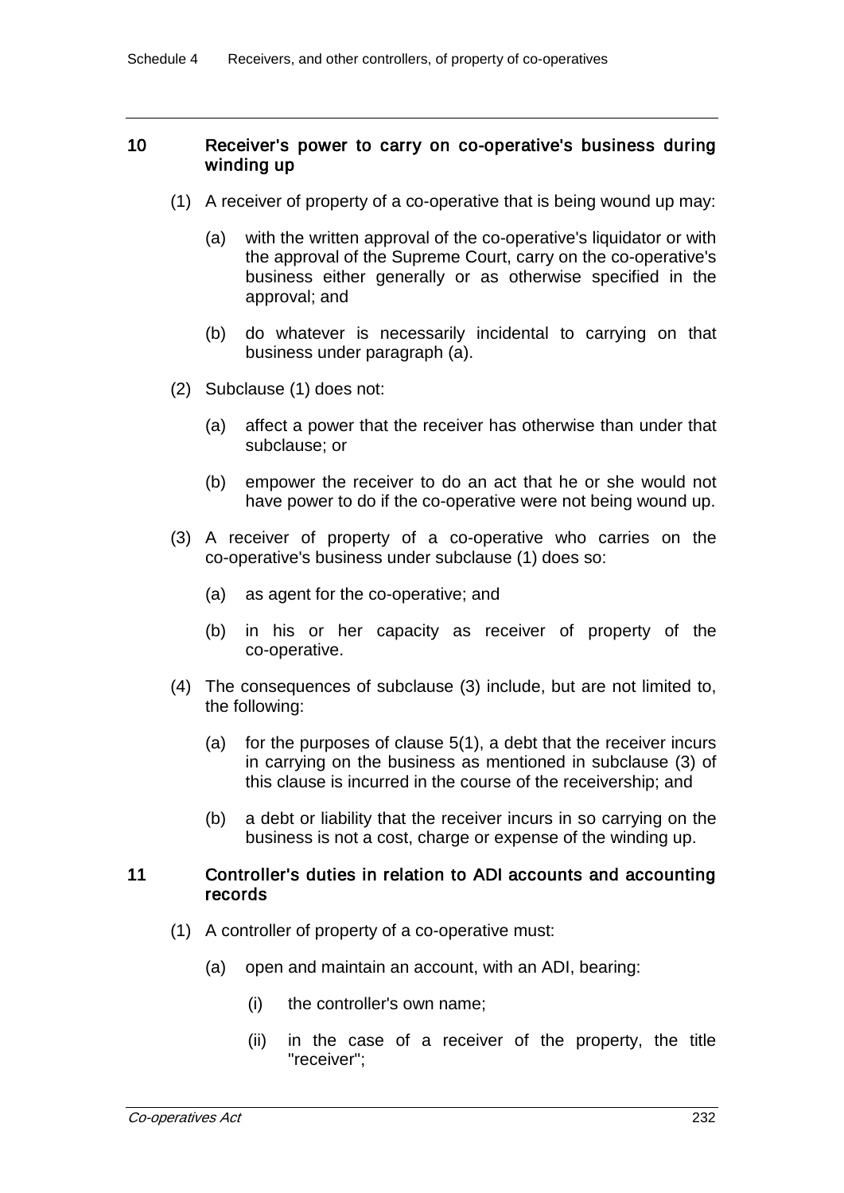## 10 Receiver's power to carry on co-operative's business during winding up

(1) A receiver of property of a co-operative that is being wound up may:

(a) with the written approval of the co-operative's liquidator or with the approval of the Supreme Court, carry on the co-operative's business either generally or as otherwise specified in the approval; and

(b) do whatever is necessarily incidental to carrying on that business under paragraph (a).

(2) Subclause (1) does not:

(a) affect a power that the receiver has otherwise than under that subclause; or

(b) empower the receiver to do an act that he or she would not have power to do if the co-operative were not being wound up.

(3) A receiver of property of a co-operative who carries on the co-operative's business under subclause (1) does so:

(a) as agent for the co-operative; and

(b) in his or her capacity as receiver of property of the co-operative.

(4) The consequences of subclause (3) include, but are not limited to, the following:

(a) for the purposes of clause 5(1), a debt that the receiver incurs in carrying on the business as mentioned in subclause (3) of this clause is incurred in the course of the receivership; and

(b) a debt or liability that the receiver incurs in so carrying on the business is not a cost, charge or expense of the winding up.

## 11 Controller's duties in relation to ADI accounts and accounting records

(1) A controller of property of a co-operative must:

(a) open and maintain an account, with an ADI, bearing:

(i) the controller's own name;

(ii) in the case of a receiver of the property, the title "receiver";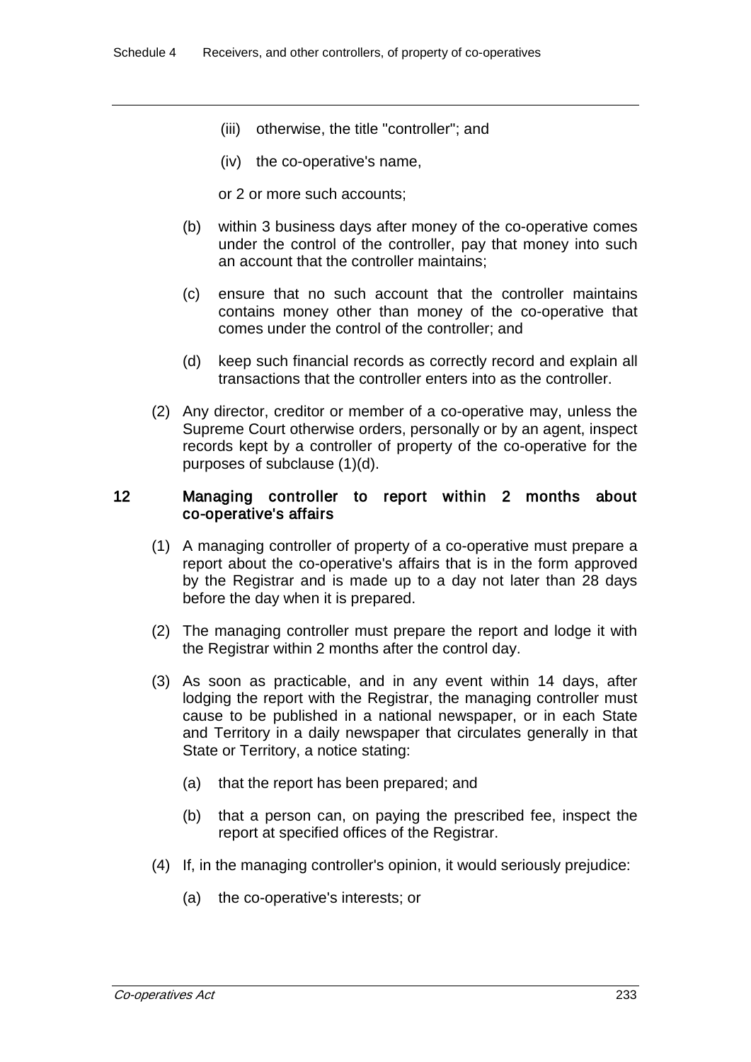(iii) otherwise, the title "controller"; and

(iv) the co-operative's name,

or 2 or more such accounts;

(b) within 3 business days after money of the co-operative comes under the control of the controller, pay that money into such an account that the controller maintains;

(c) ensure that no such account that the controller maintains contains money other than money of the co-operative that comes under the control of the controller; and

(d) keep such financial records as correctly record and explain all transactions that the controller enters into as the controller.

(2) Any director, creditor or member of a co-operative may, unless the Supreme Court otherwise orders, personally or by an agent, inspect records kept by a controller of property of the co-operative for the purposes of subclause (1)(d).

## 12 Managing controller to report within 2 months about co-operative's affairs

(1) A managing controller of property of a co-operative must prepare a report about the co-operative's affairs that is in the form approved by the Registrar and is made up to a day not later than 28 days before the day when it is prepared.

(2) The managing controller must prepare the report and lodge it with the Registrar within 2 months after the control day.

(3) As soon as practicable, and in any event within 14 days, after lodging the report with the Registrar, the managing controller must cause to be published in a national newspaper, or in each State and Territory in a daily newspaper that circulates generally in that State or Territory, a notice stating:

(a) that the report has been prepared; and

(b) that a person can, on paying the prescribed fee, inspect the report at specified offices of the Registrar.

(4) If, in the managing controller's opinion, it would seriously prejudice:

(a) the co-operative's interests; or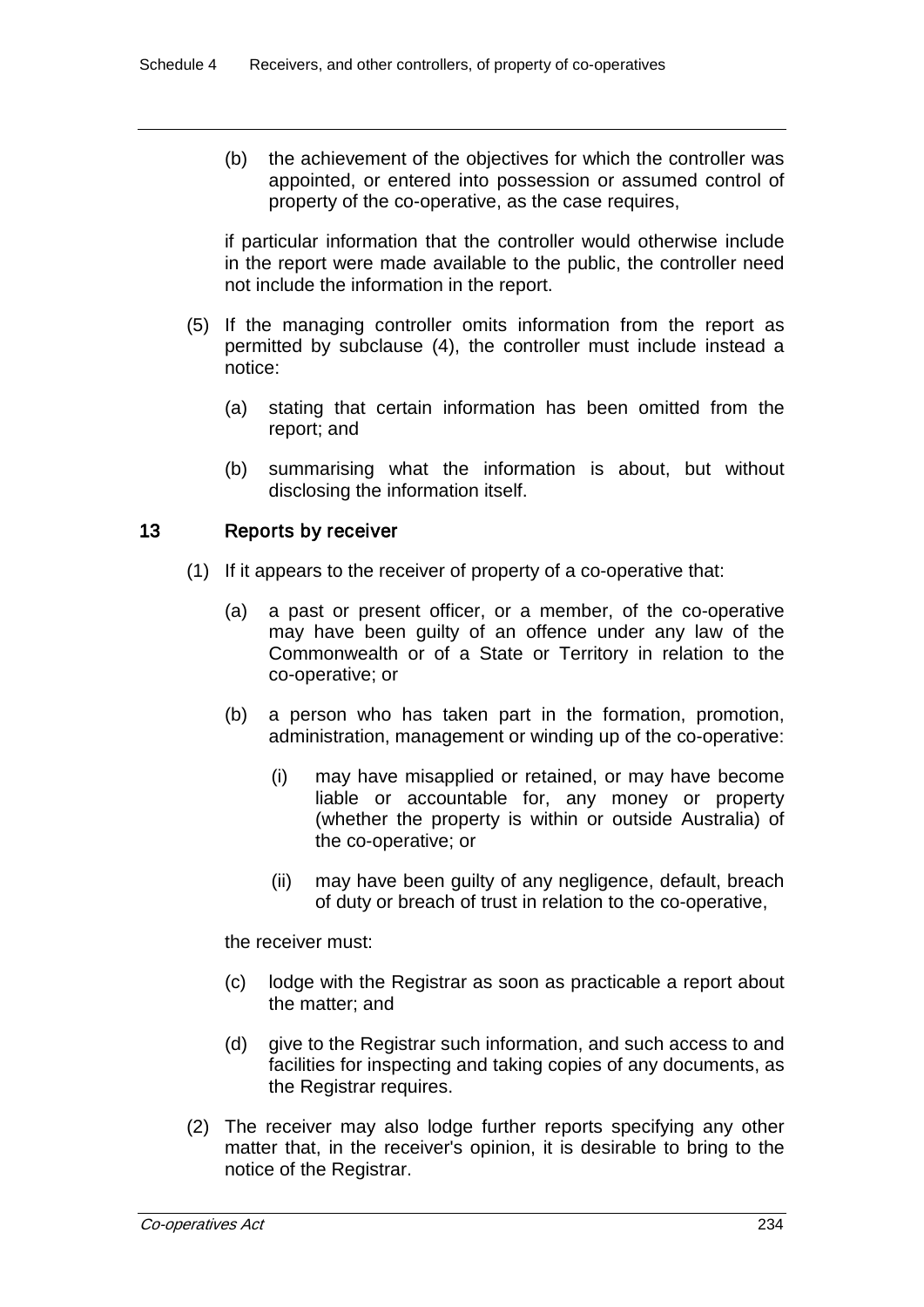(b) the achievement of the objectives for which the controller was appointed, or entered into possession or assumed control of property of the co-operative, as the case requires,

if particular information that the controller would otherwise include in the report were made available to the public, the controller need not include the information in the report.

(5) If the managing controller omits information from the report as permitted by subclause (4), the controller must include instead a notice:

(a) stating that certain information has been omitted from the report; and

(b) summarising what the information is about, but without disclosing the information itself.

## 13 Reports by receiver

(1) If it appears to the receiver of property of a co-operative that:

(a) a past or present officer, or a member, of the co-operative may have been guilty of an offence under any law of the Commonwealth or of a State or Territory in relation to the co-operative; or

(b) a person who has taken part in the formation, promotion, administration, management or winding up of the co-operative:

(i) may have misapplied or retained, or may have become liable or accountable for, any money or property (whether the property is within or outside Australia) of the co-operative; or

(ii) may have been guilty of any negligence, default, breach of duty or breach of trust in relation to the co-operative,

the receiver must:

(c) lodge with the Registrar as soon as practicable a report about the matter; and

(d) give to the Registrar such information, and such access to and facilities for inspecting and taking copies of any documents, as the Registrar requires.

(2) The receiver may also lodge further reports specifying any other matter that, in the receiver's opinion, it is desirable to bring to the notice of the Registrar.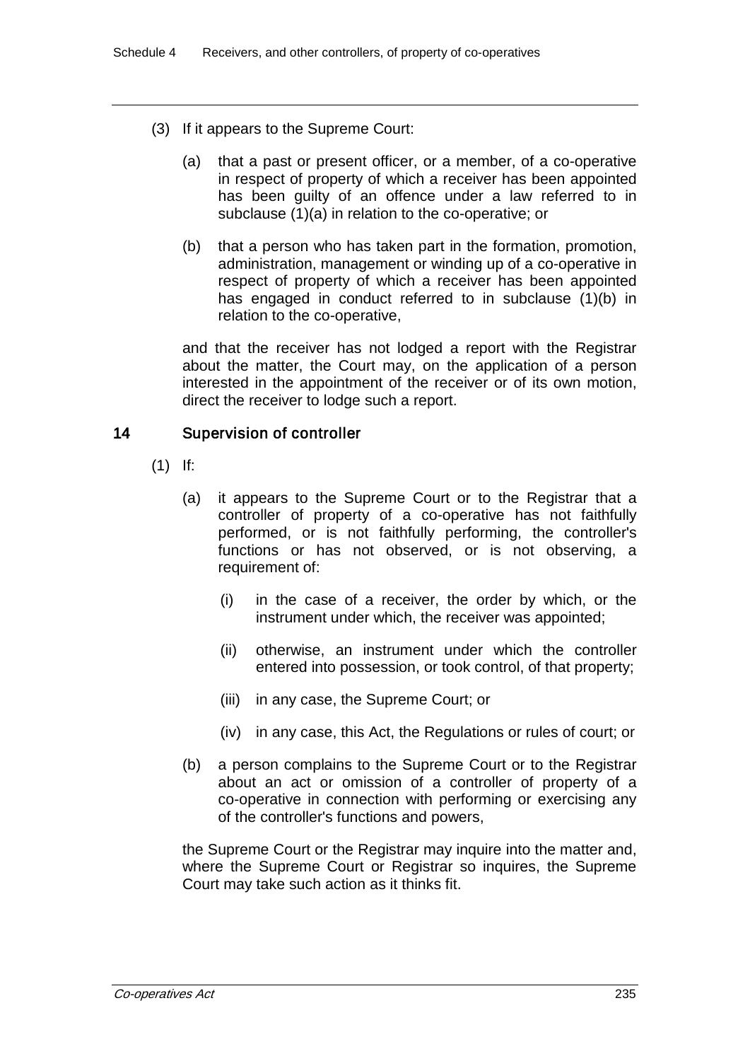(3) If it appears to the Supreme Court:

(a) that a past or present officer, or a member, of a co-operative in respect of property of which a receiver has been appointed has been guilty of an offence under a law referred to in subclause (1)(a) in relation to the co-operative; or

(b) that a person who has taken part in the formation, promotion, administration, management or winding up of a co-operative in respect of property of which a receiver has been appointed has engaged in conduct referred to in subclause (1)(b) in relation to the co-operative,

and that the receiver has not lodged a report with the Registrar about the matter, the Court may, on the application of a person interested in the appointment of the receiver or of its own motion, direct the receiver to lodge such a report.

## 14 Supervision of controller

(1) If:

(a) it appears to the Supreme Court or to the Registrar that a controller of property of a co-operative has not faithfully performed, or is not faithfully performing, the controller's functions or has not observed, or is not observing, a requirement of:

(i) in the case of a receiver, the order by which, or the instrument under which, the receiver was appointed;

(ii) otherwise, an instrument under which the controller entered into possession, or took control, of that property;

(iii) in any case, the Supreme Court; or

(iv) in any case, this Act, the Regulations or rules of court; or

(b) a person complains to the Supreme Court or to the Registrar about an act or omission of a controller of property of a co-operative in connection with performing or exercising any of the controller's functions and powers,

the Supreme Court or the Registrar may inquire into the matter and, where the Supreme Court or Registrar so inquires, the Supreme Court may take such action as it thinks fit.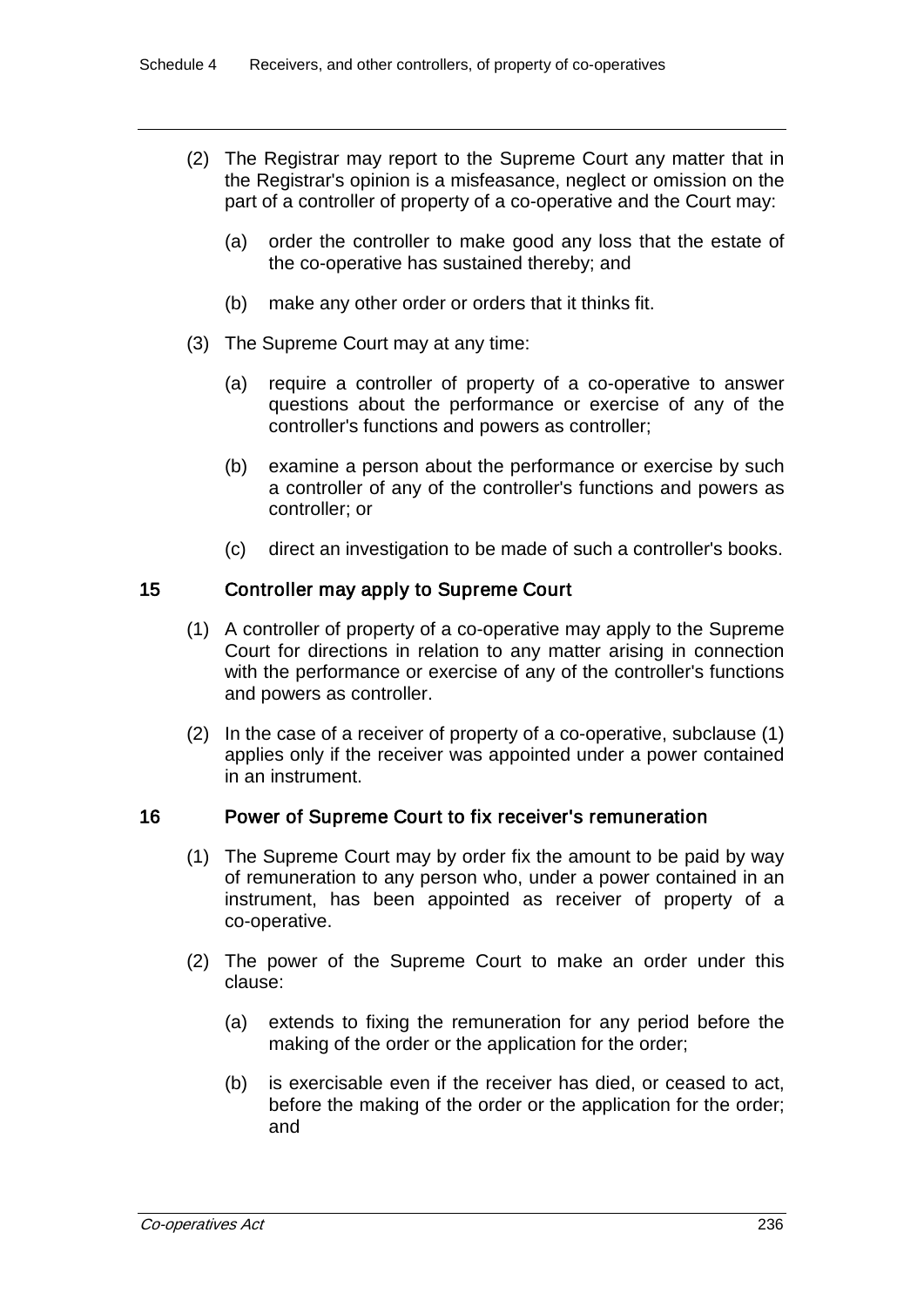(2) The Registrar may report to the Supreme Court any matter that in the Registrar's opinion is a misfeasance, neglect or omission on the part of a controller of property of a co-operative and the Court may:

   (a) order the controller to make good any loss that the estate of the co-operative has sustained thereby; and

   (b) make any other order or orders that it thinks fit.

(3) The Supreme Court may at any time:

   (a) require a controller of property of a co-operative to answer questions about the performance or exercise of any of the controller's functions and powers as controller;

   (b) examine a person about the performance or exercise by such a controller of any of the controller's functions and powers as controller; or

   (c) direct an investigation to be made of such a controller's books.

## 15 Controller may apply to Supreme Court

(1) A controller of property of a co-operative may apply to the Supreme Court for directions in relation to any matter arising in connection with the performance or exercise of any of the controller's functions and powers as controller.

(2) In the case of a receiver of property of a co-operative, subclause (1) applies only if the receiver was appointed under a power contained in an instrument.

## 16 Power of Supreme Court to fix receiver's remuneration

(1) The Supreme Court may by order fix the amount to be paid by way of remuneration to any person who, under a power contained in an instrument, has been appointed as receiver of property of a co-operative.

(2) The power of the Supreme Court to make an order under this clause:

   (a) extends to fixing the remuneration for any period before the making of the order or the application for the order;

   (b) is exercisable even if the receiver has died, or ceased to act, before the making of the order or the application for the order; and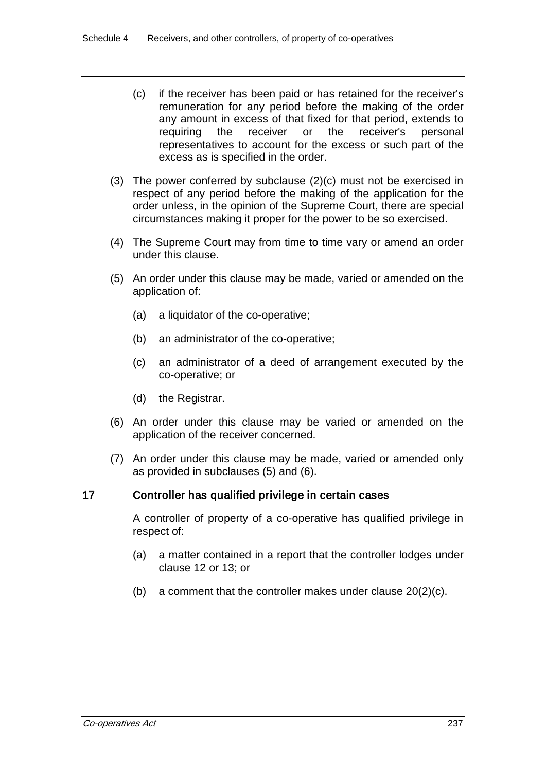(c) if the receiver has been paid or has retained for the receiver's remuneration for any period before the making of the order any amount in excess of that fixed for that period, extends to requiring the receiver or the receiver's personal representatives to account for the excess or such part of the excess as is specified in the order.

(3) The power conferred by subclause (2)(c) must not be exercised in respect of any period before the making of the application for the order unless, in the opinion of the Supreme Court, there are special circumstances making it proper for the power to be so exercised.

(4) The Supreme Court may from time to time vary or amend an order under this clause.

(5) An order under this clause may be made, varied or amended on the application of:

(a) a liquidator of the co-operative;

(b) an administrator of the co-operative;

(c) an administrator of a deed of arrangement executed by the co-operative; or

(d) the Registrar.

(6) An order under this clause may be varied or amended on the application of the receiver concerned.

(7) An order under this clause may be made, varied or amended only as provided in subclauses (5) and (6).

## 17 Controller has qualified privilege in certain cases

A controller of property of a co-operative has qualified privilege in respect of:

(a) a matter contained in a report that the controller lodges under clause 12 or 13; or

(b) a comment that the controller makes under clause 20(2)(c).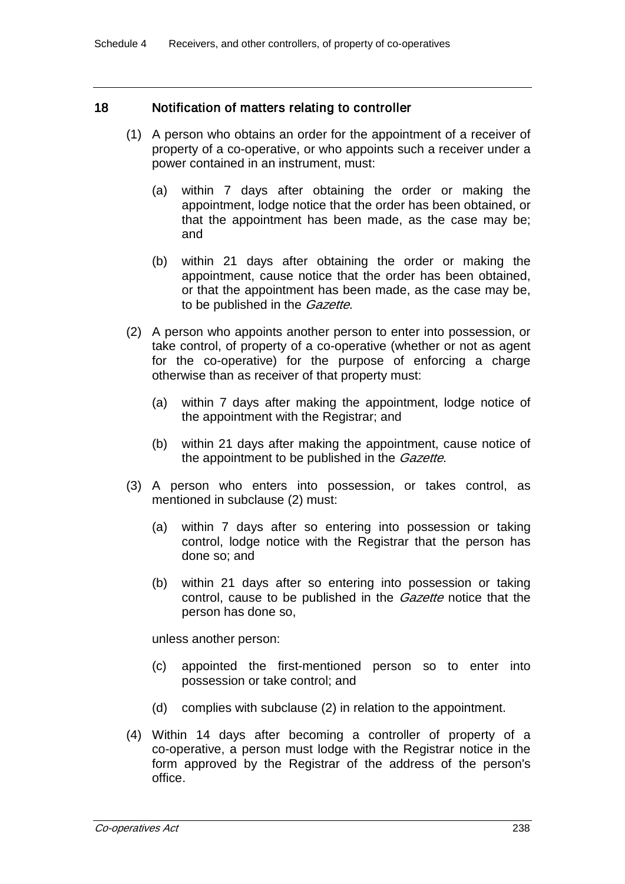## 18 Notification of matters relating to controller

(1) A person who obtains an order for the appointment of a receiver of property of a co-operative, or who appoints such a receiver under a power contained in an instrument, must:

(a) within 7 days after obtaining the order or making the appointment, lodge notice that the order has been obtained, or that the appointment has been made, as the case may be; and

(b) within 21 days after obtaining the order or making the appointment, cause notice that the order has been obtained, or that the appointment has been made, as the case may be, to be published in the *Gazette*.

(2) A person who appoints another person to enter into possession, or take control, of property of a co-operative (whether or not as agent for the co-operative) for the purpose of enforcing a charge otherwise than as receiver of that property must:

(a) within 7 days after making the appointment, lodge notice of the appointment with the Registrar; and

(b) within 21 days after making the appointment, cause notice of the appointment to be published in the *Gazette*.

(3) A person who enters into possession, or takes control, as mentioned in subclause (2) must:

(a) within 7 days after so entering into possession or taking control, lodge notice with the Registrar that the person has done so; and

(b) within 21 days after so entering into possession or taking control, cause to be published in the *Gazette* notice that the person has done so,

unless another person:

(c) appointed the first-mentioned person so to enter into possession or take control; and

(d) complies with subclause (2) in relation to the appointment.

(4) Within 14 days after becoming a controller of property of a co-operative, a person must lodge with the Registrar notice in the form approved by the Registrar of the address of the person's office.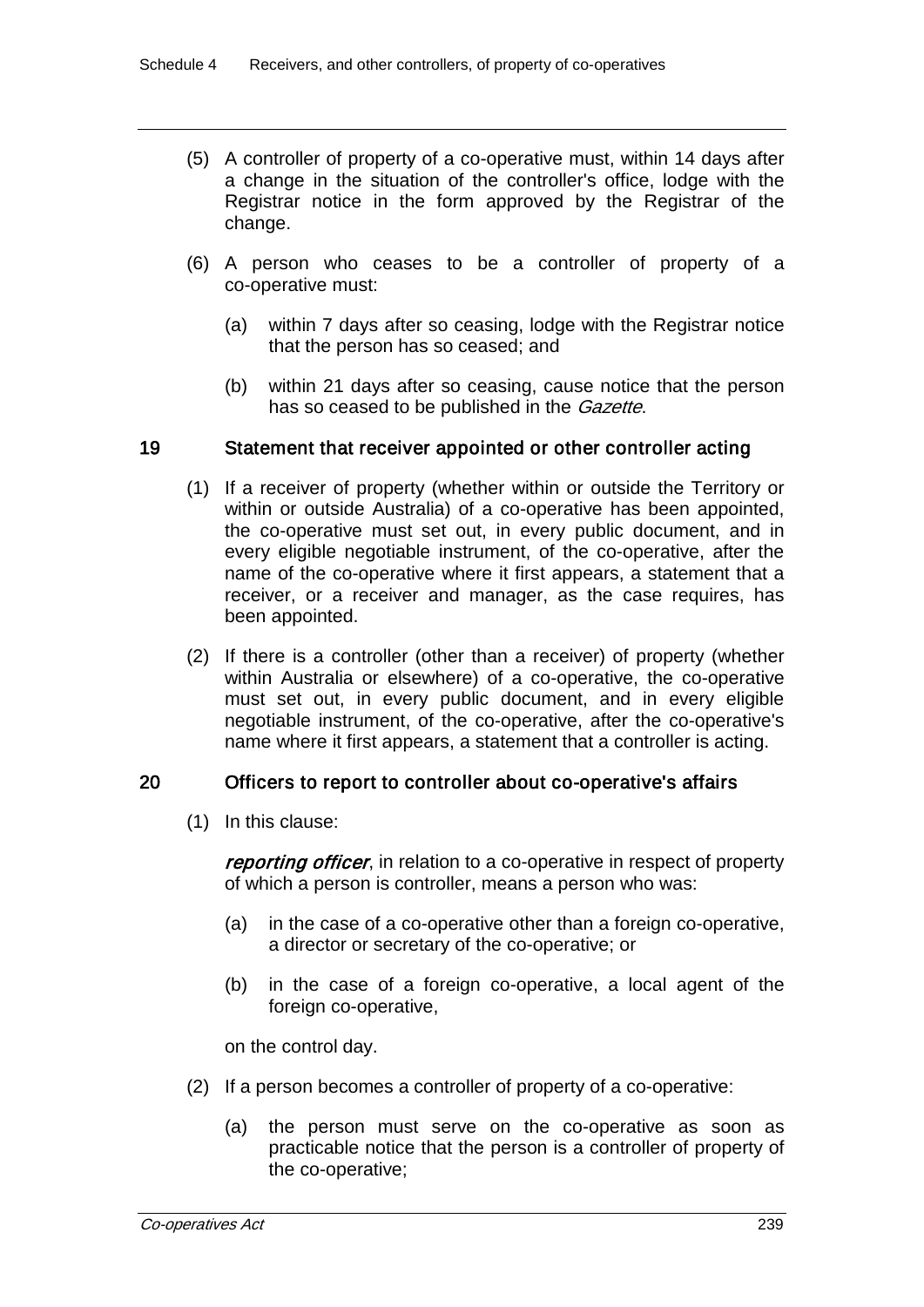(5) A controller of property of a co-operative must, within 14 days after a change in the situation of the controller's office, lodge with the Registrar notice in the form approved by the Registrar of the change.

(6) A person who ceases to be a controller of property of a co-operative must:

(a) within 7 days after so ceasing, lodge with the Registrar notice that the person has so ceased; and

(b) within 21 days after so ceasing, cause notice that the person has so ceased to be published in the *Gazette*.

## 19 Statement that receiver appointed or other controller acting

(1) If a receiver of property (whether within or outside the Territory or within or outside Australia) of a co-operative has been appointed, the co-operative must set out, in every public document, and in every eligible negotiable instrument, of the co-operative, after the name of the co-operative where it first appears, a statement that a receiver, or a receiver and manager, as the case requires, has been appointed.

(2) If there is a controller (other than a receiver) of property (whether within Australia or elsewhere) of a co-operative, the co-operative must set out, in every public document, and in every eligible negotiable instrument, of the co-operative, after the co-operative's name where it first appears, a statement that a controller is acting.

## 20 Officers to report to controller about co-operative's affairs

(1) In this clause:

***reporting officer***, in relation to a co-operative in respect of property of which a person is controller, means a person who was:

(a) in the case of a co-operative other than a foreign co-operative, a director or secretary of the co-operative; or

(b) in the case of a foreign co-operative, a local agent of the foreign co-operative,

on the control day.

(2) If a person becomes a controller of property of a co-operative:

(a) the person must serve on the co-operative as soon as practicable notice that the person is a controller of property of the co-operative;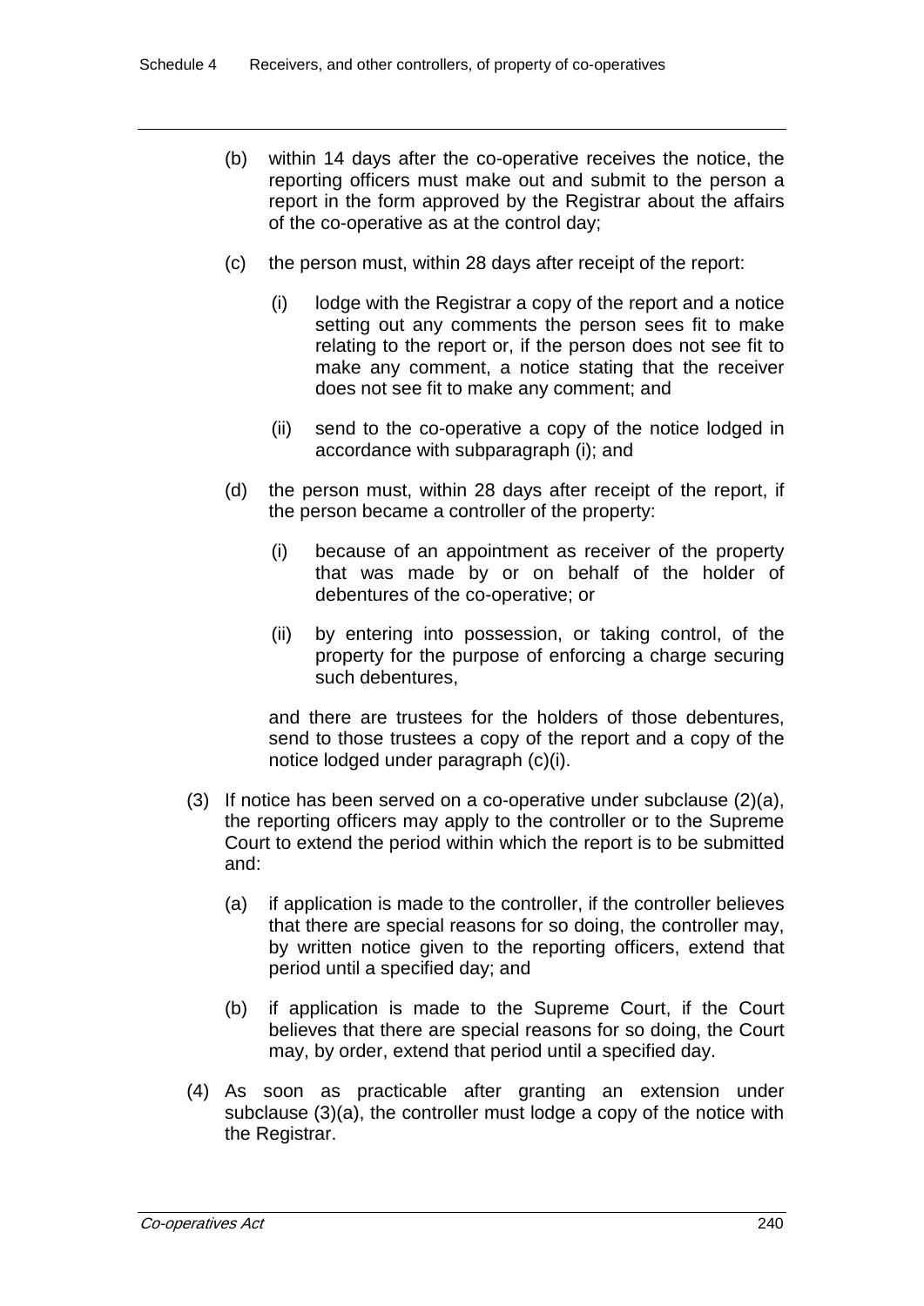(b) within 14 days after the co-operative receives the notice, the reporting officers must make out and submit to the person a report in the form approved by the Registrar about the affairs of the co-operative as at the control day;

(c) the person must, within 28 days after receipt of the report:

(i) lodge with the Registrar a copy of the report and a notice setting out any comments the person sees fit to make relating to the report or, if the person does not see fit to make any comment, a notice stating that the receiver does not see fit to make any comment; and

(ii) send to the co-operative a copy of the notice lodged in accordance with subparagraph (i); and

(d) the person must, within 28 days after receipt of the report, if the person became a controller of the property:

(i) because of an appointment as receiver of the property that was made by or on behalf of the holder of debentures of the co-operative; or

(ii) by entering into possession, or taking control, of the property for the purpose of enforcing a charge securing such debentures,

and there are trustees for the holders of those debentures, send to those trustees a copy of the report and a copy of the notice lodged under paragraph (c)(i).

(3) If notice has been served on a co-operative under subclause (2)(a), the reporting officers may apply to the controller or to the Supreme Court to extend the period within which the report is to be submitted and:

(a) if application is made to the controller, if the controller believes that there are special reasons for so doing, the controller may, by written notice given to the reporting officers, extend that period until a specified day; and

(b) if application is made to the Supreme Court, if the Court believes that there are special reasons for so doing, the Court may, by order, extend that period until a specified day.

(4) As soon as practicable after granting an extension under subclause (3)(a), the controller must lodge a copy of the notice with the Registrar.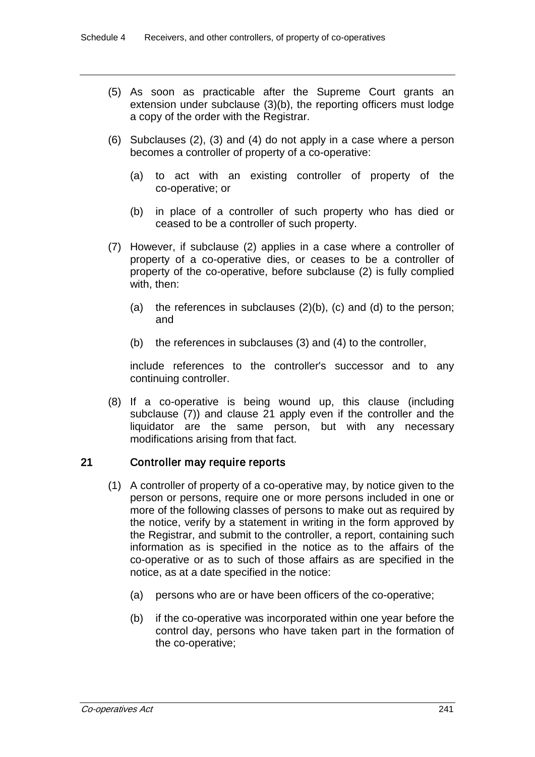(5) As soon as practicable after the Supreme Court grants an extension under subclause (3)(b), the reporting officers must lodge a copy of the order with the Registrar.

(6) Subclauses (2), (3) and (4) do not apply in a case where a person becomes a controller of property of a co-operative:

(a) to act with an existing controller of property of the co-operative; or

(b) in place of a controller of such property who has died or ceased to be a controller of such property.

(7) However, if subclause (2) applies in a case where a controller of property of a co-operative dies, or ceases to be a controller of property of the co-operative, before subclause (2) is fully complied with, then:

(a) the references in subclauses (2)(b), (c) and (d) to the person; and

(b) the references in subclauses (3) and (4) to the controller,

include references to the controller's successor and to any continuing controller.

(8) If a co-operative is being wound up, this clause (including subclause (7)) and clause 21 apply even if the controller and the liquidator are the same person, but with any necessary modifications arising from that fact.

## 21 Controller may require reports

(1) A controller of property of a co-operative may, by notice given to the person or persons, require one or more persons included in one or more of the following classes of persons to make out as required by the notice, verify by a statement in writing in the form approved by the Registrar, and submit to the controller, a report, containing such information as is specified in the notice as to the affairs of the co-operative or as to such of those affairs as are specified in the notice, as at a date specified in the notice:

(a) persons who are or have been officers of the co-operative;

(b) if the co-operative was incorporated within one year before the control day, persons who have taken part in the formation of the co-operative;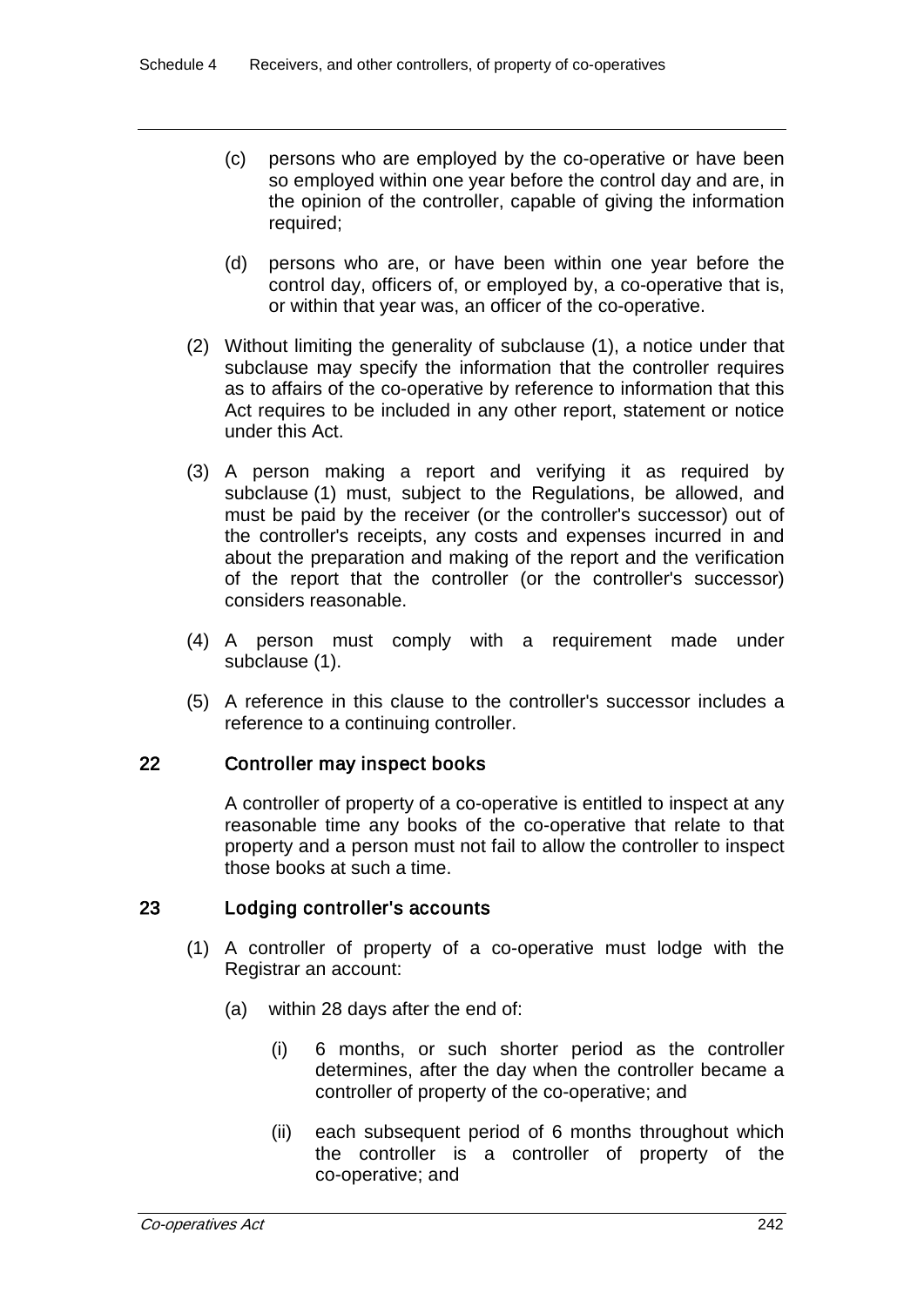(c) persons who are employed by the co-operative or have been so employed within one year before the control day and are, in the opinion of the controller, capable of giving the information required;

(d) persons who are, or have been within one year before the control day, officers of, or employed by, a co-operative that is, or within that year was, an officer of the co-operative.

(2) Without limiting the generality of subclause (1), a notice under that subclause may specify the information that the controller requires as to affairs of the co-operative by reference to information that this Act requires to be included in any other report, statement or notice under this Act.

(3) A person making a report and verifying it as required by subclause (1) must, subject to the Regulations, be allowed, and must be paid by the receiver (or the controller's successor) out of the controller's receipts, any costs and expenses incurred in and about the preparation and making of the report and the verification of the report that the controller (or the controller's successor) considers reasonable.

(4) A person must comply with a requirement made under subclause (1).

(5) A reference in this clause to the controller's successor includes a reference to a continuing controller.

## 22 Controller may inspect books

A controller of property of a co-operative is entitled to inspect at any reasonable time any books of the co-operative that relate to that property and a person must not fail to allow the controller to inspect those books at such a time.

## 23 Lodging controller's accounts

(1) A controller of property of a co-operative must lodge with the Registrar an account:

(a) within 28 days after the end of:

(i) 6 months, or such shorter period as the controller determines, after the day when the controller became a controller of property of the co-operative; and

(ii) each subsequent period of 6 months throughout which the controller is a controller of property of the co-operative; and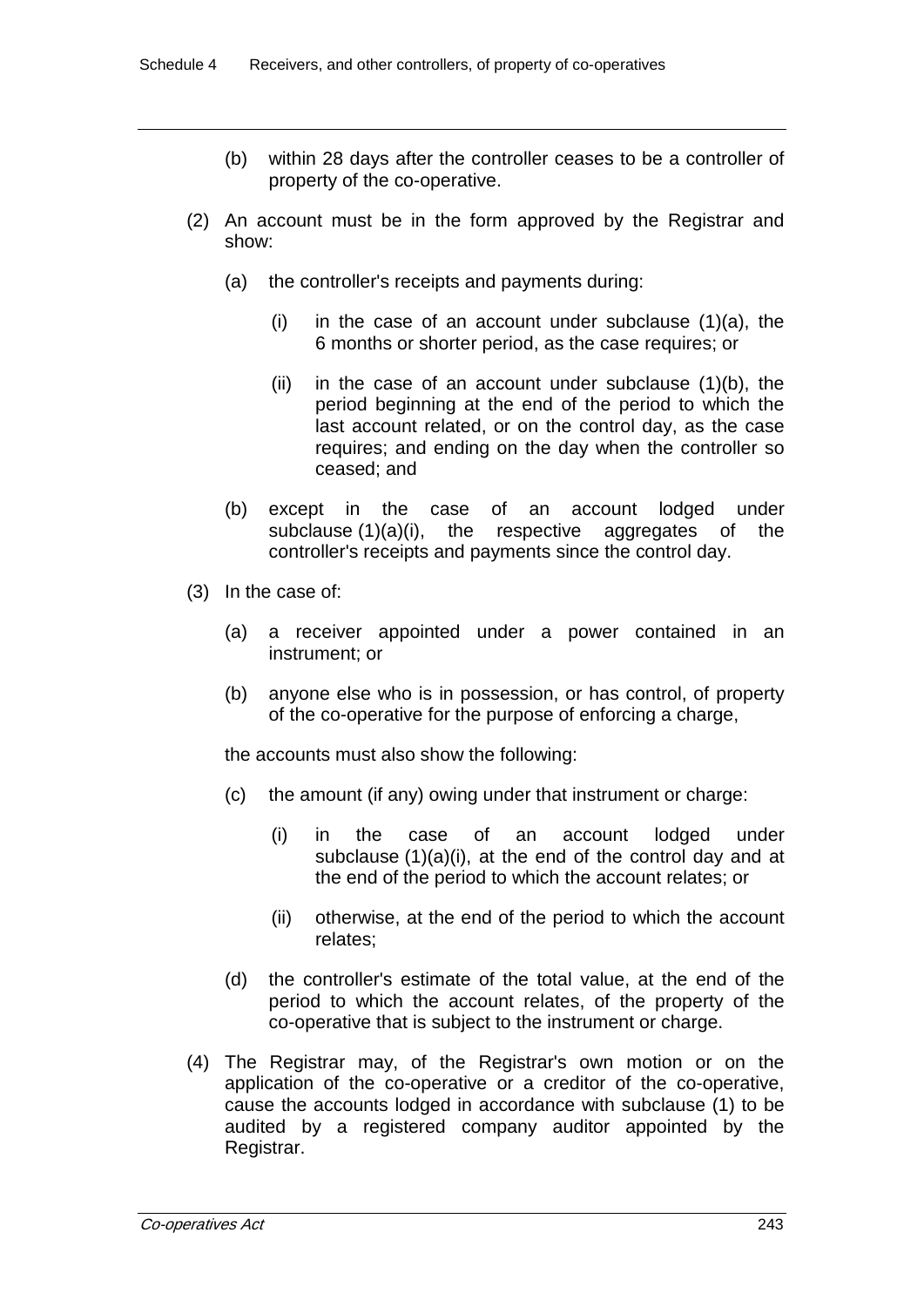(b) within 28 days after the controller ceases to be a controller of property of the co-operative.

(2) An account must be in the form approved by the Registrar and show:

(a) the controller's receipts and payments during:

(i) in the case of an account under subclause (1)(a), the 6 months or shorter period, as the case requires; or

(ii) in the case of an account under subclause (1)(b), the period beginning at the end of the period to which the last account related, or on the control day, as the case requires; and ending on the day when the controller so ceased; and

(b) except in the case of an account lodged under subclause (1)(a)(i), the respective aggregates of the controller's receipts and payments since the control day.

(3) In the case of:

(a) a receiver appointed under a power contained in an instrument; or

(b) anyone else who is in possession, or has control, of property of the co-operative for the purpose of enforcing a charge,

the accounts must also show the following:

(c) the amount (if any) owing under that instrument or charge:

(i) in the case of an account lodged under subclause (1)(a)(i), at the end of the control day and at the end of the period to which the account relates; or

(ii) otherwise, at the end of the period to which the account relates;

(d) the controller's estimate of the total value, at the end of the period to which the account relates, of the property of the co-operative that is subject to the instrument or charge.

(4) The Registrar may, of the Registrar's own motion or on the application of the co-operative or a creditor of the co-operative, cause the accounts lodged in accordance with subclause (1) to be audited by a registered company auditor appointed by the Registrar.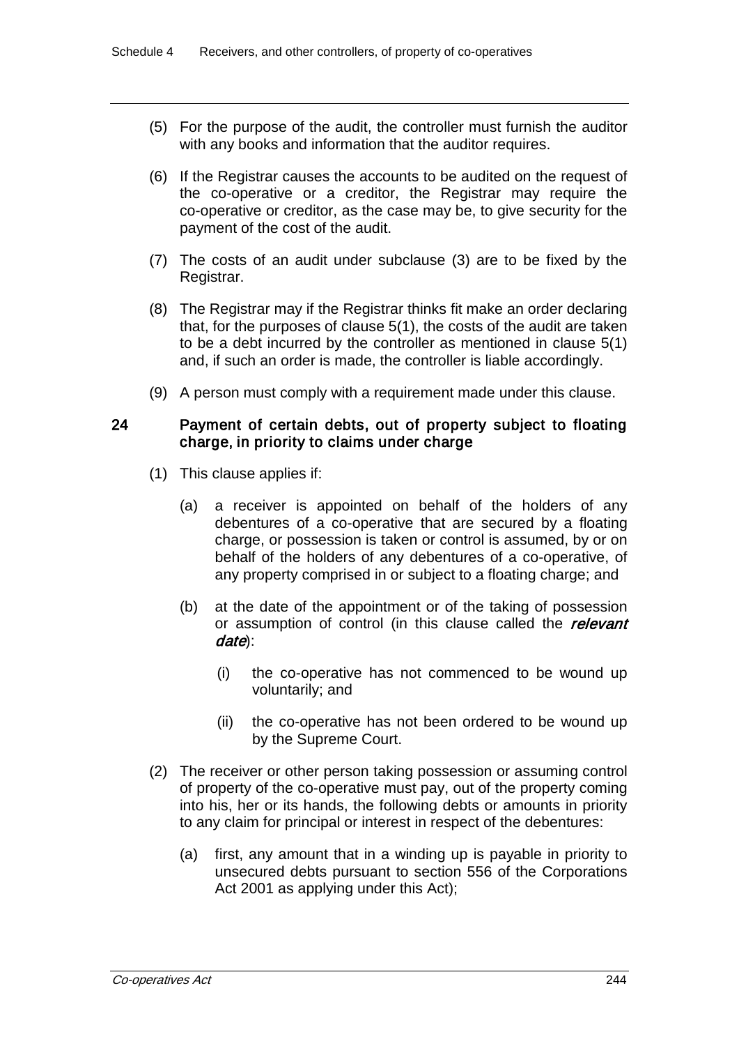(5) For the purpose of the audit, the controller must furnish the auditor with any books and information that the auditor requires.

(6) If the Registrar causes the accounts to be audited on the request of the co-operative or a creditor, the Registrar may require the co-operative or creditor, as the case may be, to give security for the payment of the cost of the audit.

(7) The costs of an audit under subclause (3) are to be fixed by the Registrar.

(8) The Registrar may if the Registrar thinks fit make an order declaring that, for the purposes of clause 5(1), the costs of the audit are taken to be a debt incurred by the controller as mentioned in clause 5(1) and, if such an order is made, the controller is liable accordingly.

(9) A person must comply with a requirement made under this clause.

### 24 Payment of certain debts, out of property subject to floating charge, in priority to claims under charge

(1) This clause applies if:

(a) a receiver is appointed on behalf of the holders of any debentures of a co-operative that are secured by a floating charge, or possession is taken or control is assumed, by or on behalf of the holders of any debentures of a co-operative, of any property comprised in or subject to a floating charge; and

(b) at the date of the appointment or of the taking of possession or assumption of control (in this clause called the ***relevant date***):

(i) the co-operative has not commenced to be wound up voluntarily; and

(ii) the co-operative has not been ordered to be wound up by the Supreme Court.

(2) The receiver or other person taking possession or assuming control of property of the co-operative must pay, out of the property coming into his, her or its hands, the following debts or amounts in priority to any claim for principal or interest in respect of the debentures:

(a) first, any amount that in a winding up is payable in priority to unsecured debts pursuant to section 556 of the Corporations Act 2001 as applying under this Act);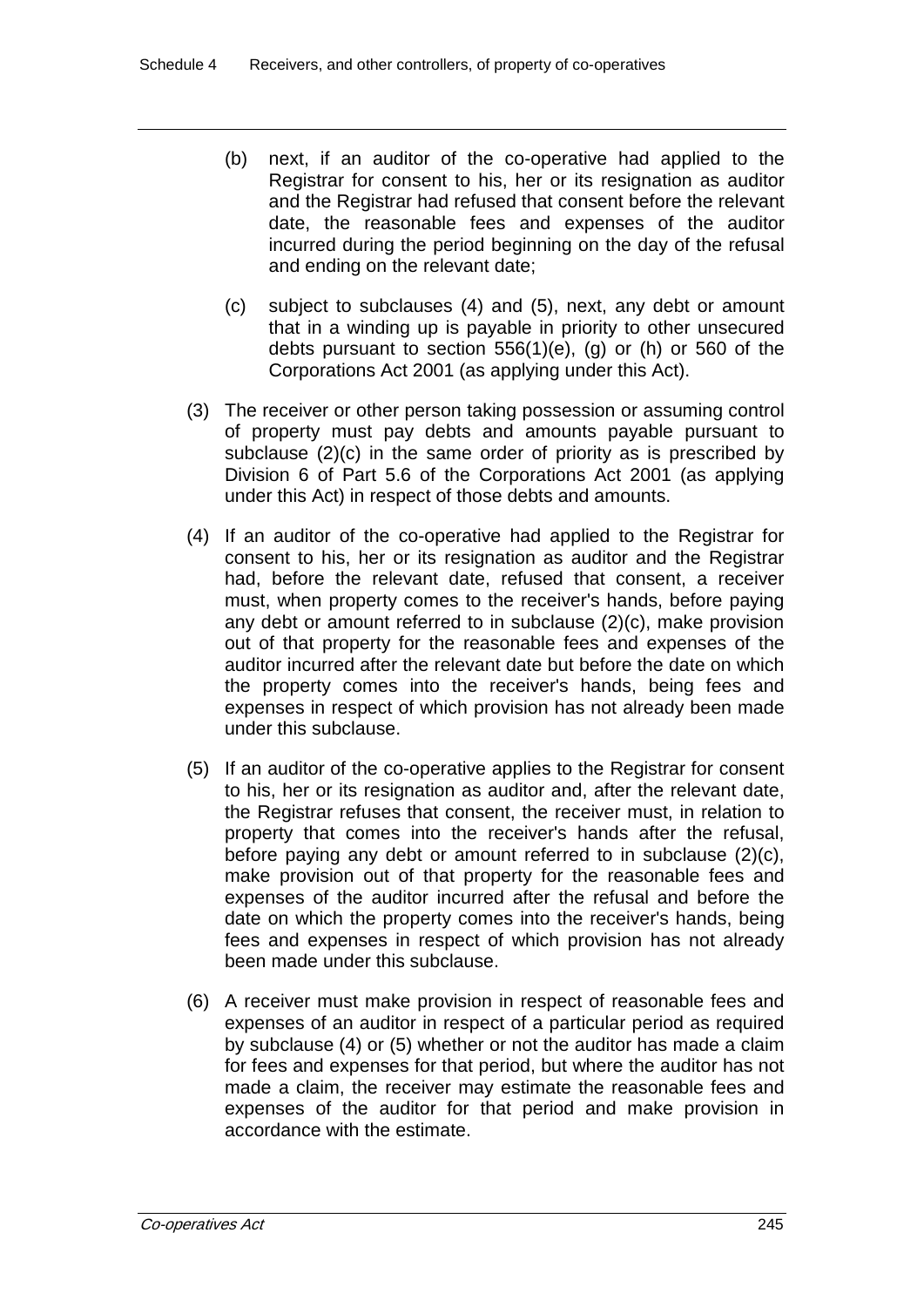(b) next, if an auditor of the co-operative had applied to the Registrar for consent to his, her or its resignation as auditor and the Registrar had refused that consent before the relevant date, the reasonable fees and expenses of the auditor incurred during the period beginning on the day of the refusal and ending on the relevant date;

(c) subject to subclauses (4) and (5), next, any debt or amount that in a winding up is payable in priority to other unsecured debts pursuant to section 556(1)(e), (g) or (h) or 560 of the Corporations Act 2001 (as applying under this Act).

(3) The receiver or other person taking possession or assuming control of property must pay debts and amounts payable pursuant to subclause (2)(c) in the same order of priority as is prescribed by Division 6 of Part 5.6 of the Corporations Act 2001 (as applying under this Act) in respect of those debts and amounts.

(4) If an auditor of the co-operative had applied to the Registrar for consent to his, her or its resignation as auditor and the Registrar had, before the relevant date, refused that consent, a receiver must, when property comes to the receiver's hands, before paying any debt or amount referred to in subclause (2)(c), make provision out of that property for the reasonable fees and expenses of the auditor incurred after the relevant date but before the date on which the property comes into the receiver's hands, being fees and expenses in respect of which provision has not already been made under this subclause.

(5) If an auditor of the co-operative applies to the Registrar for consent to his, her or its resignation as auditor and, after the relevant date, the Registrar refuses that consent, the receiver must, in relation to property that comes into the receiver's hands after the refusal, before paying any debt or amount referred to in subclause (2)(c), make provision out of that property for the reasonable fees and expenses of the auditor incurred after the refusal and before the date on which the property comes into the receiver's hands, being fees and expenses in respect of which provision has not already been made under this subclause.

(6) A receiver must make provision in respect of reasonable fees and expenses of an auditor in respect of a particular period as required by subclause (4) or (5) whether or not the auditor has made a claim for fees and expenses for that period, but where the auditor has not made a claim, the receiver may estimate the reasonable fees and expenses of the auditor for that period and make provision in accordance with the estimate.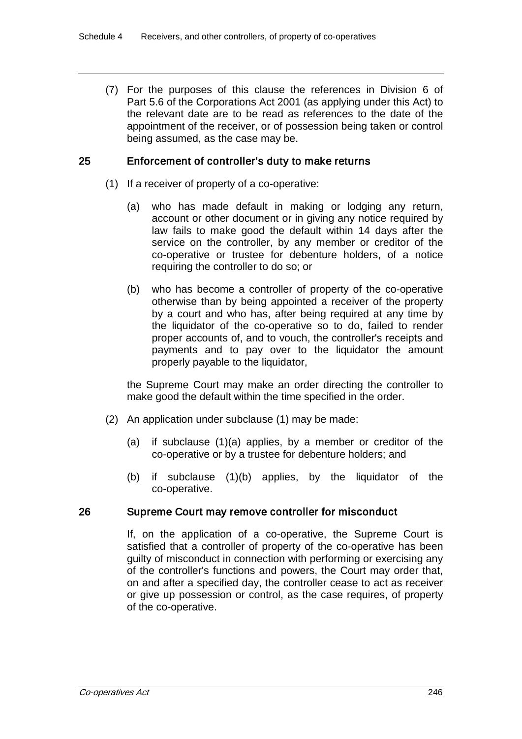(7) For the purposes of this clause the references in Division 6 of Part 5.6 of the Corporations Act 2001 (as applying under this Act) to the relevant date are to be read as references to the date of the appointment of the receiver, or of possession being taken or control being assumed, as the case may be.

## 25 Enforcement of controller's duty to make returns

(1) If a receiver of property of a co-operative:

(a) who has made default in making or lodging any return, account or other document or in giving any notice required by law fails to make good the default within 14 days after the service on the controller, by any member or creditor of the co-operative or trustee for debenture holders, of a notice requiring the controller to do so; or

(b) who has become a controller of property of the co-operative otherwise than by being appointed a receiver of the property by a court and who has, after being required at any time by the liquidator of the co-operative so to do, failed to render proper accounts of, and to vouch, the controller's receipts and payments and to pay over to the liquidator the amount properly payable to the liquidator,

the Supreme Court may make an order directing the controller to make good the default within the time specified in the order.

(2) An application under subclause (1) may be made:

(a) if subclause (1)(a) applies, by a member or creditor of the co-operative or by a trustee for debenture holders; and

(b) if subclause (1)(b) applies, by the liquidator of the co-operative.

## 26 Supreme Court may remove controller for misconduct

If, on the application of a co-operative, the Supreme Court is satisfied that a controller of property of the co-operative has been guilty of misconduct in connection with performing or exercising any of the controller's functions and powers, the Court may order that, on and after a specified day, the controller cease to act as receiver or give up possession or control, as the case requires, of property of the co-operative.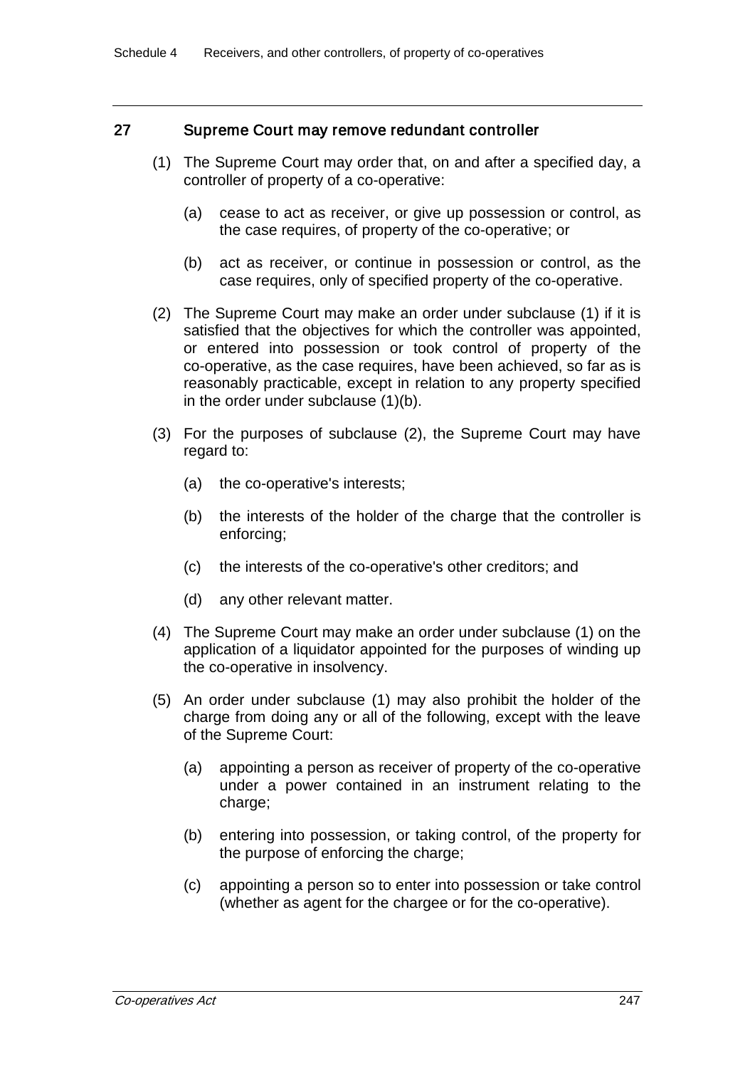## 27 Supreme Court may remove redundant controller

(1) The Supreme Court may order that, on and after a specified day, a controller of property of a co-operative:

(a) cease to act as receiver, or give up possession or control, as the case requires, of property of the co-operative; or

(b) act as receiver, or continue in possession or control, as the case requires, only of specified property of the co-operative.

(2) The Supreme Court may make an order under subclause (1) if it is satisfied that the objectives for which the controller was appointed, or entered into possession or took control of property of the co-operative, as the case requires, have been achieved, so far as is reasonably practicable, except in relation to any property specified in the order under subclause (1)(b).

(3) For the purposes of subclause (2), the Supreme Court may have regard to:

(a) the co-operative's interests;

(b) the interests of the holder of the charge that the controller is enforcing;

(c) the interests of the co-operative's other creditors; and

(d) any other relevant matter.

(4) The Supreme Court may make an order under subclause (1) on the application of a liquidator appointed for the purposes of winding up the co-operative in insolvency.

(5) An order under subclause (1) may also prohibit the holder of the charge from doing any or all of the following, except with the leave of the Supreme Court:

(a) appointing a person as receiver of property of the co-operative under a power contained in an instrument relating to the charge;

(b) entering into possession, or taking control, of the property for the purpose of enforcing the charge;

(c) appointing a person so to enter into possession or take control (whether as agent for the chargee or for the co-operative).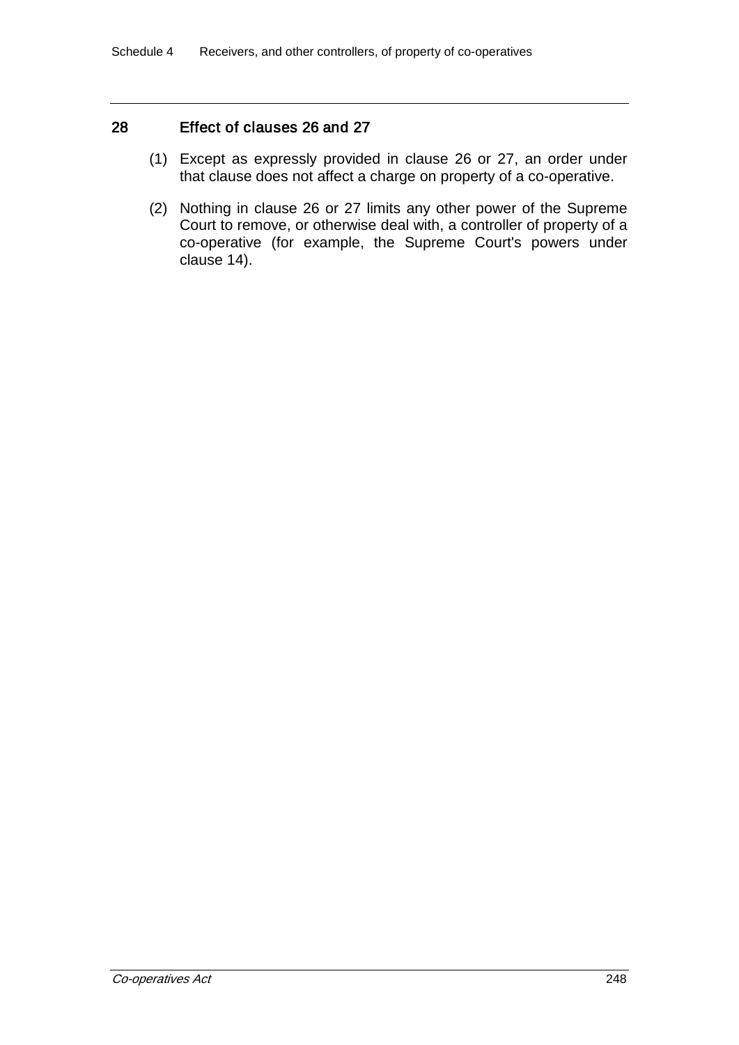## 28 Effect of clauses 26 and 27

(1) Except as expressly provided in clause 26 or 27, an order under that clause does not affect a charge on property of a co-operative.

(2) Nothing in clause 26 or 27 limits any other power of the Supreme Court to remove, or otherwise deal with, a controller of property of a co-operative (for example, the Supreme Court's powers under clause 14).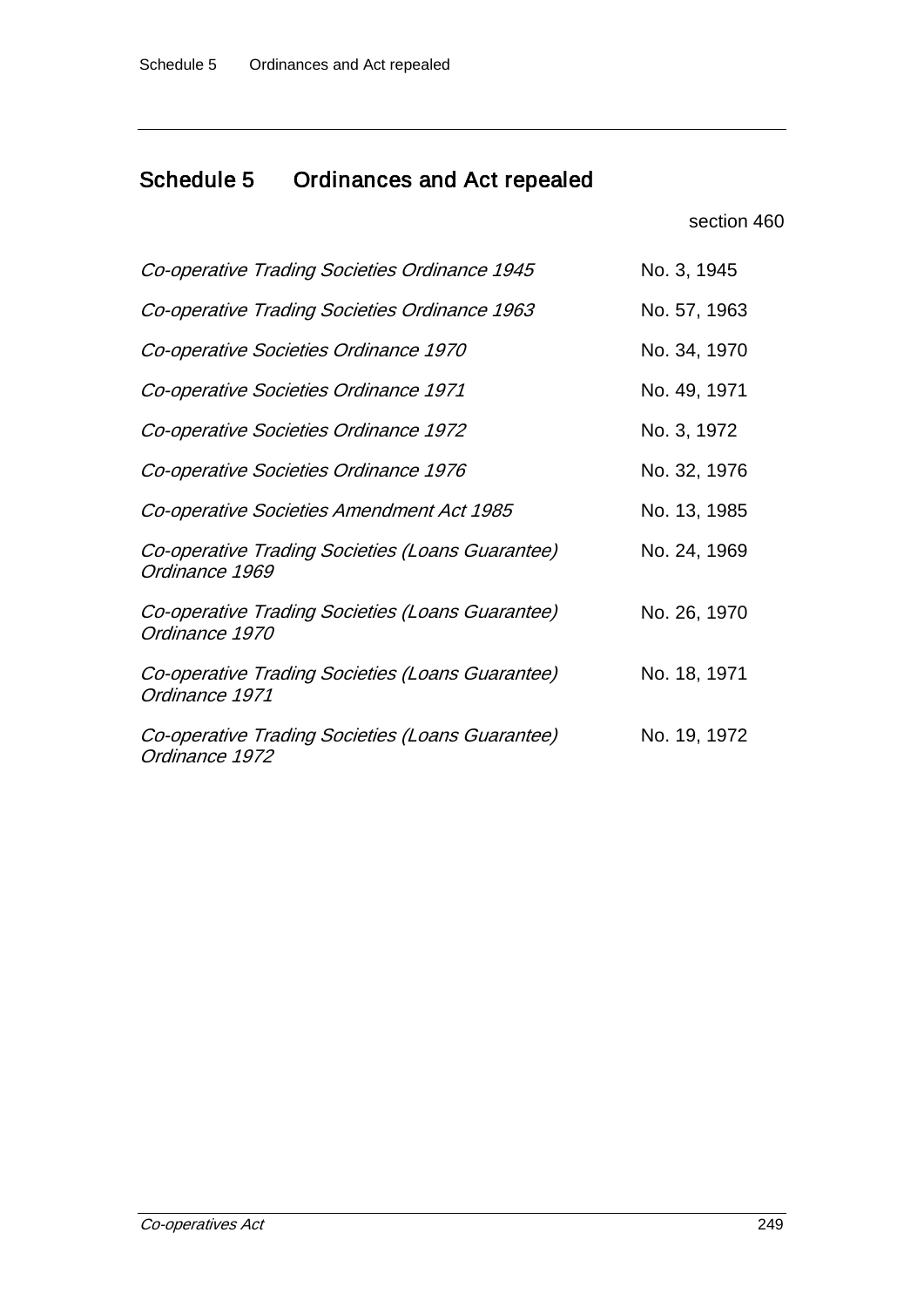## Schedule 5 Ordinances and Act repealed

section 460

| | |
|---|---|
| *Co-operative Trading Societies Ordinance 1945* | No. 3, 1945 |
| *Co-operative Trading Societies Ordinance 1963* | No. 57, 1963 |
| *Co-operative Societies Ordinance 1970* | No. 34, 1970 |
| *Co-operative Societies Ordinance 1971* | No. 49, 1971 |
| *Co-operative Societies Ordinance 1972* | No. 3, 1972 |
| *Co-operative Societies Ordinance 1976* | No. 32, 1976 |
| *Co-operative Societies Amendment Act 1985* | No. 13, 1985 |
| *Co-operative Trading Societies (Loans Guarantee) Ordinance 1969* | No. 24, 1969 |
| *Co-operative Trading Societies (Loans Guarantee) Ordinance 1970* | No. 26, 1970 |
| *Co-operative Trading Societies (Loans Guarantee) Ordinance 1971* | No. 18, 1971 |
| *Co-operative Trading Societies (Loans Guarantee) Ordinance 1972* | No. 19, 1972 |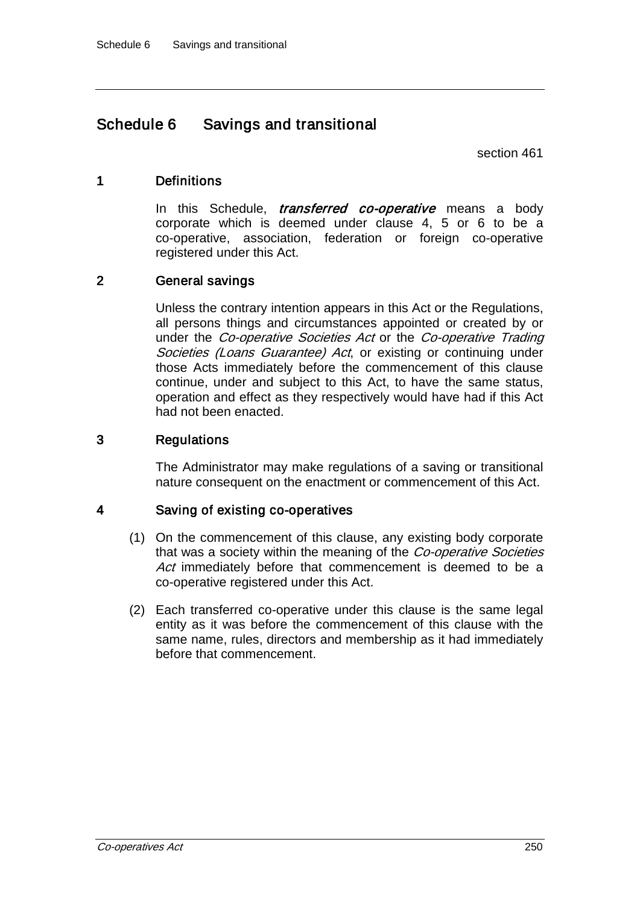# Schedule 6 Savings and transitional

section 461

## 1 Definitions

In this Schedule, ***transferred co-operative*** means a body corporate which is deemed under clause 4, 5 or 6 to be a co-operative, association, federation or foreign co-operative registered under this Act.

## 2 General savings

Unless the contrary intention appears in this Act or the Regulations, all persons things and circumstances appointed or created by or under the *Co-operative Societies Act* or the *Co-operative Trading Societies (Loans Guarantee) Act*, or existing or continuing under those Acts immediately before the commencement of this clause continue, under and subject to this Act, to have the same status, operation and effect as they respectively would have had if this Act had not been enacted.

## 3 Regulations

The Administrator may make regulations of a saving or transitional nature consequent on the enactment or commencement of this Act.

## 4 Saving of existing co-operatives

(1) On the commencement of this clause, any existing body corporate that was a society within the meaning of the *Co-operative Societies Act* immediately before that commencement is deemed to be a co-operative registered under this Act.

(2) Each transferred co-operative under this clause is the same legal entity as it was before the commencement of this clause with the same name, rules, directors and membership as it had immediately before that commencement.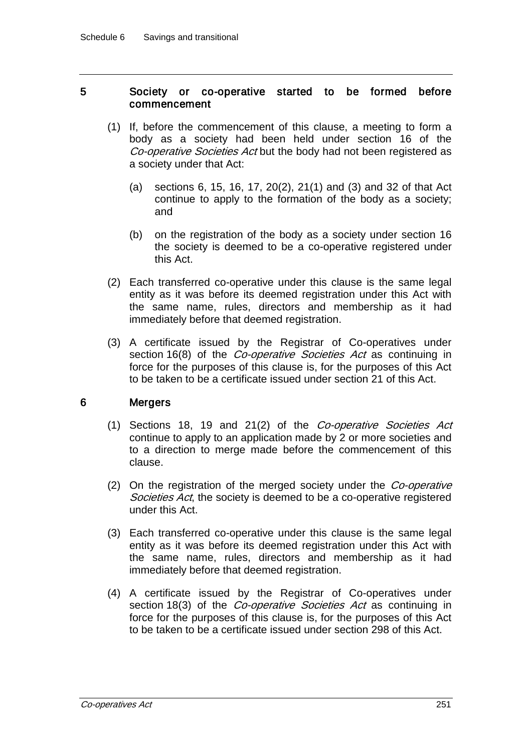## 5 Society or co-operative started to be formed before commencement

(1) If, before the commencement of this clause, a meeting to form a body as a society had been held under section 16 of the *Co-operative Societies Act* but the body had not been registered as a society under that Act:

(a) sections 6, 15, 16, 17, 20(2), 21(1) and (3) and 32 of that Act continue to apply to the formation of the body as a society; and

(b) on the registration of the body as a society under section 16 the society is deemed to be a co-operative registered under this Act.

(2) Each transferred co-operative under this clause is the same legal entity as it was before its deemed registration under this Act with the same name, rules, directors and membership as it had immediately before that deemed registration.

(3) A certificate issued by the Registrar of Co-operatives under section 16(8) of the *Co-operative Societies Act* as continuing in force for the purposes of this clause is, for the purposes of this Act to be taken to be a certificate issued under section 21 of this Act.

## 6 Mergers

(1) Sections 18, 19 and 21(2) of the *Co-operative Societies Act* continue to apply to an application made by 2 or more societies and to a direction to merge made before the commencement of this clause.

(2) On the registration of the merged society under the *Co-operative Societies Act*, the society is deemed to be a co-operative registered under this Act.

(3) Each transferred co-operative under this clause is the same legal entity as it was before its deemed registration under this Act with the same name, rules, directors and membership as it had immediately before that deemed registration.

(4) A certificate issued by the Registrar of Co-operatives under section 18(3) of the *Co-operative Societies Act* as continuing in force for the purposes of this clause is, for the purposes of this Act to be taken to be a certificate issued under section 298 of this Act.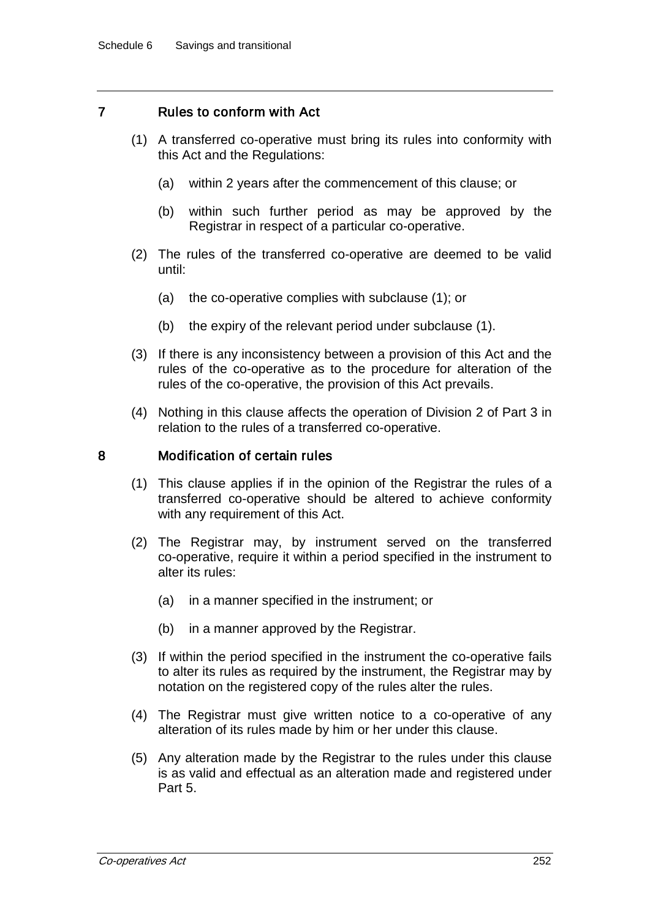## 7 Rules to conform with Act

(1) A transferred co-operative must bring its rules into conformity with this Act and the Regulations:

(a) within 2 years after the commencement of this clause; or

(b) within such further period as may be approved by the Registrar in respect of a particular co-operative.

(2) The rules of the transferred co-operative are deemed to be valid until:

(a) the co-operative complies with subclause (1); or

(b) the expiry of the relevant period under subclause (1).

(3) If there is any inconsistency between a provision of this Act and the rules of the co-operative as to the procedure for alteration of the rules of the co-operative, the provision of this Act prevails.

(4) Nothing in this clause affects the operation of Division 2 of Part 3 in relation to the rules of a transferred co-operative.

## 8 Modification of certain rules

(1) This clause applies if in the opinion of the Registrar the rules of a transferred co-operative should be altered to achieve conformity with any requirement of this Act.

(2) The Registrar may, by instrument served on the transferred co-operative, require it within a period specified in the instrument to alter its rules:

(a) in a manner specified in the instrument; or

(b) in a manner approved by the Registrar.

(3) If within the period specified in the instrument the co-operative fails to alter its rules as required by the instrument, the Registrar may by notation on the registered copy of the rules alter the rules.

(4) The Registrar must give written notice to a co-operative of any alteration of its rules made by him or her under this clause.

(5) Any alteration made by the Registrar to the rules under this clause is as valid and effectual as an alteration made and registered under Part 5.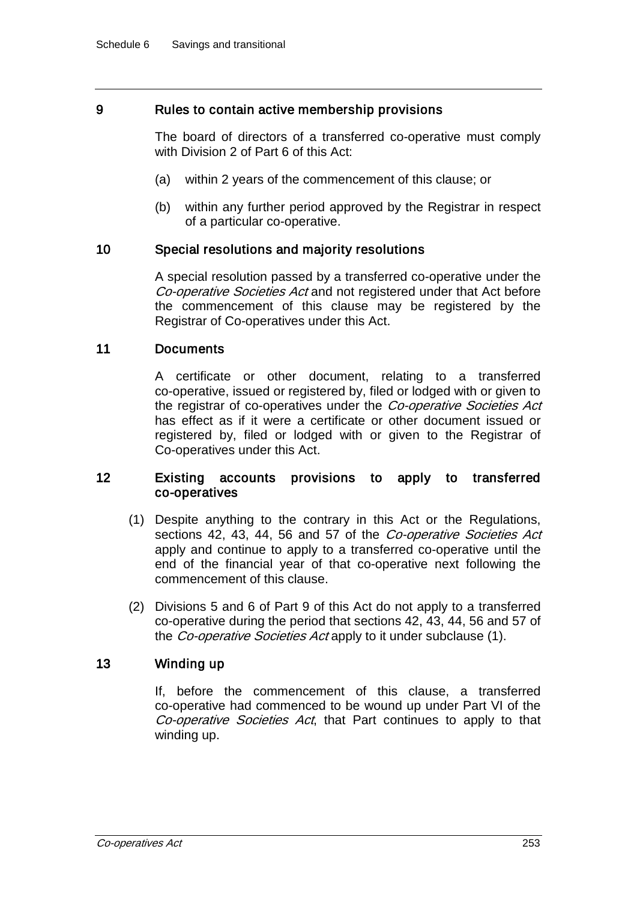## 9 Rules to contain active membership provisions

The board of directors of a transferred co-operative must comply with Division 2 of Part 6 of this Act:

(a) within 2 years of the commencement of this clause; or

(b) within any further period approved by the Registrar in respect of a particular co-operative.

## 10 Special resolutions and majority resolutions

A special resolution passed by a transferred co-operative under the *Co-operative Societies Act* and not registered under that Act before the commencement of this clause may be registered by the Registrar of Co-operatives under this Act.

## 11 Documents

A certificate or other document, relating to a transferred co-operative, issued or registered by, filed or lodged with or given to the registrar of co-operatives under the *Co-operative Societies Act* has effect as if it were a certificate or other document issued or registered by, filed or lodged with or given to the Registrar of Co-operatives under this Act.

## 12 Existing accounts provisions to apply to transferred co-operatives

(1) Despite anything to the contrary in this Act or the Regulations, sections 42, 43, 44, 56 and 57 of the *Co-operative Societies Act* apply and continue to apply to a transferred co-operative until the end of the financial year of that co-operative next following the commencement of this clause.

(2) Divisions 5 and 6 of Part 9 of this Act do not apply to a transferred co-operative during the period that sections 42, 43, 44, 56 and 57 of the *Co-operative Societies Act* apply to it under subclause (1).

## 13 Winding up

If, before the commencement of this clause, a transferred co-operative had commenced to be wound up under Part VI of the *Co-operative Societies Act*, that Part continues to apply to that winding up.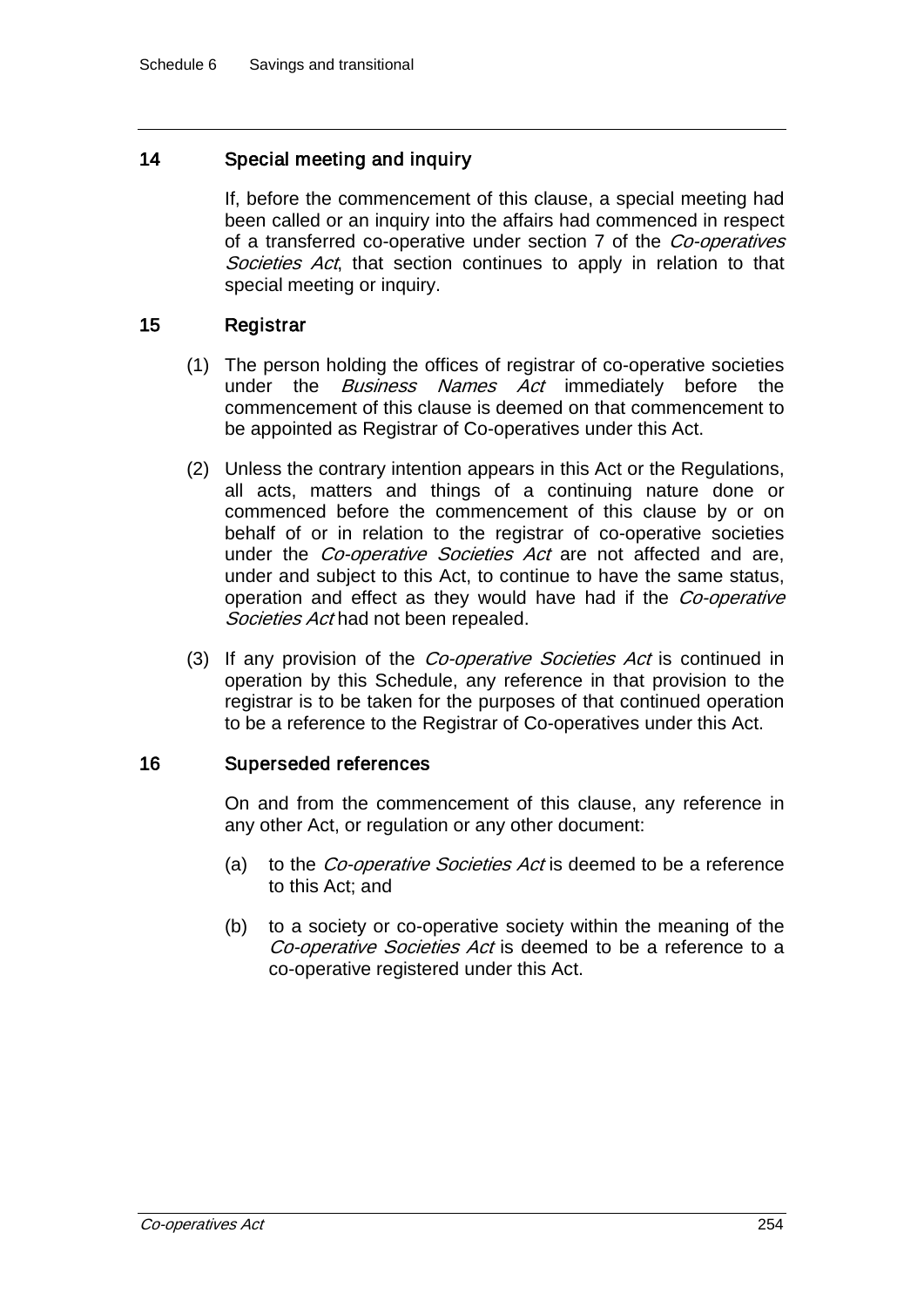## 14 Special meeting and inquiry

If, before the commencement of this clause, a special meeting had been called or an inquiry into the affairs had commenced in respect of a transferred co-operative under section 7 of the *Co-operatives Societies Act*, that section continues to apply in relation to that special meeting or inquiry.

## 15 Registrar

(1) The person holding the offices of registrar of co-operative societies under the *Business Names Act* immediately before the commencement of this clause is deemed on that commencement to be appointed as Registrar of Co-operatives under this Act.

(2) Unless the contrary intention appears in this Act or the Regulations, all acts, matters and things of a continuing nature done or commenced before the commencement of this clause by or on behalf of or in relation to the registrar of co-operative societies under the *Co-operative Societies Act* are not affected and are, under and subject to this Act, to continue to have the same status, operation and effect as they would have had if the *Co-operative Societies Act* had not been repealed.

(3) If any provision of the *Co-operative Societies Act* is continued in operation by this Schedule, any reference in that provision to the registrar is to be taken for the purposes of that continued operation to be a reference to the Registrar of Co-operatives under this Act.

## 16 Superseded references

On and from the commencement of this clause, any reference in any other Act, or regulation or any other document:

(a) to the *Co-operative Societies Act* is deemed to be a reference to this Act; and

(b) to a society or co-operative society within the meaning of the *Co-operative Societies Act* is deemed to be a reference to a co-operative registered under this Act.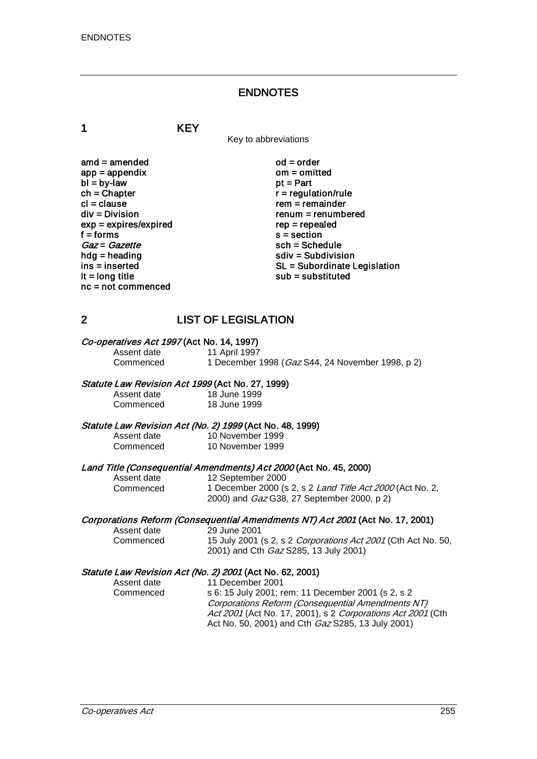# ENDNOTES

## 1 KEY

Key to abbreviations

amd = amended
app = appendix
bl = by-law
ch = Chapter
cl = clause
div = Division
exp = expires/expired
f = forms
*Gaz* = *Gazette*
hdg = heading
ins = inserted
lt = long title
nc = not commenced
od = order
om = omitted
pt = Part
r = regulation/rule
rem = remainder
renum = renumbered
rep = repealed
s = section
sch = Schedule
sdiv = Subdivision
SL = Subordinate Legislation
sub = substituted

## 2 LIST OF LEGISLATION

***Co-operatives Act 1997* (Act No. 14, 1997)**

| | |
|---|---|
| Assent date | 11 April 1997 |
| Commenced | 1 December 1998 (*Gaz* S44, 24 November 1998, p 2) |

***Statute Law Revision Act 1999* (Act No. 27, 1999)**

| | |
|---|---|
| Assent date | 18 June 1999 |
| Commenced | 18 June 1999 |

***Statute Law Revision Act (No. 2) 1999* (Act No. 48, 1999)**

| | |
|---|---|
| Assent date | 10 November 1999 |
| Commenced | 10 November 1999 |

***Land Title (Consequential Amendments) Act 2000* (Act No. 45, 2000)**

| | |
|---|---|
| Assent date | 12 September 2000 |
| Commenced | 1 December 2000 (s 2, s 2 *Land Title Act 2000* (Act No. 2, 2000) and *Gaz* G38, 27 September 2000, p 2) |

***Corporations Reform (Consequential Amendments NT) Act 2001* (Act No. 17, 2001)**

| | |
|---|---|
| Assent date | 29 June 2001 |
| Commenced | 15 July 2001 (s 2, s 2 *Corporations Act 2001* (Cth Act No. 50, 2001) and Cth *Gaz* S285, 13 July 2001) |

***Statute Law Revision Act (No. 2) 2001* (Act No. 62, 2001)**

| | |
|---|---|
| Assent date | 11 December 2001 |
| Commenced | s 6: 15 July 2001; rem: 11 December 2001 (s 2, s 2 *Corporations Reform (Consequential Amendments NT) Act 2001* (Act No. 17, 2001), s 2 *Corporations Act 2001* (Cth Act No. 50, 2001) and Cth *Gaz* S285, 13 July 2001) |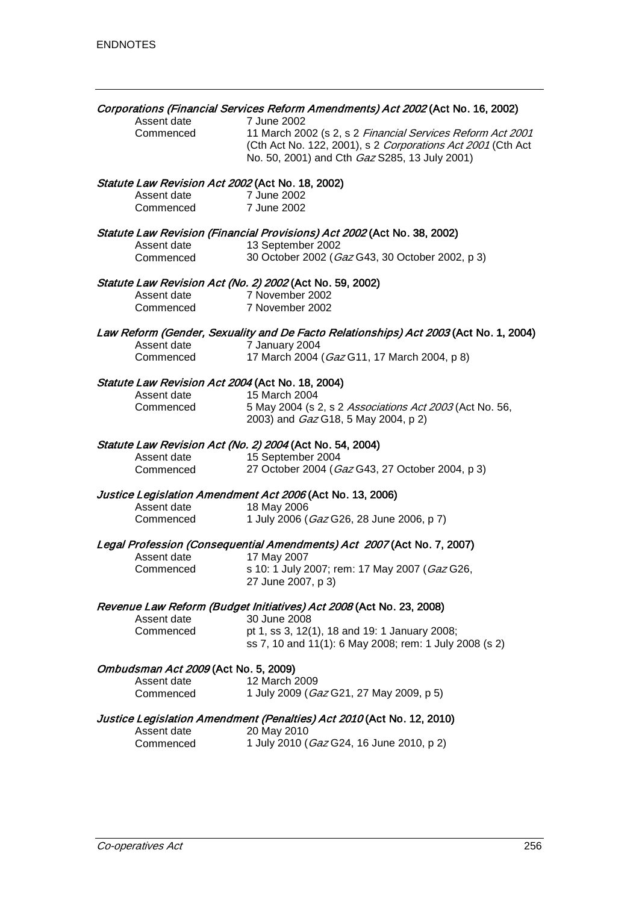***Corporations (Financial Services Reform Amendments) Act 2002* (Act No. 16, 2002)**

Assent date 7 June 2002
Commenced 11 March 2002 (s 2, s 2 *Financial Services Reform Act 2001* (Cth Act No. 122, 2001), s 2 *Corporations Act 2001* (Cth Act No. 50, 2001) and Cth *Gaz* S285, 13 July 2001)

***Statute Law Revision Act 2002* (Act No. 18, 2002)**

Assent date 7 June 2002
Commenced 7 June 2002

***Statute Law Revision (Financial Provisions) Act 2002* (Act No. 38, 2002)**

Assent date 13 September 2002
Commenced 30 October 2002 (*Gaz* G43, 30 October 2002, p 3)

***Statute Law Revision Act (No. 2) 2002* (Act No. 59, 2002)**

Assent date 7 November 2002
Commenced 7 November 2002

***Law Reform (Gender, Sexuality and De Facto Relationships) Act 2003* (Act No. 1, 2004)**

Assent date 7 January 2004
Commenced 17 March 2004 (*Gaz* G11, 17 March 2004, p 8)

***Statute Law Revision Act 2004* (Act No. 18, 2004)**

Assent date 15 March 2004
Commenced 5 May 2004 (s 2, s 2 *Associations Act 2003* (Act No. 56, 2003) and *Gaz* G18, 5 May 2004, p 2)

***Statute Law Revision Act (No. 2) 2004* (Act No. 54, 2004)**

Assent date 15 September 2004
Commenced 27 October 2004 (*Gaz* G43, 27 October 2004, p 3)

***Justice Legislation Amendment Act 2006* (Act No. 13, 2006)**

Assent date 18 May 2006
Commenced 1 July 2006 (*Gaz* G26, 28 June 2006, p 7)

***Legal Profession (Consequential Amendments) Act 2007* (Act No. 7, 2007)**

Assent date 17 May 2007
Commenced s 10: 1 July 2007; rem: 17 May 2007 (*Gaz* G26, 27 June 2007, p 3)

***Revenue Law Reform (Budget Initiatives) Act 2008* (Act No. 23, 2008)**

Assent date 30 June 2008
Commenced pt 1, ss 3, 12(1), 18 and 19: 1 January 2008; ss 7, 10 and 11(1): 6 May 2008; rem: 1 July 2008 (s 2)

***Ombudsman Act 2009* (Act No. 5, 2009)**

Assent date 12 March 2009
Commenced 1 July 2009 (*Gaz* G21, 27 May 2009, p 5)

***Justice Legislation Amendment (Penalties) Act 2010* (Act No. 12, 2010)**

Assent date 20 May 2010
Commenced 1 July 2010 (*Gaz* G24, 16 June 2010, p 2)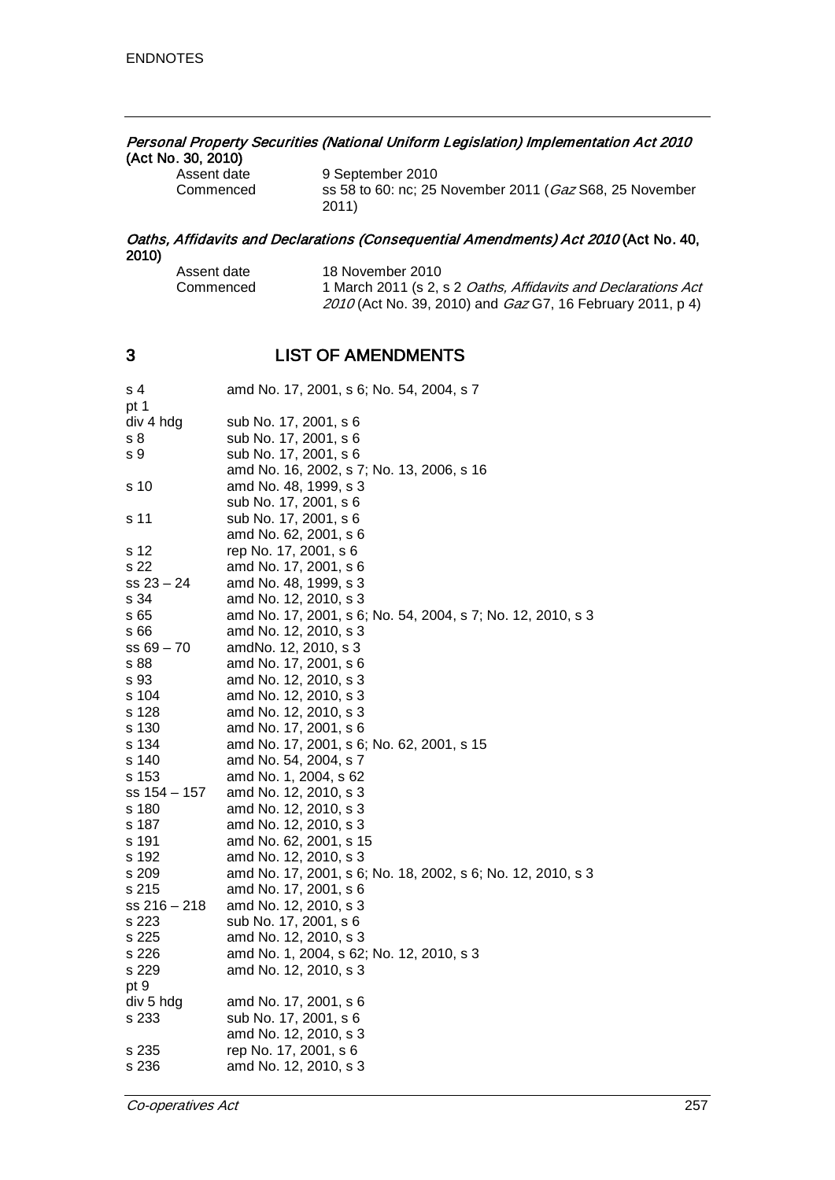*Personal Property Securities (National Uniform Legislation) Implementation Act 2010* **(Act No. 30, 2010)**

| | |
|---|---|
| Assent date | 9 September 2010 |
| Commenced | ss 58 to 60: nc; 25 November 2011 (*Gaz* S68, 25 November 2011) |

*Oaths, Affidavits and Declarations (Consequential Amendments) Act 2010* **(Act No. 40, 2010)**

| | |
|---|---|
| Assent date | 18 November 2010 |
| Commenced | 1 March 2011 (s 2, s 2 *Oaths, Affidavits and Declarations Act 2010* (Act No. 39, 2010) and *Gaz* G7, 16 February 2011, p 4) |

## 3 LIST OF AMENDMENTS

| | |
|---|---|
| s 4 | amd No. 17, 2001, s 6; No. 54, 2004, s 7 |
| pt 1 | |
| div 4 hdg | sub No. 17, 2001, s 6 |
| s 8 | sub No. 17, 2001, s 6 |
| s 9 | sub No. 17, 2001, s 6 |
| | amd No. 16, 2002, s 7; No. 13, 2006, s 16 |
| s 10 | amd No. 48, 1999, s 3 |
| | sub No. 17, 2001, s 6 |
| s 11 | sub No. 17, 2001, s 6 |
| | amd No. 62, 2001, s 6 |
| s 12 | rep No. 17, 2001, s 6 |
| s 22 | amd No. 17, 2001, s 6 |
| ss 23 – 24 | amd No. 48, 1999, s 3 |
| s 34 | amd No. 12, 2010, s 3 |
| s 65 | amd No. 17, 2001, s 6; No. 54, 2004, s 7; No. 12, 2010, s 3 |
| s 66 | amd No. 12, 2010, s 3 |
| ss 69 – 70 | amdNo. 12, 2010, s 3 |
| s 88 | amd No. 17, 2001, s 6 |
| s 93 | amd No. 12, 2010, s 3 |
| s 104 | amd No. 12, 2010, s 3 |
| s 128 | amd No. 12, 2010, s 3 |
| s 130 | amd No. 17, 2001, s 6 |
| s 134 | amd No. 17, 2001, s 6; No. 62, 2001, s 15 |
| s 140 | amd No. 54, 2004, s 7 |
| s 153 | amd No. 1, 2004, s 62 |
| ss 154 – 157 | amd No. 12, 2010, s 3 |
| s 180 | amd No. 12, 2010, s 3 |
| s 187 | amd No. 12, 2010, s 3 |
| s 191 | amd No. 62, 2001, s 15 |
| s 192 | amd No. 12, 2010, s 3 |
| s 209 | amd No. 17, 2001, s 6; No. 18, 2002, s 6; No. 12, 2010, s 3 |
| s 215 | amd No. 17, 2001, s 6 |
| ss 216 – 218 | amd No. 12, 2010, s 3 |
| s 223 | sub No. 17, 2001, s 6 |
| s 225 | amd No. 12, 2010, s 3 |
| s 226 | amd No. 1, 2004, s 62; No. 12, 2010, s 3 |
| s 229 | amd No. 12, 2010, s 3 |
| pt 9 | |
| div 5 hdg | amd No. 17, 2001, s 6 |
| s 233 | sub No. 17, 2001, s 6 |
| | amd No. 12, 2010, s 3 |
| s 235 | rep No. 17, 2001, s 6 |
| s 236 | amd No. 12, 2010, s 3 |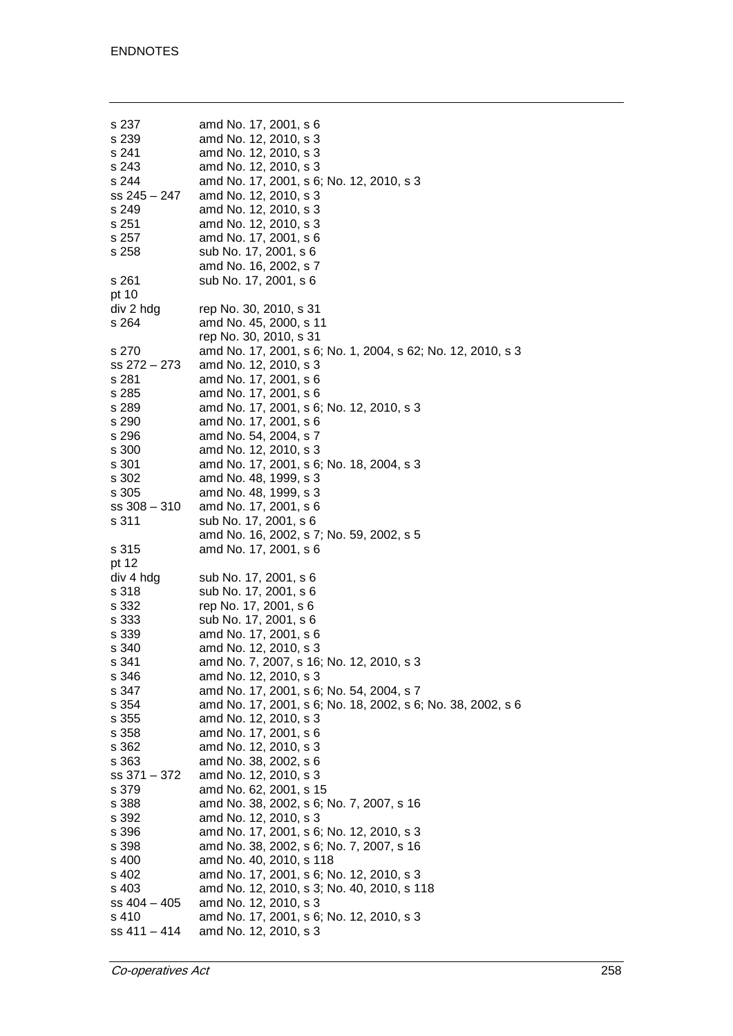| | |
|---|---|
| s 237 | amd No. 17, 2001, s 6 |
| s 239 | amd No. 12, 2010, s 3 |
| s 241 | amd No. 12, 2010, s 3 |
| s 243 | amd No. 12, 2010, s 3 |
| s 244 | amd No. 17, 2001, s 6; No. 12, 2010, s 3 |
| ss 245 – 247 | amd No. 12, 2010, s 3 |
| s 249 | amd No. 12, 2010, s 3 |
| s 251 | amd No. 12, 2010, s 3 |
| s 257 | amd No. 17, 2001, s 6 |
| s 258 | sub No. 17, 2001, s 6 |
| | amd No. 16, 2002, s 7 |
| s 261 | sub No. 17, 2001, s 6 |
| pt 10 | |
| div 2 hdg | rep No. 30, 2010, s 31 |
| s 264 | amd No. 45, 2000, s 11 |
| | rep No. 30, 2010, s 31 |
| s 270 | amd No. 17, 2001, s 6; No. 1, 2004, s 62; No. 12, 2010, s 3 |
| ss 272 – 273 | amd No. 12, 2010, s 3 |
| s 281 | amd No. 17, 2001, s 6 |
| s 285 | amd No. 17, 2001, s 6 |
| s 289 | amd No. 17, 2001, s 6; No. 12, 2010, s 3 |
| s 290 | amd No. 17, 2001, s 6 |
| s 296 | amd No. 54, 2004, s 7 |
| s 300 | amd No. 12, 2010, s 3 |
| s 301 | amd No. 17, 2001, s 6; No. 18, 2004, s 3 |
| s 302 | amd No. 48, 1999, s 3 |
| s 305 | amd No. 48, 1999, s 3 |
| ss 308 – 310 | amd No. 17, 2001, s 6 |
| s 311 | sub No. 17, 2001, s 6 |
| | amd No. 16, 2002, s 7; No. 59, 2002, s 5 |
| s 315 | amd No. 17, 2001, s 6 |
| pt 12 | |
| div 4 hdg | sub No. 17, 2001, s 6 |
| s 318 | sub No. 17, 2001, s 6 |
| s 332 | rep No. 17, 2001, s 6 |
| s 333 | sub No. 17, 2001, s 6 |
| s 339 | amd No. 17, 2001, s 6 |
| s 340 | amd No. 12, 2010, s 3 |
| s 341 | amd No. 7, 2007, s 16; No. 12, 2010, s 3 |
| s 346 | amd No. 12, 2010, s 3 |
| s 347 | amd No. 17, 2001, s 6; No. 54, 2004, s 7 |
| s 354 | amd No. 17, 2001, s 6; No. 18, 2002, s 6; No. 38, 2002, s 6 |
| s 355 | amd No. 12, 2010, s 3 |
| s 358 | amd No. 17, 2001, s 6 |
| s 362 | amd No. 12, 2010, s 3 |
| s 363 | amd No. 38, 2002, s 6 |
| ss 371 – 372 | amd No. 12, 2010, s 3 |
| s 379 | amd No. 62, 2001, s 15 |
| s 388 | amd No. 38, 2002, s 6; No. 7, 2007, s 16 |
| s 392 | amd No. 12, 2010, s 3 |
| s 396 | amd No. 17, 2001, s 6; No. 12, 2010, s 3 |
| s 398 | amd No. 38, 2002, s 6; No. 7, 2007, s 16 |
| s 400 | amd No. 40, 2010, s 118 |
| s 402 | amd No. 17, 2001, s 6; No. 12, 2010, s 3 |
| s 403 | amd No. 12, 2010, s 3; No. 40, 2010, s 118 |
| ss 404 – 405 | amd No. 12, 2010, s 3 |
| s 410 | amd No. 17, 2001, s 6; No. 12, 2010, s 3 |
| ss 411 – 414 | amd No. 12, 2010, s 3 |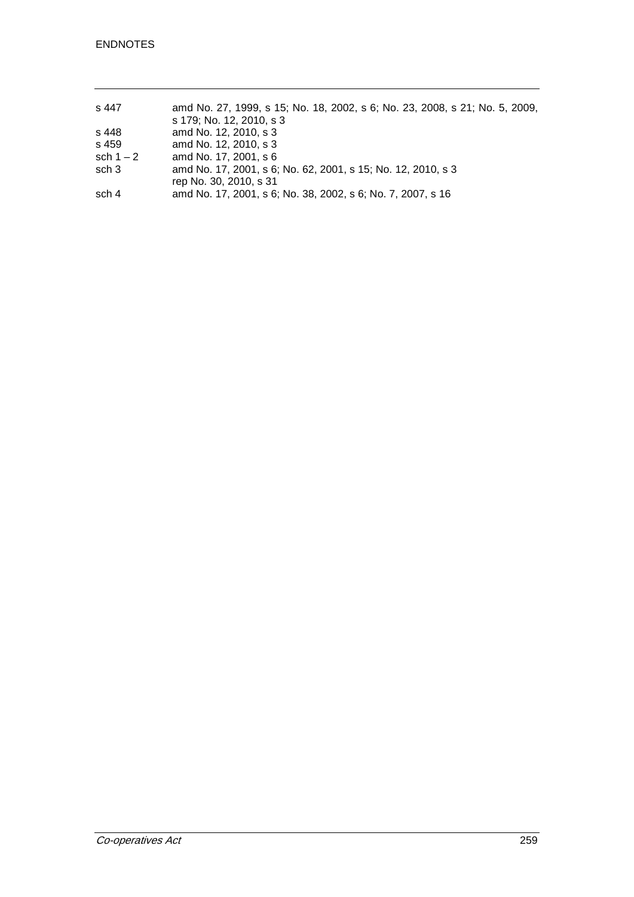| | |
|---|---|
| s 447 | amd No. 27, 1999, s 15; No. 18, 2002, s 6; No. 23, 2008, s 21; No. 5, 2009, s 179; No. 12, 2010, s 3 |
| s 448 | amd No. 12, 2010, s 3 |
| s 459 | amd No. 12, 2010, s 3 |
| sch 1 – 2 | amd No. 17, 2001, s 6 |
| sch 3 | amd No. 17, 2001, s 6; No. 62, 2001, s 15; No. 12, 2010, s 3<br>rep No. 30, 2010, s 31 |
| sch 4 | amd No. 17, 2001, s 6; No. 38, 2002, s 6; No. 7, 2007, s 16 |